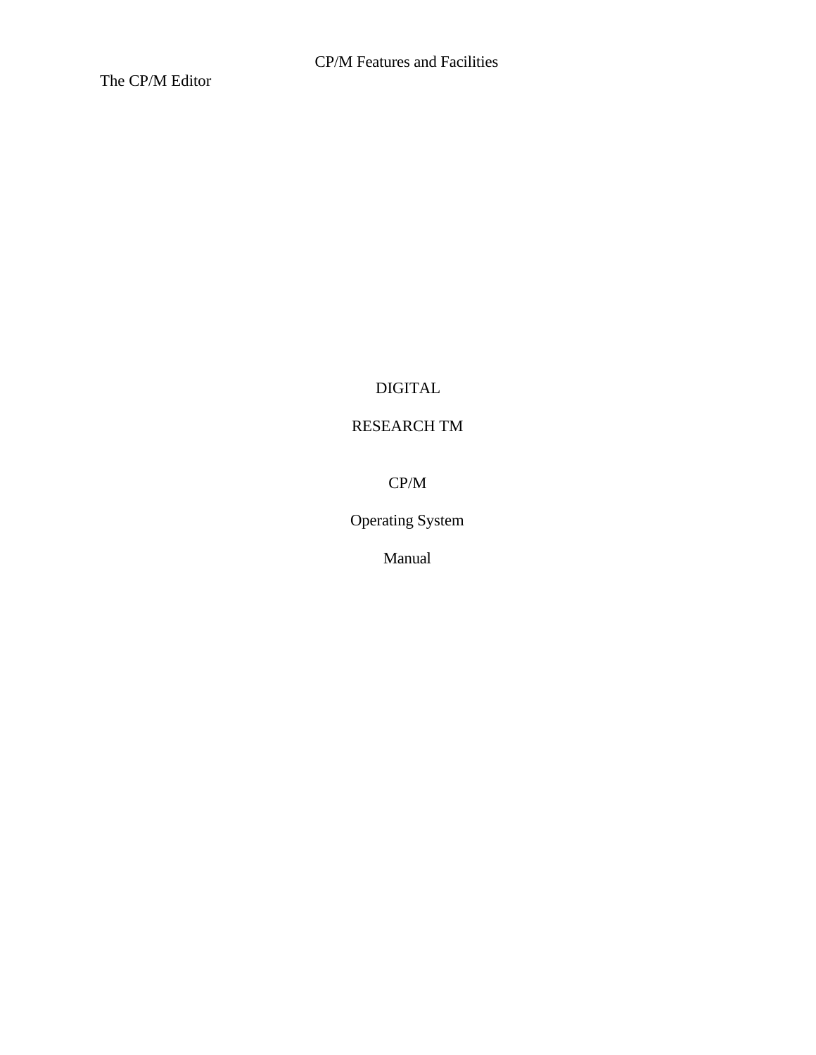# DIGITAL

# RESEARCH TM

## CP/M

## Operating System

## Manual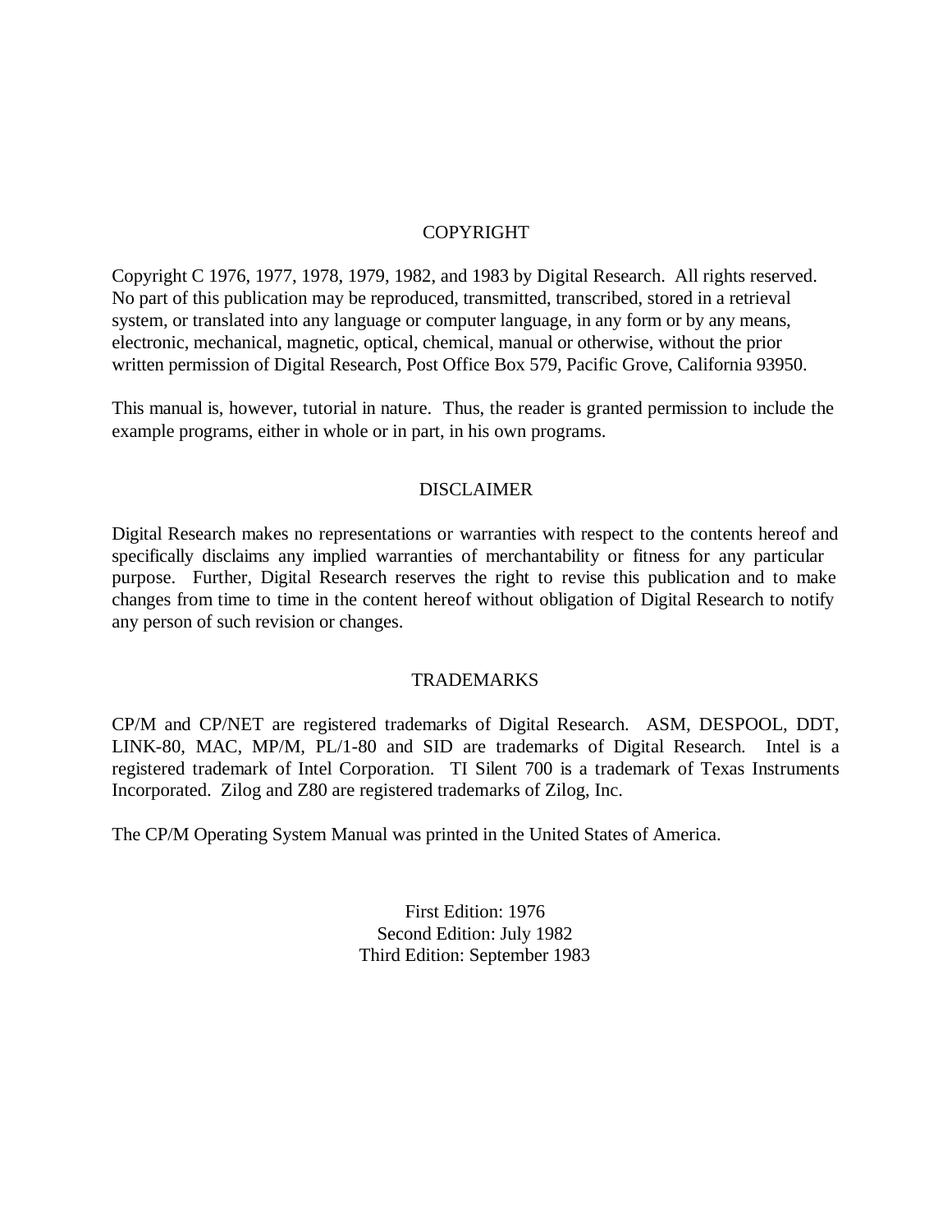## COPYRIGHT

Copyright C 1976, 1977, 1978, 1979, 1982, and 1983 by Digital Research. All rights reserved. No part of this publication may be reproduced, transmitted, transcribed, stored in a retrieval system, or translated into any language or computer language, in any form or by any means, electronic, mechanical, magnetic, optical, chemical, manual or otherwise, without the prior written permission of Digital Research, Post Office Box 579, Pacific Grove, California 93950.

This manual is, however, tutorial in nature. Thus, the reader is granted permission to include the example programs, either in whole or in part, in his own programs.

## DISCLAIMER

Digital Research makes no representations or warranties with respect to the contents hereof and specifically disclaims any implied warranties of merchantability or fitness for any particular purpose. Further, Digital Research reserves the right to revise this publication and to make changes from time to time in the content hereof without obligation of Digital Research to notify any person of such revision or changes.

## TRADEMARKS

CP/M and CP/NET are registered trademarks of Digital Research. ASM, DESPOOL, DDT, LINK-80, MAC, MP/M, PL/1-80 and SID are trademarks of Digital Research. Intel is a registered trademark of Intel Corporation. TI Silent 700 is a trademark of Texas Instruments Incorporated. Zilog and Z80 are registered trademarks of Zilog, Inc.

The CP/M Operating System Manual was printed in the United States of America.

First Edition: 1976
Second Edition: July 1982
Third Edition: September 1983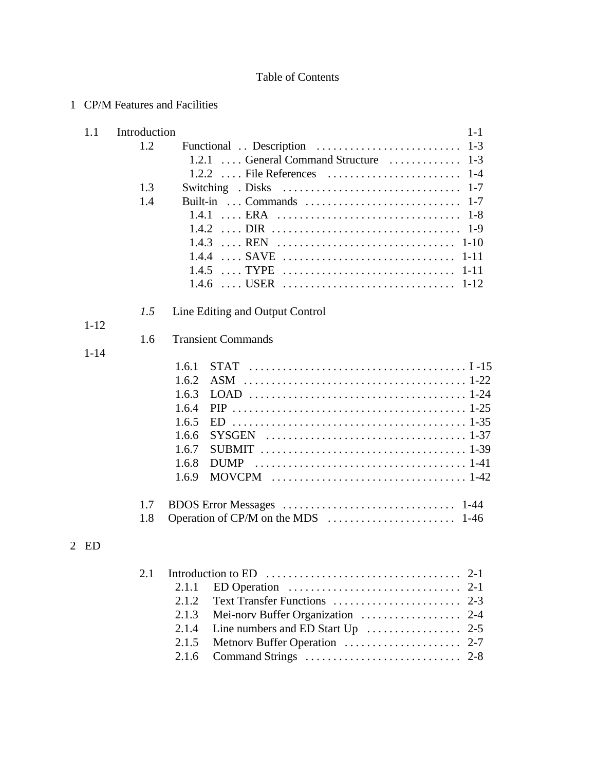# Table of Contents

## 1 CP/M Features and Facilities

- 1.1 Introduction 1-1
  - 1.2 Functional . . Description . . . . . . . . . . . . . . . . . . . . . . . . . . 1-3
    - 1.2.1 . . . . General Command Structure . . . . . . . . . . . . 1-3
    - 1.2.2 . . . . File References . . . . . . . . . . . . . . . . . . . . . . . . 1-4
  - 1.3 Switching . Disks . . . . . . . . . . . . . . . . . . . . . . . . . . . . . . . . 1-7
  - 1.4 Built-in . . . Commands . . . . . . . . . . . . . . . . . . . . . . . . . . . . 1-7
    - 1.4.1 . . . . ERA . . . . . . . . . . . . . . . . . . . . . . . . . . . . . . . . . 1-8
    - 1.4.2 . . . . DIR . . . . . . . . . . . . . . . . . . . . . . . . . . . . . . . . . . 1-9
    - 1.4.3 . . . . REN . . . . . . . . . . . . . . . . . . . . . . . . . . . . . . . . 1-10
    - 1.4.4 . . . . SAVE . . . . . . . . . . . . . . . . . . . . . . . . . . . . . . . 1-11
    - 1.4.5 . . . . TYPE . . . . . . . . . . . . . . . . . . . . . . . . . . . . . . . 1-11
    - 1.4.6 . . . . USER . . . . . . . . . . . . . . . . . . . . . . . . . . . . . . . 1-12
  - *1.5* Line Editing and Output Control 1-12
  - 1.6 Transient Commands 1-14
    - 1.6.1 STAT . . . . . . . . . . . . . . . . . . . . . . . . . . . . . . . . . . . . . . . I -15
    - 1.6.2 ASM . . . . . . . . . . . . . . . . . . . . . . . . . . . . . . . . . . . . . . . . 1-22
    - 1.6.3 LOAD . . . . . . . . . . . . . . . . . . . . . . . . . . . . . . . . . . . . . . . 1-24
    - 1.6.4 PIP . . . . . . . . . . . . . . . . . . . . . . . . . . . . . . . . . . . . . . . . . . 1-25
    - 1.6.5 ED . . . . . . . . . . . . . . . . . . . . . . . . . . . . . . . . . . . . . . . . . . 1-35
    - 1.6.6 SYSGEN . . . . . . . . . . . . . . . . . . . . . . . . . . . . . . . . . . . . 1-37
    - 1.6.7 SUBMIT . . . . . . . . . . . . . . . . . . . . . . . . . . . . . . . . . . . . . 1-39
    - 1.6.8 DUMP . . . . . . . . . . . . . . . . . . . . . . . . . . . . . . . . . . . . . . 1-41
    - 1.6.9 MOVCPM . . . . . . . . . . . . . . . . . . . . . . . . . . . . . . . . . . . 1-42
  - 1.7 BDOS Error Messages . . . . . . . . . . . . . . . . . . . . . . . . . . . . . . . 1-44
  - 1.8 Operation of CP/M on the MDS . . . . . . . . . . . . . . . . . . . . . . . 1-46

## 2 ED

- 2.1 Introduction to ED . . . . . . . . . . . . . . . . . . . . . . . . . . . . . . . . . . 2-1
  - 2.1.1 ED Operation . . . . . . . . . . . . . . . . . . . . . . . . . . . . . . . 2-1
  - 2.1.2 Text Transfer Functions . . . . . . . . . . . . . . . . . . . . . . . 2-3
  - 2.1.3 Mei-norv Buffer Organization . . . . . . . . . . . . . . . . . . 2-4
  - 2.1.4 Line numbers and ED Start Up . . . . . . . . . . . . . . . . . 2-5
  - 2.1.5 Metnorv Buffer Operation . . . . . . . . . . . . . . . . . . . . . 2-7
  - 2.1.6 Command Strings . . . . . . . . . . . . . . . . . . . . . . . . . . . . 2-8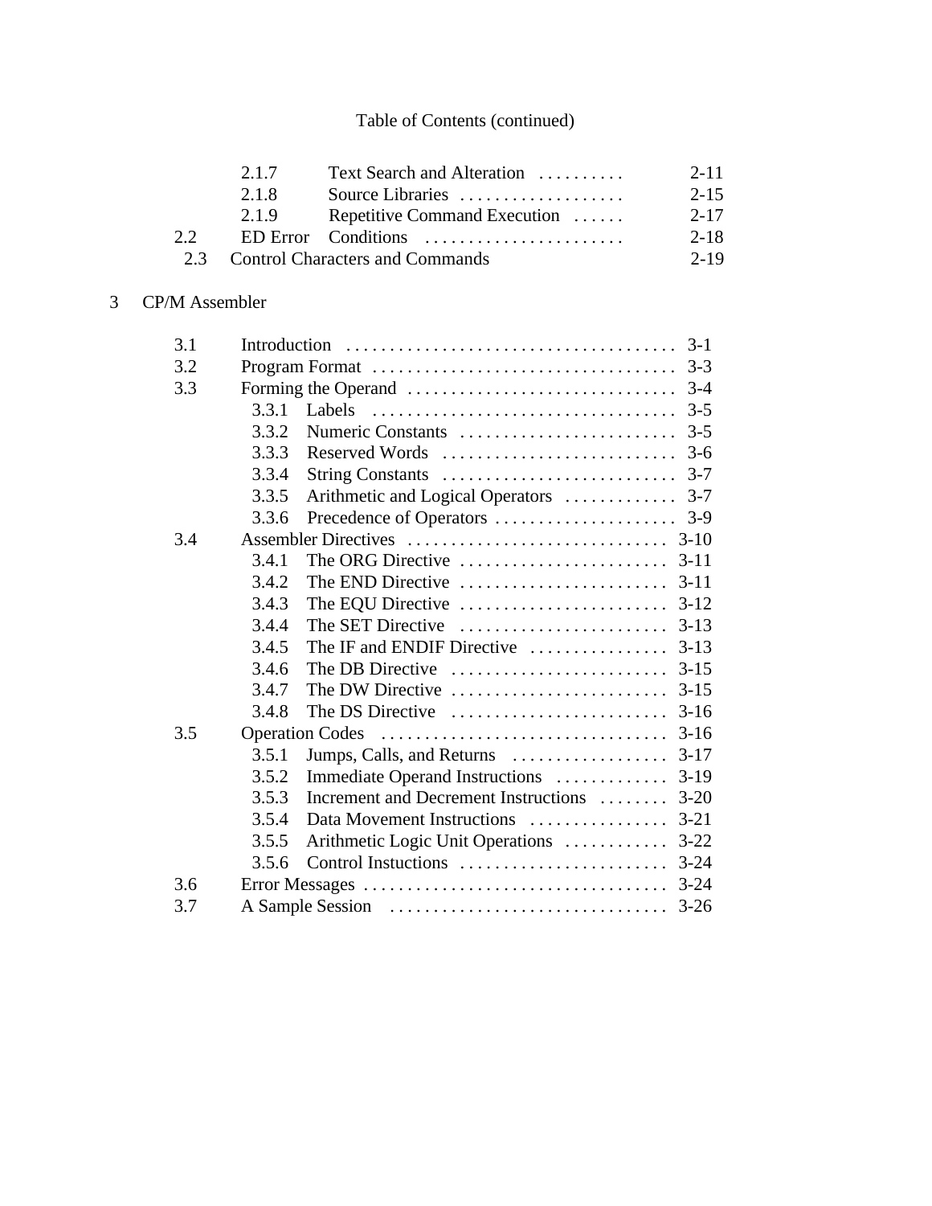Table of Contents (continued)

| | | | |
|---|---|---|---|
| | 2.1.7 | Text Search and Alteration | 2-11 |
| | 2.1.8 | Source Libraries | 2-15 |
| | 2.1.9 | Repetitive Command Execution | 2-17 |
| 2.2 | | ED Error Conditions | 2-18 |
| 2.3 | | Control Characters and Commands | 2-19 |

3 CP/M Assembler

| | | | |
|---|---|---|---|
| 3.1 | | Introduction | 3-1 |
| 3.2 | | Program Format | 3-3 |
| 3.3 | | Forming the Operand | 3-4 |
| | 3.3.1 | Labels | 3-5 |
| | 3.3.2 | Numeric Constants | 3-5 |
| | 3.3.3 | Reserved Words | 3-6 |
| | 3.3.4 | String Constants | 3-7 |
| | 3.3.5 | Arithmetic and Logical Operators | 3-7 |
| | 3.3.6 | Precedence of Operators | 3-9 |
| 3.4 | | Assembler Directives | 3-10 |
| | 3.4.1 | The ORG Directive | 3-11 |
| | 3.4.2 | The END Directive | 3-11 |
| | 3.4.3 | The EQU Directive | 3-12 |
| | 3.4.4 | The SET Directive | 3-13 |
| | 3.4.5 | The IF and ENDIF Directive | 3-13 |
| | 3.4.6 | The DB Directive | 3-15 |
| | 3.4.7 | The DW Directive | 3-15 |
| | 3.4.8 | The DS Directive | 3-16 |
| 3.5 | | Operation Codes | 3-16 |
| | 3.5.1 | Jumps, Calls, and Returns | 3-17 |
| | 3.5.2 | Immediate Operand Instructions | 3-19 |
| | 3.5.3 | Increment and Decrement Instructions | 3-20 |
| | 3.5.4 | Data Movement Instructions | 3-21 |
| | 3.5.5 | Arithmetic Logic Unit Operations | 3-22 |
| | 3.5.6 | Control Instuctions | 3-24 |
| 3.6 | | Error Messages | 3-24 |
| 3.7 | | A Sample Session | 3-26 |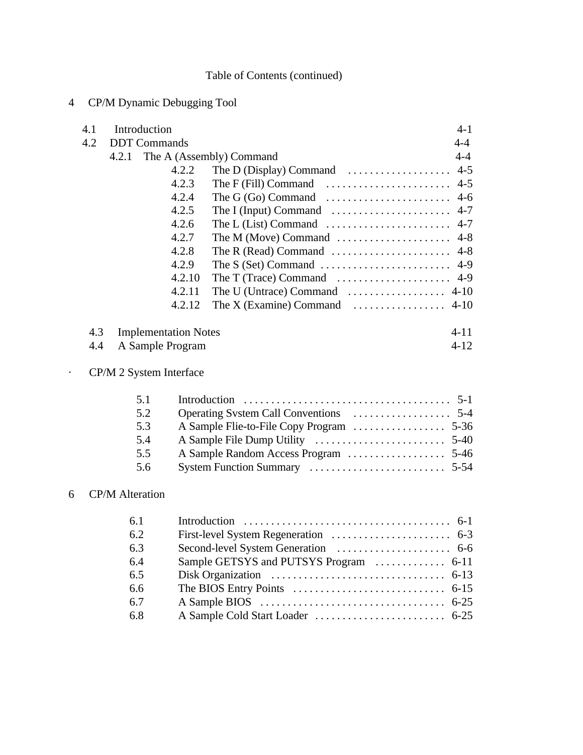Table of Contents (continued)

4 CP/M Dynamic Debugging Tool

| | | |
|---|---|---|
| 4.1 | Introduction | 4-1 |
| 4.2 | DDT Commands | 4-4 |
| 4.2.1 | The A (Assembly) Command | 4-4 |
| 4.2.2 | The D (Display) Command | 4-5 |
| 4.2.3 | The F (Fill) Command | 4-5 |
| 4.2.4 | The G (Go) Command | 4-6 |
| 4.2.5 | The I (Input) Command | 4-7 |
| 4.2.6 | The L (List) Command | 4-7 |
| 4.2.7 | The M (Move) Command | 4-8 |
| 4.2.8 | The R (Read) Command | 4-8 |
| 4.2.9 | The S (Set) Command | 4-9 |
| 4.2.10 | The T (Trace) Command | 4-9 |
| 4.2.11 | The U (Untrace) Command | 4-10 |
| 4.2.12 | The X (Examine) Command | 4-10 |
| 4.3 | Implementation Notes | 4-11 |
| 4.4 | A Sample Program | 4-12 |

· CP/M 2 System Interface

| | | |
|---|---|---|
| 5.1 | Introduction | 5-1 |
| 5.2 | Operating Svstem Call Conventions | 5-4 |
| 5.3 | A Sample Flie-to-File Copy Program | 5-36 |
| 5.4 | A Sample File Dump Utility | 5-40 |
| 5.5 | A Sample Random Access Program | 5-46 |
| 5.6 | System Function Summary | 5-54 |

6 CP/M Alteration

| | | |
|---|---|---|
| 6.1 | Introduction | 6-1 |
| 6.2 | First-level System Regeneration | 6-3 |
| 6.3 | Second-level System Generation | 6-6 |
| 6.4 | Sample GETSYS and PUTSYS Program | 6-11 |
| 6.5 | Disk Organization | 6-13 |
| 6.6 | The BIOS Entry Points | 6-15 |
| 6.7 | A Sample BIOS | 6-25 |
| 6.8 | A Sample Cold Start Loader | 6-25 |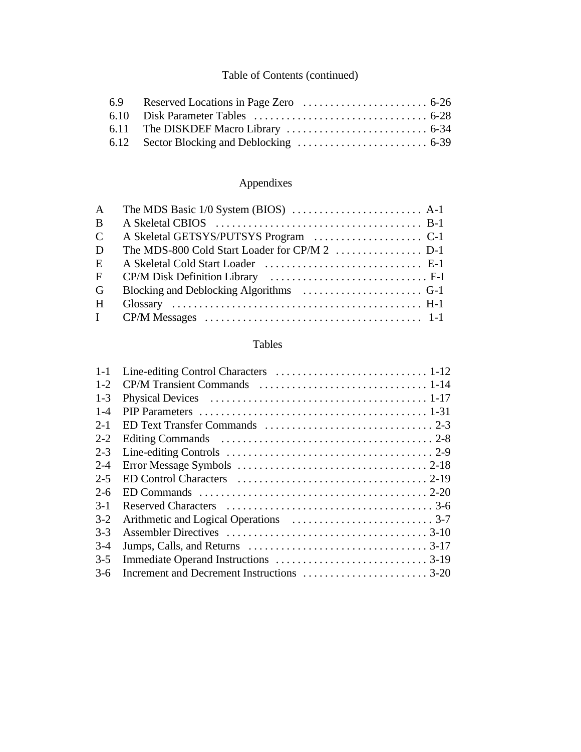Table of Contents (continued)

| | | |
|---|---|---|
| 6.9 | Reserved Locations in Page Zero | 6-26 |
| 6.10 | Disk Parameter Tables | 6-28 |
| 6.11 | The DISKDEF Macro Library | 6-34 |
| 6.12 | Sector Blocking and Deblocking | 6-39 |

## Appendixes

| | | |
|---|---|---|
| A | The MDS Basic 1/0 System (BIOS) | A-1 |
| B | A Skeletal CBIOS | B-1 |
| C | A Skeletal GETSYS/PUTSYS Program | C-1 |
| D | The MDS-800 Cold Start Loader for CP/M 2 | D-1 |
| E | A Skeletal Cold Start Loader | E-1 |
| F | CP/M Disk Definition Library | F-I |
| G | Blocking and Deblocking Algorithms | G-1 |
| H | Glossary | H-1 |
| I | CP/M Messages | 1-1 |

## Tables

| | | |
|---|---|---|
| 1-1 | Line-editing Control Characters | 1-12 |
| 1-2 | CP/M Transient Commands | 1-14 |
| 1-3 | Physical Devices | 1-17 |
| 1-4 | PIP Parameters | 1-31 |
| 2-1 | ED Text Transfer Commands | 2-3 |
| 2-2 | Editing Commands | 2-8 |
| 2-3 | Line-editing Controls | 2-9 |
| 2-4 | Error Message Symbols | 2-18 |
| 2-5 | ED Control Characters | 2-19 |
| 2-6 | ED Commands | 2-20 |
| 3-1 | Reserved Characters | 3-6 |
| 3-2 | Arithmetic and Logical Operations | 3-7 |
| 3-3 | Assembler Directives | 3-10 |
| 3-4 | Jumps, Calls, and Returns | 3-17 |
| 3-5 | Immediate Operand Instructions | 3-19 |
| 3-6 | Increment and Decrement Instructions | 3-20 |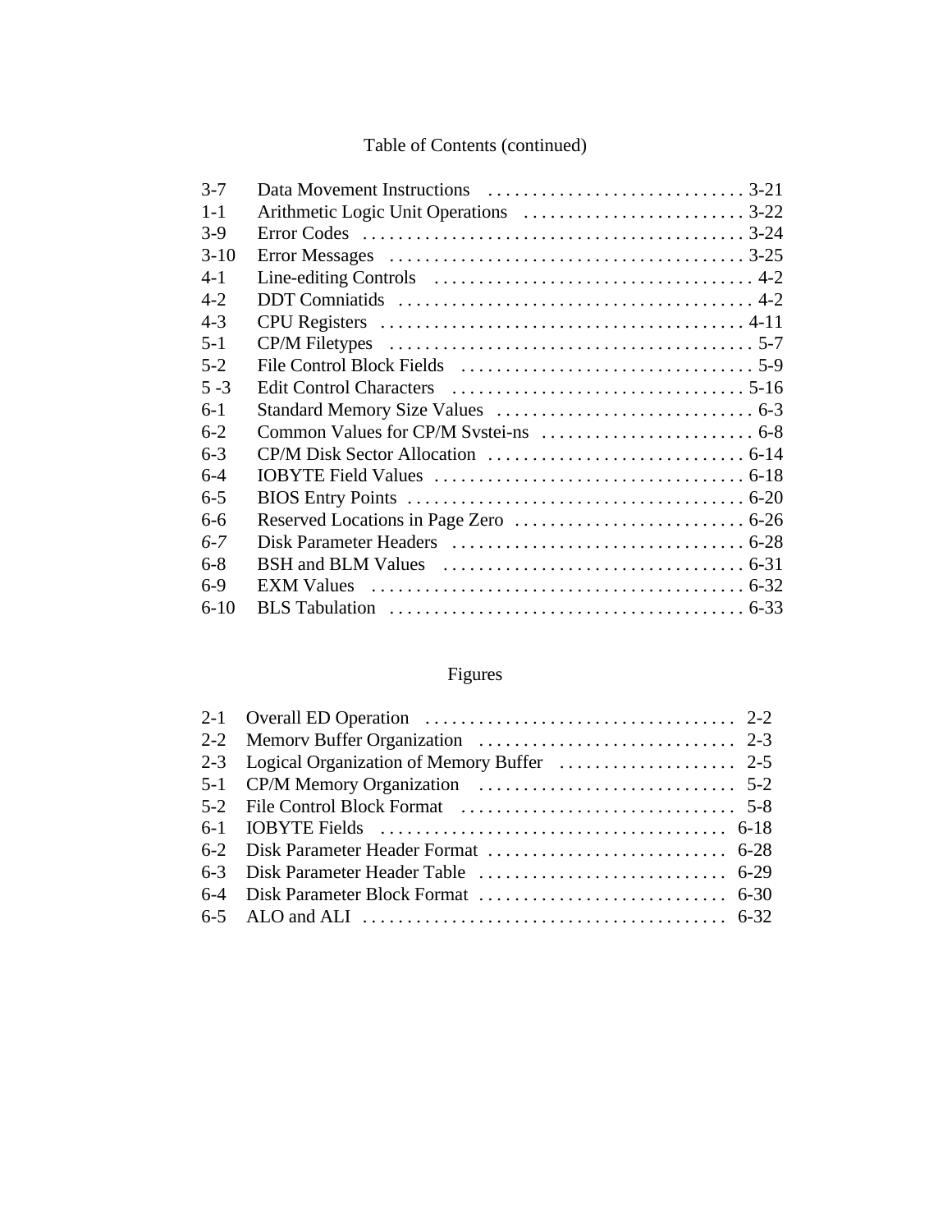Table of Contents (continued)

| | | |
|---|---|---|
| 3-7 | Data Movement Instructions | 3-21 |
| 1-1 | Arithmetic Logic Unit Operations | 3-22 |
| 3-9 | Error Codes | 3-24 |
| 3-10 | Error Messages | 3-25 |
| 4-1 | Line-editing Controls | 4-2 |
| 4-2 | DDT Comniatids | 4-2 |
| 4-3 | CPU Registers | 4-11 |
| 5-1 | CP/M Filetypes | 5-7 |
| 5-2 | File Control Block Fields | 5-9 |
| 5 -3 | Edit Control Characters | 5-16 |
| 6-1 | Standard Memory Size Values | 6-3 |
| 6-2 | Common Values for CP/M Svstei-ns | 6-8 |
| 6-3 | CP/M Disk Sector Allocation | 6-14 |
| 6-4 | IOBYTE Field Values | 6-18 |
| 6-5 | BIOS Entry Points | 6-20 |
| 6-6 | Reserved Locations in Page Zero | 6-26 |
| *6-7* | Disk Parameter Headers | 6-28 |
| 6-8 | BSH and BLM Values | 6-31 |
| 6-9 | EXM Values | 6-32 |
| 6-10 | BLS Tabulation | 6-33 |

Figures

| | | |
|---|---|---|
| 2-1 | Overall ED Operation | 2-2 |
| 2-2 | Memorv Buffer Organization | 2-3 |
| 2-3 | Logical Organization of Memory Buffer | 2-5 |
| 5-1 | CP/M Memory Organization | 5-2 |
| 5-2 | File Control Block Format | 5-8 |
| 6-1 | IOBYTE Fields | 6-18 |
| 6-2 | Disk Parameter Header Format | 6-28 |
| 6-3 | Disk Parameter Header Table | 6-29 |
| 6-4 | Disk Parameter Block Format | 6-30 |
| 6-5 | ALO and ALI | 6-32 |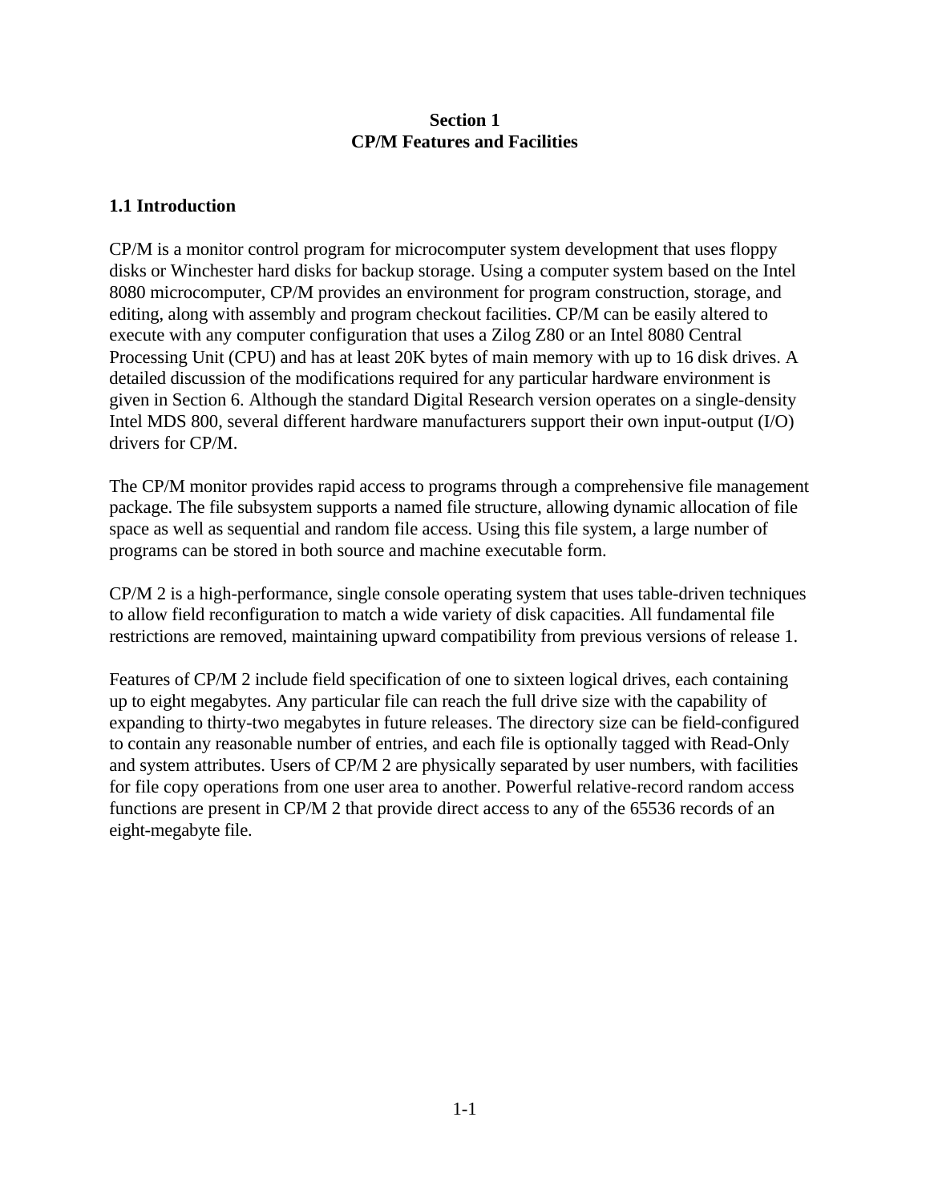# Section 1
# CP/M Features and Facilities

## 1.1 Introduction

CP/M is a monitor control program for microcomputer system development that uses floppy disks or Winchester hard disks for backup storage. Using a computer system based on the Intel 8080 microcomputer, CP/M provides an environment for program construction, storage, and editing, along with assembly and program checkout facilities. CP/M can be easily altered to execute with any computer configuration that uses a Zilog Z80 or an Intel 8080 Central Processing Unit (CPU) and has at least 20K bytes of main memory with up to 16 disk drives. A detailed discussion of the modifications required for any particular hardware environment is given in Section 6. Although the standard Digital Research version operates on a single-density Intel MDS 800, several different hardware manufacturers support their own input-output (I/O) drivers for CP/M.

The CP/M monitor provides rapid access to programs through a comprehensive file management package. The file subsystem supports a named file structure, allowing dynamic allocation of file space as well as sequential and random file access. Using this file system, a large number of programs can be stored in both source and machine executable form.

CP/M 2 is a high-performance, single console operating system that uses table-driven techniques to allow field reconfiguration to match a wide variety of disk capacities. All fundamental file restrictions are removed, maintaining upward compatibility from previous versions of release 1.

Features of CP/M 2 include field specification of one to sixteen logical drives, each containing up to eight megabytes. Any particular file can reach the full drive size with the capability of expanding to thirty-two megabytes in future releases. The directory size can be field-configured to contain any reasonable number of entries, and each file is optionally tagged with Read-Only and system attributes. Users of CP/M 2 are physically separated by user numbers, with facilities for file copy operations from one user area to another. Powerful relative-record random access functions are present in CP/M 2 that provide direct access to any of the 65536 records of an eight-megabyte file.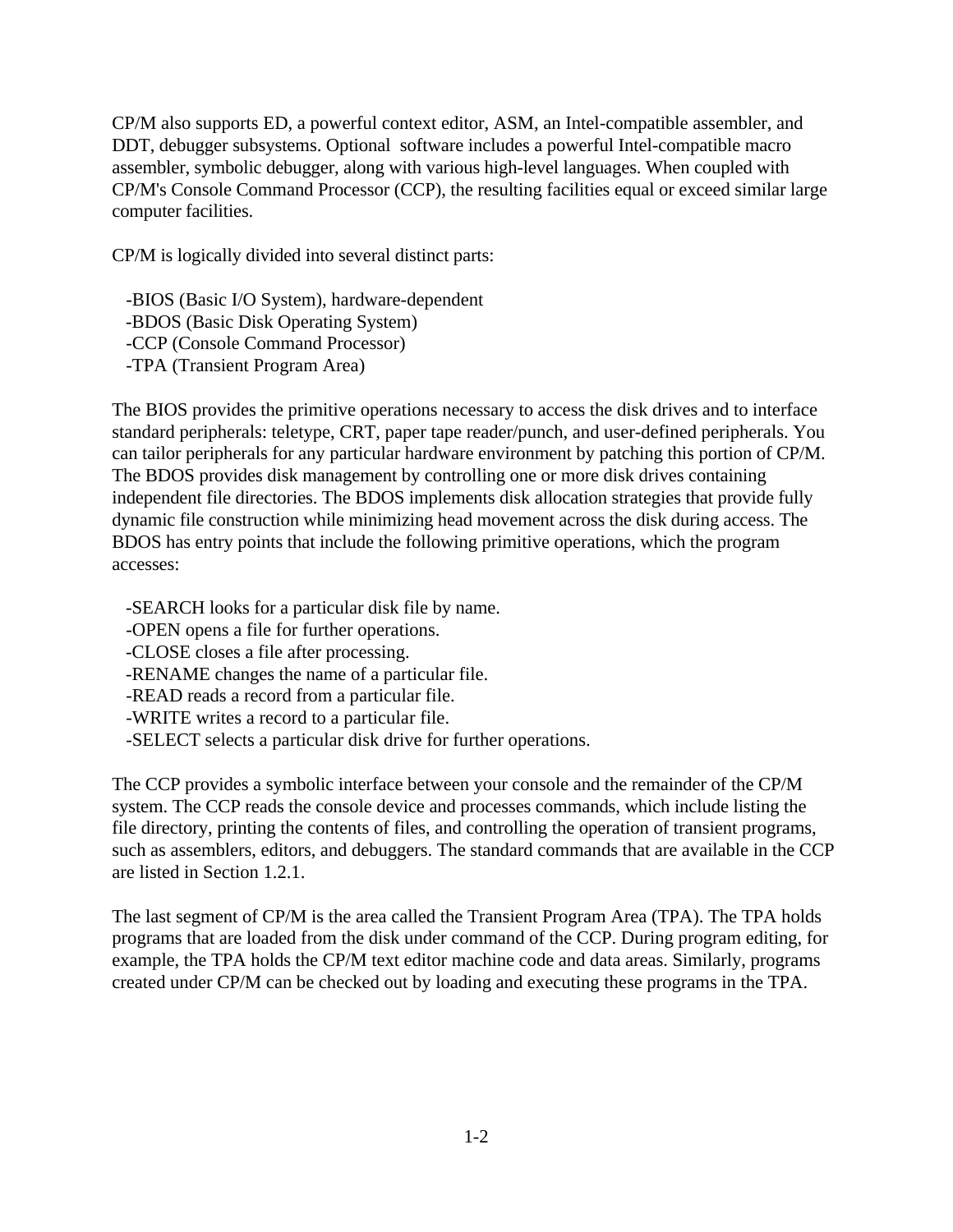CP/M also supports ED, a powerful context editor, ASM, an Intel-compatible assembler, and DDT, debugger subsystems. Optional software includes a powerful Intel-compatible macro assembler, symbolic debugger, along with various high-level languages. When coupled with CP/M's Console Command Processor (CCP), the resulting facilities equal or exceed similar large computer facilities.

CP/M is logically divided into several distinct parts:

- BIOS (Basic I/O System), hardware-dependent
- BDOS (Basic Disk Operating System)
- CCP (Console Command Processor)
- TPA (Transient Program Area)

The BIOS provides the primitive operations necessary to access the disk drives and to interface standard peripherals: teletype, CRT, paper tape reader/punch, and user-defined peripherals. You can tailor peripherals for any particular hardware environment by patching this portion of CP/M. The BDOS provides disk management by controlling one or more disk drives containing independent file directories. The BDOS implements disk allocation strategies that provide fully dynamic file construction while minimizing head movement across the disk during access. The BDOS has entry points that include the following primitive operations, which the program accesses:

- SEARCH looks for a particular disk file by name.
- OPEN opens a file for further operations.
- CLOSE closes a file after processing.
- RENAME changes the name of a particular file.
- READ reads a record from a particular file.
- WRITE writes a record to a particular file.
- SELECT selects a particular disk drive for further operations.

The CCP provides a symbolic interface between your console and the remainder of the CP/M system. The CCP reads the console device and processes commands, which include listing the file directory, printing the contents of files, and controlling the operation of transient programs, such as assemblers, editors, and debuggers. The standard commands that are available in the CCP are listed in Section 1.2.1.

The last segment of CP/M is the area called the Transient Program Area (TPA). The TPA holds programs that are loaded from the disk under command of the CCP. During program editing, for example, the TPA holds the CP/M text editor machine code and data areas. Similarly, programs created under CP/M can be checked out by loading and executing these programs in the TPA.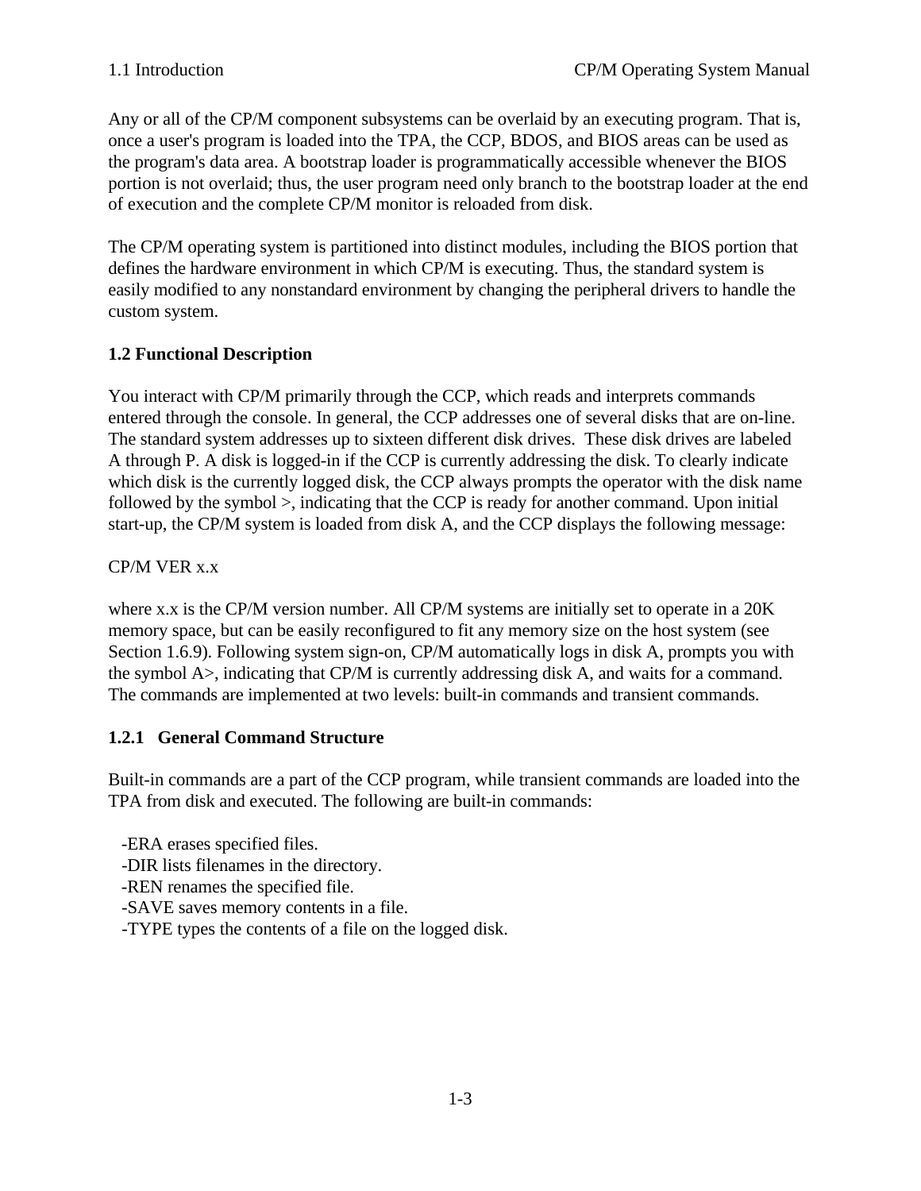Any or all of the CP/M component subsystems can be overlaid by an executing program. That is, once a user's program is loaded into the TPA, the CCP, BDOS, and BIOS areas can be used as the program's data area. A bootstrap loader is programmatically accessible whenever the BIOS portion is not overlaid; thus, the user program need only branch to the bootstrap loader at the end of execution and the complete CP/M monitor is reloaded from disk.

The CP/M operating system is partitioned into distinct modules, including the BIOS portion that defines the hardware environment in which CP/M is executing. Thus, the standard system is easily modified to any nonstandard environment by changing the peripheral drivers to handle the custom system.

## 1.2 Functional Description

You interact with CP/M primarily through the CCP, which reads and interprets commands entered through the console. In general, the CCP addresses one of several disks that are on-line. The standard system addresses up to sixteen different disk drives. These disk drives are labeled A through P. A disk is logged-in if the CCP is currently addressing the disk. To clearly indicate which disk is the currently logged disk, the CCP always prompts the operator with the disk name followed by the symbol >, indicating that the CCP is ready for another command. Upon initial start-up, the CP/M system is loaded from disk A, and the CCP displays the following message:

CP/M VER x.x

where x.x is the CP/M version number. All CP/M systems are initially set to operate in a 20K memory space, but can be easily reconfigured to fit any memory size on the host system (see Section 1.6.9). Following system sign-on, CP/M automatically logs in disk A, prompts you with the symbol A>, indicating that CP/M is currently addressing disk A, and waits for a command. The commands are implemented at two levels: built-in commands and transient commands.

### 1.2.1 General Command Structure

Built-in commands are a part of the CCP program, while transient commands are loaded into the TPA from disk and executed. The following are built-in commands:

- ERA erases specified files.
- DIR lists filenames in the directory.
- REN renames the specified file.
- SAVE saves memory contents in a file.
- TYPE types the contents of a file on the logged disk.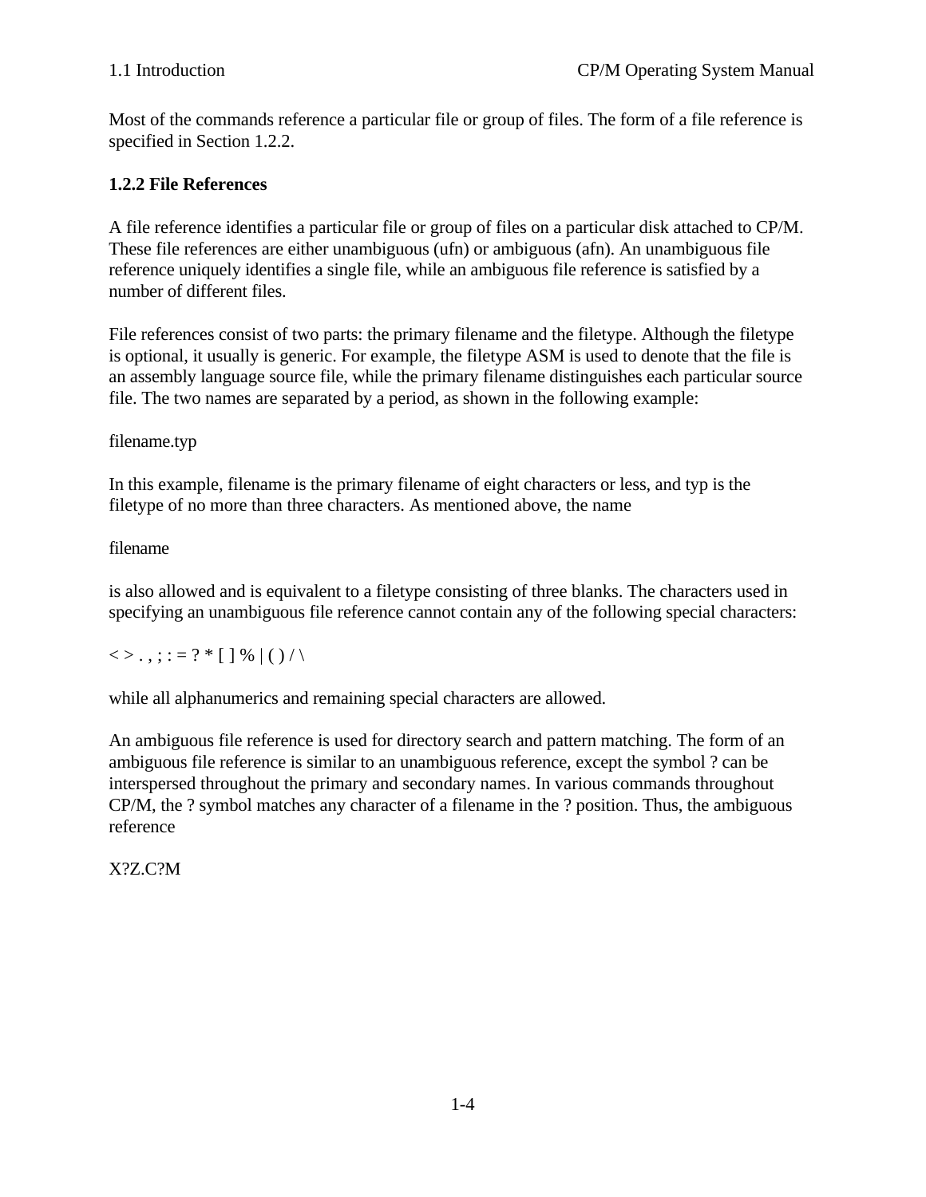Most of the commands reference a particular file or group of files. The form of a file reference is specified in Section 1.2.2.

### 1.2.2 File References

A file reference identifies a particular file or group of files on a particular disk attached to CP/M. These file references are either unambiguous (ufn) or ambiguous (afn). An unambiguous file reference uniquely identifies a single file, while an ambiguous file reference is satisfied by a number of different files.

File references consist of two parts: the primary filename and the filetype. Although the filetype is optional, it usually is generic. For example, the filetype ASM is used to denote that the file is an assembly language source file, while the primary filename distinguishes each particular source file. The two names are separated by a period, as shown in the following example:

filename.typ

In this example, filename is the primary filename of eight characters or less, and typ is the filetype of no more than three characters. As mentioned above, the name

filename

is also allowed and is equivalent to a filetype consisting of three blanks. The characters used in specifying an unambiguous file reference cannot contain any of the following special characters:

< > . , ; : = ? * [ ] % | ( ) / \

while all alphanumerics and remaining special characters are allowed.

An ambiguous file reference is used for directory search and pattern matching. The form of an ambiguous file reference is similar to an unambiguous reference, except the symbol ? can be interspersed throughout the primary and secondary names. In various commands throughout CP/M, the ? symbol matches any character of a filename in the ? position. Thus, the ambiguous reference

X?Z.C?M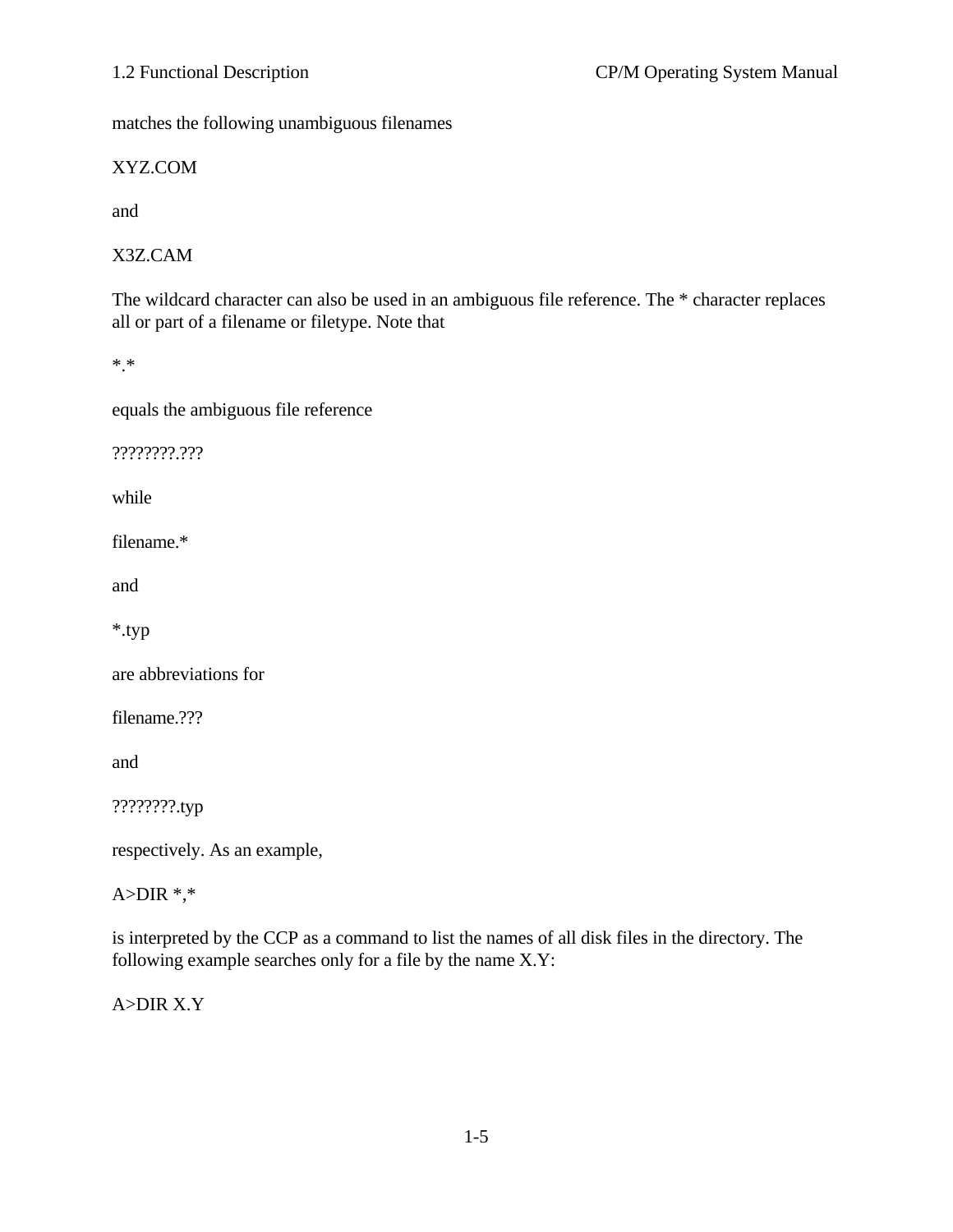matches the following unambiguous filenames

XYZ.COM

and

X3Z.CAM

The wildcard character can also be used in an ambiguous file reference. The * character replaces all or part of a filename or filetype. Note that

*.*

equals the ambiguous file reference

????????.???

while

filename.*

and

*.typ

are abbreviations for

filename.???

and

????????.typ

respectively. As an example,

A>DIR *,*

is interpreted by the CCP as a command to list the names of all disk files in the directory. The following example searches only for a file by the name X.Y:

A>DIR X.Y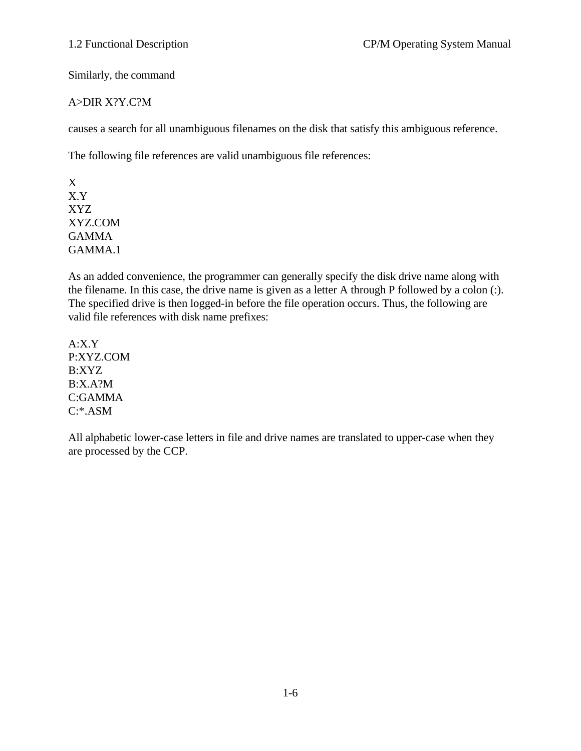Similarly, the command

```
A>DIR X?Y.C?M
```

causes a search for all unambiguous filenames on the disk that satisfy this ambiguous reference.

The following file references are valid unambiguous file references:

```
X
X.Y
XYZ
XYZ.COM
GAMMA
GAMMA.1
```

As an added convenience, the programmer can generally specify the disk drive name along with the filename. In this case, the drive name is given as a letter A through P followed by a colon (:). The specified drive is then logged-in before the file operation occurs. Thus, the following are valid file references with disk name prefixes:

```
A:X.Y
P:XYZ.COM
B:XYZ
B:X.A?M
C:GAMMA
C:*.ASM
```

All alphabetic lower-case letters in file and drive names are translated to upper-case when they are processed by the CCP.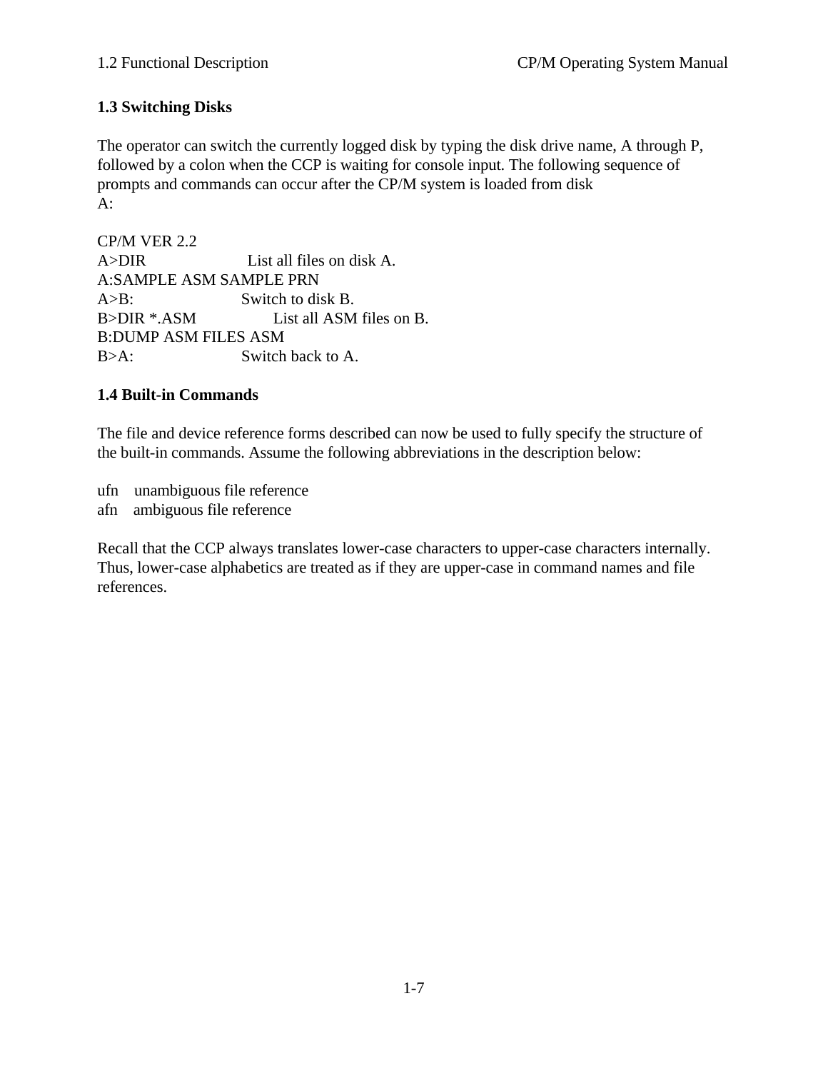### 1.3 Switching Disks

The operator can switch the currently logged disk by typing the disk drive name, A through P, followed by a colon when the CCP is waiting for console input. The following sequence of prompts and commands can occur after the CP/M system is loaded from disk A:

```
CP/M VER 2.2
A>DIR              List all files on disk A.
A:SAMPLE ASM SAMPLE PRN
A>B:               Switch to disk B.
B>DIR *.ASM        List all ASM files on B.
B:DUMP ASM FILES ASM
B>A:               Switch back to A.
```

### 1.4 Built-in Commands

The file and device reference forms described can now be used to fully specify the structure of the built-in commands. Assume the following abbreviations in the description below:

ufn    unambiguous file reference
afn    ambiguous file reference

Recall that the CCP always translates lower-case characters to upper-case characters internally. Thus, lower-case alphabetics are treated as if they are upper-case in command names and file references.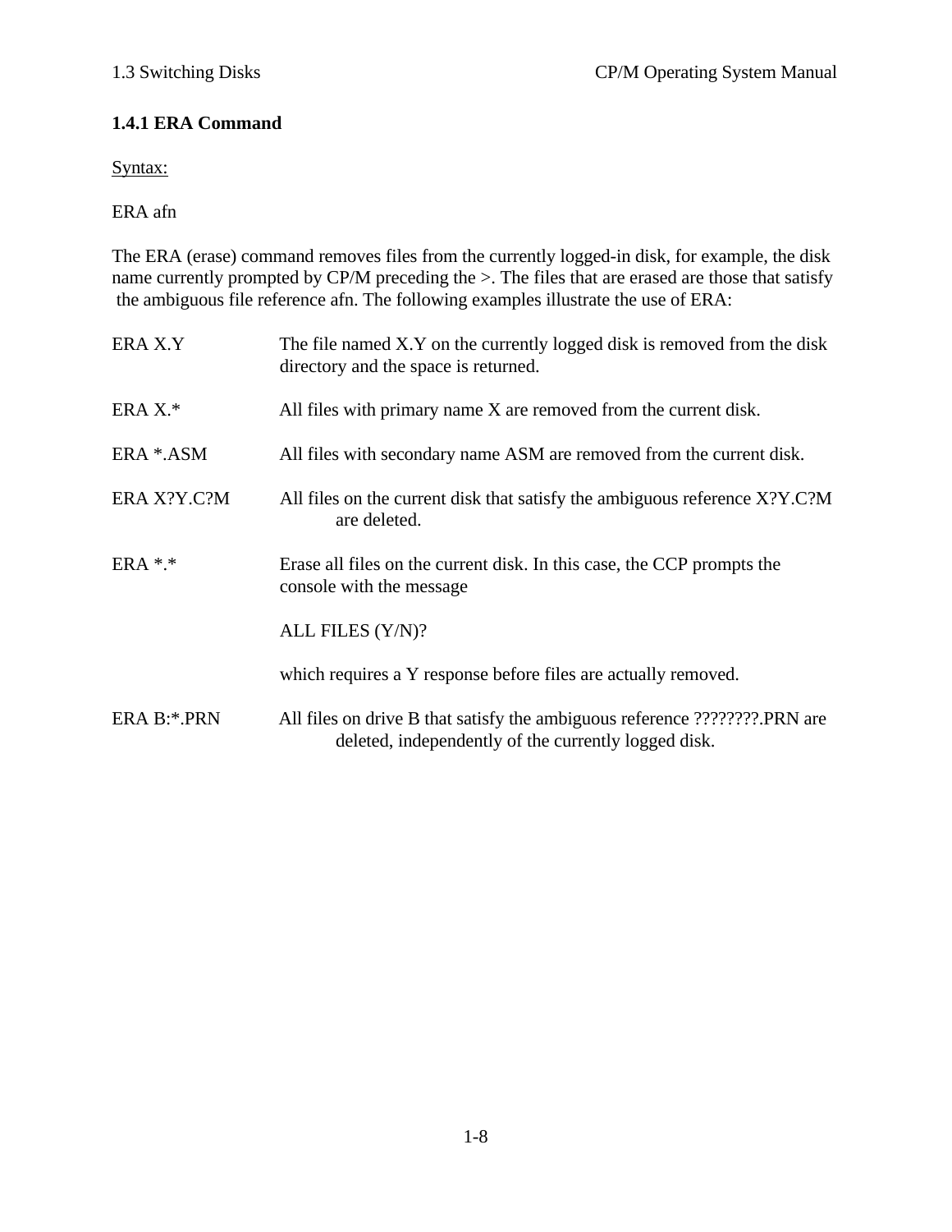### 1.4.1 ERA Command

Syntax:

ERA afn

The ERA (erase) command removes files from the currently logged-in disk, for example, the disk name currently prompted by CP/M preceding the >. The files that are erased are those that satisfy the ambiguous file reference afn. The following examples illustrate the use of ERA:

ERA X.Y — The file named X.Y on the currently logged disk is removed from the disk directory and the space is returned.

ERA X.* — All files with primary name X are removed from the current disk.

ERA *.ASM — All files with secondary name ASM are removed from the current disk.

ERA X?Y.C?M — All files on the current disk that satisfy the ambiguous reference X?Y.C?M are deleted.

ERA *.* — Erase all files on the current disk. In this case, the CCP prompts the console with the message

ALL FILES (Y/N)?

which requires a Y response before files are actually removed.

ERA B:*.PRN — All files on drive B that satisfy the ambiguous reference ????????.PRN are deleted, independently of the currently logged disk.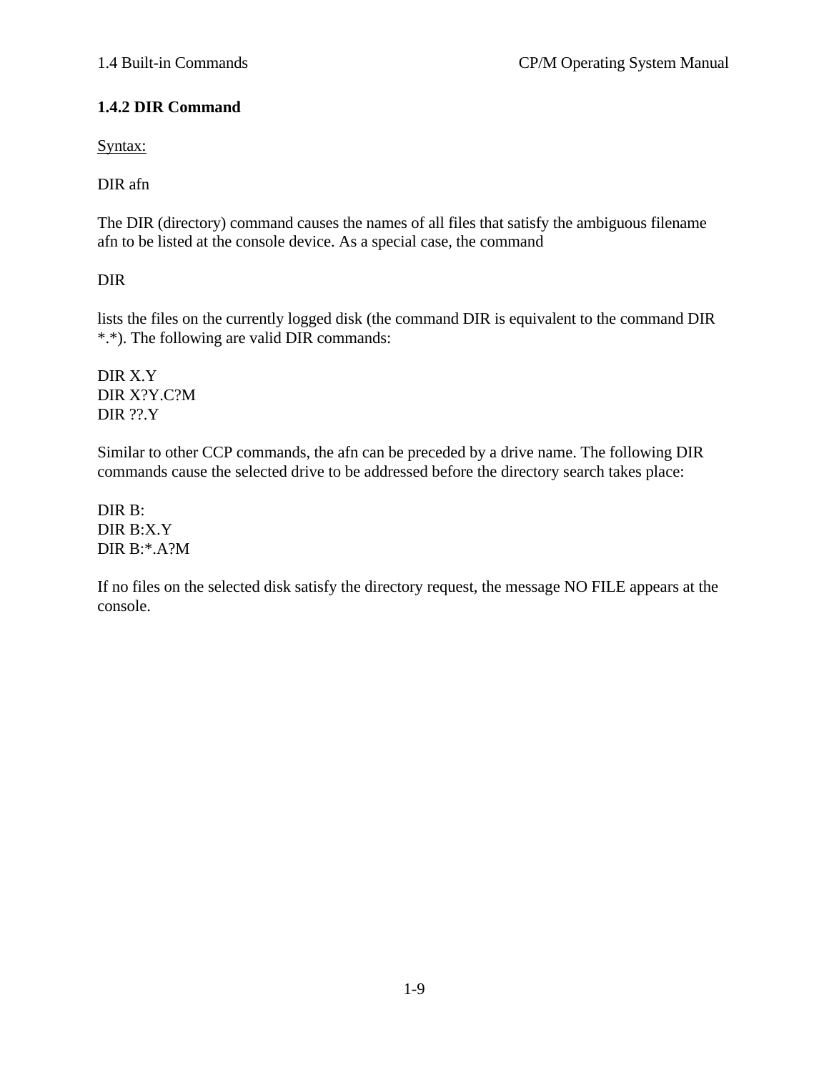### 1.4.2 DIR Command

Syntax:

DIR afn

The DIR (directory) command causes the names of all files that satisfy the ambiguous filename afn to be listed at the console device. As a special case, the command

DIR

lists the files on the currently logged disk (the command DIR is equivalent to the command DIR *.*). The following are valid DIR commands:

```
DIR X.Y
DIR X?Y.C?M
DIR ??.Y
```

Similar to other CCP commands, the afn can be preceded by a drive name. The following DIR commands cause the selected drive to be addressed before the directory search takes place:

```
DIR B:
DIR B:X.Y
DIR B:*.A?M
```

If no files on the selected disk satisfy the directory request, the message NO FILE appears at the console.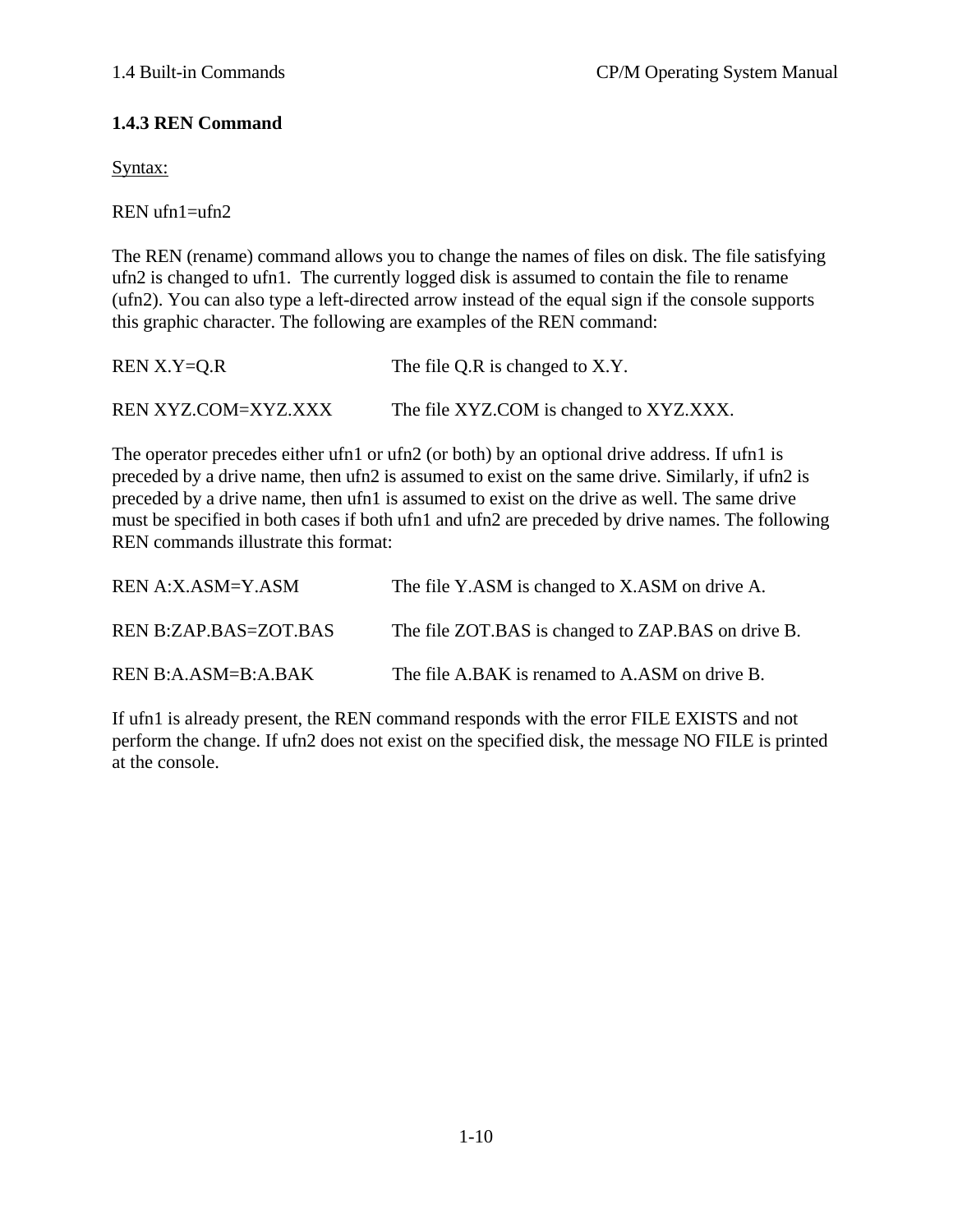### 1.4.3 REN Command

Syntax:

REN ufn1=ufn2

The REN (rename) command allows you to change the names of files on disk. The file satisfying ufn2 is changed to ufn1. The currently logged disk is assumed to contain the file to rename (ufn2). You can also type a left-directed arrow instead of the equal sign if the console supports this graphic character. The following are examples of the REN command:

| | |
|---|---|
| REN X.Y=Q.R | The file Q.R is changed to X.Y. |
| REN XYZ.COM=XYZ.XXX | The file XYZ.COM is changed to XYZ.XXX. |

The operator precedes either ufn1 or ufn2 (or both) by an optional drive address. If ufn1 is preceded by a drive name, then ufn2 is assumed to exist on the same drive. Similarly, if ufn2 is preceded by a drive name, then ufn1 is assumed to exist on the drive as well. The same drive must be specified in both cases if both ufn1 and ufn2 are preceded by drive names. The following REN commands illustrate this format:

| | |
|---|---|
| REN A:X.ASM=Y.ASM | The file Y.ASM is changed to X.ASM on drive A. |
| REN B:ZAP.BAS=ZOT.BAS | The file ZOT.BAS is changed to ZAP.BAS on drive B. |
| REN B:A.ASM=B:A.BAK | The file A.BAK is renamed to A.ASM on drive B. |

If ufn1 is already present, the REN command responds with the error FILE EXISTS and not perform the change. If ufn2 does not exist on the specified disk, the message NO FILE is printed at the console.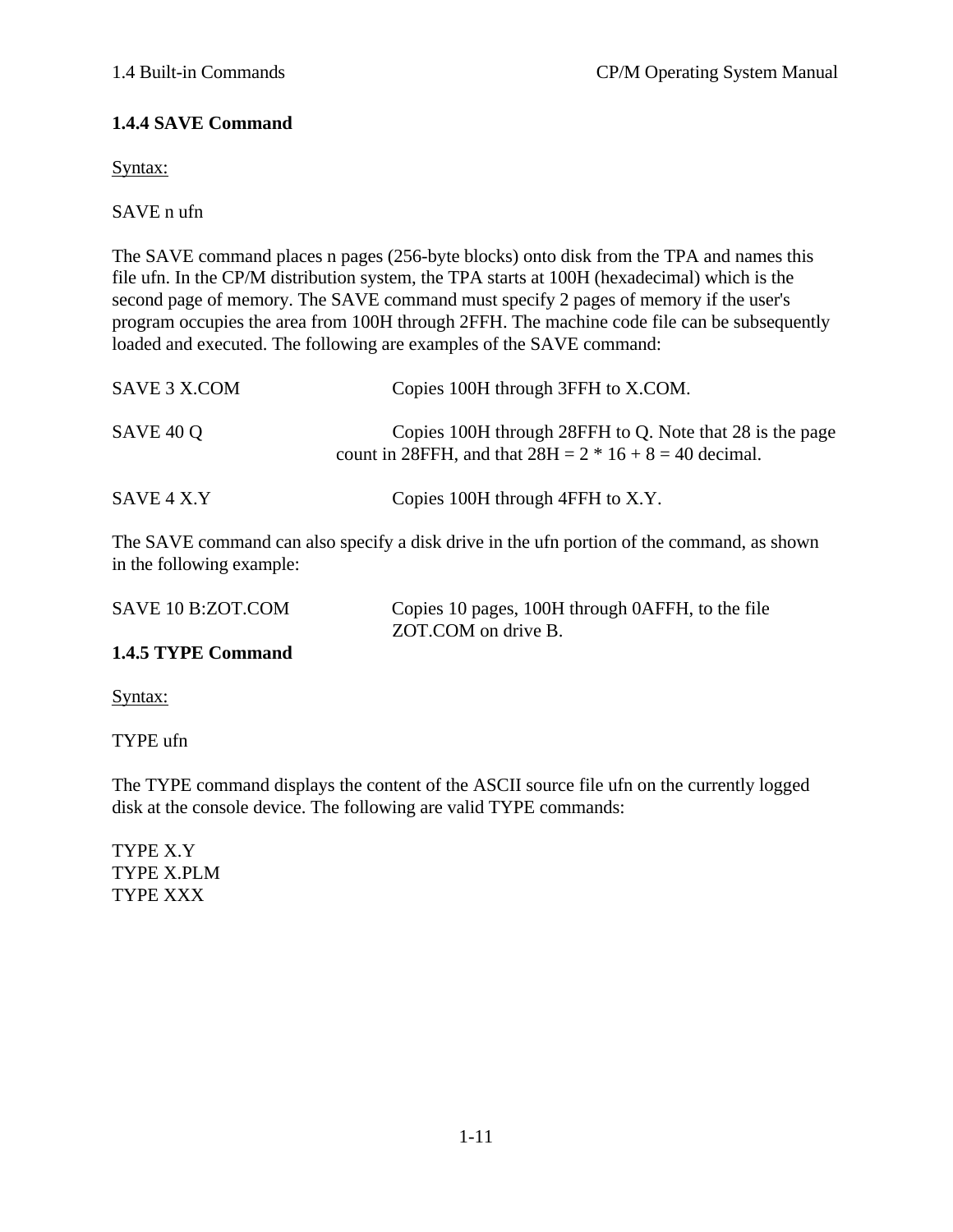### 1.4.4 SAVE Command

Syntax:

SAVE n ufn

The SAVE command places n pages (256-byte blocks) onto disk from the TPA and names this file ufn. In the CP/M distribution system, the TPA starts at 100H (hexadecimal) which is the second page of memory. The SAVE command must specify 2 pages of memory if the user's program occupies the area from 100H through 2FFH. The machine code file can be subsequently loaded and executed. The following are examples of the SAVE command:

| | |
|---|---|
| SAVE 3 X.COM | Copies 100H through 3FFH to X.COM. |
| SAVE 40 Q | Copies 100H through 28FFH to Q. Note that 28 is the page count in 28FFH, and that 28H = 2 * 16 + 8 = 40 decimal. |
| SAVE 4 X.Y | Copies 100H through 4FFH to X.Y. |

The SAVE command can also specify a disk drive in the ufn portion of the command, as shown in the following example:

| | |
|---|---|
| SAVE 10 B:ZOT.COM | Copies 10 pages, 100H through 0AFFH, to the file ZOT.COM on drive B. |

### 1.4.5 TYPE Command

Syntax:

TYPE ufn

The TYPE command displays the content of the ASCII source file ufn on the currently logged disk at the console device. The following are valid TYPE commands:

```
TYPE X.Y
TYPE X.PLM
TYPE XXX
```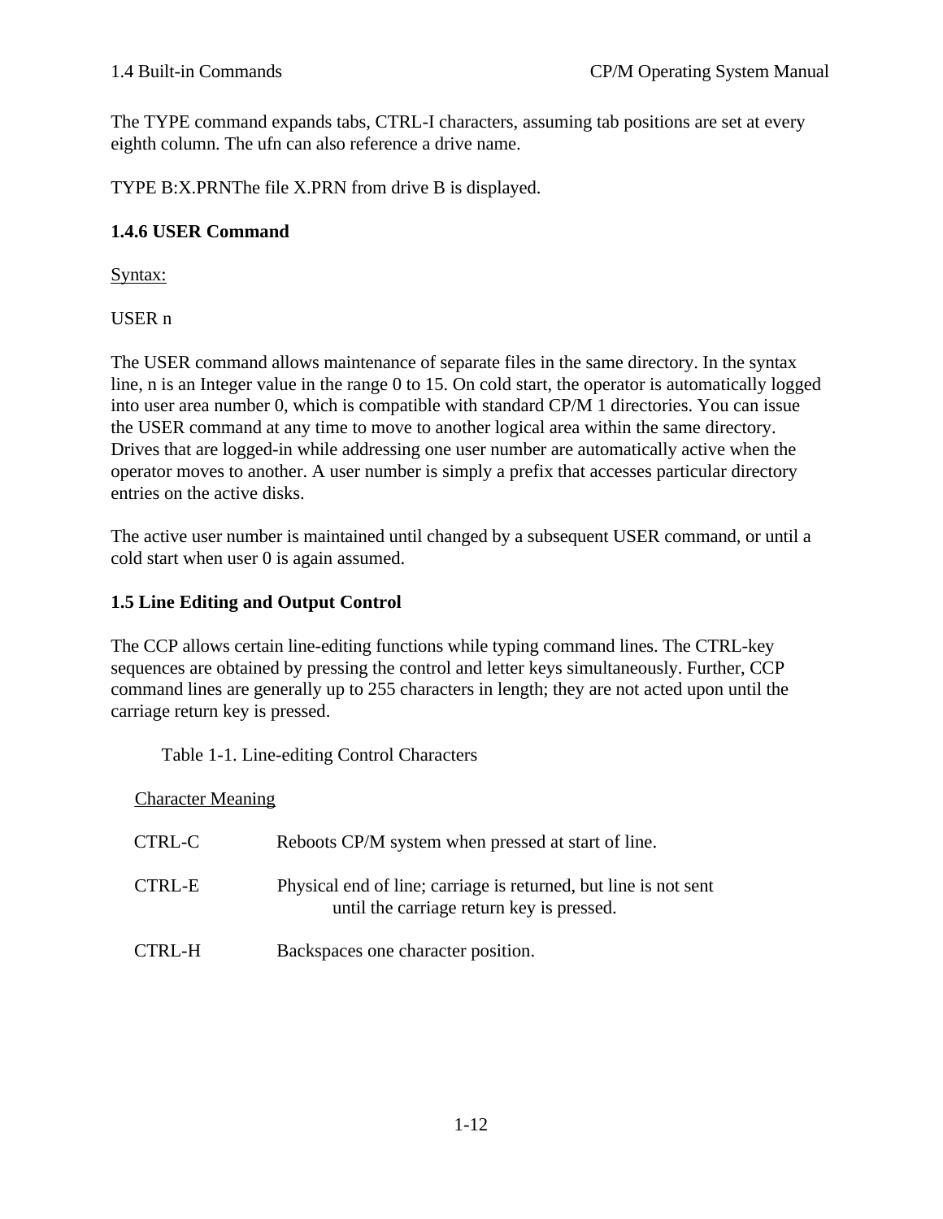The TYPE command expands tabs, CTRL-I characters, assuming tab positions are set at every eighth column. The ufn can also reference a drive name.

TYPE B:X.PRNThe file X.PRN from drive B is displayed.

### 1.4.6 USER Command

Syntax:

USER n

The USER command allows maintenance of separate files in the same directory. In the syntax line, n is an Integer value in the range 0 to 15. On cold start, the operator is automatically logged into user area number 0, which is compatible with standard CP/M 1 directories. You can issue the USER command at any time to move to another logical area within the same directory. Drives that are logged-in while addressing one user number are automatically active when the operator moves to another. A user number is simply a prefix that accesses particular directory entries on the active disks.

The active user number is maintained until changed by a subsequent USER command, or until a cold start when user 0 is again assumed.

## 1.5 Line Editing and Output Control

The CCP allows certain line-editing functions while typing command lines. The CTRL-key sequences are obtained by pressing the control and letter keys simultaneously. Further, CCP command lines are generally up to 255 characters in length; they are not acted upon until the carriage return key is pressed.

Table 1-1. Line-editing Control Characters

| Character | Meaning |
| --- | --- |
| CTRL-C | Reboots CP/M system when pressed at start of line. |
| CTRL-E | Physical end of line; carriage is returned, but line is not sent until the carriage return key is pressed. |
| CTRL-H | Backspaces one character position. |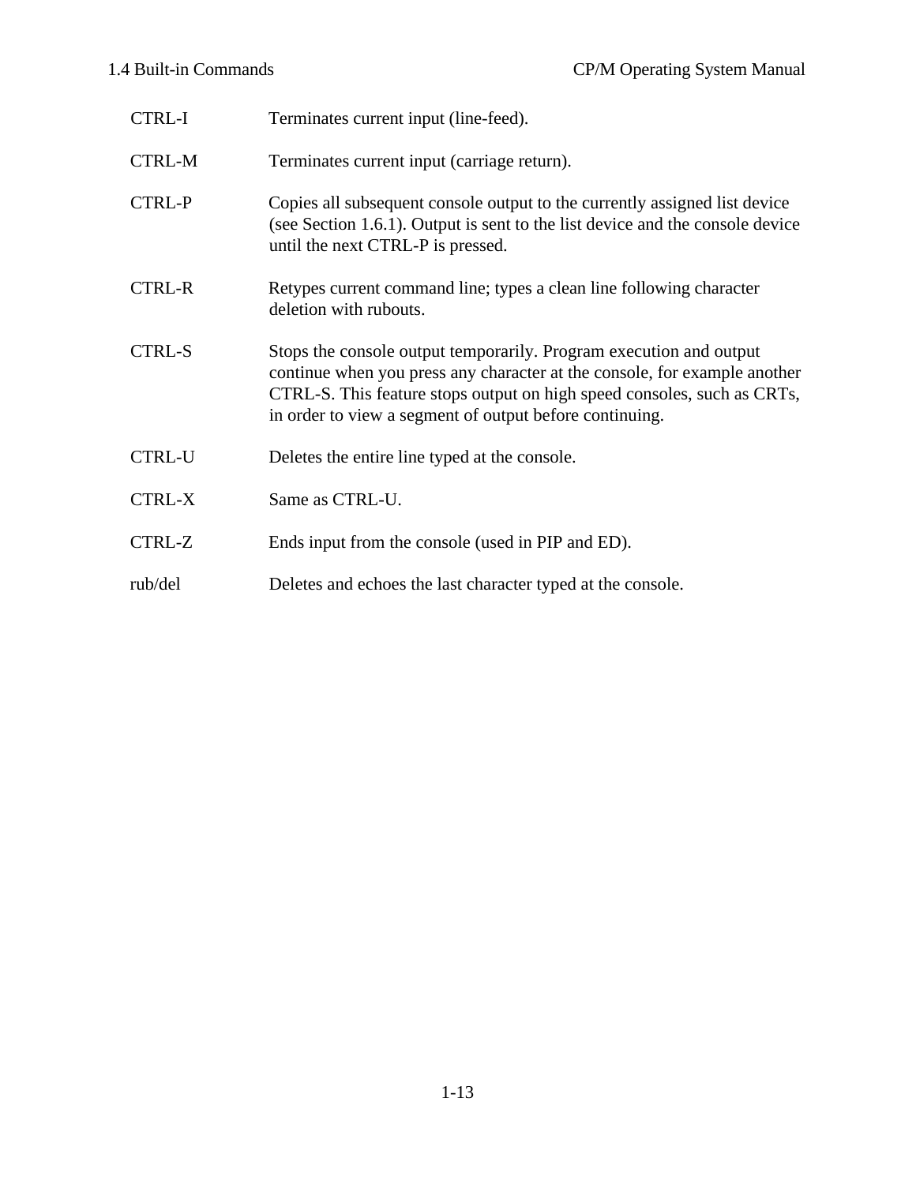| | |
|---|---|
| CTRL-I | Terminates current input (line-feed). |
| CTRL-M | Terminates current input (carriage return). |
| CTRL-P | Copies all subsequent console output to the currently assigned list device (see Section 1.6.1). Output is sent to the list device and the console device until the next CTRL-P is pressed. |
| CTRL-R | Retypes current command line; types a clean line following character deletion with rubouts. |
| CTRL-S | Stops the console output temporarily. Program execution and output continue when you press any character at the console, for example another CTRL-S. This feature stops output on high speed consoles, such as CRTs, in order to view a segment of output before continuing. |
| CTRL-U | Deletes the entire line typed at the console. |
| CTRL-X | Same as CTRL-U. |
| CTRL-Z | Ends input from the console (used in PIP and ED). |
| rub/del | Deletes and echoes the last character typed at the console. |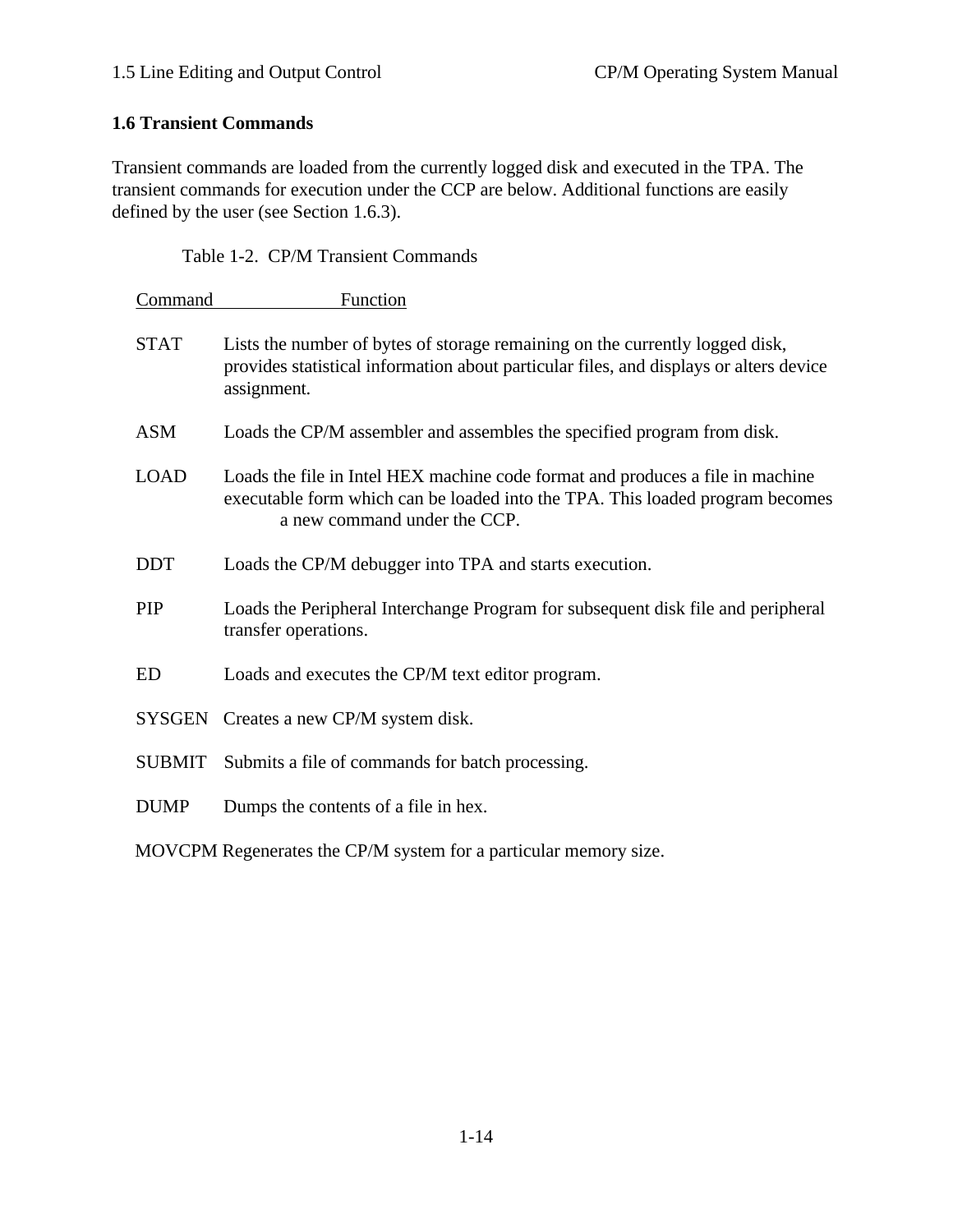## 1.6 Transient Commands

Transient commands are loaded from the currently logged disk and executed in the TPA. The transient commands for execution under the CCP are below. Additional functions are easily defined by the user (see Section 1.6.3).

Table 1-2. CP/M Transient Commands

| Command | Function |
|---|---|
| STAT | Lists the number of bytes of storage remaining on the currently logged disk, provides statistical information about particular files, and displays or alters device assignment. |
| ASM | Loads the CP/M assembler and assembles the specified program from disk. |
| LOAD | Loads the file in Intel HEX machine code format and produces a file in machine executable form which can be loaded into the TPA. This loaded program becomes a new command under the CCP. |
| DDT | Loads the CP/M debugger into TPA and starts execution. |
| PIP | Loads the Peripheral Interchange Program for subsequent disk file and peripheral transfer operations. |
| ED | Loads and executes the CP/M text editor program. |
| SYSGEN | Creates a new CP/M system disk. |
| SUBMIT | Submits a file of commands for batch processing. |
| DUMP | Dumps the contents of a file in hex. |
| MOVCPM | Regenerates the CP/M system for a particular memory size. |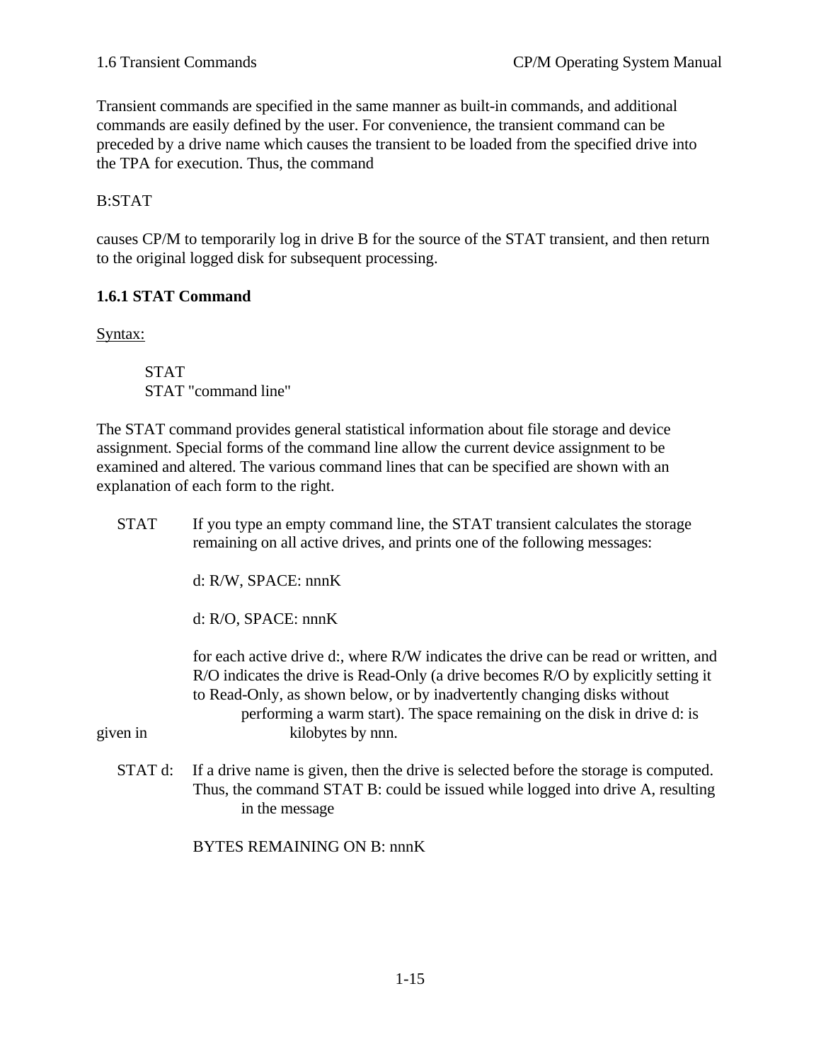Transient commands are specified in the same manner as built-in commands, and additional commands are easily defined by the user. For convenience, the transient command can be preceded by a drive name which causes the transient to be loaded from the specified drive into the TPA for execution. Thus, the command

B:STAT

causes CP/M to temporarily log in drive B for the source of the STAT transient, and then return to the original logged disk for subsequent processing.

### 1.6.1 STAT Command

Syntax:

```
STAT
STAT "command line"
```

The STAT command provides general statistical information about file storage and device assignment. Special forms of the command line allow the current device assignment to be examined and altered. The various command lines that can be specified are shown with an explanation of each form to the right.

STAT    If you type an empty command line, the STAT transient calculates the storage remaining on all active drives, and prints one of the following messages:

d: R/W, SPACE: nnnK

d: R/O, SPACE: nnnK

for each active drive d:, where R/W indicates the drive can be read or written, and R/O indicates the drive is Read-Only (a drive becomes R/O by explicitly setting it to Read-Only, as shown below, or by inadvertently changing disks without performing a warm start). The space remaining on the disk in drive d: is given in kilobytes by nnn.

STAT d:    If a drive name is given, then the drive is selected before the storage is computed. Thus, the command STAT B: could be issued while logged into drive A, resulting in the message

BYTES REMAINING ON B: nnnK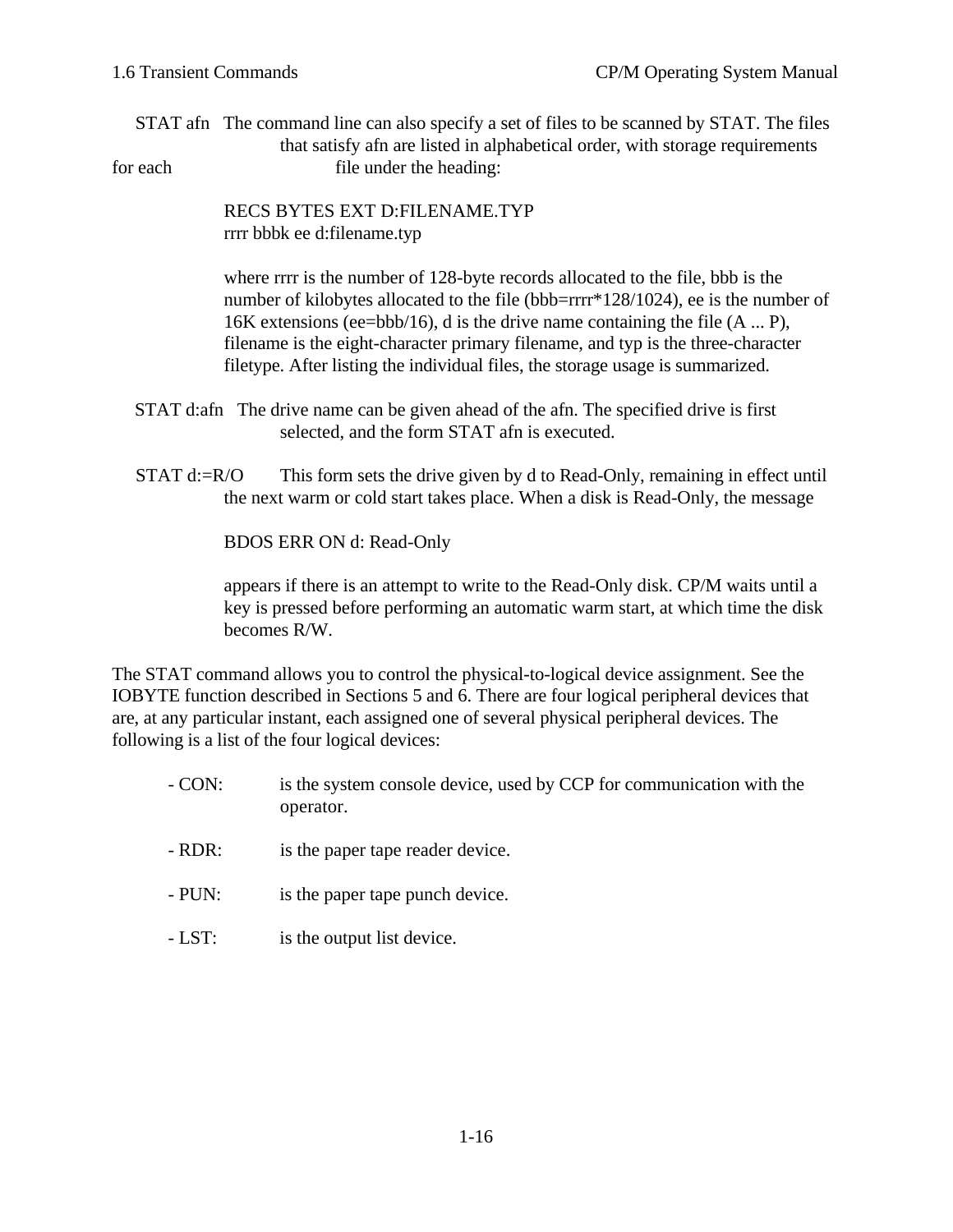STAT afn   The command line can also specify a set of files to be scanned by STAT. The files that satisfy afn are listed in alphabetical order, with storage requirements for each file under the heading:

```
RECS BYTES EXT D:FILENAME.TYP
rrrr bbbk ee d:filename.typ
```

where rrrr is the number of 128-byte records allocated to the file, bbb is the number of kilobytes allocated to the file (bbb=rrrr*128/1024), ee is the number of 16K extensions (ee=bbb/16), d is the drive name containing the file (A ... P), filename is the eight-character primary filename, and typ is the three-character filetype. After listing the individual files, the storage usage is summarized.

STAT d:afn   The drive name can be given ahead of the afn. The specified drive is first selected, and the form STAT afn is executed.

STAT d:=R/O   This form sets the drive given by d to Read-Only, remaining in effect until the next warm or cold start takes place. When a disk is Read-Only, the message

```
BDOS ERR ON d: Read-Only
```

appears if there is an attempt to write to the Read-Only disk. CP/M waits until a key is pressed before performing an automatic warm start, at which time the disk becomes R/W.

The STAT command allows you to control the physical-to-logical device assignment. See the IOBYTE function described in Sections 5 and 6. There are four logical peripheral devices that are, at any particular instant, each assigned one of several physical peripheral devices. The following is a list of the four logical devices:

- CON: is the system console device, used by CCP for communication with the operator.
- RDR: is the paper tape reader device.
- PUN: is the paper tape punch device.
- LST: is the output list device.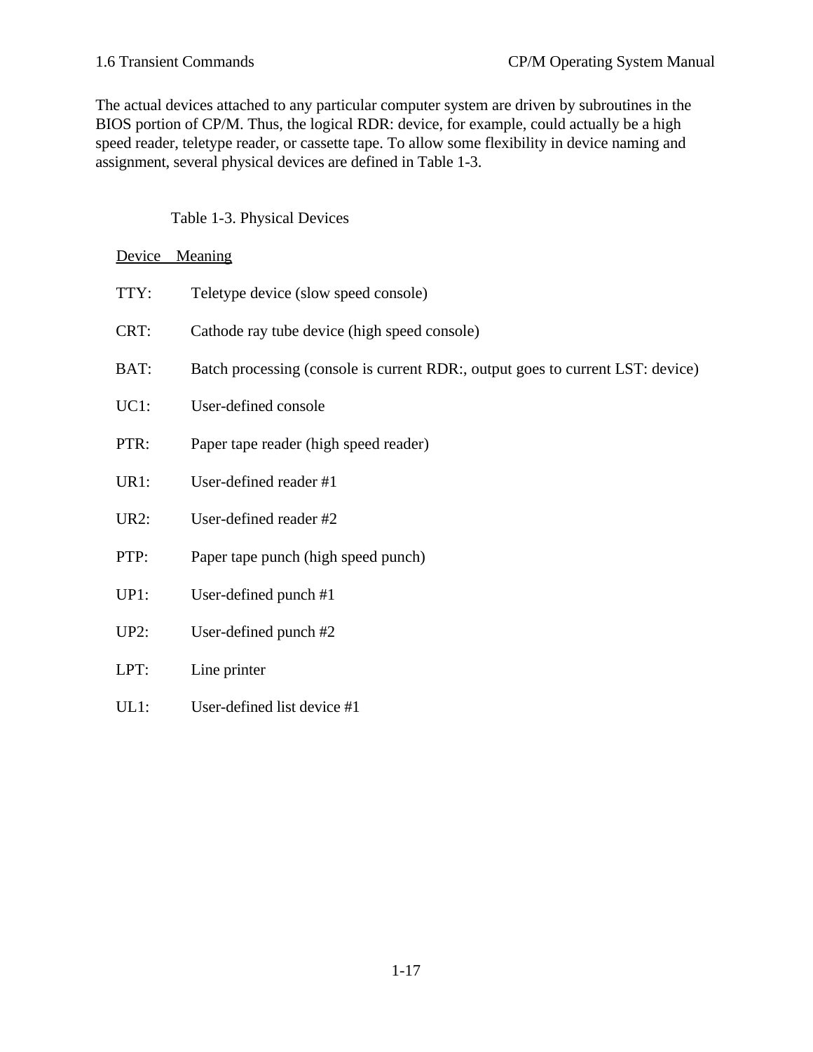The actual devices attached to any particular computer system are driven by subroutines in the BIOS portion of CP/M. Thus, the logical RDR: device, for example, could actually be a high speed reader, teletype reader, or cassette tape. To allow some flexibility in device naming and assignment, several physical devices are defined in Table 1-3.

Table 1-3. Physical Devices

| Device | Meaning |
|---|---|
| TTY: | Teletype device (slow speed console) |
| CRT: | Cathode ray tube device (high speed console) |
| BAT: | Batch processing (console is current RDR:, output goes to current LST: device) |
| UC1: | User-defined console |
| PTR: | Paper tape reader (high speed reader) |
| UR1: | User-defined reader #1 |
| UR2: | User-defined reader #2 |
| PTP: | Paper tape punch (high speed punch) |
| UP1: | User-defined punch #1 |
| UP2: | User-defined punch #2 |
| LPT: | Line printer |
| UL1: | User-defined list device #1 |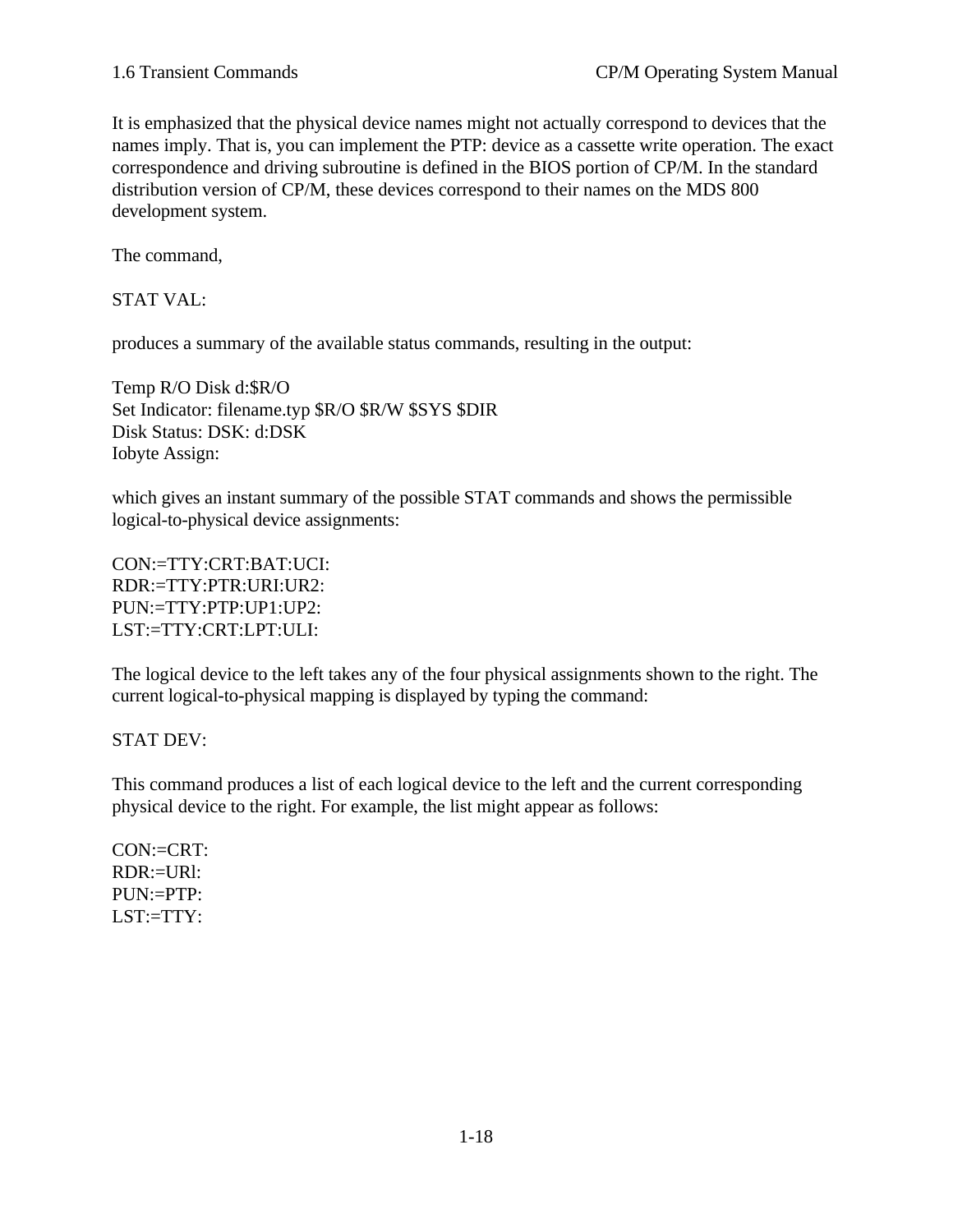It is emphasized that the physical device names might not actually correspond to devices that the names imply. That is, you can implement the PTP: device as a cassette write operation. The exact correspondence and driving subroutine is defined in the BIOS portion of CP/M. In the standard distribution version of CP/M, these devices correspond to their names on the MDS 800 development system.

The command,

```
STAT VAL:
```

produces a summary of the available status commands, resulting in the output:

```
Temp R/O Disk d:$R/O
Set Indicator: filename.typ $R/O $R/W $SYS $DIR
Disk Status: DSK: d:DSK
Iobyte Assign:
```

which gives an instant summary of the possible STAT commands and shows the permissible logical-to-physical device assignments:

```
CON:=TTY:CRT:BAT:UCI:
RDR:=TTY:PTR:URI:UR2:
PUN:=TTY:PTP:UP1:UP2:
LST:=TTY:CRT:LPT:ULI:
```

The logical device to the left takes any of the four physical assignments shown to the right. The current logical-to-physical mapping is displayed by typing the command:

```
STAT DEV:
```

This command produces a list of each logical device to the left and the current corresponding physical device to the right. For example, the list might appear as follows:

```
CON:=CRT:
RDR:=URl:
PUN:=PTP:
LST:=TTY:
```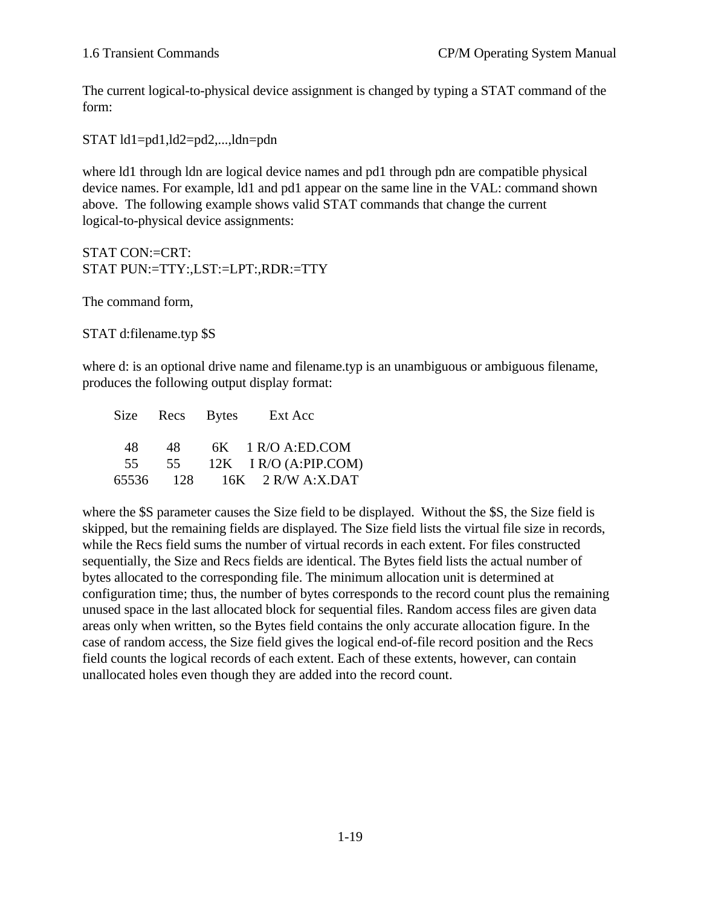The current logical-to-physical device assignment is changed by typing a STAT command of the form:

```
STAT ld1=pd1,ld2=pd2,...,ldn=pdn
```

where ld1 through ldn are logical device names and pd1 through pdn are compatible physical device names. For example, ld1 and pd1 appear on the same line in the VAL: command shown above. The following example shows valid STAT commands that change the current logical-to-physical device assignments:

```
STAT CON:=CRT:
STAT PUN:=TTY:,LST:=LPT:,RDR:=TTY
```

The command form,

```
STAT d:filename.typ $S
```

where d: is an optional drive name and filename.typ is an unambiguous or ambiguous filename, produces the following output display format:

```
   Size   Recs   Bytes    Ext Acc

     48     48     6K    1 R/O A:ED.COM
     55     55    12K    I R/O (A:PIP.COM)
  65536    128    16K    2 R/W A:X.DAT
```

where the $S parameter causes the Size field to be displayed. Without the $S, the Size field is skipped, but the remaining fields are displayed. The Size field lists the virtual file size in records, while the Recs field sums the number of virtual records in each extent. For files constructed sequentially, the Size and Recs fields are identical. The Bytes field lists the actual number of bytes allocated to the corresponding file. The minimum allocation unit is determined at configuration time; thus, the number of bytes corresponds to the record count plus the remaining unused space in the last allocated block for sequential files. Random access files are given data areas only when written, so the Bytes field contains the only accurate allocation figure. In the case of random access, the Size field gives the logical end-of-file record position and the Recs field counts the logical records of each extent. Each of these extents, however, can contain unallocated holes even though they are added into the record count.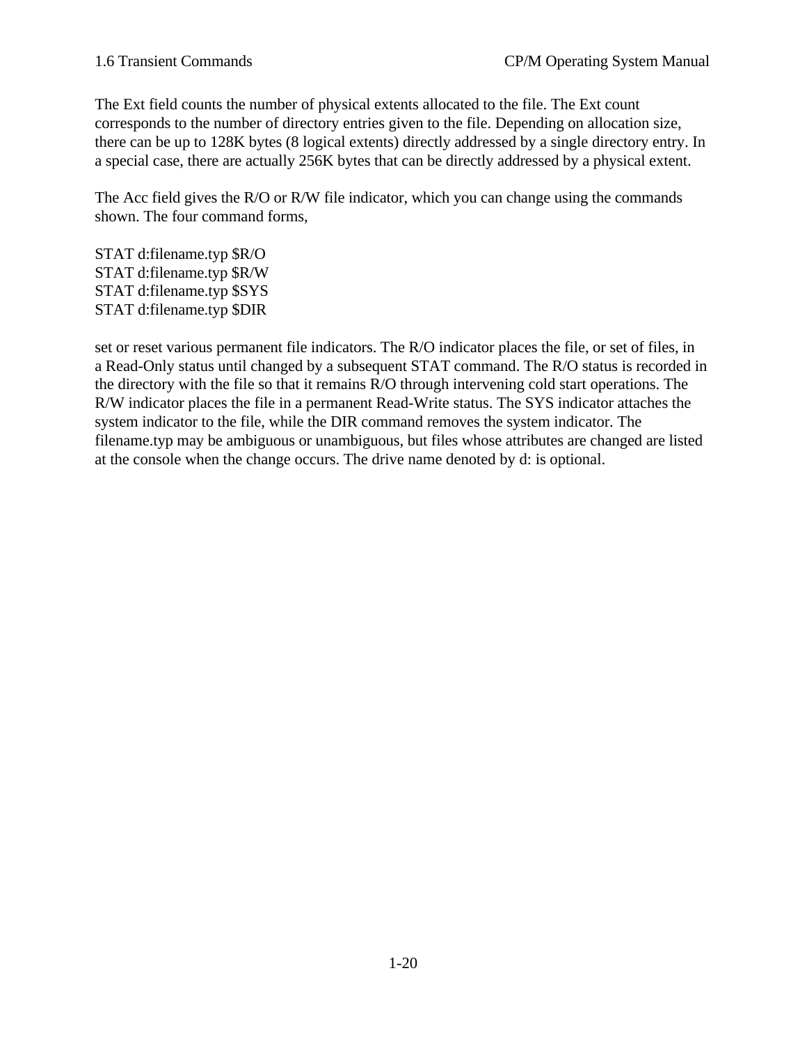The Ext field counts the number of physical extents allocated to the file. The Ext count corresponds to the number of directory entries given to the file. Depending on allocation size, there can be up to 128K bytes (8 logical extents) directly addressed by a single directory entry. In a special case, there are actually 256K bytes that can be directly addressed by a physical extent.

The Acc field gives the R/O or R/W file indicator, which you can change using the commands shown. The four command forms,

```
STAT d:filename.typ $R/O
STAT d:filename.typ $R/W
STAT d:filename.typ $SYS
STAT d:filename.typ $DIR
```

set or reset various permanent file indicators. The R/O indicator places the file, or set of files, in a Read-Only status until changed by a subsequent STAT command. The R/O status is recorded in the directory with the file so that it remains R/O through intervening cold start operations. The R/W indicator places the file in a permanent Read-Write status. The SYS indicator attaches the system indicator to the file, while the DIR command removes the system indicator. The filename.typ may be ambiguous or unambiguous, but files whose attributes are changed are listed at the console when the change occurs. The drive name denoted by d: is optional.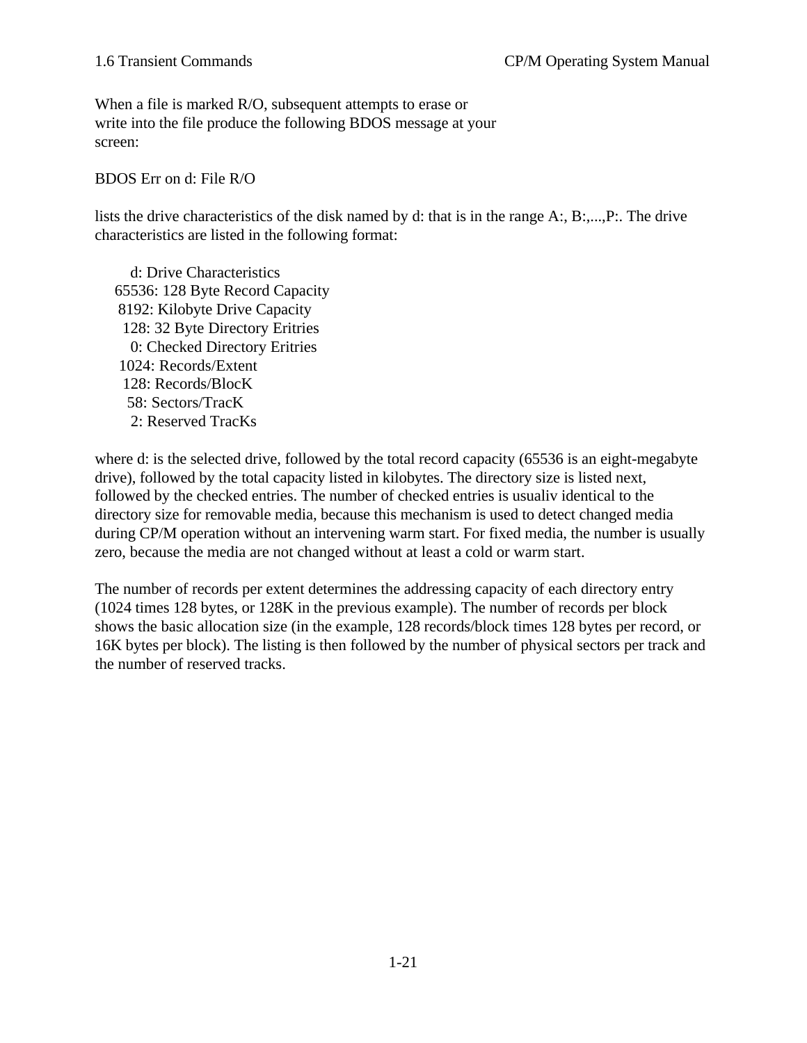When a file is marked R/O, subsequent attempts to erase or write into the file produce the following BDOS message at your screen:

BDOS Err on d: File R/O

lists the drive characteristics of the disk named by d: that is in the range A:, B:,...,P:. The drive characteristics are listed in the following format:

```
       d: Drive Characteristics
   65536: 128 Byte Record Capacity
    8192: Kilobyte Drive Capacity
     128: 32 Byte Directory Eritries
       0: Checked Directory Eritries
    1024: Records/Extent
     128: Records/BlocK
      58: Sectors/TracK
       2: Reserved TracKs
```

where d: is the selected drive, followed by the total record capacity (65536 is an eight-megabyte drive), followed by the total capacity listed in kilobytes. The directory size is listed next, followed by the checked entries. The number of checked entries is usualiv identical to the directory size for removable media, because this mechanism is used to detect changed media during CP/M operation without an intervening warm start. For fixed media, the number is usually zero, because the media are not changed without at least a cold or warm start.

The number of records per extent determines the addressing capacity of each directory entry (1024 times 128 bytes, or 128K in the previous example). The number of records per block shows the basic allocation size (in the example, 128 records/block times 128 bytes per record, or 16K bytes per block). The listing is then followed by the number of physical sectors per track and the number of reserved tracks.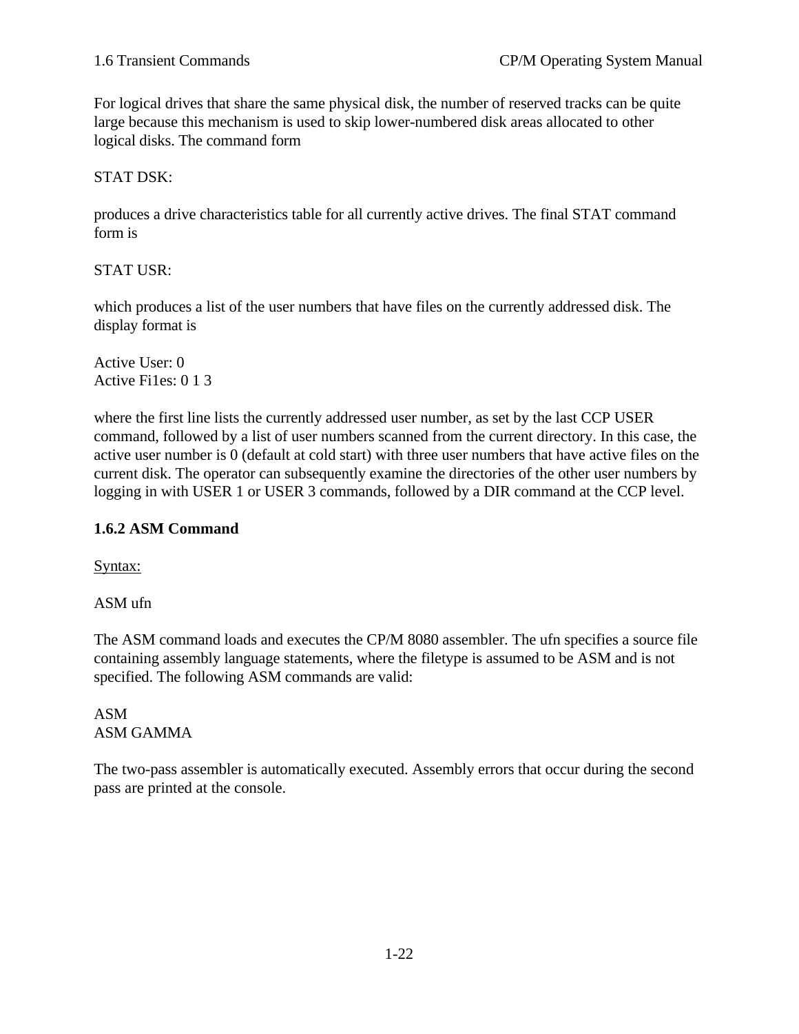For logical drives that share the same physical disk, the number of reserved tracks can be quite large because this mechanism is used to skip lower-numbered disk areas allocated to other logical disks. The command form

STAT DSK:

produces a drive characteristics table for all currently active drives. The final STAT command form is

STAT USR:

which produces a list of the user numbers that have files on the currently addressed disk. The display format is

```
Active User: 0
Active Fi1es: 0 1 3
```

where the first line lists the currently addressed user number, as set by the last CCP USER command, followed by a list of user numbers scanned from the current directory. In this case, the active user number is 0 (default at cold start) with three user numbers that have active files on the current disk. The operator can subsequently examine the directories of the other user numbers by logging in with USER 1 or USER 3 commands, followed by a DIR command at the CCP level.

### 1.6.2 ASM Command

Syntax:

ASM ufn

The ASM command loads and executes the CP/M 8080 assembler. The ufn specifies a source file containing assembly language statements, where the filetype is assumed to be ASM and is not specified. The following ASM commands are valid:

```
ASM
ASM GAMMA
```

The two-pass assembler is automatically executed. Assembly errors that occur during the second pass are printed at the console.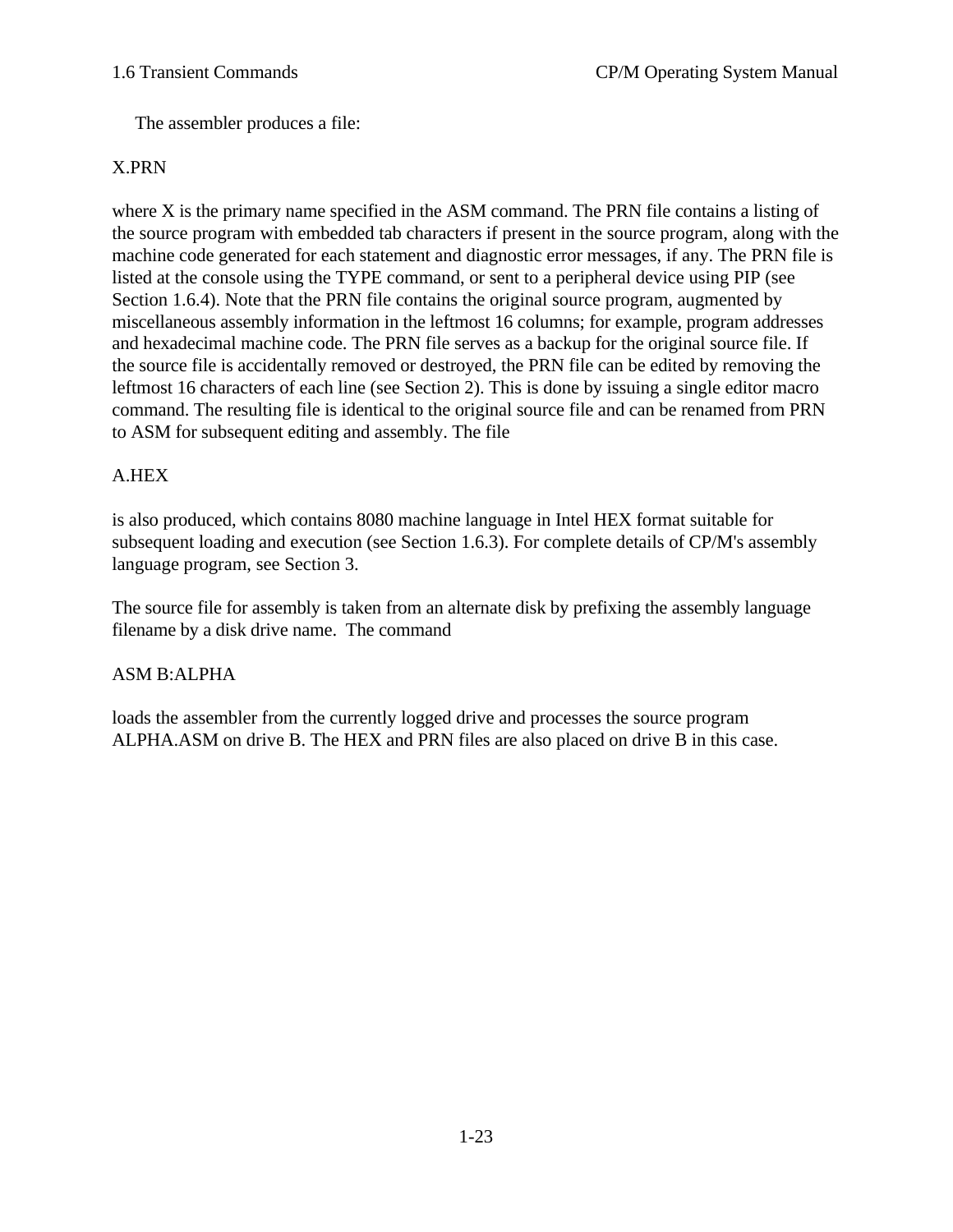The assembler produces a file:

X.PRN

where X is the primary name specified in the ASM command. The PRN file contains a listing of the source program with embedded tab characters if present in the source program, along with the machine code generated for each statement and diagnostic error messages, if any. The PRN file is listed at the console using the TYPE command, or sent to a peripheral device using PIP (see Section 1.6.4). Note that the PRN file contains the original source program, augmented by miscellaneous assembly information in the leftmost 16 columns; for example, program addresses and hexadecimal machine code. The PRN file serves as a backup for the original source file. If the source file is accidentally removed or destroyed, the PRN file can be edited by removing the leftmost 16 characters of each line (see Section 2). This is done by issuing a single editor macro command. The resulting file is identical to the original source file and can be renamed from PRN to ASM for subsequent editing and assembly. The file

A.HEX

is also produced, which contains 8080 machine language in Intel HEX format suitable for subsequent loading and execution (see Section 1.6.3). For complete details of CP/M's assembly language program, see Section 3.

The source file for assembly is taken from an alternate disk by prefixing the assembly language filename by a disk drive name. The command

ASM B:ALPHA

loads the assembler from the currently logged drive and processes the source program ALPHA.ASM on drive B. The HEX and PRN files are also placed on drive B in this case.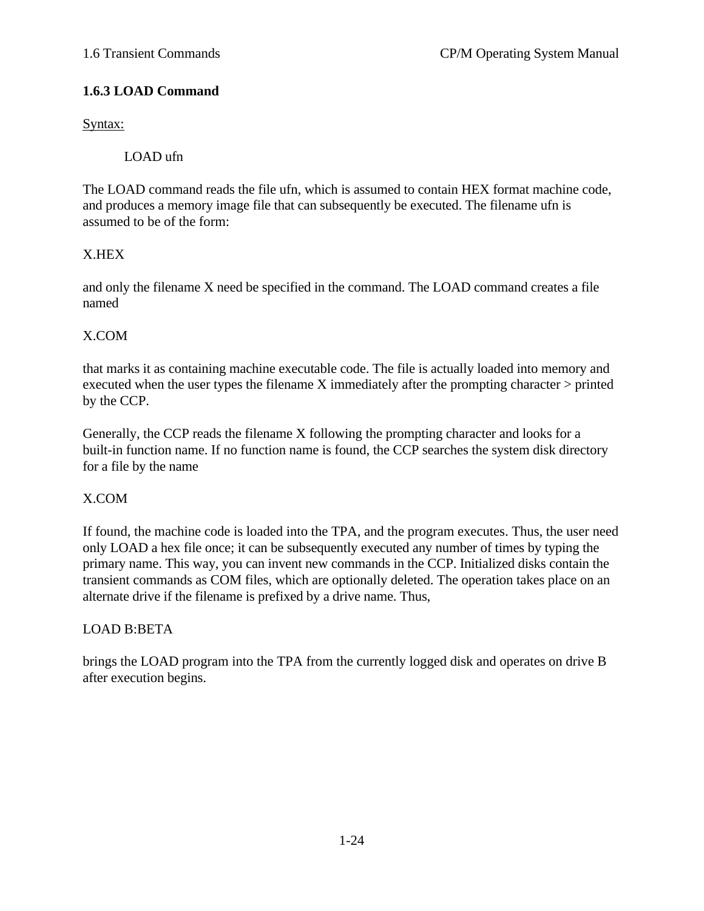### 1.6.3 LOAD Command

Syntax:

```
LOAD ufn
```

The LOAD command reads the file ufn, which is assumed to contain HEX format machine code, and produces a memory image file that can subsequently be executed. The filename ufn is assumed to be of the form:

X.HEX

and only the filename X need be specified in the command. The LOAD command creates a file named

X.COM

that marks it as containing machine executable code. The file is actually loaded into memory and executed when the user types the filename X immediately after the prompting character > printed by the CCP.

Generally, the CCP reads the filename X following the prompting character and looks for a built-in function name. If no function name is found, the CCP searches the system disk directory for a file by the name

X.COM

If found, the machine code is loaded into the TPA, and the program executes. Thus, the user need only LOAD a hex file once; it can be subsequently executed any number of times by typing the primary name. This way, you can invent new commands in the CCP. Initialized disks contain the transient commands as COM files, which are optionally deleted. The operation takes place on an alternate drive if the filename is prefixed by a drive name. Thus,

LOAD B:BETA

brings the LOAD program into the TPA from the currently logged disk and operates on drive B after execution begins.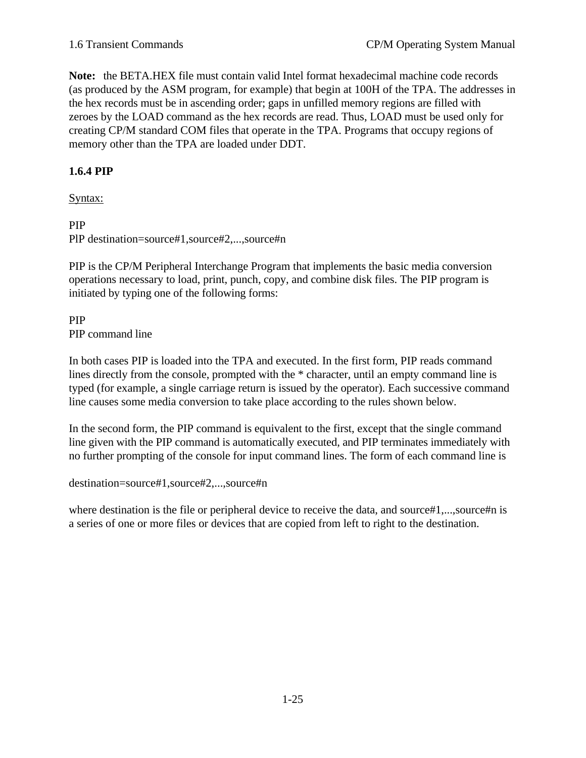**Note:** the BETA.HEX file must contain valid Intel format hexadecimal machine code records (as produced by the ASM program, for example) that begin at 100H of the TPA. The addresses in the hex records must be in ascending order; gaps in unfilled memory regions are filled with zeroes by the LOAD command as the hex records are read. Thus, LOAD must be used only for creating CP/M standard COM files that operate in the TPA. Programs that occupy regions of memory other than the TPA are loaded under DDT.

### 1.6.4 PIP

Syntax:

PIP
PlP destination=source#1,source#2,...,source#n

PIP is the CP/M Peripheral Interchange Program that implements the basic media conversion operations necessary to load, print, punch, copy, and combine disk files. The PIP program is initiated by typing one of the following forms:

PIP
PIP command line

In both cases PIP is loaded into the TPA and executed. In the first form, PIP reads command lines directly from the console, prompted with the * character, until an empty command line is typed (for example, a single carriage return is issued by the operator). Each successive command line causes some media conversion to take place according to the rules shown below.

In the second form, the PIP command is equivalent to the first, except that the single command line given with the PIP command is automatically executed, and PIP terminates immediately with no further prompting of the console for input command lines. The form of each command line is

destination=source#1,source#2,...,source#n

where destination is the file or peripheral device to receive the data, and source#1,...,source#n is a series of one or more files or devices that are copied from left to right to the destination.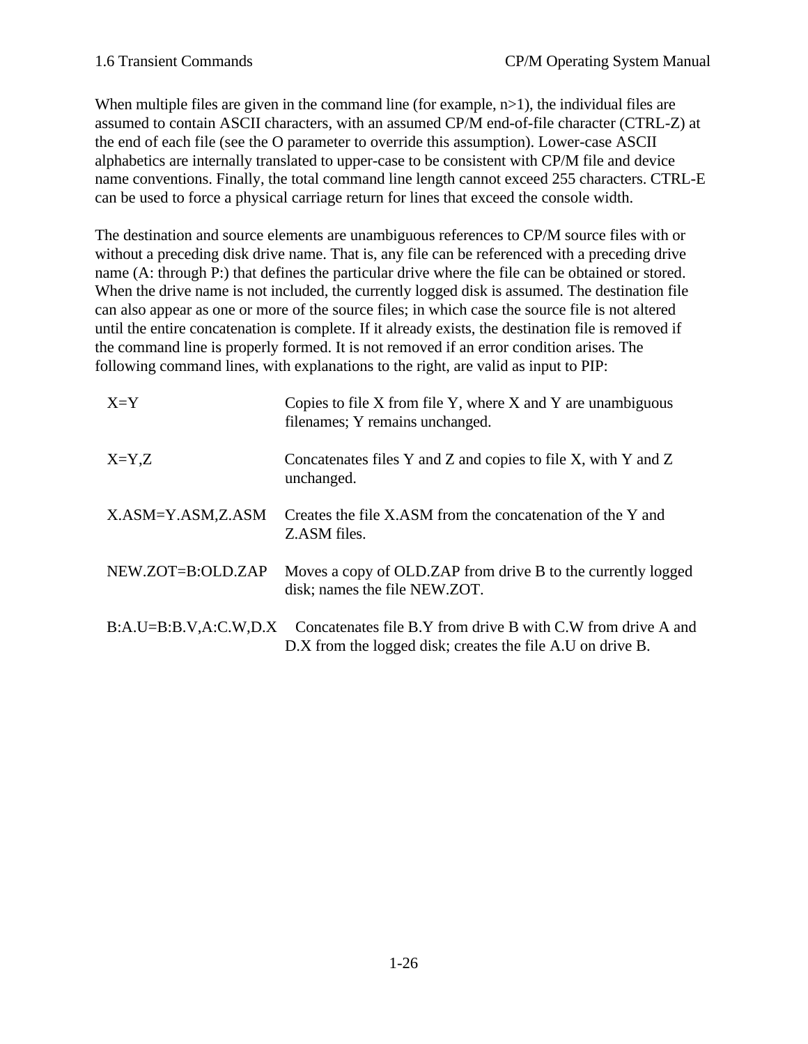When multiple files are given in the command line (for example, n>1), the individual files are assumed to contain ASCII characters, with an assumed CP/M end-of-file character (CTRL-Z) at the end of each file (see the O parameter to override this assumption). Lower-case ASCII alphabetics are internally translated to upper-case to be consistent with CP/M file and device name conventions. Finally, the total command line length cannot exceed 255 characters. CTRL-E can be used to force a physical carriage return for lines that exceed the console width.

The destination and source elements are unambiguous references to CP/M source files with or without a preceding disk drive name. That is, any file can be referenced with a preceding drive name (A: through P:) that defines the particular drive where the file can be obtained or stored. When the drive name is not included, the currently logged disk is assumed. The destination file can also appear as one or more of the source files; in which case the source file is not altered until the entire concatenation is complete. If it already exists, the destination file is removed if the command line is properly formed. It is not removed if an error condition arises. The following command lines, with explanations to the right, are valid as input to PIP:

| | |
|---|---|
| X=Y | Copies to file X from file Y, where X and Y are unambiguous filenames; Y remains unchanged. |
| X=Y,Z | Concatenates files Y and Z and copies to file X, with Y and Z unchanged. |
| X.ASM=Y.ASM,Z.ASM | Creates the file X.ASM from the concatenation of the Y and Z.ASM files. |
| NEW.ZOT=B:OLD.ZAP | Moves a copy of OLD.ZAP from drive B to the currently logged disk; names the file NEW.ZOT. |
| B:A.U=B:B.V,A:C.W,D.X | Concatenates file B.Y from drive B with C.W from drive A and D.X from the logged disk; creates the file A.U on drive B. |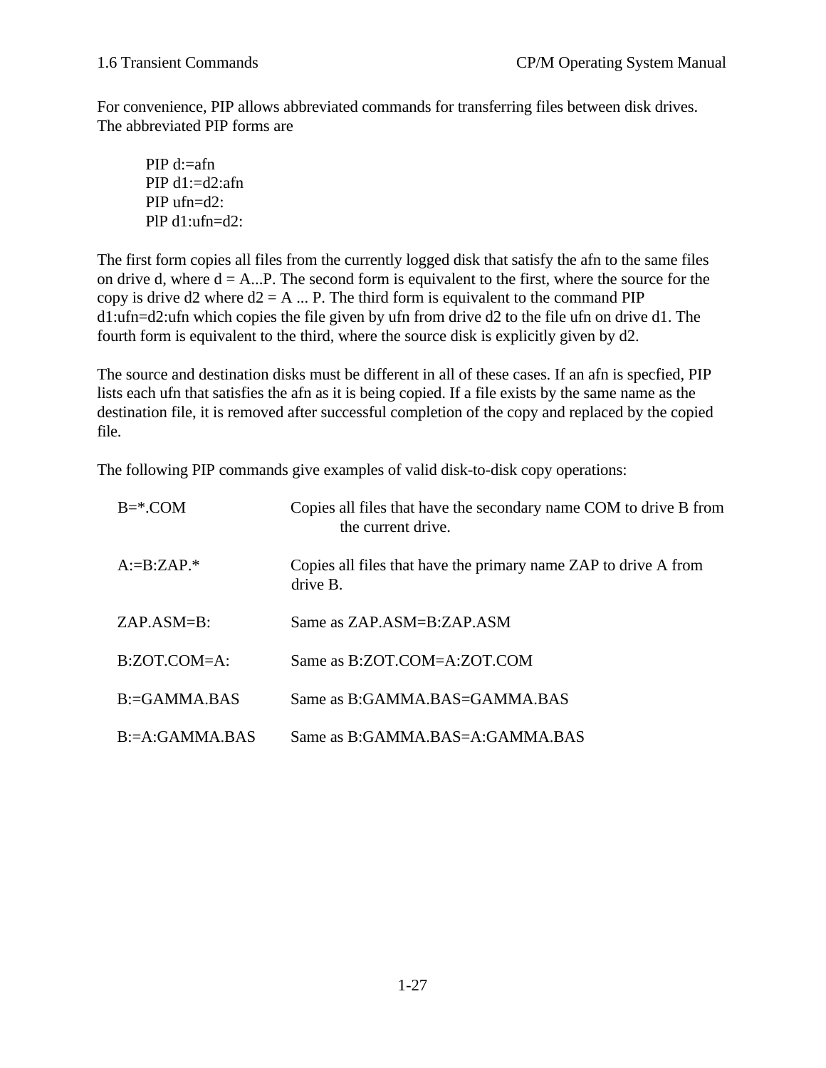For convenience, PIP allows abbreviated commands for transferring files between disk drives. The abbreviated PIP forms are

```
PIP d:=afn
PIP d1:=d2:afn
PIP ufn=d2:
PlP d1:ufn=d2:
```

The first form copies all files from the currently logged disk that satisfy the afn to the same files on drive d, where d = A...P. The second form is equivalent to the first, where the source for the copy is drive d2 where d2 = A ... P. The third form is equivalent to the command PIP d1:ufn=d2:ufn which copies the file given by ufn from drive d2 to the file ufn on drive d1. The fourth form is equivalent to the third, where the source disk is explicitly given by d2.

The source and destination disks must be different in all of these cases. If an afn is specfied, PIP lists each ufn that satisfies the afn as it is being copied. If a file exists by the same name as the destination file, it is removed after successful completion of the copy and replaced by the copied file.

The following PIP commands give examples of valid disk-to-disk copy operations:

| | |
|---|---|
| B=*.COM | Copies all files that have the secondary name COM to drive B from the current drive. |
| A:=B:ZAP.* | Copies all files that have the primary name ZAP to drive A from drive B. |
| ZAP.ASM=B: | Same as ZAP.ASM=B:ZAP.ASM |
| B:ZOT.COM=A: | Same as B:ZOT.COM=A:ZOT.COM |
| B:=GAMMA.BAS | Same as B:GAMMA.BAS=GAMMA.BAS |
| B:=A:GAMMA.BAS | Same as B:GAMMA.BAS=A:GAMMA.BAS |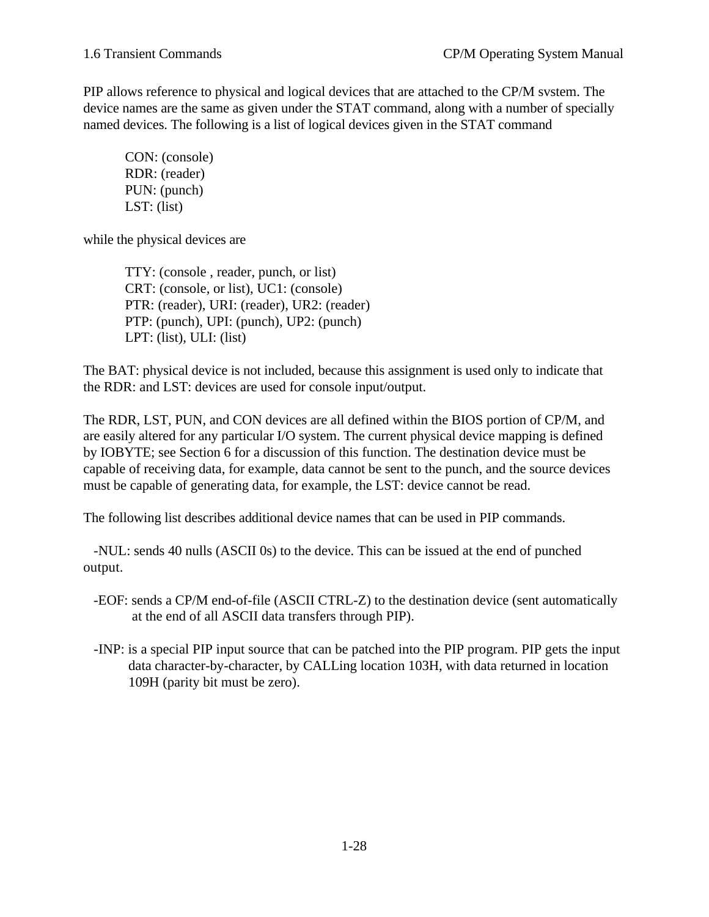PIP allows reference to physical and logical devices that are attached to the CP/M svstem. The device names are the same as given under the STAT command, along with a number of specially named devices. The following is a list of logical devices given in the STAT command

CON: (console)
RDR: (reader)
PUN: (punch)
LST: (list)

while the physical devices are

TTY: (console , reader, punch, or list)
CRT: (console, or list), UC1: (console)
PTR: (reader), URI: (reader), UR2: (reader)
PTP: (punch), UPI: (punch), UP2: (punch)
LPT: (list), ULI: (list)

The BAT: physical device is not included, because this assignment is used only to indicate that the RDR: and LST: devices are used for console input/output.

The RDR, LST, PUN, and CON devices are all defined within the BIOS portion of CP/M, and are easily altered for any particular I/O system. The current physical device mapping is defined by IOBYTE; see Section 6 for a discussion of this function. The destination device must be capable of receiving data, for example, data cannot be sent to the punch, and the source devices must be capable of generating data, for example, the LST: device cannot be read.

The following list describes additional device names that can be used in PIP commands.

-NUL: sends 40 nulls (ASCII 0s) to the device. This can be issued at the end of punched output.

-EOF: sends a CP/M end-of-file (ASCII CTRL-Z) to the destination device (sent automatically at the end of all ASCII data transfers through PIP).

-INP: is a special PIP input source that can be patched into the PIP program. PIP gets the input data character-by-character, by CALLing location 103H, with data returned in location 109H (parity bit must be zero).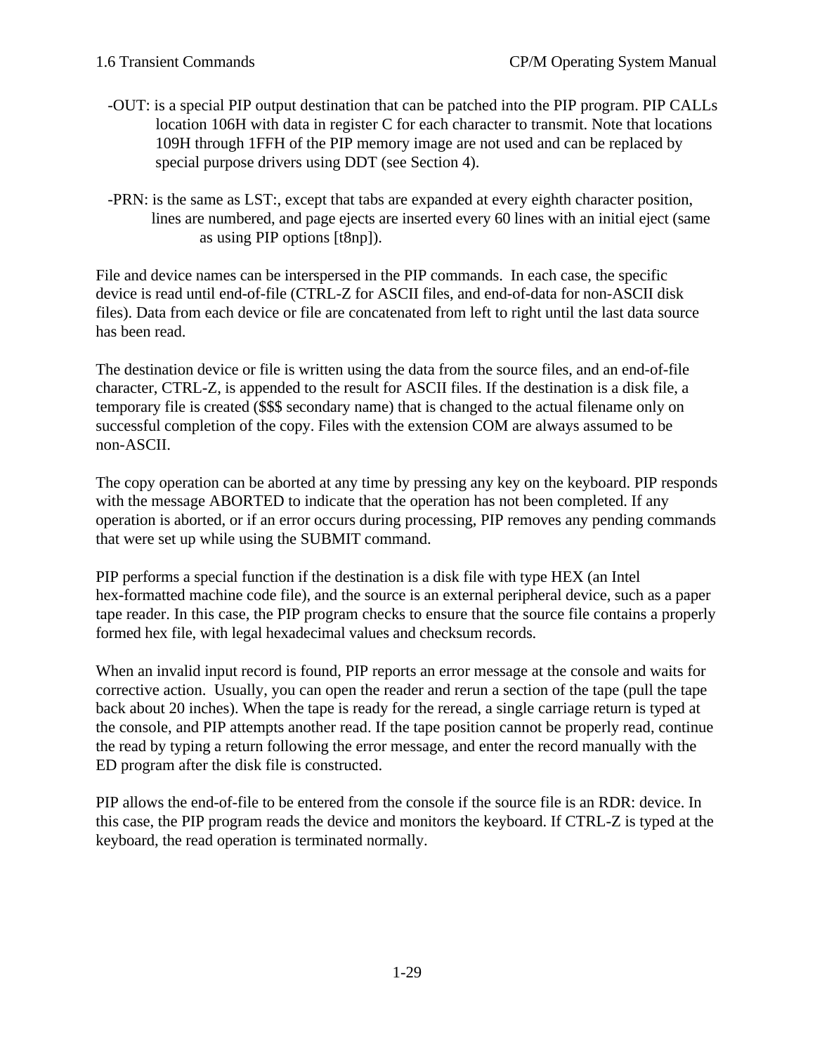-OUT: is a special PIP output destination that can be patched into the PIP program. PIP CALLs location 106H with data in register C for each character to transmit. Note that locations 109H through 1FFH of the PIP memory image are not used and can be replaced by special purpose drivers using DDT (see Section 4).

-PRN: is the same as LST:, except that tabs are expanded at every eighth character position, lines are numbered, and page ejects are inserted every 60 lines with an initial eject (same as using PIP options [t8np]).

File and device names can be interspersed in the PIP commands. In each case, the specific device is read until end-of-file (CTRL-Z for ASCII files, and end-of-data for non-ASCII disk files). Data from each device or file are concatenated from left to right until the last data source has been read.

The destination device or file is written using the data from the source files, and an end-of-file character, CTRL-Z, is appended to the result for ASCII files. If the destination is a disk file, a temporary file is created ($$$ secondary name) that is changed to the actual filename only on successful completion of the copy. Files with the extension COM are always assumed to be non-ASCII.

The copy operation can be aborted at any time by pressing any key on the keyboard. PIP responds with the message ABORTED to indicate that the operation has not been completed. If any operation is aborted, or if an error occurs during processing, PIP removes any pending commands that were set up while using the SUBMIT command.

PIP performs a special function if the destination is a disk file with type HEX (an Intel hex-formatted machine code file), and the source is an external peripheral device, such as a paper tape reader. In this case, the PIP program checks to ensure that the source file contains a properly formed hex file, with legal hexadecimal values and checksum records.

When an invalid input record is found, PIP reports an error message at the console and waits for corrective action. Usually, you can open the reader and rerun a section of the tape (pull the tape back about 20 inches). When the tape is ready for the reread, a single carriage return is typed at the console, and PIP attempts another read. If the tape position cannot be properly read, continue the read by typing a return following the error message, and enter the record manually with the ED program after the disk file is constructed.

PIP allows the end-of-file to be entered from the console if the source file is an RDR: device. In this case, the PIP program reads the device and monitors the keyboard. If CTRL-Z is typed at the keyboard, the read operation is terminated normally.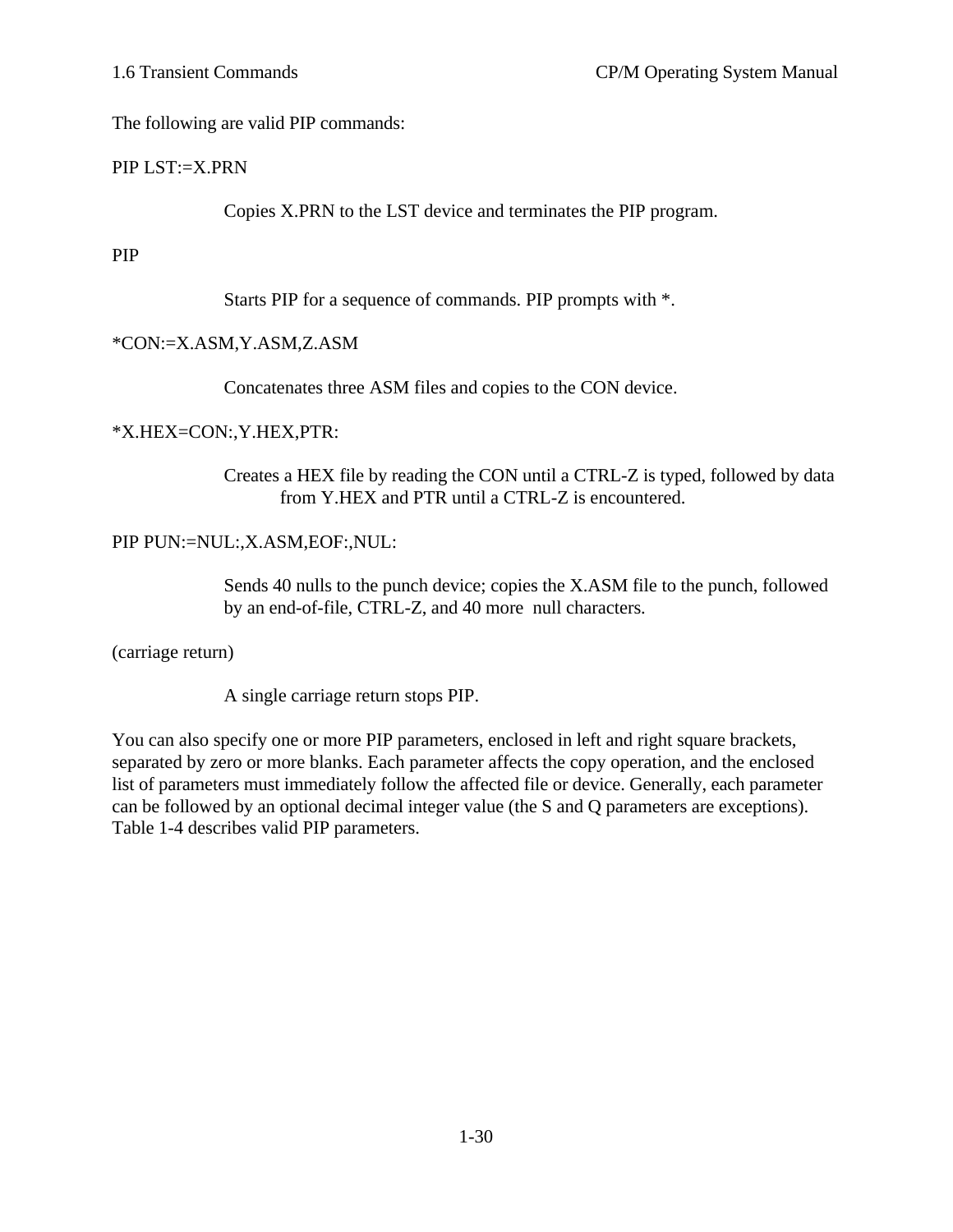The following are valid PIP commands:

PIP LST:=X.PRN

> Copies X.PRN to the LST device and terminates the PIP program.

PIP

> Starts PIP for a sequence of commands. PIP prompts with *.

*CON:=X.ASM,Y.ASM,Z.ASM

> Concatenates three ASM files and copies to the CON device.

*X.HEX=CON:,Y.HEX,PTR:

> Creates a HEX file by reading the CON until a CTRL-Z is typed, followed by data from Y.HEX and PTR until a CTRL-Z is encountered.

PIP PUN:=NUL:,X.ASM,EOF:,NUL:

> Sends 40 nulls to the punch device; copies the X.ASM file to the punch, followed by an end-of-file, CTRL-Z, and 40 more null characters.

(carriage return)

> A single carriage return stops PIP.

You can also specify one or more PIP parameters, enclosed in left and right square brackets, separated by zero or more blanks. Each parameter affects the copy operation, and the enclosed list of parameters must immediately follow the affected file or device. Generally, each parameter can be followed by an optional decimal integer value (the S and Q parameters are exceptions). Table 1-4 describes valid PIP parameters.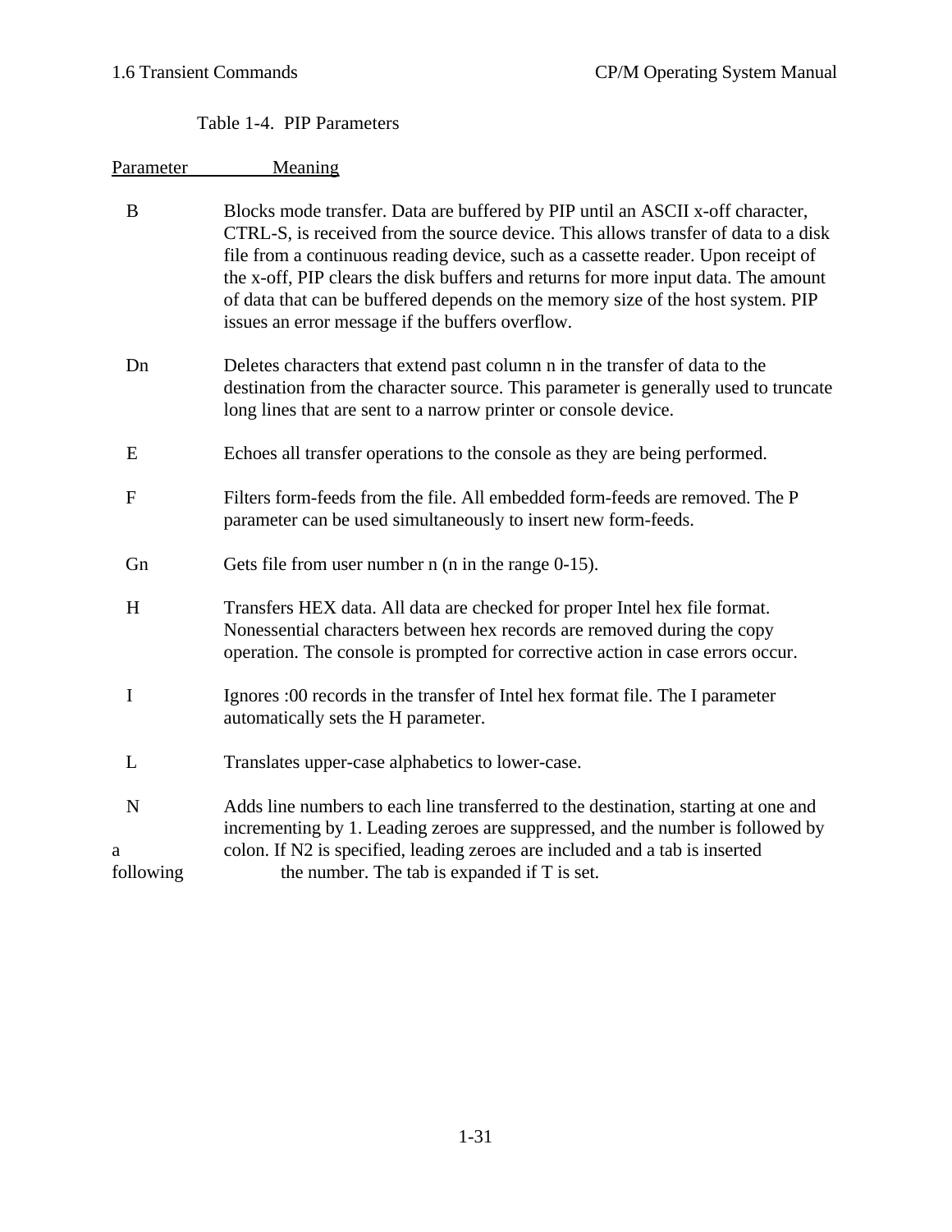Table 1-4. PIP Parameters

| Parameter | Meaning |
|---|---|
| B | Blocks mode transfer. Data are buffered by PIP until an ASCII x-off character, CTRL-S, is received from the source device. This allows transfer of data to a disk file from a continuous reading device, such as a cassette reader. Upon receipt of the x-off, PIP clears the disk buffers and returns for more input data. The amount of data that can be buffered depends on the memory size of the host system. PIP issues an error message if the buffers overflow. |
| Dn | Deletes characters that extend past column n in the transfer of data to the destination from the character source. This parameter is generally used to truncate long lines that are sent to a narrow printer or console device. |
| E | Echoes all transfer operations to the console as they are being performed. |
| F | Filters form-feeds from the file. All embedded form-feeds are removed. The P parameter can be used simultaneously to insert new form-feeds. |
| Gn | Gets file from user number n (n in the range 0-15). |
| H | Transfers HEX data. All data are checked for proper Intel hex file format. Nonessential characters between hex records are removed during the copy operation. The console is prompted for corrective action in case errors occur. |
| I | Ignores :00 records in the transfer of Intel hex format file. The I parameter automatically sets the H parameter. |
| L | Translates upper-case alphabetics to lower-case. |
| N | Adds line numbers to each line transferred to the destination, starting at one and incrementing by 1. Leading zeroes are suppressed, and the number is followed by a colon. If N2 is specified, leading zeroes are included and a tab is inserted following the number. The tab is expanded if T is set. |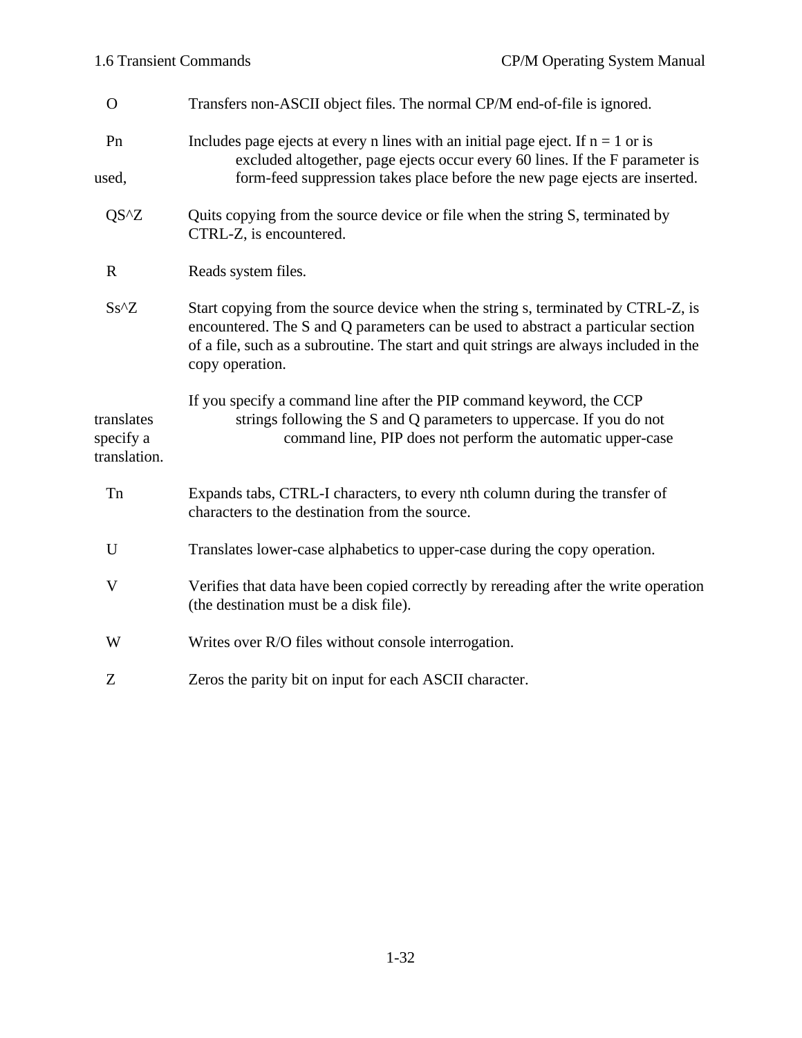| | |
|---|---|
| O | Transfers non-ASCII object files. The normal CP/M end-of-file is ignored. |
| Pn | Includes page ejects at every n lines with an initial page eject. If n = 1 or is excluded altogether, page ejects occur every 60 lines. If the F parameter is used, form-feed suppression takes place before the new page ejects are inserted. |
| QS^Z | Quits copying from the source device or file when the string S, terminated by CTRL-Z, is encountered. |
| R | Reads system files. |
| Ss^Z | Start copying from the source device when the string s, terminated by CTRL-Z, is encountered. The S and Q parameters can be used to abstract a particular section of a file, such as a subroutine. The start and quit strings are always included in the copy operation.<br><br>If you specify a command line after the PIP command keyword, the CCP translates strings following the S and Q parameters to uppercase. If you do not specify a command line, PIP does not perform the automatic upper-case translation. |
| Tn | Expands tabs, CTRL-I characters, to every nth column during the transfer of characters to the destination from the source. |
| U | Translates lower-case alphabetics to upper-case during the copy operation. |
| V | Verifies that data have been copied correctly by rereading after the write operation (the destination must be a disk file). |
| W | Writes over R/O files without console interrogation. |
| Z | Zeros the parity bit on input for each ASCII character. |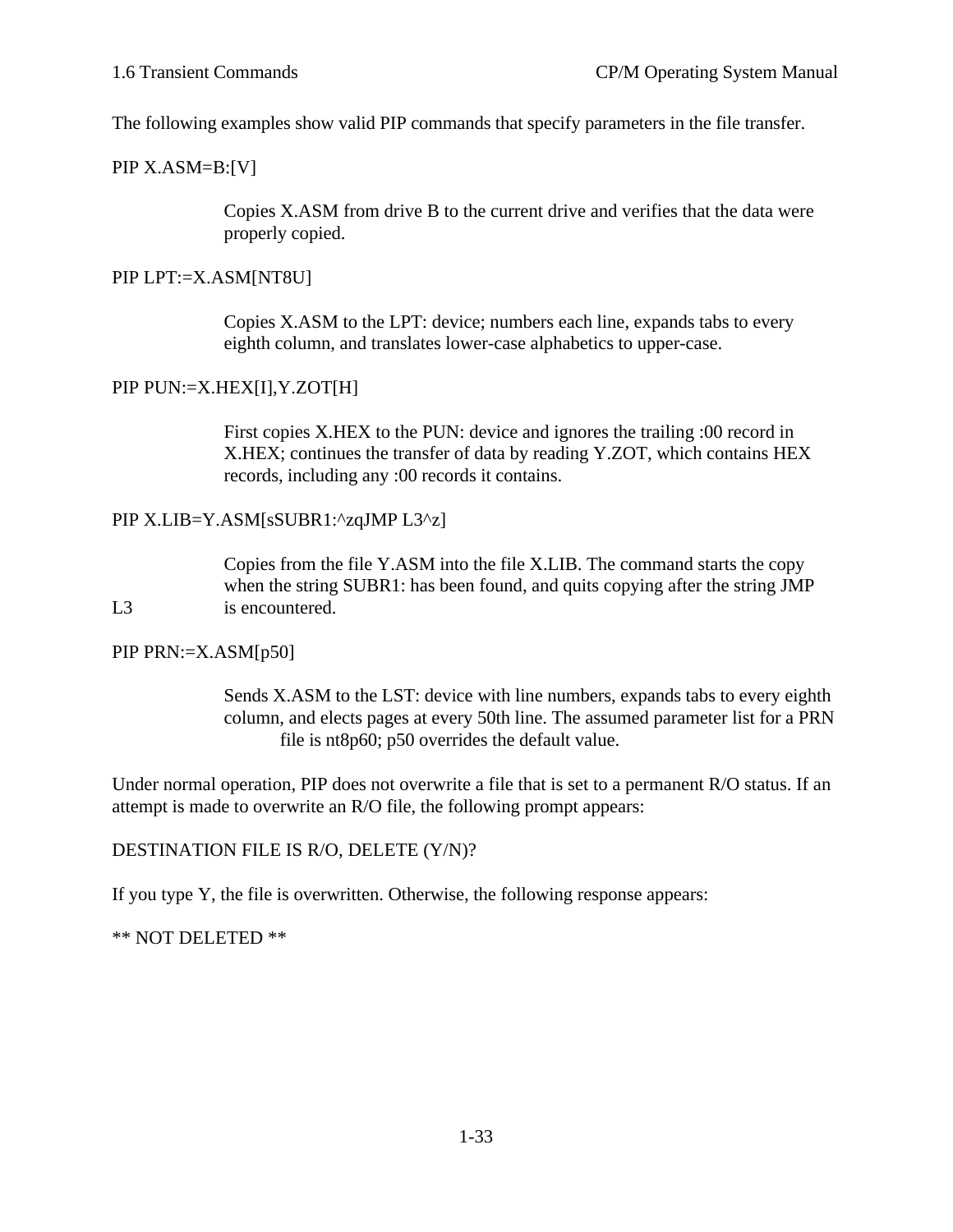The following examples show valid PIP commands that specify parameters in the file transfer.

PIP X.ASM=B:[V]

> Copies X.ASM from drive B to the current drive and verifies that the data were properly copied.

PIP LPT:=X.ASM[NT8U]

> Copies X.ASM to the LPT: device; numbers each line, expands tabs to every eighth column, and translates lower-case alphabetics to upper-case.

PIP PUN:=X.HEX[I],Y.ZOT[H]

> First copies X.HEX to the PUN: device and ignores the trailing :00 record in X.HEX; continues the transfer of data by reading Y.ZOT, which contains HEX records, including any :00 records it contains.

PIP X.LIB=Y.ASM[sSUBR1:^zqJMP L3^z]

> Copies from the file Y.ASM into the file X.LIB. The command starts the copy when the string SUBR1: has been found, and quits copying after the string JMP L3 is encountered.

PIP PRN:=X.ASM[p50]

> Sends X.ASM to the LST: device with line numbers, expands tabs to every eighth column, and elects pages at every 50th line. The assumed parameter list for a PRN file is nt8p60; p50 overrides the default value.

Under normal operation, PIP does not overwrite a file that is set to a permanent R/O status. If an attempt is made to overwrite an R/O file, the following prompt appears:

DESTINATION FILE IS R/O, DELETE (Y/N)?

If you type Y, the file is overwritten. Otherwise, the following response appears:

** NOT DELETED **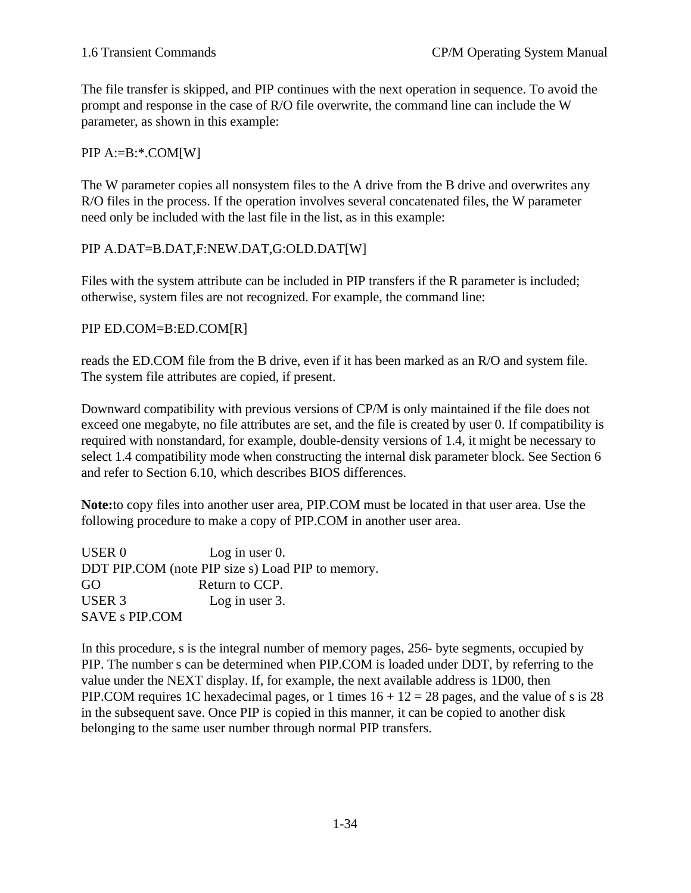The file transfer is skipped, and PIP continues with the next operation in sequence. To avoid the prompt and response in the case of R/O file overwrite, the command line can include the W parameter, as shown in this example:

```
PIP A:=B:*.COM[W]
```

The W parameter copies all nonsystem files to the A drive from the B drive and overwrites any R/O files in the process. If the operation involves several concatenated files, the W parameter need only be included with the last file in the list, as in this example:

```
PIP A.DAT=B.DAT,F:NEW.DAT,G:OLD.DAT[W]
```

Files with the system attribute can be included in PIP transfers if the R parameter is included; otherwise, system files are not recognized. For example, the command line:

```
PIP ED.COM=B:ED.COM[R]
```

reads the ED.COM file from the B drive, even if it has been marked as an R/O and system file. The system file attributes are copied, if present.

Downward compatibility with previous versions of CP/M is only maintained if the file does not exceed one megabyte, no file attributes are set, and the file is created by user 0. If compatibility is required with nonstandard, for example, double-density versions of 1.4, it might be necessary to select 1.4 compatibility mode when constructing the internal disk parameter block. See Section 6 and refer to Section 6.10, which describes BIOS differences.

**Note:**to copy files into another user area, PIP.COM must be located in that user area. Use the following procedure to make a copy of PIP.COM in another user area.

```
USER 0                    Log in user 0.
DDT PIP.COM (note PIP size s) Load PIP to memory.
GO                        Return to CCP.
USER 3                    Log in user 3.
SAVE s PIP.COM
```

In this procedure, s is the integral number of memory pages, 256- byte segments, occupied by PIP. The number s can be determined when PIP.COM is loaded under DDT, by referring to the value under the NEXT display. If, for example, the next available address is 1D00, then PIP.COM requires 1C hexadecimal pages, or 1 times 16 + 12 = 28 pages, and the value of s is 28 in the subsequent save. Once PIP is copied in this manner, it can be copied to another disk belonging to the same user number through normal PIP transfers.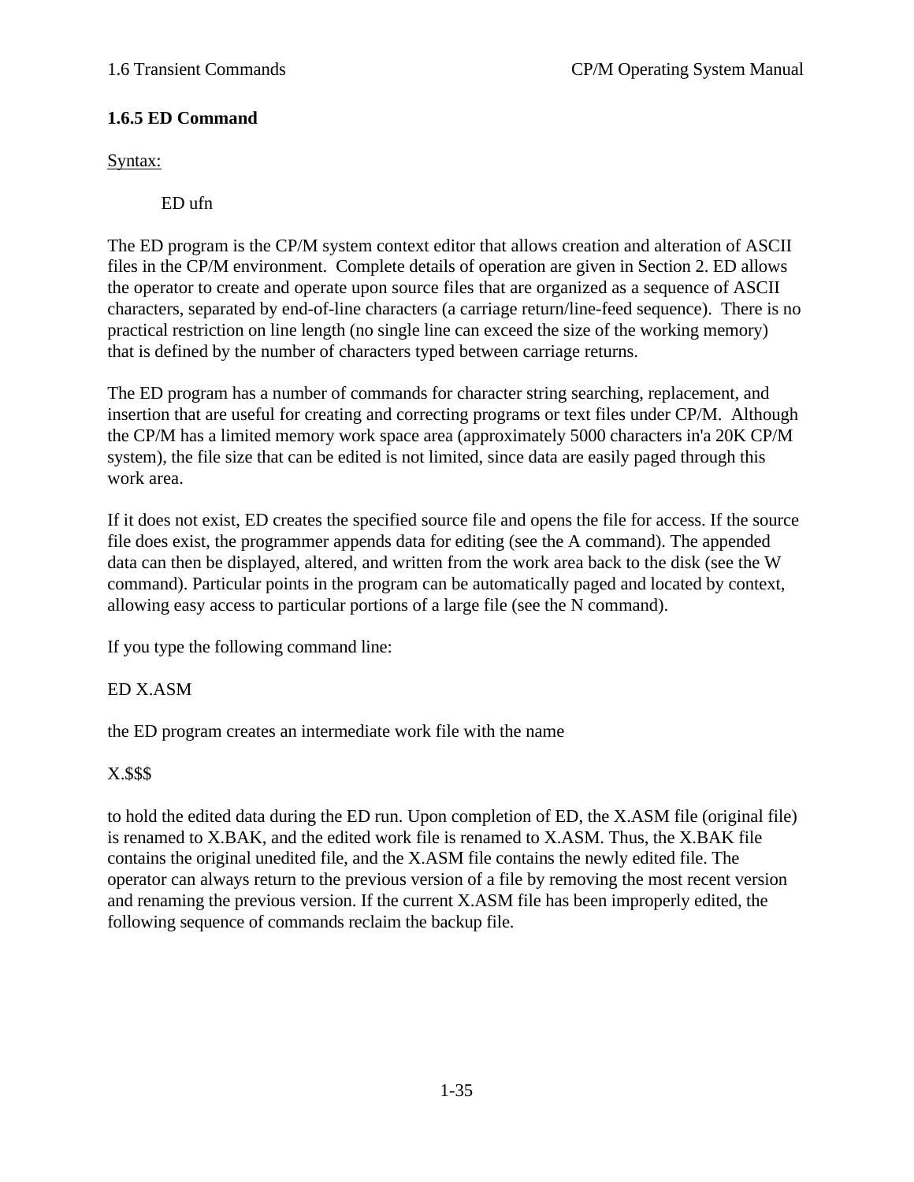### 1.6.5 ED Command

Syntax:

```
ED ufn
```

The ED program is the CP/M system context editor that allows creation and alteration of ASCII files in the CP/M environment. Complete details of operation are given in Section 2. ED allows the operator to create and operate upon source files that are organized as a sequence of ASCII characters, separated by end-of-line characters (a carriage return/line-feed sequence). There is no practical restriction on line length (no single line can exceed the size of the working memory) that is defined by the number of characters typed between carriage returns.

The ED program has a number of commands for character string searching, replacement, and insertion that are useful for creating and correcting programs or text files under CP/M. Although the CP/M has a limited memory work space area (approximately 5000 characters in'a 20K CP/M system), the file size that can be edited is not limited, since data are easily paged through this work area.

If it does not exist, ED creates the specified source file and opens the file for access. If the source file does exist, the programmer appends data for editing (see the A command). The appended data can then be displayed, altered, and written from the work area back to the disk (see the W command). Particular points in the program can be automatically paged and located by context, allowing easy access to particular portions of a large file (see the N command).

If you type the following command line:

ED X.ASM

the ED program creates an intermediate work file with the name

X.$$$

to hold the edited data during the ED run. Upon completion of ED, the X.ASM file (original file) is renamed to X.BAK, and the edited work file is renamed to X.ASM. Thus, the X.BAK file contains the original unedited file, and the X.ASM file contains the newly edited file. The operator can always return to the previous version of a file by removing the most recent version and renaming the previous version. If the current X.ASM file has been improperly edited, the following sequence of commands reclaim the backup file.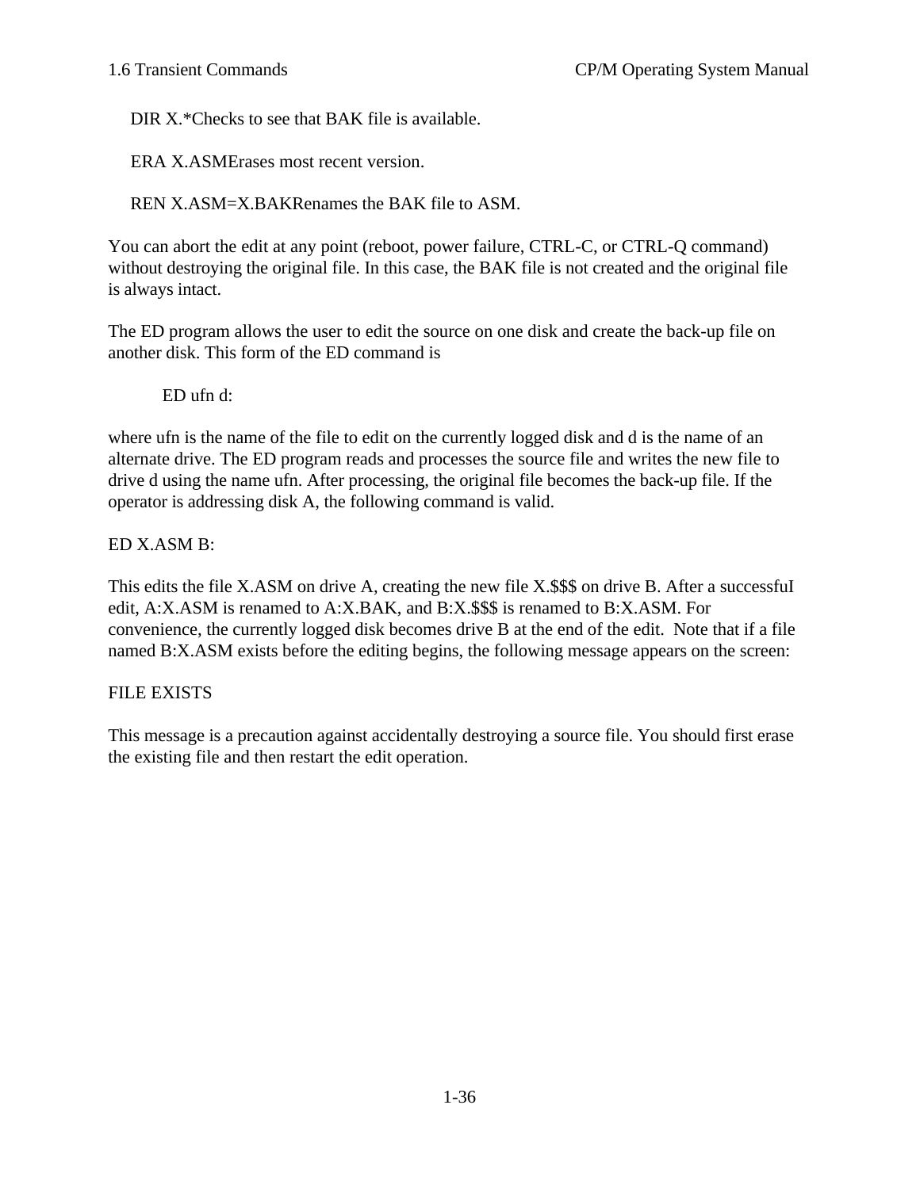DIR X.*Checks to see that BAK file is available.

ERA X.ASMErases most recent version.

REN X.ASM=X.BAKRenames the BAK file to ASM.

You can abort the edit at any point (reboot, power failure, CTRL-C, or CTRL-Q command) without destroying the original file. In this case, the BAK file is not created and the original file is always intact.

The ED program allows the user to edit the source on one disk and create the back-up file on another disk. This form of the ED command is

```
ED ufn d:
```

where ufn is the name of the file to edit on the currently logged disk and d is the name of an alternate drive. The ED program reads and processes the source file and writes the new file to drive d using the name ufn. After processing, the original file becomes the back-up file. If the operator is addressing disk A, the following command is valid.

ED X.ASM B:

This edits the file X.ASM on drive A, creating the new file X.$$$ on drive B. After a successfuI edit, A:X.ASM is renamed to A:X.BAK, and B:X.$$$ is renamed to B:X.ASM. For convenience, the currently logged disk becomes drive B at the end of the edit. Note that if a file named B:X.ASM exists before the editing begins, the following message appears on the screen:

FILE EXISTS

This message is a precaution against accidentally destroying a source file. You should first erase the existing file and then restart the edit operation.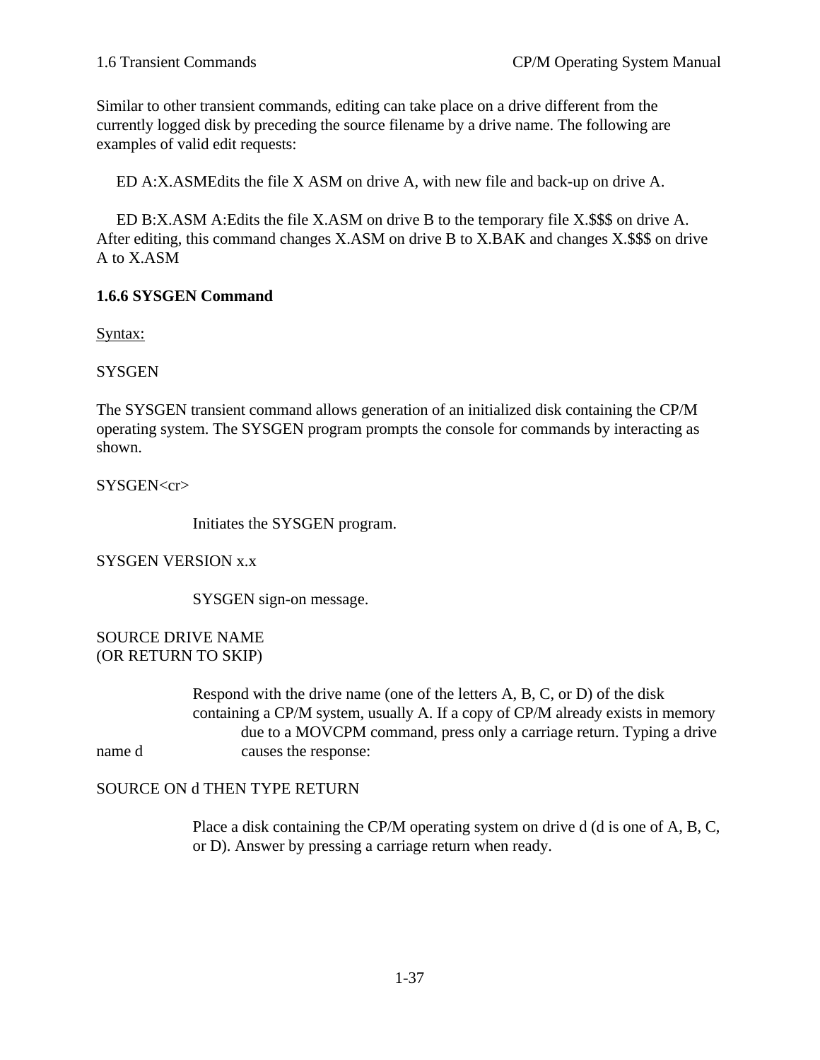Similar to other transient commands, editing can take place on a drive different from the currently logged disk by preceding the source filename by a drive name. The following are examples of valid edit requests:

ED A:X.ASMEdits the file X ASM on drive A, with new file and back-up on drive A.

ED B:X.ASM A:Edits the file X.ASM on drive B to the temporary file X.$$$ on drive A. After editing, this command changes X.ASM on drive B to X.BAK and changes X.$$$ on drive A to X.ASM

### 1.6.6 SYSGEN Command

Syntax:

SYSGEN

The SYSGEN transient command allows generation of an initialized disk containing the CP/M operating system. The SYSGEN program prompts the console for commands by interacting as shown.

SYSGEN<cr>

Initiates the SYSGEN program.

SYSGEN VERSION x.x

SYSGEN sign-on message.

SOURCE DRIVE NAME
(OR RETURN TO SKIP)

Respond with the drive name (one of the letters A, B, C, or D) of the disk containing a CP/M system, usually A. If a copy of CP/M already exists in memory due to a MOVCPM command, press only a carriage return. Typing a drive name d causes the response:

SOURCE ON d THEN TYPE RETURN

Place a disk containing the CP/M operating system on drive d (d is one of A, B, C, or D). Answer by pressing a carriage return when ready.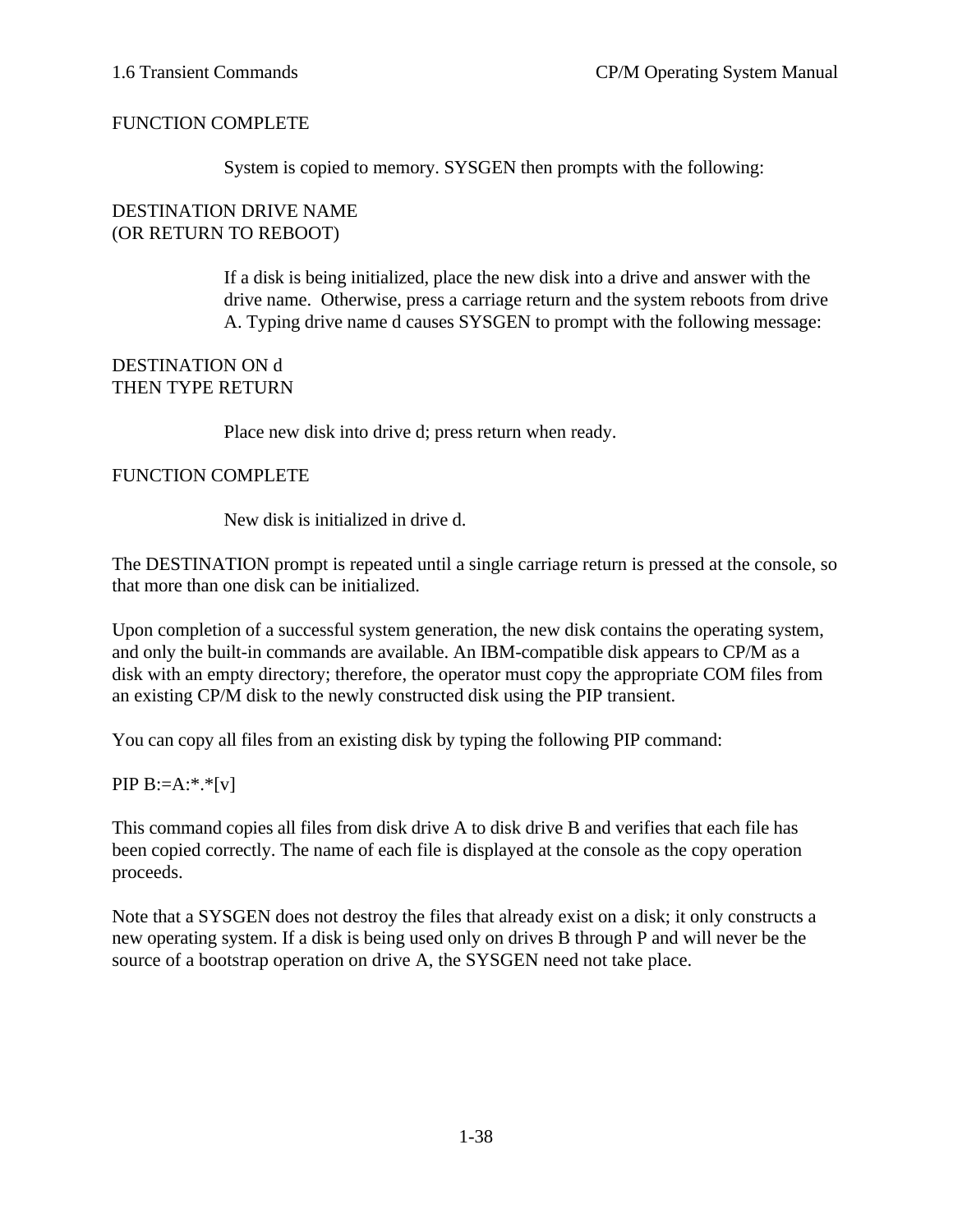```
FUNCTION COMPLETE
```

System is copied to memory. SYSGEN then prompts with the following:

```
DESTINATION DRIVE NAME
(OR RETURN TO REBOOT)
```

If a disk is being initialized, place the new disk into a drive and answer with the drive name. Otherwise, press a carriage return and the system reboots from drive A. Typing drive name d causes SYSGEN to prompt with the following message:

```
DESTINATION ON d
THEN TYPE RETURN
```

Place new disk into drive d; press return when ready.

```
FUNCTION COMPLETE
```

New disk is initialized in drive d.

The DESTINATION prompt is repeated until a single carriage return is pressed at the console, so that more than one disk can be initialized.

Upon completion of a successful system generation, the new disk contains the operating system, and only the built-in commands are available. An IBM-compatible disk appears to CP/M as a disk with an empty directory; therefore, the operator must copy the appropriate COM files from an existing CP/M disk to the newly constructed disk using the PIP transient.

You can copy all files from an existing disk by typing the following PIP command:

```
PIP B:=A:*.*[v]
```

This command copies all files from disk drive A to disk drive B and verifies that each file has been copied correctly. The name of each file is displayed at the console as the copy operation proceeds.

Note that a SYSGEN does not destroy the files that already exist on a disk; it only constructs a new operating system. If a disk is being used only on drives B through P and will never be the source of a bootstrap operation on drive A, the SYSGEN need not take place.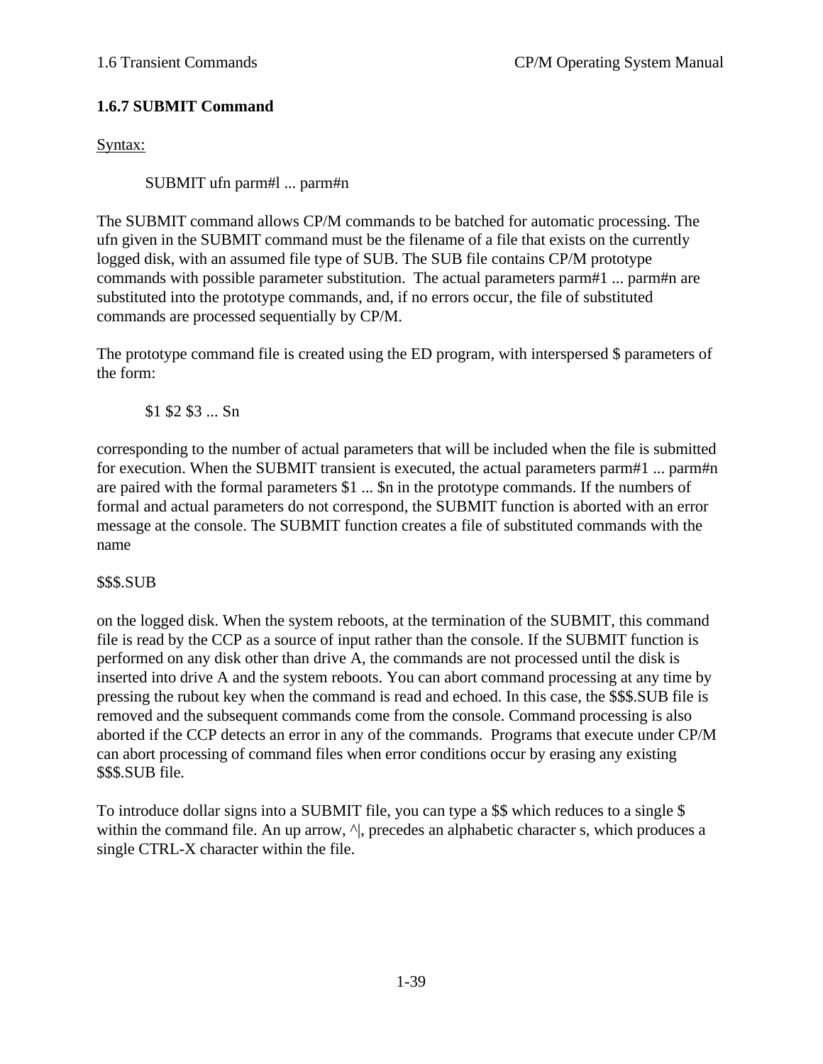### 1.6.7 SUBMIT Command

Syntax:

```
SUBMIT ufn parm#l ... parm#n
```

The SUBMIT command allows CP/M commands to be batched for automatic processing. The ufn given in the SUBMIT command must be the filename of a file that exists on the currently logged disk, with an assumed file type of SUB. The SUB file contains CP/M prototype commands with possible parameter substitution. The actual parameters parm#1 ... parm#n are substituted into the prototype commands, and, if no errors occur, the file of substituted commands are processed sequentially by CP/M.

The prototype command file is created using the ED program, with interspersed $ parameters of the form:

```
$1 $2 $3 ... Sn
```

corresponding to the number of actual parameters that will be included when the file is submitted for execution. When the SUBMIT transient is executed, the actual parameters parm#1 ... parm#n are paired with the formal parameters $1 ... $n in the prototype commands. If the numbers of formal and actual parameters do not correspond, the SUBMIT function is aborted with an error message at the console. The SUBMIT function creates a file of substituted commands with the name

$$$.SUB

on the logged disk. When the system reboots, at the termination of the SUBMIT, this command file is read by the CCP as a source of input rather than the console. If the SUBMIT function is performed on any disk other than drive A, the commands are not processed until the disk is inserted into drive A and the system reboots. You can abort command processing at any time by pressing the rubout key when the command is read and echoed. In this case, the $$$.SUB file is removed and the subsequent commands come from the console. Command processing is also aborted if the CCP detects an error in any of the commands. Programs that execute under CP/M can abort processing of command files when error conditions occur by erasing any existing $$$.SUB file.

To introduce dollar signs into a SUBMIT file, you can type a $$ which reduces to a single $ within the command file. An up arrow, ^|, precedes an alphabetic character s, which produces a single CTRL-X character within the file.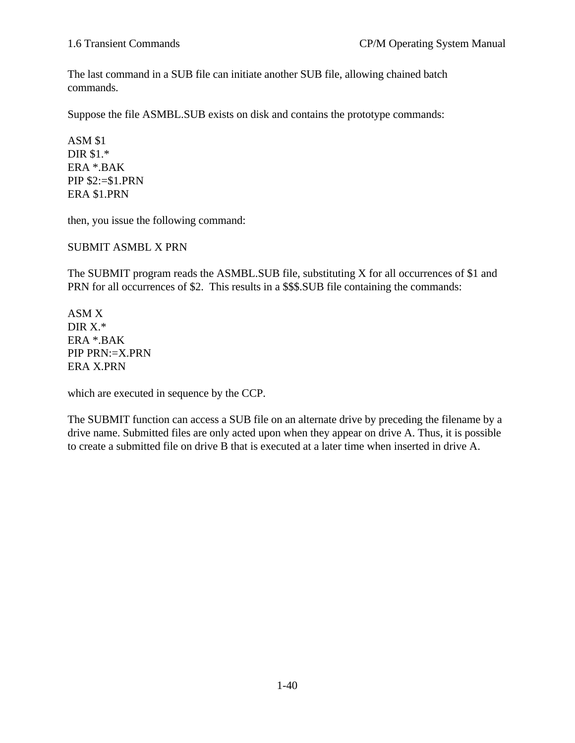The last command in a SUB file can initiate another SUB file, allowing chained batch commands.

Suppose the file ASMBL.SUB exists on disk and contains the prototype commands:

```
ASM $1
DIR $1.*
ERA *.BAK
PIP $2:=$1.PRN
ERA $1.PRN
```

then, you issue the following command:

```
SUBMIT ASMBL X PRN
```

The SUBMIT program reads the ASMBL.SUB file, substituting X for all occurrences of $1 and PRN for all occurrences of $2. This results in a $$$.SUB file containing the commands:

```
ASM X
DIR X.*
ERA *.BAK
PIP PRN:=X.PRN
ERA X.PRN
```

which are executed in sequence by the CCP.

The SUBMIT function can access a SUB file on an alternate drive by preceding the filename by a drive name. Submitted files are only acted upon when they appear on drive A. Thus, it is possible to create a submitted file on drive B that is executed at a later time when inserted in drive A.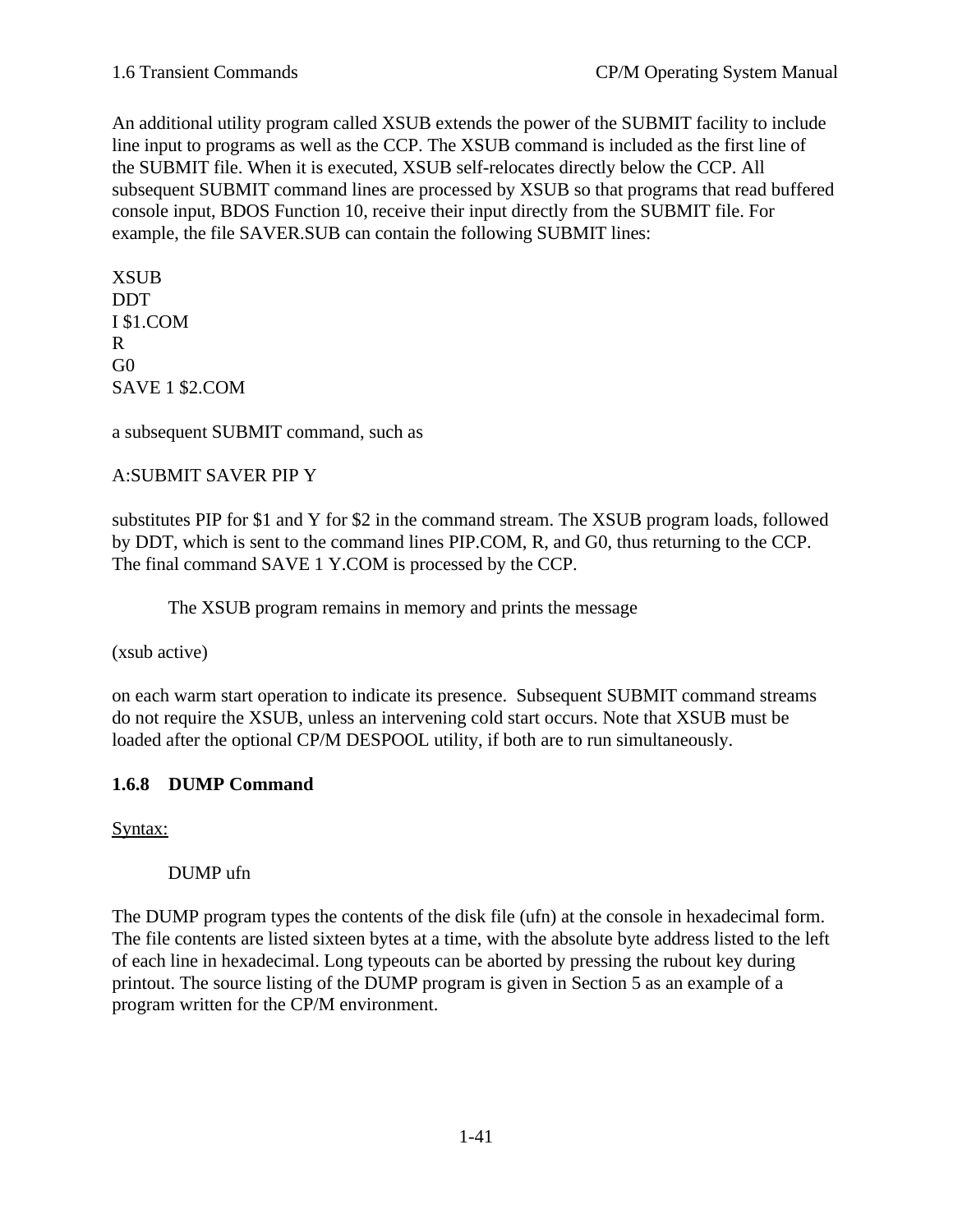An additional utility program called XSUB extends the power of the SUBMIT facility to include line input to programs as well as the CCP. The XSUB command is included as the first line of the SUBMIT file. When it is executed, XSUB self-relocates directly below the CCP. All subsequent SUBMIT command lines are processed by XSUB so that programs that read buffered console input, BDOS Function 10, receive their input directly from the SUBMIT file. For example, the file SAVER.SUB can contain the following SUBMIT lines:

```
XSUB
DDT
I $1.COM
R
G0
SAVE 1 $2.COM
```

a subsequent SUBMIT command, such as

```
A:SUBMIT SAVER PIP Y
```

substitutes PIP for $1 and Y for $2 in the command stream. The XSUB program loads, followed by DDT, which is sent to the command lines PIP.COM, R, and G0, thus returning to the CCP. The final command SAVE 1 Y.COM is processed by the CCP.

The XSUB program remains in memory and prints the message

```
(xsub active)
```

on each warm start operation to indicate its presence. Subsequent SUBMIT command streams do not require the XSUB, unless an intervening cold start occurs. Note that XSUB must be loaded after the optional CP/M DESPOOL utility, if both are to run simultaneously.

### 1.6.8 DUMP Command

Syntax:

```
DUMP ufn
```

The DUMP program types the contents of the disk file (ufn) at the console in hexadecimal form. The file contents are listed sixteen bytes at a time, with the absolute byte address listed to the left of each line in hexadecimal. Long typeouts can be aborted by pressing the rubout key during printout. The source listing of the DUMP program is given in Section 5 as an example of a program written for the CP/M environment.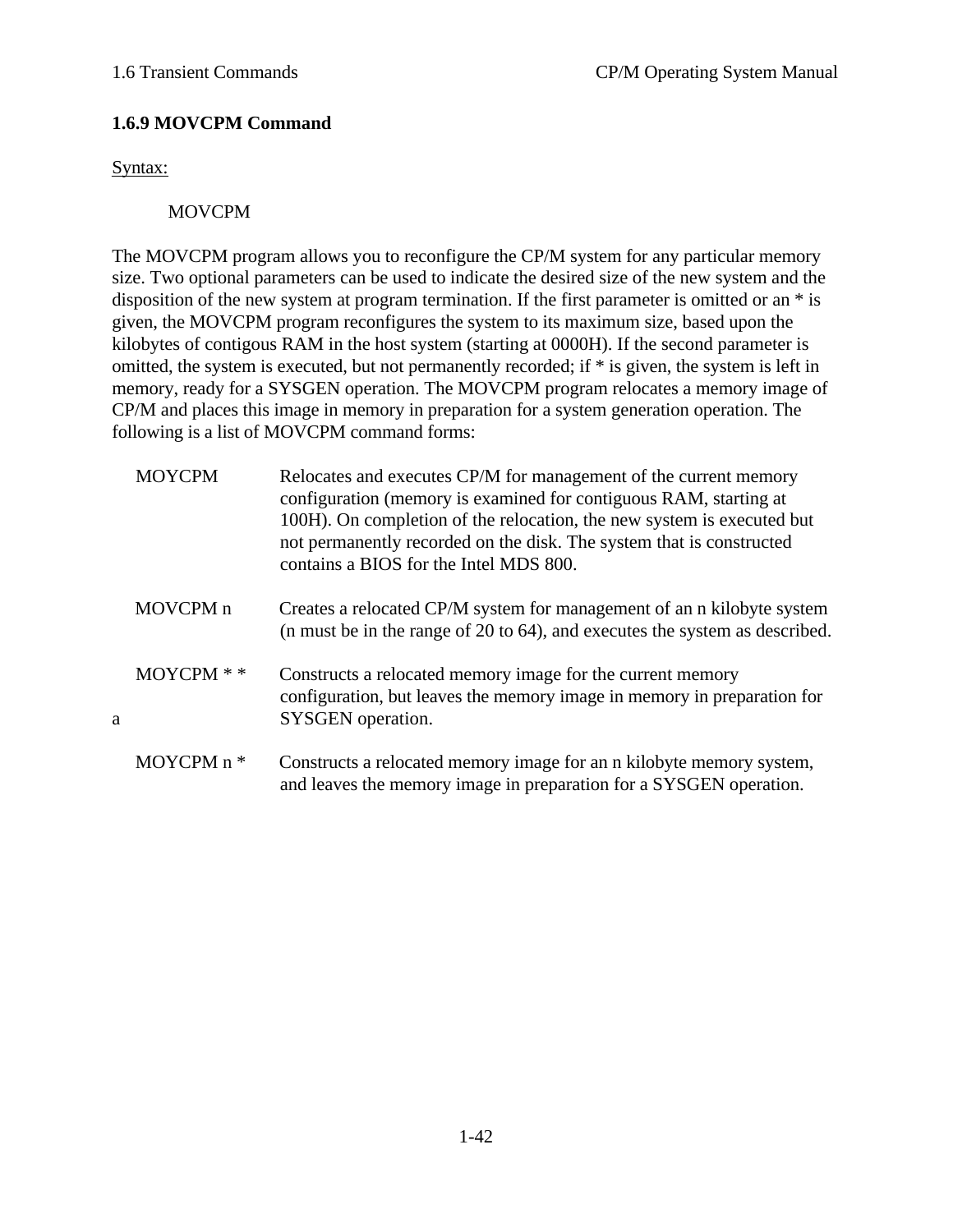### 1.6.9 MOVCPM Command

Syntax:

    MOVCPM

The MOVCPM program allows you to reconfigure the CP/M system for any particular memory size. Two optional parameters can be used to indicate the desired size of the new system and the disposition of the new system at program termination. If the first parameter is omitted or an * is given, the MOVCPM program reconfigures the system to its maximum size, based upon the kilobytes of contigous RAM in the host system (starting at 0000H). If the second parameter is omitted, the system is executed, but not permanently recorded; if * is given, the system is left in memory, ready for a SYSGEN operation. The MOVCPM program relocates a memory image of CP/M and places this image in memory in preparation for a system generation operation. The following is a list of MOVCPM command forms:

| | |
|---|---|
| MOYCPM | Relocates and executes CP/M for management of the current memory configuration (memory is examined for contiguous RAM, starting at 100H). On completion of the relocation, the new system is executed but not permanently recorded on the disk. The system that is constructed contains a BIOS for the Intel MDS 800. |
| MOVCPM n | Creates a relocated CP/M system for management of an n kilobyte system (n must be in the range of 20 to 64), and executes the system as described. |
| MOYCPM * * | Constructs a relocated memory image for the current memory configuration, but leaves the memory image in memory in preparation for a SYSGEN operation. |
| MOYCPM n * | Constructs a relocated memory image for an n kilobyte memory system, and leaves the memory image in preparation for a SYSGEN operation. |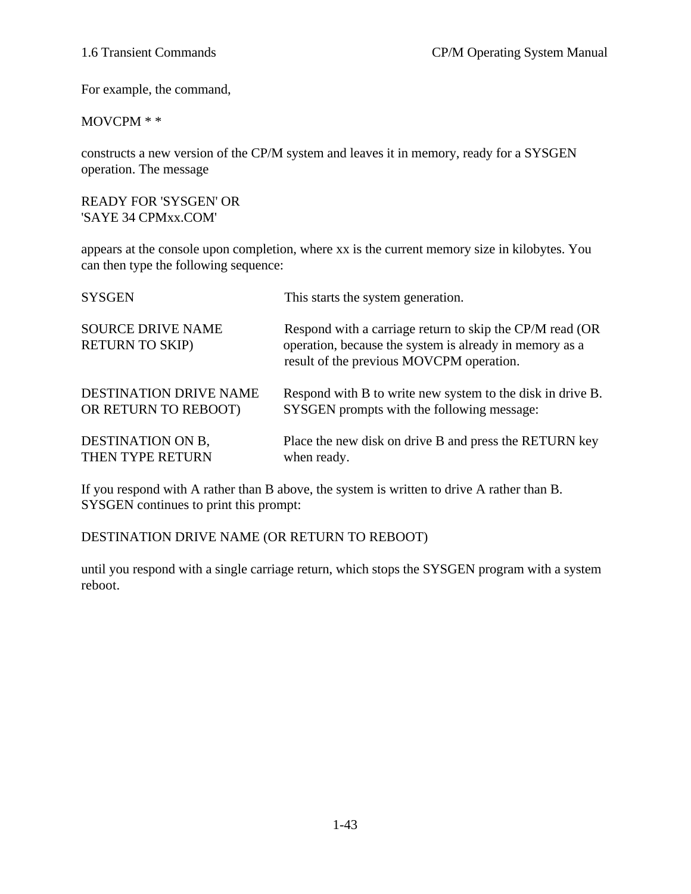For example, the command,

MOVCPM * *

constructs a new version of the CP/M system and leaves it in memory, ready for a SYSGEN operation. The message

READY FOR 'SYSGEN' OR
'SAYE 34 CPMxx.COM'

appears at the console upon completion, where xx is the current memory size in kilobytes. You can then type the following sequence:

| | |
|---|---|
| SYSGEN | This starts the system generation. |
| SOURCE DRIVE NAME RETURN TO SKIP) | Respond with a carriage return to skip the CP/M read (OR operation, because the system is already in memory as a result of the previous MOVCPM operation. |
| DESTINATION DRIVE NAME OR RETURN TO REBOOT) | Respond with B to write new system to the disk in drive B. SYSGEN prompts with the following message: |
| DESTINATION ON B, THEN TYPE RETURN | Place the new disk on drive B and press the RETURN key when ready. |

If you respond with A rather than B above, the system is written to drive A rather than B. SYSGEN continues to print this prompt:

DESTINATION DRIVE NAME (OR RETURN TO REBOOT)

until you respond with a single carriage return, which stops the SYSGEN program with a system reboot.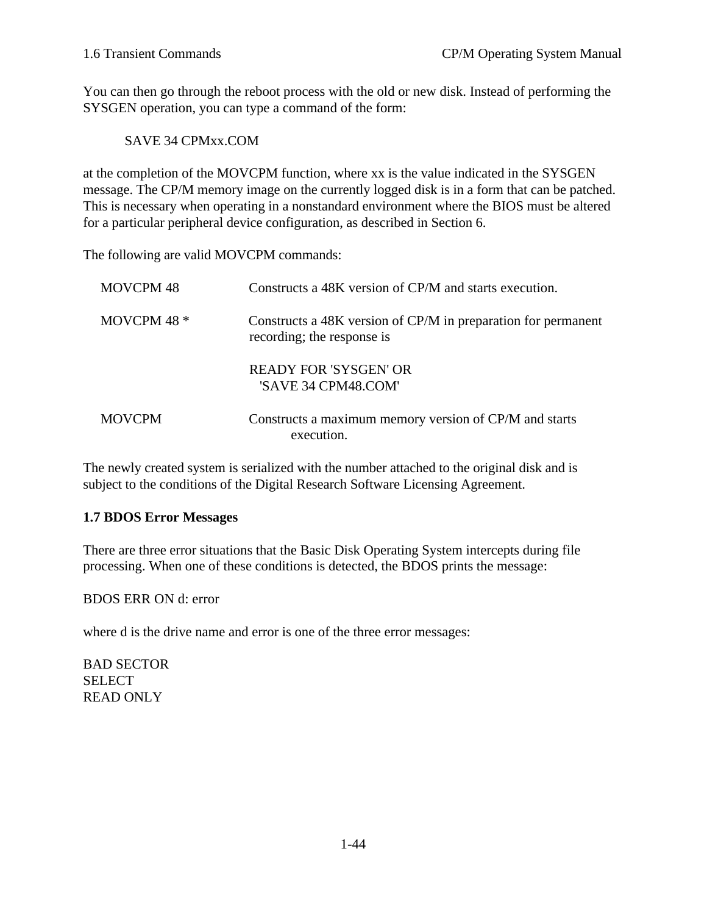You can then go through the reboot process with the old or new disk. Instead of performing the SYSGEN operation, you can type a command of the form:

```
SAVE 34 CPMxx.COM
```

at the completion of the MOVCPM function, where xx is the value indicated in the SYSGEN message. The CP/M memory image on the currently logged disk is in a form that can be patched. This is necessary when operating in a nonstandard environment where the BIOS must be altered for a particular peripheral device configuration, as described in Section 6.

The following are valid MOVCPM commands:

| | |
|---|---|
| MOVCPM 48 | Constructs a 48K version of CP/M and starts execution. |
| MOVCPM 48 * | Constructs a 48K version of CP/M in preparation for permanent recording; the response is<br><br>READY FOR 'SYSGEN' OR<br>'SAVE 34 CPM48.COM' |
| MOVCPM | Constructs a maximum memory version of CP/M and starts execution. |

The newly created system is serialized with the number attached to the original disk and is subject to the conditions of the Digital Research Software Licensing Agreement.

## 1.7 BDOS Error Messages

There are three error situations that the Basic Disk Operating System intercepts during file processing. When one of these conditions is detected, the BDOS prints the message:

BDOS ERR ON d: error

where d is the drive name and error is one of the three error messages:

BAD SECTOR  
SELECT  
READ ONLY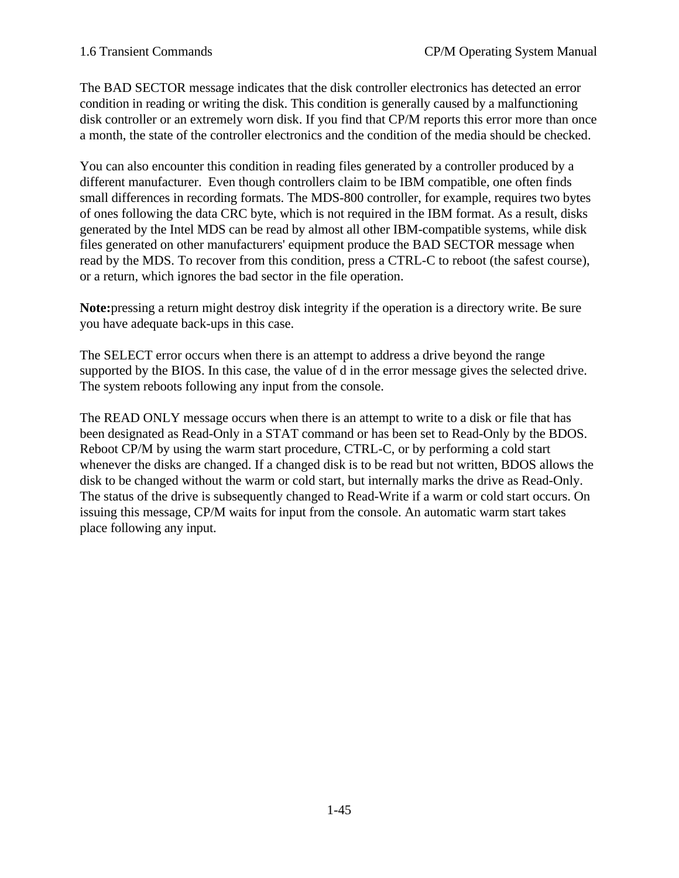The BAD SECTOR message indicates that the disk controller electronics has detected an error condition in reading or writing the disk. This condition is generally caused by a malfunctioning disk controller or an extremely worn disk. If you find that CP/M reports this error more than once a month, the state of the controller electronics and the condition of the media should be checked.

You can also encounter this condition in reading files generated by a controller produced by a different manufacturer. Even though controllers claim to be IBM compatible, one often finds small differences in recording formats. The MDS-800 controller, for example, requires two bytes of ones following the data CRC byte, which is not required in the IBM format. As a result, disks generated by the Intel MDS can be read by almost all other IBM-compatible systems, while disk files generated on other manufacturers' equipment produce the BAD SECTOR message when read by the MDS. To recover from this condition, press a CTRL-C to reboot (the safest course), or a return, which ignores the bad sector in the file operation.

**Note:**pressing a return might destroy disk integrity if the operation is a directory write. Be sure you have adequate back-ups in this case.

The SELECT error occurs when there is an attempt to address a drive beyond the range supported by the BIOS. In this case, the value of d in the error message gives the selected drive. The system reboots following any input from the console.

The READ ONLY message occurs when there is an attempt to write to a disk or file that has been designated as Read-Only in a STAT command or has been set to Read-Only by the BDOS. Reboot CP/M by using the warm start procedure, CTRL-C, or by performing a cold start whenever the disks are changed. If a changed disk is to be read but not written, BDOS allows the disk to be changed without the warm or cold start, but internally marks the drive as Read-Only. The status of the drive is subsequently changed to Read-Write if a warm or cold start occurs. On issuing this message, CP/M waits for input from the console. An automatic warm start takes place following any input.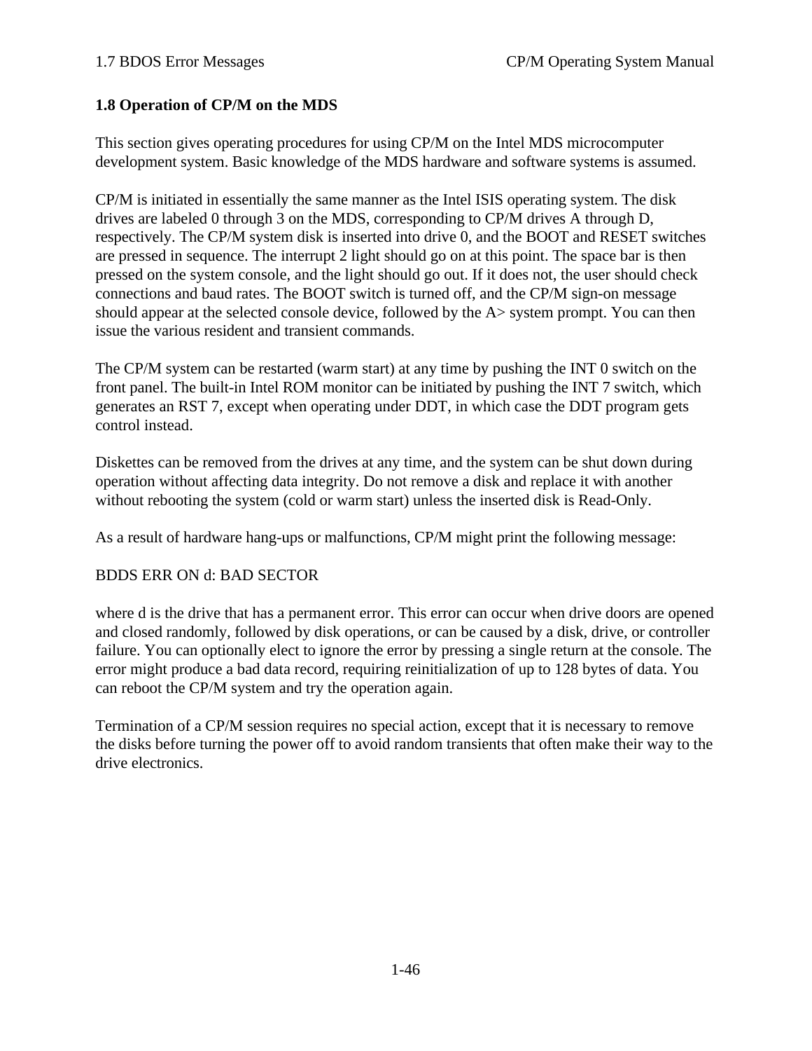## 1.8 Operation of CP/M on the MDS

This section gives operating procedures for using CP/M on the Intel MDS microcomputer development system. Basic knowledge of the MDS hardware and software systems is assumed.

CP/M is initiated in essentially the same manner as the Intel ISIS operating system. The disk drives are labeled 0 through 3 on the MDS, corresponding to CP/M drives A through D, respectively. The CP/M system disk is inserted into drive 0, and the BOOT and RESET switches are pressed in sequence. The interrupt 2 light should go on at this point. The space bar is then pressed on the system console, and the light should go out. If it does not, the user should check connections and baud rates. The BOOT switch is turned off, and the CP/M sign-on message should appear at the selected console device, followed by the A> system prompt. You can then issue the various resident and transient commands.

The CP/M system can be restarted (warm start) at any time by pushing the INT 0 switch on the front panel. The built-in Intel ROM monitor can be initiated by pushing the INT 7 switch, which generates an RST 7, except when operating under DDT, in which case the DDT program gets control instead.

Diskettes can be removed from the drives at any time, and the system can be shut down during operation without affecting data integrity. Do not remove a disk and replace it with another without rebooting the system (cold or warm start) unless the inserted disk is Read-Only.

As a result of hardware hang-ups or malfunctions, CP/M might print the following message:

BDDS ERR ON d: BAD SECTOR

where d is the drive that has a permanent error. This error can occur when drive doors are opened and closed randomly, followed by disk operations, or can be caused by a disk, drive, or controller failure. You can optionally elect to ignore the error by pressing a single return at the console. The error might produce a bad data record, requiring reinitialization of up to 128 bytes of data. You can reboot the CP/M system and try the operation again.

Termination of a CP/M session requires no special action, except that it is necessary to remove the disks before turning the power off to avoid random transients that often make their way to the drive electronics.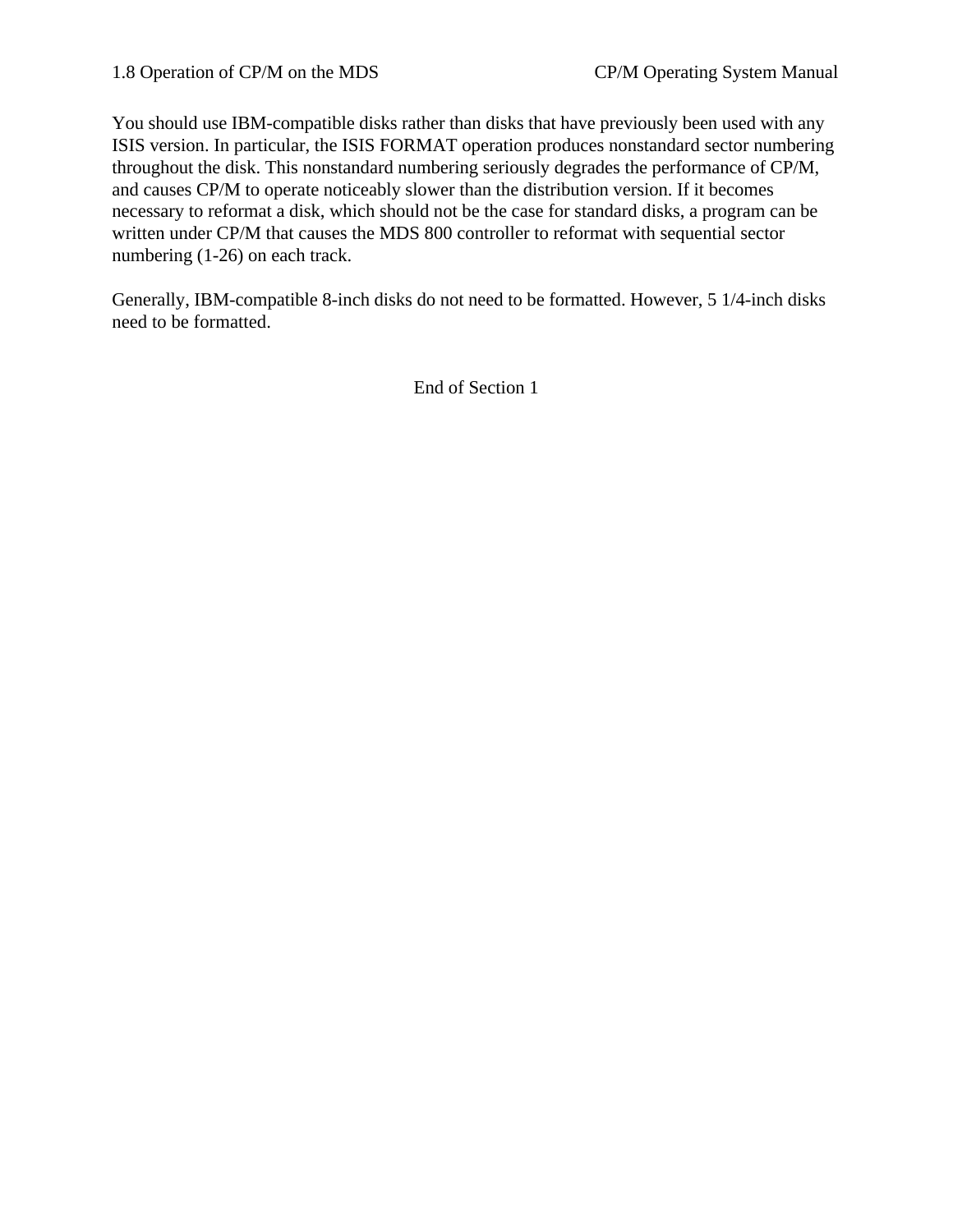You should use IBM-compatible disks rather than disks that have previously been used with any ISIS version. In particular, the ISIS FORMAT operation produces nonstandard sector numbering throughout the disk. This nonstandard numbering seriously degrades the performance of CP/M, and causes CP/M to operate noticeably slower than the distribution version. If it becomes necessary to reformat a disk, which should not be the case for standard disks, a program can be written under CP/M that causes the MDS 800 controller to reformat with sequential sector numbering (1-26) on each track.

Generally, IBM-compatible 8-inch disks do not need to be formatted. However, 5 1/4-inch disks need to be formatted.

End of Section 1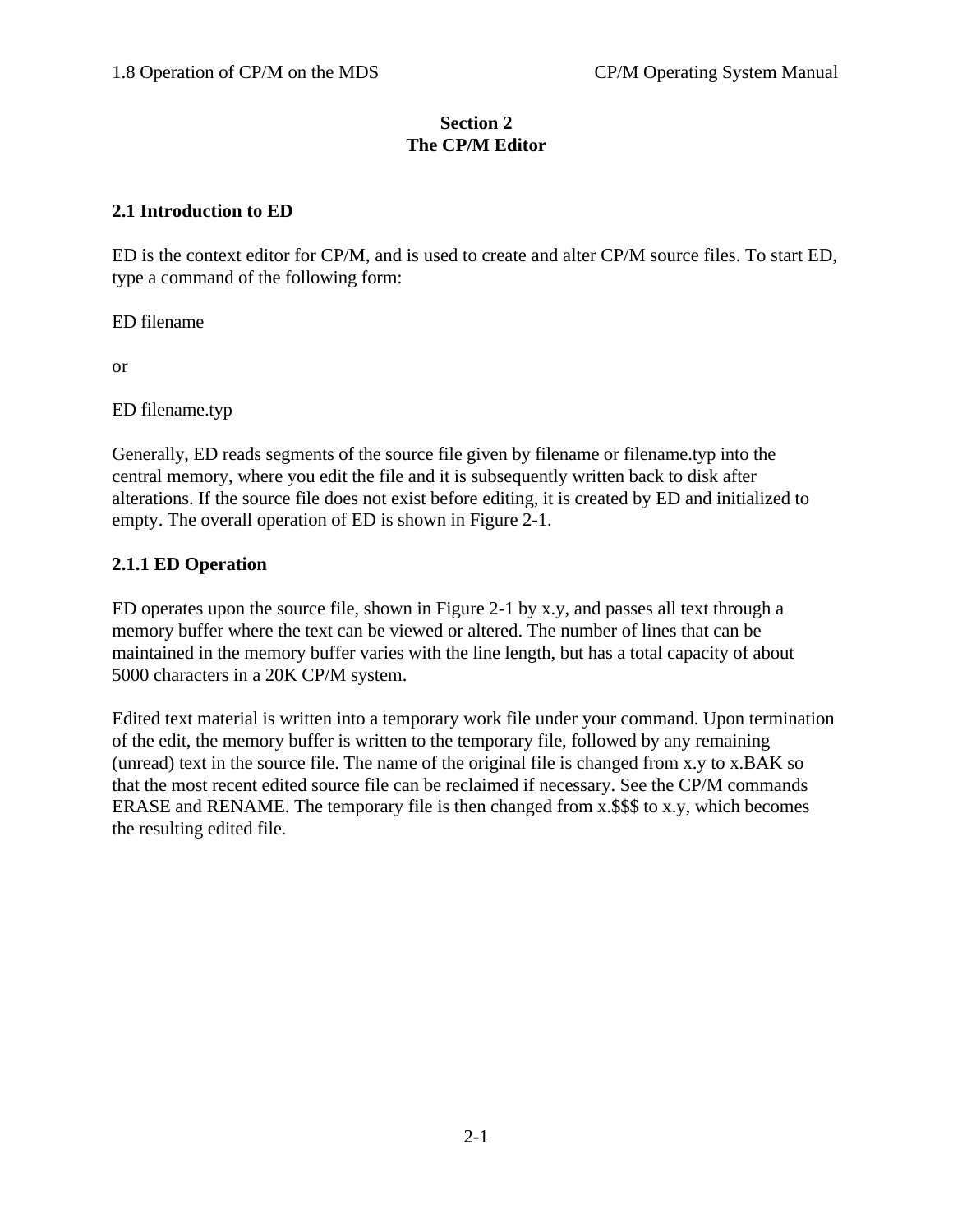# Section 2
# The CP/M Editor

## 2.1 Introduction to ED

ED is the context editor for CP/M, and is used to create and alter CP/M source files. To start ED, type a command of the following form:

ED filename

or

ED filename.typ

Generally, ED reads segments of the source file given by filename or filename.typ into the central memory, where you edit the file and it is subsequently written back to disk after alterations. If the source file does not exist before editing, it is created by ED and initialized to empty. The overall operation of ED is shown in Figure 2-1.

### 2.1.1 ED Operation

ED operates upon the source file, shown in Figure 2-1 by x.y, and passes all text through a memory buffer where the text can be viewed or altered. The number of lines that can be maintained in the memory buffer varies with the line length, but has a total capacity of about 5000 characters in a 20K CP/M system.

Edited text material is written into a temporary work file under your command. Upon termination of the edit, the memory buffer is written to the temporary file, followed by any remaining (unread) text in the source file. The name of the original file is changed from x.y to x.BAK so that the most recent edited source file can be reclaimed if necessary. See the CP/M commands ERASE and RENAME. The temporary file is then changed from x.$$$ to x.y, which becomes the resulting edited file.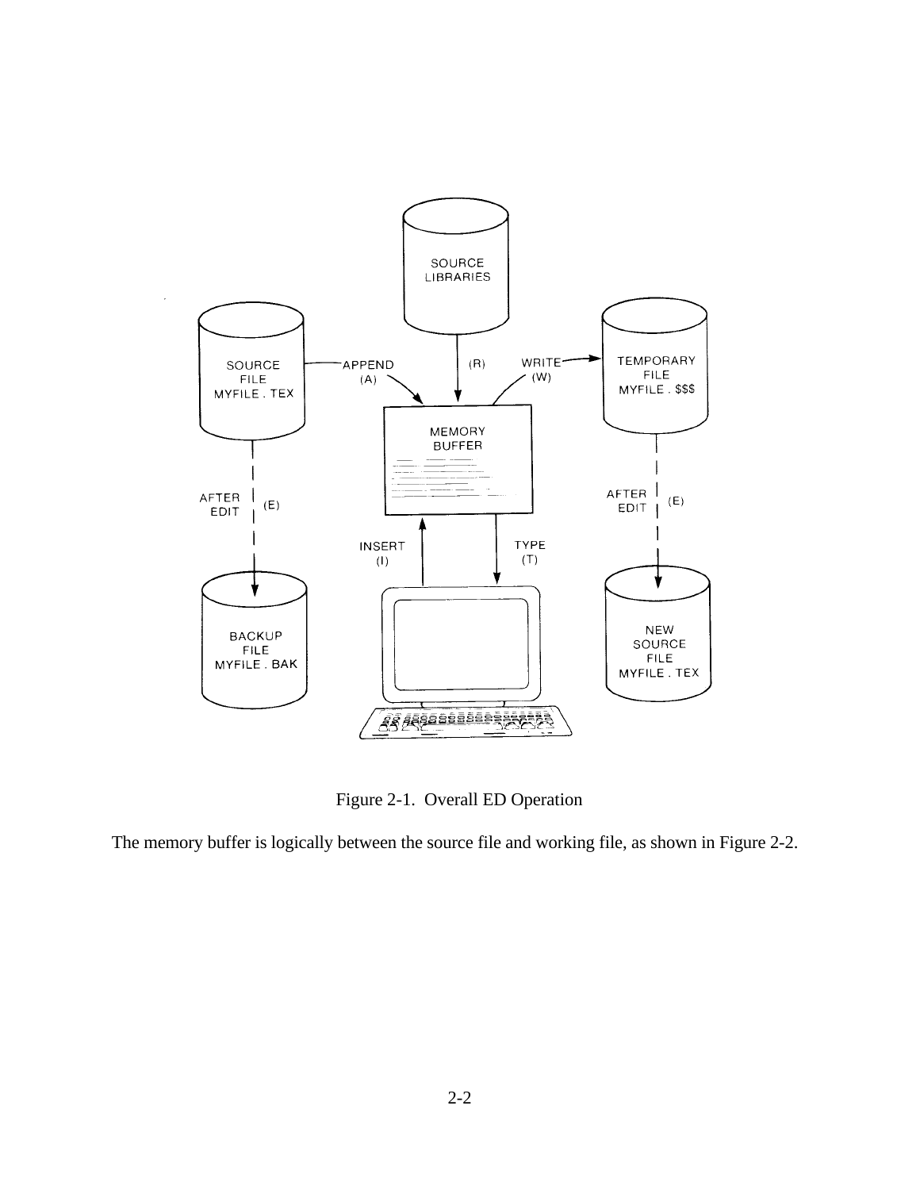Figure 2-1. Overall ED Operation

The memory buffer is logically between the source file and working file, as shown in Figure 2-2.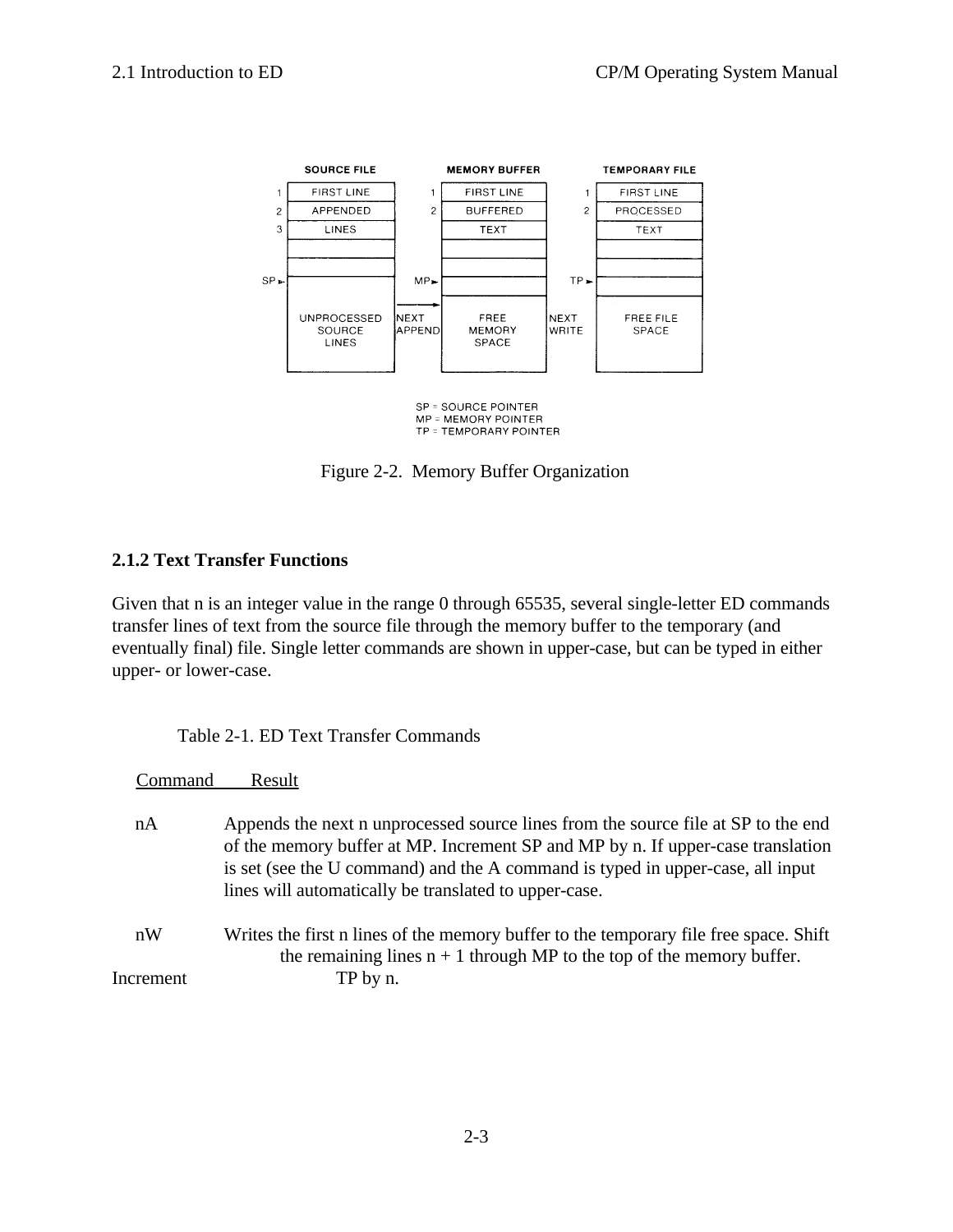Figure 2-2. Memory Buffer Organization

### 2.1.2 Text Transfer Functions

Given that n is an integer value in the range 0 through 65535, several single-letter ED commands transfer lines of text from the source file through the memory buffer to the temporary (and eventually final) file. Single letter commands are shown in upper-case, but can be typed in either upper- or lower-case.

Table 2-1. ED Text Transfer Commands

| Command | Result |
|---|---|
| nA | Appends the next n unprocessed source lines from the source file at SP to the end of the memory buffer at MP. Increment SP and MP by n. If upper-case translation is set (see the U command) and the A command is typed in upper-case, all input lines will automatically be translated to upper-case. |
| nW | Writes the first n lines of the memory buffer to the temporary file free space. Shift the remaining lines n + 1 through MP to the top of the memory buffer. Increment TP by n. |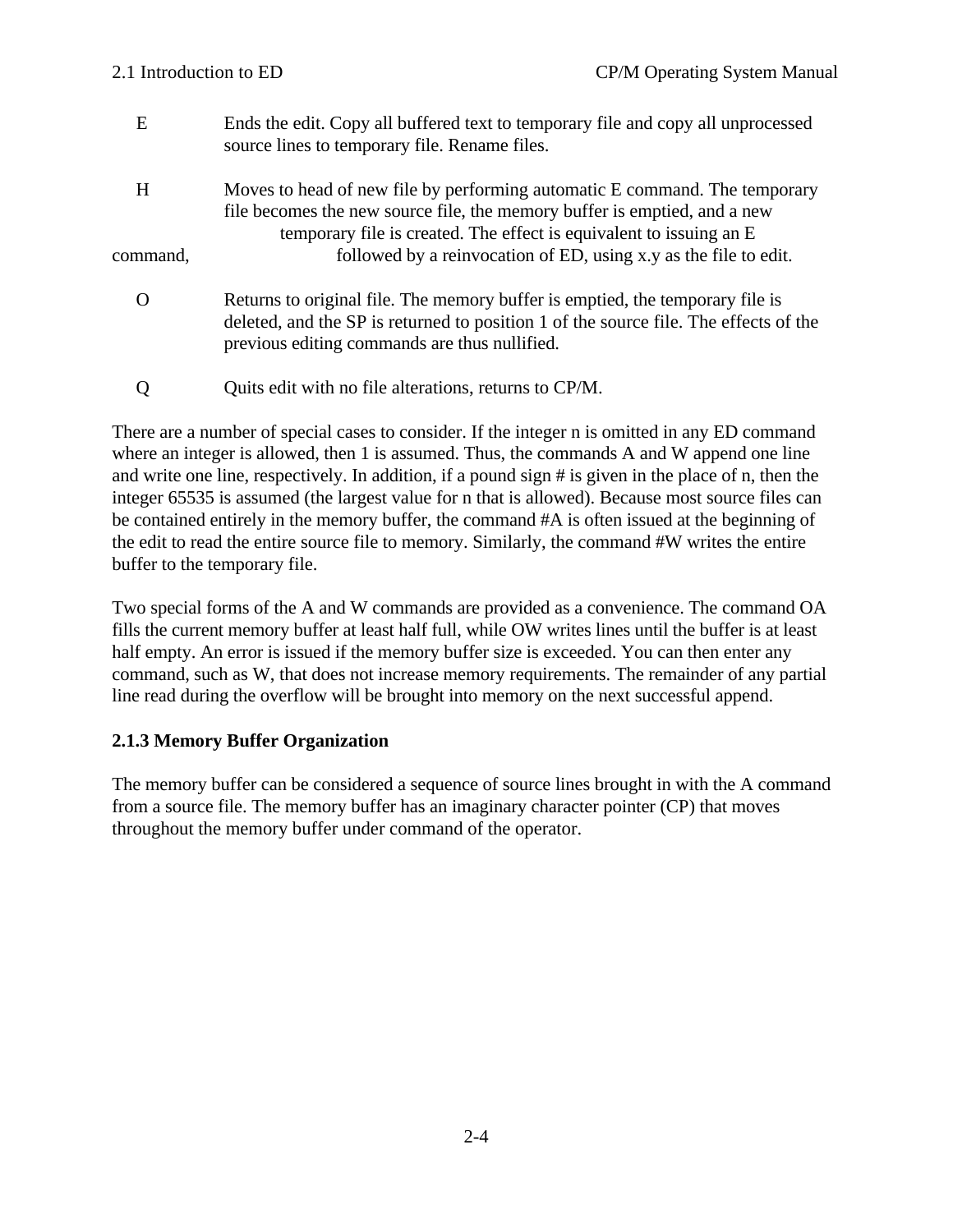| | |
|---|---|
| E | Ends the edit. Copy all buffered text to temporary file and copy all unprocessed source lines to temporary file. Rename files. |
| H | Moves to head of new file by performing automatic E command. The temporary file becomes the new source file, the memory buffer is emptied, and a new temporary file is created. The effect is equivalent to issuing an E command, followed by a reinvocation of ED, using x.y as the file to edit. |
| O | Returns to original file. The memory buffer is emptied, the temporary file is deleted, and the SP is returned to position 1 of the source file. The effects of the previous editing commands are thus nullified. |
| Q | Quits edit with no file alterations, returns to CP/M. |

There are a number of special cases to consider. If the integer n is omitted in any ED command where an integer is allowed, then 1 is assumed. Thus, the commands A and W append one line and write one line, respectively. In addition, if a pound sign # is given in the place of n, then the integer 65535 is assumed (the largest value for n that is allowed). Because most source files can be contained entirely in the memory buffer, the command #A is often issued at the beginning of the edit to read the entire source file to memory. Similarly, the command #W writes the entire buffer to the temporary file.

Two special forms of the A and W commands are provided as a convenience. The command OA fills the current memory buffer at least half full, while OW writes lines until the buffer is at least half empty. An error is issued if the memory buffer size is exceeded. You can then enter any command, such as W, that does not increase memory requirements. The remainder of any partial line read during the overflow will be brought into memory on the next successful append.

### 2.1.3 Memory Buffer Organization

The memory buffer can be considered a sequence of source lines brought in with the A command from a source file. The memory buffer has an imaginary character pointer (CP) that moves throughout the memory buffer under command of the operator.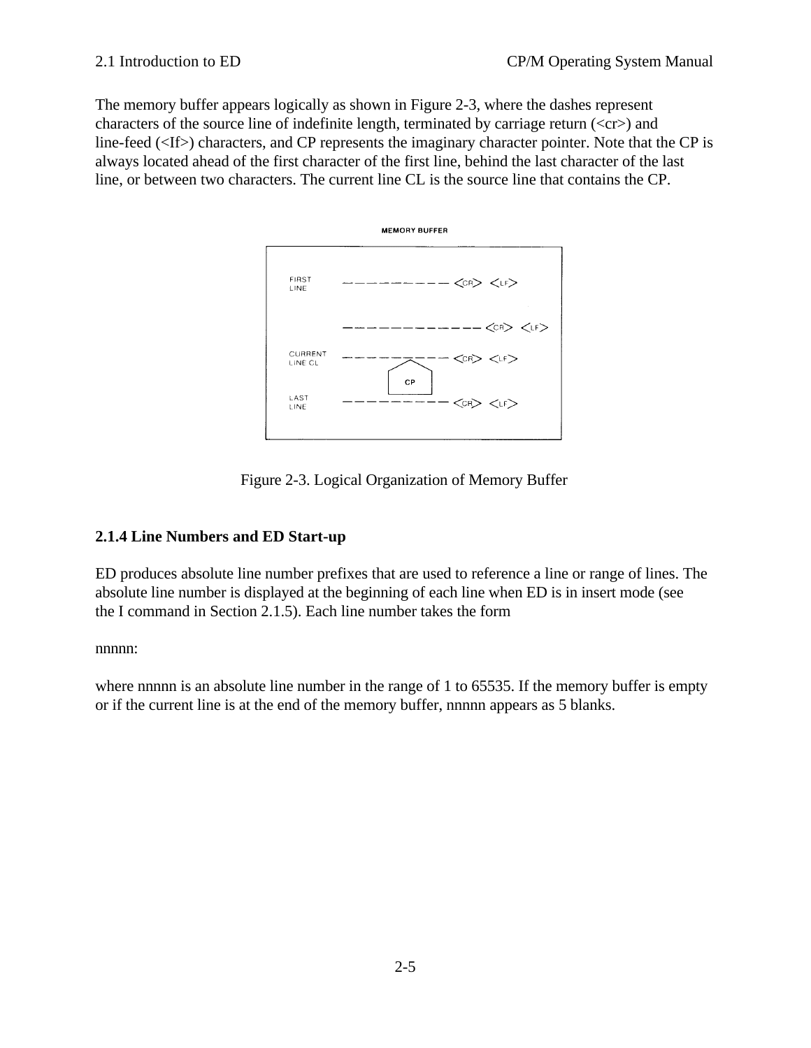The memory buffer appears logically as shown in Figure 2-3, where the dashes represent characters of the source line of indefinite length, terminated by carriage return (<cr>) and line-feed (<lf>) characters, and CP represents the imaginary character pointer. Note that the CP is always located ahead of the first character of the first line, behind the last character of the last line, or between two characters. The current line CL is the source line that contains the CP.

```
                        MEMORY BUFFER

FIRST
LINE          ----------- <CR> <LF>

              ------------ <CR> <LF>

CURRENT
LINE CL       ----------- <CR> <LF>
                    CP
LAST
LINE          ----------- <CR> <LF>
```

Figure 2-3. Logical Organization of Memory Buffer

### 2.1.4 Line Numbers and ED Start-up

ED produces absolute line number prefixes that are used to reference a line or range of lines. The absolute line number is displayed at the beginning of each line when ED is in insert mode (see the I command in Section 2.1.5). Each line number takes the form

nnnnn:

where nnnnn is an absolute line number in the range of 1 to 65535. If the memory buffer is empty or if the current line is at the end of the memory buffer, nnnnn appears as 5 blanks.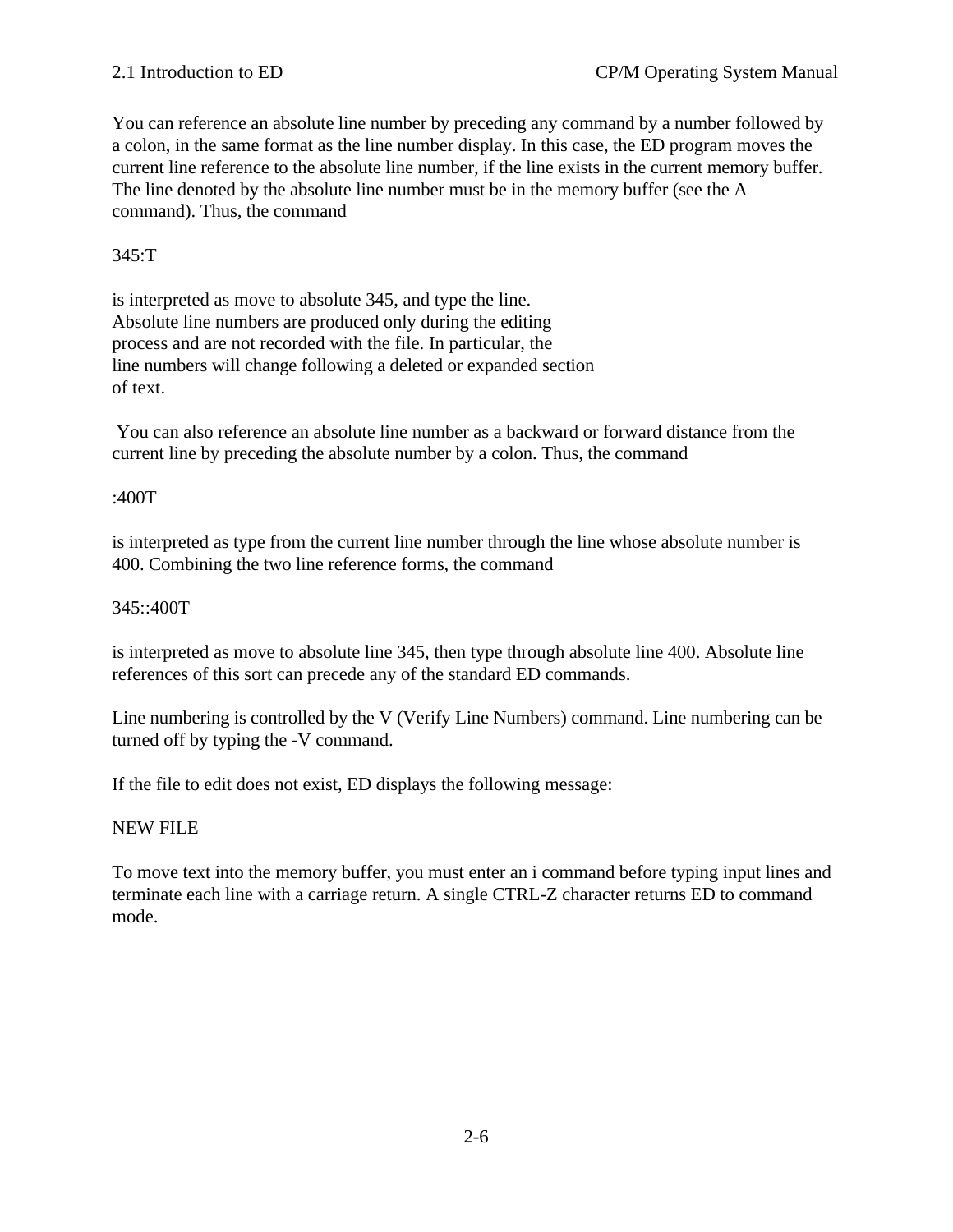You can reference an absolute line number by preceding any command by a number followed by a colon, in the same format as the line number display. In this case, the ED program moves the current line reference to the absolute line number, if the line exists in the current memory buffer. The line denoted by the absolute line number must be in the memory buffer (see the A command). Thus, the command

```
345:T
```

is interpreted as move to absolute 345, and type the line. Absolute line numbers are produced only during the editing process and are not recorded with the file. In particular, the line numbers will change following a deleted or expanded section of text.

You can also reference an absolute line number as a backward or forward distance from the current line by preceding the absolute number by a colon. Thus, the command

```
:400T
```

is interpreted as type from the current line number through the line whose absolute number is 400. Combining the two line reference forms, the command

```
345::400T
```

is interpreted as move to absolute line 345, then type through absolute line 400. Absolute line references of this sort can precede any of the standard ED commands.

Line numbering is controlled by the V (Verify Line Numbers) command. Line numbering can be turned off by typing the -V command.

If the file to edit does not exist, ED displays the following message:

```
NEW FILE
```

To move text into the memory buffer, you must enter an i command before typing input lines and terminate each line with a carriage return. A single CTRL-Z character returns ED to command mode.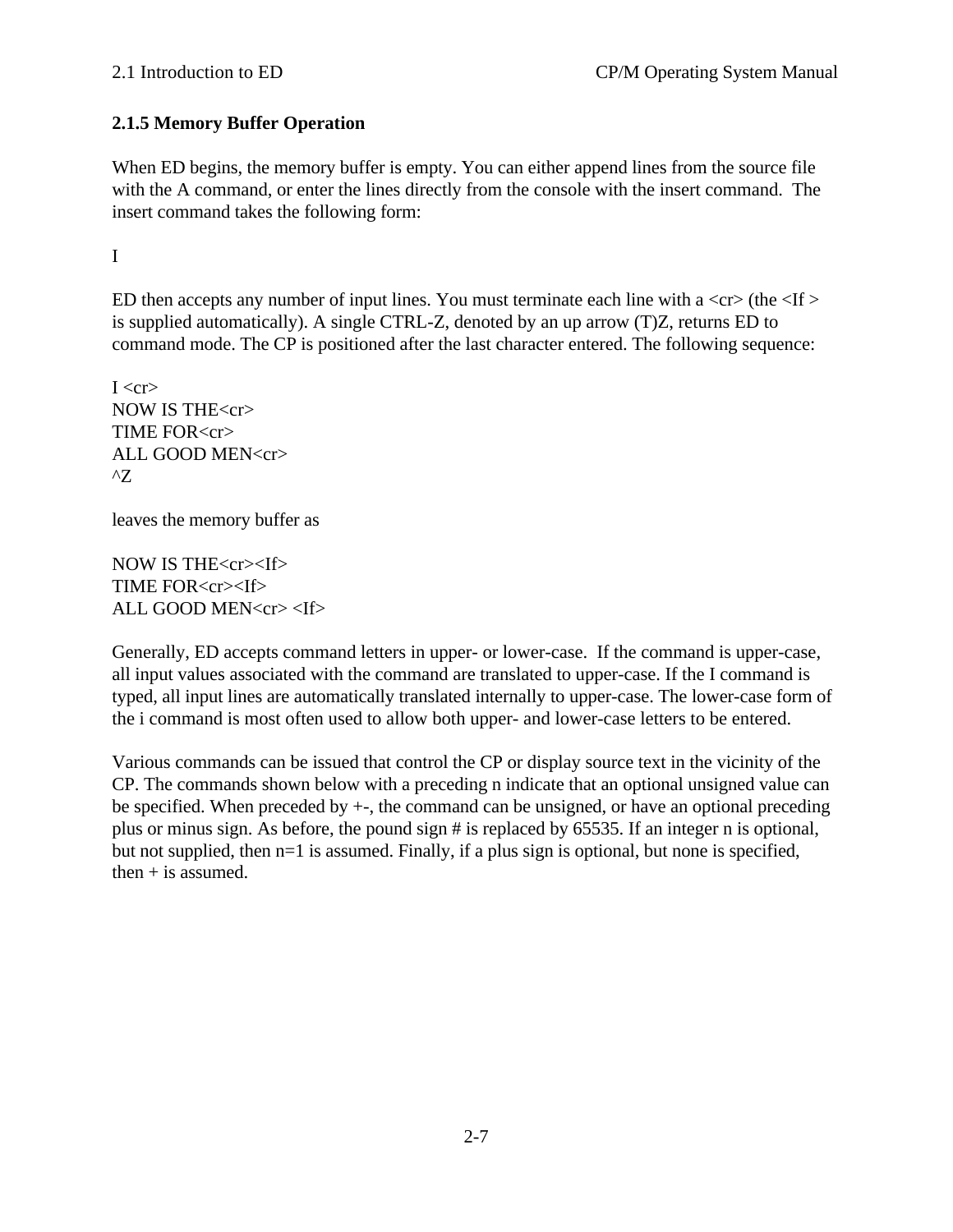### 2.1.5 Memory Buffer Operation

When ED begins, the memory buffer is empty. You can either append lines from the source file with the A command, or enter the lines directly from the console with the insert command. The insert command takes the following form:

I

ED then accepts any number of input lines. You must terminate each line with a <cr> (the <If > is supplied automatically). A single CTRL-Z, denoted by an up arrow (T)Z, returns ED to command mode. The CP is positioned after the last character entered. The following sequence:

```
I <cr>
NOW IS THE<cr>
TIME FOR<cr>
ALL GOOD MEN<cr>
^Z
```

leaves the memory buffer as

```
NOW IS THE<cr><If>
TIME FOR<cr><If>
ALL GOOD MEN<cr> <If>
```

Generally, ED accepts command letters in upper- or lower-case. If the command is upper-case, all input values associated with the command are translated to upper-case. If the I command is typed, all input lines are automatically translated internally to upper-case. The lower-case form of the i command is most often used to allow both upper- and lower-case letters to be entered.

Various commands can be issued that control the CP or display source text in the vicinity of the CP. The commands shown below with a preceding n indicate that an optional unsigned value can be specified. When preceded by +-, the command can be unsigned, or have an optional preceding plus or minus sign. As before, the pound sign # is replaced by 65535. If an integer n is optional, but not supplied, then n=1 is assumed. Finally, if a plus sign is optional, but none is specified, then + is assumed.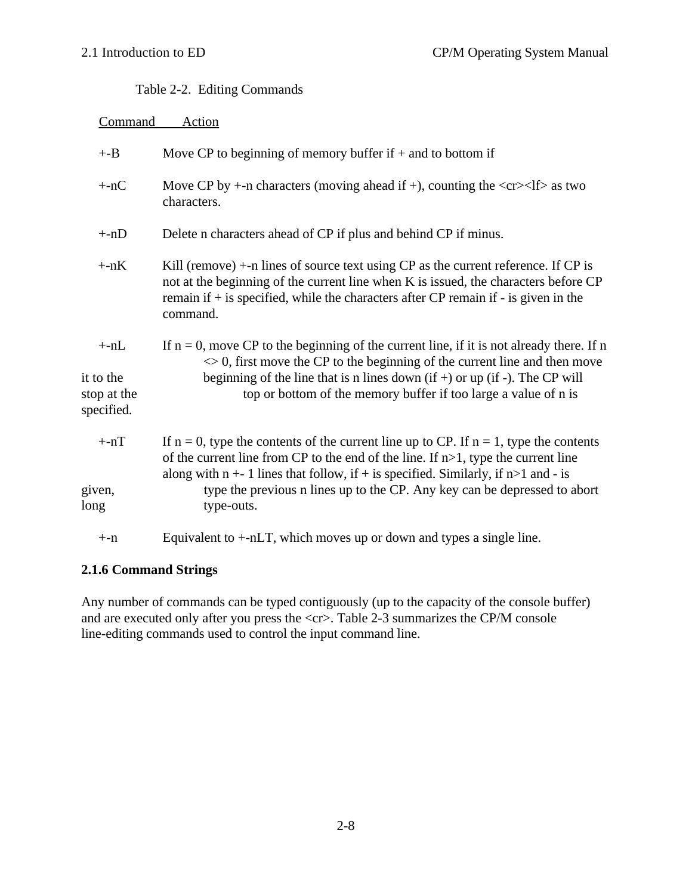Table 2-2. Editing Commands

| Command | Action |
|---|---|
| +-B | Move CP to beginning of memory buffer if + and to bottom if |
| +-nC | Move CP by +-n characters (moving ahead if +), counting the <cr><lf> as two characters. |
| +-nD | Delete n characters ahead of CP if plus and behind CP if minus. |
| +-nK | Kill (remove) +-n lines of source text using CP as the current reference. If CP is not at the beginning of the current line when K is issued, the characters before CP remain if + is specified, while the characters after CP remain if - is given in the command. |
| +-nL | If n = 0, move CP to the beginning of the current line, if it is not already there. If n <> 0, first move the CP to the beginning of the current line and then move it to the beginning of the line that is n lines down (if +) or up (if -). The CP will stop at the top or bottom of the memory buffer if too large a value of n is specified. |
| +-nT | If n = 0, type the contents of the current line up to CP. If n = 1, type the contents of the current line from CP to the end of the line. If n>1, type the current line along with n +- 1 lines that follow, if + is specified. Similarly, if n>1 and - is given, type the previous n lines up to the CP. Any key can be depressed to abort long type-outs. |
| +-n | Equivalent to +-nLT, which moves up or down and types a single line. |

### 2.1.6 Command Strings

Any number of commands can be typed contiguously (up to the capacity of the console buffer) and are executed only after you press the <cr>. Table 2-3 summarizes the CP/M console line-editing commands used to control the input command line.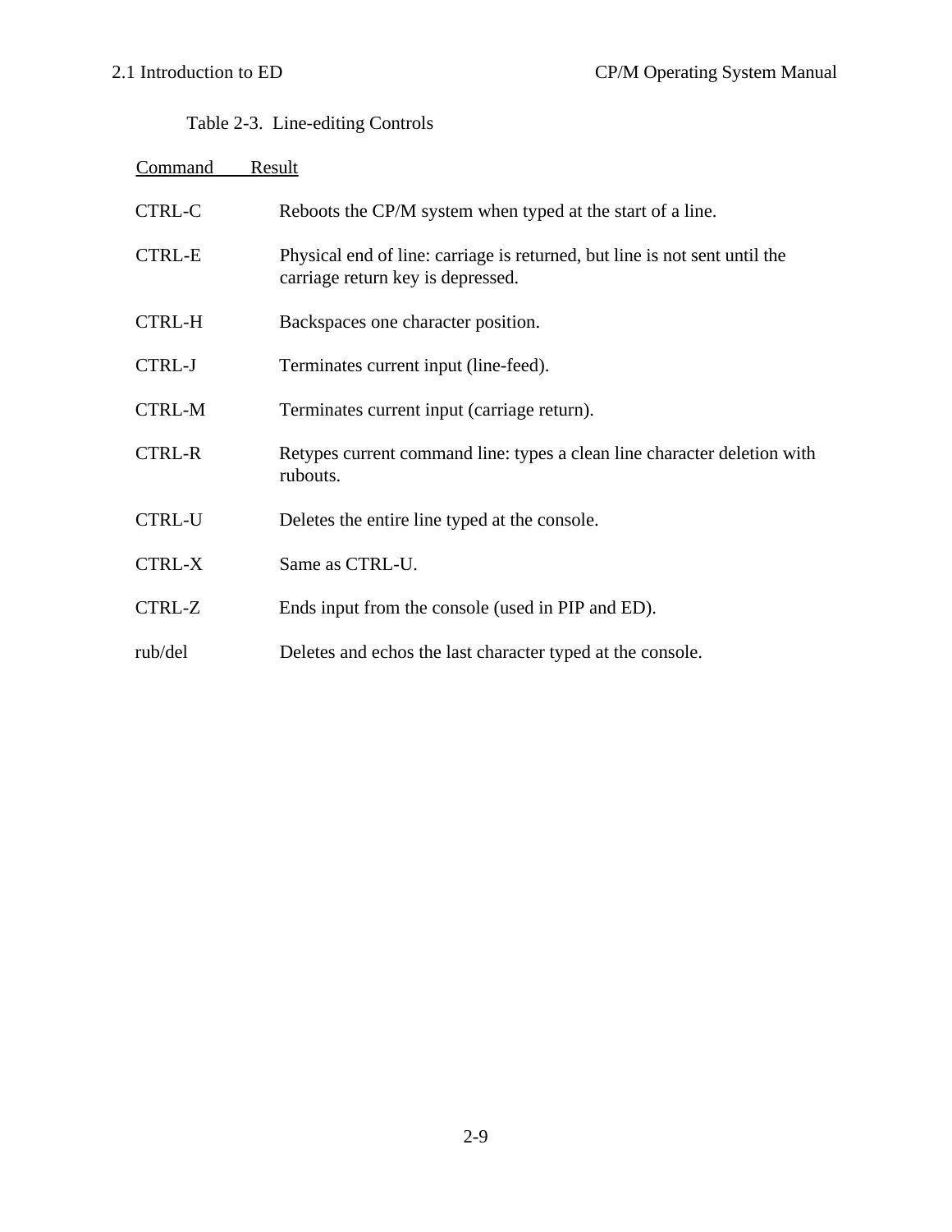Table 2-3. Line-editing Controls

| Command | Result |
| --- | --- |
| CTRL-C | Reboots the CP/M system when typed at the start of a line. |
| CTRL-E | Physical end of line: carriage is returned, but line is not sent until the carriage return key is depressed. |
| CTRL-H | Backspaces one character position. |
| CTRL-J | Terminates current input (line-feed). |
| CTRL-M | Terminates current input (carriage return). |
| CTRL-R | Retypes current command line: types a clean line character deletion with rubouts. |
| CTRL-U | Deletes the entire line typed at the console. |
| CTRL-X | Same as CTRL-U. |
| CTRL-Z | Ends input from the console (used in PIP and ED). |
| rub/del | Deletes and echos the last character typed at the console. |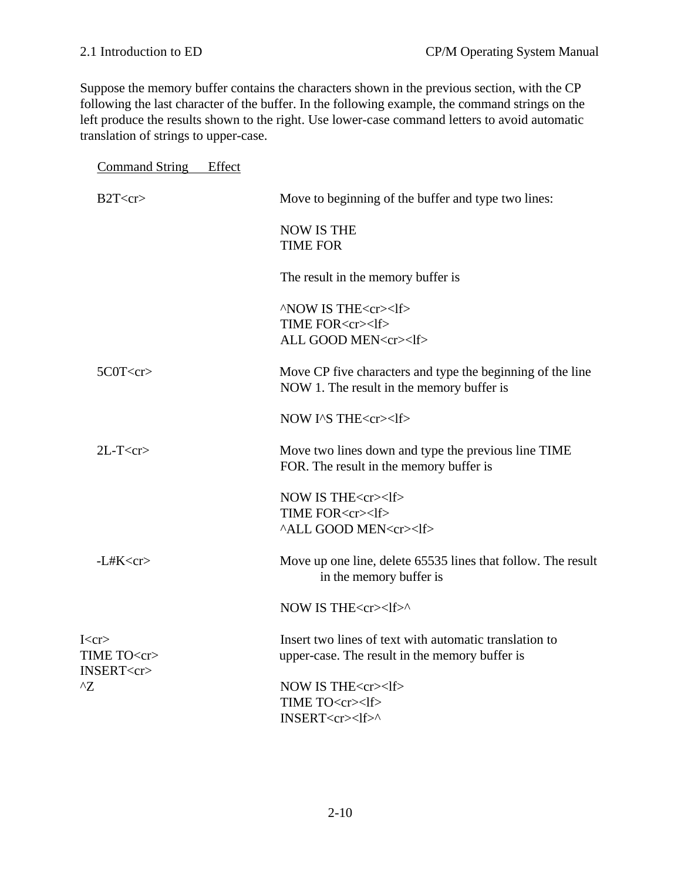Suppose the memory buffer contains the characters shown in the previous section, with the CP following the last character of the buffer. In the following example, the command strings on the left produce the results shown to the right. Use lower-case command letters to avoid automatic translation of strings to upper-case.

| Command String | Effect |
|---|---|
| B2T<cr> | Move to beginning of the buffer and type two lines:<br><br>NOW IS THE<br>TIME FOR<br><br>The result in the memory buffer is<br><br>^NOW IS THE<cr><lf><br>TIME FOR<cr><lf><br>ALL GOOD MEN<cr><lf> |
| 5C0T<cr> | Move CP five characters and type the beginning of the line NOW 1. The result in the memory buffer is<br><br>NOW I^S THE<cr><lf> |
| 2L-T<cr> | Move two lines down and type the previous line TIME FOR. The result in the memory buffer is<br><br>NOW IS THE<cr><lf><br>TIME FOR<cr><lf><br>^ALL GOOD MEN<cr><lf> |
| -L#K<cr> | Move up one line, delete 65535 lines that follow. The result in the memory buffer is<br><br>NOW IS THE<cr><lf>^ |
| I<cr><br>TIME TO<cr><br>INSERT<cr><br>^Z | Insert two lines of text with automatic translation to upper-case. The result in the memory buffer is<br><br>NOW IS THE<cr><lf><br>TIME TO<cr><lf><br>INSERT<cr><lf>^ |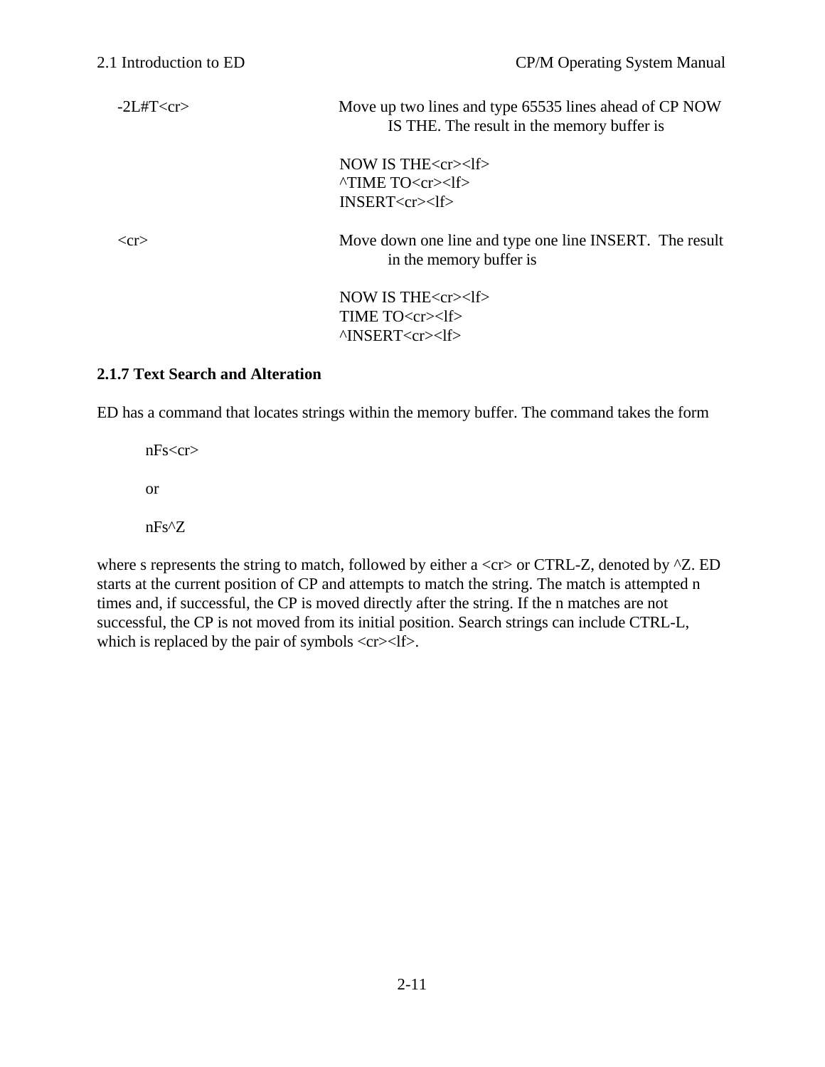| | |
|---|---|
| -2L#T<cr> | Move up two lines and type 65535 lines ahead of CP NOW IS THE. The result in the memory buffer is<br><br>NOW IS THE<cr><lf><br>^TIME TO<cr><lf><br>INSERT<cr><lf> |
| <cr> | Move down one line and type one line INSERT. The result in the memory buffer is<br><br>NOW IS THE<cr><lf><br>TIME TO<cr><lf><br>^INSERT<cr><lf> |

### 2.1.7 Text Search and Alteration

ED has a command that locates strings within the memory buffer. The command takes the form

nFs<cr>

or

nFs^Z

where s represents the string to match, followed by either a <cr> or CTRL-Z, denoted by ^Z. ED starts at the current position of CP and attempts to match the string. The match is attempted n times and, if successful, the CP is moved directly after the string. If the n matches are not successful, the CP is not moved from its initial position. Search strings can include CTRL-L, which is replaced by the pair of symbols <cr><lf>.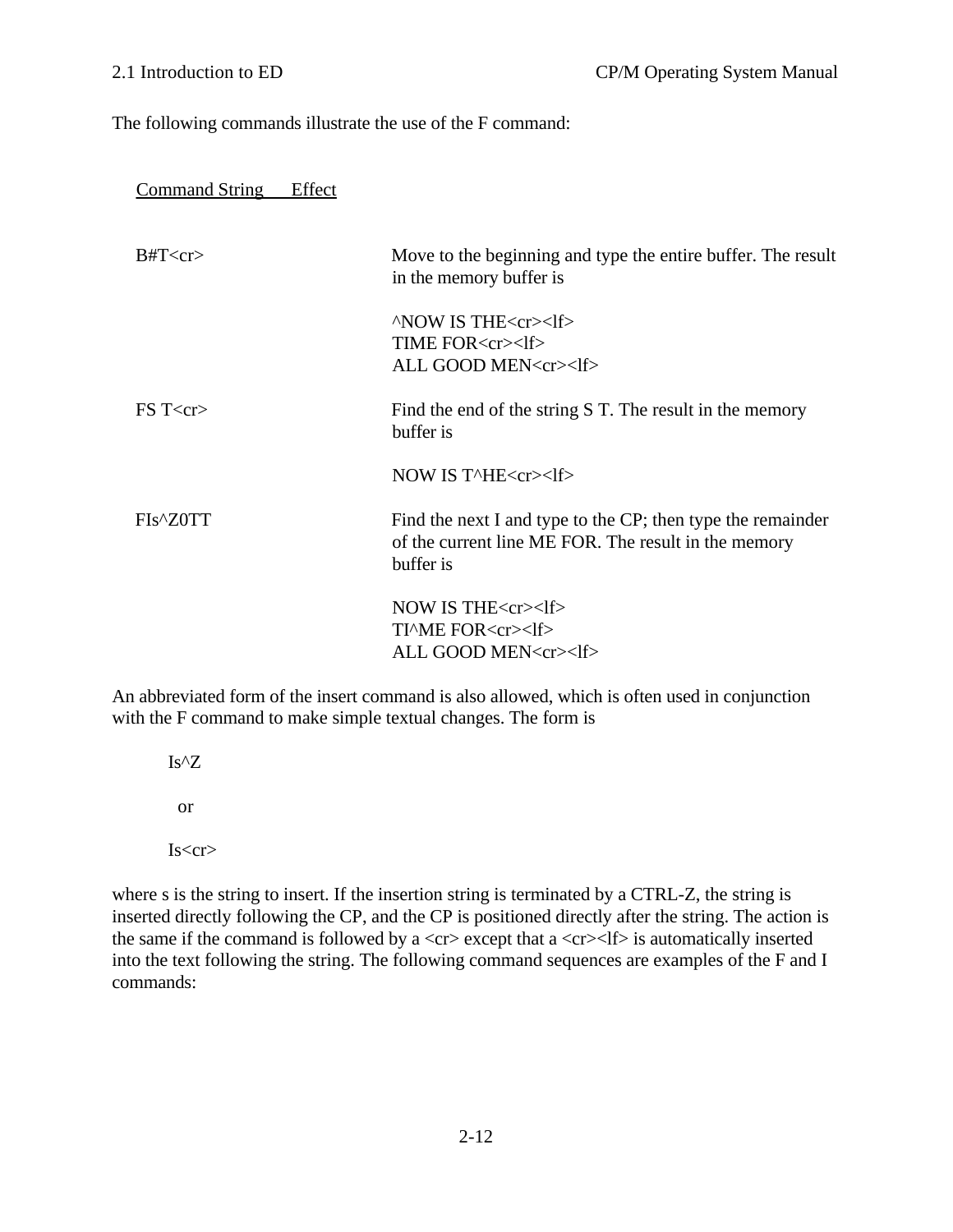The following commands illustrate the use of the F command:

| Command String | Effect |
|---|---|
| B#T<cr> | Move to the beginning and type the entire buffer. The result in the memory buffer is<br><br>^NOW IS THE<cr><lf><br>TIME FOR<cr><lf><br>ALL GOOD MEN<cr><lf> |
| FS T<cr> | Find the end of the string S T. The result in the memory buffer is<br><br>NOW IS T^HE<cr><lf> |
| FIs^Z0TT | Find the next I and type to the CP; then type the remainder of the current line ME FOR. The result in the memory buffer is<br><br>NOW IS THE<cr><lf><br>TI^ME FOR<cr><lf><br>ALL GOOD MEN<cr><lf> |

An abbreviated form of the insert command is also allowed, which is often used in conjunction with the F command to make simple textual changes. The form is

```
Is^Z

  or

Is<cr>
```

where s is the string to insert. If the insertion string is terminated by a CTRL-Z, the string is inserted directly following the CP, and the CP is positioned directly after the string. The action is the same if the command is followed by a <cr> except that a <cr><lf> is automatically inserted into the text following the string. The following command sequences are examples of the F and I commands: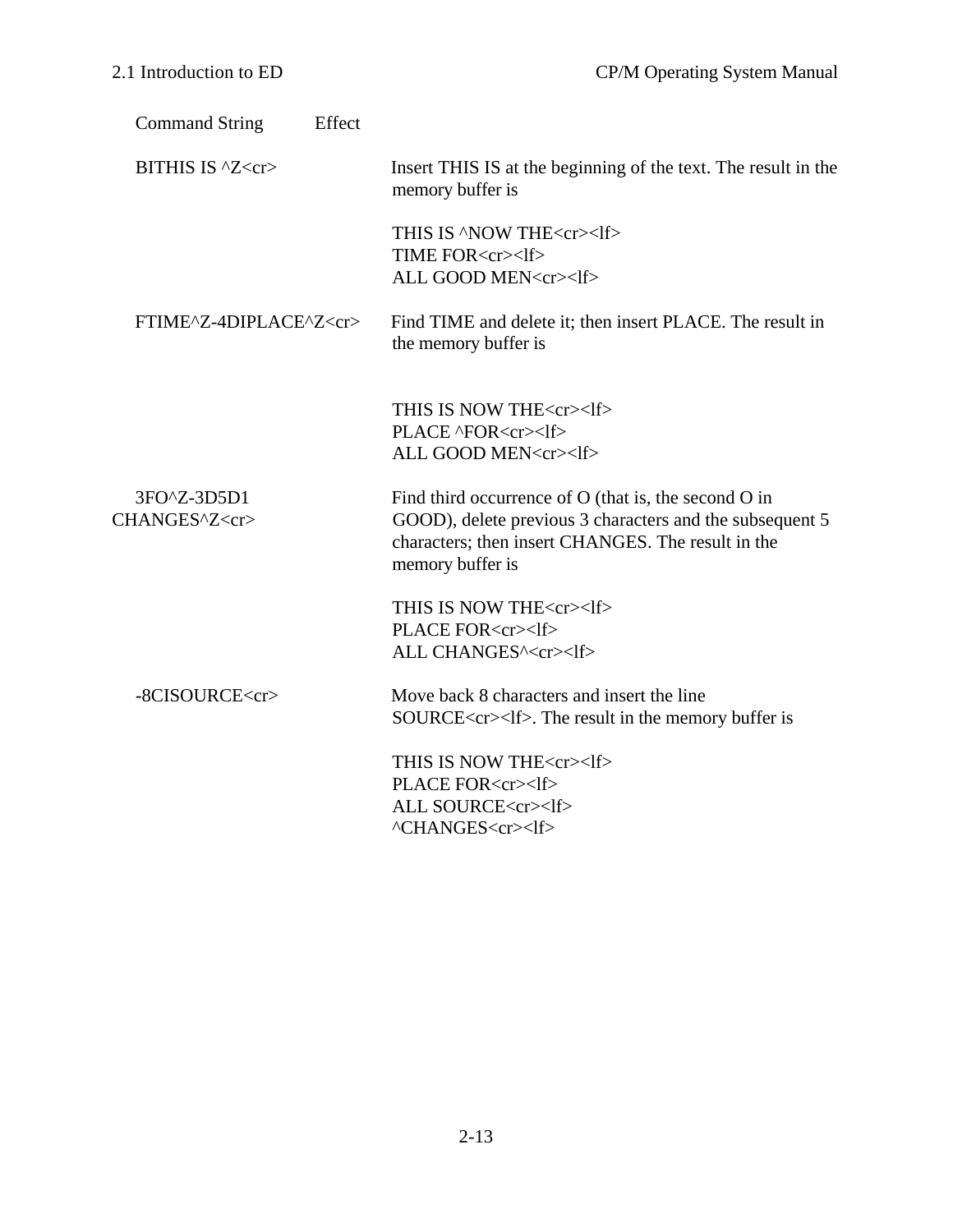| Command String | Effect |
|---|---|
| BITHIS IS ^Z<cr> | Insert THIS IS at the beginning of the text. The result in the memory buffer is<br><br>THIS IS ^NOW THE<cr><lf><br>TIME FOR<cr><lf><br>ALL GOOD MEN<cr><lf> |
| FTIME^Z-4DIPLACE^Z<cr> | Find TIME and delete it; then insert PLACE. The result in the memory buffer is<br><br>THIS IS NOW THE<cr><lf><br>PLACE ^FOR<cr><lf><br>ALL GOOD MEN<cr><lf> |
| 3FO^Z-3D5D1 CHANGES^Z<cr> | Find third occurrence of O (that is, the second O in GOOD), delete previous 3 characters and the subsequent 5 characters; then insert CHANGES. The result in the memory buffer is<br><br>THIS IS NOW THE<cr><lf><br>PLACE FOR<cr><lf><br>ALL CHANGES^<cr><lf> |
| -8CISOURCE<cr> | Move back 8 characters and insert the line SOURCE<cr><lf>. The result in the memory buffer is<br><br>THIS IS NOW THE<cr><lf><br>PLACE FOR<cr><lf><br>ALL SOURCE<cr><lf><br>^CHANGES<cr><lf> |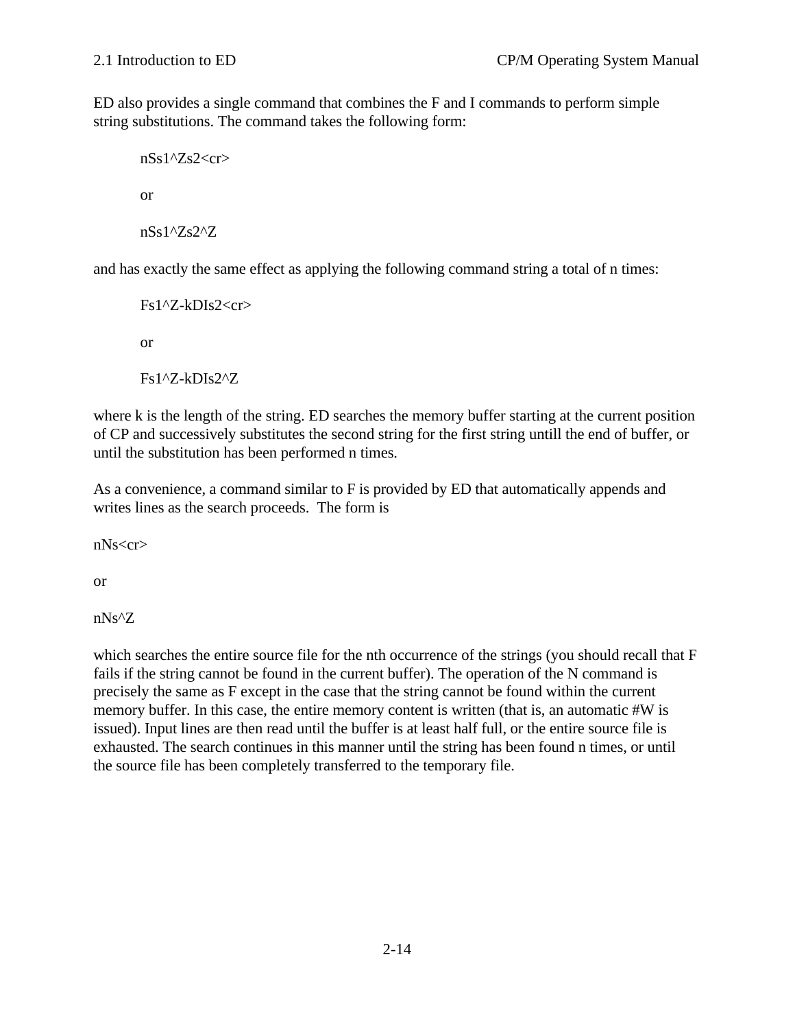ED also provides a single command that combines the F and I commands to perform simple string substitutions. The command takes the following form:

```
nSs1^Zs2<cr>
```

or

```
nSs1^Zs2^Z
```

and has exactly the same effect as applying the following command string a total of n times:

```
Fs1^Z-kDIs2<cr>
```

or

```
Fs1^Z-kDIs2^Z
```

where k is the length of the string. ED searches the memory buffer starting at the current position of CP and successively substitutes the second string for the first string untill the end of buffer, or until the substitution has been performed n times.

As a convenience, a command similar to F is provided by ED that automatically appends and writes lines as the search proceeds. The form is

```
nNs<cr>
```

or

```
nNs^Z
```

which searches the entire source file for the nth occurrence of the strings (you should recall that F fails if the string cannot be found in the current buffer). The operation of the N command is precisely the same as F except in the case that the string cannot be found within the current memory buffer. In this case, the entire memory content is written (that is, an automatic #W is issued). Input lines are then read until the buffer is at least half full, or the entire source file is exhausted. The search continues in this manner until the string has been found n times, or until the source file has been completely transferred to the temporary file.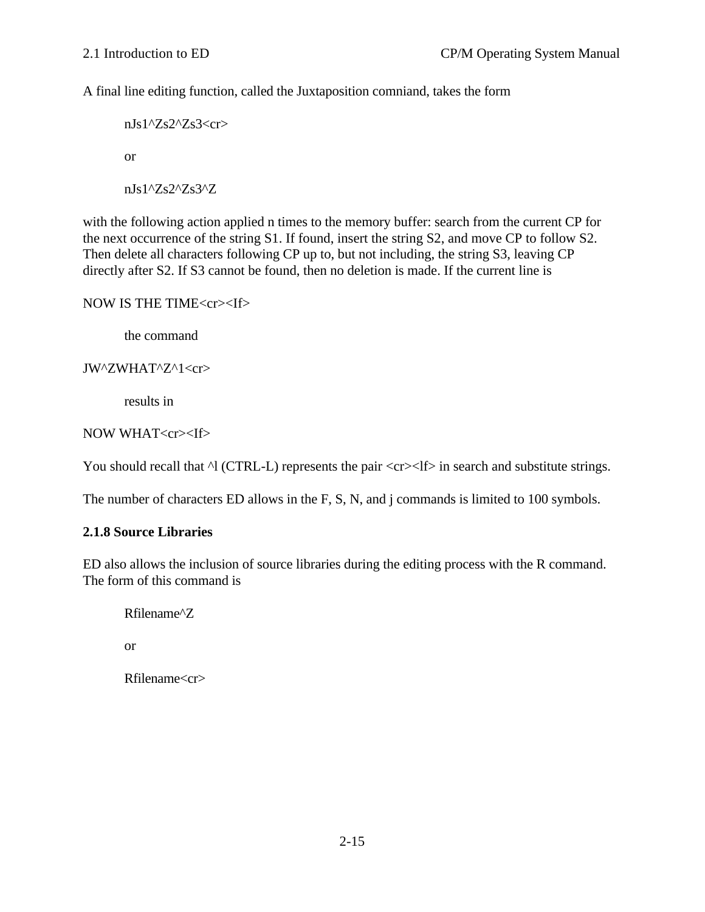A final line editing function, called the Juxtaposition comniand, takes the form

```
nJs1^Zs2^Zs3<cr>
```

or

```
nJs1^Zs2^Zs3^Z
```

with the following action applied n times to the memory buffer: search from the current CP for the next occurrence of the string S1. If found, insert the string S2, and move CP to follow S2. Then delete all characters following CP up to, but not including, the string S3, leaving CP directly after S2. If S3 cannot be found, then no deletion is made. If the current line is

```
NOW IS THE TIME<cr><If>
```

the command

```
JW^ZWHAT^Z^1<cr>
```

results in

```
NOW WHAT<cr><If>
```

You should recall that ^l (CTRL-L) represents the pair <cr><lf> in search and substitute strings.

The number of characters ED allows in the F, S, N, and j commands is limited to 100 symbols.

### 2.1.8 Source Libraries

ED also allows the inclusion of source libraries during the editing process with the R command. The form of this command is

```
Rfilename^Z
```

or

```
Rfilename<cr>
```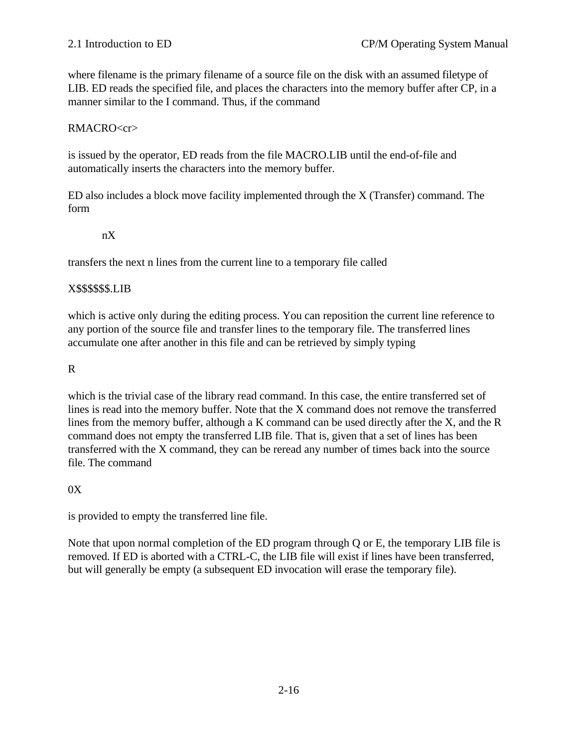where filename is the primary filename of a source file on the disk with an assumed filetype of LIB. ED reads the specified file, and places the characters into the memory buffer after CP, in a manner similar to the I command. Thus, if the command

RMACRO<cr>

is issued by the operator, ED reads from the file MACRO.LIB until the end-of-file and automatically inserts the characters into the memory buffer.

ED also includes a block move facility implemented through the X (Transfer) command. The form

```
nX
```

transfers the next n lines from the current line to a temporary file called

X$$$$$$.LIB

which is active only during the editing process. You can reposition the current line reference to any portion of the source file and transfer lines to the temporary file. The transferred lines accumulate one after another in this file and can be retrieved by simply typing

R

which is the trivial case of the library read command. In this case, the entire transferred set of lines is read into the memory buffer. Note that the X command does not remove the transferred lines from the memory buffer, although a K command can be used directly after the X, and the R command does not empty the transferred LIB file. That is, given that a set of lines has been transferred with the X command, they can be reread any number of times back into the source file. The command

0X

is provided to empty the transferred line file.

Note that upon normal completion of the ED program through Q or E, the temporary LIB file is removed. If ED is aborted with a CTRL-C, the LIB file will exist if lines have been transferred, but will generally be empty (a subsequent ED invocation will erase the temporary file).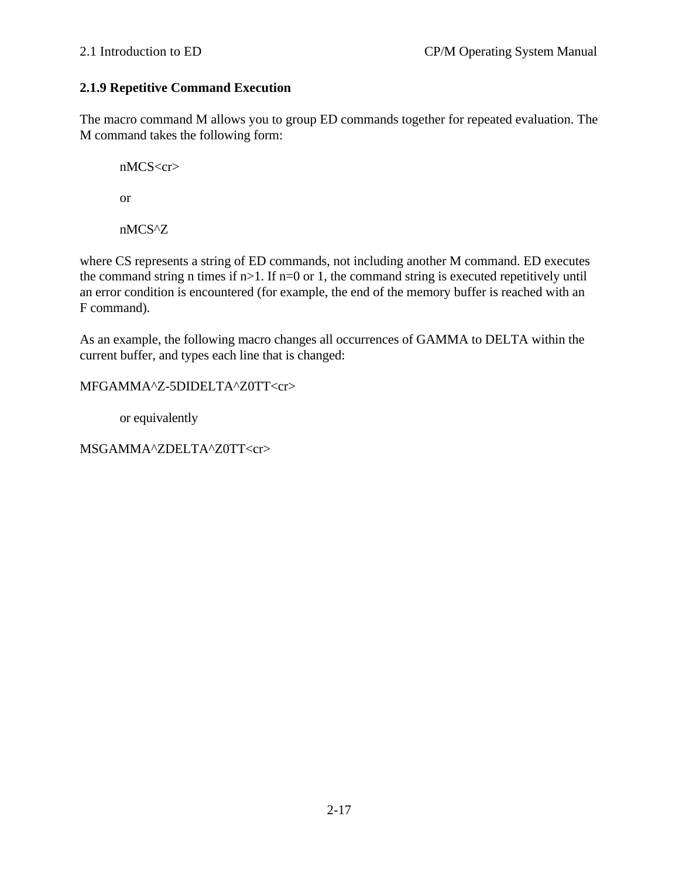### 2.1.9 Repetitive Command Execution

The macro command M allows you to group ED commands together for repeated evaluation. The M command takes the following form:

```
nMCS<cr>

or

nMCS^Z
```

where CS represents a string of ED commands, not including another M command. ED executes the command string n times if n>1. If n=0 or 1, the command string is executed repetitively until an error condition is encountered (for example, the end of the memory buffer is reached with an F command).

As an example, the following macro changes all occurrences of GAMMA to DELTA within the current buffer, and types each line that is changed:

```
MFGAMMA^Z-5DIDELTA^Z0TT<cr>
```

or equivalently

```
MSGAMMA^ZDELTA^Z0TT<cr>
```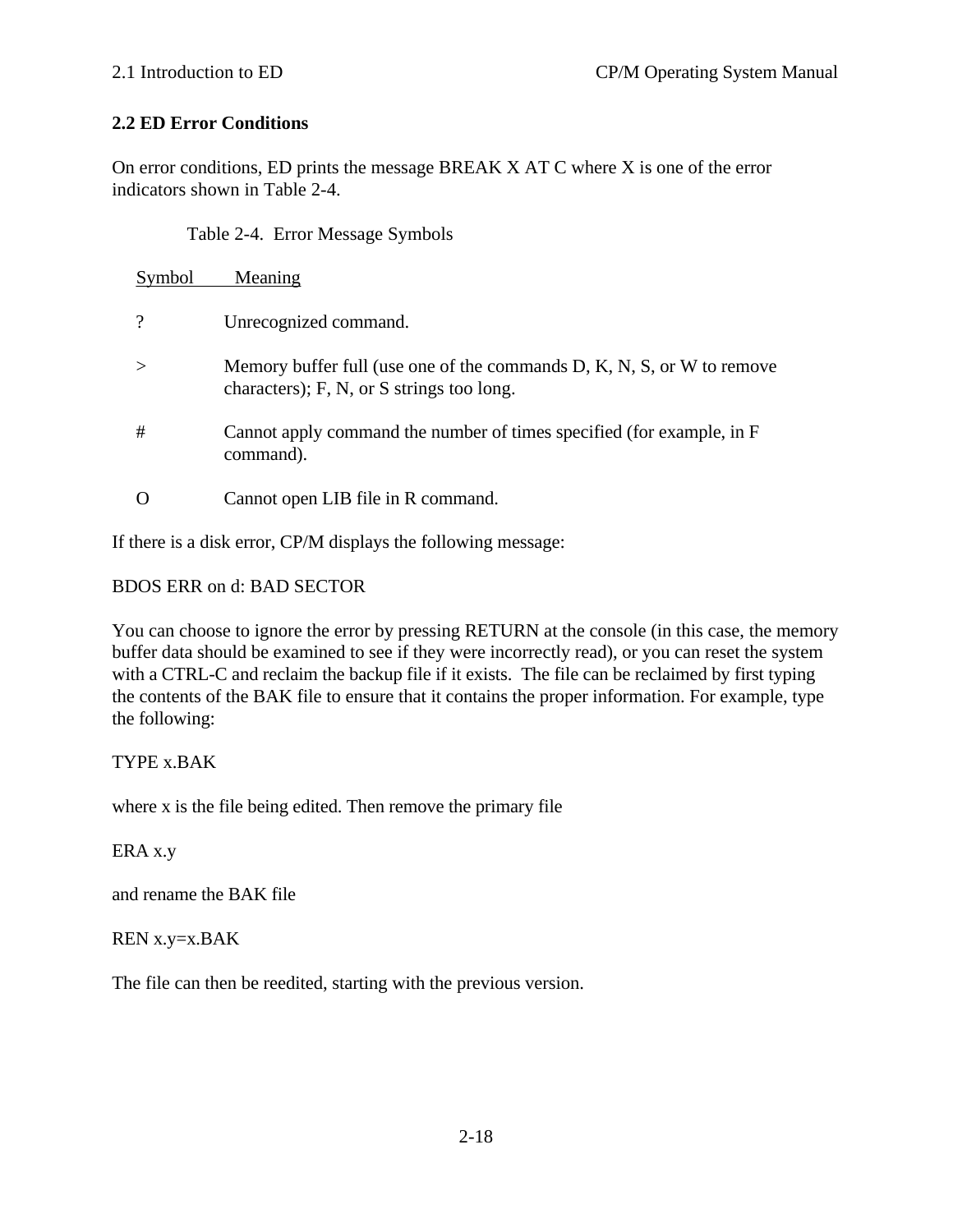## 2.2 ED Error Conditions

On error conditions, ED prints the message BREAK X AT C where X is one of the error indicators shown in Table 2-4.

Table 2-4. Error Message Symbols

| Symbol | Meaning |
|---|---|
| ? | Unrecognized command. |
| > | Memory buffer full (use one of the commands D, K, N, S, or W to remove characters); F, N, or S strings too long. |
| # | Cannot apply command the number of times specified (for example, in F command). |
| O | Cannot open LIB file in R command. |

If there is a disk error, CP/M displays the following message:

```
BDOS ERR on d: BAD SECTOR
```

You can choose to ignore the error by pressing RETURN at the console (in this case, the memory buffer data should be examined to see if they were incorrectly read), or you can reset the system with a CTRL-C and reclaim the backup file if it exists. The file can be reclaimed by first typing the contents of the BAK file to ensure that it contains the proper information. For example, type the following:

```
TYPE x.BAK
```

where x is the file being edited. Then remove the primary file

```
ERA x.y
```

and rename the BAK file

```
REN x.y=x.BAK
```

The file can then be reedited, starting with the previous version.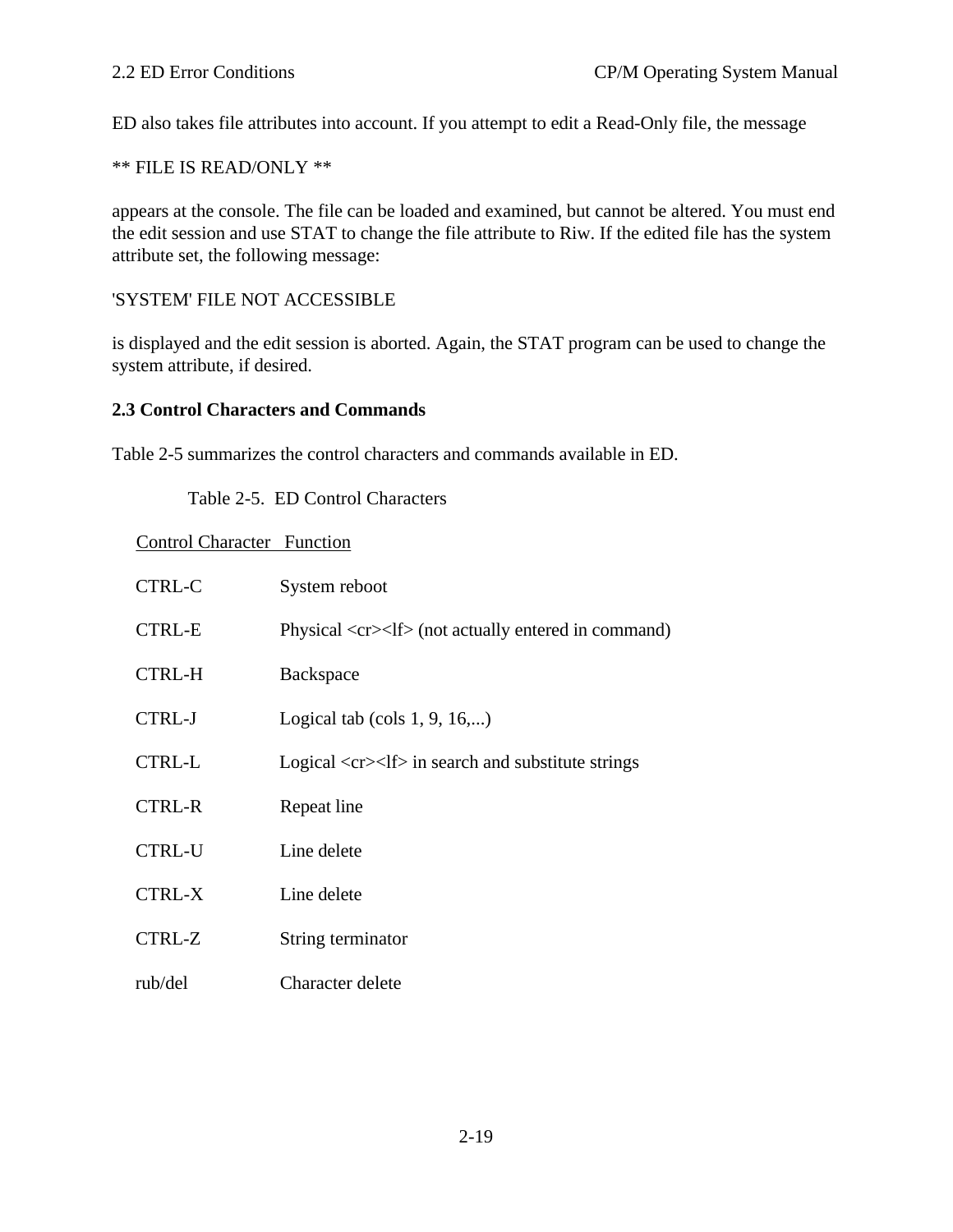ED also takes file attributes into account. If you attempt to edit a Read-Only file, the message

** FILE IS READ/ONLY **

appears at the console. The file can be loaded and examined, but cannot be altered. You must end the edit session and use STAT to change the file attribute to Riw. If the edited file has the system attribute set, the following message:

'SYSTEM' FILE NOT ACCESSIBLE

is displayed and the edit session is aborted. Again, the STAT program can be used to change the system attribute, if desired.

## 2.3 Control Characters and Commands

Table 2-5 summarizes the control characters and commands available in ED.

Table 2-5. ED Control Characters

| Control Character | Function |
|---|---|
| CTRL-C | System reboot |
| CTRL-E | Physical <cr><lf> (not actually entered in command) |
| CTRL-H | Backspace |
| CTRL-J | Logical tab (cols 1, 9, 16,...) |
| CTRL-L | Logical <cr><lf> in search and substitute strings |
| CTRL-R | Repeat line |
| CTRL-U | Line delete |
| CTRL-X | Line delete |
| CTRL-Z | String terminator |
| rub/del | Character delete |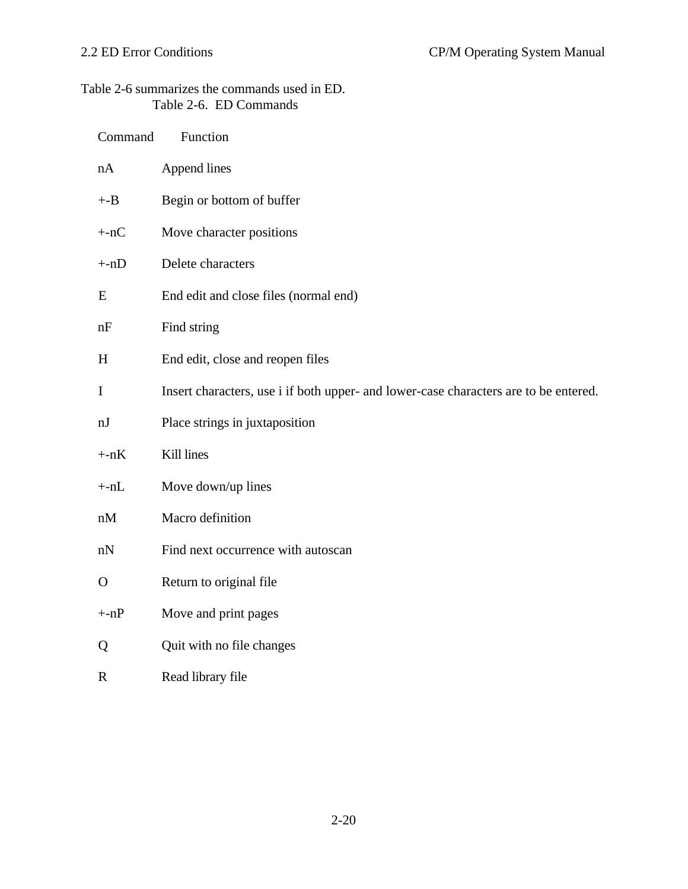Table 2-6 summarizes the commands used in ED.

Table 2-6. ED Commands

| Command | Function |
| --- | --- |
| nA | Append lines |
| +-B | Begin or bottom of buffer |
| +-nC | Move character positions |
| +-nD | Delete characters |
| E | End edit and close files (normal end) |
| nF | Find string |
| H | End edit, close and reopen files |
| I | Insert characters, use i if both upper- and lower-case characters are to be entered. |
| nJ | Place strings in juxtaposition |
| +-nK | Kill lines |
| +-nL | Move down/up lines |
| nM | Macro definition |
| nN | Find next occurrence with autoscan |
| O | Return to original file |
| +-nP | Move and print pages |
| Q | Quit with no file changes |
| R | Read library file |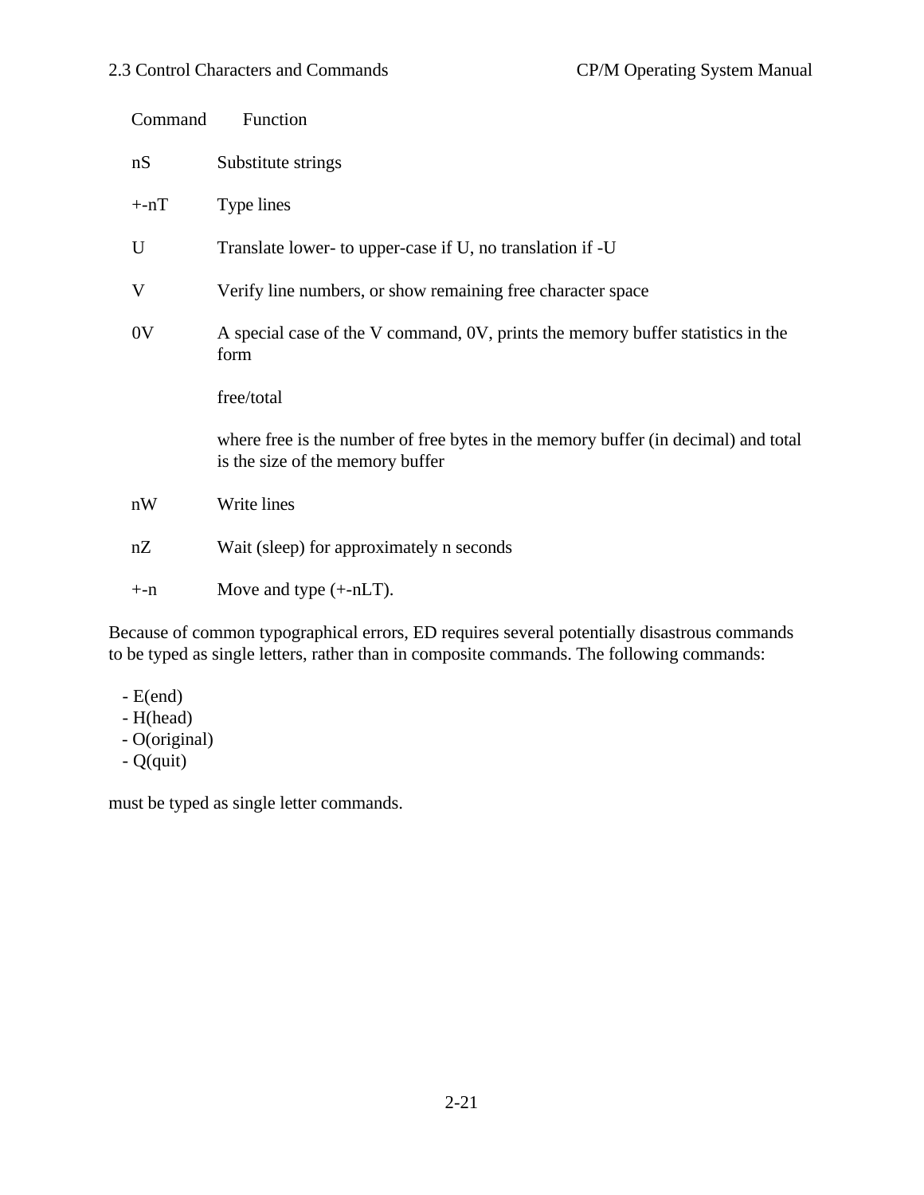| Command | Function |
|---|---|
| nS | Substitute strings |
| +-nT | Type lines |
| U | Translate lower- to upper-case if U, no translation if -U |
| V | Verify line numbers, or show remaining free character space |
| 0V | A special case of the V command, 0V, prints the memory buffer statistics in the form<br><br>free/total<br><br>where free is the number of free bytes in the memory buffer (in decimal) and total is the size of the memory buffer |
| nW | Write lines |
| nZ | Wait (sleep) for approximately n seconds |
| +-n | Move and type (+-nLT). |

Because of common typographical errors, ED requires several potentially disastrous commands to be typed as single letters, rather than in composite commands. The following commands:

- E(end)
- H(head)
- O(original)
- Q(quit)

must be typed as single letter commands.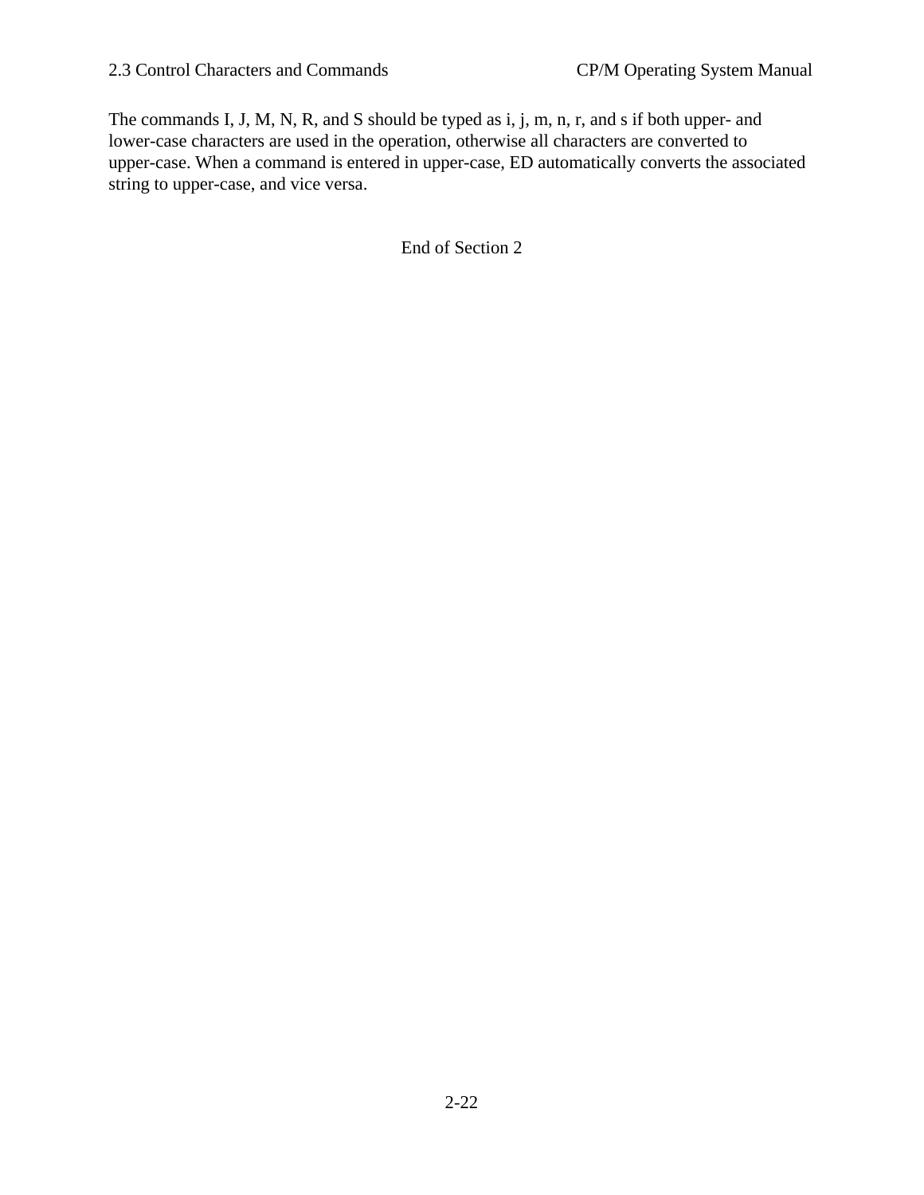The commands I, J, M, N, R, and S should be typed as i, j, m, n, r, and s if both upper- and lower-case characters are used in the operation, otherwise all characters are converted to upper-case. When a command is entered in upper-case, ED automatically converts the associated string to upper-case, and vice versa.

End of Section 2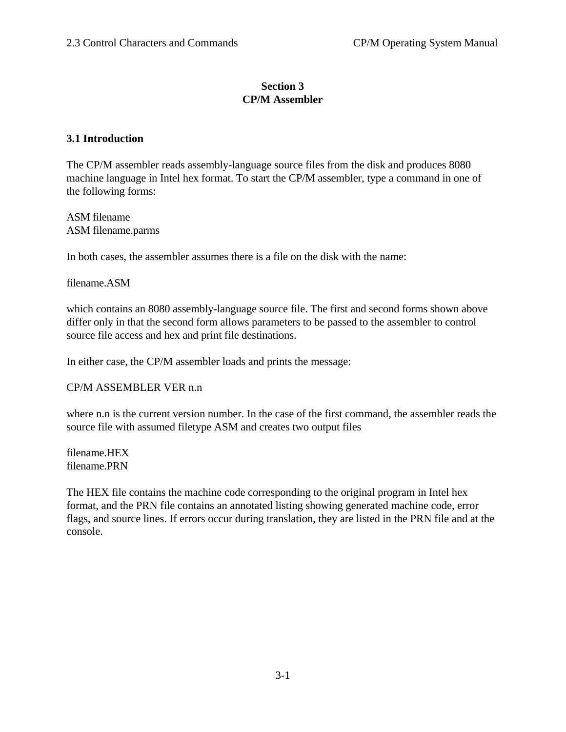# Section 3
# CP/M Assembler

## 3.1 Introduction

The CP/M assembler reads assembly-language source files from the disk and produces 8080 machine language in Intel hex format. To start the CP/M assembler, type a command in one of the following forms:

```
ASM filename
ASM filename.parms
```

In both cases, the assembler assumes there is a file on the disk with the name:

```
filename.ASM
```

which contains an 8080 assembly-language source file. The first and second forms shown above differ only in that the second form allows parameters to be passed to the assembler to control source file access and hex and print file destinations.

In either case, the CP/M assembler loads and prints the message:

```
CP/M ASSEMBLER VER n.n
```

where n.n is the current version number. In the case of the first command, the assembler reads the source file with assumed filetype ASM and creates two output files

```
filename.HEX
filename.PRN
```

The HEX file contains the machine code corresponding to the original program in Intel hex format, and the PRN file contains an annotated listing showing generated machine code, error flags, and source lines. If errors occur during translation, they are listed in the PRN file and at the console.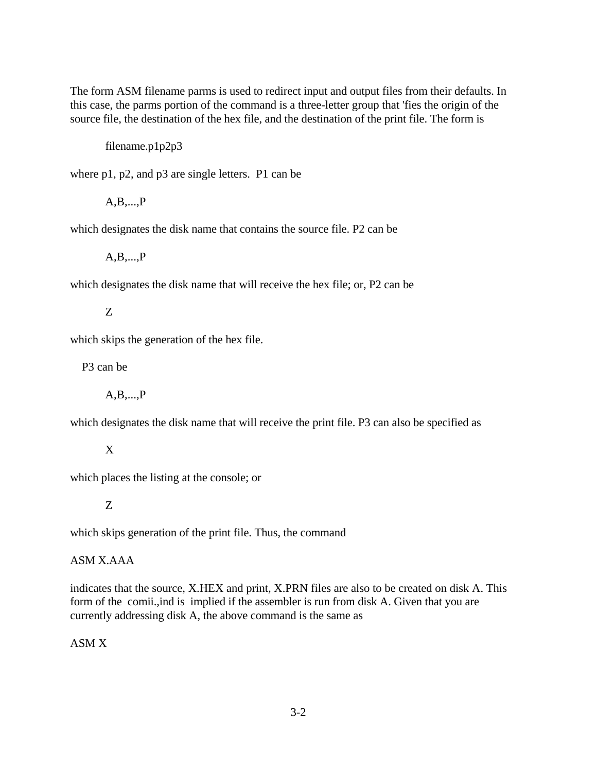The form ASM filename parms is used to redirect input and output files from their defaults. In this case, the parms portion of the command is a three-letter group that 'fies the origin of the source file, the destination of the hex file, and the destination of the print file. The form is

filename.p1p2p3

where p1, p2, and p3 are single letters.  P1 can be

A,B,...,P

which designates the disk name that contains the source file. P2 can be

A,B,...,P

which designates the disk name that will receive the hex file; or, P2 can be

Z

which skips the generation of the hex file.

P3 can be

A,B,...,P

which designates the disk name that will receive the print file. P3 can also be specified as

X

which places the listing at the console; or

Z

which skips generation of the print file. Thus, the command

ASM X.AAA

indicates that the source, X.HEX and print, X.PRN files are also to be created on disk A. This form of the  comii.,ind is  implied if the assembler is run from disk A. Given that you are currently addressing disk A, the above command is the same as

ASM X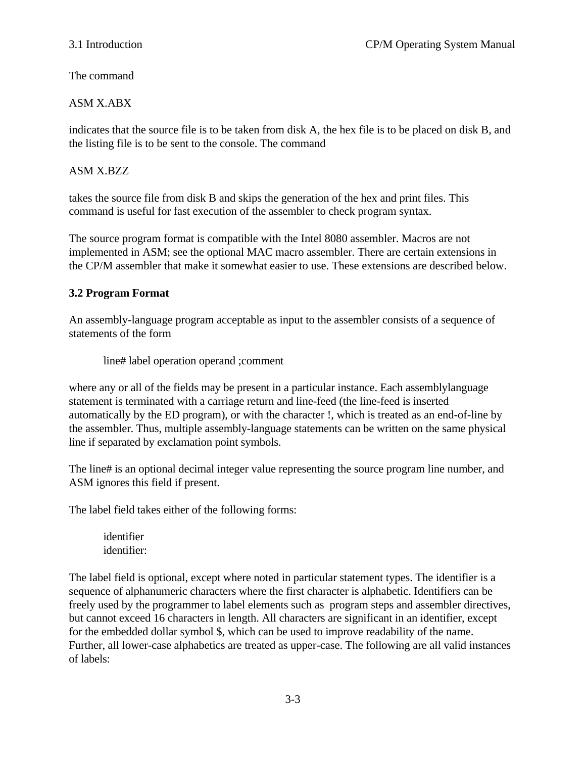The command

ASM X.ABX

indicates that the source file is to be taken from disk A, the hex file is to be placed on disk B, and the listing file is to be sent to the console. The command

ASM X.BZZ

takes the source file from disk B and skips the generation of the hex and print files. This command is useful for fast execution of the assembler to check program syntax.

The source program format is compatible with the Intel 8080 assembler. Macros are not implemented in ASM; see the optional MAC macro assembler. There are certain extensions in the CP/M assembler that make it somewhat easier to use. These extensions are described below.

## 3.2 Program Format

An assembly-language program acceptable as input to the assembler consists of a sequence of statements of the form

    line# label operation operand ;comment

where any or all of the fields may be present in a particular instance. Each assemblylanguage statement is terminated with a carriage return and line-feed (the line-feed is inserted automatically by the ED program), or with the character !, which is treated as an end-of-line by the assembler. Thus, multiple assembly-language statements can be written on the same physical line if separated by exclamation point symbols.

The line# is an optional decimal integer value representing the source program line number, and ASM ignores this field if present.

The label field takes either of the following forms:

    identifier
    identifier:

The label field is optional, except where noted in particular statement types. The identifier is a sequence of alphanumeric characters where the first character is alphabetic. Identifiers can be freely used by the programmer to label elements such as program steps and assembler directives, but cannot exceed 16 characters in length. All characters are significant in an identifier, except for the embedded dollar symbol $, which can be used to improve readability of the name. Further, all lower-case alphabetics are treated as upper-case. The following are all valid instances of labels: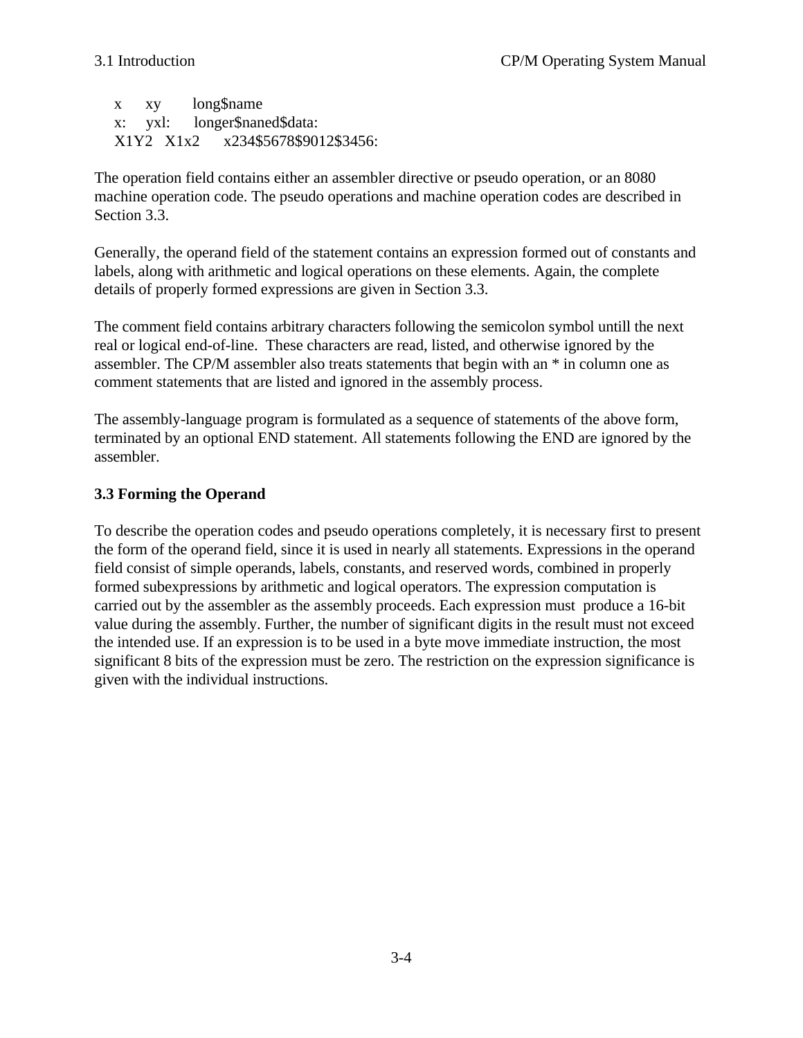```
x      xy        long$name
x:     yxl:      longer$naned$data:
X1Y2   X1x2      x234$5678$9012$3456:
```

The operation field contains either an assembler directive or pseudo operation, or an 8080 machine operation code. The pseudo operations and machine operation codes are described in Section 3.3.

Generally, the operand field of the statement contains an expression formed out of constants and labels, along with arithmetic and logical operations on these elements. Again, the complete details of properly formed expressions are given in Section 3.3.

The comment field contains arbitrary characters following the semicolon symbol untill the next real or logical end-of-line. These characters are read, listed, and otherwise ignored by the assembler. The CP/M assembler also treats statements that begin with an * in column one as comment statements that are listed and ignored in the assembly process.

The assembly-language program is formulated as a sequence of statements of the above form, terminated by an optional END statement. All statements following the END are ignored by the assembler.

### 3.3 Forming the Operand

To describe the operation codes and pseudo operations completely, it is necessary first to present the form of the operand field, since it is used in nearly all statements. Expressions in the operand field consist of simple operands, labels, constants, and reserved words, combined in properly formed subexpressions by arithmetic and logical operators. The expression computation is carried out by the assembler as the assembly proceeds. Each expression must produce a 16-bit value during the assembly. Further, the number of significant digits in the result must not exceed the intended use. If an expression is to be used in a byte move immediate instruction, the most significant 8 bits of the expression must be zero. The restriction on the expression significance is given with the individual instructions.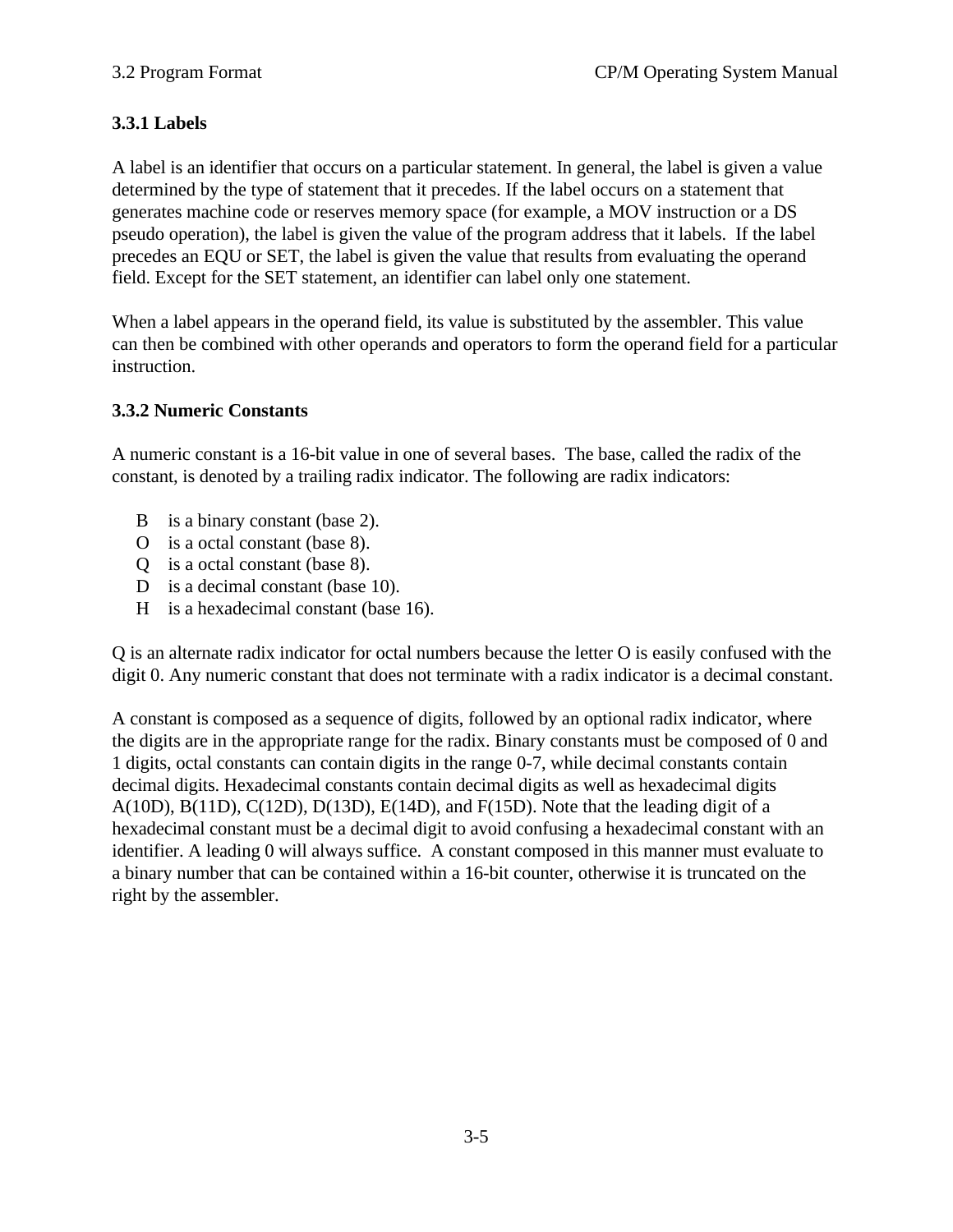### 3.3.1 Labels

A label is an identifier that occurs on a particular statement. In general, the label is given a value determined by the type of statement that it precedes. If the label occurs on a statement that generates machine code or reserves memory space (for example, a MOV instruction or a DS pseudo operation), the label is given the value of the program address that it labels. If the label precedes an EQU or SET, the label is given the value that results from evaluating the operand field. Except for the SET statement, an identifier can label only one statement.

When a label appears in the operand field, its value is substituted by the assembler. This value can then be combined with other operands and operators to form the operand field for a particular instruction.

### 3.3.2 Numeric Constants

A numeric constant is a 16-bit value in one of several bases. The base, called the radix of the constant, is denoted by a trailing radix indicator. The following are radix indicators:

- B is a binary constant (base 2).
- O is a octal constant (base 8).
- Q is a octal constant (base 8).
- D is a decimal constant (base 10).
- H is a hexadecimal constant (base 16).

Q is an alternate radix indicator for octal numbers because the letter O is easily confused with the digit 0. Any numeric constant that does not terminate with a radix indicator is a decimal constant.

A constant is composed as a sequence of digits, followed by an optional radix indicator, where the digits are in the appropriate range for the radix. Binary constants must be composed of 0 and 1 digits, octal constants can contain digits in the range 0-7, while decimal constants contain decimal digits. Hexadecimal constants contain decimal digits as well as hexadecimal digits A(10D), B(11D), C(12D), D(13D), E(14D), and F(15D). Note that the leading digit of a hexadecimal constant must be a decimal digit to avoid confusing a hexadecimal constant with an identifier. A leading 0 will always suffice. A constant composed in this manner must evaluate to a binary number that can be contained within a 16-bit counter, otherwise it is truncated on the right by the assembler.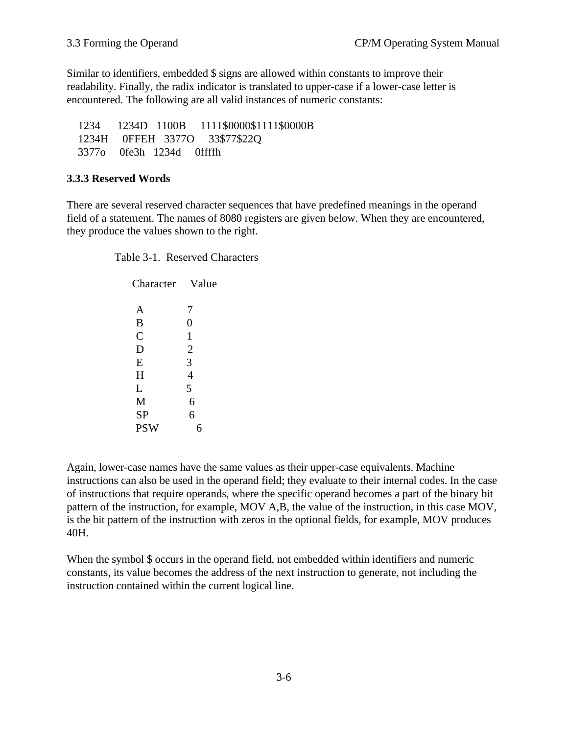Similar to identifiers, embedded $ signs are allowed within constants to improve their readability. Finally, the radix indicator is translated to upper-case if a lower-case letter is encountered. The following are all valid instances of numeric constants:

```
1234     1234D   1100B    1111$0000$1111$0000B
1234H    0FFEH   3377O    33$77$22Q
3377o    0fe3h   1234d    0ffffh
```

### 3.3.3 Reserved Words

There are several reserved character sequences that have predefined meanings in the operand field of a statement. The names of 8080 registers are given below. When they are encountered, they produce the values shown to the right.

Table 3-1. Reserved Characters

| Character | Value |
|---|---|
| A | 7 |
| B | 0 |
| C | 1 |
| D | 2 |
| E | 3 |
| H | 4 |
| L | 5 |
| M | 6 |
| SP | 6 |
| PSW | 6 |

Again, lower-case names have the same values as their upper-case equivalents. Machine instructions can also be used in the operand field; they evaluate to their internal codes. In the case of instructions that require operands, where the specific operand becomes a part of the binary bit pattern of the instruction, for example, MOV A,B, the value of the instruction, in this case MOV, is the bit pattern of the instruction with zeros in the optional fields, for example, MOV produces 40H.

When the symbol $ occurs in the operand field, not embedded within identifiers and numeric constants, its value becomes the address of the next instruction to generate, not including the instruction contained within the current logical line.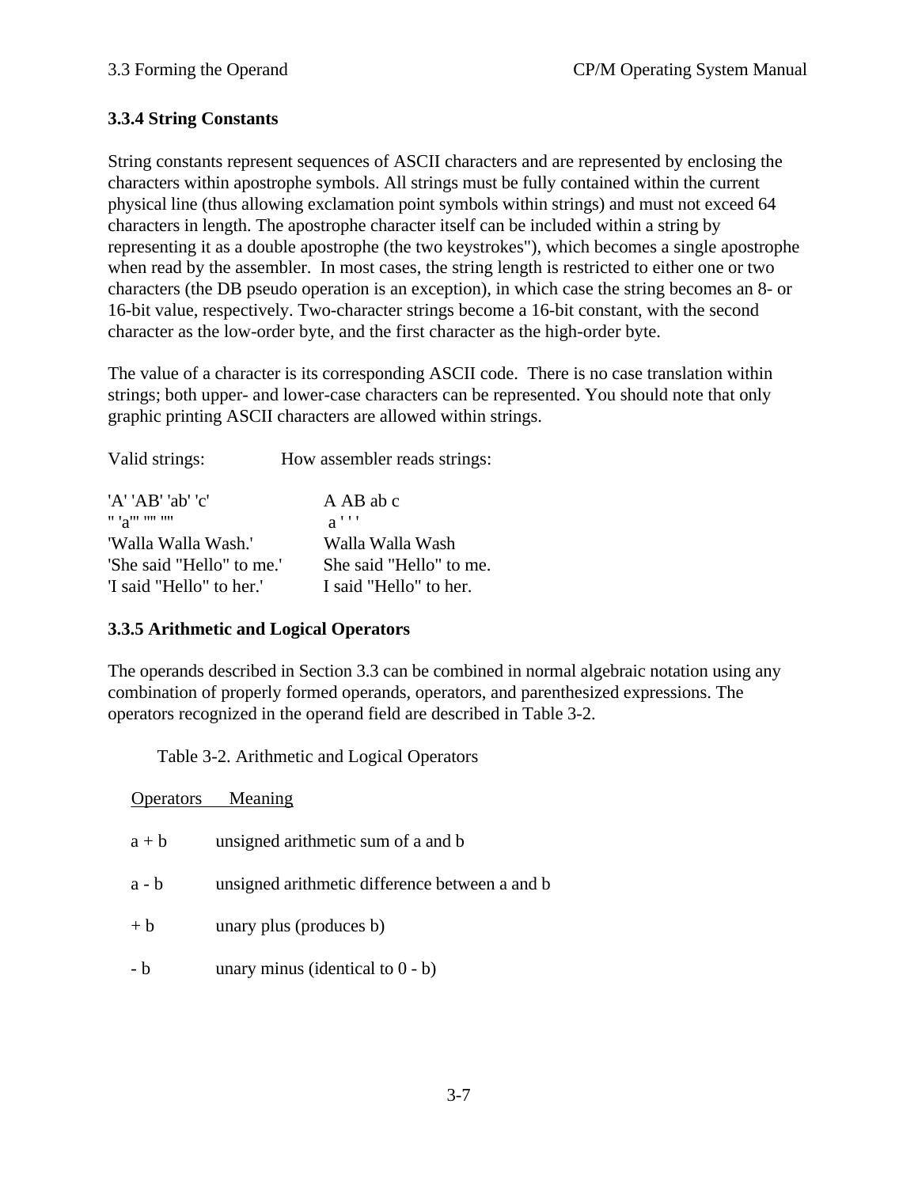### 3.3.4 String Constants

String constants represent sequences of ASCII characters and are represented by enclosing the characters within apostrophe symbols. All strings must be fully contained within the current physical line (thus allowing exclamation point symbols within strings) and must not exceed 64 characters in length. The apostrophe character itself can be included within a string by representing it as a double apostrophe (the two keystrokes''), which becomes a single apostrophe when read by the assembler. In most cases, the string length is restricted to either one or two characters (the DB pseudo operation is an exception), in which case the string becomes an 8- or 16-bit value, respectively. Two-character strings become a 16-bit constant, with the second character as the low-order byte, and the first character as the high-order byte.

The value of a character is its corresponding ASCII code. There is no case translation within strings; both upper- and lower-case characters can be represented. You should note that only graphic printing ASCII characters are allowed within strings.

| Valid strings: | How assembler reads strings: |
|---|---|
| 'A' 'AB' 'ab' 'c' | A AB ab c |
| '' 'a''' '''' '''' | a ' ' ' |
| 'Walla Walla Wash.' | Walla Walla Wash |
| 'She said "Hello" to me.' | She said "Hello" to me. |
| 'I said "Hello" to her.' | I said "Hello" to her. |

### 3.3.5 Arithmetic and Logical Operators

The operands described in Section 3.3 can be combined in normal algebraic notation using any combination of properly formed operands, operators, and parenthesized expressions. The operators recognized in the operand field are described in Table 3-2.

Table 3-2. Arithmetic and Logical Operators

| Operators | Meaning |
|---|---|
| a + b | unsigned arithmetic sum of a and b |
| a - b | unsigned arithmetic difference between a and b |
| + b | unary plus (produces b) |
| - b | unary minus (identical to 0 - b) |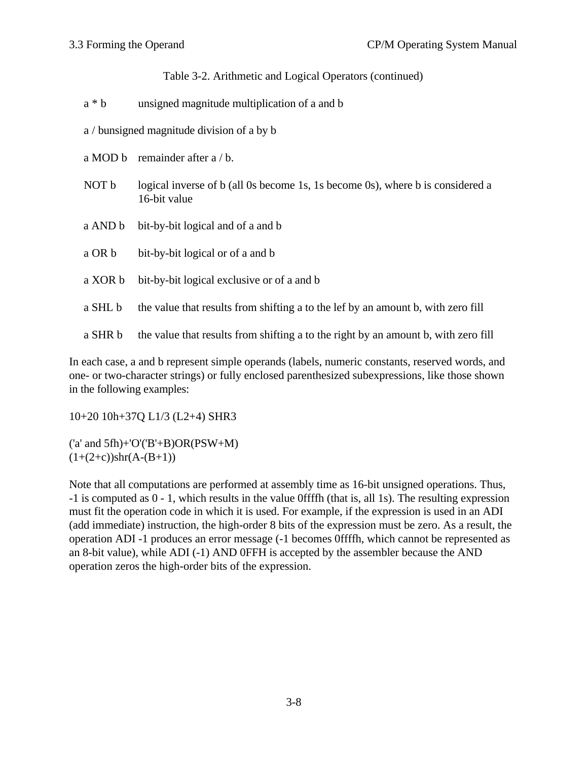Table 3-2. Arithmetic and Logical Operators (continued)

| Operator | Meaning |
| --- | --- |
| a * b | unsigned magnitude multiplication of a and b |
| a / b | unsigned magnitude division of a by b |
| a MOD b | remainder after a / b. |
| NOT b | logical inverse of b (all 0s become 1s, 1s become 0s), where b is considered a 16-bit value |
| a AND b | bit-by-bit logical and of a and b |
| a OR b | bit-by-bit logical or of a and b |
| a XOR b | bit-by-bit logical exclusive or of a and b |
| a SHL b | the value that results from shifting a to the lef by an amount b, with zero fill |
| a SHR b | the value that results from shifting a to the right by an amount b, with zero fill |

In each case, a and b represent simple operands (labels, numeric constants, reserved words, and one- or two-character strings) or fully enclosed parenthesized subexpressions, like those shown in the following examples:

```
10+20 10h+37Q L1/3 (L2+4) SHR3

('a' and 5fh)+'O'('B'+B)OR(PSW+M)
(1+(2+c))shr(A-(B+1))
```

Note that all computations are performed at assembly time as 16-bit unsigned operations. Thus, -1 is computed as 0 - 1, which results in the value 0ffffh (that is, all 1s). The resulting expression must fit the operation code in which it is used. For example, if the expression is used in an ADI (add immediate) instruction, the high-order 8 bits of the expression must be zero. As a result, the operation ADI -1 produces an error message (-1 becomes 0ffffh, which cannot be represented as an 8-bit value), while ADI (-1) AND 0FFH is accepted by the assembler because the AND operation zeros the high-order bits of the expression.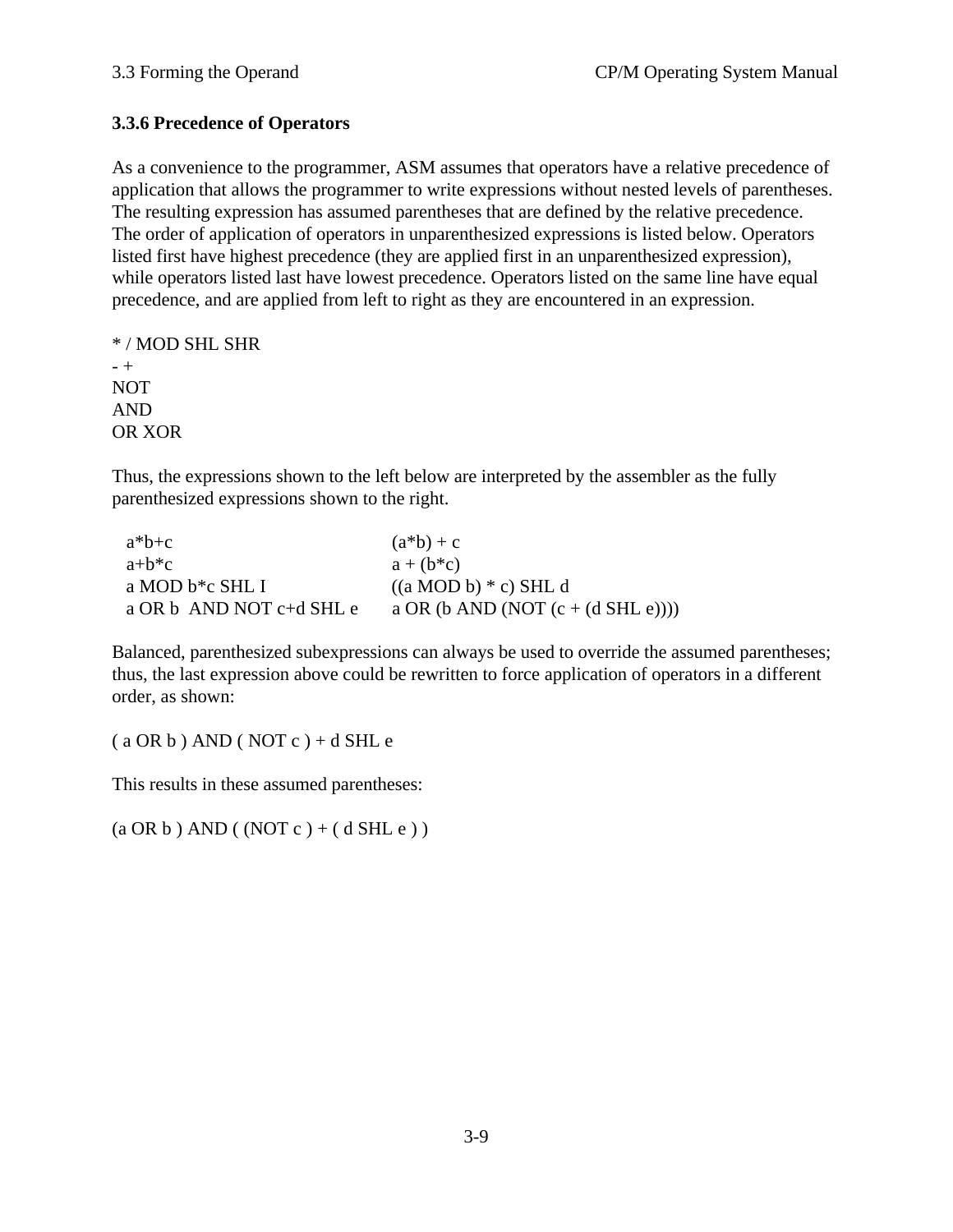### 3.3.6 Precedence of Operators

As a convenience to the programmer, ASM assumes that operators have a relative precedence of application that allows the programmer to write expressions without nested levels of parentheses. The resulting expression has assumed parentheses that are defined by the relative precedence. The order of application of operators in unparenthesized expressions is listed below. Operators listed first have highest precedence (they are applied first in an unparenthesized expression), while operators listed last have lowest precedence. Operators listed on the same line have equal precedence, and are applied from left to right as they are encountered in an expression.

```
* / MOD SHL SHR
- +
NOT
AND
OR XOR
```

Thus, the expressions shown to the left below are interpreted by the assembler as the fully parenthesized expressions shown to the right.

```
a*b+c                        (a*b) + c
a+b*c                        a + (b*c)
a MOD b*c SHL I              ((a MOD b) * c) SHL d
a OR b  AND NOT c+d SHL e    a OR (b AND (NOT (c + (d SHL e))))
```

Balanced, parenthesized subexpressions can always be used to override the assumed parentheses; thus, the last expression above could be rewritten to force application of operators in a different order, as shown:

```
( a OR b ) AND ( NOT c ) + d SHL e
```

This results in these assumed parentheses:

```
(a OR b ) AND ( (NOT c ) + ( d SHL e ) )
```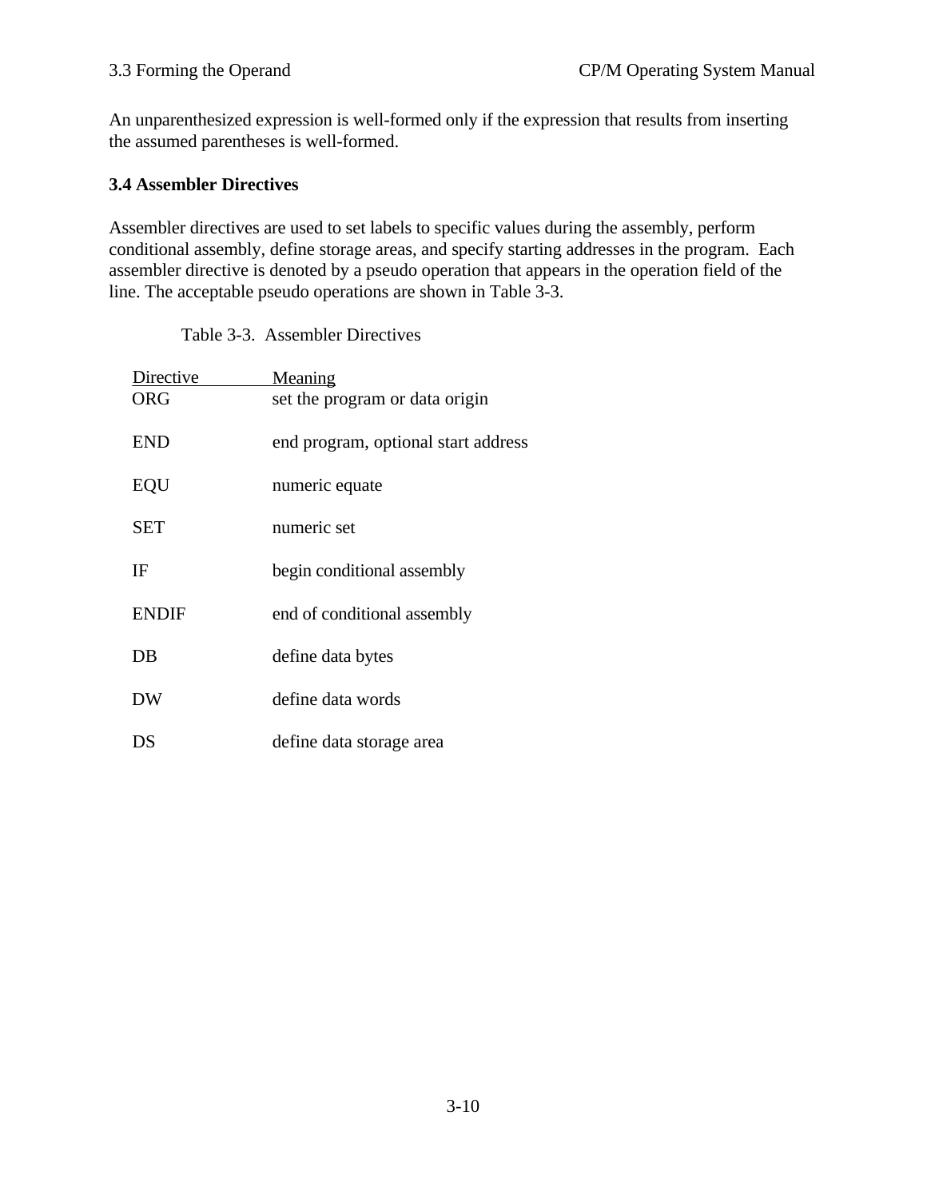An unparenthesized expression is well-formed only if the expression that results from inserting the assumed parentheses is well-formed.

### 3.4 Assembler Directives

Assembler directives are used to set labels to specific values during the assembly, perform conditional assembly, define storage areas, and specify starting addresses in the program. Each assembler directive is denoted by a pseudo operation that appears in the operation field of the line. The acceptable pseudo operations are shown in Table 3-3.

Table 3-3. Assembler Directives

| Directive | Meaning |
|---|---|
| ORG | set the program or data origin |
| END | end program, optional start address |
| EQU | numeric equate |
| SET | numeric set |
| IF | begin conditional assembly |
| ENDIF | end of conditional assembly |
| DB | define data bytes |
| DW | define data words |
| DS | define data storage area |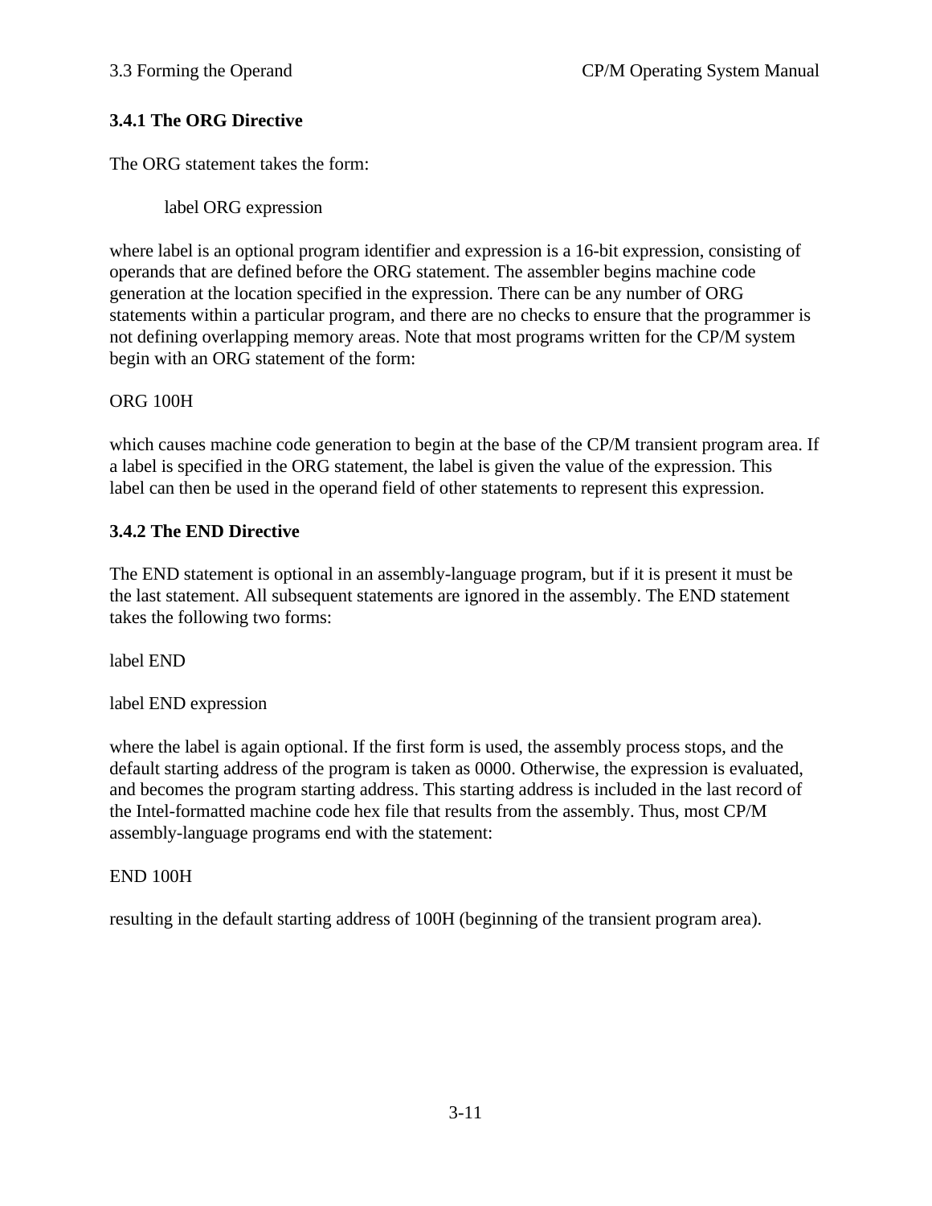### 3.4.1 The ORG Directive

The ORG statement takes the form:

```
label ORG expression
```

where label is an optional program identifier and expression is a 16-bit expression, consisting of operands that are defined before the ORG statement. The assembler begins machine code generation at the location specified in the expression. There can be any number of ORG statements within a particular program, and there are no checks to ensure that the programmer is not defining overlapping memory areas. Note that most programs written for the CP/M system begin with an ORG statement of the form:

```
ORG 100H
```

which causes machine code generation to begin at the base of the CP/M transient program area. If a label is specified in the ORG statement, the label is given the value of the expression. This label can then be used in the operand field of other statements to represent this expression.

### 3.4.2 The END Directive

The END statement is optional in an assembly-language program, but if it is present it must be the last statement. All subsequent statements are ignored in the assembly. The END statement takes the following two forms:

```
label END

label END expression
```

where the label is again optional. If the first form is used, the assembly process stops, and the default starting address of the program is taken as 0000. Otherwise, the expression is evaluated, and becomes the program starting address. This starting address is included in the last record of the Intel-formatted machine code hex file that results from the assembly. Thus, most CP/M assembly-language programs end with the statement:

```
END 100H
```

resulting in the default starting address of 100H (beginning of the transient program area).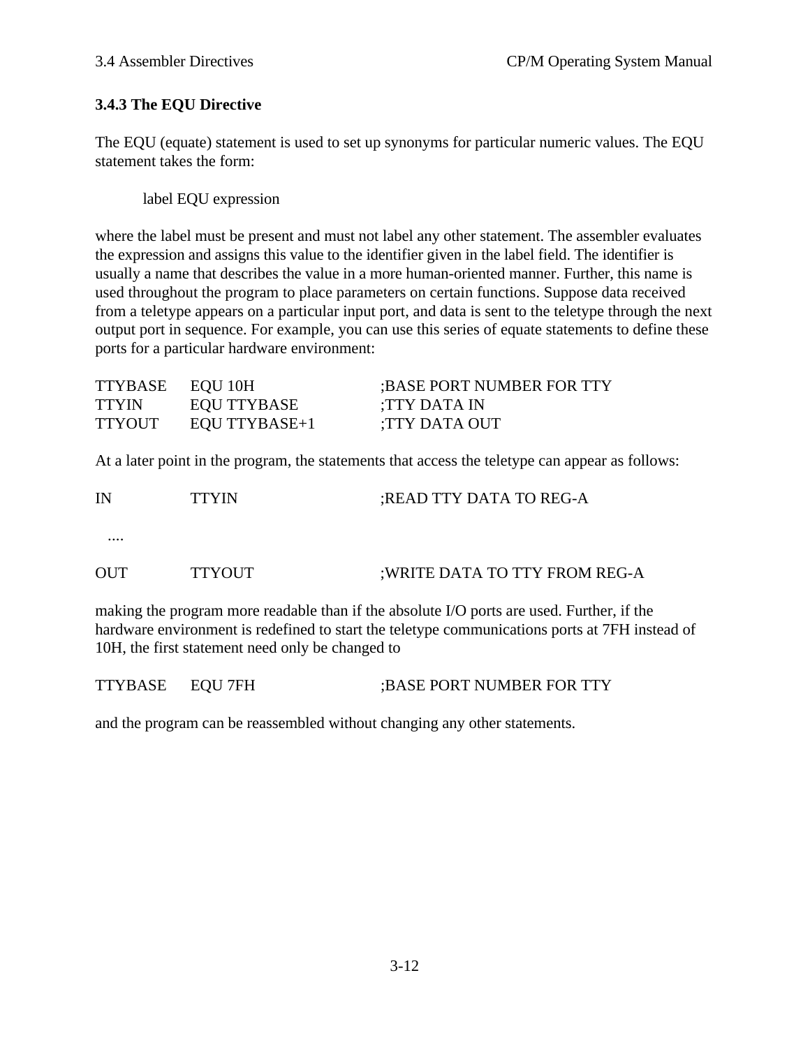### 3.4.3 The EQU Directive

The EQU (equate) statement is used to set up synonyms for particular numeric values. The EQU statement takes the form:

```
label EQU expression
```

where the label must be present and must not label any other statement. The assembler evaluates the expression and assigns this value to the identifier given in the label field. The identifier is usually a name that describes the value in a more human-oriented manner. Further, this name is used throughout the program to place parameters on certain functions. Suppose data received from a teletype appears on a particular input port, and data is sent to the teletype through the next output port in sequence. For example, you can use this series of equate statements to define these ports for a particular hardware environment:

```
TTYBASE  EQU 10H           ;BASE PORT NUMBER FOR TTY
TTYIN    EQU TTYBASE       ;TTY DATA IN
TTYOUT   EQU TTYBASE+1     ;TTY DATA OUT
```

At a later point in the program, the statements that access the teletype can appear as follows:

```
IN       TTYIN             ;READ TTY DATA TO REG-A

  ....

OUT      TTYOUT            ;WRITE DATA TO TTY FROM REG-A
```

making the program more readable than if the absolute I/O ports are used. Further, if the hardware environment is redefined to start the teletype communications ports at 7FH instead of 10H, the first statement need only be changed to

```
TTYBASE  EQU 7FH           ;BASE PORT NUMBER FOR TTY
```

and the program can be reassembled without changing any other statements.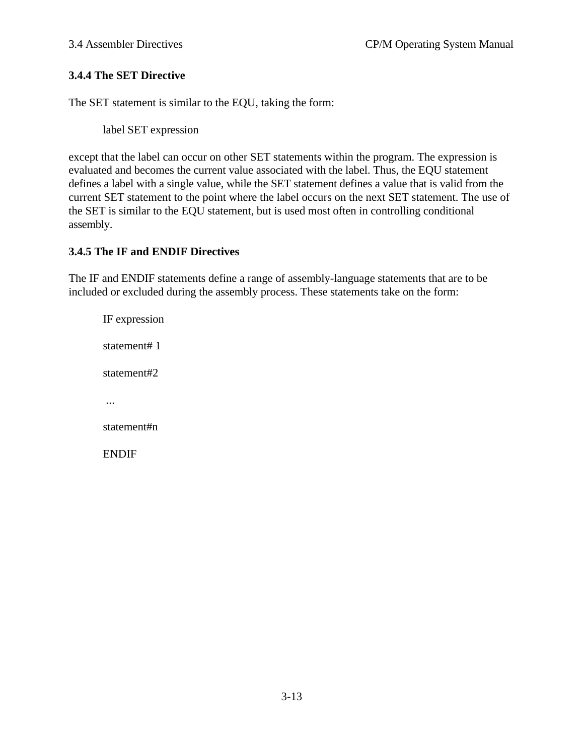### 3.4.4 The SET Directive

The SET statement is similar to the EQU, taking the form:

```
label SET expression
```

except that the label can occur on other SET statements within the program. The expression is evaluated and becomes the current value associated with the label. Thus, the EQU statement defines a label with a single value, while the SET statement defines a value that is valid from the current SET statement to the point where the label occurs on the next SET statement. The use of the SET is similar to the EQU statement, but is used most often in controlling conditional assembly.

### 3.4.5 The IF and ENDIF Directives

The IF and ENDIF statements define a range of assembly-language statements that are to be included or excluded during the assembly process. These statements take on the form:

```
IF expression

statement# 1

statement#2

 ...

statement#n

ENDIF
```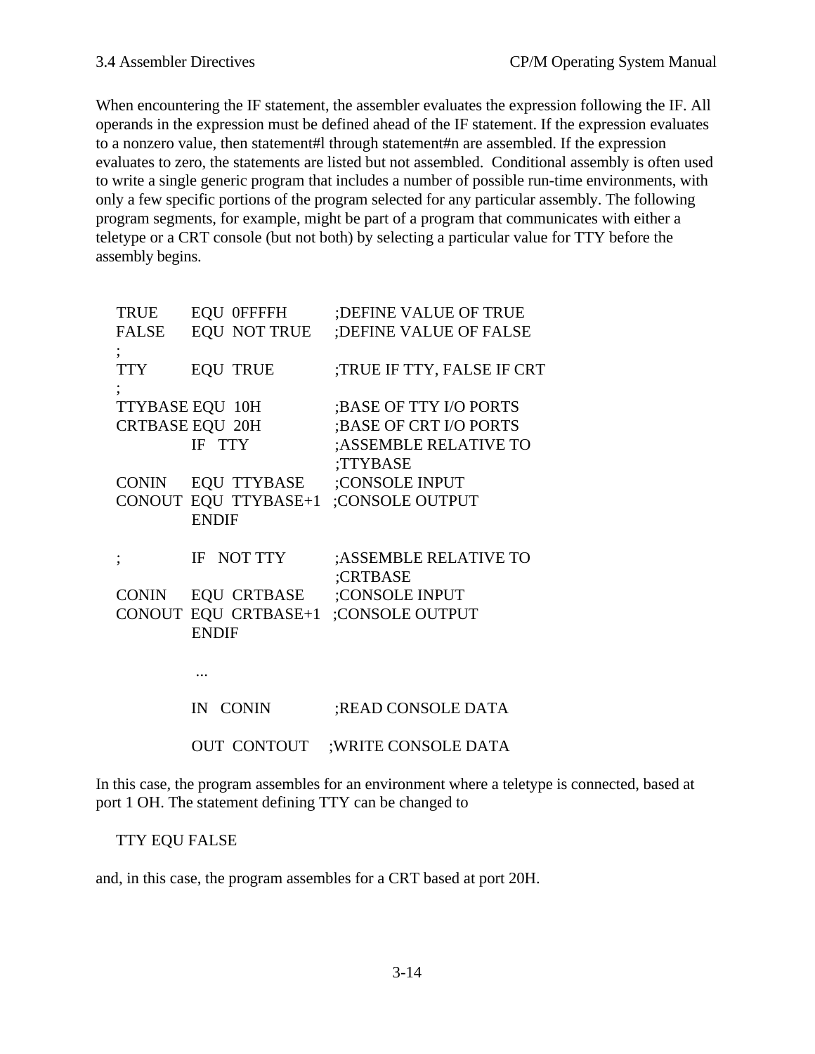When encountering the IF statement, the assembler evaluates the expression following the IF. All operands in the expression must be defined ahead of the IF statement. If the expression evaluates to a nonzero value, then statement#l through statement#n are assembled. If the expression evaluates to zero, the statements are listed but not assembled. Conditional assembly is often used to write a single generic program that includes a number of possible run-time environments, with only a few specific portions of the program selected for any particular assembly. The following program segments, for example, might be part of a program that communicates with either a teletype or a CRT console (but not both) by selecting a particular value for TTY before the assembly begins.

```
TRUE     EQU  0FFFFH      ;DEFINE VALUE OF TRUE
FALSE    EQU  NOT TRUE    ;DEFINE VALUE OF FALSE
;
TTY      EQU  TRUE        ;TRUE IF TTY, FALSE IF CRT
;
TTYBASE EQU  10H          ;BASE OF TTY I/O PORTS
CRTBASE EQU  20H          ;BASE OF CRT I/O PORTS
         IF   TTY         ;ASSEMBLE RELATIVE TO
                          ;TTYBASE
CONIN    EQU  TTYBASE     ;CONSOLE INPUT
CONOUT   EQU  TTYBASE+1   ;CONSOLE OUTPUT
         ENDIF

;        IF   NOT TTY     ;ASSEMBLE RELATIVE TO
                          ;CRTBASE
CONIN    EQU  CRTBASE     ;CONSOLE INPUT
CONOUT   EQU  CRTBASE+1   ;CONSOLE OUTPUT
         ENDIF

          ...

         IN   CONIN       ;READ CONSOLE DATA

         OUT  CONTOUT     ;WRITE CONSOLE DATA
```

In this case, the program assembles for an environment where a teletype is connected, based at port 1 OH. The statement defining TTY can be changed to

```
TTY EQU FALSE
```

and, in this case, the program assembles for a CRT based at port 20H.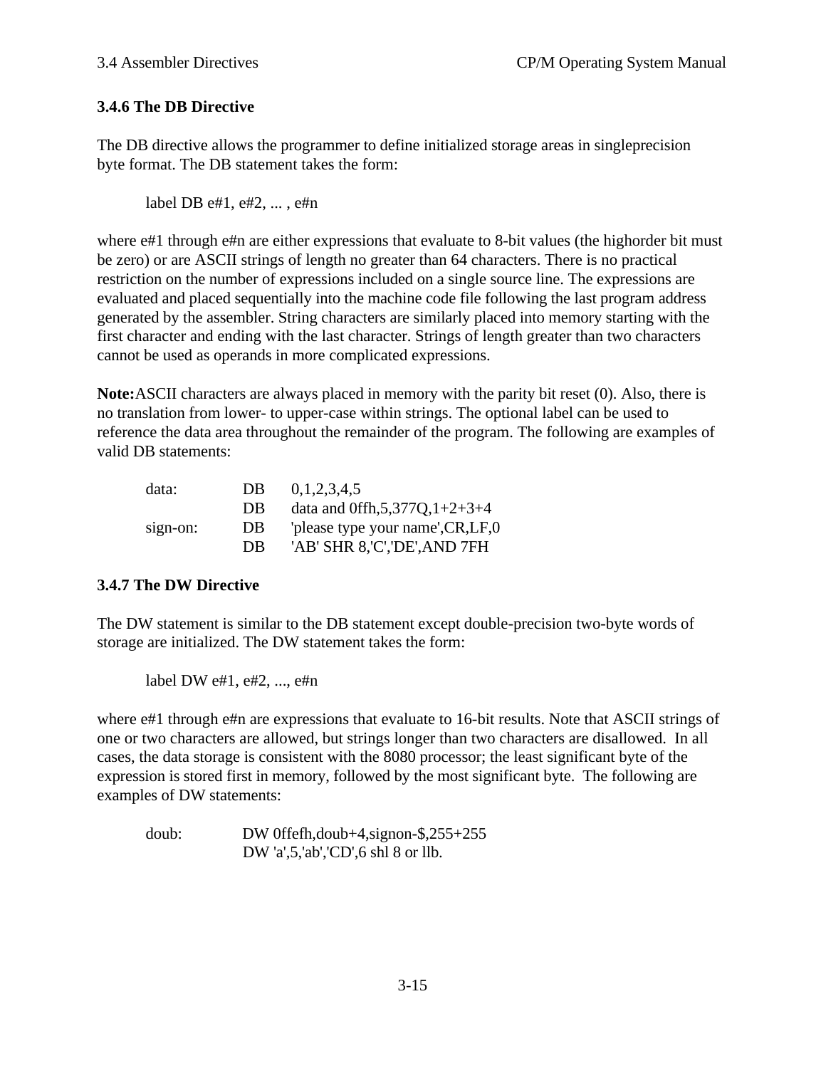### 3.4.6 The DB Directive

The DB directive allows the programmer to define initialized storage areas in singleprecision byte format. The DB statement takes the form:

```
label DB e#1, e#2, ... , e#n
```

where e#1 through e#n are either expressions that evaluate to 8-bit values (the highorder bit must be zero) or are ASCII strings of length no greater than 64 characters. There is no practical restriction on the number of expressions included on a single source line. The expressions are evaluated and placed sequentially into the machine code file following the last program address generated by the assembler. String characters are similarly placed into memory starting with the first character and ending with the last character. Strings of length greater than two characters cannot be used as operands in more complicated expressions.

**Note:**ASCII characters are always placed in memory with the parity bit reset (0). Also, there is no translation from lower- to upper-case within strings. The optional label can be used to reference the data area throughout the remainder of the program. The following are examples of valid DB statements:

```
data:       DB    0,1,2,3,4,5
            DB    data and 0ffh,5,377Q,1+2+3+4
sign-on:    DB    'please type your name',CR,LF,0
            DB    'AB' SHR 8,'C','DE',AND 7FH
```

### 3.4.7 The DW Directive

The DW statement is similar to the DB statement except double-precision two-byte words of storage are initialized. The DW statement takes the form:

```
label DW e#1, e#2, ..., e#n
```

where e#1 through e#n are expressions that evaluate to 16-bit results. Note that ASCII strings of one or two characters are allowed, but strings longer than two characters are disallowed. In all cases, the data storage is consistent with the 8080 processor; the least significant byte of the expression is stored first in memory, followed by the most significant byte. The following are examples of DW statements:

```
doub:       DW 0ffefh,doub+4,signon-$,255+255
            DW 'a',5,'ab','CD',6 shl 8 or llb.
```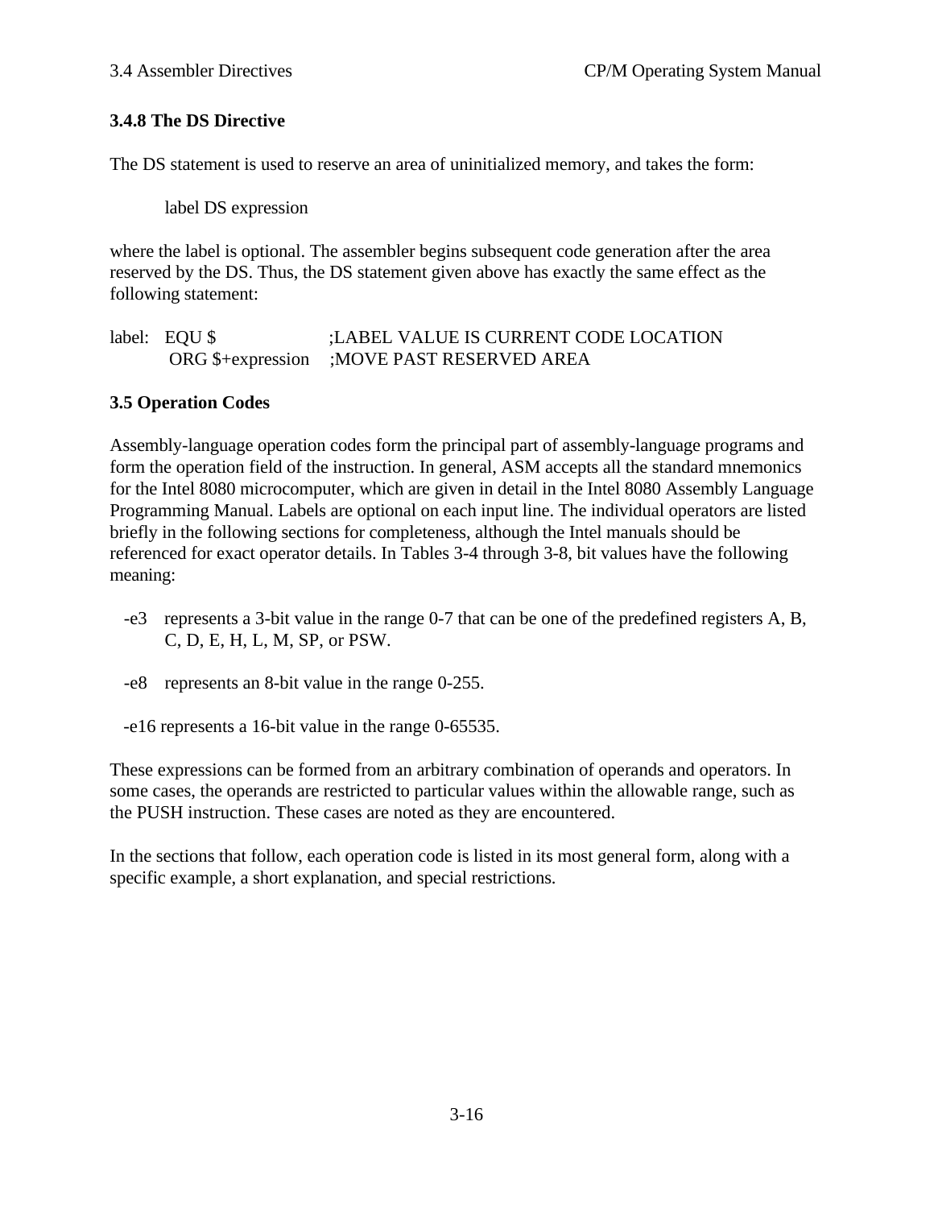### 3.4.8 The DS Directive

The DS statement is used to reserve an area of uninitialized memory, and takes the form:

```
label DS expression
```

where the label is optional. The assembler begins subsequent code generation after the area reserved by the DS. Thus, the DS statement given above has exactly the same effect as the following statement:

```
label:  EQU $               ;LABEL VALUE IS CURRENT CODE LOCATION
        ORG $+expression    ;MOVE PAST RESERVED AREA
```

## 3.5 Operation Codes

Assembly-language operation codes form the principal part of assembly-language programs and form the operation field of the instruction. In general, ASM accepts all the standard mnemonics for the Intel 8080 microcomputer, which are given in detail in the Intel 8080 Assembly Language Programming Manual. Labels are optional on each input line. The individual operators are listed briefly in the following sections for completeness, although the Intel manuals should be referenced for exact operator details. In Tables 3-4 through 3-8, bit values have the following meaning:

- -e3 represents a 3-bit value in the range 0-7 that can be one of the predefined registers A, B, C, D, E, H, L, M, SP, or PSW.
- -e8 represents an 8-bit value in the range 0-255.
- -e16 represents a 16-bit value in the range 0-65535.

These expressions can be formed from an arbitrary combination of operands and operators. In some cases, the operands are restricted to particular values within the allowable range, such as the PUSH instruction. These cases are noted as they are encountered.

In the sections that follow, each operation code is listed in its most general form, along with a specific example, a short explanation, and special restrictions.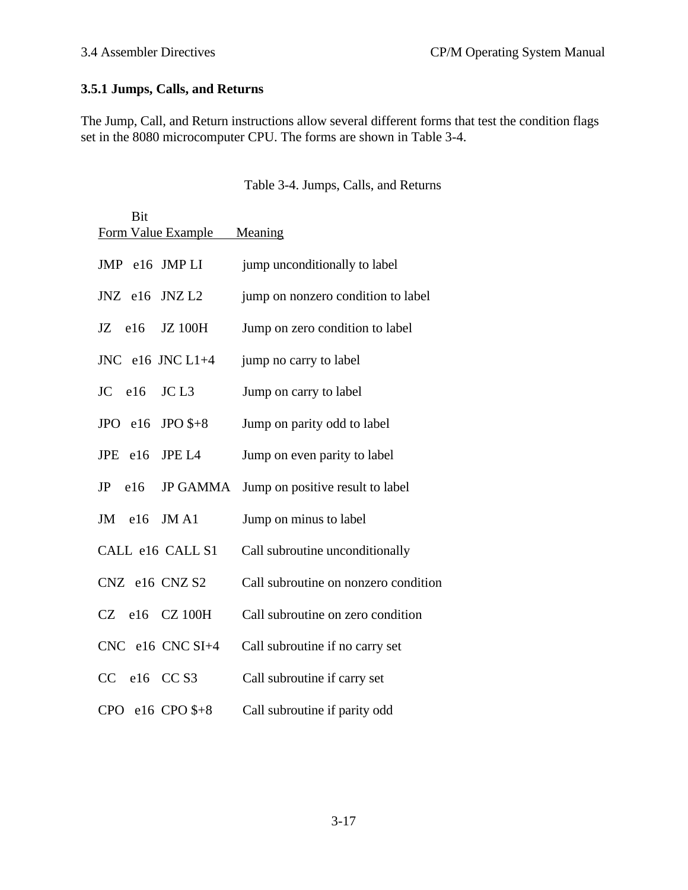### 3.5.1 Jumps, Calls, and Returns

The Jump, Call, and Return instructions allow several different forms that test the condition flags set in the 8080 microcomputer CPU. The forms are shown in Table 3-4.

Table 3-4. Jumps, Calls, and Returns

| Form | Bit Value | Example | Meaning |
|---|---|---|---|
| JMP | e16 | JMP LI | jump unconditionally to label |
| JNZ | e16 | JNZ L2 | jump on nonzero condition to label |
| JZ | e16 | JZ 100H | Jump on zero condition to label |
| JNC | e16 | JNC L1+4 | jump no carry to label |
| JC | e16 | JC L3 | Jump on carry to label |
| JPO | e16 | JPO $+8 | Jump on parity odd to label |
| JPE | e16 | JPE L4 | Jump on even parity to label |
| JP | e16 | JP GAMMA | Jump on positive result to label |
| JM | e16 | JM A1 | Jump on minus to label |
| CALL | e16 | CALL S1 | Call subroutine unconditionally |
| CNZ | e16 | CNZ S2 | Call subroutine on nonzero condition |
| CZ | e16 | CZ 100H | Call subroutine on zero condition |
| CNC | e16 | CNC SI+4 | Call subroutine if no carry set |
| CC | e16 | CC S3 | Call subroutine if carry set |
| CPO | e16 | CPO $+8 | Call subroutine if parity odd |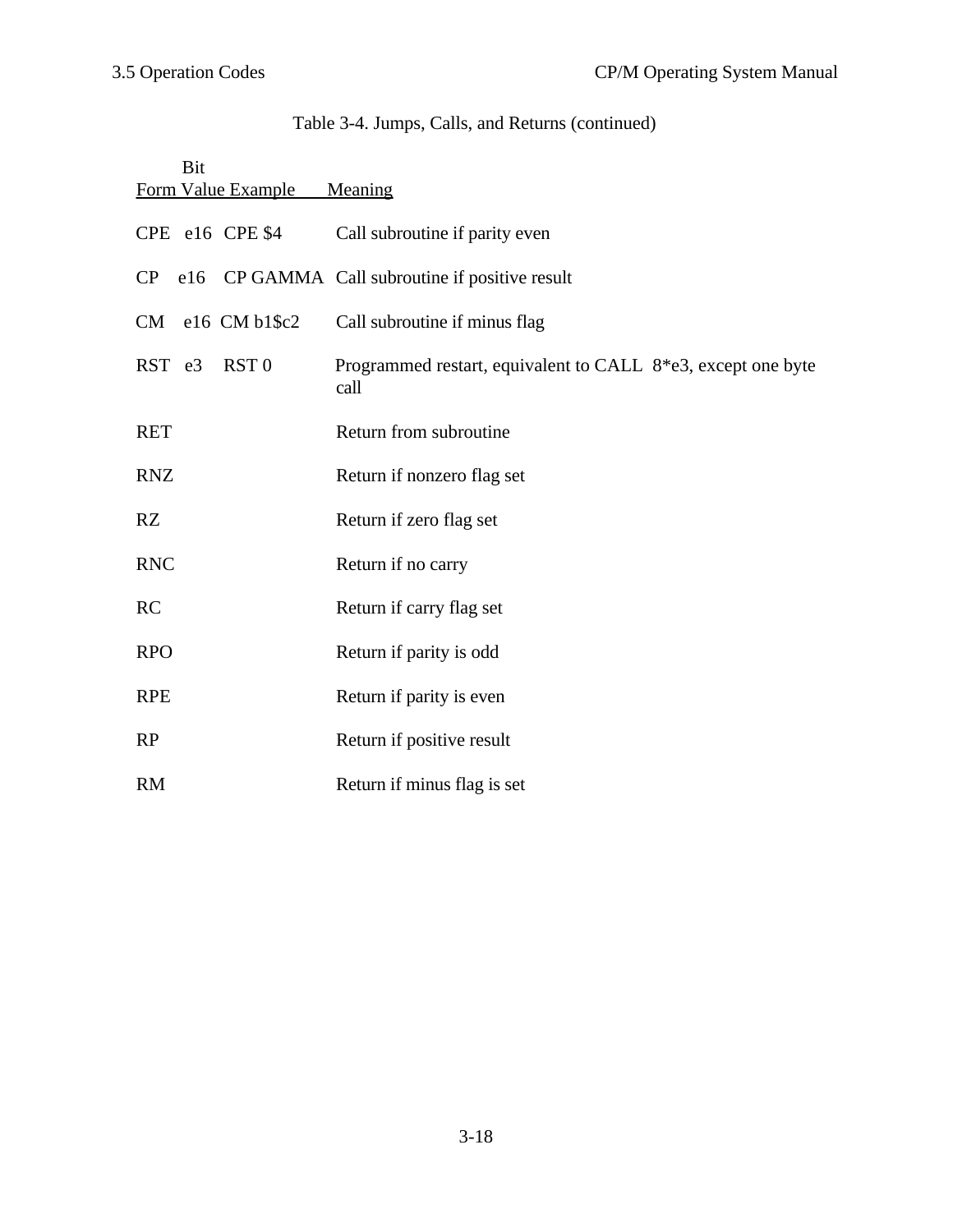Table 3-4. Jumps, Calls, and Returns (continued)

| Form | Bit Value | Example | Meaning |
|---|---|---|---|
| CPE | e16 | CPE $4 | Call subroutine if parity even |
| CP | e16 | CP GAMMA | Call subroutine if positive result |
| CM | e16 | CM b1$c2 | Call subroutine if minus flag |
| RST | e3 | RST 0 | Programmed restart, equivalent to CALL 8*e3, except one byte call |
| RET | | | Return from subroutine |
| RNZ | | | Return if nonzero flag set |
| RZ | | | Return if zero flag set |
| RNC | | | Return if no carry |
| RC | | | Return if carry flag set |
| RPO | | | Return if parity is odd |
| RPE | | | Return if parity is even |
| RP | | | Return if positive result |
| RM | | | Return if minus flag is set |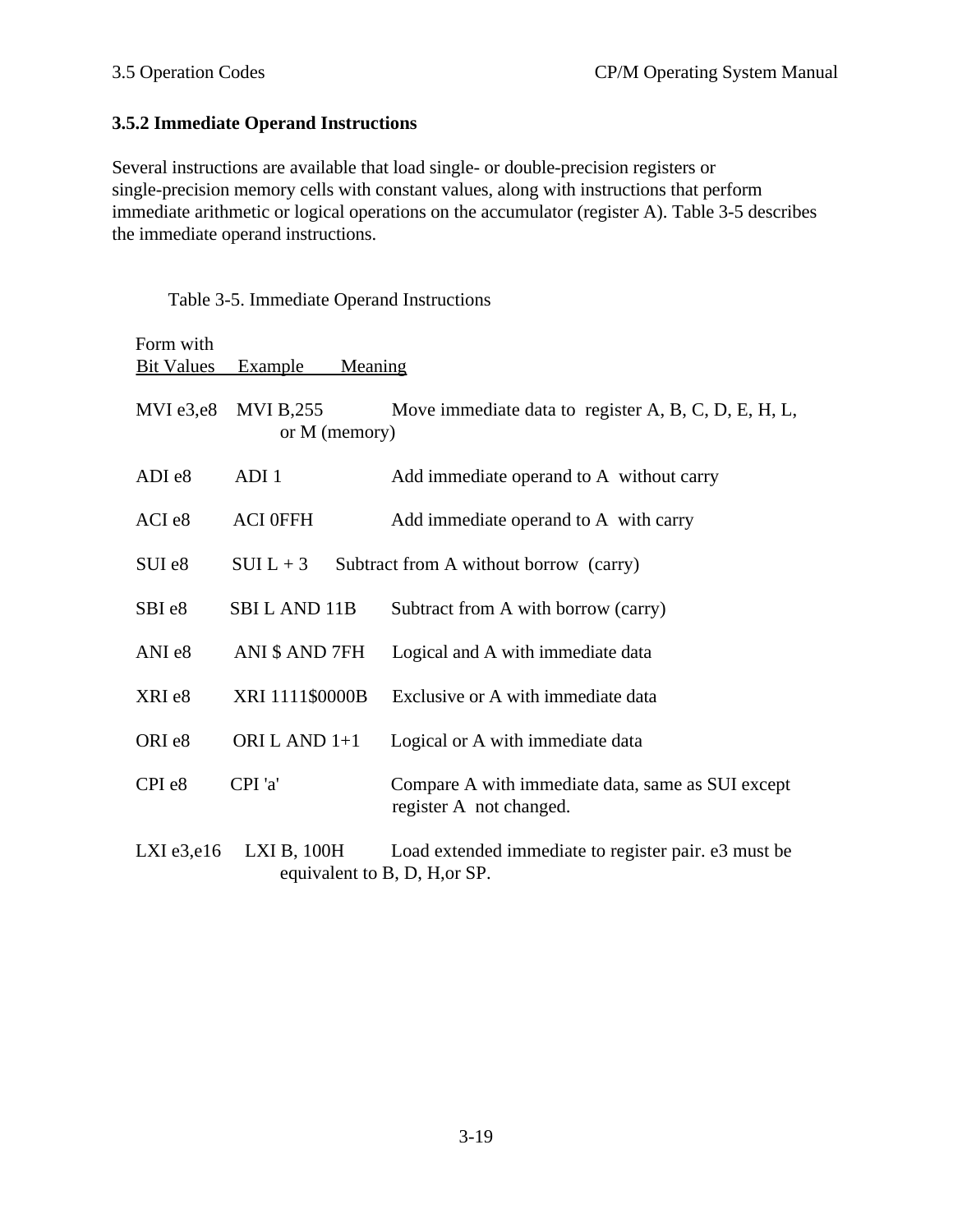### 3.5.2 Immediate Operand Instructions

Several instructions are available that load single- or double-precision registers or single-precision memory cells with constant values, along with instructions that perform immediate arithmetic or logical operations on the accumulator (register A). Table 3-5 describes the immediate operand instructions.

Table 3-5. Immediate Operand Instructions

| Form with Bit Values | Example | Meaning |
|---|---|---|
| MVI e3,e8 | MVI B,255 | Move immediate data to register A, B, C, D, E, H, L, or M (memory) |
| ADI e8 | ADI 1 | Add immediate operand to A without carry |
| ACI e8 | ACI 0FFH | Add immediate operand to A with carry |
| SUI e8 | SUI L + 3 | Subtract from A without borrow (carry) |
| SBI e8 | SBI L AND 11B | Subtract from A with borrow (carry) |
| ANI e8 | ANI $ AND 7FH | Logical and A with immediate data |
| XRI e8 | XRI 1111$0000B | Exclusive or A with immediate data |
| ORI e8 | ORI L AND 1+1 | Logical or A with immediate data |
| CPI e8 | CPI 'a' | Compare A with immediate data, same as SUI except register A not changed. |
| LXI e3,e16 | LXI B, 100H | Load extended immediate to register pair. e3 must be equivalent to B, D, H,or SP. |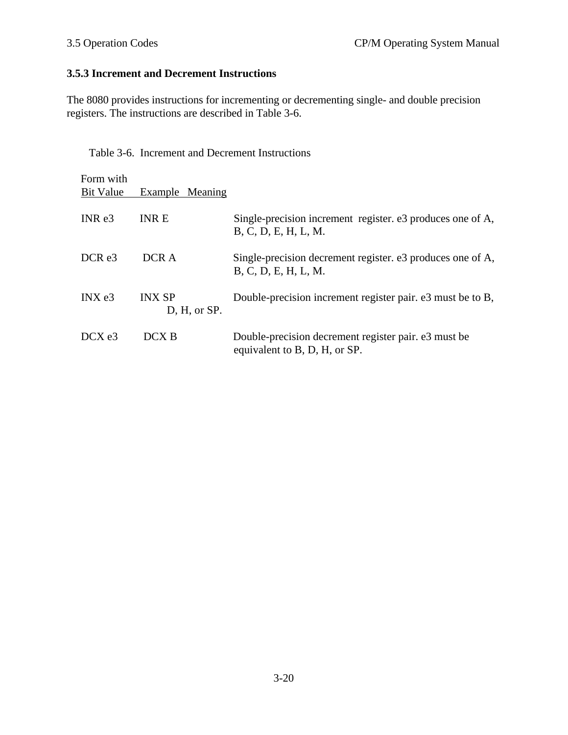### 3.5.3 Increment and Decrement Instructions

The 8080 provides instructions for incrementing or decrementing single- and double precision registers. The instructions are described in Table 3-6.

Table 3-6. Increment and Decrement Instructions

| Form with Bit Value | Example | Meaning |
|---|---|---|
| INR e3 | INR E | Single-precision increment register. e3 produces one of A, B, C, D, E, H, L, M. |
| DCR e3 | DCR A | Single-precision decrement register. e3 produces one of A, B, C, D, E, H, L, M. |
| INX e3 | INX SP | Double-precision increment register pair. e3 must be to B, D, H, or SP. |
| DCX e3 | DCX B | Double-precision decrement register pair. e3 must be equivalent to B, D, H, or SP. |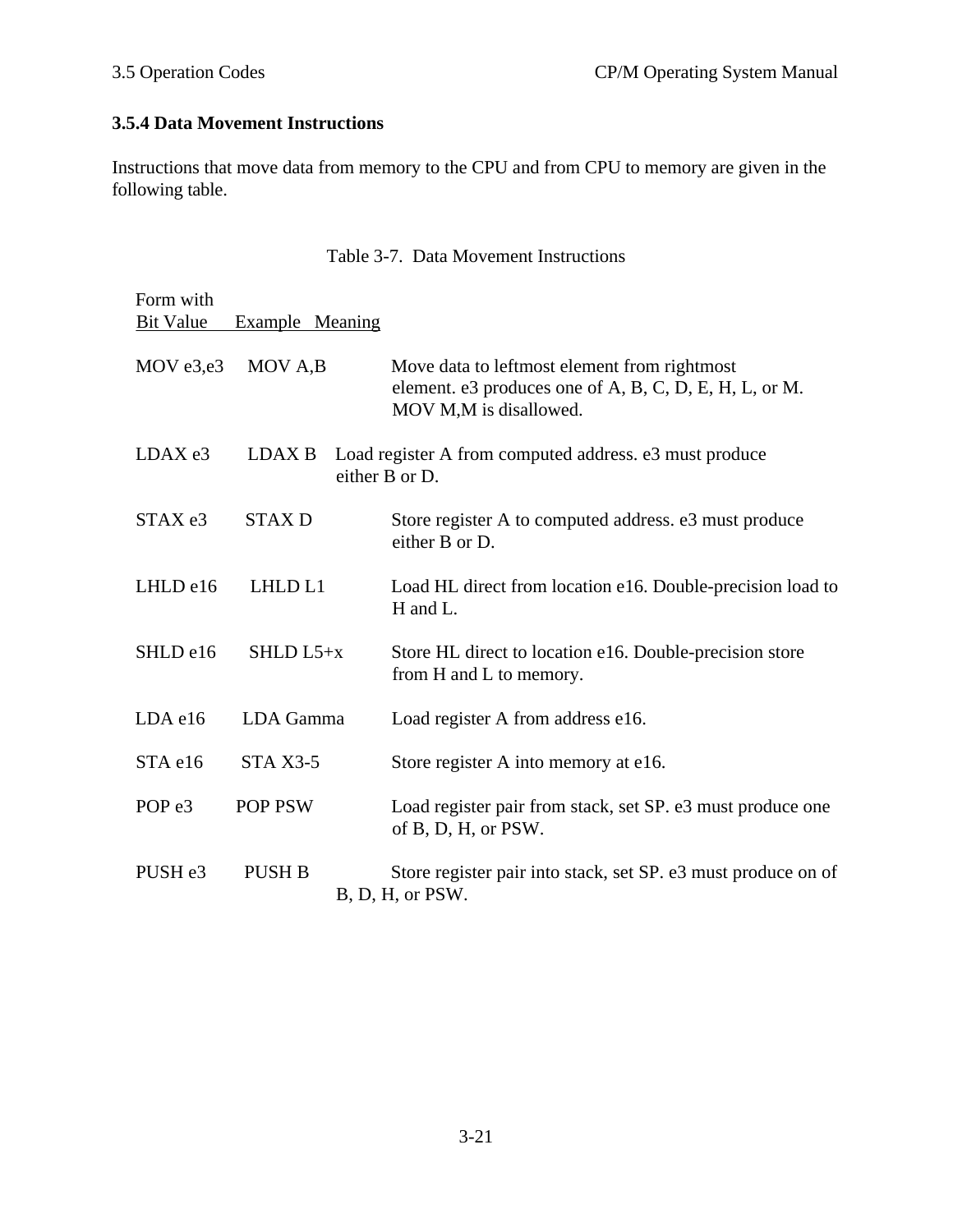### 3.5.4 Data Movement Instructions

Instructions that move data from memory to the CPU and from CPU to memory are given in the following table.

Table 3-7. Data Movement Instructions

| Form with Bit Value | Example | Meaning |
|---|---|---|
| MOV e3,e3 | MOV A,B | Move data to leftmost element from rightmost element. e3 produces one of A, B, C, D, E, H, L, or M. MOV M,M is disallowed. |
| LDAX e3 | LDAX B | Load register A from computed address. e3 must produce either B or D. |
| STAX e3 | STAX D | Store register A to computed address. e3 must produce either B or D. |
| LHLD e16 | LHLD L1 | Load HL direct from location e16. Double-precision load to H and L. |
| SHLD e16 | SHLD L5+x | Store HL direct to location e16. Double-precision store from H and L to memory. |
| LDA e16 | LDA Gamma | Load register A from address e16. |
| STA e16 | STA X3-5 | Store register A into memory at e16. |
| POP e3 | POP PSW | Load register pair from stack, set SP. e3 must produce one of B, D, H, or PSW. |
| PUSH e3 | PUSH B | Store register pair into stack, set SP. e3 must produce on of B, D, H, or PSW. |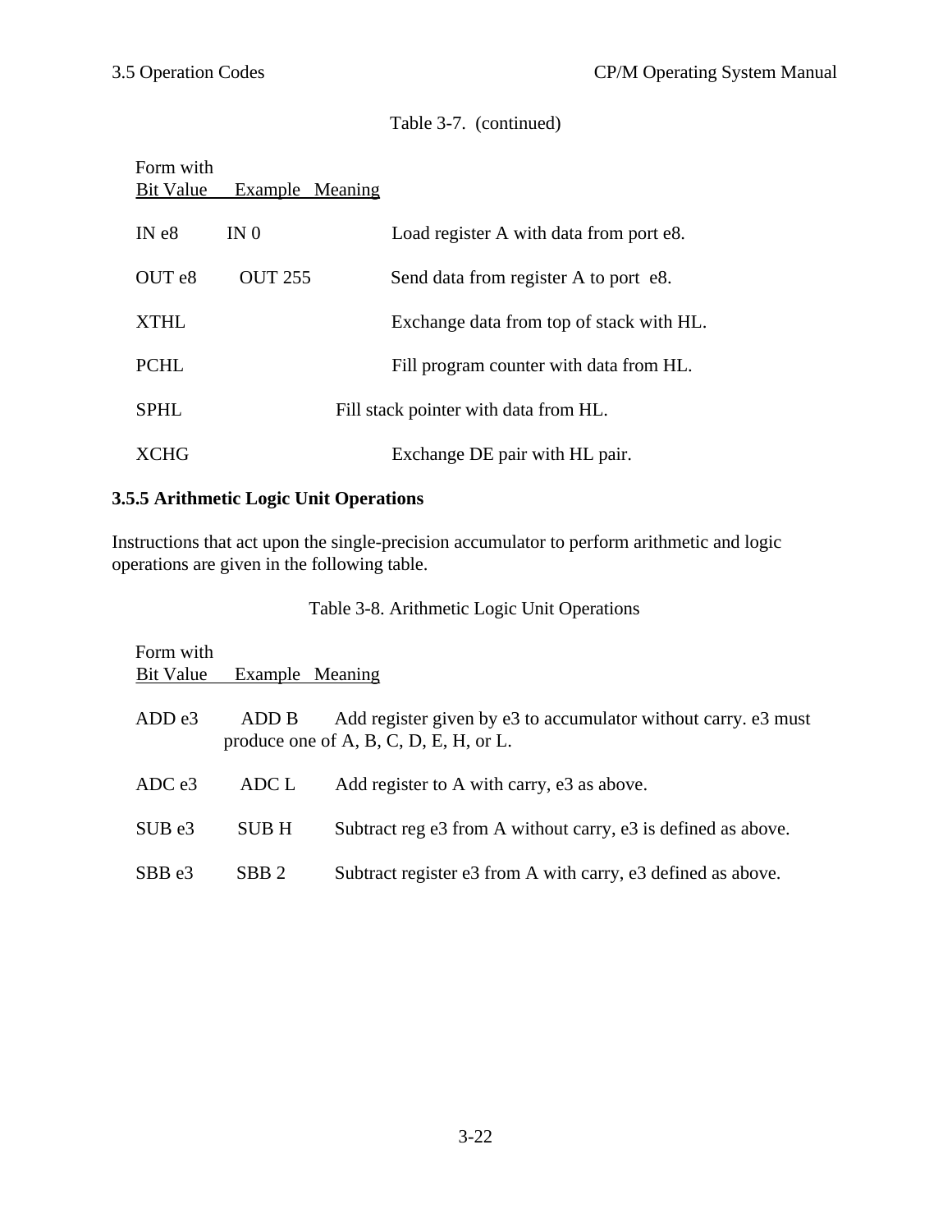Table 3-7. (continued)

| Form with Bit Value | Example | Meaning |
|---|---|---|
| IN e8 | IN 0 | Load register A with data from port e8. |
| OUT e8 | OUT 255 | Send data from register A to port e8. |
| XTHL | | Exchange data from top of stack with HL. |
| PCHL | | Fill program counter with data from HL. |
| SPHL | | Fill stack pointer with data from HL. |
| XCHG | | Exchange DE pair with HL pair. |

### 3.5.5 Arithmetic Logic Unit Operations

Instructions that act upon the single-precision accumulator to perform arithmetic and logic operations are given in the following table.

Table 3-8. Arithmetic Logic Unit Operations

| Form with Bit Value | Example | Meaning |
|---|---|---|
| ADD e3 | ADD B | Add register given by e3 to accumulator without carry. e3 must produce one of A, B, C, D, E, H, or L. |
| ADC e3 | ADC L | Add register to A with carry, e3 as above. |
| SUB e3 | SUB H | Subtract reg e3 from A without carry, e3 is defined as above. |
| SBB e3 | SBB 2 | Subtract register e3 from A with carry, e3 defined as above. |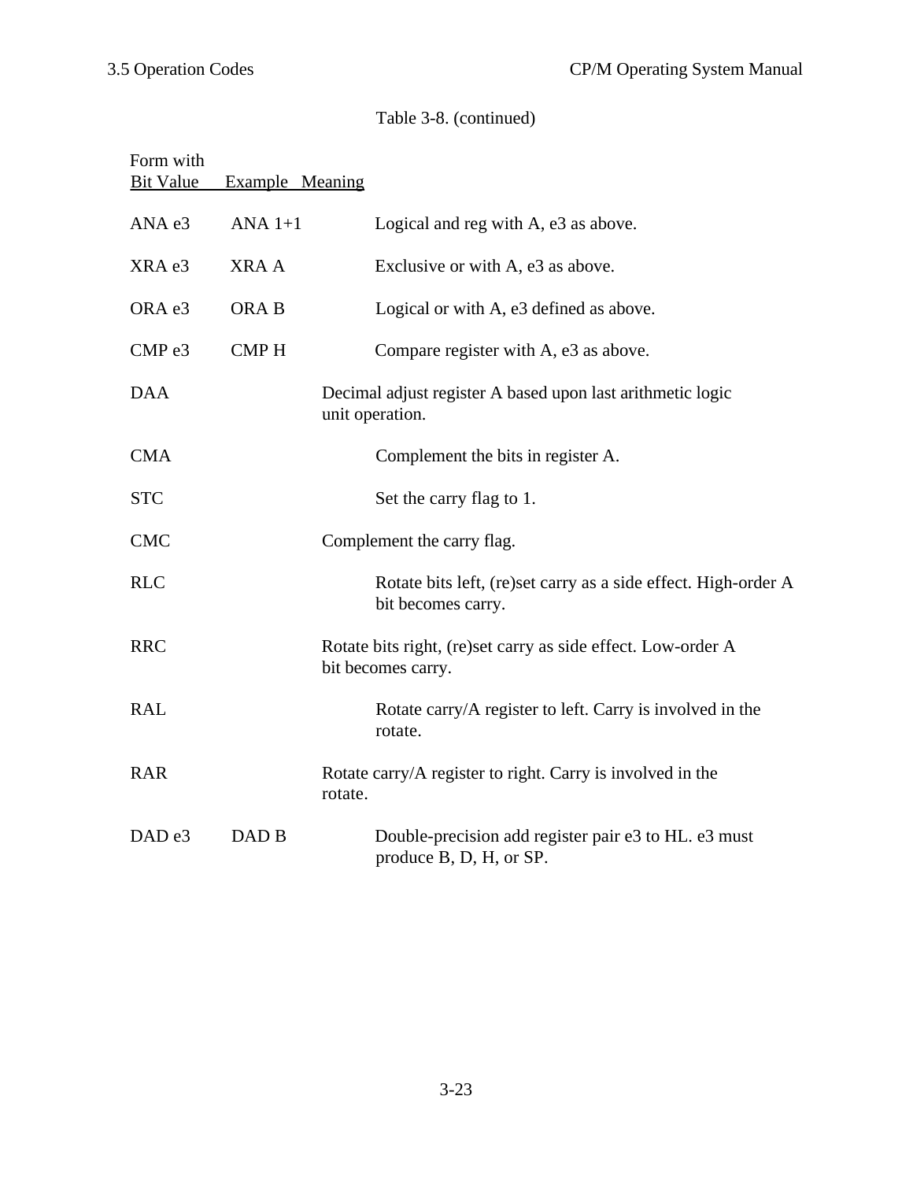Table 3-8. (continued)

| Form with Bit Value | Example | Meaning |
|---|---|---|
| ANA e3 | ANA 1+1 | Logical and reg with A, e3 as above. |
| XRA e3 | XRA A | Exclusive or with A, e3 as above. |
| ORA e3 | ORA B | Logical or with A, e3 defined as above. |
| CMP e3 | CMP H | Compare register with A, e3 as above. |
| DAA | | Decimal adjust register A based upon last arithmetic logic unit operation. |
| CMA | | Complement the bits in register A. |
| STC | | Set the carry flag to 1. |
| CMC | | Complement the carry flag. |
| RLC | | Rotate bits left, (re)set carry as a side effect. High-order A bit becomes carry. |
| RRC | | Rotate bits right, (re)set carry as side effect. Low-order A bit becomes carry. |
| RAL | | Rotate carry/A register to left. Carry is involved in the rotate. |
| RAR | | Rotate carry/A register to right. Carry is involved in the rotate. |
| DAD e3 | DAD B | Double-precision add register pair e3 to HL. e3 must produce B, D, H, or SP. |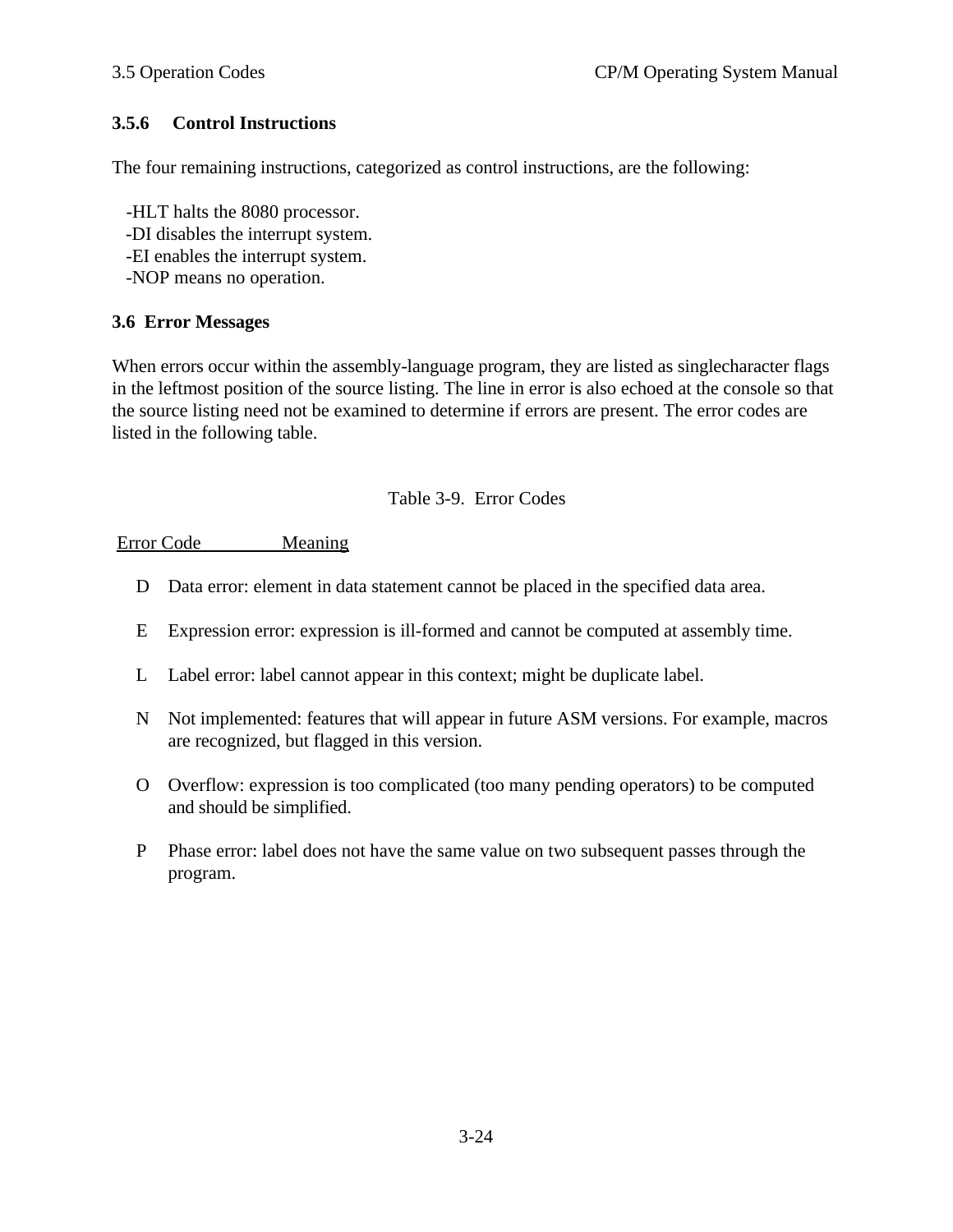### 3.5.6 Control Instructions

The four remaining instructions, categorized as control instructions, are the following:

- -HLT halts the 8080 processor.
- -DI disables the interrupt system.
- -EI enables the interrupt system.
- -NOP means no operation.

## 3.6 Error Messages

When errors occur within the assembly-language program, they are listed as singlecharacter flags in the leftmost position of the source listing. The line in error is also echoed at the console so that the source listing need not be examined to determine if errors are present. The error codes are listed in the following table.

Table 3-9. Error Codes

| Error Code | Meaning |
|---|---|
| D | Data error: element in data statement cannot be placed in the specified data area. |
| E | Expression error: expression is ill-formed and cannot be computed at assembly time. |
| L | Label error: label cannot appear in this context; might be duplicate label. |
| N | Not implemented: features that will appear in future ASM versions. For example, macros are recognized, but flagged in this version. |
| O | Overflow: expression is too complicated (too many pending operators) to be computed and should be simplified. |
| P | Phase error: label does not have the same value on two subsequent passes through the program. |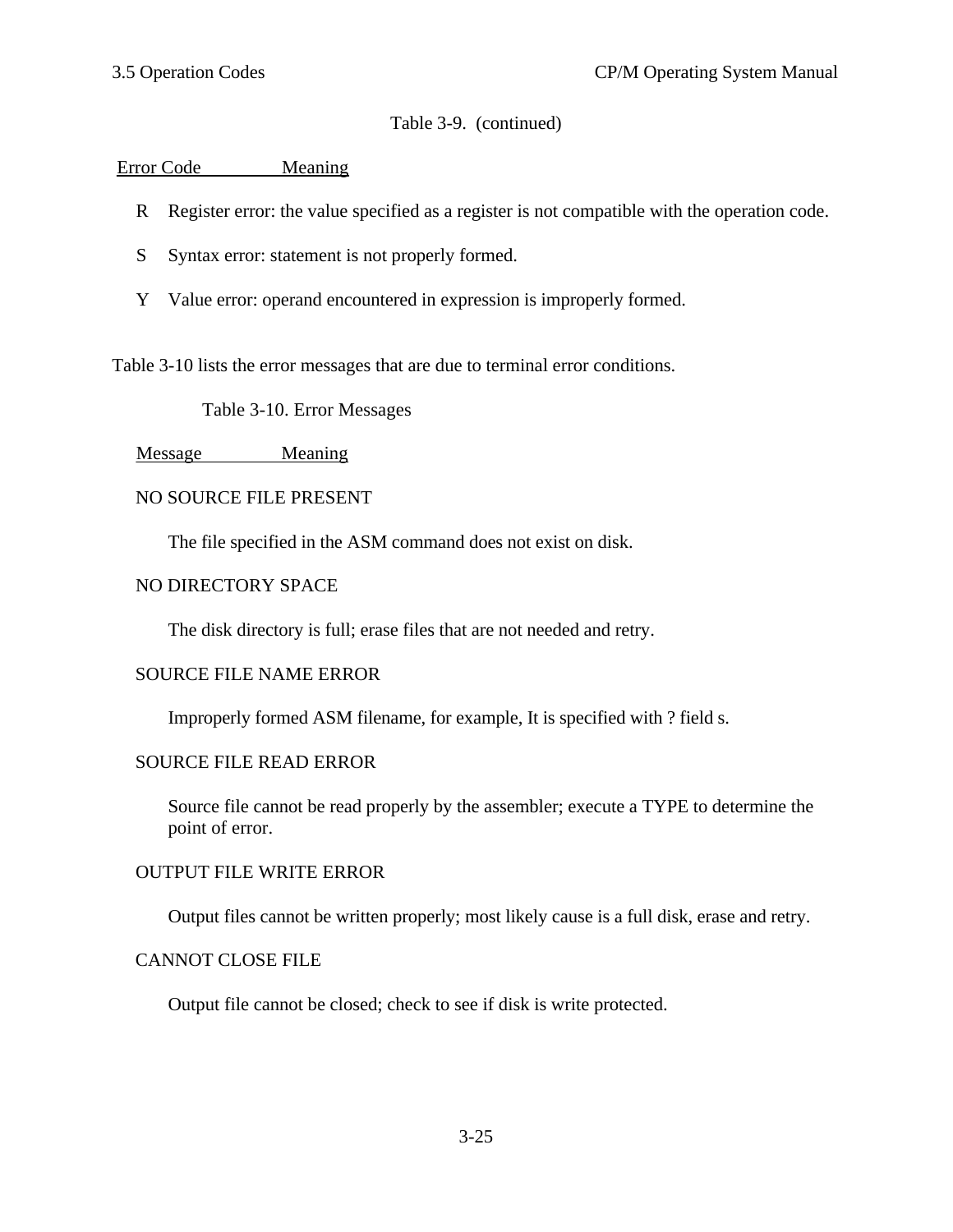Table 3-9. (continued)

| Error Code | Meaning |
|---|---|
| R | Register error: the value specified as a register is not compatible with the operation code. |
| S | Syntax error: statement is not properly formed. |
| Y | Value error: operand encountered in expression is improperly formed. |

Table 3-10 lists the error messages that are due to terminal error conditions.

Table 3-10. Error Messages

| Message | Meaning |
|---|---|
| NO SOURCE FILE PRESENT | The file specified in the ASM command does not exist on disk. |
| NO DIRECTORY SPACE | The disk directory is full; erase files that are not needed and retry. |
| SOURCE FILE NAME ERROR | Improperly formed ASM filename, for example, It is specified with ? field s. |
| SOURCE FILE READ ERROR | Source file cannot be read properly by the assembler; execute a TYPE to determine the point of error. |
| OUTPUT FILE WRITE ERROR | Output files cannot be written properly; most likely cause is a full disk, erase and retry. |
| CANNOT CLOSE FILE | Output file cannot be closed; check to see if disk is write protected. |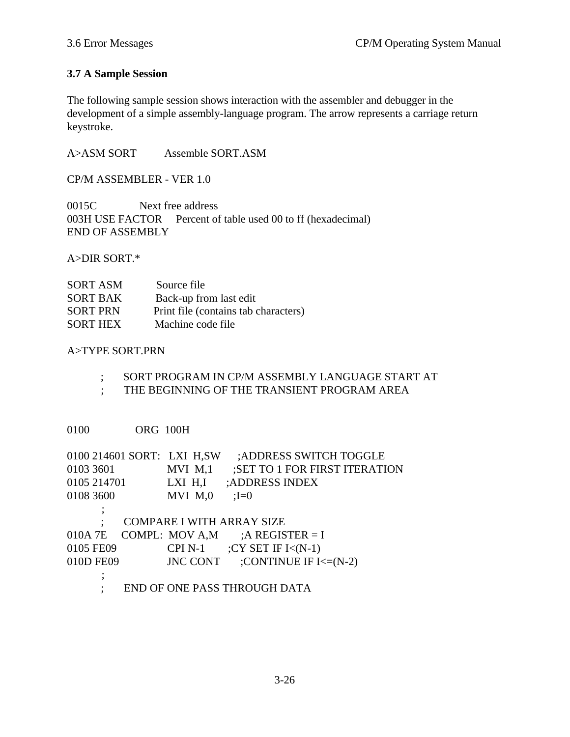### 3.7 A Sample Session

The following sample session shows interaction with the assembler and debugger in the development of a simple assembly-language program. The arrow represents a carriage return keystroke.

```
A>ASM SORT          Assemble SORT.ASM

CP/M ASSEMBLER - VER 1.0

0015C               Next free address
003H USE FACTOR     Percent of table used 00 to ff (hexadecimal)
END OF ASSEMBLY

A>DIR SORT.*

SORT ASM            Source file
SORT BAK            Back-up from last edit
SORT PRN            Print file (contains tab characters)
SORT HEX            Machine code file

A>TYPE SORT.PRN

        ;       SORT PROGRAM IN CP/M ASSEMBLY LANGUAGE START AT
        ;       THE BEGINNING OF THE TRANSIENT PROGRAM AREA


0100            ORG  100H

0100 214601 SORT:   LXI  H,SW      ;ADDRESS SWITCH TOGGLE
0103 3601           MVI  M,1       ;SET TO 1 FOR FIRST ITERATION
0105 214701         LXI  H,I       ;ADDRESS INDEX
0108 3600           MVI  M,0       ;I=0
        ;
        ;       COMPARE I WITH ARRAY SIZE
010A 7E     COMPL:  MOV A,M        ;A REGISTER = I
0105 FE09           CPI N-1        ;CY SET IF I<(N-1)
010D FE09           JNC CONT       ;CONTINUE IF I<=(N-2)
        ;
        ;       END OF ONE PASS THROUGH DATA
```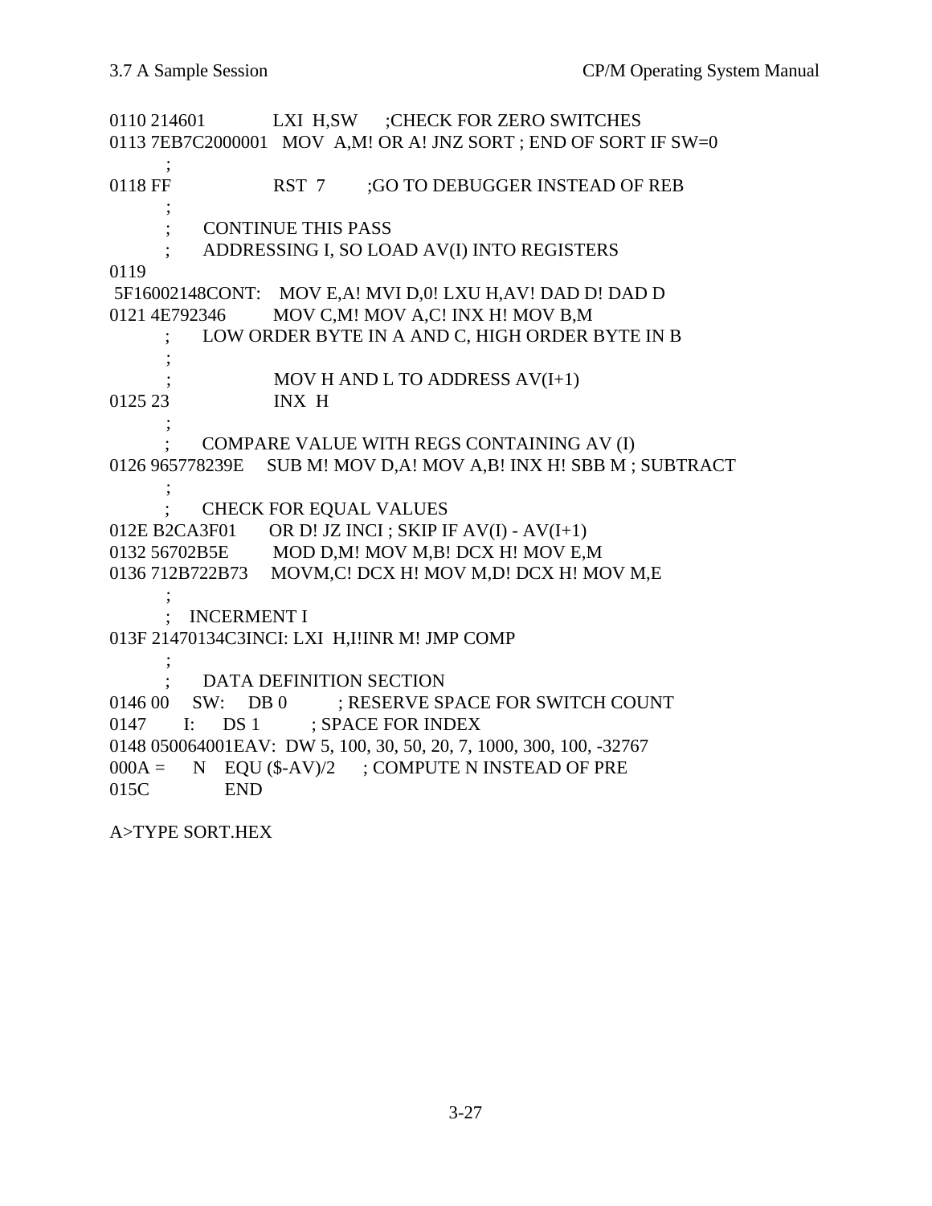```
0110 214601            LXI  H,SW     ;CHECK FOR ZERO SWITCHES
0113 7EB7C2000001   MOV  A,M! OR A! JNZ SORT ; END OF SORT IF SW=0
        ;
0118 FF                 RST  7        ;GO TO DEBUGGER INSTEAD OF REB
        ;
        ;      CONTINUE THIS PASS
        ;      ADDRESSING I, SO LOAD AV(I) INTO REGISTERS
0119
 5F16002148CONT:    MOV E,A! MVI D,0! LXU H,AV! DAD D! DAD D
0121 4E792346         MOV C,M! MOV A,C! INX H! MOV B,M
        ;      LOW ORDER BYTE IN A AND C, HIGH ORDER BYTE IN B
        ;
        ;                MOV H AND L TO ADDRESS AV(I+1)
0125 23                 INX  H
        ;
        ;      COMPARE VALUE WITH REGS CONTAINING AV (I)
0126 965778239E     SUB M! MOV D,A! MOV A,B! INX H! SBB M ; SUBTRACT
        ;
        ;      CHECK FOR EQUAL VALUES
012E B2CA3F01       OR D! JZ INCI ; SKIP IF AV(I) - AV(I+1)
0132 56702B5E         MOD D,M! MOV M,B! DCX H! MOV E,M
0136 712B722B73     MOVM,C! DCX H! MOV M,D! DCX H! MOV M,E
        ;
        ;    INCERMENT I
013F 21470134C3INCI: LXI  H,I!INR M! JMP COMP
        ;
        ;      DATA DEFINITION SECTION
0146 00     SW:    DB 0          ; RESERVE SPACE FOR SWITCH COUNT
0147        I:     DS 1          ; SPACE FOR INDEX
0148 050064001EAV:  DW 5, 100, 30, 50, 20, 7, 1000, 300, 100, -32767
000A =      N    EQU ($-AV)/2      ; COMPUTE N INSTEAD OF PRE
015C              END

A>TYPE SORT.HEX
```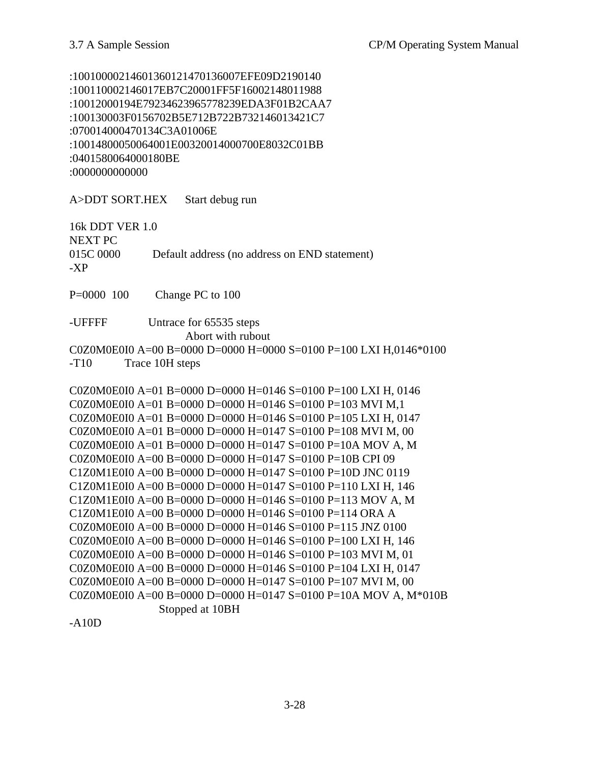```
:10010000214601360121470136007EFE09D2190140
:100110002146017EB7C20001FF5F16002148011988
:10012000194E79234623965778239EDA3F01B2CAA7
:100130003F0156702B5E712B722B732146013421C7
:07001400047013C3A01006E
:10014800050064001E00320014000700E8032C01BB
:0401580064000180BE
:0000000000000

A>DDT SORT.HEX      Start debug run

16k DDT VER 1.0
NEXT PC
015C 0000          Default address (no address on END statement)
-XP

P=0000  100        Change PC to 100

-UFFFF             Untrace for 65535 steps
                            Abort with rubout
C0Z0M0E0I0 A=00 B=0000 D=0000 H=0000 S=0100 P=100 LXI H,0146*0100
-T10          Trace 10H steps

C0Z0M0E0I0 A=01 B=0000 D=0000 H=0146 S=0100 P=100 LXI H, 0146
C0Z0M0E0I0 A=01 B=0000 D=0000 H=0146 S=0100 P=103 MVI M,1
C0Z0M0E0I0 A=01 B=0000 D=0000 H=0146 S=0100 P=105 LXI H, 0147
C0Z0M0E0I0 A=01 B=0000 D=0000 H=0147 S=0100 P=108 MVI M, 00
C0Z0M0E0I0 A=01 B=0000 D=0000 H=0147 S=0100 P=10A MOV A, M
C0Z0M0E0I0 A=00 B=0000 D=0000 H=0147 S=0100 P=10B CPI 09
C1Z0M1E0I0 A=00 B=0000 D=0000 H=0147 S=0100 P=10D JNC 0119
C1Z0M1E0I0 A=00 B=0000 D=0000 H=0147 S=0100 P=110 LXI H, 146
C1Z0M1E0I0 A=00 B=0000 D=0000 H=0146 S=0100 P=113 MOV A, M
C1Z0M1E0I0 A=00 B=0000 D=0000 H=0146 S=0100 P=114 ORA A
C0Z0M0E0I0 A=00 B=0000 D=0000 H=0146 S=0100 P=115 JNZ 0100
C0Z0M0E0I0 A=00 B=0000 D=0000 H=0146 S=0100 P=100 LXI H, 146
C0Z0M0E0I0 A=00 B=0000 D=0000 H=0146 S=0100 P=103 MVI M, 01
C0Z0M0E0I0 A=00 B=0000 D=0000 H=0146 S=0100 P=104 LXI H, 0147
C0Z0M0E0I0 A=00 B=0000 D=0000 H=0147 S=0100 P=107 MVI M, 00
C0Z0M0E0I0 A=00 B=0000 D=0000 H=0147 S=0100 P=10A MOV A, M*010B
                       Stopped at 10BH
-A10D
```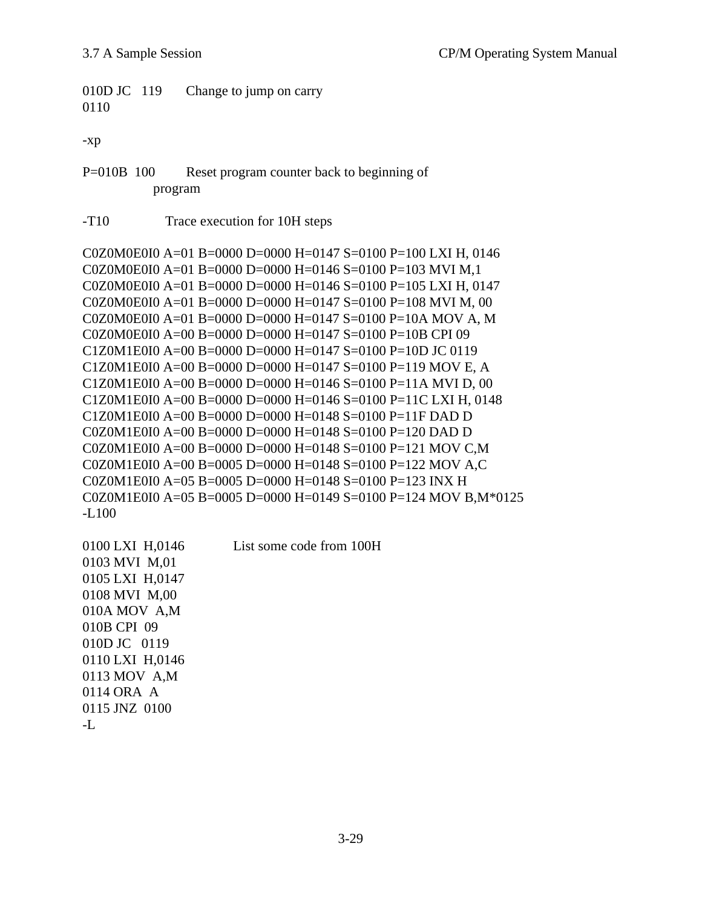```
010D JC   119       Change to jump on carry
0110

-xp

P=010B  100        Reset program counter back to beginning of
                program

-T10              Trace execution for 10H steps

C0Z0M0E0I0 A=01 B=0000 D=0000 H=0147 S=0100 P=100 LXI H, 0146
C0Z0M0E0I0 A=01 B=0000 D=0000 H=0146 S=0100 P=103 MVI M,1
C0Z0M0E0I0 A=01 B=0000 D=0000 H=0146 S=0100 P=105 LXI H, 0147
C0Z0M0E0I0 A=01 B=0000 D=0000 H=0147 S=0100 P=108 MVI M, 00
C0Z0M0E0I0 A=01 B=0000 D=0000 H=0147 S=0100 P=10A MOV A, M
C0Z0M0E0I0 A=00 B=0000 D=0000 H=0147 S=0100 P=10B CPI 09
C1Z0M1E0I0 A=00 B=0000 D=0000 H=0147 S=0100 P=10D JC 0119
C1Z0M1E0I0 A=00 B=0000 D=0000 H=0147 S=0100 P=119 MOV E, A
C1Z0M1E0I0 A=00 B=0000 D=0000 H=0146 S=0100 P=11A MVI D, 00
C1Z0M1E0I0 A=00 B=0000 D=0000 H=0146 S=0100 P=11C LXI H, 0148
C1Z0M1E0I0 A=00 B=0000 D=0000 H=0148 S=0100 P=11F DAD D
C0Z0M1E0I0 A=00 B=0000 D=0000 H=0148 S=0100 P=120 DAD D
C0Z0M1E0I0 A=00 B=0000 D=0000 H=0148 S=0100 P=121 MOV C,M
C0Z0M1E0I0 A=00 B=0005 D=0000 H=0148 S=0100 P=122 MOV A,C
C0Z0M1E0I0 A=05 B=0005 D=0000 H=0148 S=0100 P=123 INX H
C0Z0M1E0I0 A=05 B=0005 D=0000 H=0149 S=0100 P=124 MOV B,M*0125
-L100

0100 LXI  H,0146            List some code from 100H
0103 MVI  M,01
0105 LXI  H,0147
0108 MVI  M,00
010A MOV  A,M
010B CPI  09
010D JC   0119
0110 LXI  H,0146
0113 MOV  A,M
0114 ORA  A
0115 JNZ  0100
-L
```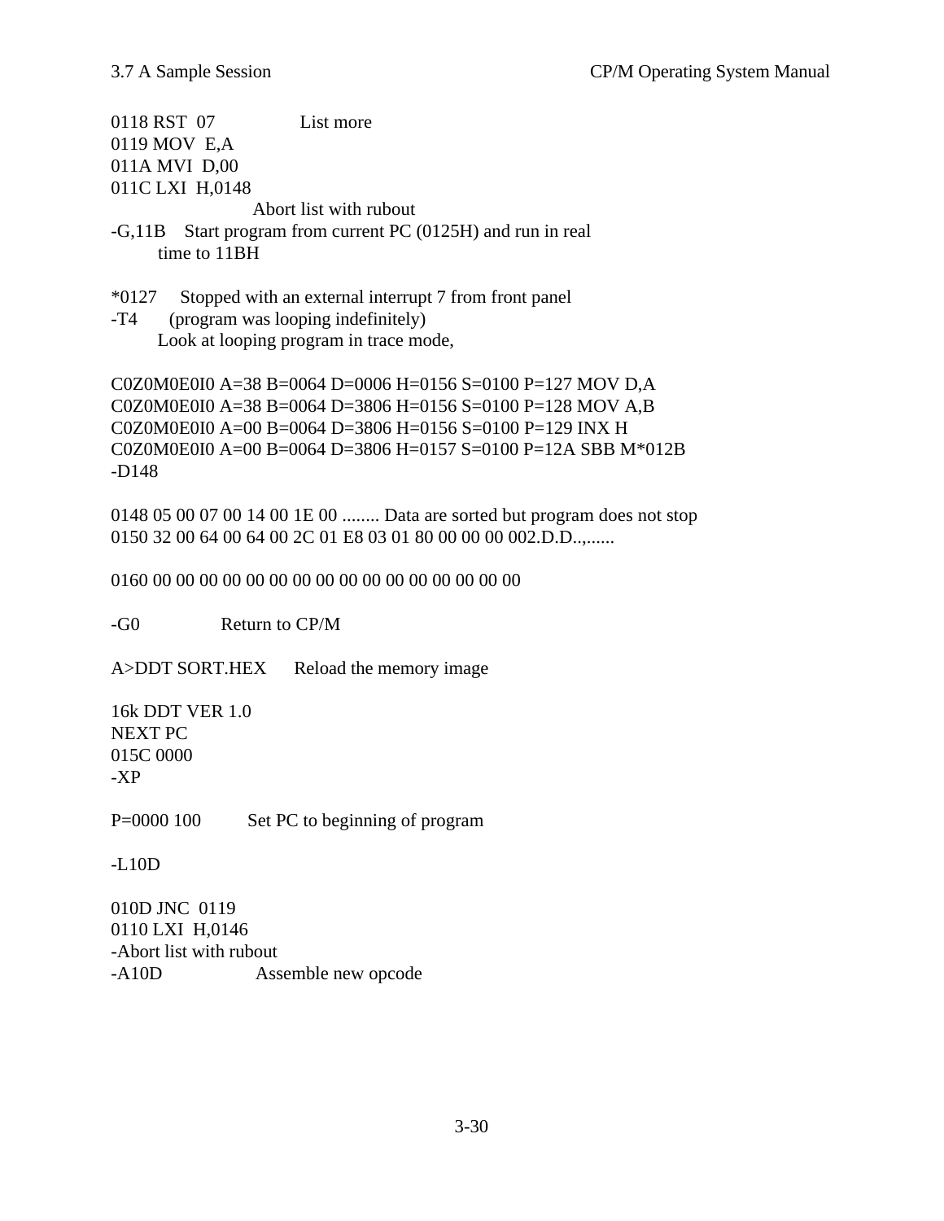```
0118 RST  07              List more
0119 MOV  E,A
011A MVI  D,00
011C LXI  H,0148
                          Abort list with rubout
-G,11B    Start program from current PC (0125H) and run in real
          time to 11BH

*0127     Stopped with an external interrupt 7 from front panel
-T4       (program was looping indefinitely)
          Look at looping program in trace mode,

C0Z0M0E0I0 A=38 B=0064 D=0006 H=0156 S=0100 P=127 MOV D,A
C0Z0M0E0I0 A=38 B=0064 D=3806 H=0156 S=0100 P=128 MOV A,B
C0Z0M0E0I0 A=00 B=0064 D=3806 H=0156 S=0100 P=129 INX H
C0Z0M0E0I0 A=00 B=0064 D=3806 H=0157 S=0100 P=12A SBB M*012B
-D148

0148 05 00 07 00 14 00 1E 00 ........ Data are sorted but program does not stop
0150 32 00 64 00 64 00 2C 01 E8 03 01 80 00 00 00 002.D.D..,......

0160 00 00 00 00 00 00 00 00 00 00 00 00 00 00 00 00

-G0              Return to CP/M

A>DDT SORT.HEX      Reload the memory image

16k DDT VER 1.0
NEXT PC
015C 0000
-XP

P=0000 100          Set PC to beginning of program

-L10D

010D JNC  0119
0110 LXI  H,0146
-Abort list with rubout
-A10D                 Assemble new opcode
```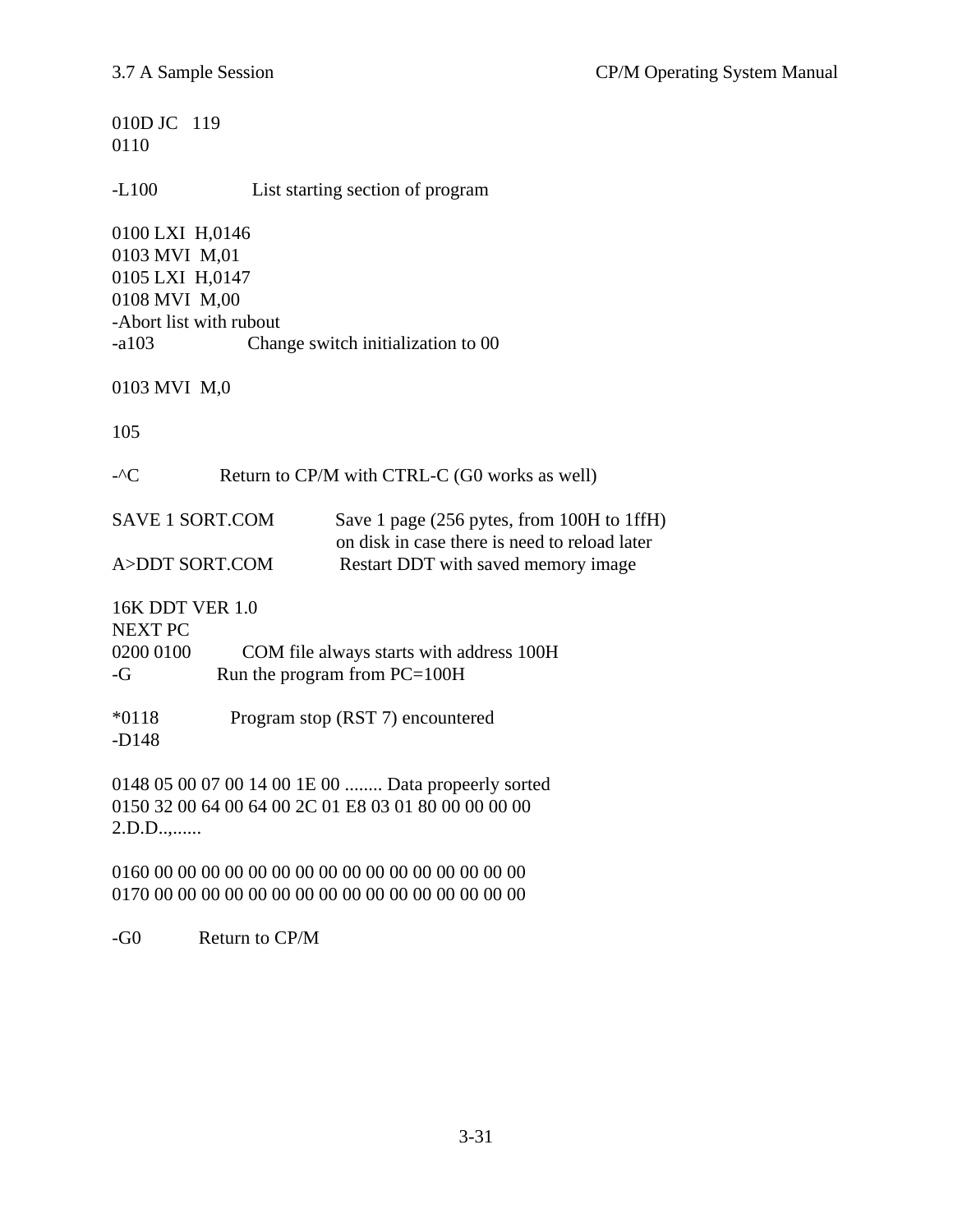```
010D JC   119
0110

-L100                List starting section of program

0100 LXI  H,0146
0103 MVI  M,01
0105 LXI  H,0147
0108 MVI  M,00
-Abort list with rubout
-a103                Change switch initialization to 00

0103 MVI  M,0

105

-^C             Return to CP/M with CTRL-C (G0 works as well)

SAVE 1 SORT.COM          Save 1 page (256 pytes, from 100H to 1ffH)
                         on disk in case there is need to reload later
A>DDT SORT.COM           Restart DDT with saved memory image

16K DDT VER 1.0
NEXT PC
0200 0100        COM file always starts with address 100H
-G               Run the program from PC=100H

*0118            Program stop (RST 7) encountered
-D148

0148 05 00 07 00 14 00 1E 00 ........ Data propeerly sorted
0150 32 00 64 00 64 00 2C 01 E8 03 01 80 00 00 00 00
2.D.D..,......

0160 00 00 00 00 00 00 00 00 00 00 00 00 00 00 00 00
0170 00 00 00 00 00 00 00 00 00 00 00 00 00 00 00 00

-G0          Return to CP/M
```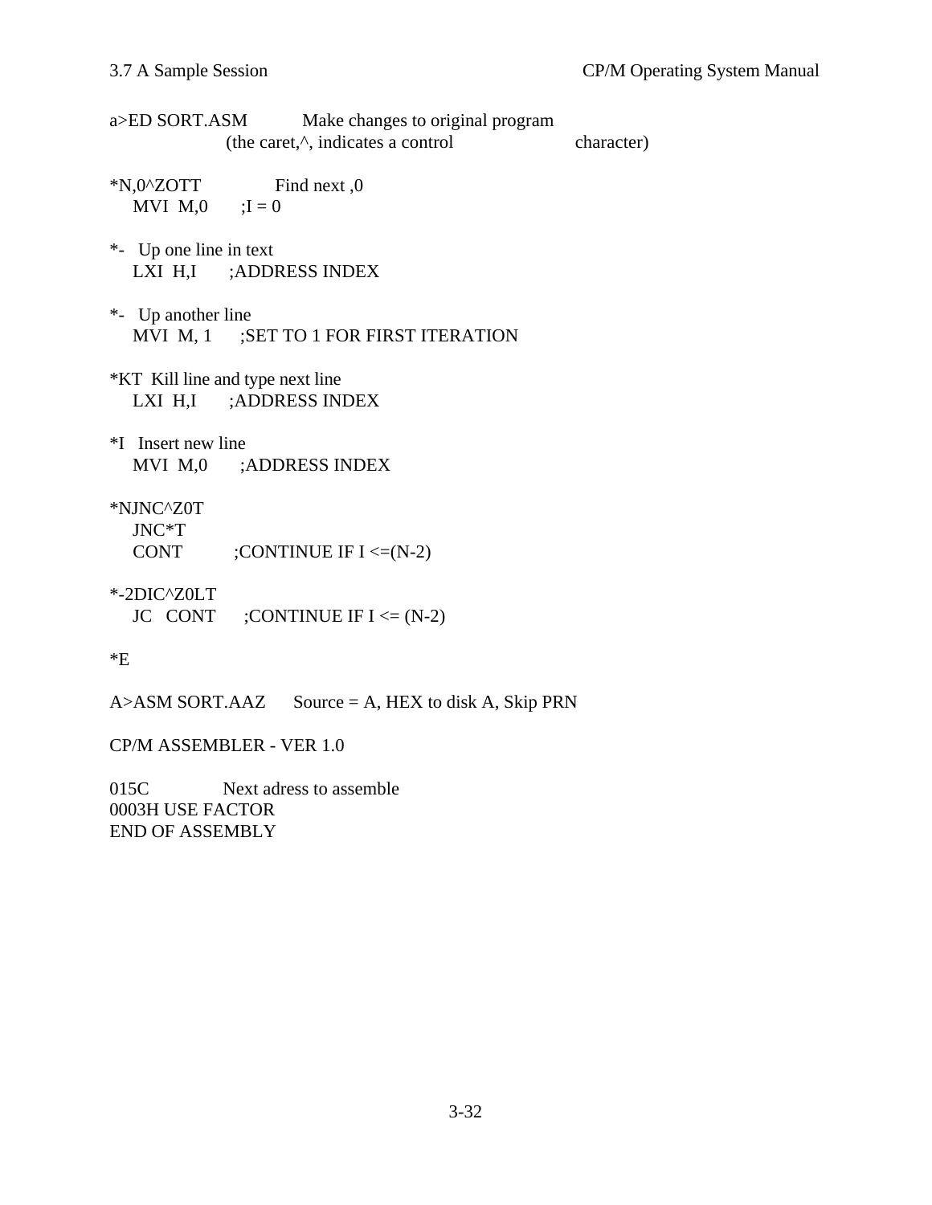```
a>ED SORT.ASM           Make changes to original program
                    (the caret,^, indicates a control              character)

*N,0^ZOTT               Find next ,0
    MVI  M,0      ;I = 0

*-   Up one line in text
    LXI  H,I      ;ADDRESS INDEX

*-   Up another line
    MVI  M, 1     ;SET TO 1 FOR FIRST ITERATION

*KT  Kill line and type next line
    LXI  H,I      ;ADDRESS INDEX

*I   Insert new line
    MVI  M,0      ;ADDRESS INDEX

*NJNC^Z0T
    JNC*T
    CONT          ;CONTINUE IF I <=(N-2)

*-2DIC^Z0LT
    JC   CONT     ;CONTINUE IF I <= (N-2)

*E

A>ASM SORT.AAZ     Source = A, HEX to disk A, Skip PRN

CP/M ASSEMBLER - VER 1.0

015C            Next adress to assemble
0003H USE FACTOR
END OF ASSEMBLY
```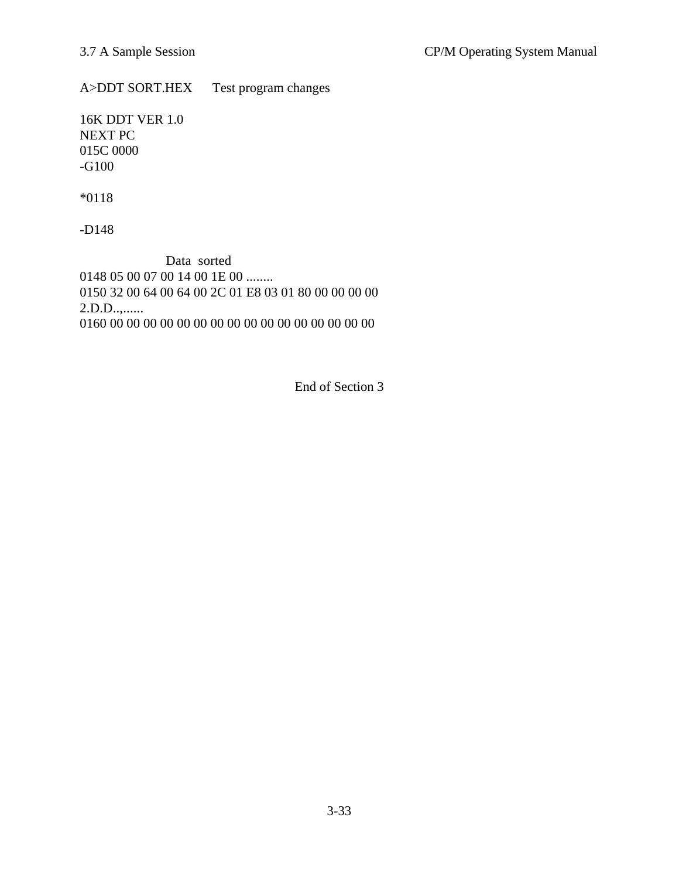```
A>DDT SORT.HEX      Test program changes

16K DDT VER 1.0
NEXT PC
015C 0000
-G100

*0118

-D148

                    Data  sorted
0148 05 00 07 00 14 00 1E 00 ........
0150 32 00 64 00 64 00 2C 01 E8 03 01 80 00 00 00 00
2.D.D..,......
0160 00 00 00 00 00 00 00 00 00 00 00 00 00 00 00 00
```

End of Section 3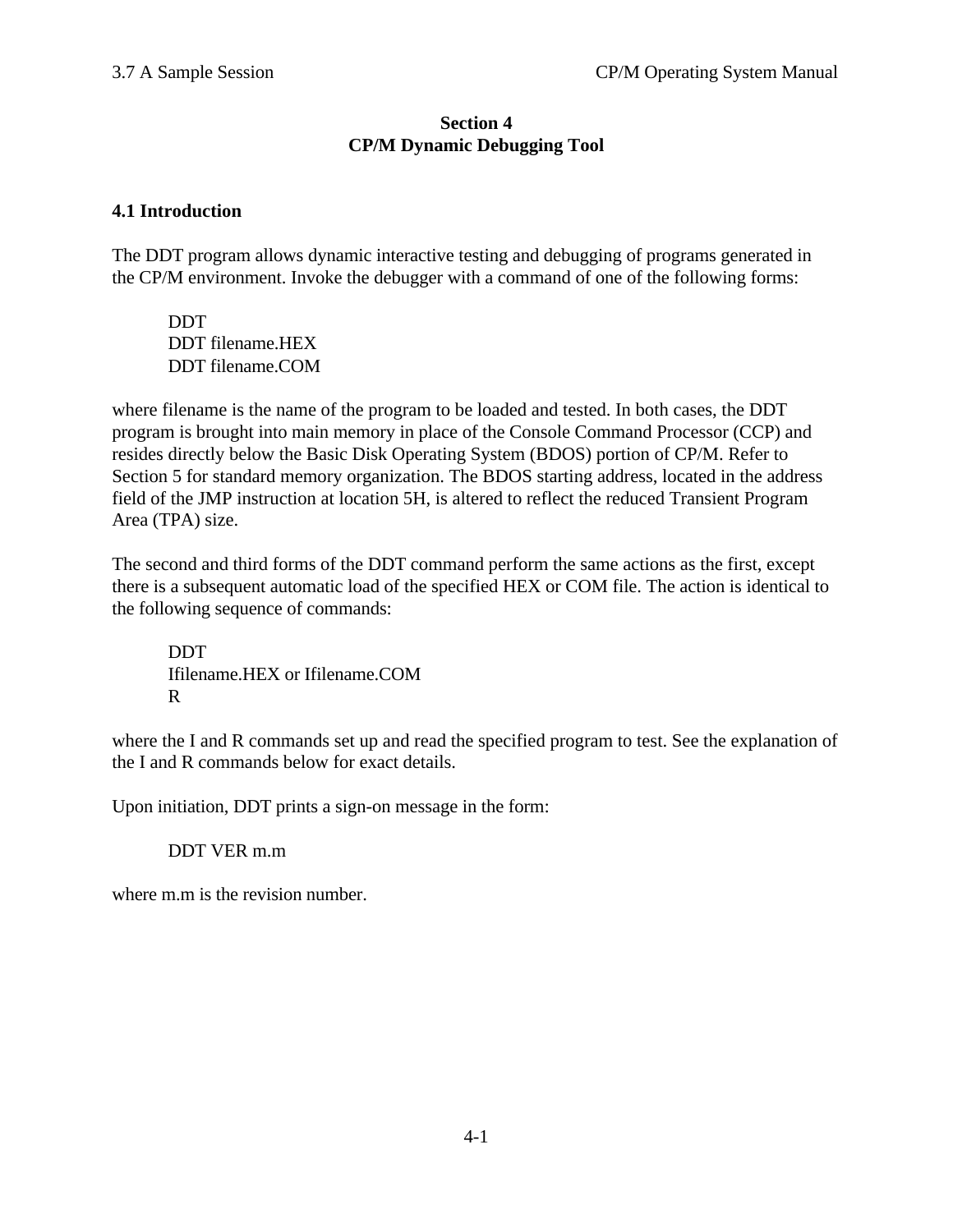# Section 4
# CP/M Dynamic Debugging Tool

## 4.1 Introduction

The DDT program allows dynamic interactive testing and debugging of programs generated in the CP/M environment. Invoke the debugger with a command of one of the following forms:

```
DDT
DDT filename.HEX
DDT filename.COM
```

where filename is the name of the program to be loaded and tested. In both cases, the DDT program is brought into main memory in place of the Console Command Processor (CCP) and resides directly below the Basic Disk Operating System (BDOS) portion of CP/M. Refer to Section 5 for standard memory organization. The BDOS starting address, located in the address field of the JMP instruction at location 5H, is altered to reflect the reduced Transient Program Area (TPA) size.

The second and third forms of the DDT command perform the same actions as the first, except there is a subsequent automatic load of the specified HEX or COM file. The action is identical to the following sequence of commands:

```
DDT
Ifilename.HEX or Ifilename.COM
R
```

where the I and R commands set up and read the specified program to test. See the explanation of the I and R commands below for exact details.

Upon initiation, DDT prints a sign-on message in the form:

```
DDT VER m.m
```

where m.m is the revision number.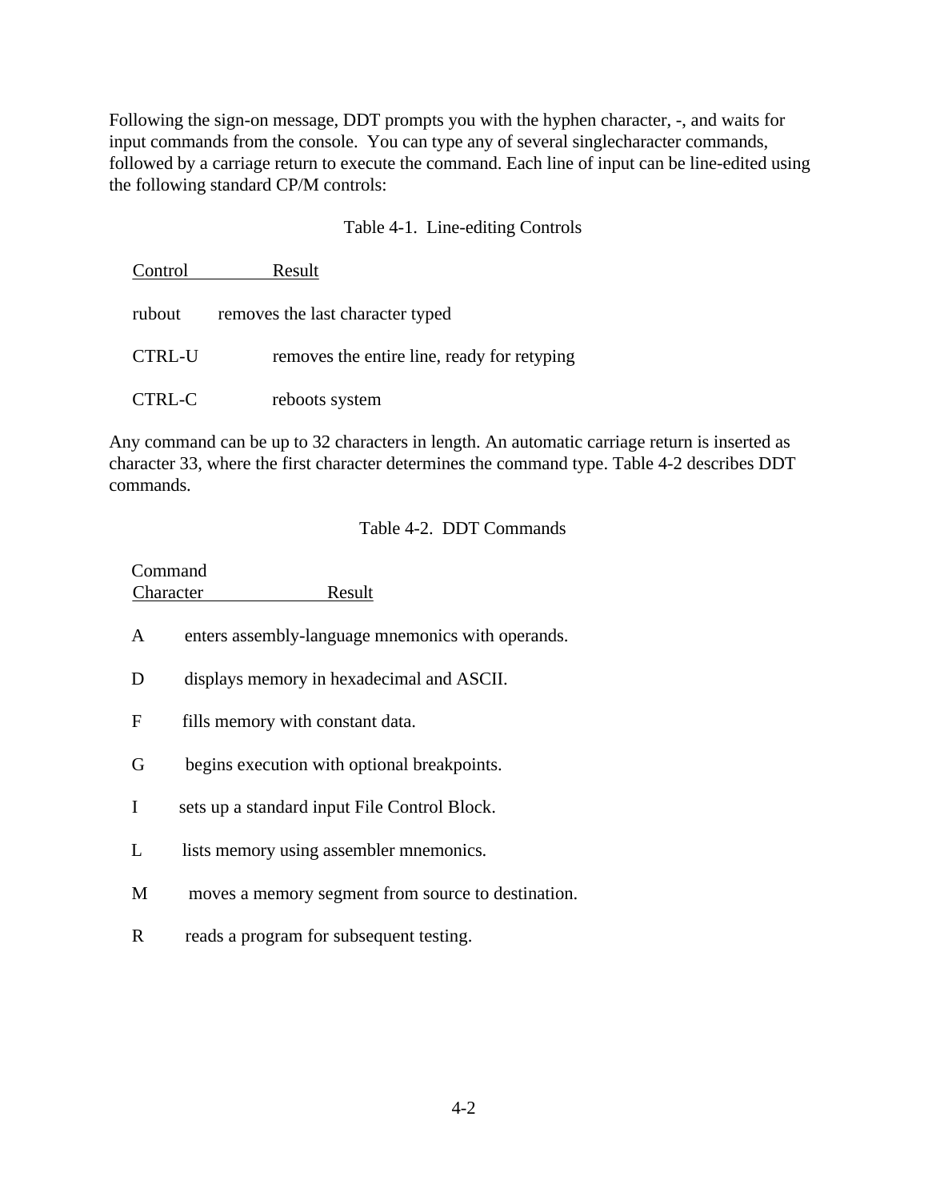Following the sign-on message, DDT prompts you with the hyphen character, -, and waits for input commands from the console. You can type any of several singlecharacter commands, followed by a carriage return to execute the command. Each line of input can be line-edited using the following standard CP/M controls:

Table 4-1. Line-editing Controls

| Control | Result |
| --- | --- |
| rubout | removes the last character typed |
| CTRL-U | removes the entire line, ready for retyping |
| CTRL-C | reboots system |

Any command can be up to 32 characters in length. An automatic carriage return is inserted as character 33, where the first character determines the command type. Table 4-2 describes DDT commands.

Table 4-2. DDT Commands

| Command Character | Result |
| --- | --- |
| A | enters assembly-language mnemonics with operands. |
| D | displays memory in hexadecimal and ASCII. |
| F | fills memory with constant data. |
| G | begins execution with optional breakpoints. |
| I | sets up a standard input File Control Block. |
| L | lists memory using assembler mnemonics. |
| M | moves a memory segment from source to destination. |
| R | reads a program for subsequent testing. |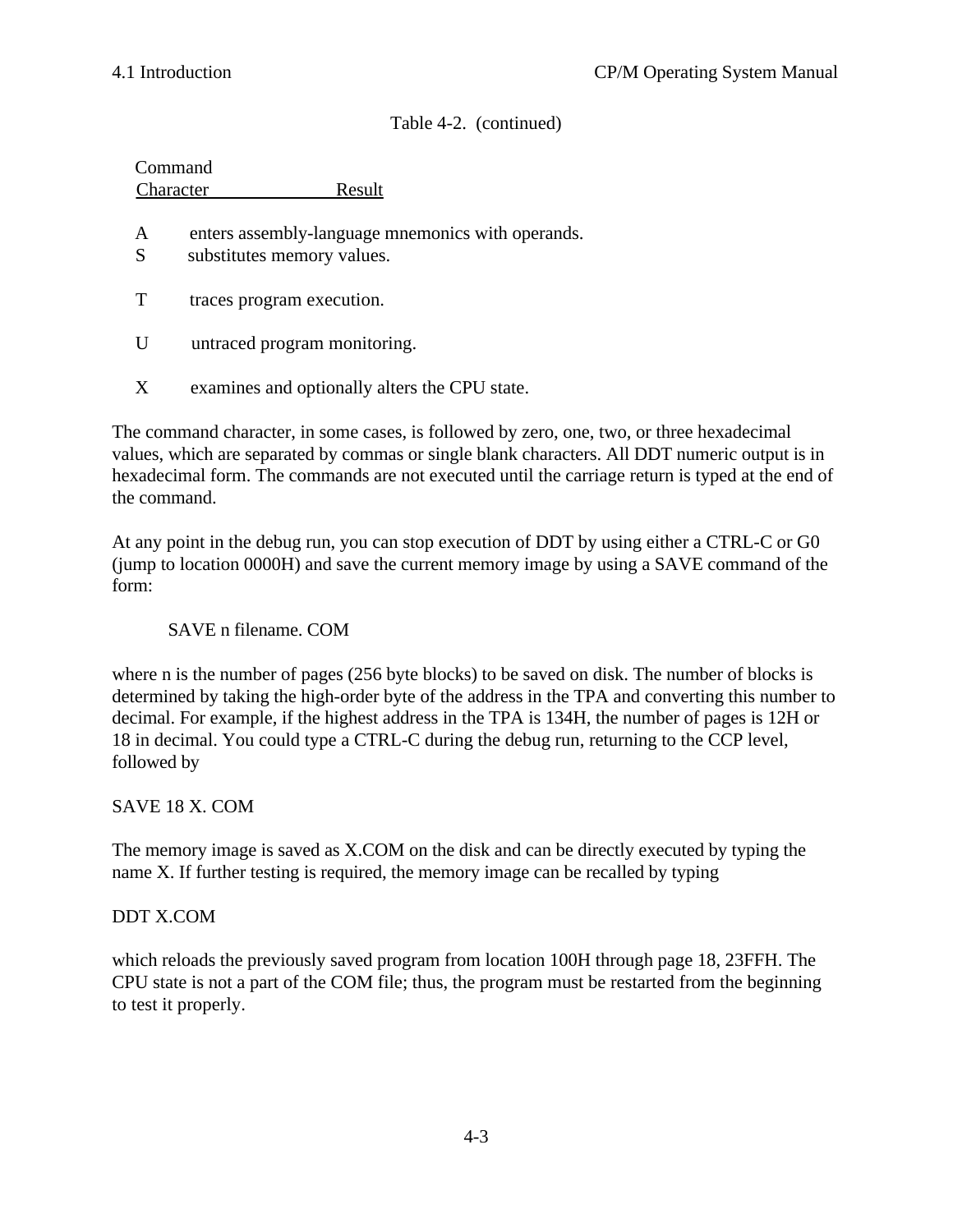Table 4-2. (continued)

| Command Character | Result |
|---|---|
| A | enters assembly-language mnemonics with operands. |
| S | substitutes memory values. |
| T | traces program execution. |
| U | untraced program monitoring. |
| X | examines and optionally alters the CPU state. |

The command character, in some cases, is followed by zero, one, two, or three hexadecimal values, which are separated by commas or single blank characters. All DDT numeric output is in hexadecimal form. The commands are not executed until the carriage return is typed at the end of the command.

At any point in the debug run, you can stop execution of DDT by using either a CTRL-C or G0 (jump to location 0000H) and save the current memory image by using a SAVE command of the form:

```
SAVE n filename. COM
```

where n is the number of pages (256 byte blocks) to be saved on disk. The number of blocks is determined by taking the high-order byte of the address in the TPA and converting this number to decimal. For example, if the highest address in the TPA is 134H, the number of pages is 12H or 18 in decimal. You could type a CTRL-C during the debug run, returning to the CCP level, followed by

```
SAVE 18 X. COM
```

The memory image is saved as X.COM on the disk and can be directly executed by typing the name X. If further testing is required, the memory image can be recalled by typing

```
DDT X.COM
```

which reloads the previously saved program from location 100H through page 18, 23FFH. The CPU state is not a part of the COM file; thus, the program must be restarted from the beginning to test it properly.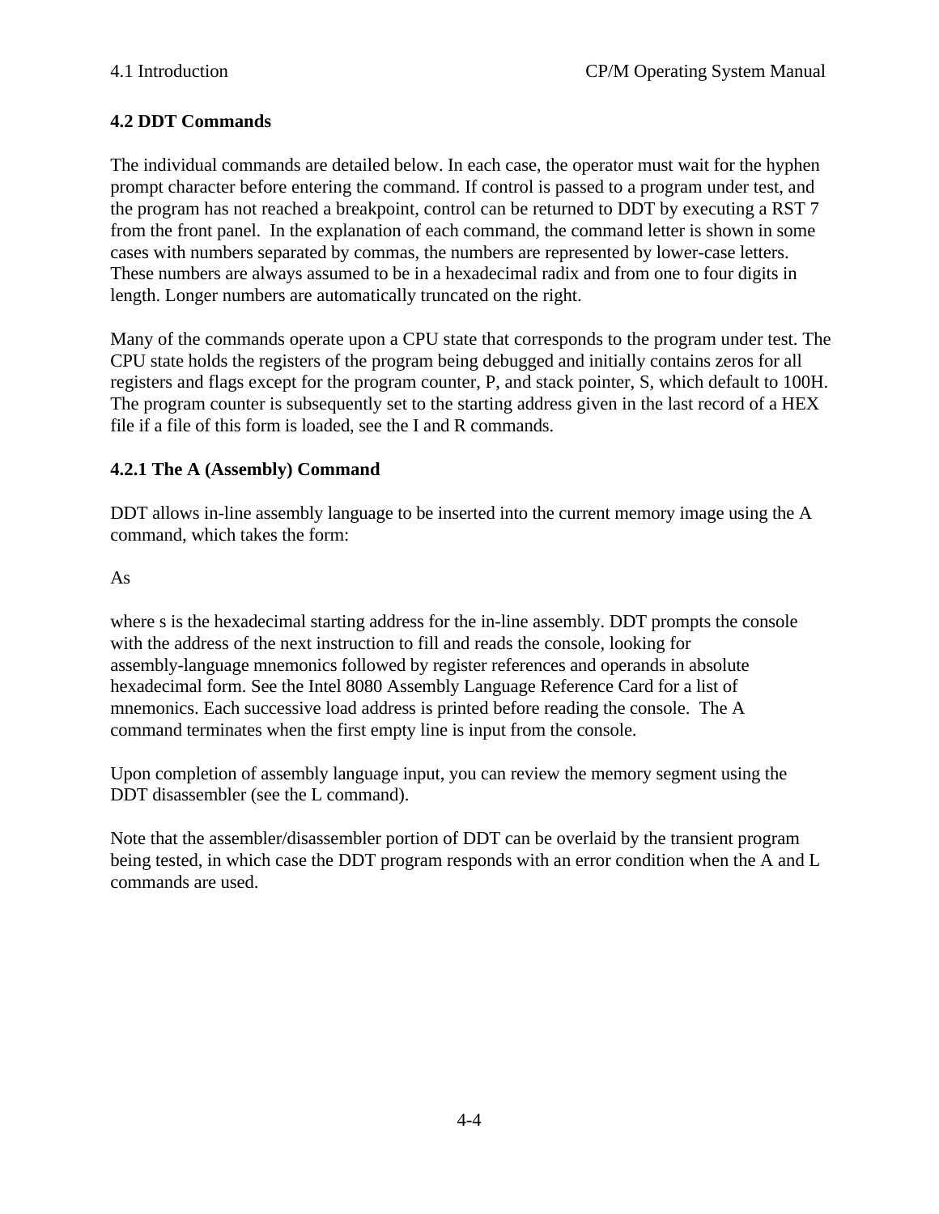## 4.2 DDT Commands

The individual commands are detailed below. In each case, the operator must wait for the hyphen prompt character before entering the command. If control is passed to a program under test, and the program has not reached a breakpoint, control can be returned to DDT by executing a RST 7 from the front panel. In the explanation of each command, the command letter is shown in some cases with numbers separated by commas, the numbers are represented by lower-case letters. These numbers are always assumed to be in a hexadecimal radix and from one to four digits in length. Longer numbers are automatically truncated on the right.

Many of the commands operate upon a CPU state that corresponds to the program under test. The CPU state holds the registers of the program being debugged and initially contains zeros for all registers and flags except for the program counter, P, and stack pointer, S, which default to 100H. The program counter is subsequently set to the starting address given in the last record of a HEX file if a file of this form is loaded, see the I and R commands.

### 4.2.1 The A (Assembly) Command

DDT allows in-line assembly language to be inserted into the current memory image using the A command, which takes the form:

As

where s is the hexadecimal starting address for the in-line assembly. DDT prompts the console with the address of the next instruction to fill and reads the console, looking for assembly-language mnemonics followed by register references and operands in absolute hexadecimal form. See the Intel 8080 Assembly Language Reference Card for a list of mnemonics. Each successive load address is printed before reading the console. The A command terminates when the first empty line is input from the console.

Upon completion of assembly language input, you can review the memory segment using the DDT disassembler (see the L command).

Note that the assembler/disassembler portion of DDT can be overlaid by the transient program being tested, in which case the DDT program responds with an error condition when the A and L commands are used.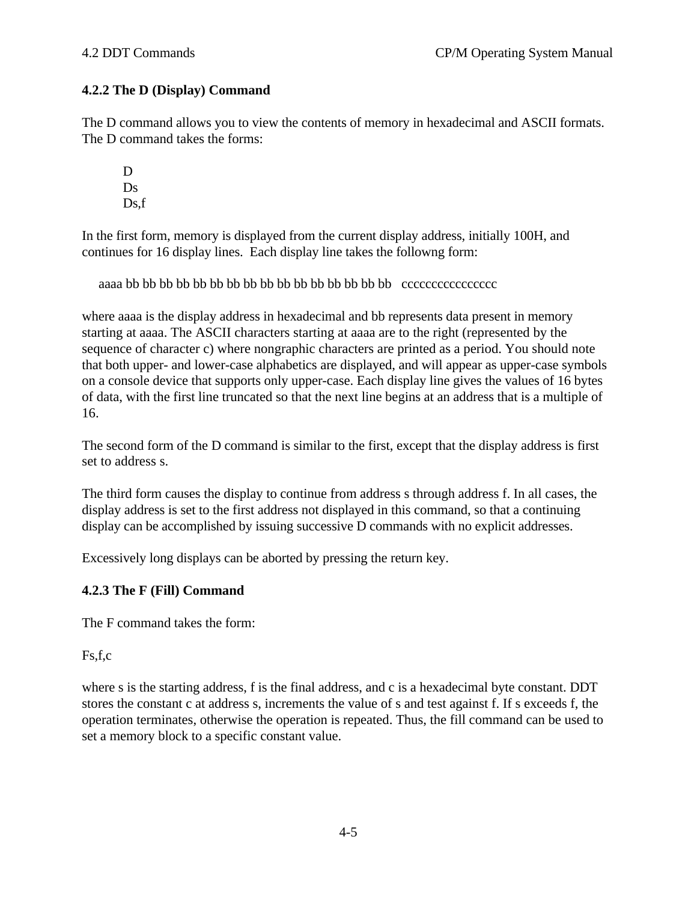### 4.2.2 The D (Display) Command

The D command allows you to view the contents of memory in hexadecimal and ASCII formats. The D command takes the forms:

```
D
Ds
Ds,f
```

In the first form, memory is displayed from the current display address, initially 100H, and continues for 16 display lines. Each display line takes the followng form:

```
aaaa bb bb bb bb bb bb bb bb bb bb bb bb bb bb bb bb   cccccccccccccccc
```

where aaaa is the display address in hexadecimal and bb represents data present in memory starting at aaaa. The ASCII characters starting at aaaa are to the right (represented by the sequence of character c) where nongraphic characters are printed as a period. You should note that both upper- and lower-case alphabetics are displayed, and will appear as upper-case symbols on a console device that supports only upper-case. Each display line gives the values of 16 bytes of data, with the first line truncated so that the next line begins at an address that is a multiple of 16.

The second form of the D command is similar to the first, except that the display address is first set to address s.

The third form causes the display to continue from address s through address f. In all cases, the display address is set to the first address not displayed in this command, so that a continuing display can be accomplished by issuing successive D commands with no explicit addresses.

Excessively long displays can be aborted by pressing the return key.

### 4.2.3 The F (Fill) Command

The F command takes the form:

```
Fs,f,c
```

where s is the starting address, f is the final address, and c is a hexadecimal byte constant. DDT stores the constant c at address s, increments the value of s and test against f. If s exceeds f, the operation terminates, otherwise the operation is repeated. Thus, the fill command can be used to set a memory block to a specific constant value.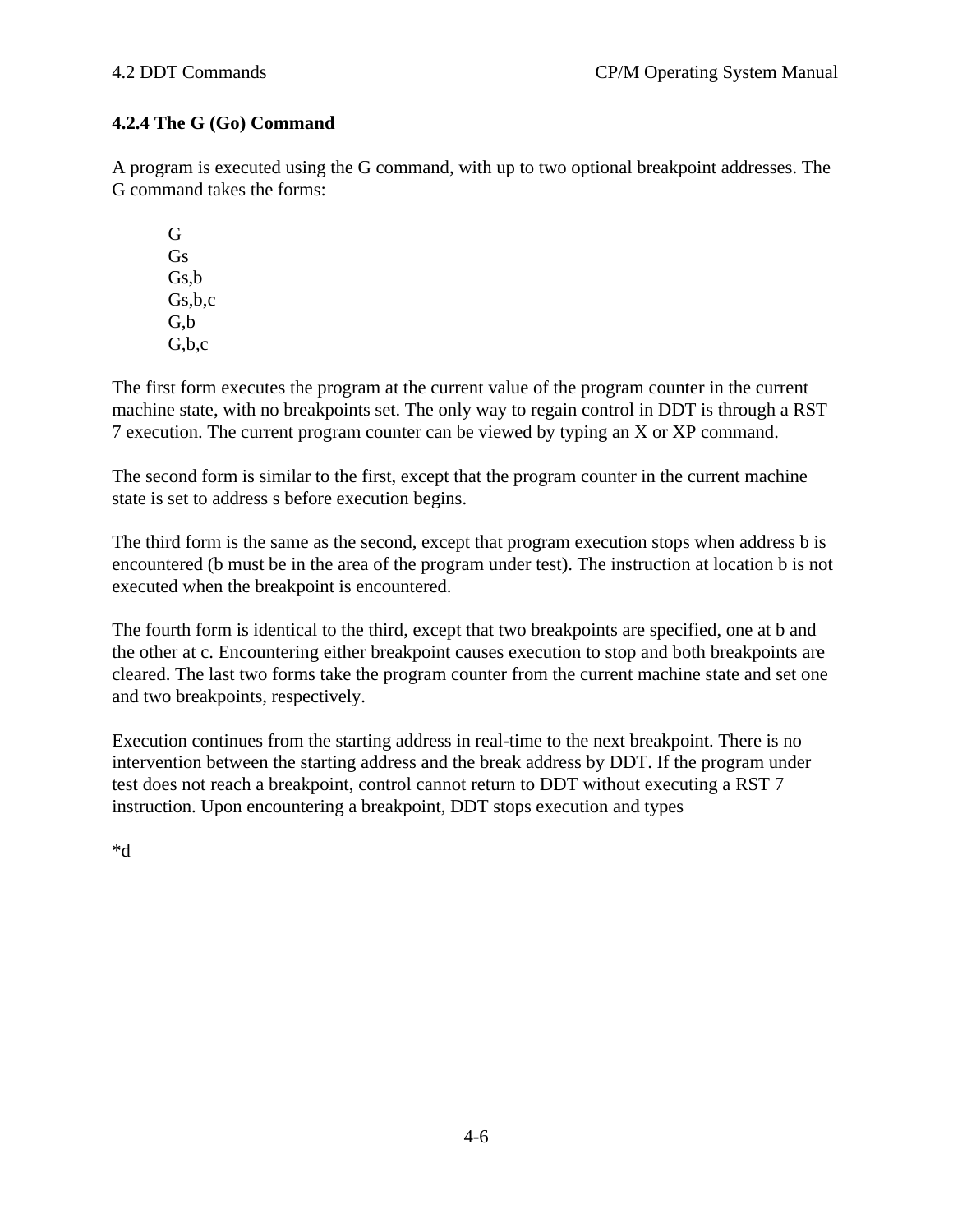### 4.2.4 The G (Go) Command

A program is executed using the G command, with up to two optional breakpoint addresses. The G command takes the forms:

```
G
Gs
Gs,b
Gs,b,c
G,b
G,b,c
```

The first form executes the program at the current value of the program counter in the current machine state, with no breakpoints set. The only way to regain control in DDT is through a RST 7 execution. The current program counter can be viewed by typing an X or XP command.

The second form is similar to the first, except that the program counter in the current machine state is set to address s before execution begins.

The third form is the same as the second, except that program execution stops when address b is encountered (b must be in the area of the program under test). The instruction at location b is not executed when the breakpoint is encountered.

The fourth form is identical to the third, except that two breakpoints are specified, one at b and the other at c. Encountering either breakpoint causes execution to stop and both breakpoints are cleared. The last two forms take the program counter from the current machine state and set one and two breakpoints, respectively.

Execution continues from the starting address in real-time to the next breakpoint. There is no intervention between the starting address and the break address by DDT. If the program under test does not reach a breakpoint, control cannot return to DDT without executing a RST 7 instruction. Upon encountering a breakpoint, DDT stops execution and types

```
*d
```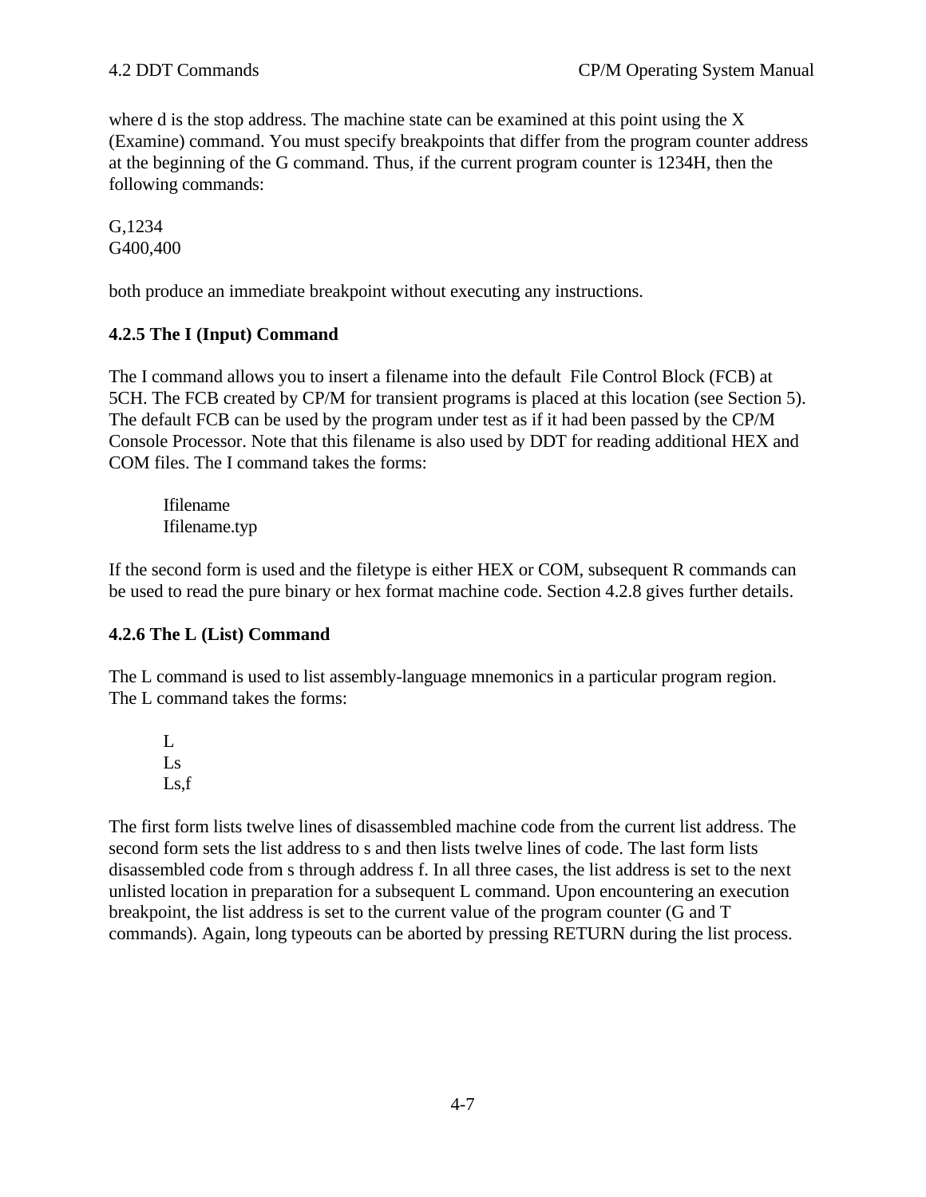where d is the stop address. The machine state can be examined at this point using the X (Examine) command. You must specify breakpoints that differ from the program counter address at the beginning of the G command. Thus, if the current program counter is 1234H, then the following commands:

```
G,1234
G400,400
```

both produce an immediate breakpoint without executing any instructions.

### 4.2.5 The I (Input) Command

The I command allows you to insert a filename into the default File Control Block (FCB) at 5CH. The FCB created by CP/M for transient programs is placed at this location (see Section 5). The default FCB can be used by the program under test as if it had been passed by the CP/M Console Processor. Note that this filename is also used by DDT for reading additional HEX and COM files. The I command takes the forms:

```
Ifilename
Ifilename.typ
```

If the second form is used and the filetype is either HEX or COM, subsequent R commands can be used to read the pure binary or hex format machine code. Section 4.2.8 gives further details.

### 4.2.6 The L (List) Command

The L command is used to list assembly-language mnemonics in a particular program region. The L command takes the forms:

```
L
Ls
Ls,f
```

The first form lists twelve lines of disassembled machine code from the current list address. The second form sets the list address to s and then lists twelve lines of code. The last form lists disassembled code from s through address f. In all three cases, the list address is set to the next unlisted location in preparation for a subsequent L command. Upon encountering an execution breakpoint, the list address is set to the current value of the program counter (G and T commands). Again, long typeouts can be aborted by pressing RETURN during the list process.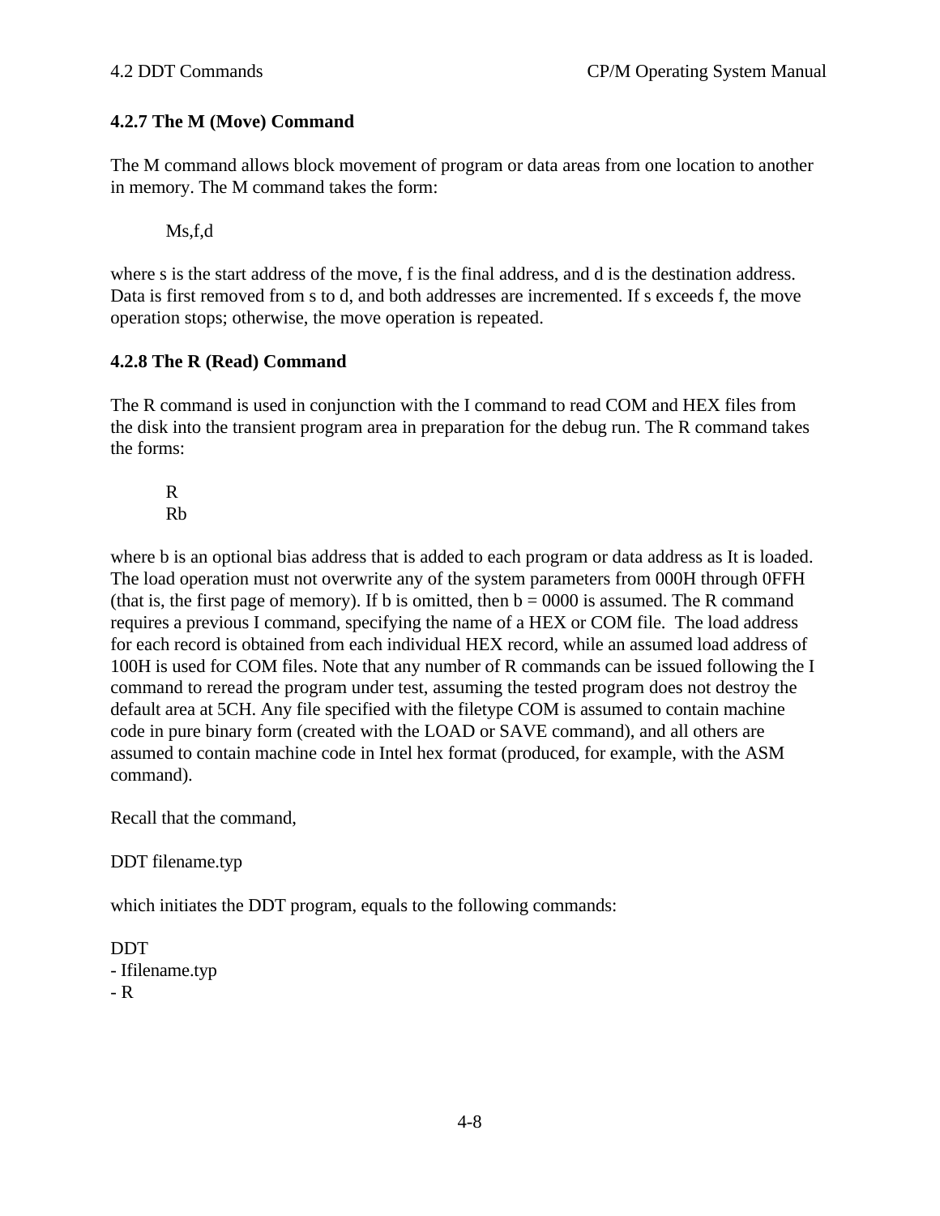### 4.2.7 The M (Move) Command

The M command allows block movement of program or data areas from one location to another in memory. The M command takes the form:

```
Ms,f,d
```

where s is the start address of the move, f is the final address, and d is the destination address. Data is first removed from s to d, and both addresses are incremented. If s exceeds f, the move operation stops; otherwise, the move operation is repeated.

### 4.2.8 The R (Read) Command

The R command is used in conjunction with the I command to read COM and HEX files from the disk into the transient program area in preparation for the debug run. The R command takes the forms:

```
R
Rb
```

where b is an optional bias address that is added to each program or data address as It is loaded. The load operation must not overwrite any of the system parameters from 000H through 0FFH (that is, the first page of memory). If b is omitted, then b = 0000 is assumed. The R command requires a previous I command, specifying the name of a HEX or COM file. The load address for each record is obtained from each individual HEX record, while an assumed load address of 100H is used for COM files. Note that any number of R commands can be issued following the I command to reread the program under test, assuming the tested program does not destroy the default area at 5CH. Any file specified with the filetype COM is assumed to contain machine code in pure binary form (created with the LOAD or SAVE command), and all others are assumed to contain machine code in Intel hex format (produced, for example, with the ASM command).

Recall that the command,

```
DDT filename.typ
```

which initiates the DDT program, equals to the following commands:

```
DDT
- Ifilename.typ
- R
```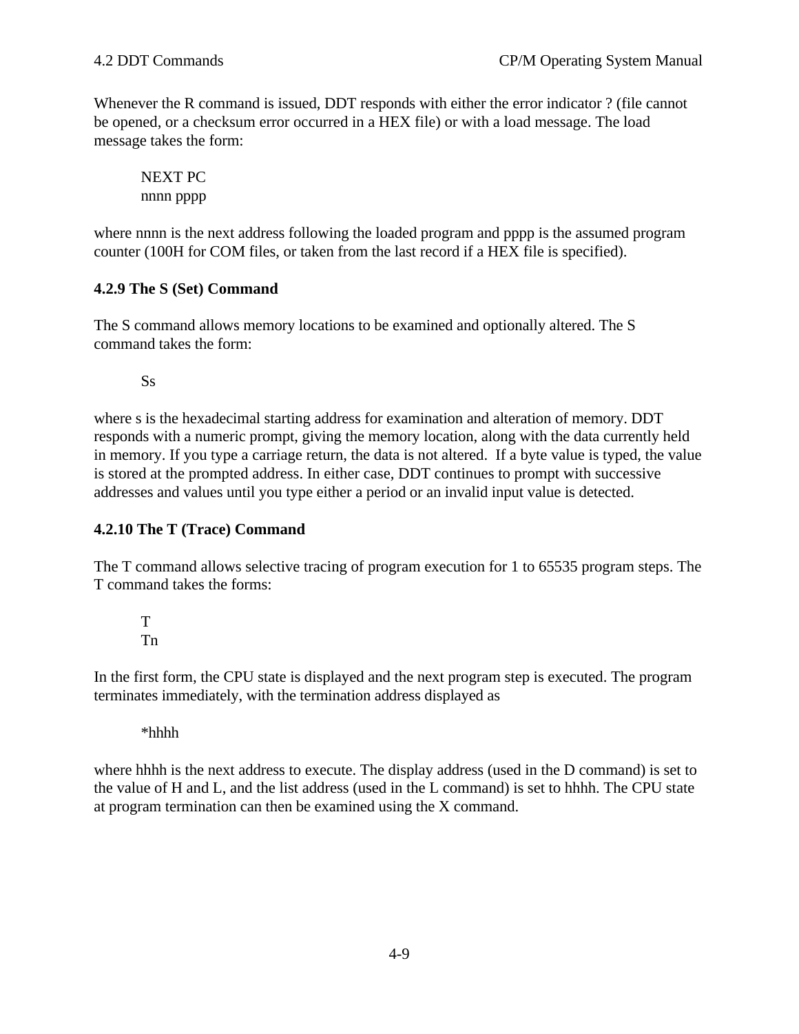Whenever the R command is issued, DDT responds with either the error indicator ? (file cannot be opened, or a checksum error occurred in a HEX file) or with a load message. The load message takes the form:

```
NEXT PC
nnnn pppp
```

where nnnn is the next address following the loaded program and pppp is the assumed program counter (100H for COM files, or taken from the last record if a HEX file is specified).

### 4.2.9 The S (Set) Command

The S command allows memory locations to be examined and optionally altered. The S command takes the form:

```
Ss
```

where s is the hexadecimal starting address for examination and alteration of memory. DDT responds with a numeric prompt, giving the memory location, along with the data currently held in memory. If you type a carriage return, the data is not altered. If a byte value is typed, the value is stored at the prompted address. In either case, DDT continues to prompt with successive addresses and values until you type either a period or an invalid input value is detected.

### 4.2.10 The T (Trace) Command

The T command allows selective tracing of program execution for 1 to 65535 program steps. The T command takes the forms:

```
T
Tn
```

In the first form, the CPU state is displayed and the next program step is executed. The program terminates immediately, with the termination address displayed as

```
*hhhh
```

where hhhh is the next address to execute. The display address (used in the D command) is set to the value of H and L, and the list address (used in the L command) is set to hhhh. The CPU state at program termination can then be examined using the X command.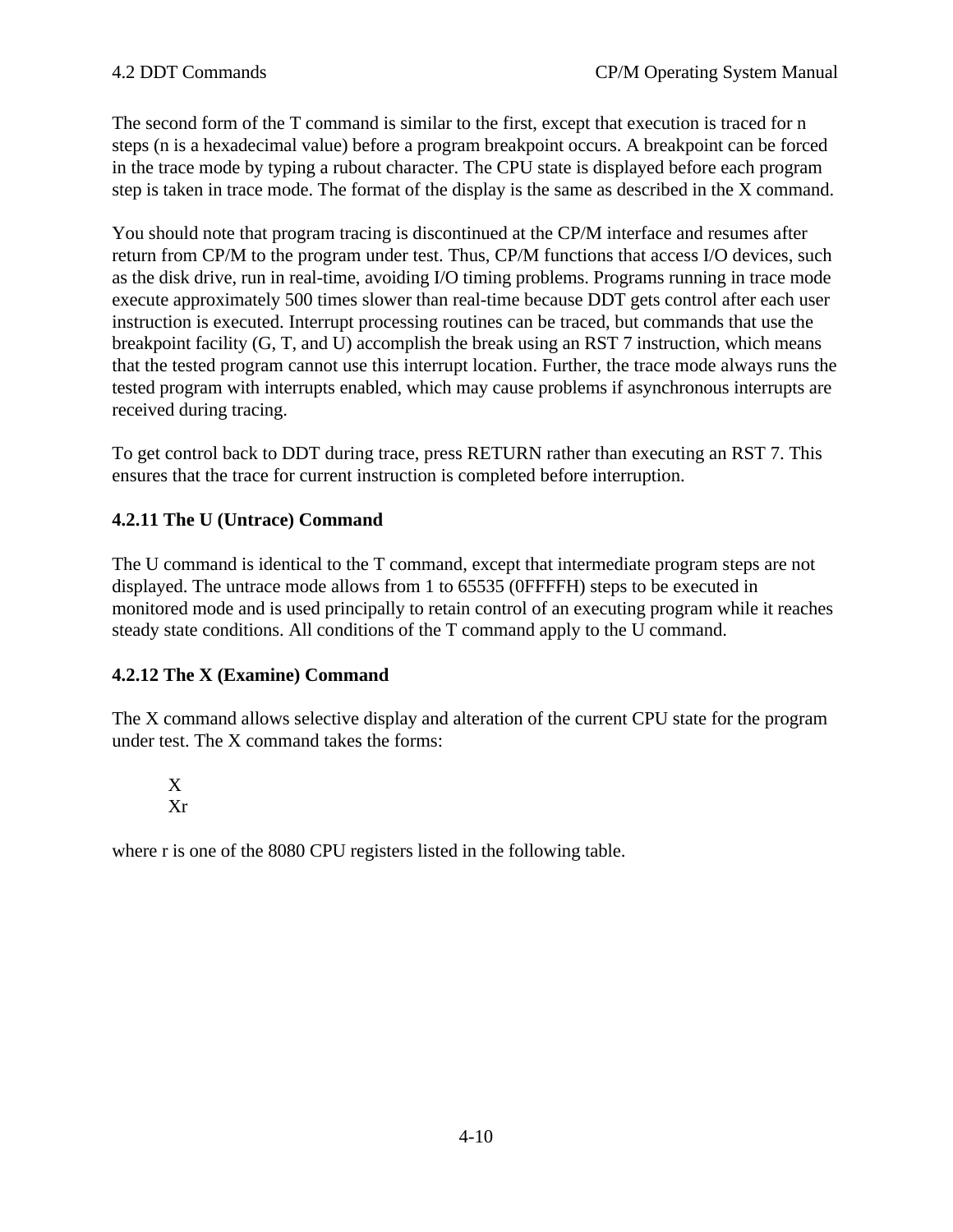The second form of the T command is similar to the first, except that execution is traced for n steps (n is a hexadecimal value) before a program breakpoint occurs. A breakpoint can be forced in the trace mode by typing a rubout character. The CPU state is displayed before each program step is taken in trace mode. The format of the display is the same as described in the X command.

You should note that program tracing is discontinued at the CP/M interface and resumes after return from CP/M to the program under test. Thus, CP/M functions that access I/O devices, such as the disk drive, run in real-time, avoiding I/O timing problems. Programs running in trace mode execute approximately 500 times slower than real-time because DDT gets control after each user instruction is executed. Interrupt processing routines can be traced, but commands that use the breakpoint facility (G, T, and U) accomplish the break using an RST 7 instruction, which means that the tested program cannot use this interrupt location. Further, the trace mode always runs the tested program with interrupts enabled, which may cause problems if asynchronous interrupts are received during tracing.

To get control back to DDT during trace, press RETURN rather than executing an RST 7. This ensures that the trace for current instruction is completed before interruption.

### 4.2.11 The U (Untrace) Command

The U command is identical to the T command, except that intermediate program steps are not displayed. The untrace mode allows from 1 to 65535 (0FFFFH) steps to be executed in monitored mode and is used principally to retain control of an executing program while it reaches steady state conditions. All conditions of the T command apply to the U command.

### 4.2.12 The X (Examine) Command

The X command allows selective display and alteration of the current CPU state for the program under test. The X command takes the forms:

```
X
Xr
```

where r is one of the 8080 CPU registers listed in the following table.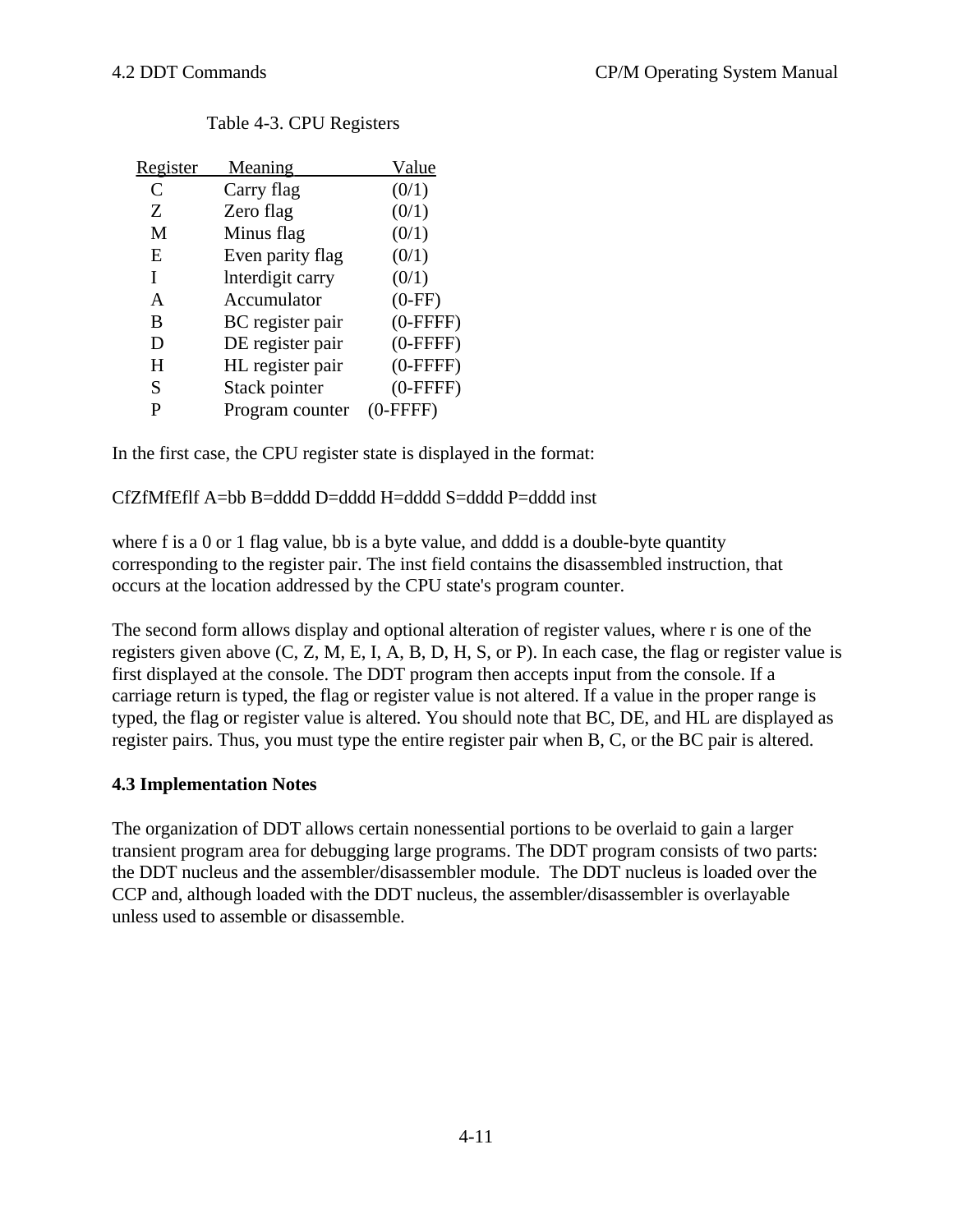Table 4-3. CPU Registers

| Register | Meaning | Value |
| --- | --- | --- |
| C | Carry flag | (0/1) |
| Z | Zero flag | (0/1) |
| M | Minus flag | (0/1) |
| E | Even parity flag | (0/1) |
| I | lnterdigit carry | (0/1) |
| A | Accumulator | (0-FF) |
| B | BC register pair | (0-FFFF) |
| D | DE register pair | (0-FFFF) |
| H | HL register pair | (0-FFFF) |
| S | Stack pointer | (0-FFFF) |
| P | Program counter | (0-FFFF) |

In the first case, the CPU register state is displayed in the format:

CfZfMfEflf A=bb B=dddd D=dddd H=dddd S=dddd P=dddd inst

where f is a 0 or 1 flag value, bb is a byte value, and dddd is a double-byte quantity corresponding to the register pair. The inst field contains the disassembled instruction, that occurs at the location addressed by the CPU state's program counter.

The second form allows display and optional alteration of register values, where r is one of the registers given above (C, Z, M, E, I, A, B, D, H, S, or P). In each case, the flag or register value is first displayed at the console. The DDT program then accepts input from the console. If a carriage return is typed, the flag or register value is not altered. If a value in the proper range is typed, the flag or register value is altered. You should note that BC, DE, and HL are displayed as register pairs. Thus, you must type the entire register pair when B, C, or the BC pair is altered.

## 4.3 Implementation Notes

The organization of DDT allows certain nonessential portions to be overlaid to gain a larger transient program area for debugging large programs. The DDT program consists of two parts: the DDT nucleus and the assembler/disassembler module. The DDT nucleus is loaded over the CCP and, although loaded with the DDT nucleus, the assembler/disassembler is overlayable unless used to assemble or disassemble.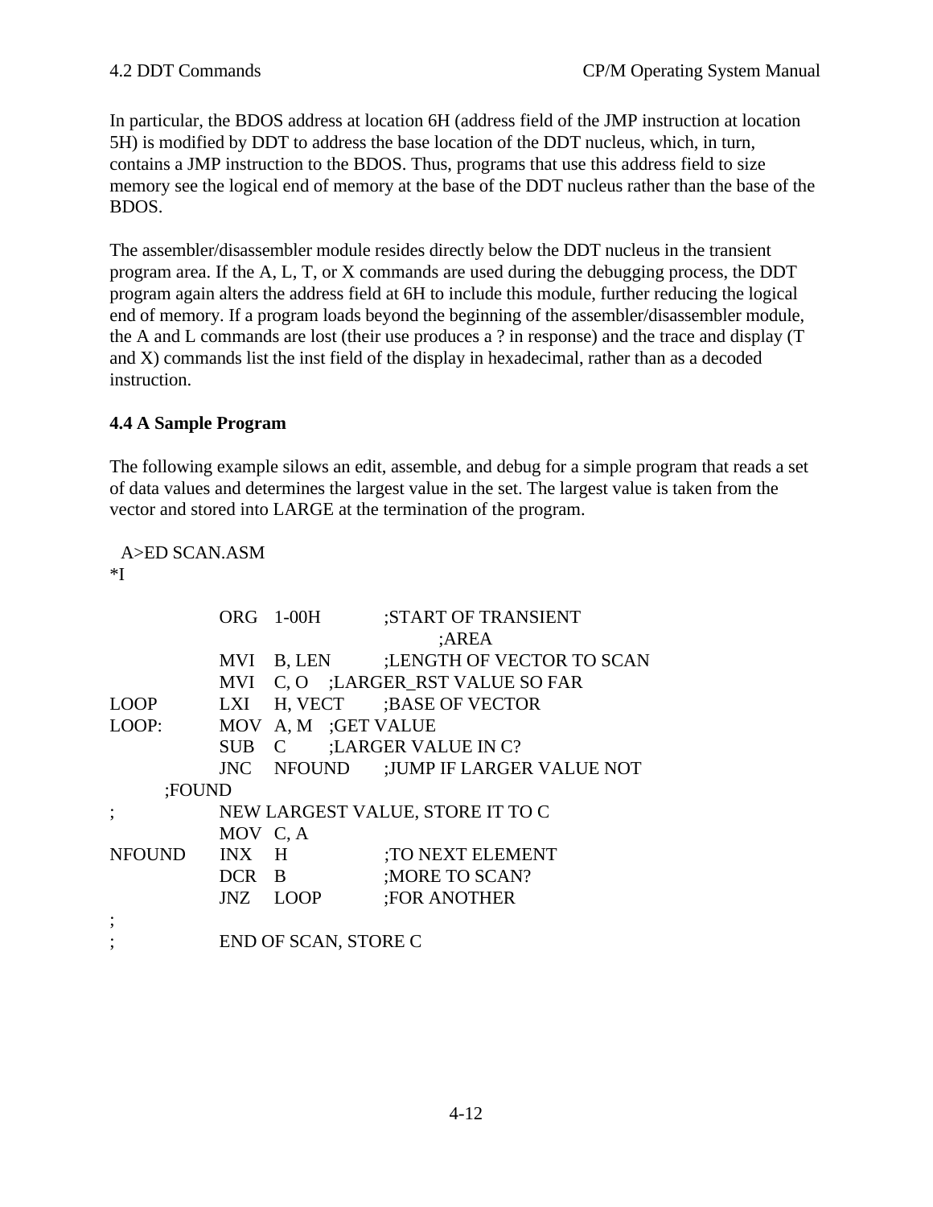In particular, the BDOS address at location 6H (address field of the JMP instruction at location 5H) is modified by DDT to address the base location of the DDT nucleus, which, in turn, contains a JMP instruction to the BDOS. Thus, programs that use this address field to size memory see the logical end of memory at the base of the DDT nucleus rather than the base of the BDOS.

The assembler/disassembler module resides directly below the DDT nucleus in the transient program area. If the A, L, T, or X commands are used during the debugging process, the DDT program again alters the address field at 6H to include this module, further reducing the logical end of memory. If a program loads beyond the beginning of the assembler/disassembler module, the A and L commands are lost (their use produces a ? in response) and the trace and display (T and X) commands list the inst field of the display in hexadecimal, rather than as a decoded instruction.

**4.4 A Sample Program**

The following example silows an edit, assemble, and debug for a simple program that reads a set of data values and determines the largest value in the set. The largest value is taken from the vector and stored into LARGE at the termination of the program.

```
  A>ED SCAN.ASM
*I

            ORG   1-00H          ;START OF TRANSIENT
                                        ;AREA
            MVI   B, LEN         ;LENGTH OF VECTOR TO SCAN
            MVI   C, O   ;LARGER_RST VALUE SO FAR
LOOP        LXI   H, VECT        ;BASE OF VECTOR
LOOP:       MOV   A, M   ;GET VALUE
            SUB   C      ;LARGER VALUE IN C?
            JNC   NFOUND         ;JUMP IF LARGER VALUE NOT
      ;FOUND
;           NEW LARGEST VALUE, STORE IT TO C
            MOV   C, A
NFOUND      INX   H              ;TO NEXT ELEMENT
            DCR   B              ;MORE TO SCAN?
            JNZ   LOOP           ;FOR ANOTHER
;
;           END OF SCAN, STORE C
```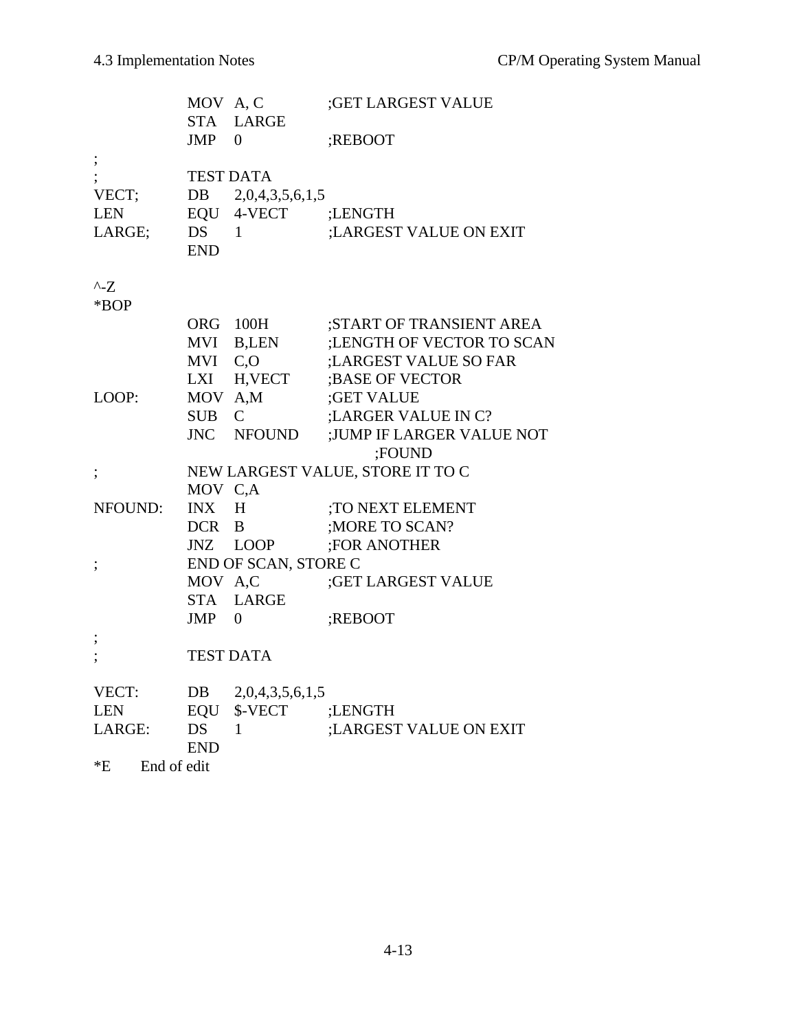```
            MOV  A, C             ;GET LARGEST VALUE
            STA  LARGE
            JMP  0                ;REBOOT
;
;           TEST DATA
VECT;       DB   2,0,4,3,5,6,1,5
LEN         EQU  4-VECT           ;LENGTH
LARGE;      DS   1                ;LARGEST VALUE ON EXIT
            END

^-Z
*BOP
            ORG  100H             ;START OF TRANSIENT AREA
            MVI  B,LEN            ;LENGTH OF VECTOR TO SCAN
            MVI  C,O              ;LARGEST VALUE SO FAR
            LXI  H,VECT           ;BASE OF VECTOR
LOOP:       MOV  A,M              ;GET VALUE
            SUB  C                ;LARGER VALUE IN C?
            JNC  NFOUND           ;JUMP IF LARGER VALUE NOT
                                       ;FOUND
;           NEW LARGEST VALUE, STORE IT TO C
            MOV  C,A
NFOUND:     INX  H                ;TO NEXT ELEMENT
            DCR  B                ;MORE TO SCAN?
            JNZ  LOOP             ;FOR ANOTHER
;           END OF SCAN, STORE C
            MOV  A,C              ;GET LARGEST VALUE
            STA  LARGE
            JMP  0                ;REBOOT
;
;           TEST DATA

VECT:       DB   2,0,4,3,5,6,1,5
LEN         EQU  $-VECT           ;LENGTH
LARGE:      DS   1                ;LARGEST VALUE ON EXIT
            END
*E     End of edit
```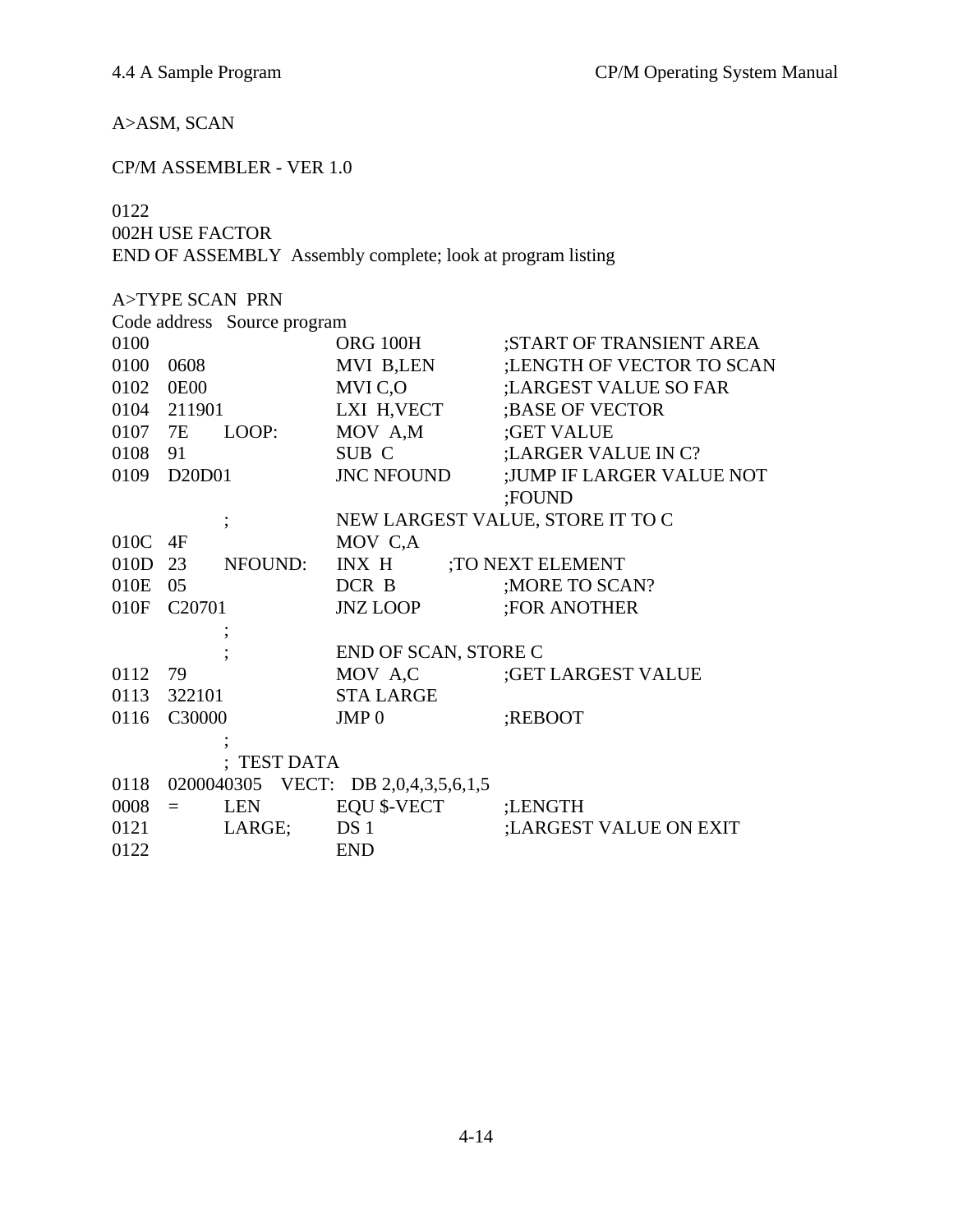A>ASM, SCAN

CP/M ASSEMBLER - VER 1.0

0122
002H USE FACTOR
END OF ASSEMBLY  Assembly complete; look at program listing

A>TYPE SCAN  PRN

```
Code address   Source program
0100                        ORG 100H         ;START OF TRANSIENT AREA
0100  0608                  MVI  B,LEN       ;LENGTH OF VECTOR TO SCAN
0102  0E00                  MVI C,O          ;LARGEST VALUE SO FAR
0104  211901                LXI  H,VECT      ;BASE OF VECTOR
0107  7E      LOOP:         MOV  A,M         ;GET VALUE
0108  91                    SUB  C           ;LARGER VALUE IN C?
0109  D20D01                JNC NFOUND       ;JUMP IF LARGER VALUE NOT
                                             ;FOUND
              ;             NEW LARGEST VALUE, STORE IT TO C
010C  4F                    MOV  C,A
010D  23      NFOUND:       INX  H         ;TO NEXT ELEMENT
010E  05                    DCR  B           ;MORE TO SCAN?
010F  C20701                JNZ LOOP         ;FOR ANOTHER
              ;
              ;             END OF SCAN, STORE C
0112  79                    MOV  A,C         ;GET LARGEST VALUE
0113  322101                STA LARGE
0116  C30000                JMP 0            ;REBOOT
              ;
              ;  TEST DATA
0118  0200040305   VECT:   DB 2,0,4,3,5,6,1,5
0008  =       LEN           EQU $-VECT       ;LENGTH
0121          LARGE;        DS 1             ;LARGEST VALUE ON EXIT
0122                        END
```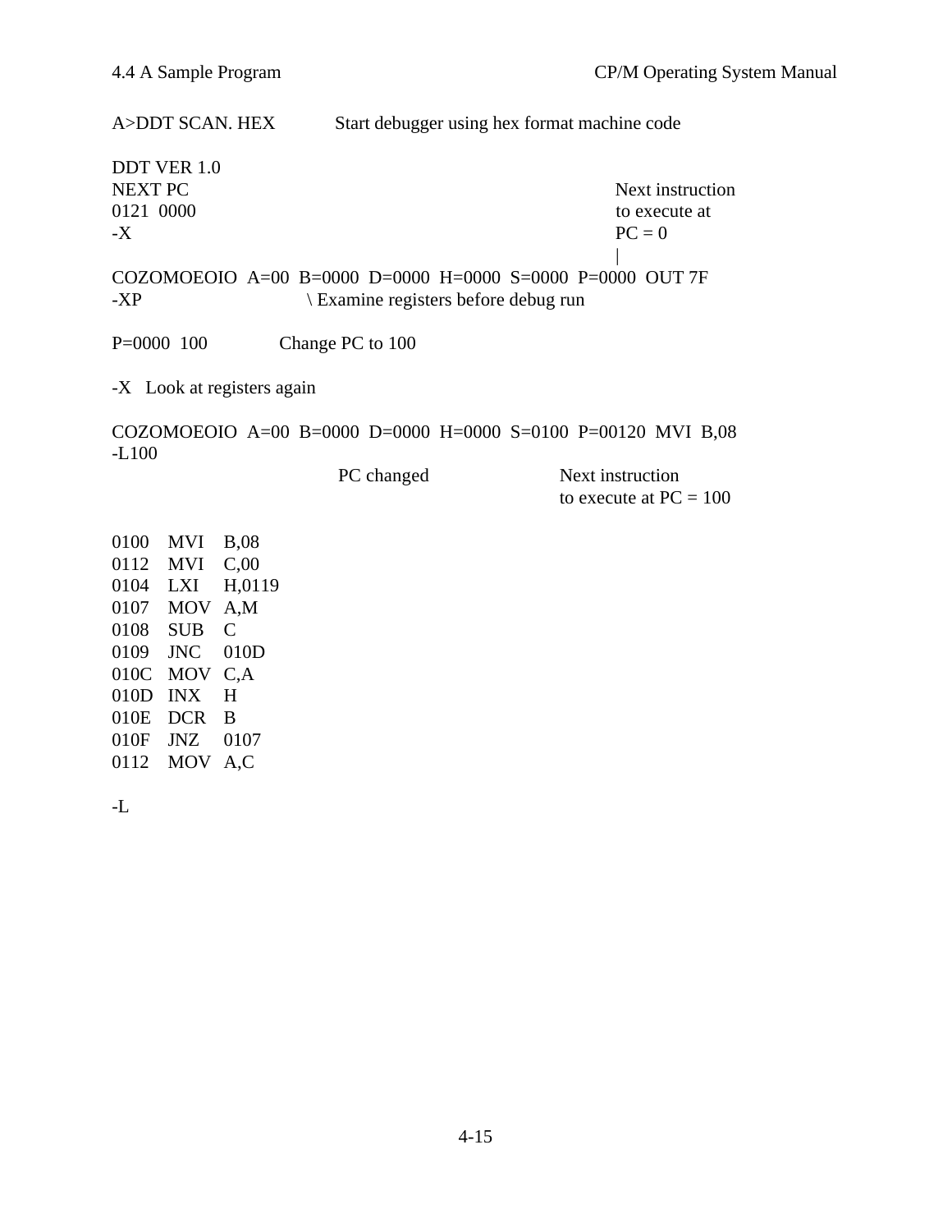```
A>DDT SCAN. HEX          Start debugger using hex format machine code

DDT VER 1.0
NEXT PC                                                         Next instruction
0121  0000                                                      to execute at
-X                                                              PC = 0
                                                                |
COZOMOEOIO  A=00  B=0000  D=0000  H=0000  S=0000  P=0000  OUT 7F
-XP                        \ Examine registers before debug run

P=0000  100            Change PC to 100

-X   Look at registers again

COZOMOEOIO  A=00  B=0000  D=0000  H=0000  S=0100  P=00120  MVI  B,08
-L100
                                PC changed                Next instruction
                                                          to execute at PC = 100

0100    MVI    B,08
0112    MVI    C,00
0104    LXI    H,0119
0107    MOV    A,M
0108    SUB    C
0109    JNC    010D
010C    MOV    C,A
010D    INX    H
010E    DCR    B
010F    JNZ    0107
0112    MOV    A,C

-L
```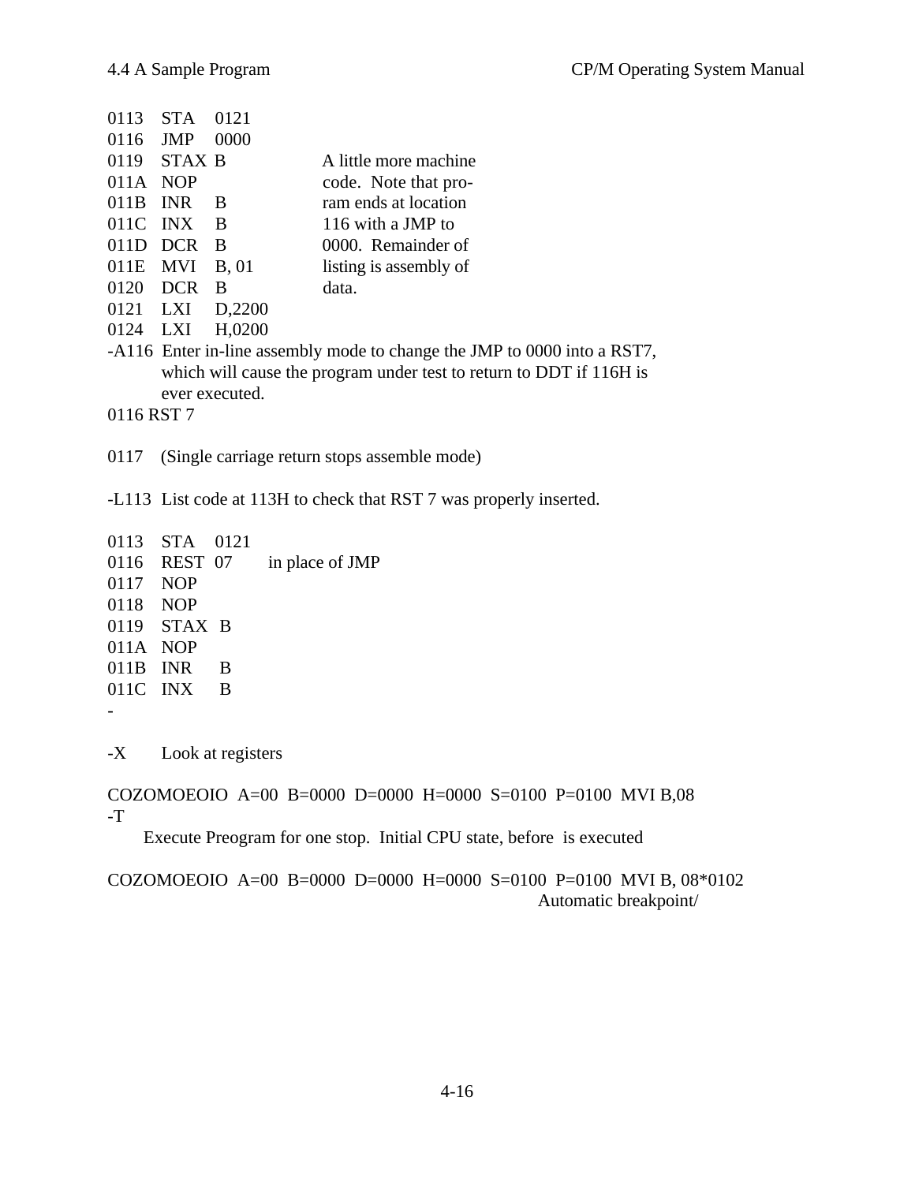```
0113   STA   0121
0116   JMP   0000
0119   STAX B              A little more machine
011A   NOP                 code.  Note that pro-
011B   INR    B            ram ends at location
011C   INX    B            116 with a JMP to
011D   DCR   B             0000.  Remainder of
011E   MVI   B, 01         listing is assembly of
0120   DCR   B             data.
0121   LXI    D,2200
0124   LXI    H,0200
-A116  Enter in-line assembly mode to change the JMP to 0000 into a RST7,
       which will cause the program under test to return to DDT if 116H is
       ever executed.
0116 RST 7

0117   (Single carriage return stops assemble mode)

-L113  List code at 113H to check that RST 7 was properly inserted.

0113   STA    0121
0116   REST  07      in place of JMP
0117   NOP
0118   NOP
0119   STAX  B
011A   NOP
011B   INR     B
011C   INX     B
-

-X     Look at registers

COZOMOEOIO  A=00  B=0000  D=0000  H=0000  S=0100  P=0100  MVI B,08
-T
      Execute Preogram for one stop.  Initial CPU state, before  is executed

COZOMOEOIO  A=00  B=0000  D=0000  H=0000  S=0100  P=0100  MVI B, 08*0102
                                                              Automatic breakpoint/
```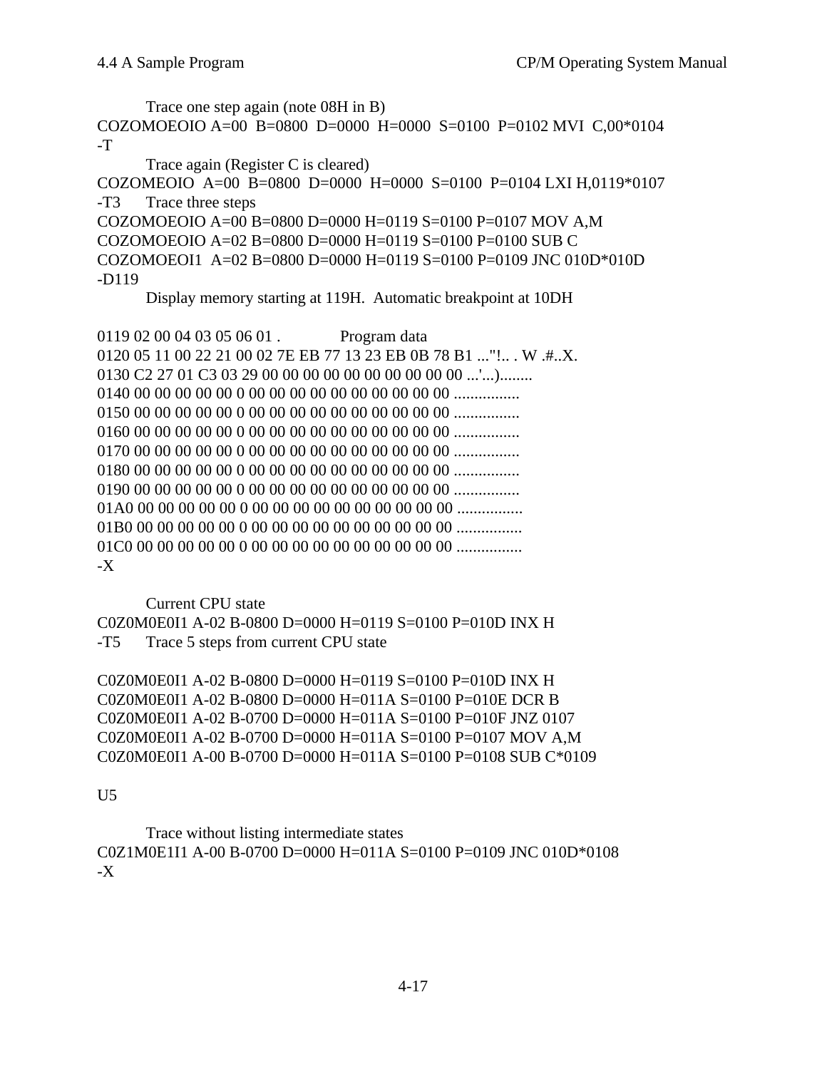Trace one step again (note 08H in B)

```
COZOMOEOIO A=00  B=0800  D=0000  H=0000  S=0100  P=0102 MVI  C,00*0104
-T
```

Trace again (Register C is cleared)

```
COZOMEOIO  A=00  B=0800  D=0000  H=0000  S=0100  P=0104 LXI H,0119*0107
-T3      Trace three steps
COZOMOEOIO A=00 B=0800 D=0000 H=0119 S=0100 P=0107 MOV A,M
COZOMOEOIO A=02 B=0800 D=0000 H=0119 S=0100 P=0100 SUB C
COZOMOEOI1  A=02 B=0800 D=0000 H=0119 S=0100 P=0109 JNC 010D*010D
-D119
```

Display memory starting at 119H. Automatic breakpoint at 10DH

```
0119 02 00 04 03 05 06 01 .             Program data
0120 05 11 00 22 21 00 02 7E EB 77 13 23 EB 0B 78 B1 ..."!.. . W .#..X.
0130 C2 27 01 C3 03 29 00 00 00 00 00 00 00 00 00 00 ...'...)........
0140 00 00 00 00 00 0 00 00 00 00 00 00 00 00 00 00 ................
0150 00 00 00 00 00 0 00 00 00 00 00 00 00 00 00 00 ................
0160 00 00 00 00 00 0 00 00 00 00 00 00 00 00 00 00 ................
0170 00 00 00 00 00 0 00 00 00 00 00 00 00 00 00 00 ................
0180 00 00 00 00 00 0 00 00 00 00 00 00 00 00 00 00 ................
0190 00 00 00 00 00 0 00 00 00 00 00 00 00 00 00 00 ................
01A0 00 00 00 00 00 0 00 00 00 00 00 00 00 00 00 00 ................
01B0 00 00 00 00 00 0 00 00 00 00 00 00 00 00 00 00 ................
01C0 00 00 00 00 00 0 00 00 00 00 00 00 00 00 00 00 ................
-X
```

Current CPU state

```
C0Z0M0E0I1 A-02 B-0800 D=0000 H=0119 S=0100 P=010D INX H
-T5      Trace 5 steps from current CPU state

C0Z0M0E0I1 A-02 B-0800 D=0000 H=0119 S=0100 P=010D INX H
C0Z0M0E0I1 A-02 B-0800 D=0000 H=011A S=0100 P=010E DCR B
C0Z0M0E0I1 A-02 B-0700 D=0000 H=011A S=0100 P=010F JNZ 0107
C0Z0M0E0I1 A-02 B-0700 D=0000 H=011A S=0100 P=0107 MOV A,M
C0Z0M0E0I1 A-00 B-0700 D=0000 H=011A S=0100 P=0108 SUB C*0109

U5
```

Trace without listing intermediate states

```
C0Z1M0E1I1 A-00 B-0700 D=0000 H=011A S=0100 P=0109 JNC 010D*0108
-X
```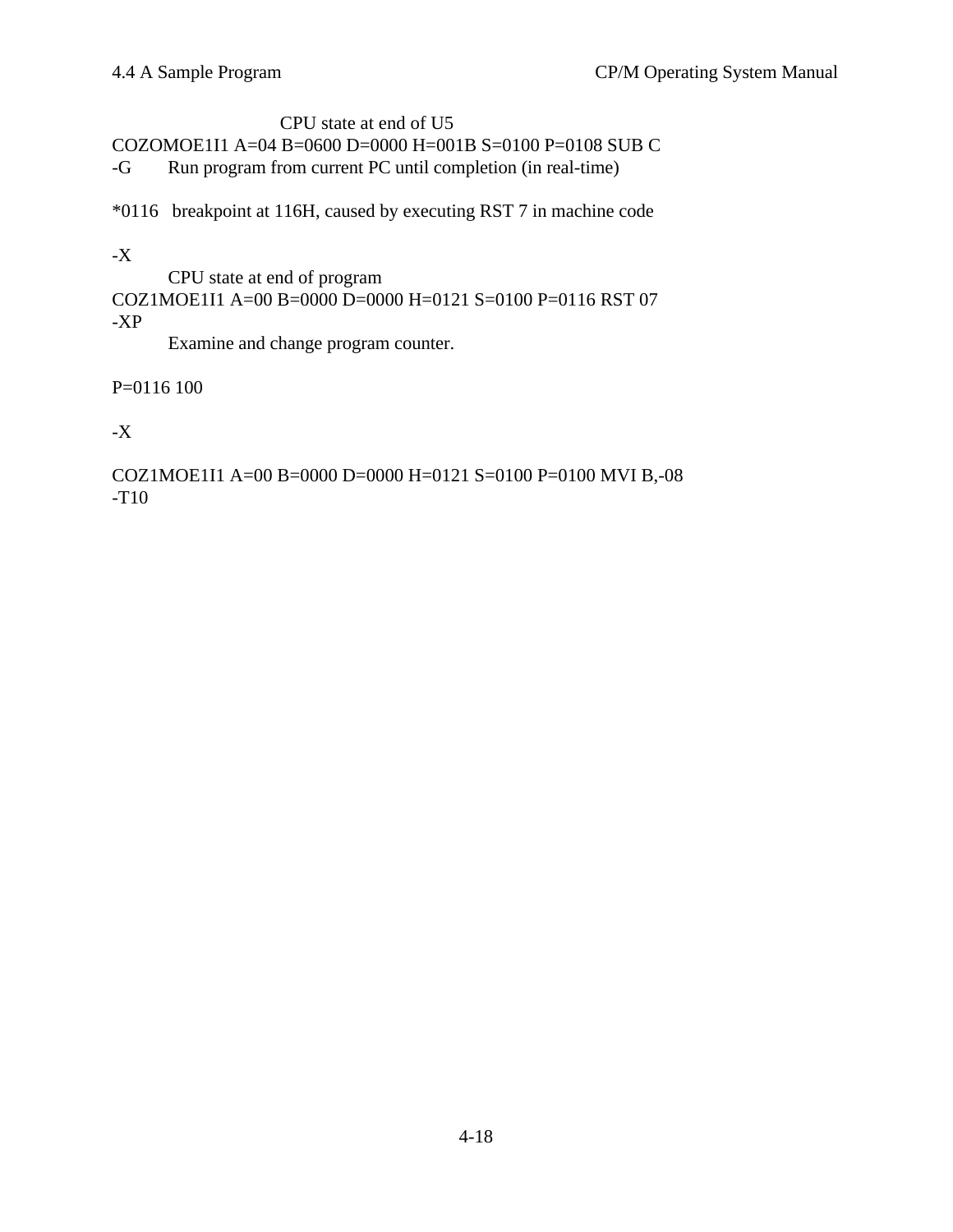```
                    CPU state at end of U5
COZOMOE1I1 A=04 B=0600 D=0000 H=001B S=0100 P=0108 SUB C
-G      Run program from current PC until completion (in real-time)

*0116   breakpoint at 116H, caused by executing RST 7 in machine code

-X
        CPU state at end of program
COZ1MOE1I1 A=00 B=0000 D=0000 H=0121 S=0100 P=0116 RST 07
-XP
        Examine and change program counter.

P=0116 100

-X

COZ1MOE1I1 A=00 B=0000 D=0000 H=0121 S=0100 P=0100 MVI B,-08
-T10
```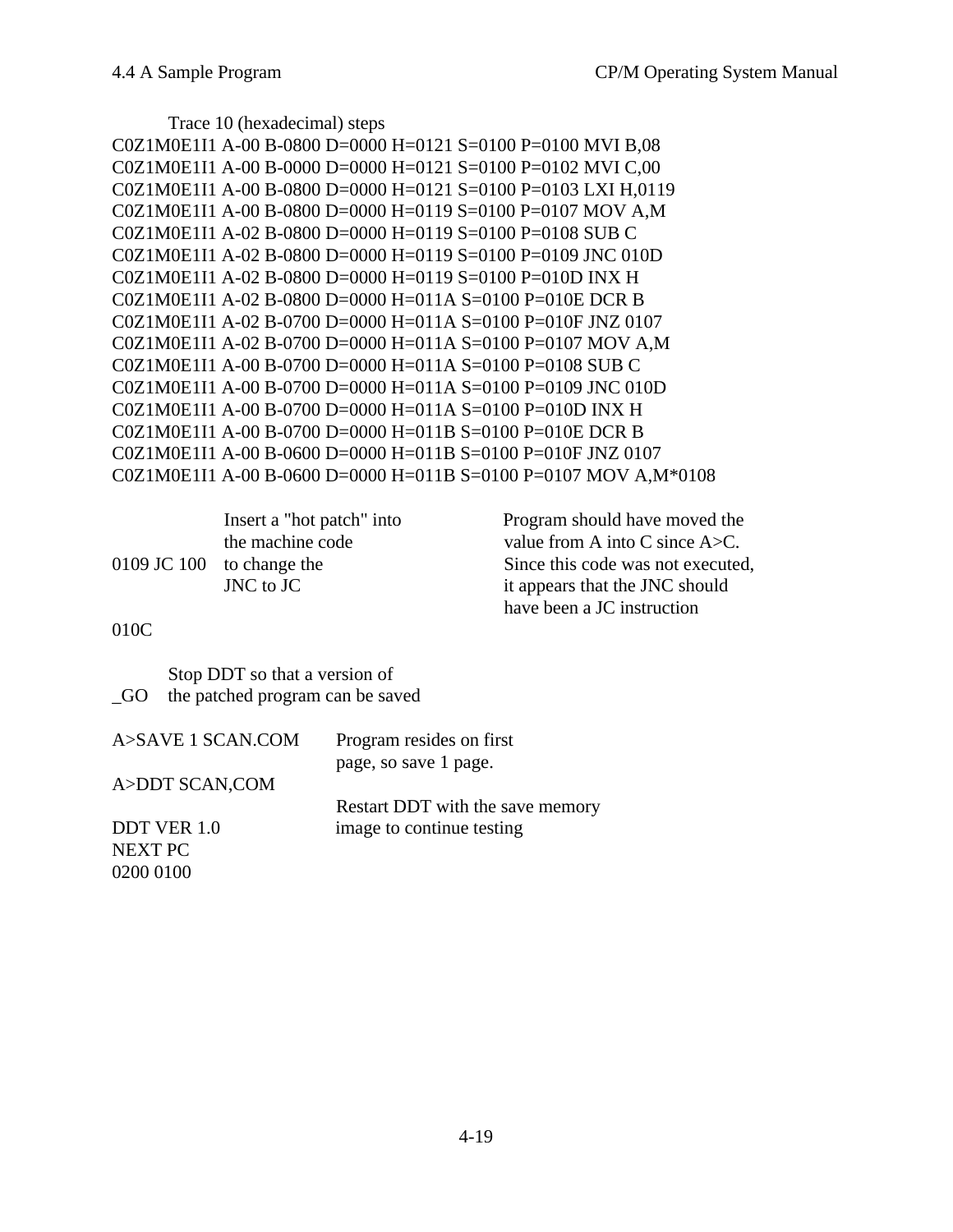Trace 10 (hexadecimal) steps

```
C0Z1M0E1I1 A-00 B-0800 D=0000 H=0121 S=0100 P=0100 MVI B,08
C0Z1M0E1I1 A-00 B-0000 D=0000 H=0121 S=0100 P=0102 MVI C,00
C0Z1M0E1I1 A-00 B-0800 D=0000 H=0121 S=0100 P=0103 LXI H,0119
C0Z1M0E1I1 A-00 B-0800 D=0000 H=0119 S=0100 P=0107 MOV A,M
C0Z1M0E1I1 A-02 B-0800 D=0000 H=0119 S=0100 P=0108 SUB C
C0Z1M0E1I1 A-02 B-0800 D=0000 H=0119 S=0100 P=0109 JNC 010D
C0Z1M0E1I1 A-02 B-0800 D=0000 H=0119 S=0100 P=010D INX H
C0Z1M0E1I1 A-02 B-0800 D=0000 H=011A S=0100 P=010E DCR B
C0Z1M0E1I1 A-02 B-0700 D=0000 H=011A S=0100 P=010F JNZ 0107
C0Z1M0E1I1 A-02 B-0700 D=0000 H=011A S=0100 P=0107 MOV A,M
C0Z1M0E1I1 A-00 B-0700 D=0000 H=011A S=0100 P=0108 SUB C
C0Z1M0E1I1 A-00 B-0700 D=0000 H=011A S=0100 P=0109 JNC 010D
C0Z1M0E1I1 A-00 B-0700 D=0000 H=011A S=0100 P=010D INX H
C0Z1M0E1I1 A-00 B-0700 D=0000 H=011B S=0100 P=010E DCR B
C0Z1M0E1I1 A-00 B-0600 D=0000 H=011B S=0100 P=010F JNZ 0107
C0Z1M0E1I1 A-00 B-0600 D=0000 H=011B S=0100 P=0107 MOV A,M*0108
```

```
             Insert a "hot patch" into         Program should have moved the
             the machine code                  value from A into C since A>C.
0109 JC 100  to change the                     Since this code was not executed,
             JNC to JC                         it appears that the JNC should
                                               have been a JC instruction
010C
```

```
      Stop DDT so that a version of
_GO   the patched program can be saved
```

```
A>SAVE 1 SCAN.COM    Program resides on first
                     page, so save 1 page.
A>DDT SCAN,COM
                     Restart DDT with the save memory
DDT VER 1.0          image to continue testing
NEXT PC
0200 0100
```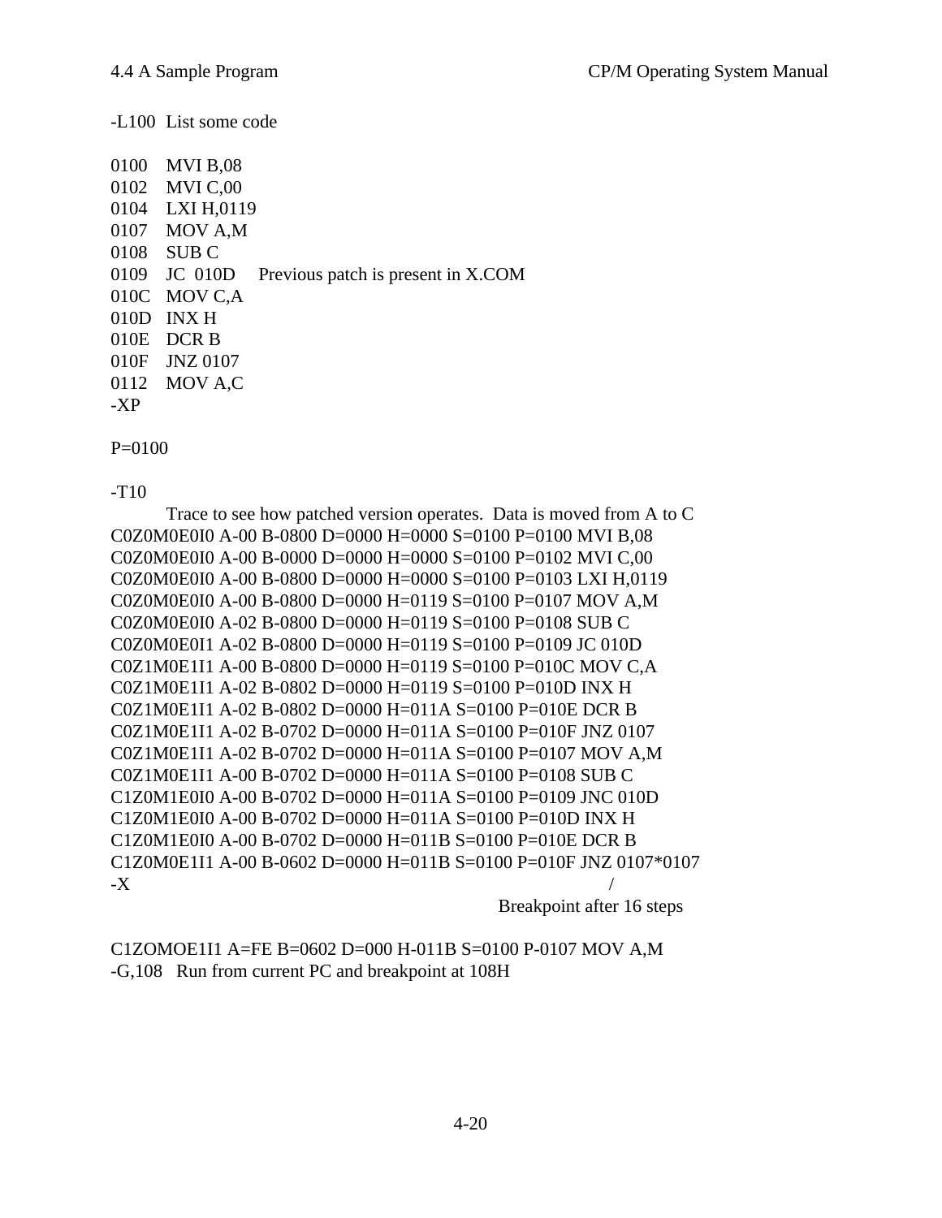```
-L100  List some code

0100    MVI B,08
0102    MVI C,00
0104    LXI H,0119
0107    MOV A,M
0108    SUB C
0109    JC  010D     Previous patch is present in X.COM
010C    MOV C,A
010D    INX H
010E    DCR B
010F    JNZ 0107
0112    MOV A,C
-XP

P=0100

-T10
        Trace to see how patched version operates.  Data is moved from A to C
C0Z0M0E0I0 A-00 B-0800 D=0000 H=0000 S=0100 P=0100 MVI B,08
C0Z0M0E0I0 A-00 B-0000 D=0000 H=0000 S=0100 P=0102 MVI C,00
C0Z0M0E0I0 A-00 B-0800 D=0000 H=0000 S=0100 P=0103 LXI H,0119
C0Z0M0E0I0 A-00 B-0800 D=0000 H=0119 S=0100 P=0107 MOV A,M
C0Z0M0E0I0 A-02 B-0800 D=0000 H=0119 S=0100 P=0108 SUB C
C0Z0M0E0I1 A-02 B-0800 D=0000 H=0119 S=0100 P=0109 JC 010D
C0Z1M0E1I1 A-00 B-0800 D=0000 H=0119 S=0100 P=010C MOV C,A
C0Z1M0E1I1 A-02 B-0802 D=0000 H=0119 S=0100 P=010D INX H
C0Z1M0E1I1 A-02 B-0802 D=0000 H=011A S=0100 P=010E DCR B
C0Z1M0E1I1 A-02 B-0702 D=0000 H=011A S=0100 P=010F JNZ 0107
C0Z1M0E1I1 A-02 B-0702 D=0000 H=011A S=0100 P=0107 MOV A,M
C0Z1M0E1I1 A-00 B-0702 D=0000 H=011A S=0100 P=0108 SUB C
C1Z0M1E0I0 A-00 B-0702 D=0000 H=011A S=0100 P=0109 JNC 010D
C1Z0M1E0I0 A-00 B-0702 D=0000 H=011A S=0100 P=010D INX H
C1Z0M1E0I0 A-00 B-0702 D=0000 H=011B S=0100 P=010E DCR B
C1Z0M0E1I1 A-00 B-0602 D=0000 H=011B S=0100 P=010F JNZ 0107*0107
-X                                                               /
                                                   Breakpoint after 16 steps

C1ZOMOE1I1 A=FE B=0602 D=000 H-011B S=0100 P-0107 MOV A,M
-G,108   Run from current PC and breakpoint at 108H
```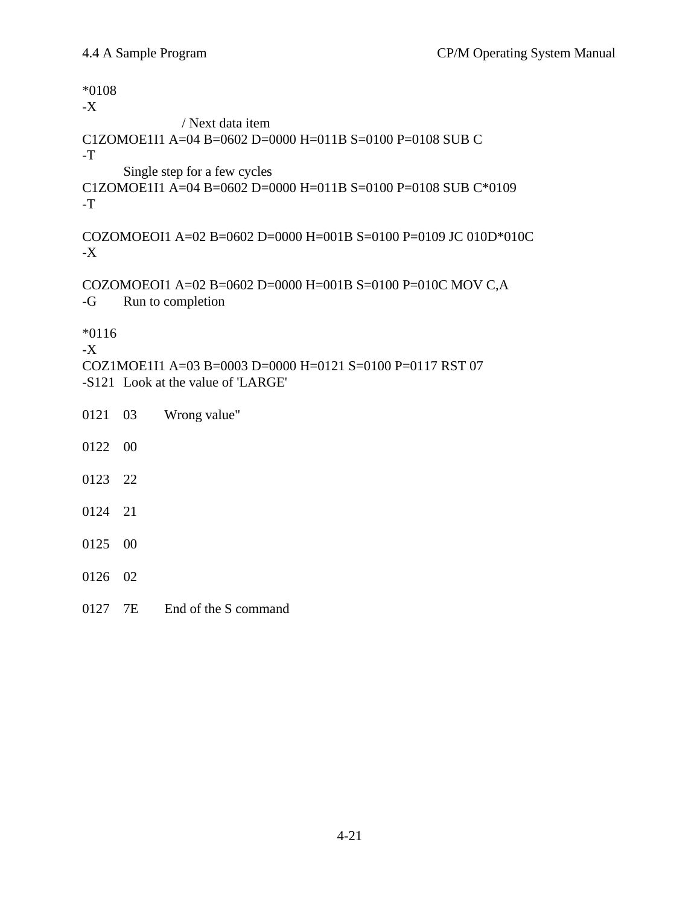```
*0108
-X
                        / Next data item
C1ZOMOE1I1 A=04 B=0602 D=0000 H=011B S=0100 P=0108 SUB C
-T
          Single step for a few cycles
C1ZOMOE1I1 A=04 B=0602 D=0000 H=011B S=0100 P=0108 SUB C*0109
-T

COZOMOEOI1 A=02 B=0602 D=0000 H=001B S=0100 P=0109 JC 010D*010C
-X

COZOMOEOI1 A=02 B=0602 D=0000 H=001B S=0100 P=010C MOV C,A
-G        Run to completion

*0116
-X
COZ1MOE1I1 A=03 B=0003 D=0000 H=0121 S=0100 P=0117 RST 07
-S121   Look at the value of 'LARGE'

0121    03        Wrong value"

0122    00

0123    22

0124    21

0125    00

0126    02

0127    7E        End of the S command
```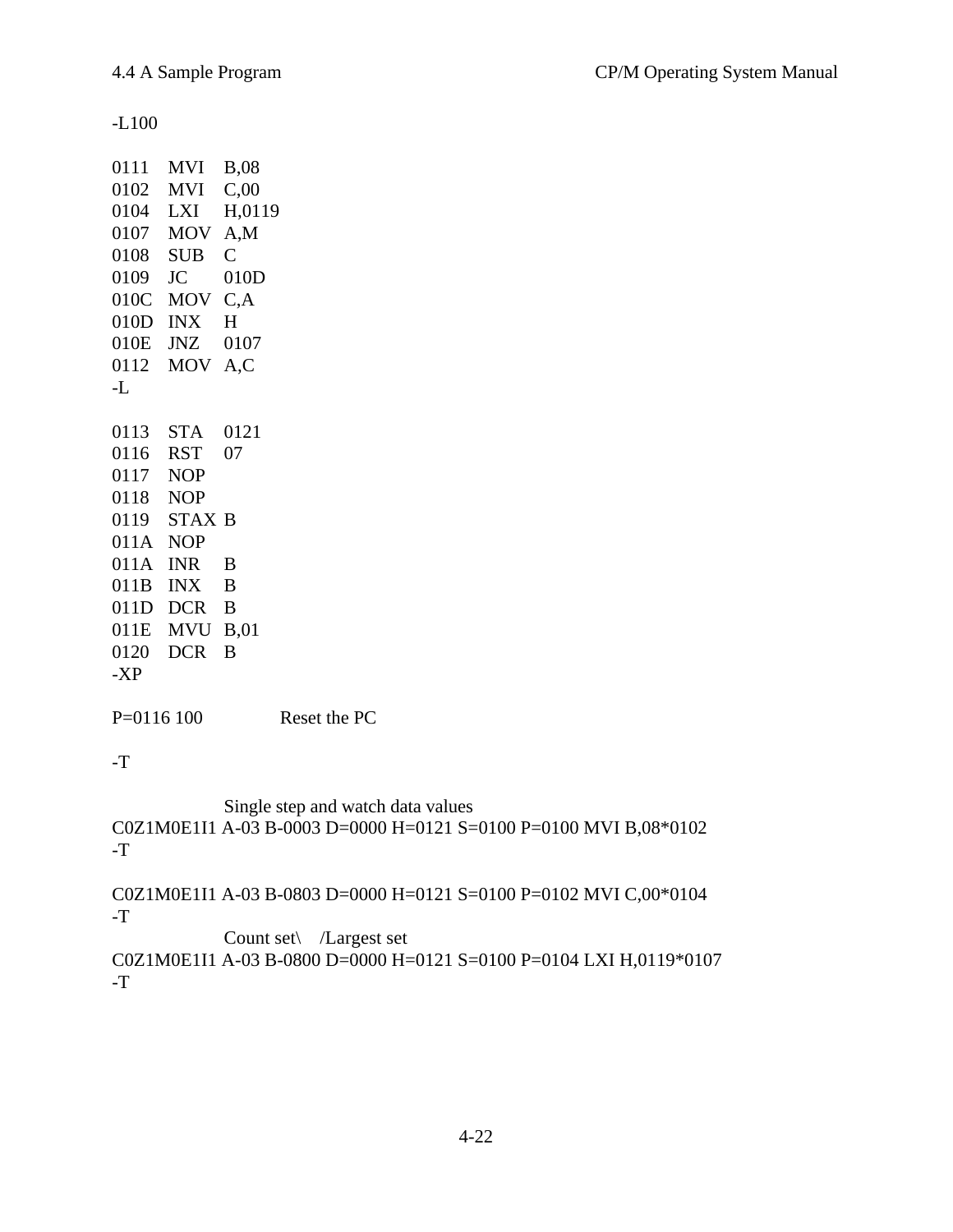```
-L100

0111   MVI   B,08
0102   MVI   C,00
0104   LXI   H,0119
0107   MOV   A,M
0108   SUB   C
0109   JC    010D
010C   MOV   C,A
010D   INX   H
010E   JNZ   0107
0112   MOV   A,C
-L

0113   STA   0121
0116   RST   07
0117   NOP
0118   NOP
0119   STAX  B
011A   NOP
011A   INR   B
011B   INX   B
011D   DCR   B
011E   MVU   B,01
0120   DCR   B
-XP

P=0116 100           Reset the PC

-T

                    Single step and watch data values
C0Z1M0E1I1 A-03 B-0003 D=0000 H=0121 S=0100 P=0100 MVI B,08*0102
-T

C0Z1M0E1I1 A-03 B-0803 D=0000 H=0121 S=0100 P=0102 MVI C,00*0104
-T
                    Count set\    /Largest set
C0Z1M0E1I1 A-03 B-0800 D=0000 H=0121 S=0100 P=0104 LXI H,0119*0107
-T
```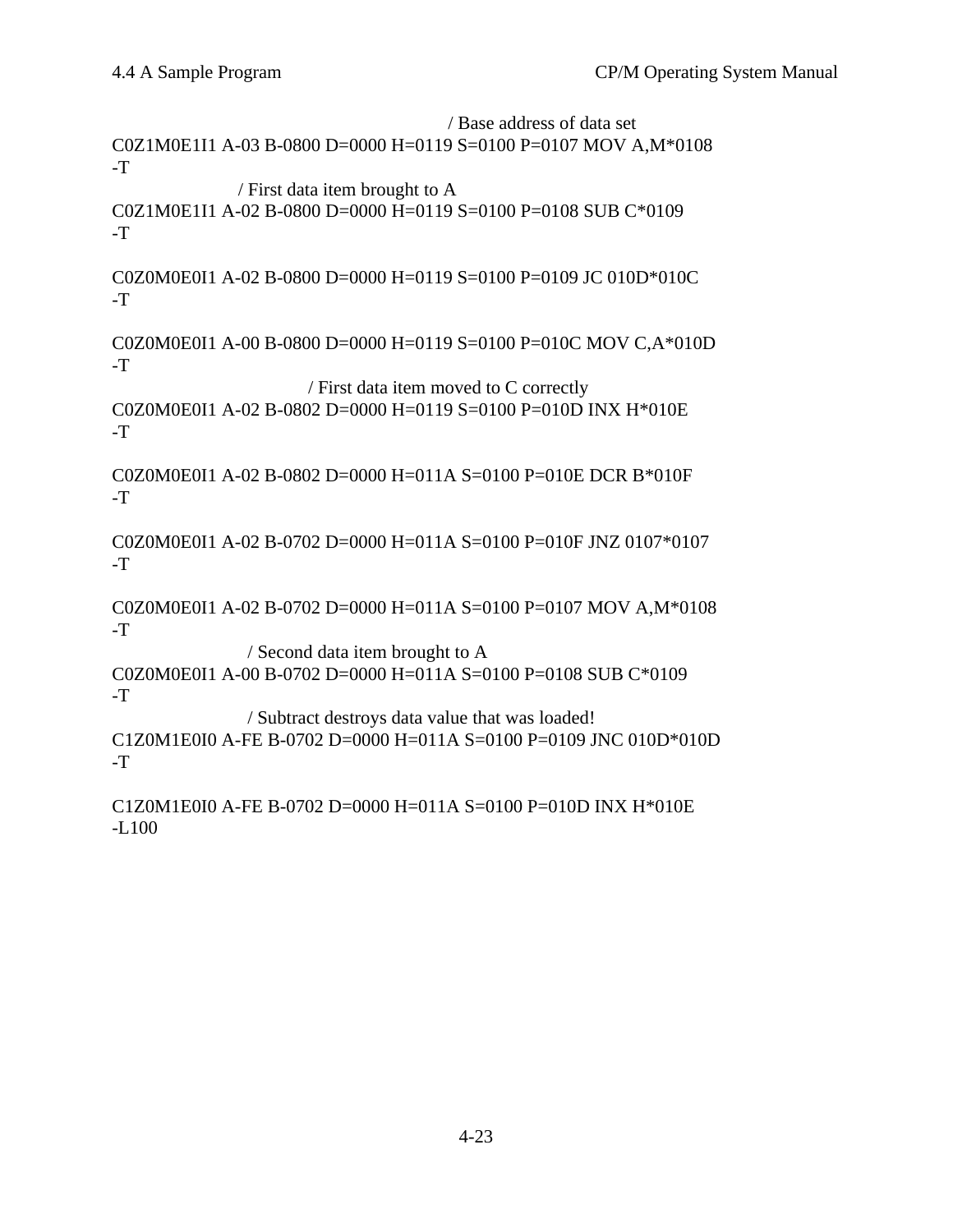```
                                      / Base address of data set
C0Z1M0E1I1 A-03 B-0800 D=0000 H=0119 S=0100 P=0107 MOV A,M*0108
-T
                / First data item brought to A
C0Z1M0E1I1 A-02 B-0800 D=0000 H=0119 S=0100 P=0108 SUB C*0109
-T

C0Z0M0E0I1 A-02 B-0800 D=0000 H=0119 S=0100 P=0109 JC 010D*010C
-T

C0Z0M0E0I1 A-00 B-0800 D=0000 H=0119 S=0100 P=010C MOV C,A*010D
-T
                         / First data item moved to C correctly
C0Z0M0E0I1 A-02 B-0802 D=0000 H=0119 S=0100 P=010D INX H*010E
-T

C0Z0M0E0I1 A-02 B-0802 D=0000 H=011A S=0100 P=010E DCR B*010F
-T

C0Z0M0E0I1 A-02 B-0702 D=0000 H=011A S=0100 P=010F JNZ 0107*0107
-T

C0Z0M0E0I1 A-02 B-0702 D=0000 H=011A S=0100 P=0107 MOV A,M*0108
-T
                 / Second data item brought to A
C0Z0M0E0I1 A-00 B-0702 D=0000 H=011A S=0100 P=0108 SUB C*0109
-T
                 / Subtract destroys data value that was loaded!
C1Z0M1E0I0 A-FE B-0702 D=0000 H=011A S=0100 P=0109 JNC 010D*010D
-T

C1Z0M1E0I0 A-FE B-0702 D=0000 H=011A S=0100 P=010D INX H*010E
-L100
```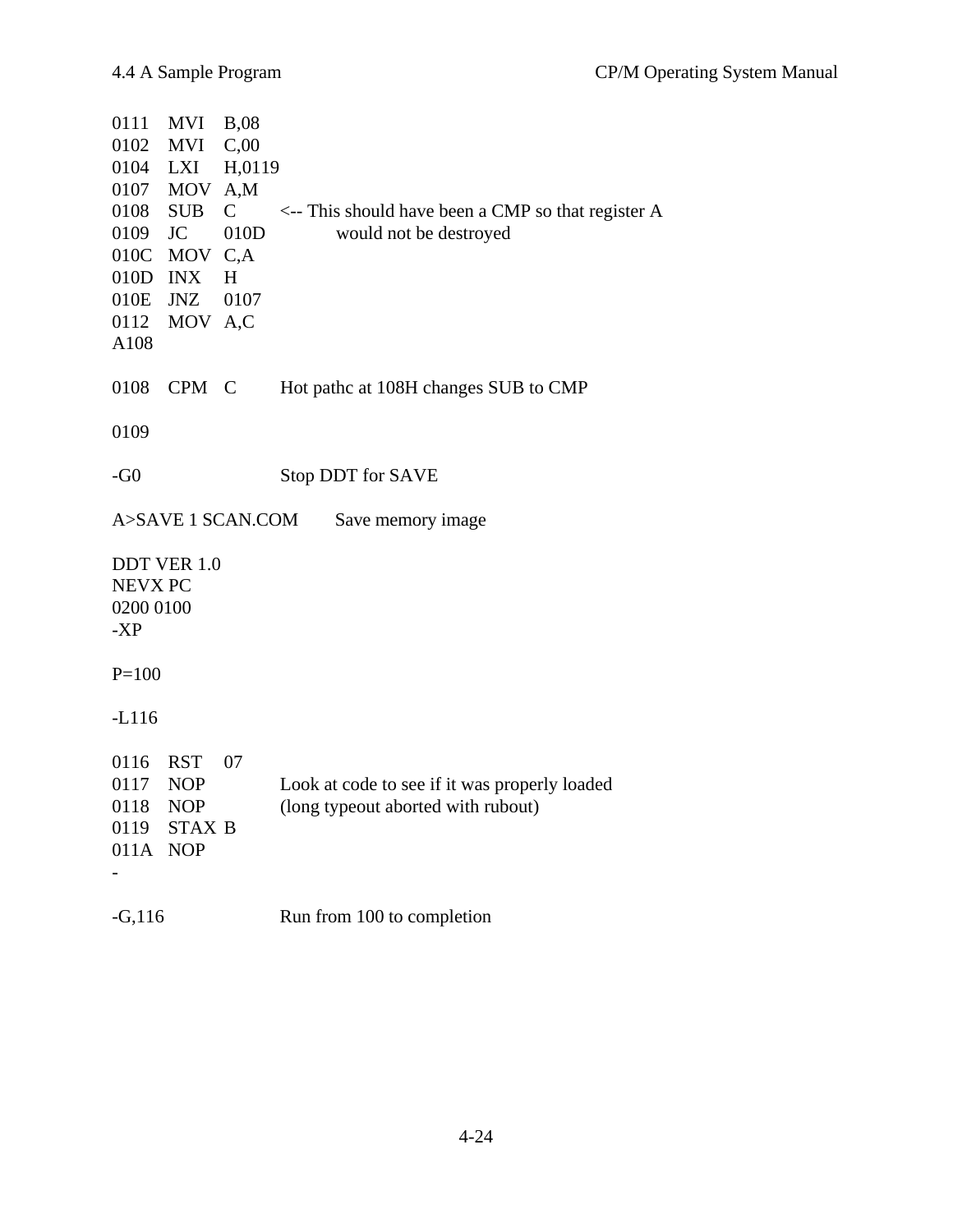```
0111   MVI   B,08
0102   MVI   C,00
0104   LXI   H,0119
0107   MOV   A,M
0108   SUB   C       <-- This should have been a CMP so that register A
0109   JC    010D          would not be destroyed
010C   MOV   C,A
010D   INX   H
010E   JNZ   0107
0112   MOV   A,C
A108

0108   CPM   C       Hot pathc at 108H changes SUB to CMP

0109

-G0                  Stop DDT for SAVE

A>SAVE 1 SCAN.COM        Save memory image

DDT VER 1.0
NEVX PC
0200 0100
-XP

P=100

-L116

0116   RST   07
0117   NOP           Look at code to see if it was properly loaded
0118   NOP           (long typeout aborted with rubout)
0119   STAX B
011A   NOP
-

-G,116               Run from 100 to completion
```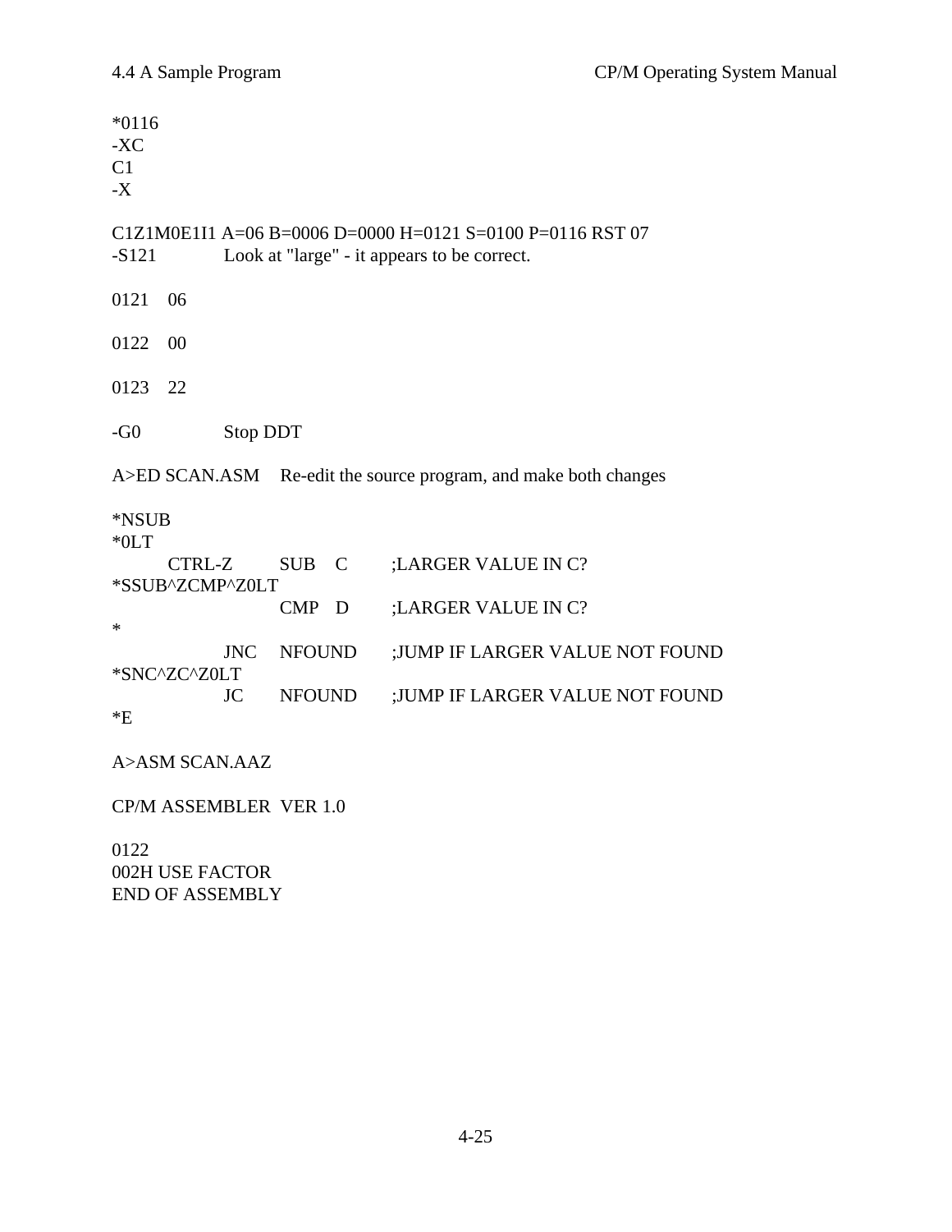```
*0116
-XC
C1
-X

C1Z1M0E1I1 A=06 B=0006 D=0000 H=0121 S=0100 P=0116 RST 07
-S121           Look at "large" - it appears to be correct.

0121    06

0122    00

0123    22

-G0             Stop DDT

A>ED SCAN.ASM    Re-edit the source program, and make both changes

*NSUB
*0LT
        CTRL-Z          SUB    C         ;LARGER VALUE IN C?
*SSUB^ZCMP^Z0LT
                        CMP    D         ;LARGER VALUE IN C?
*
                JNC     NFOUND           ;JUMP IF LARGER VALUE NOT FOUND
*SNC^ZC^Z0LT
                JC      NFOUND           ;JUMP IF LARGER VALUE NOT FOUND
*E

A>ASM SCAN.AAZ

CP/M ASSEMBLER  VER 1.0

0122
002H USE FACTOR
END OF ASSEMBLY
```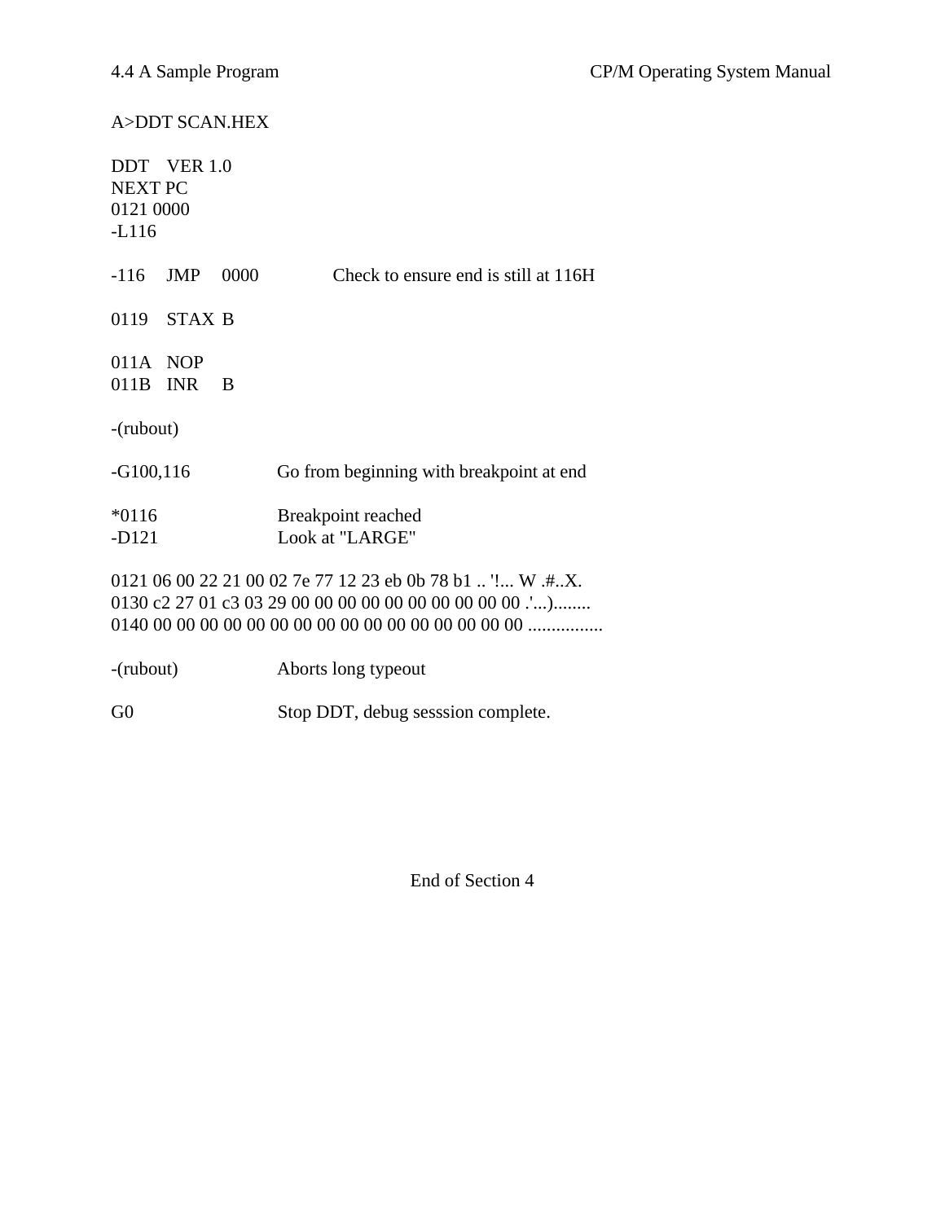```
A>DDT SCAN.HEX

DDT    VER 1.0
NEXT PC
0121 0000
-L116

-116    JMP    0000            Check to ensure end is still at 116H

0119    STAX  B

011A    NOP
011B    INR    B

-(rubout)

-G100,116               Go from beginning with breakpoint at end

*0116                   Breakpoint reached
-D121                   Look at "LARGE"

0121 06 00 22 21 00 02 7e 77 12 23 eb 0b 78 b1 .. '!... W .#..X.
0130 c2 27 01 c3 03 29 00 00 00 00 00 00 00 00 00 00 .'...)........
0140 00 00 00 00 00 00 00 00 00 00 00 00 00 00 00 00 ................

-(rubout)               Aborts long typeout

G0                      Stop DDT, debug sesssion complete.
```

End of Section 4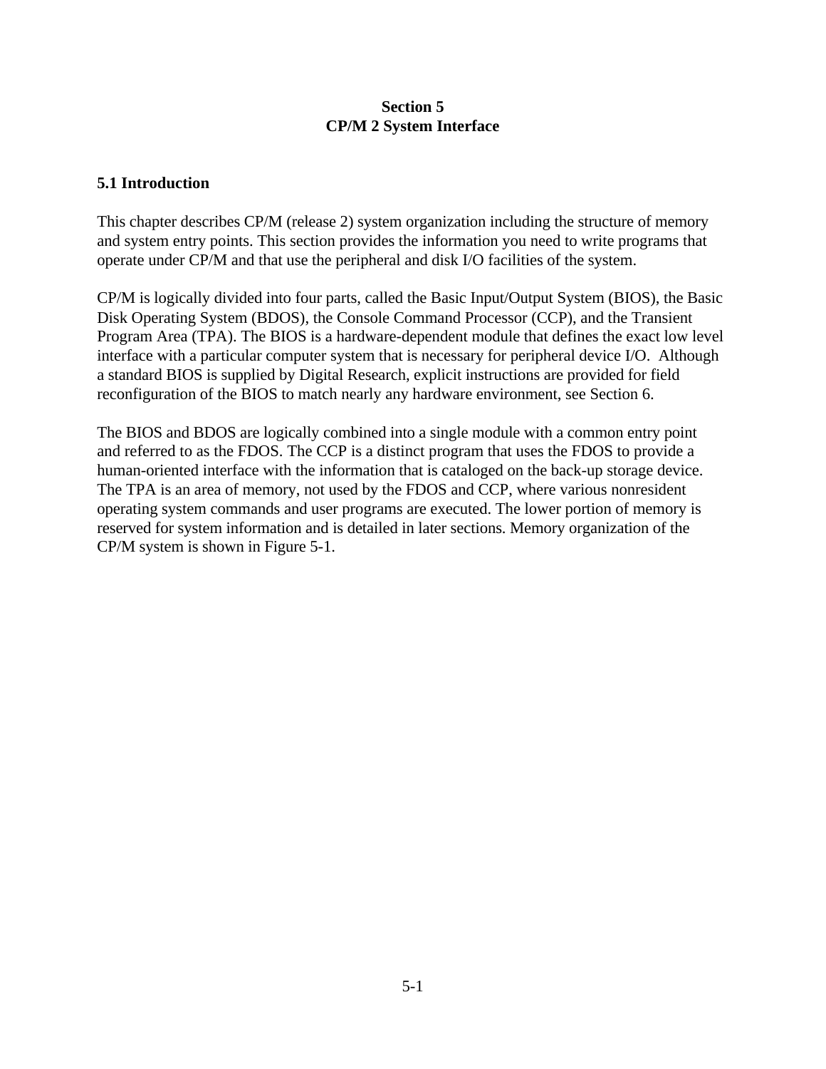# Section 5
# CP/M 2 System Interface

## 5.1 Introduction

This chapter describes CP/M (release 2) system organization including the structure of memory and system entry points. This section provides the information you need to write programs that operate under CP/M and that use the peripheral and disk I/O facilities of the system.

CP/M is logically divided into four parts, called the Basic Input/Output System (BIOS), the Basic Disk Operating System (BDOS), the Console Command Processor (CCP), and the Transient Program Area (TPA). The BIOS is a hardware-dependent module that defines the exact low level interface with a particular computer system that is necessary for peripheral device I/O. Although a standard BIOS is supplied by Digital Research, explicit instructions are provided for field reconfiguration of the BIOS to match nearly any hardware environment, see Section 6.

The BIOS and BDOS are logically combined into a single module with a common entry point and referred to as the FDOS. The CCP is a distinct program that uses the FDOS to provide a human-oriented interface with the information that is cataloged on the back-up storage device. The TPA is an area of memory, not used by the FDOS and CCP, where various nonresident operating system commands and user programs are executed. The lower portion of memory is reserved for system information and is detailed in later sections. Memory organization of the CP/M system is shown in Figure 5-1.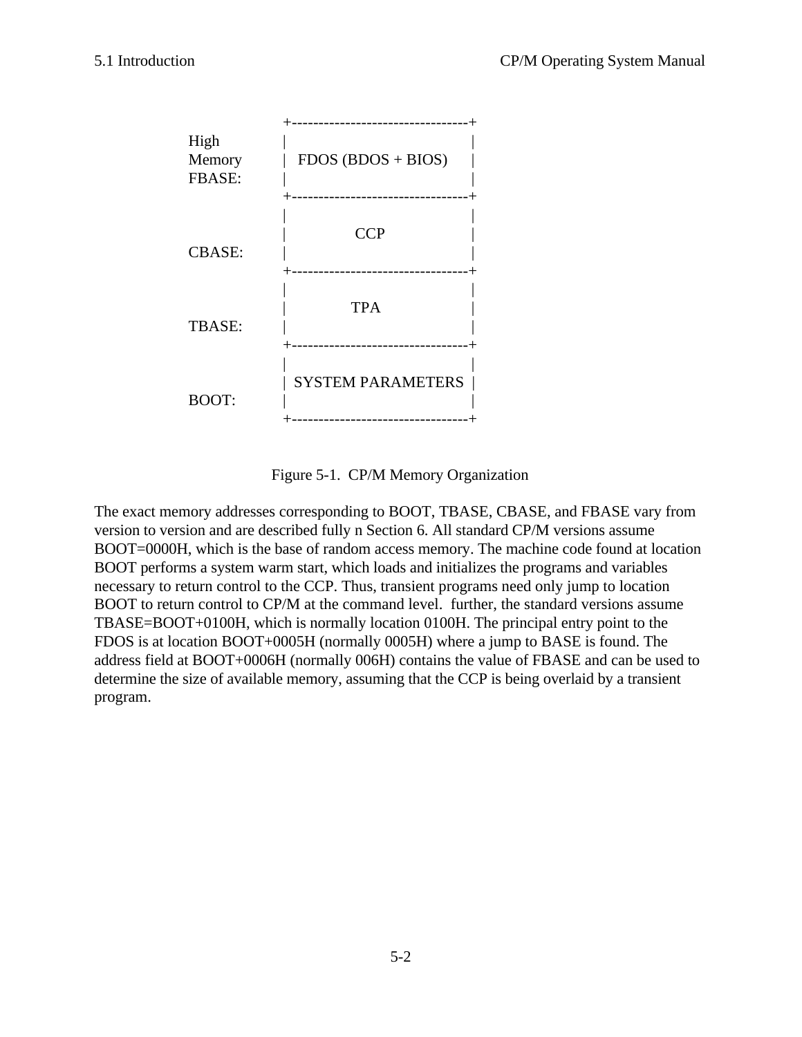```
                +---------------------------------+
High            |                                 |
Memory          |   FDOS (BDOS + BIOS)            |
FBASE:          |                                 |
                +---------------------------------+
                |                                 |
                |              CCP                |
CBASE:          |                                 |
                +---------------------------------+
                |                                 |
                |              TPA                |
TBASE:          |                                 |
                +---------------------------------+
                |                                 |
                |  SYSTEM PARAMETERS              |
BOOT:           |                                 |
                +---------------------------------+
```

Figure 5-1. CP/M Memory Organization

The exact memory addresses corresponding to BOOT, TBASE, CBASE, and FBASE vary from version to version and are described fully n Section 6. All standard CP/M versions assume BOOT=0000H, which is the base of random access memory. The machine code found at location BOOT performs a system warm start, which loads and initializes the programs and variables necessary to return control to the CCP. Thus, transient programs need only jump to location BOOT to return control to CP/M at the command level. further, the standard versions assume TBASE=BOOT+0100H, which is normally location 0100H. The principal entry point to the FDOS is at location BOOT+0005H (normally 0005H) where a jump to BASE is found. The address field at BOOT+0006H (normally 006H) contains the value of FBASE and can be used to determine the size of available memory, assuming that the CCP is being overlaid by a transient program.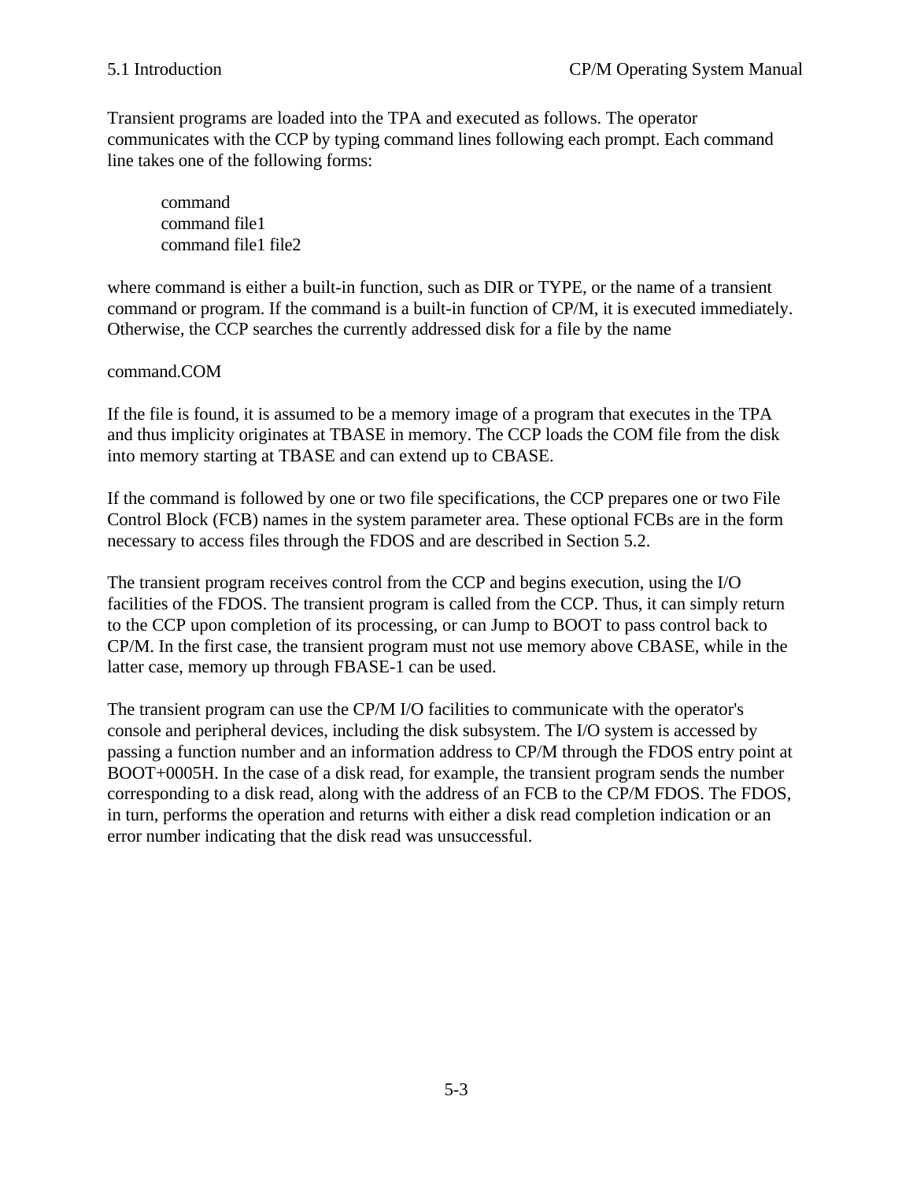Transient programs are loaded into the TPA and executed as follows. The operator communicates with the CCP by typing command lines following each prompt. Each command line takes one of the following forms:

```
command
command file1
command file1 file2
```

where command is either a built-in function, such as DIR or TYPE, or the name of a transient command or program. If the command is a built-in function of CP/M, it is executed immediately. Otherwise, the CCP searches the currently addressed disk for a file by the name

command.COM

If the file is found, it is assumed to be a memory image of a program that executes in the TPA and thus implicity originates at TBASE in memory. The CCP loads the COM file from the disk into memory starting at TBASE and can extend up to CBASE.

If the command is followed by one or two file specifications, the CCP prepares one or two File Control Block (FCB) names in the system parameter area. These optional FCBs are in the form necessary to access files through the FDOS and are described in Section 5.2.

The transient program receives control from the CCP and begins execution, using the I/O facilities of the FDOS. The transient program is called from the CCP. Thus, it can simply return to the CCP upon completion of its processing, or can Jump to BOOT to pass control back to CP/M. In the first case, the transient program must not use memory above CBASE, while in the latter case, memory up through FBASE-1 can be used.

The transient program can use the CP/M I/O facilities to communicate with the operator's console and peripheral devices, including the disk subsystem. The I/O system is accessed by passing a function number and an information address to CP/M through the FDOS entry point at BOOT+0005H. In the case of a disk read, for example, the transient program sends the number corresponding to a disk read, along with the address of an FCB to the CP/M FDOS. The FDOS, in turn, performs the operation and returns with either a disk read completion indication or an error number indicating that the disk read was unsuccessful.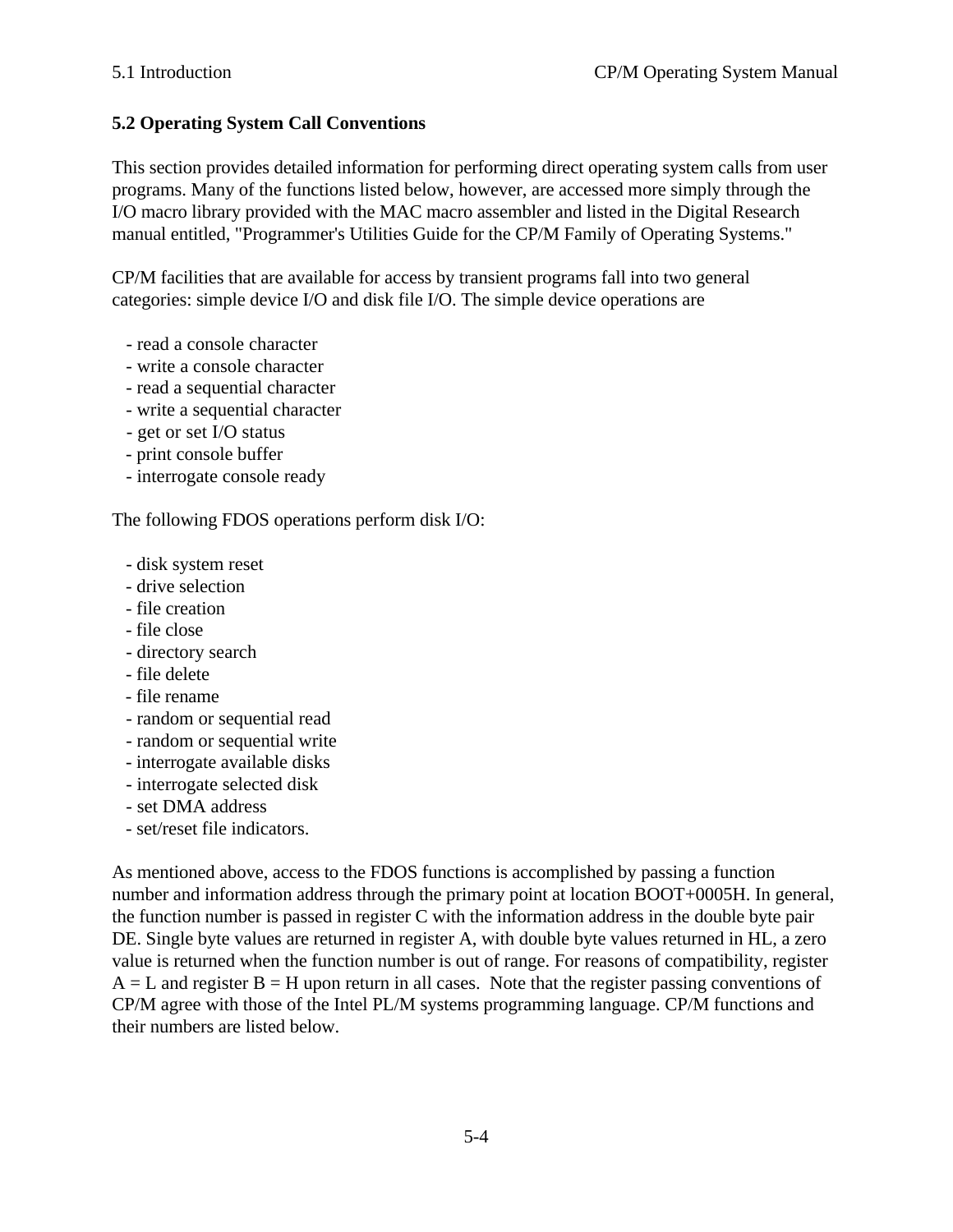## 5.2 Operating System Call Conventions

This section provides detailed information for performing direct operating system calls from user programs. Many of the functions listed below, however, are accessed more simply through the I/O macro library provided with the MAC macro assembler and listed in the Digital Research manual entitled, "Programmer's Utilities Guide for the CP/M Family of Operating Systems."

CP/M facilities that are available for access by transient programs fall into two general categories: simple device I/O and disk file I/O. The simple device operations are

- read a console character
- write a console character
- read a sequential character
- write a sequential character
- get or set I/O status
- print console buffer
- interrogate console ready

The following FDOS operations perform disk I/O:

- disk system reset
- drive selection
- file creation
- file close
- directory search
- file delete
- file rename
- random or sequential read
- random or sequential write
- interrogate available disks
- interrogate selected disk
- set DMA address
- set/reset file indicators.

As mentioned above, access to the FDOS functions is accomplished by passing a function number and information address through the primary point at location BOOT+0005H. In general, the function number is passed in register C with the information address in the double byte pair DE. Single byte values are returned in register A, with double byte values returned in HL, a zero value is returned when the function number is out of range. For reasons of compatibility, register A = L and register B = H upon return in all cases. Note that the register passing conventions of CP/M agree with those of the Intel PL/M systems programming language. CP/M functions and their numbers are listed below.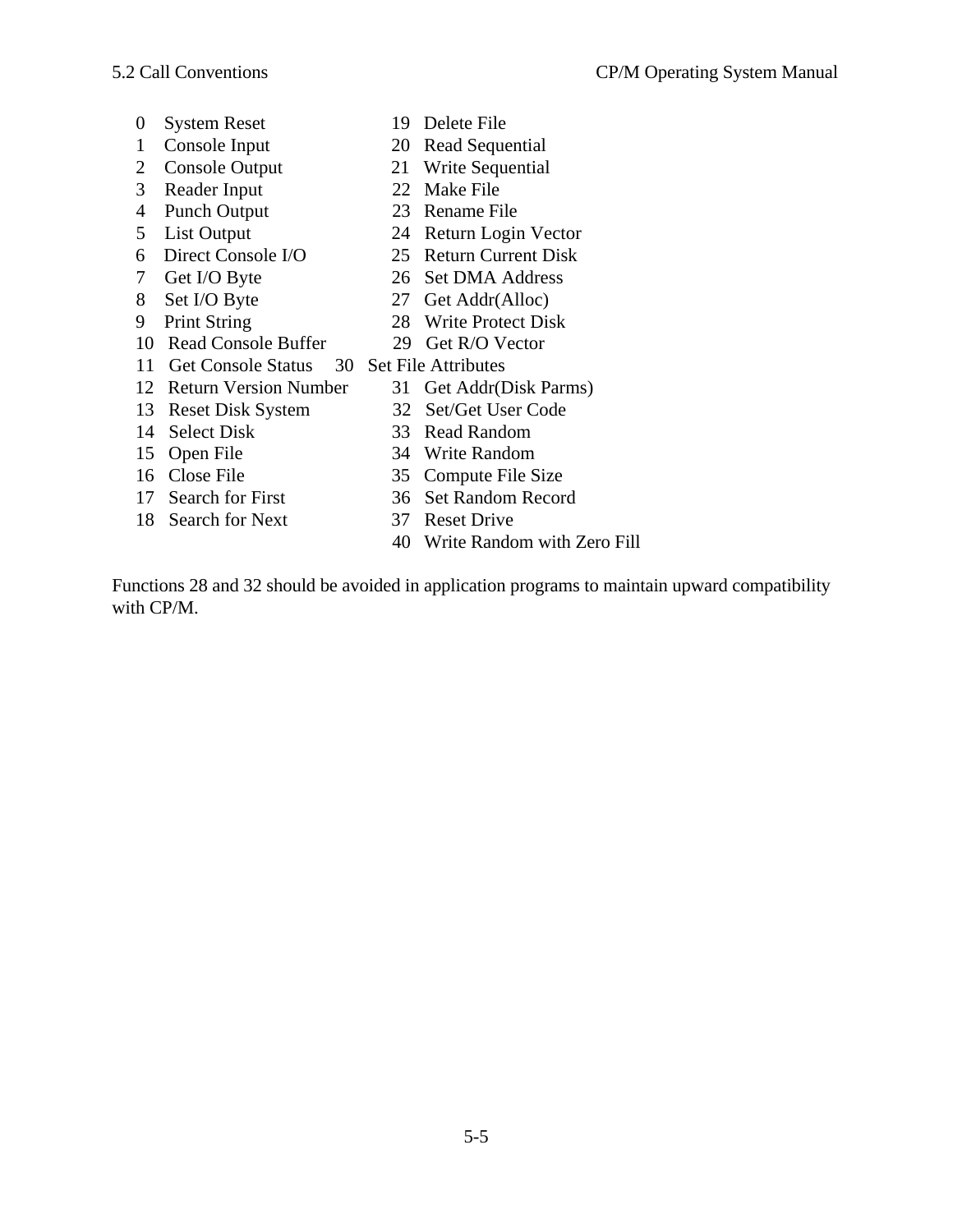| | | | |
|---|---|---|---|
| 0 | System Reset | 19 | Delete File |
| 1 | Console Input | 20 | Read Sequential |
| 2 | Console Output | 21 | Write Sequential |
| 3 | Reader Input | 22 | Make File |
| 4 | Punch Output | 23 | Rename File |
| 5 | List Output | 24 | Return Login Vector |
| 6 | Direct Console I/O | 25 | Return Current Disk |
| 7 | Get I/O Byte | 26 | Set DMA Address |
| 8 | Set I/O Byte | 27 | Get Addr(Alloc) |
| 9 | Print String | 28 | Write Protect Disk |
| 10 | Read Console Buffer | 29 | Get R/O Vector |
| 11 | Get Console Status | 30 | Set File Attributes |
| 12 | Return Version Number | 31 | Get Addr(Disk Parms) |
| 13 | Reset Disk System | 32 | Set/Get User Code |
| 14 | Select Disk | 33 | Read Random |
| 15 | Open File | 34 | Write Random |
| 16 | Close File | 35 | Compute File Size |
| 17 | Search for First | 36 | Set Random Record |
| 18 | Search for Next | 37 | Reset Drive |
| | | 40 | Write Random with Zero Fill |

Functions 28 and 32 should be avoided in application programs to maintain upward compatibility with CP/M.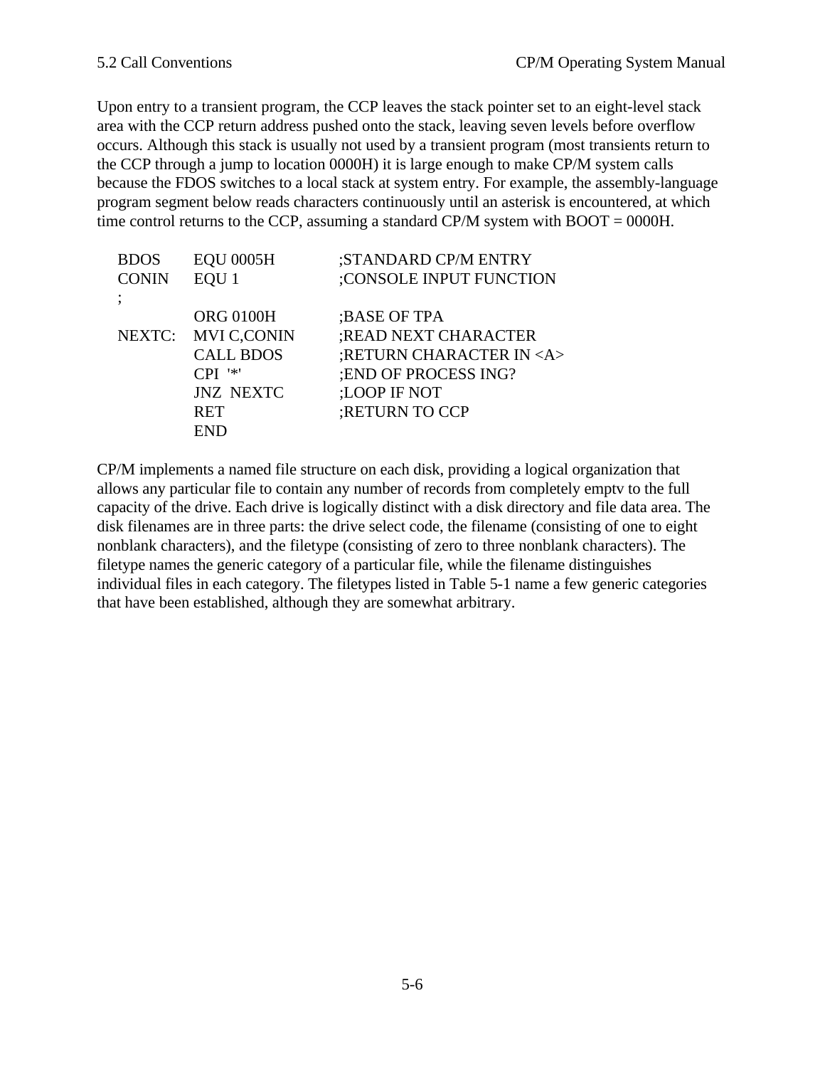Upon entry to a transient program, the CCP leaves the stack pointer set to an eight-level stack area with the CCP return address pushed onto the stack, leaving seven levels before overflow occurs. Although this stack is usually not used by a transient program (most transients return to the CCP through a jump to location 0000H) it is large enough to make CP/M system calls because the FDOS switches to a local stack at system entry. For example, the assembly-language program segment below reads characters continuously until an asterisk is encountered, at which time control returns to the CCP, assuming a standard CP/M system with BOOT = 0000H.

```
BDOS    EQU 0005H         ;STANDARD CP/M ENTRY
CONIN   EQU 1             ;CONSOLE INPUT FUNCTION
;
        ORG 0100H         ;BASE OF TPA
NEXTC:  MVI C,CONIN       ;READ NEXT CHARACTER
        CALL BDOS         ;RETURN CHARACTER IN <A>
        CPI  '*'          ;END OF PROCESS ING?
        JNZ  NEXTC        ;LOOP IF NOT
        RET               ;RETURN TO CCP
        END
```

CP/M implements a named file structure on each disk, providing a logical organization that allows any particular file to contain any number of records from completely emptv to the full capacity of the drive. Each drive is logically distinct with a disk directory and file data area. The disk filenames are in three parts: the drive select code, the filename (consisting of one to eight nonblank characters), and the filetype (consisting of zero to three nonblank characters). The filetype names the generic category of a particular file, while the filename distinguishes individual files in each category. The filetypes listed in Table 5-1 name a few generic categories that have been established, although they are somewhat arbitrary.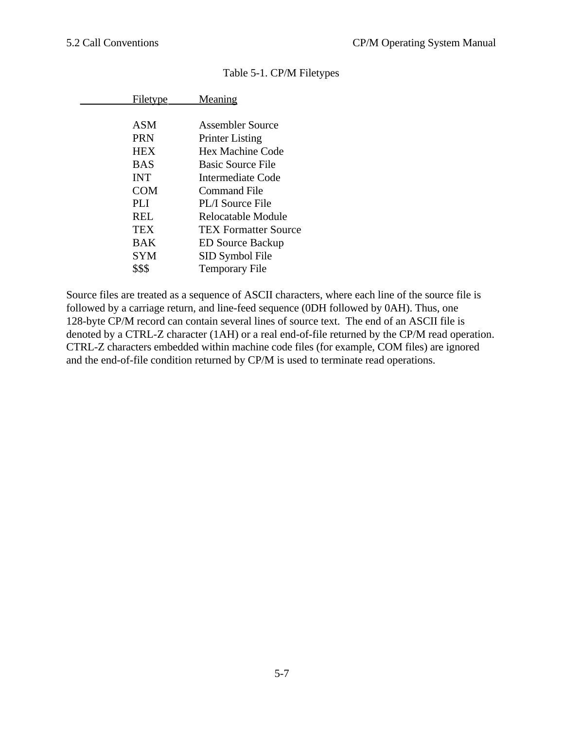Table 5-1. CP/M Filetypes

| Filetype | Meaning |
|---|---|
| ASM | Assembler Source |
| PRN | Printer Listing |
| HEX | Hex Machine Code |
| BAS | Basic Source File |
| INT | Intermediate Code |
| COM | Command File |
| PLI | PL/I Source File |
| REL | Relocatable Module |
| TEX | TEX Formatter Source |
| BAK | ED Source Backup |
| SYM | SID Symbol File |
| $$$ | Temporary File |

Source files are treated as a sequence of ASCII characters, where each line of the source file is followed by a carriage return, and line-feed sequence (0DH followed by 0AH). Thus, one 128-byte CP/M record can contain several lines of source text. The end of an ASCII file is denoted by a CTRL-Z character (1AH) or a real end-of-file returned by the CP/M read operation. CTRL-Z characters embedded within machine code files (for example, COM files) are ignored and the end-of-file condition returned by CP/M is used to terminate read operations.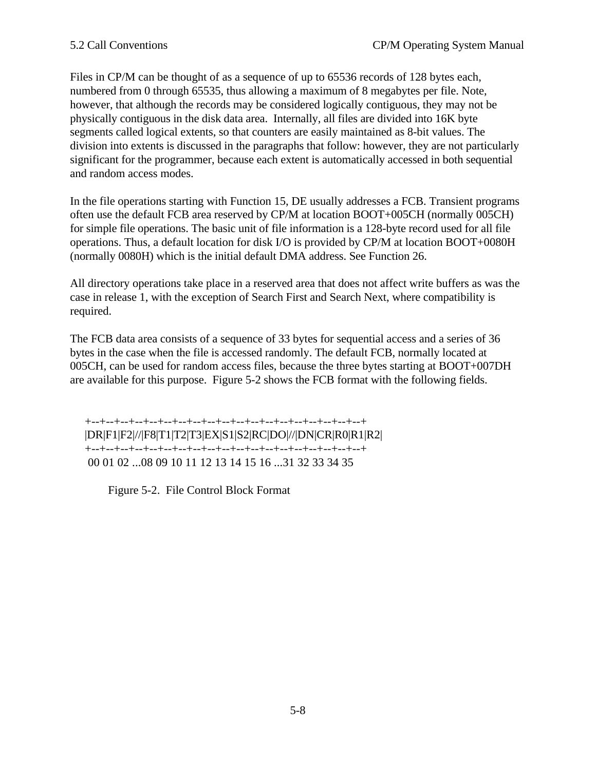Files in CP/M can be thought of as a sequence of up to 65536 records of 128 bytes each, numbered from 0 through 65535, thus allowing a maximum of 8 megabytes per file. Note, however, that although the records may be considered logically contiguous, they may not be physically contiguous in the disk data area. Internally, all files are divided into 16K byte segments called logical extents, so that counters are easily maintained as 8-bit values. The division into extents is discussed in the paragraphs that follow: however, they are not particularly significant for the programmer, because each extent is automatically accessed in both sequential and random access modes.

In the file operations starting with Function 15, DE usually addresses a FCB. Transient programs often use the default FCB area reserved by CP/M at location BOOT+005CH (normally 005CH) for simple file operations. The basic unit of file information is a 128-byte record used for all file operations. Thus, a default location for disk I/O is provided by CP/M at location BOOT+0080H (normally 0080H) which is the initial default DMA address. See Function 26.

All directory operations take place in a reserved area that does not affect write buffers as was the case in release 1, with the exception of Search First and Search Next, where compatibility is required.

The FCB data area consists of a sequence of 33 bytes for sequential access and a series of 36 bytes in the case when the file is accessed randomly. The default FCB, normally located at 005CH, can be used for random access files, because the three bytes starting at BOOT+007DH are available for this purpose. Figure 5-2 shows the FCB format with the following fields.

```
+--+--+--+--+--+--+--+--+--+--+--+--+--+--+--+--+--+--+--+
|DR|F1|F2|//|F8|T1|T2|T3|EX|S1|S2|RC|DO|//|DN|CR|R0|R1|R2|
+--+--+--+--+--+--+--+--+--+--+--+--+--+--+--+--+--+--+--+
 00 01 02 ...08 09 10 11 12 13 14 15 16 ...31 32 33 34 35
```

Figure 5-2. File Control Block Format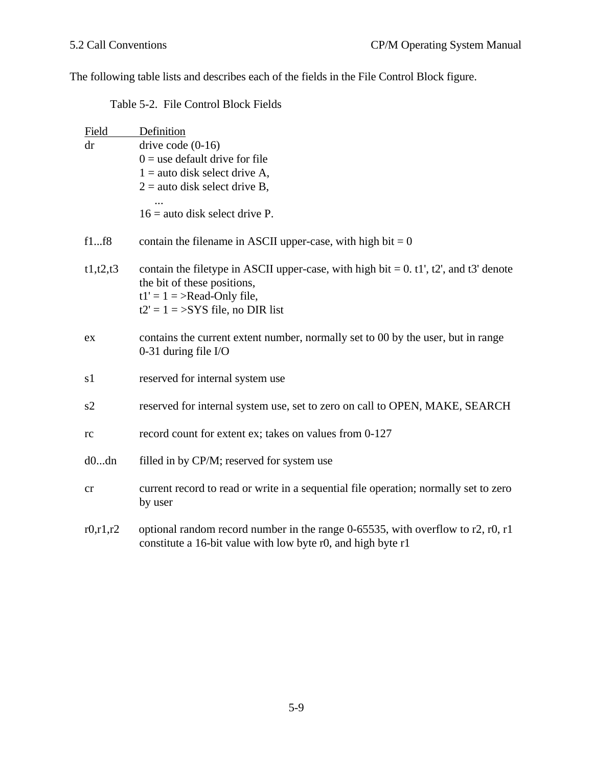The following table lists and describes each of the fields in the File Control Block figure.

Table 5-2. File Control Block Fields

| Field | Definition |
| --- | --- |
| dr | drive code (0-16)<br>0 = use default drive for file<br>1 = auto disk select drive A,<br>2 = auto disk select drive B,<br>...<br>16 = auto disk select drive P. |
| f1...f8 | contain the filename in ASCII upper-case, with high bit = 0 |
| t1,t2,t3 | contain the filetype in ASCII upper-case, with high bit = 0. t1', t2', and t3' denote the bit of these positions,<br>t1' = 1 = >Read-Only file,<br>t2' = 1 = >SYS file, no DIR list |
| ex | contains the current extent number, normally set to 00 by the user, but in range 0-31 during file I/O |
| s1 | reserved for internal system use |
| s2 | reserved for internal system use, set to zero on call to OPEN, MAKE, SEARCH |
| rc | record count for extent ex; takes on values from 0-127 |
| d0...dn | filled in by CP/M; reserved for system use |
| cr | current record to read or write in a sequential file operation; normally set to zero by user |
| r0,r1,r2 | optional random record number in the range 0-65535, with overflow to r2, r0, r1 constitute a 16-bit value with low byte r0, and high byte r1 |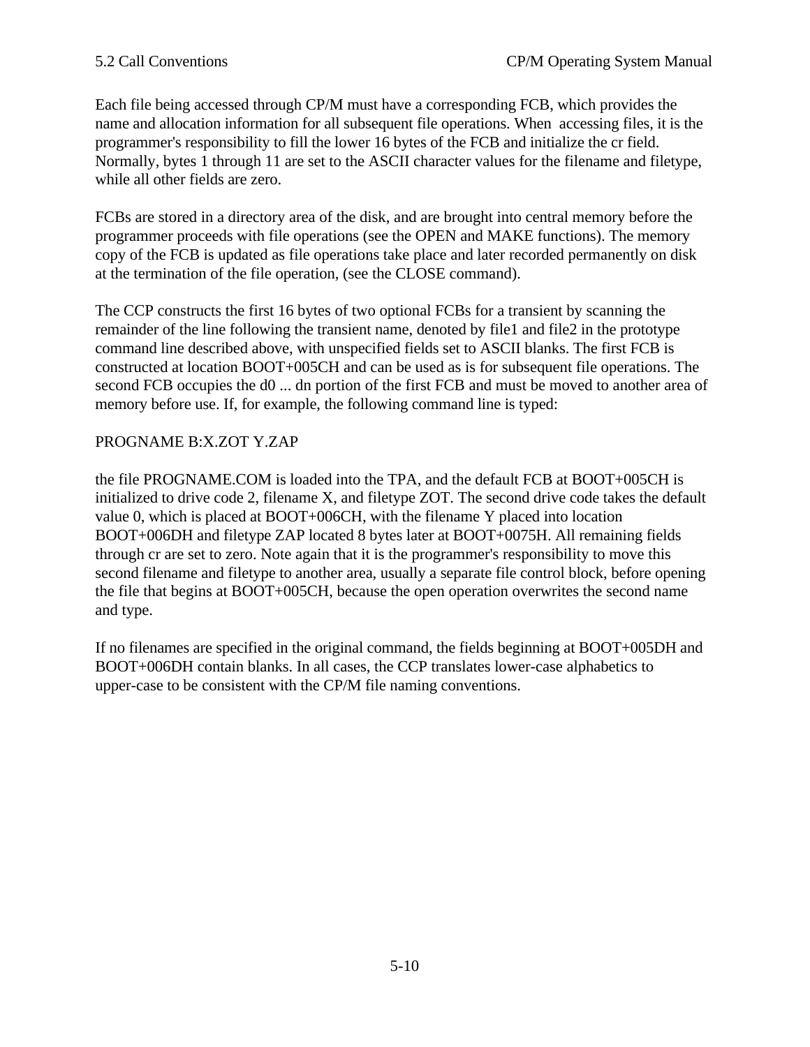Each file being accessed through CP/M must have a corresponding FCB, which provides the name and allocation information for all subsequent file operations. When  accessing files, it is the programmer's responsibility to fill the lower 16 bytes of the FCB and initialize the cr field. Normally, bytes 1 through 11 are set to the ASCII character values for the filename and filetype, while all other fields are zero.

FCBs are stored in a directory area of the disk, and are brought into central memory before the programmer proceeds with file operations (see the OPEN and MAKE functions). The memory copy of the FCB is updated as file operations take place and later recorded permanently on disk at the termination of the file operation, (see the CLOSE command).

The CCP constructs the first 16 bytes of two optional FCBs for a transient by scanning the remainder of the line following the transient name, denoted by file1 and file2 in the prototype command line described above, with unspecified fields set to ASCII blanks. The first FCB is constructed at location BOOT+005CH and can be used as is for subsequent file operations. The second FCB occupies the d0 ... dn portion of the first FCB and must be moved to another area of memory before use. If, for example, the following command line is typed:

```
PROGNAME B:X.ZOT Y.ZAP
```

the file PROGNAME.COM is loaded into the TPA, and the default FCB at BOOT+005CH is initialized to drive code 2, filename X, and filetype ZOT. The second drive code takes the default value 0, which is placed at BOOT+006CH, with the filename Y placed into location BOOT+006DH and filetype ZAP located 8 bytes later at BOOT+0075H. All remaining fields through cr are set to zero. Note again that it is the programmer's responsibility to move this second filename and filetype to another area, usually a separate file control block, before opening the file that begins at BOOT+005CH, because the open operation overwrites the second name and type.

If no filenames are specified in the original command, the fields beginning at BOOT+005DH and BOOT+006DH contain blanks. In all cases, the CCP translates lower-case alphabetics to upper-case to be consistent with the CP/M file naming conventions.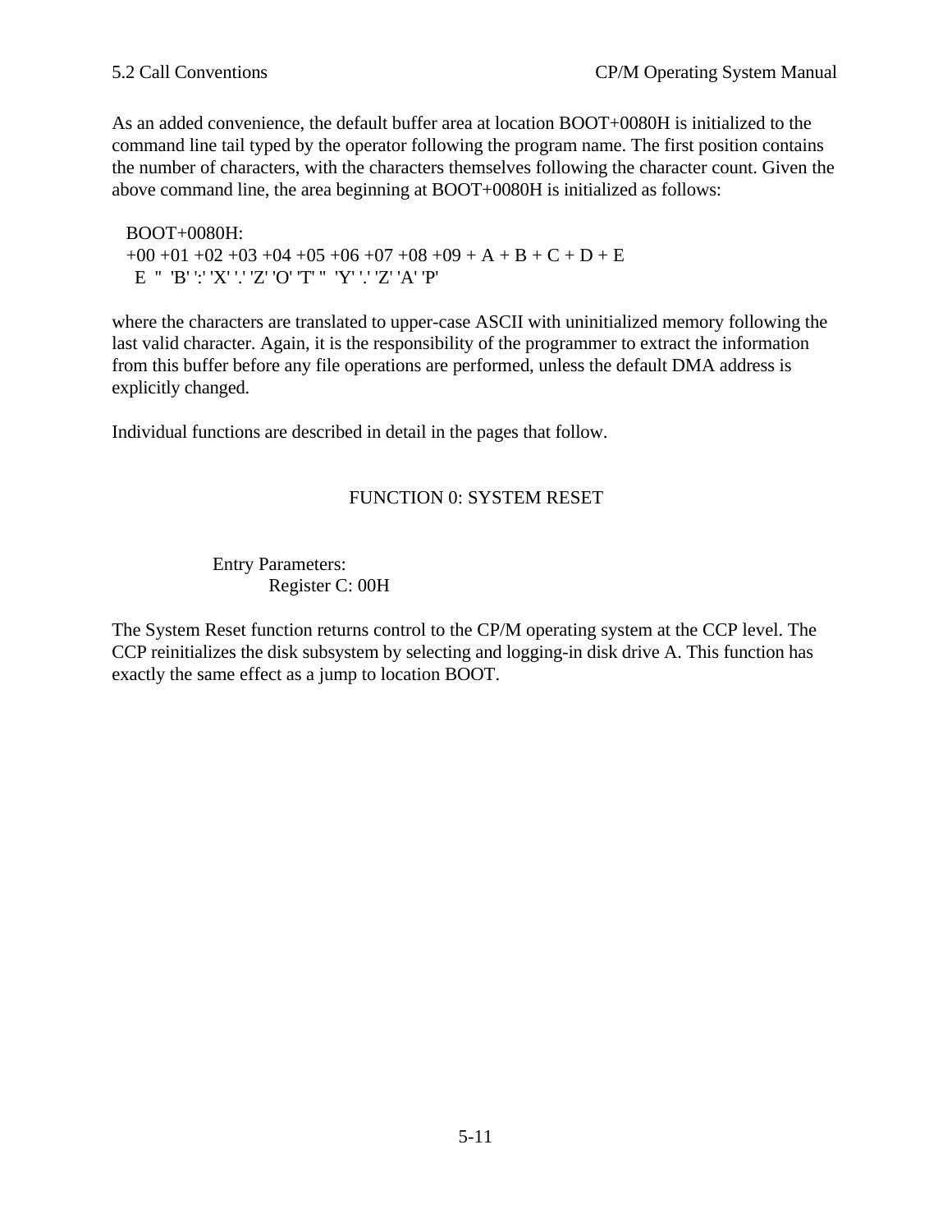As an added convenience, the default buffer area at location BOOT+0080H is initialized to the command line tail typed by the operator following the program name. The first position contains the number of characters, with the characters themselves following the character count. Given the above command line, the area beginning at BOOT+0080H is initialized as follows:

```
BOOT+0080H:
+00 +01 +02 +03 +04 +05 +06 +07 +08 +09 + A + B + C + D + E
 E  ''  'B' ':' 'X' '.' 'Z' 'O' 'T' ''  'Y' '.' 'Z' 'A' 'P'
```

where the characters are translated to upper-case ASCII with uninitialized memory following the last valid character. Again, it is the responsibility of the programmer to extract the information from this buffer before any file operations are performed, unless the default DMA address is explicitly changed.

Individual functions are described in detail in the pages that follow.

## FUNCTION 0: SYSTEM RESET

Entry Parameters:
    Register C: 00H

The System Reset function returns control to the CP/M operating system at the CCP level. The CCP reinitializes the disk subsystem by selecting and logging-in disk drive A. This function has exactly the same effect as a jump to location BOOT.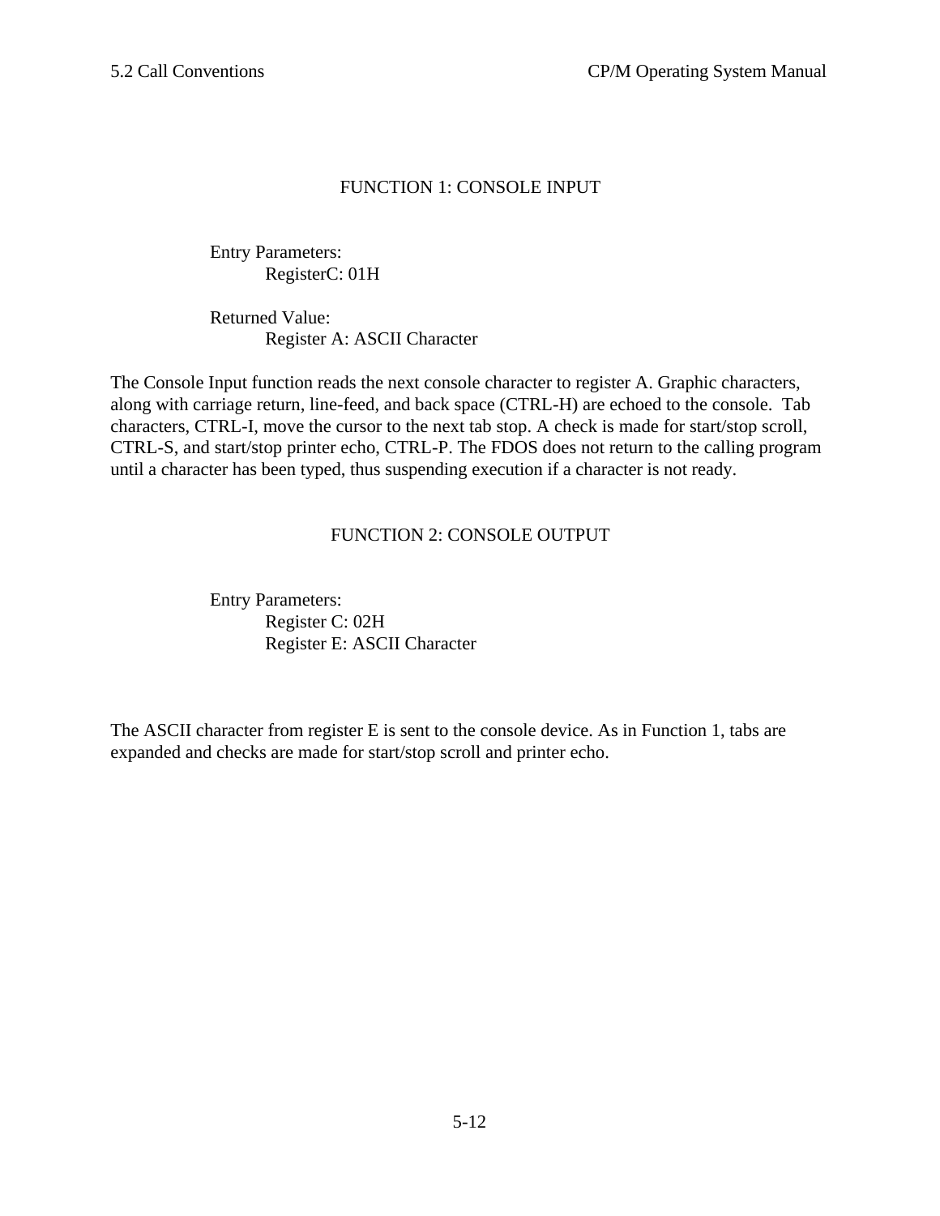## FUNCTION 1: CONSOLE INPUT

Entry Parameters:
  RegisterC: 01H

Returned Value:
  Register A: ASCII Character

The Console Input function reads the next console character to register A. Graphic characters, along with carriage return, line-feed, and back space (CTRL-H) are echoed to the console. Tab characters, CTRL-I, move the cursor to the next tab stop. A check is made for start/stop scroll, CTRL-S, and start/stop printer echo, CTRL-P. The FDOS does not return to the calling program until a character has been typed, thus suspending execution if a character is not ready.

## FUNCTION 2: CONSOLE OUTPUT

Entry Parameters:
  Register C: 02H
  Register E: ASCII Character

The ASCII character from register E is sent to the console device. As in Function 1, tabs are expanded and checks are made for start/stop scroll and printer echo.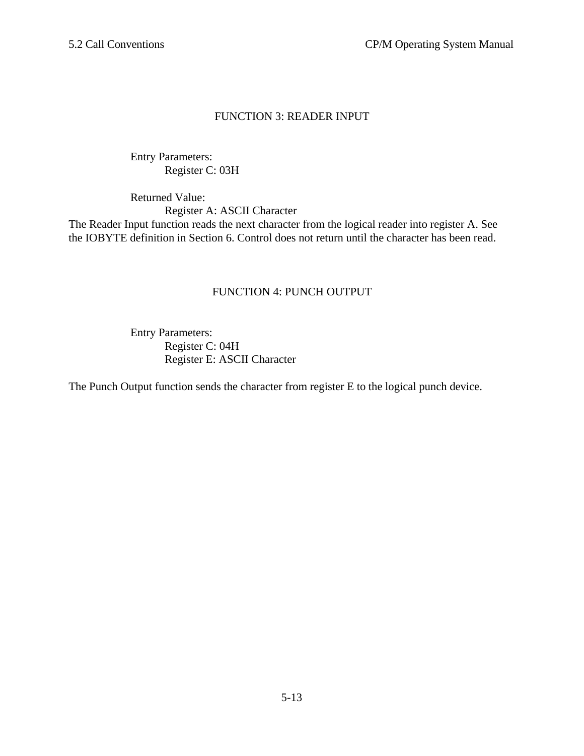### FUNCTION 3: READER INPUT

Entry Parameters:
    Register C: 03H

Returned Value:
    Register A: ASCII Character

The Reader Input function reads the next character from the logical reader into register A. See the IOBYTE definition in Section 6. Control does not return until the character has been read.

### FUNCTION 4: PUNCH OUTPUT

Entry Parameters:
    Register C: 04H
    Register E: ASCII Character

The Punch Output function sends the character from register E to the logical punch device.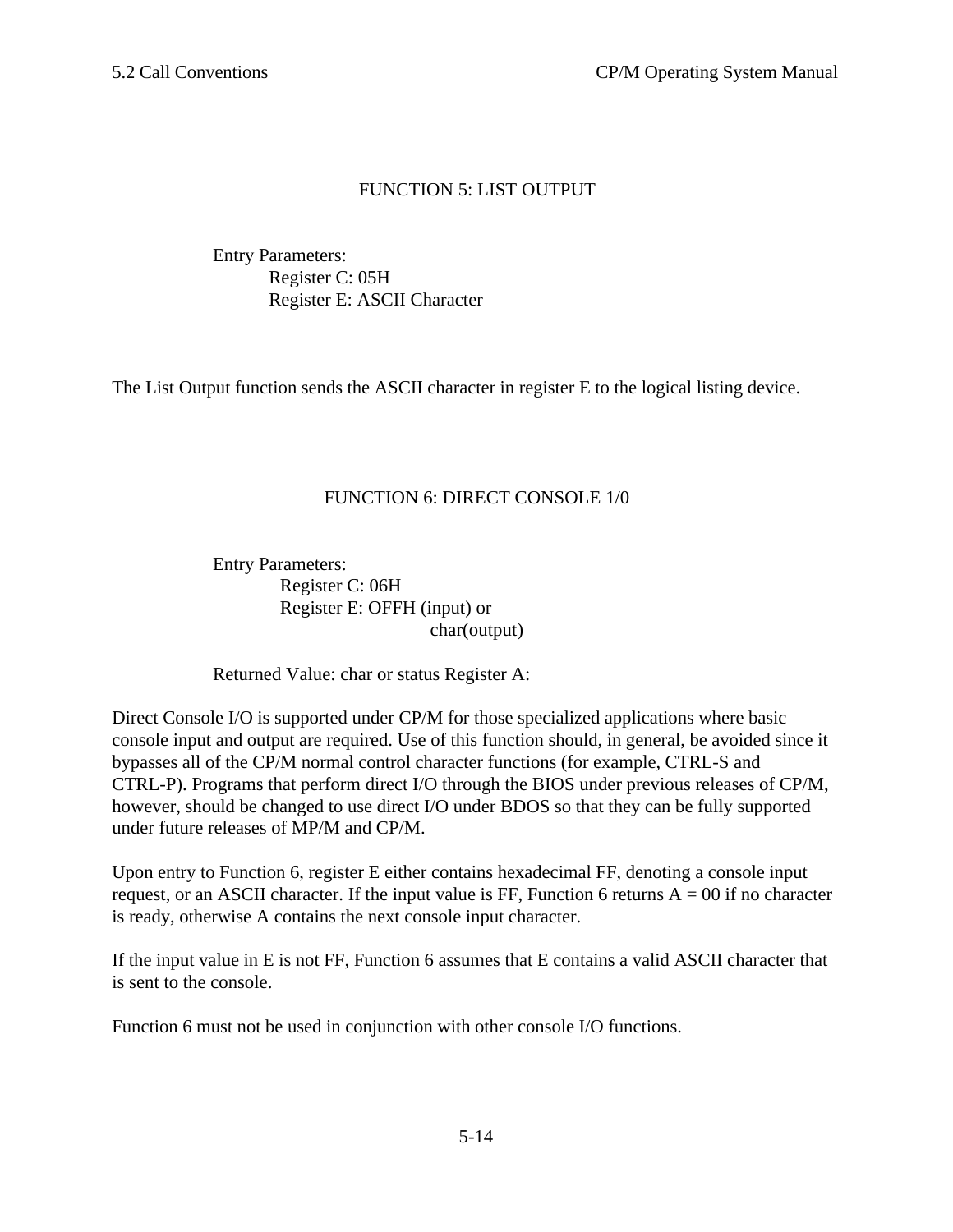### FUNCTION 5: LIST OUTPUT

Entry Parameters:
  Register C: 05H
  Register E: ASCII Character

The List Output function sends the ASCII character in register E to the logical listing device.

### FUNCTION 6: DIRECT CONSOLE 1/0

Entry Parameters:
  Register C: 06H
  Register E: OFFH (input) or
    char(output)

Returned Value: char or status Register A:

Direct Console I/O is supported under CP/M for those specialized applications where basic console input and output are required. Use of this function should, in general, be avoided since it bypasses all of the CP/M normal control character functions (for example, CTRL-S and CTRL-P). Programs that perform direct I/O through the BIOS under previous releases of CP/M, however, should be changed to use direct I/O under BDOS so that they can be fully supported under future releases of MP/M and CP/M.

Upon entry to Function 6, register E either contains hexadecimal FF, denoting a console input request, or an ASCII character. If the input value is FF, Function 6 returns A = 00 if no character is ready, otherwise A contains the next console input character.

If the input value in E is not FF, Function 6 assumes that E contains a valid ASCII character that is sent to the console.

Function 6 must not be used in conjunction with other console I/O functions.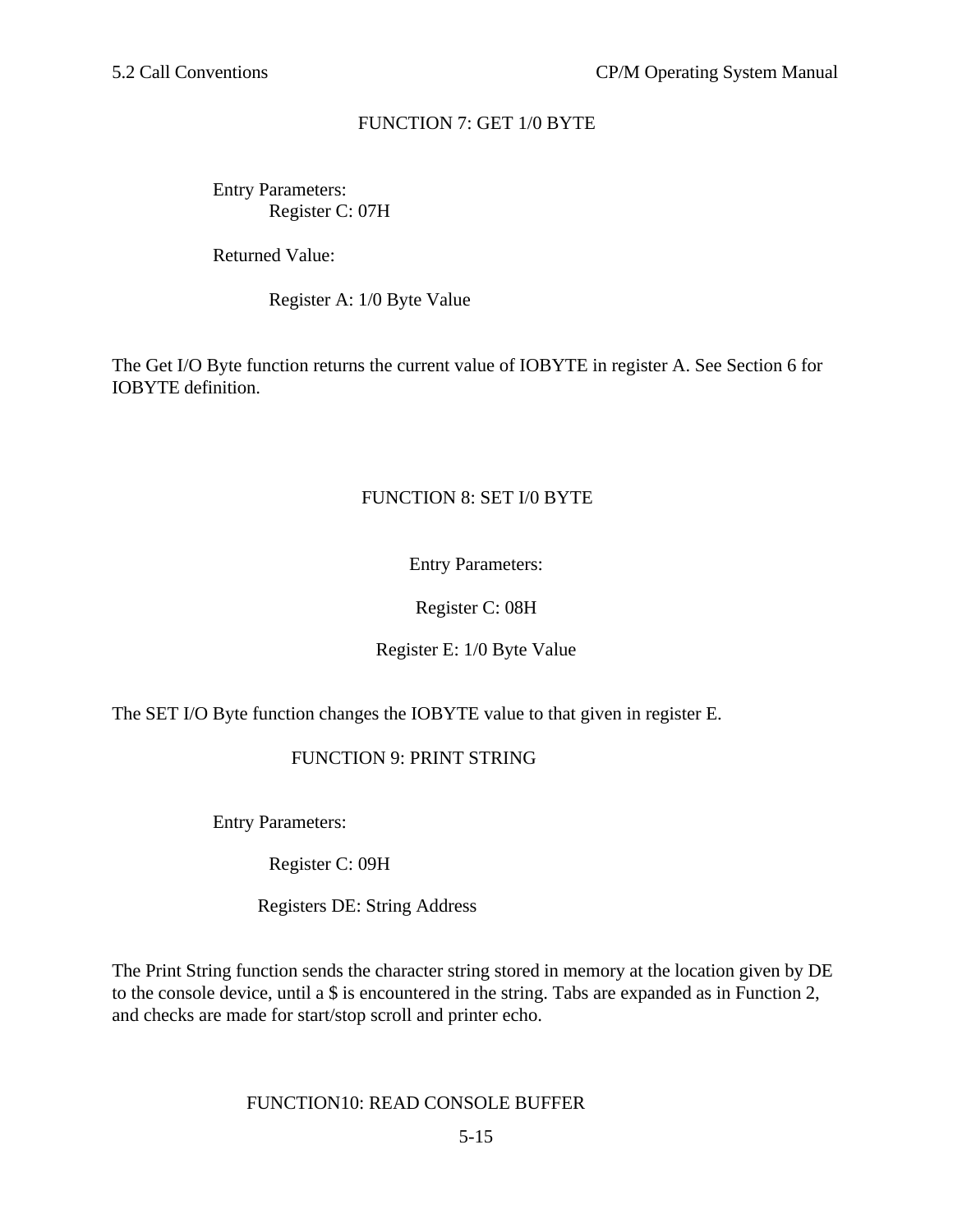### FUNCTION 7: GET 1/0 BYTE

Entry Parameters:
Register C: 07H

Returned Value:

Register A: 1/0 Byte Value

The Get I/O Byte function returns the current value of IOBYTE in register A. See Section 6 for IOBYTE definition.

### FUNCTION 8: SET I/0 BYTE

Entry Parameters:

Register C: 08H

Register E: 1/0 Byte Value

The SET I/O Byte function changes the IOBYTE value to that given in register E.

### FUNCTION 9: PRINT STRING

Entry Parameters:

Register C: 09H

Registers DE: String Address

The Print String function sends the character string stored in memory at the location given by DE to the console device, until a $ is encountered in the string. Tabs are expanded as in Function 2, and checks are made for start/stop scroll and printer echo.

### FUNCTION10: READ CONSOLE BUFFER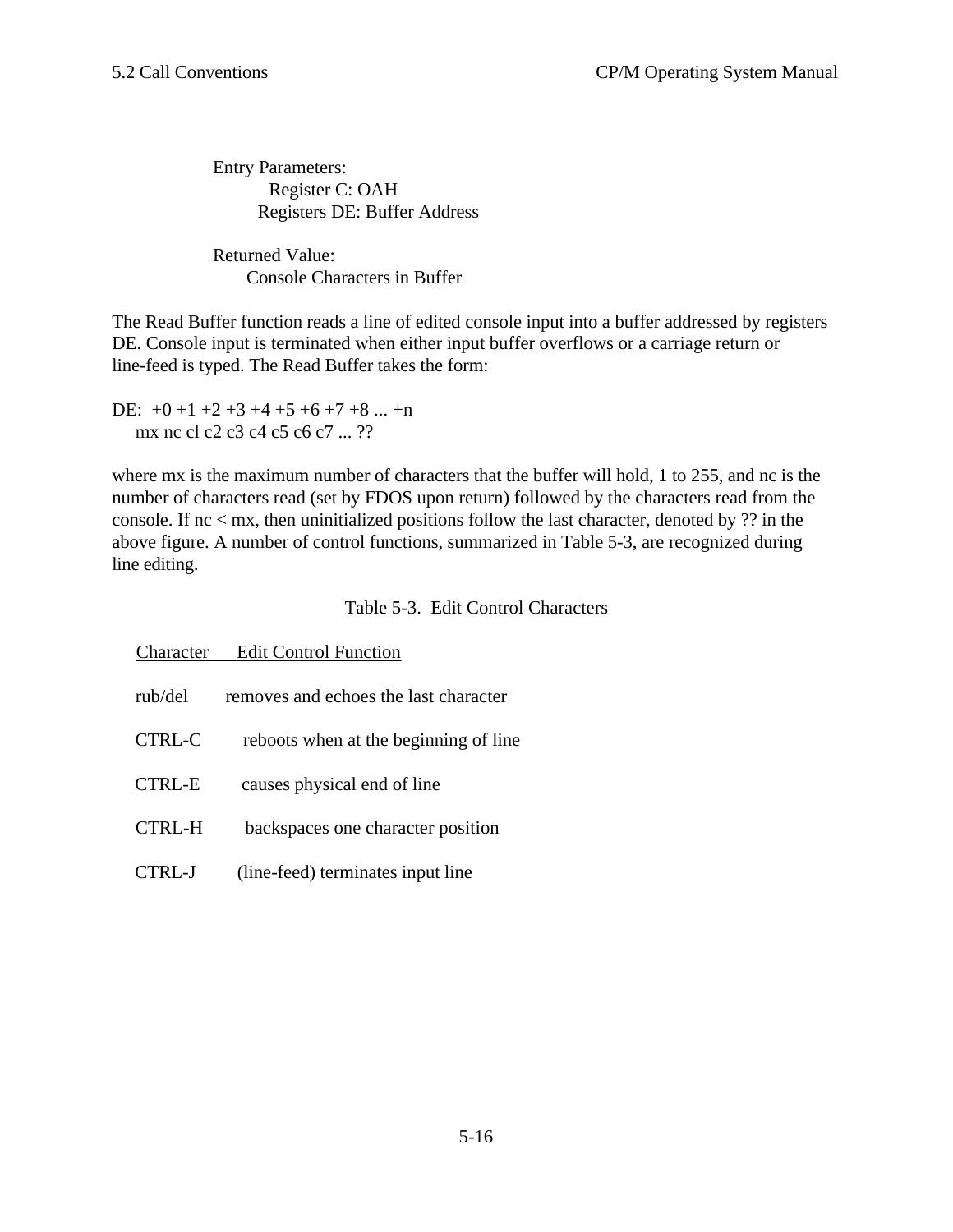Entry Parameters:
Register C: OAH
Registers DE: Buffer Address

Returned Value:
Console Characters in Buffer

The Read Buffer function reads a line of edited console input into a buffer addressed by registers DE. Console input is terminated when either input buffer overflows or a carriage return or line-feed is typed. The Read Buffer takes the form:

```
DE:  +0 +1 +2 +3 +4 +5 +6 +7 +8 ... +n
     mx nc cl c2 c3 c4 c5 c6 c7 ... ??
```

where mx is the maximum number of characters that the buffer will hold, 1 to 255, and nc is the number of characters read (set by FDOS upon return) followed by the characters read from the console. If nc < mx, then uninitialized positions follow the last character, denoted by ?? in the above figure. A number of control functions, summarized in Table 5-3, are recognized during line editing.

Table 5-3. Edit Control Characters

| Character | Edit Control Function |
|---|---|
| rub/del | removes and echoes the last character |
| CTRL-C | reboots when at the beginning of line |
| CTRL-E | causes physical end of line |
| CTRL-H | backspaces one character position |
| CTRL-J | (line-feed) terminates input line |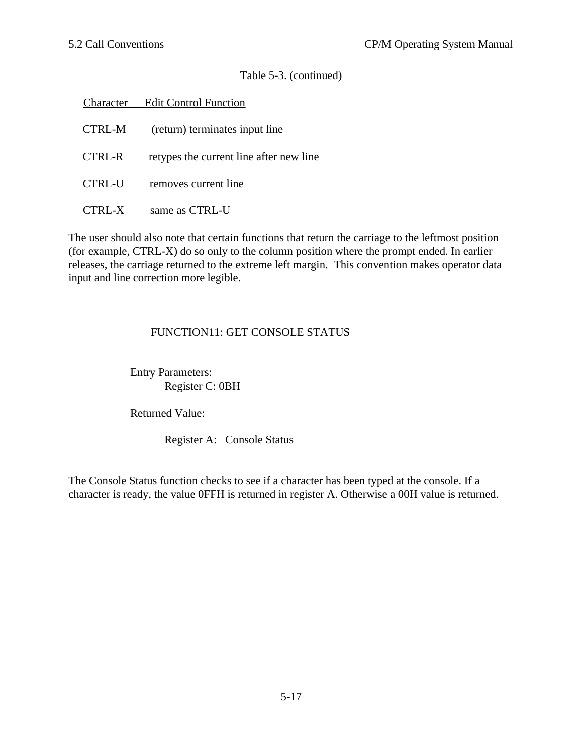Table 5-3. (continued)

| Character | Edit Control Function |
|---|---|
| CTRL-M | (return) terminates input line |
| CTRL-R | retypes the current line after new line |
| CTRL-U | removes current line |
| CTRL-X | same as CTRL-U |

The user should also note that certain functions that return the carriage to the leftmost position (for example, CTRL-X) do so only to the column position where the prompt ended. In earlier releases, the carriage returned to the extreme left margin. This convention makes operator data input and line correction more legible.

### FUNCTION11: GET CONSOLE STATUS

Entry Parameters:
    Register C: 0BH

Returned Value:

    Register A: Console Status

The Console Status function checks to see if a character has been typed at the console. If a character is ready, the value 0FFH is returned in register A. Otherwise a 00H value is returned.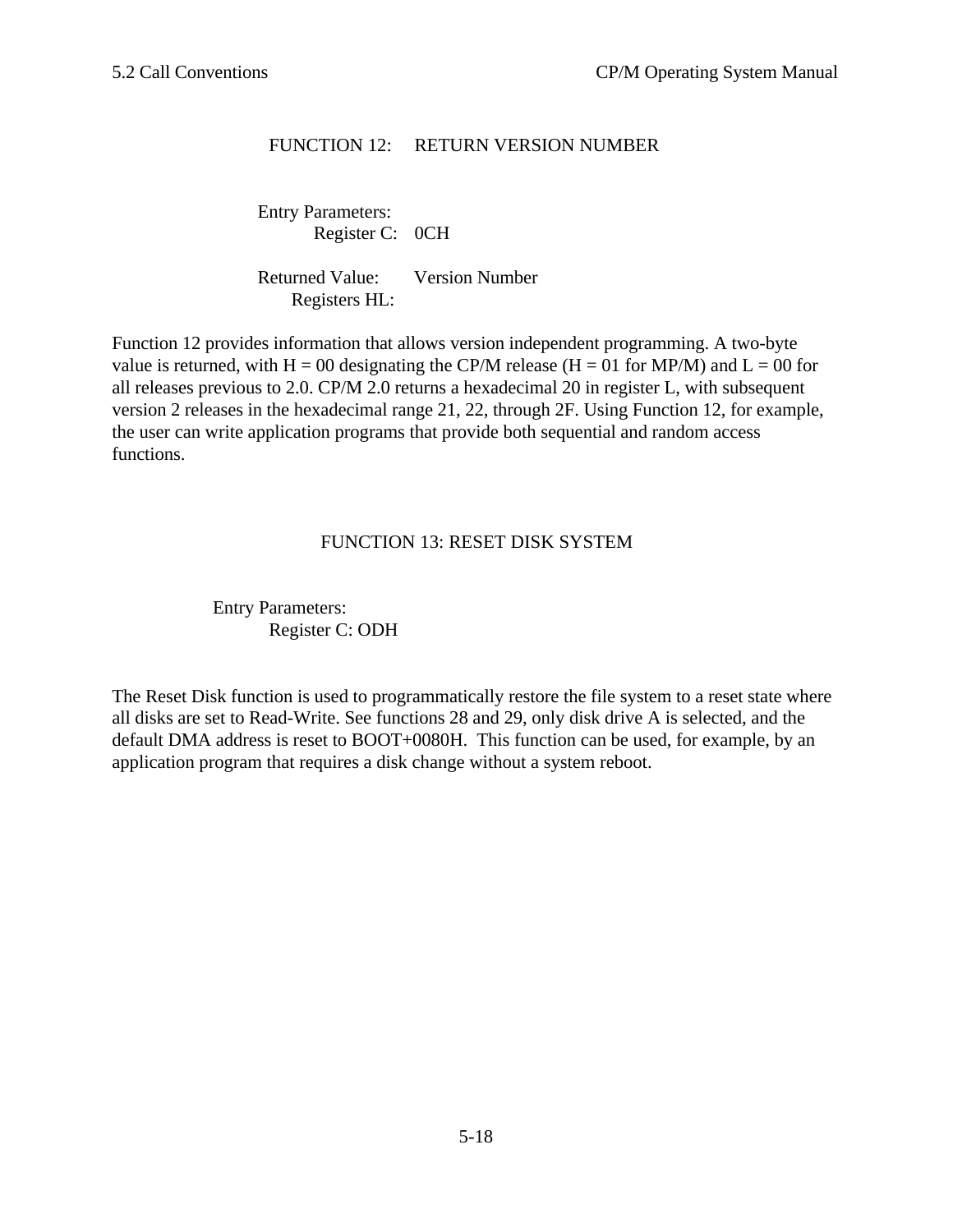### FUNCTION 12: RETURN VERSION NUMBER

Entry Parameters:
Register C: 0CH

Returned Value: Version Number
Registers HL:

Function 12 provides information that allows version independent programming. A two-byte value is returned, with H = 00 designating the CP/M release (H = 01 for MP/M) and L = 00 for all releases previous to 2.0. CP/M 2.0 returns a hexadecimal 20 in register L, with subsequent version 2 releases in the hexadecimal range 21, 22, through 2F. Using Function 12, for example, the user can write application programs that provide both sequential and random access functions.

### FUNCTION 13: RESET DISK SYSTEM

Entry Parameters:
Register C: ODH

The Reset Disk function is used to programmatically restore the file system to a reset state where all disks are set to Read-Write. See functions 28 and 29, only disk drive A is selected, and the default DMA address is reset to BOOT+0080H. This function can be used, for example, by an application program that requires a disk change without a system reboot.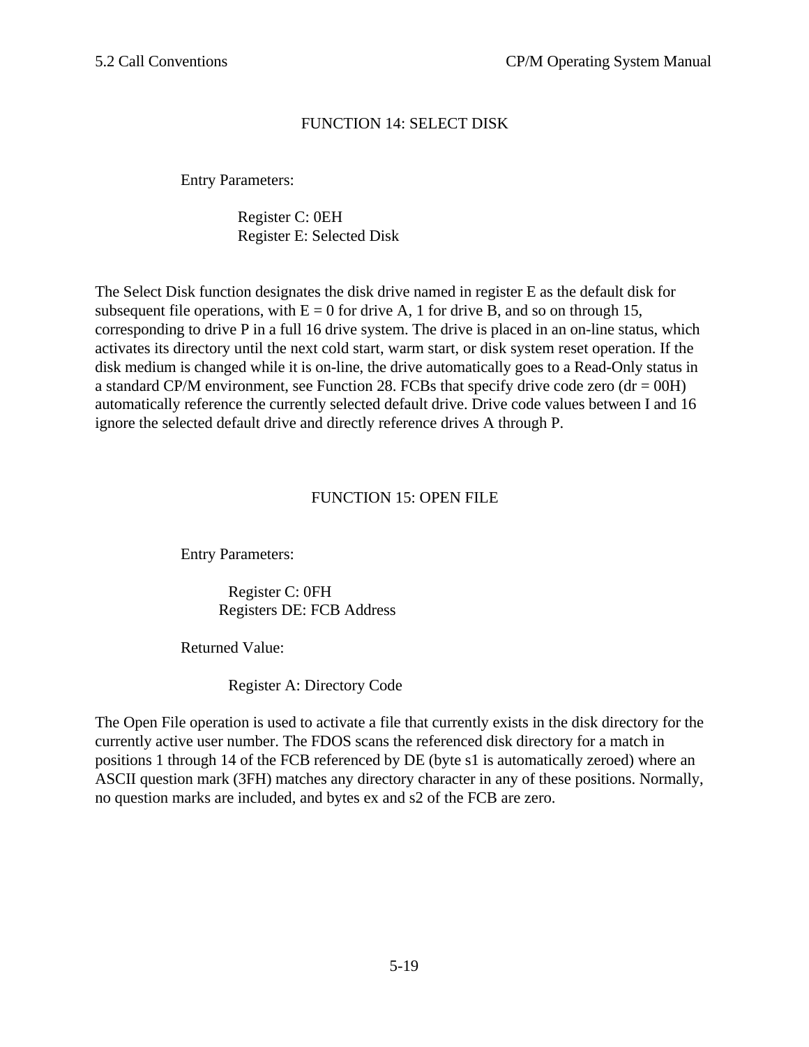### FUNCTION 14: SELECT DISK

Entry Parameters:

Register C: 0EH
Register E: Selected Disk

The Select Disk function designates the disk drive named in register E as the default disk for subsequent file operations, with E = 0 for drive A, 1 for drive B, and so on through 15, corresponding to drive P in a full 16 drive system. The drive is placed in an on-line status, which activates its directory until the next cold start, warm start, or disk system reset operation. If the disk medium is changed while it is on-line, the drive automatically goes to a Read-Only status in a standard CP/M environment, see Function 28. FCBs that specify drive code zero (dr = 00H) automatically reference the currently selected default drive. Drive code values between I and 16 ignore the selected default drive and directly reference drives A through P.

### FUNCTION 15: OPEN FILE

Entry Parameters:

Register C: 0FH
Registers DE: FCB Address

Returned Value:

Register A: Directory Code

The Open File operation is used to activate a file that currently exists in the disk directory for the currently active user number. The FDOS scans the referenced disk directory for a match in positions 1 through 14 of the FCB referenced by DE (byte s1 is automatically zeroed) where an ASCII question mark (3FH) matches any directory character in any of these positions. Normally, no question marks are included, and bytes ex and s2 of the FCB are zero.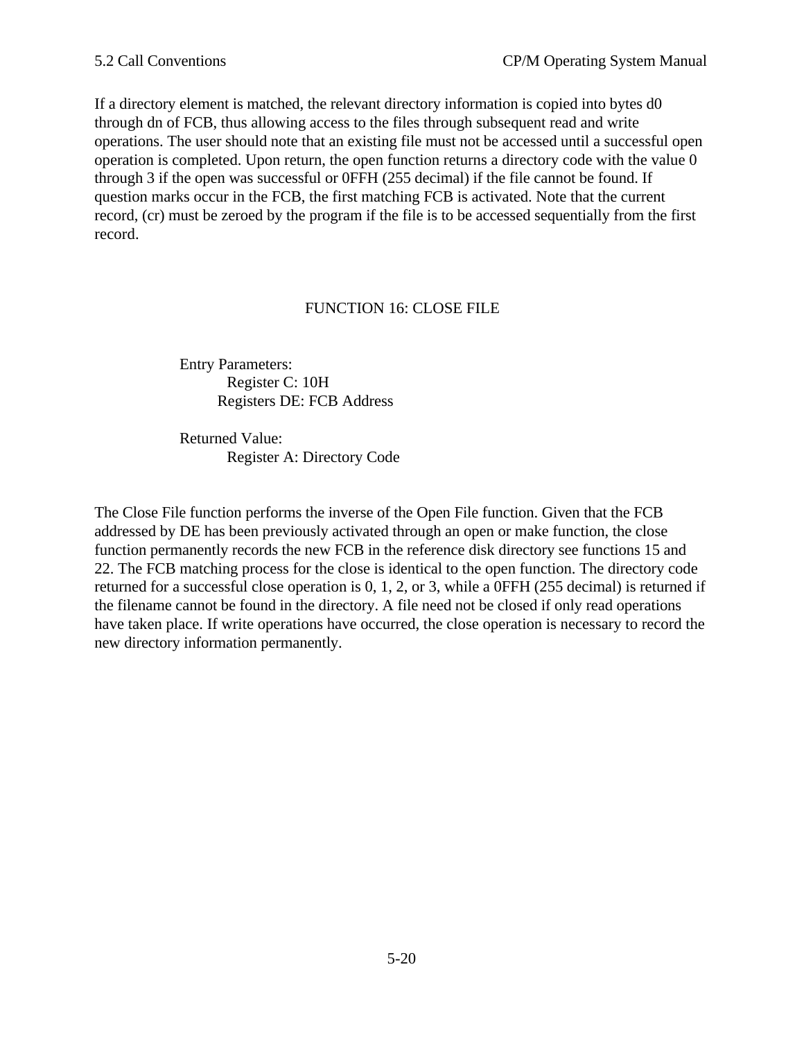If a directory element is matched, the relevant directory information is copied into bytes d0 through dn of FCB, thus allowing access to the files through subsequent read and write operations. The user should note that an existing file must not be accessed until a successful open operation is completed. Upon return, the open function returns a directory code with the value 0 through 3 if the open was successful or 0FFH (255 decimal) if the file cannot be found. If question marks occur in the FCB, the first matching FCB is activated. Note that the current record, (cr) must be zeroed by the program if the file is to be accessed sequentially from the first record.

## FUNCTION 16: CLOSE FILE

Entry Parameters:
Register C: 10H
Registers DE: FCB Address

Returned Value:
Register A: Directory Code

The Close File function performs the inverse of the Open File function. Given that the FCB addressed by DE has been previously activated through an open or make function, the close function permanently records the new FCB in the reference disk directory see functions 15 and 22. The FCB matching process for the close is identical to the open function. The directory code returned for a successful close operation is 0, 1, 2, or 3, while a 0FFH (255 decimal) is returned if the filename cannot be found in the directory. A file need not be closed if only read operations have taken place. If write operations have occurred, the close operation is necessary to record the new directory information permanently.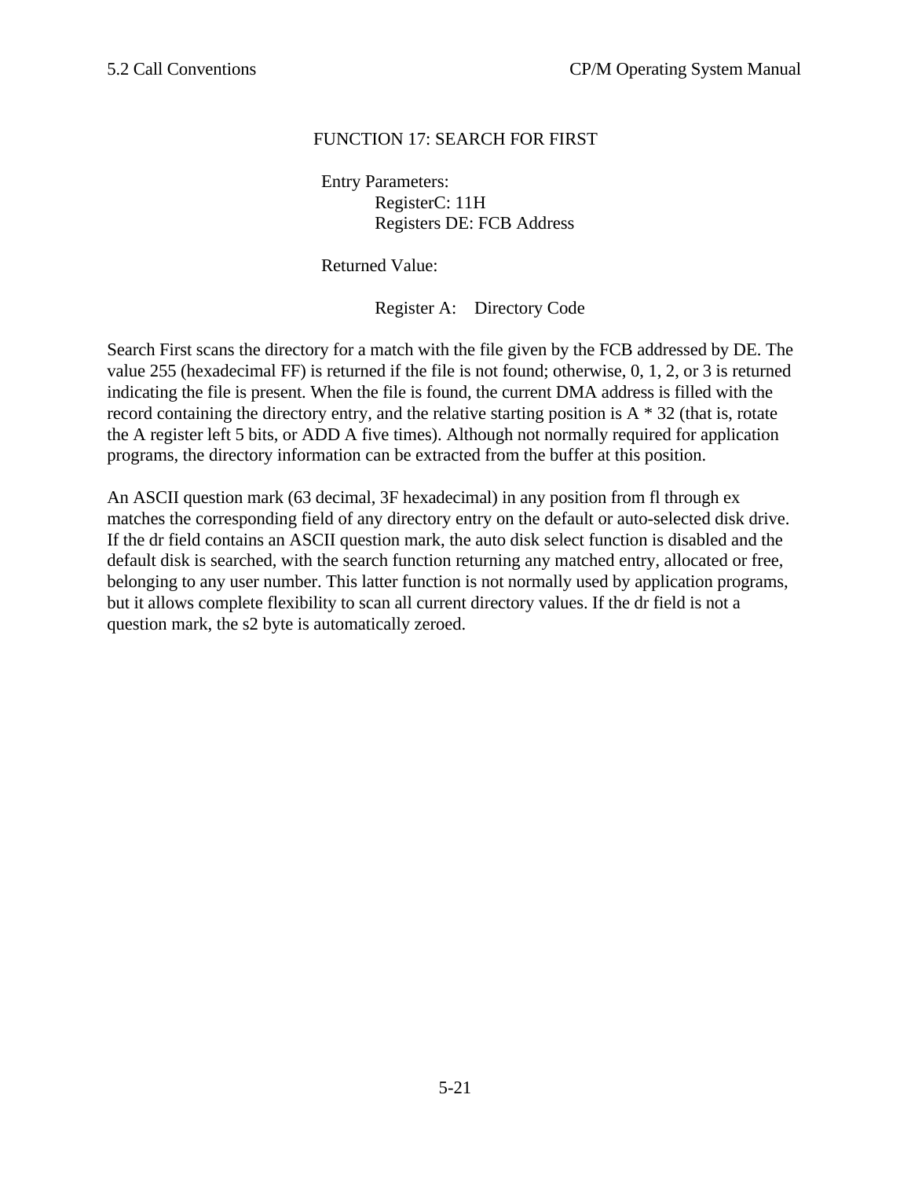### FUNCTION 17: SEARCH FOR FIRST

Entry Parameters:
  RegisterC: 11H
  Registers DE: FCB Address

Returned Value:

  Register A: Directory Code

Search First scans the directory for a match with the file given by the FCB addressed by DE. The value 255 (hexadecimal FF) is returned if the file is not found; otherwise, 0, 1, 2, or 3 is returned indicating the file is present. When the file is found, the current DMA address is filled with the record containing the directory entry, and the relative starting position is A * 32 (that is, rotate the A register left 5 bits, or ADD A five times). Although not normally required for application programs, the directory information can be extracted from the buffer at this position.

An ASCII question mark (63 decimal, 3F hexadecimal) in any position from fl through ex matches the corresponding field of any directory entry on the default or auto-selected disk drive. If the dr field contains an ASCII question mark, the auto disk select function is disabled and the default disk is searched, with the search function returning any matched entry, allocated or free, belonging to any user number. This latter function is not normally used by application programs, but it allows complete flexibility to scan all current directory values. If the dr field is not a question mark, the s2 byte is automatically zeroed.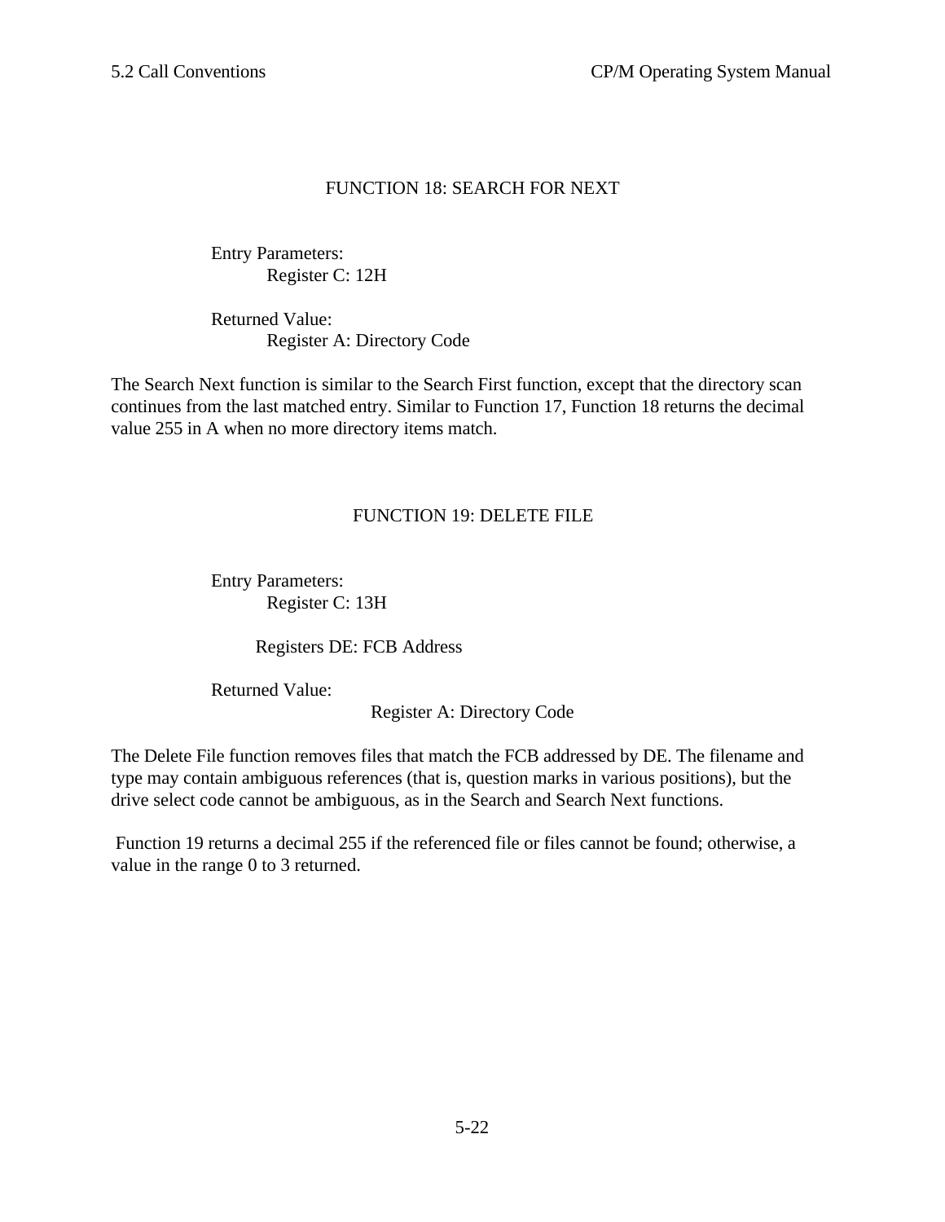### FUNCTION 18: SEARCH FOR NEXT

Entry Parameters:
Register C: 12H

Returned Value:
Register A: Directory Code

The Search Next function is similar to the Search First function, except that the directory scan continues from the last matched entry. Similar to Function 17, Function 18 returns the decimal value 255 in A when no more directory items match.

### FUNCTION 19: DELETE FILE

Entry Parameters:
Register C: 13H

Registers DE: FCB Address

Returned Value:
Register A: Directory Code

The Delete File function removes files that match the FCB addressed by DE. The filename and type may contain ambiguous references (that is, question marks in various positions), but the drive select code cannot be ambiguous, as in the Search and Search Next functions.

Function 19 returns a decimal 255 if the referenced file or files cannot be found; otherwise, a value in the range 0 to 3 returned.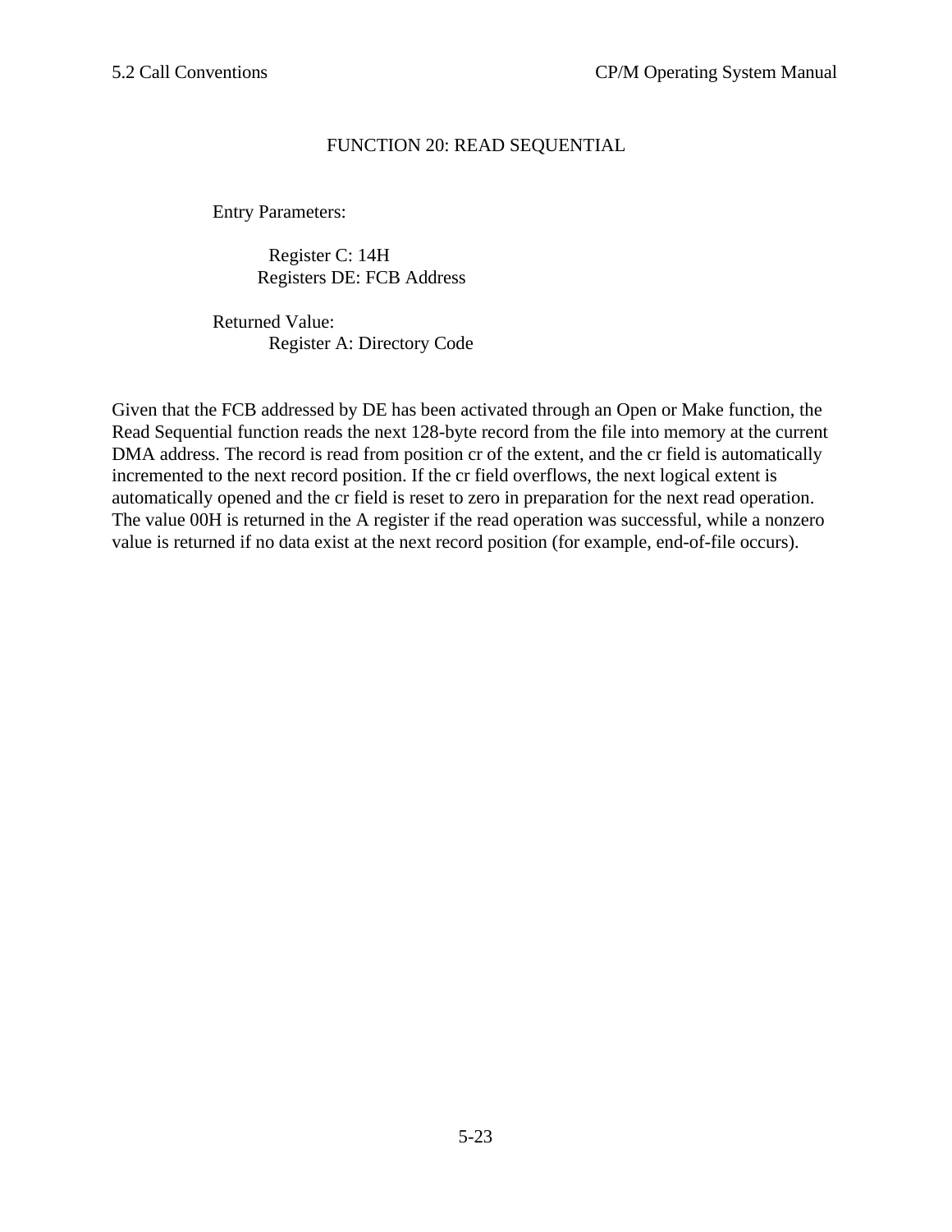## FUNCTION 20: READ SEQUENTIAL

Entry Parameters:

Register C: 14H
Registers DE: FCB Address

Returned Value:
Register A: Directory Code

Given that the FCB addressed by DE has been activated through an Open or Make function, the Read Sequential function reads the next 128-byte record from the file into memory at the current DMA address. The record is read from position cr of the extent, and the cr field is automatically incremented to the next record position. If the cr field overflows, the next logical extent is automatically opened and the cr field is reset to zero in preparation for the next read operation. The value 00H is returned in the A register if the read operation was successful, while a nonzero value is returned if no data exist at the next record position (for example, end-of-file occurs).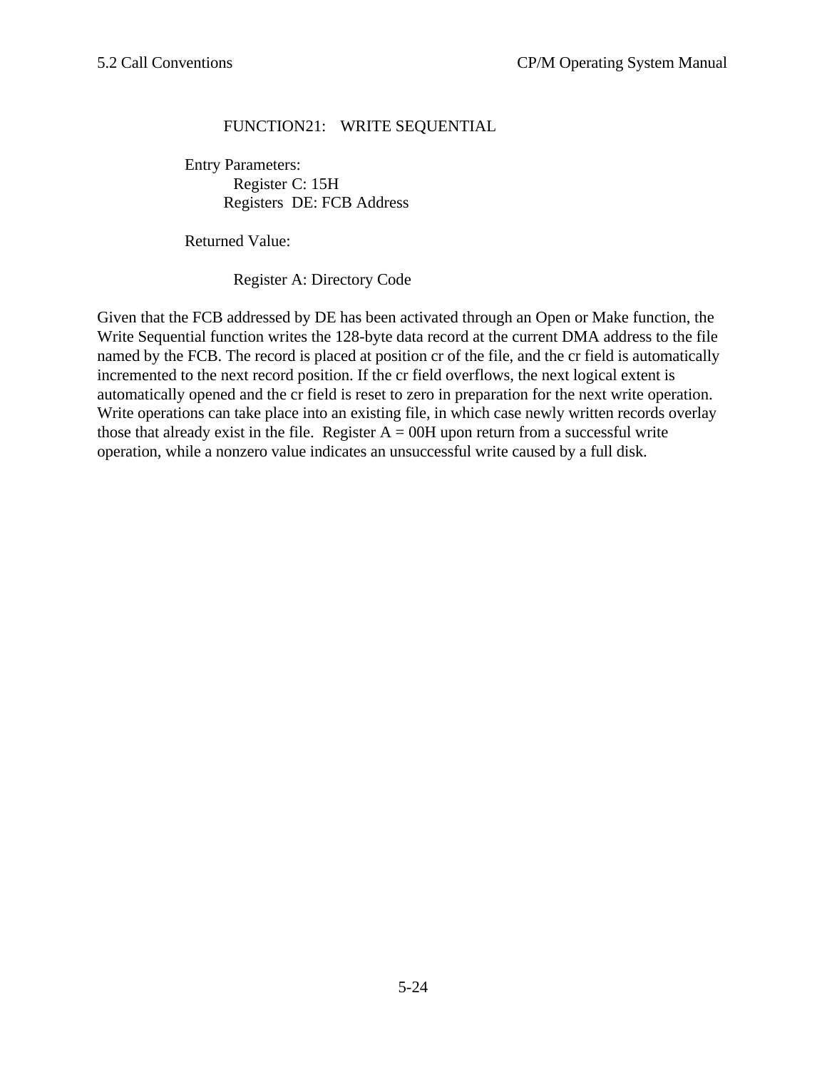### FUNCTION21: WRITE SEQUENTIAL

Entry Parameters:
Register C: 15H
Registers DE: FCB Address

Returned Value:

Register A: Directory Code

Given that the FCB addressed by DE has been activated through an Open or Make function, the Write Sequential function writes the 128-byte data record at the current DMA address to the file named by the FCB. The record is placed at position cr of the file, and the cr field is automatically incremented to the next record position. If the cr field overflows, the next logical extent is automatically opened and the cr field is reset to zero in preparation for the next write operation. Write operations can take place into an existing file, in which case newly written records overlay those that already exist in the file. Register A = 00H upon return from a successful write operation, while a nonzero value indicates an unsuccessful write caused by a full disk.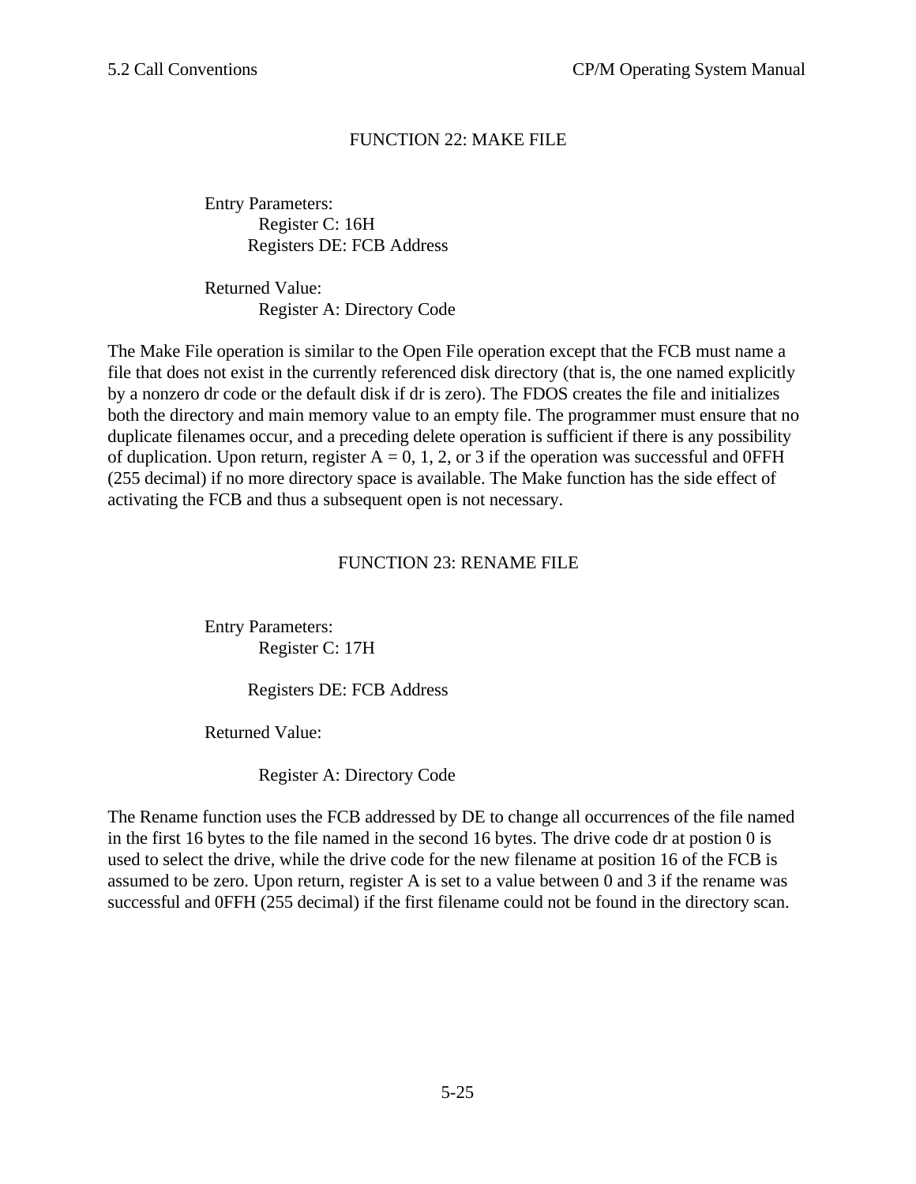### FUNCTION 22: MAKE FILE

Entry Parameters:
    Register C: 16H
    Registers DE: FCB Address

Returned Value:
    Register A: Directory Code

The Make File operation is similar to the Open File operation except that the FCB must name a file that does not exist in the currently referenced disk directory (that is, the one named explicitly by a nonzero dr code or the default disk if dr is zero). The FDOS creates the file and initializes both the directory and main memory value to an empty file. The programmer must ensure that no duplicate filenames occur, and a preceding delete operation is sufficient if there is any possibility of duplication. Upon return, register A = 0, 1, 2, or 3 if the operation was successful and 0FFH (255 decimal) if no more directory space is available. The Make function has the side effect of activating the FCB and thus a subsequent open is not necessary.

### FUNCTION 23: RENAME FILE

Entry Parameters:
    Register C: 17H

    Registers DE: FCB Address

Returned Value:

    Register A: Directory Code

The Rename function uses the FCB addressed by DE to change all occurrences of the file named in the first 16 bytes to the file named in the second 16 bytes. The drive code dr at postion 0 is used to select the drive, while the drive code for the new filename at position 16 of the FCB is assumed to be zero. Upon return, register A is set to a value between 0 and 3 if the rename was successful and 0FFH (255 decimal) if the first filename could not be found in the directory scan.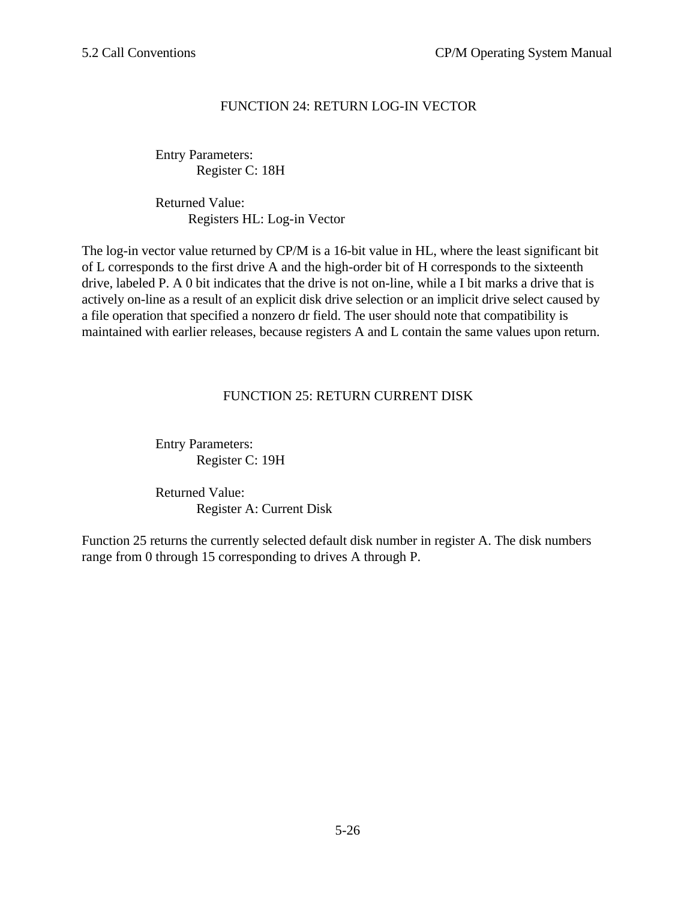## FUNCTION 24: RETURN LOG-IN VECTOR

Entry Parameters:
 Register C: 18H

Returned Value:
 Registers HL: Log-in Vector

The log-in vector value returned by CP/M is a 16-bit value in HL, where the least significant bit of L corresponds to the first drive A and the high-order bit of H corresponds to the sixteenth drive, labeled P. A 0 bit indicates that the drive is not on-line, while a I bit marks a drive that is actively on-line as a result of an explicit disk drive selection or an implicit drive select caused by a file operation that specified a nonzero dr field. The user should note that compatibility is maintained with earlier releases, because registers A and L contain the same values upon return.

## FUNCTION 25: RETURN CURRENT DISK

Entry Parameters:
 Register C: 19H

Returned Value:
 Register A: Current Disk

Function 25 returns the currently selected default disk number in register A. The disk numbers range from 0 through 15 corresponding to drives A through P.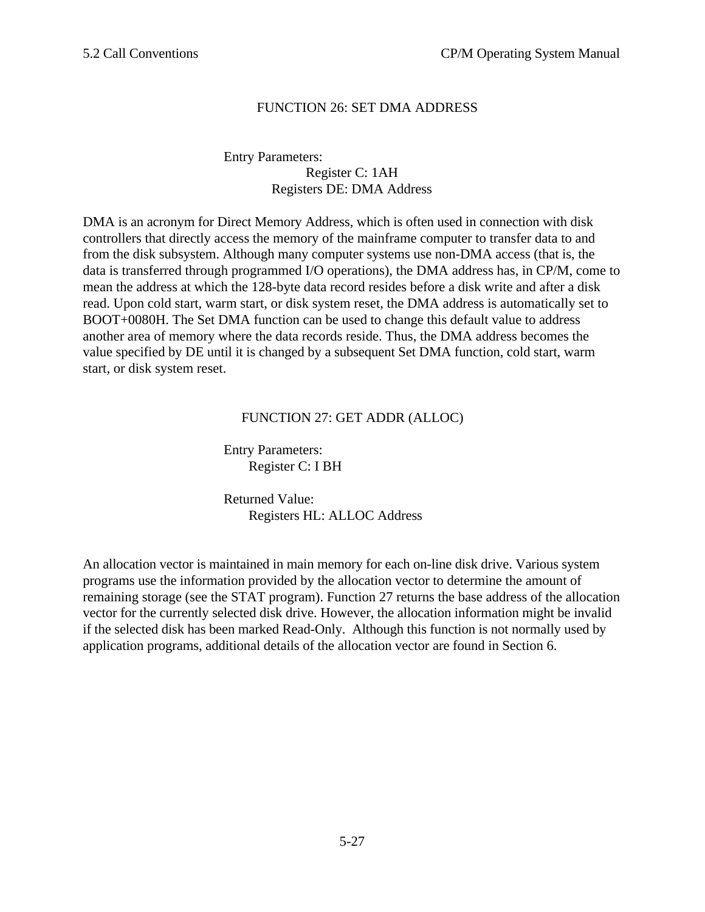### FUNCTION 26: SET DMA ADDRESS

Entry Parameters:
Register C: 1AH
Registers DE: DMA Address

DMA is an acronym for Direct Memory Address, which is often used in connection with disk controllers that directly access the memory of the mainframe computer to transfer data to and from the disk subsystem. Although many computer systems use non-DMA access (that is, the data is transferred through programmed I/O operations), the DMA address has, in CP/M, come to mean the address at which the 128-byte data record resides before a disk write and after a disk read. Upon cold start, warm start, or disk system reset, the DMA address is automatically set to BOOT+0080H. The Set DMA function can be used to change this default value to address another area of memory where the data records reside. Thus, the DMA address becomes the value specified by DE until it is changed by a subsequent Set DMA function, cold start, warm start, or disk system reset.

### FUNCTION 27: GET ADDR (ALLOC)

Entry Parameters:
Register C: I BH

Returned Value:
Registers HL: ALLOC Address

An allocation vector is maintained in main memory for each on-line disk drive. Various system programs use the information provided by the allocation vector to determine the amount of remaining storage (see the STAT program). Function 27 returns the base address of the allocation vector for the currently selected disk drive. However, the allocation information might be invalid if the selected disk has been marked Read-Only. Although this function is not normally used by application programs, additional details of the allocation vector are found in Section 6.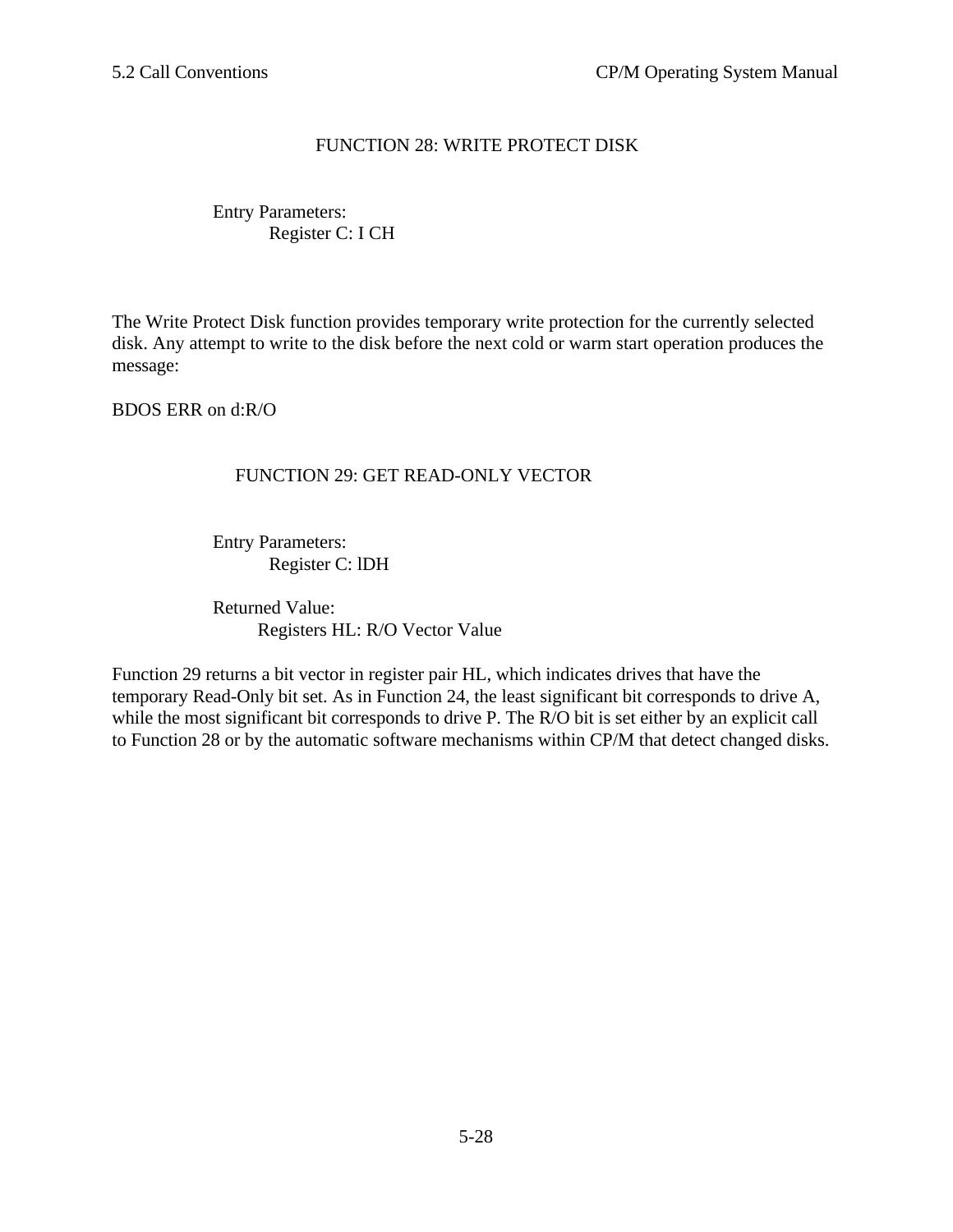## FUNCTION 28: WRITE PROTECT DISK

Entry Parameters:
  Register C: I CH

The Write Protect Disk function provides temporary write protection for the currently selected disk. Any attempt to write to the disk before the next cold or warm start operation produces the message:

BDOS ERR on d:R/O

## FUNCTION 29: GET READ-ONLY VECTOR

Entry Parameters:
  Register C: lDH

Returned Value:
  Registers HL: R/O Vector Value

Function 29 returns a bit vector in register pair HL, which indicates drives that have the temporary Read-Only bit set. As in Function 24, the least significant bit corresponds to drive A, while the most significant bit corresponds to drive P. The R/O bit is set either by an explicit call to Function 28 or by the automatic software mechanisms within CP/M that detect changed disks.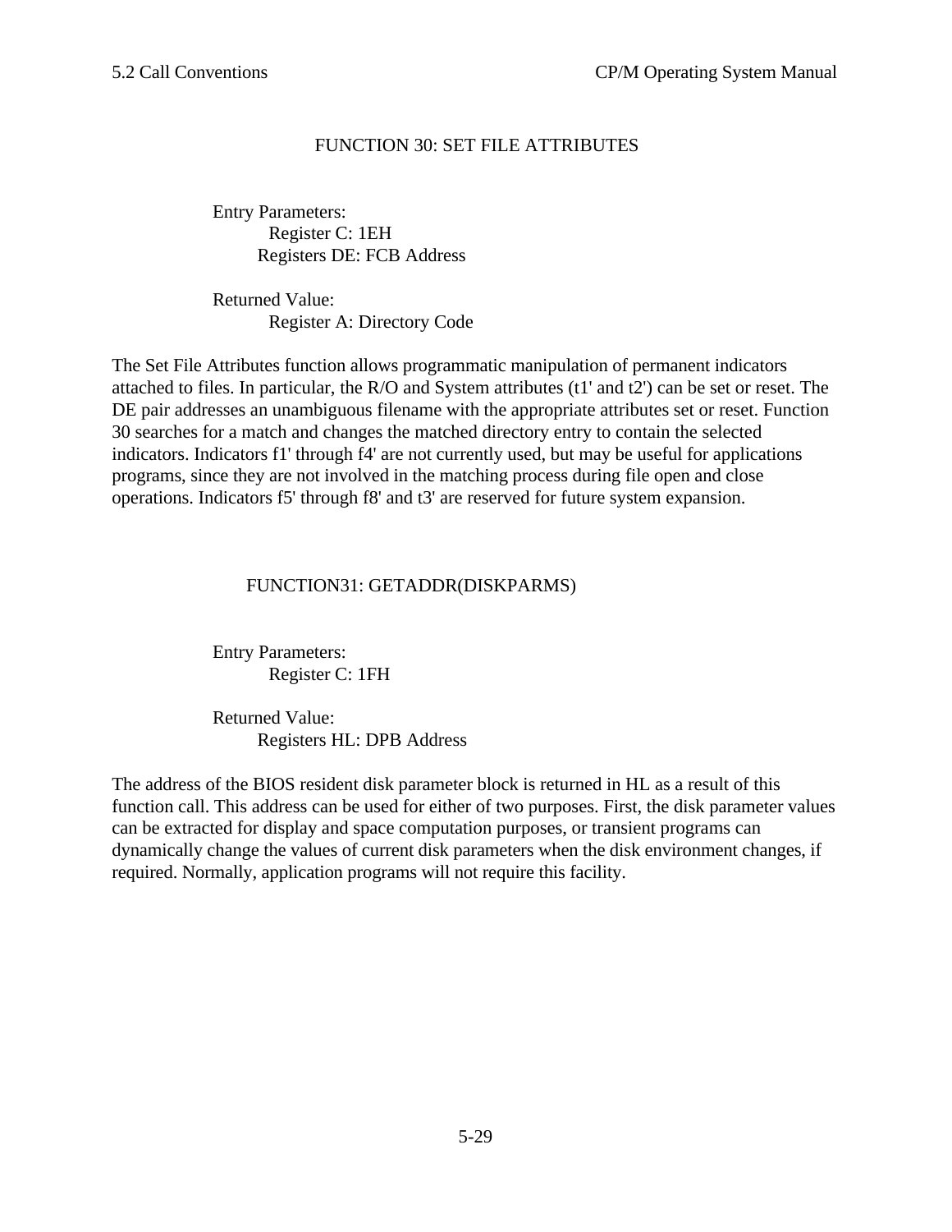### FUNCTION 30: SET FILE ATTRIBUTES

Entry Parameters:
Register C: 1EH
Registers DE: FCB Address

Returned Value:
Register A: Directory Code

The Set File Attributes function allows programmatic manipulation of permanent indicators attached to files. In particular, the R/O and System attributes (t1' and t2') can be set or reset. The DE pair addresses an unambiguous filename with the appropriate attributes set or reset. Function 30 searches for a match and changes the matched directory entry to contain the selected indicators. Indicators f1' through f4' are not currently used, but may be useful for applications programs, since they are not involved in the matching process during file open and close operations. Indicators f5' through f8' and t3' are reserved for future system expansion.

### FUNCTION31: GETADDR(DISKPARMS)

Entry Parameters:
Register C: 1FH

Returned Value:
Registers HL: DPB Address

The address of the BIOS resident disk parameter block is returned in HL as a result of this function call. This address can be used for either of two purposes. First, the disk parameter values can be extracted for display and space computation purposes, or transient programs can dynamically change the values of current disk parameters when the disk environment changes, if required. Normally, application programs will not require this facility.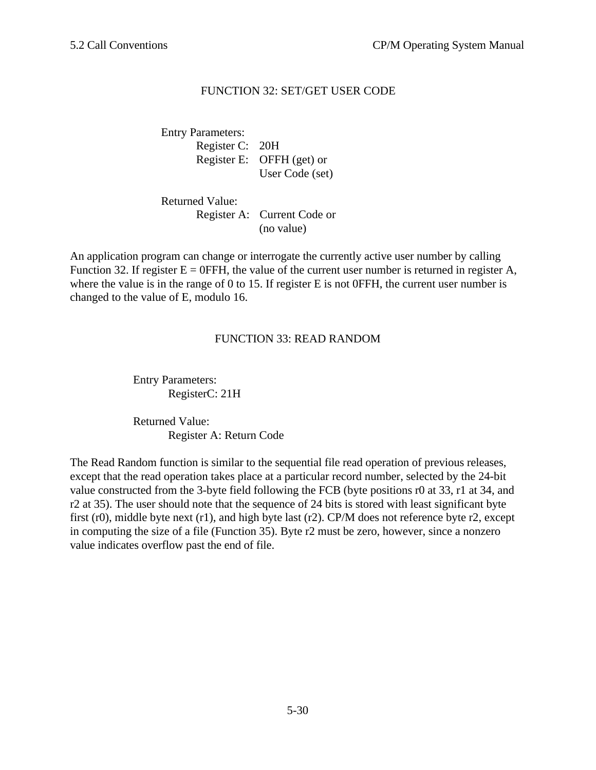### FUNCTION 32: SET/GET USER CODE

Entry Parameters:
- Register C: 20H
- Register E: OFFH (get) or User Code (set)

Returned Value:
- Register A: Current Code or (no value)

An application program can change or interrogate the currently active user number by calling Function 32. If register E = 0FFH, the value of the current user number is returned in register A, where the value is in the range of 0 to 15. If register E is not 0FFH, the current user number is changed to the value of E, modulo 16.

### FUNCTION 33: READ RANDOM

Entry Parameters:
- RegisterC: 21H

Returned Value:
- Register A: Return Code

The Read Random function is similar to the sequential file read operation of previous releases, except that the read operation takes place at a particular record number, selected by the 24-bit value constructed from the 3-byte field following the FCB (byte positions r0 at 33, r1 at 34, and r2 at 35). The user should note that the sequence of 24 bits is stored with least significant byte first (r0), middle byte next (r1), and high byte last (r2). CP/M does not reference byte r2, except in computing the size of a file (Function 35). Byte r2 must be zero, however, since a nonzero value indicates overflow past the end of file.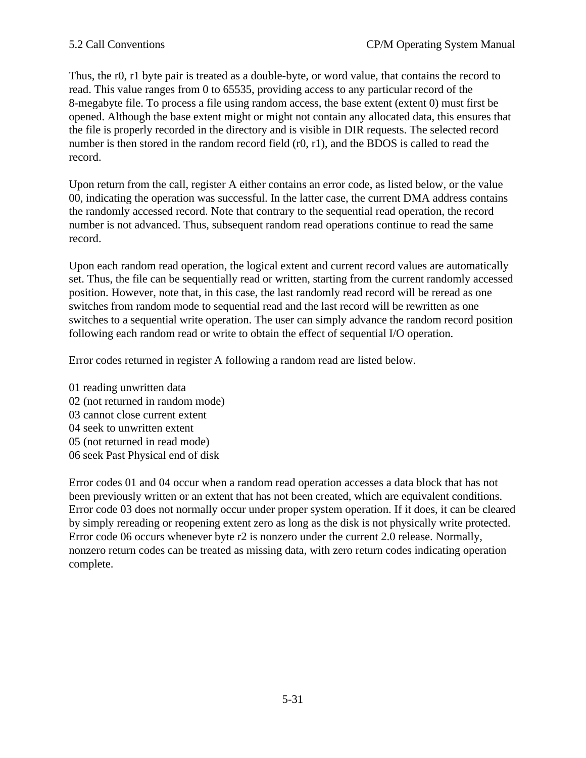Thus, the r0, r1 byte pair is treated as a double-byte, or word value, that contains the record to read. This value ranges from 0 to 65535, providing access to any particular record of the 8-megabyte file. To process a file using random access, the base extent (extent 0) must first be opened. Although the base extent might or might not contain any allocated data, this ensures that the file is properly recorded in the directory and is visible in DIR requests. The selected record number is then stored in the random record field (r0, r1), and the BDOS is called to read the record.

Upon return from the call, register A either contains an error code, as listed below, or the value 00, indicating the operation was successful. In the latter case, the current DMA address contains the randomly accessed record. Note that contrary to the sequential read operation, the record number is not advanced. Thus, subsequent random read operations continue to read the same record.

Upon each random read operation, the logical extent and current record values are automatically set. Thus, the file can be sequentially read or written, starting from the current randomly accessed position. However, note that, in this case, the last randomly read record will be reread as one switches from random mode to sequential read and the last record will be rewritten as one switches to a sequential write operation. The user can simply advance the random record position following each random read or write to obtain the effect of sequential I/O operation.

Error codes returned in register A following a random read are listed below.

01 reading unwritten data
02 (not returned in random mode)
03 cannot close current extent
04 seek to unwritten extent
05 (not returned in read mode)
06 seek Past Physical end of disk

Error codes 01 and 04 occur when a random read operation accesses a data block that has not been previously written or an extent that has not been created, which are equivalent conditions. Error code 03 does not normally occur under proper system operation. If it does, it can be cleared by simply rereading or reopening extent zero as long as the disk is not physically write protected. Error code 06 occurs whenever byte r2 is nonzero under the current 2.0 release. Normally, nonzero return codes can be treated as missing data, with zero return codes indicating operation complete.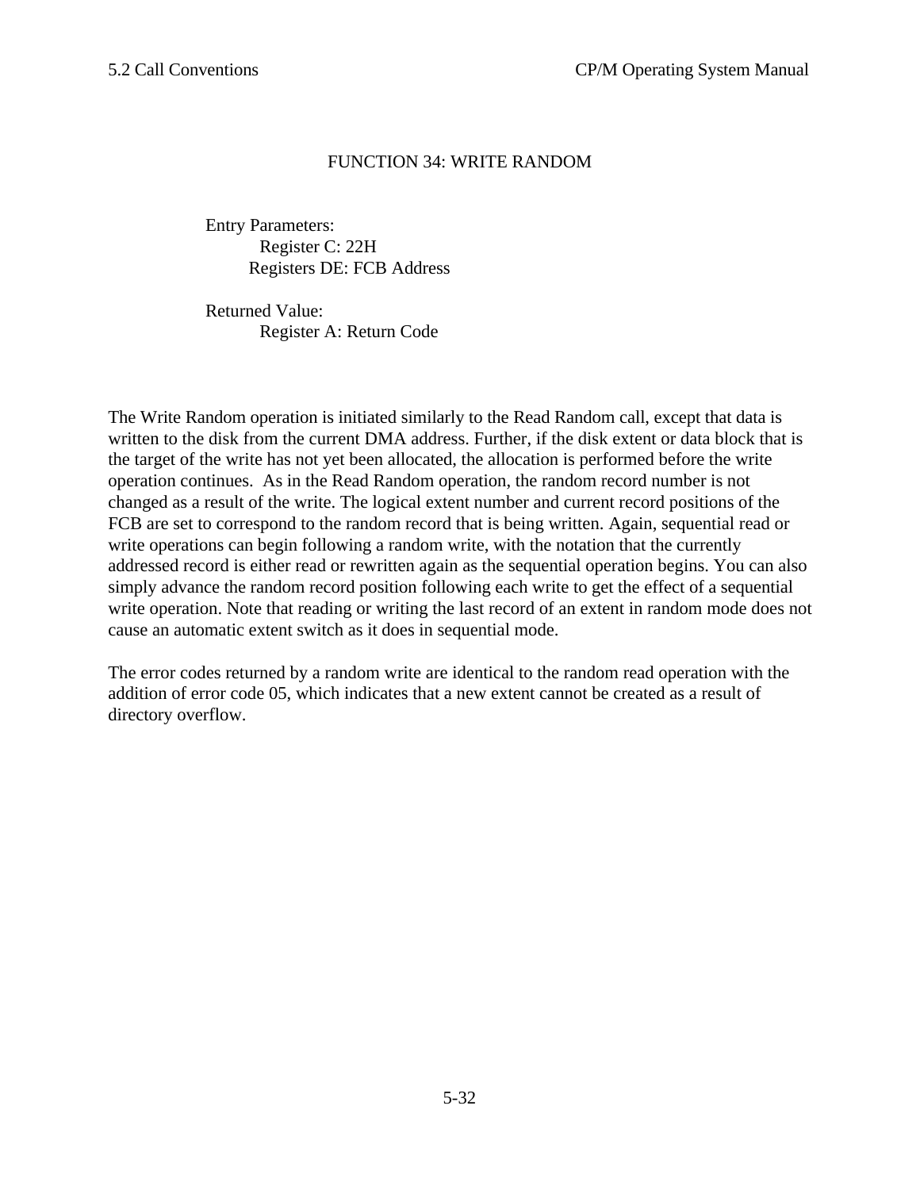### FUNCTION 34: WRITE RANDOM

Entry Parameters:
  Register C: 22H
  Registers DE: FCB Address

Returned Value:
  Register A: Return Code

The Write Random operation is initiated similarly to the Read Random call, except that data is written to the disk from the current DMA address. Further, if the disk extent or data block that is the target of the write has not yet been allocated, the allocation is performed before the write operation continues. As in the Read Random operation, the random record number is not changed as a result of the write. The logical extent number and current record positions of the FCB are set to correspond to the random record that is being written. Again, sequential read or write operations can begin following a random write, with the notation that the currently addressed record is either read or rewritten again as the sequential operation begins. You can also simply advance the random record position following each write to get the effect of a sequential write operation. Note that reading or writing the last record of an extent in random mode does not cause an automatic extent switch as it does in sequential mode.

The error codes returned by a random write are identical to the random read operation with the addition of error code 05, which indicates that a new extent cannot be created as a result of directory overflow.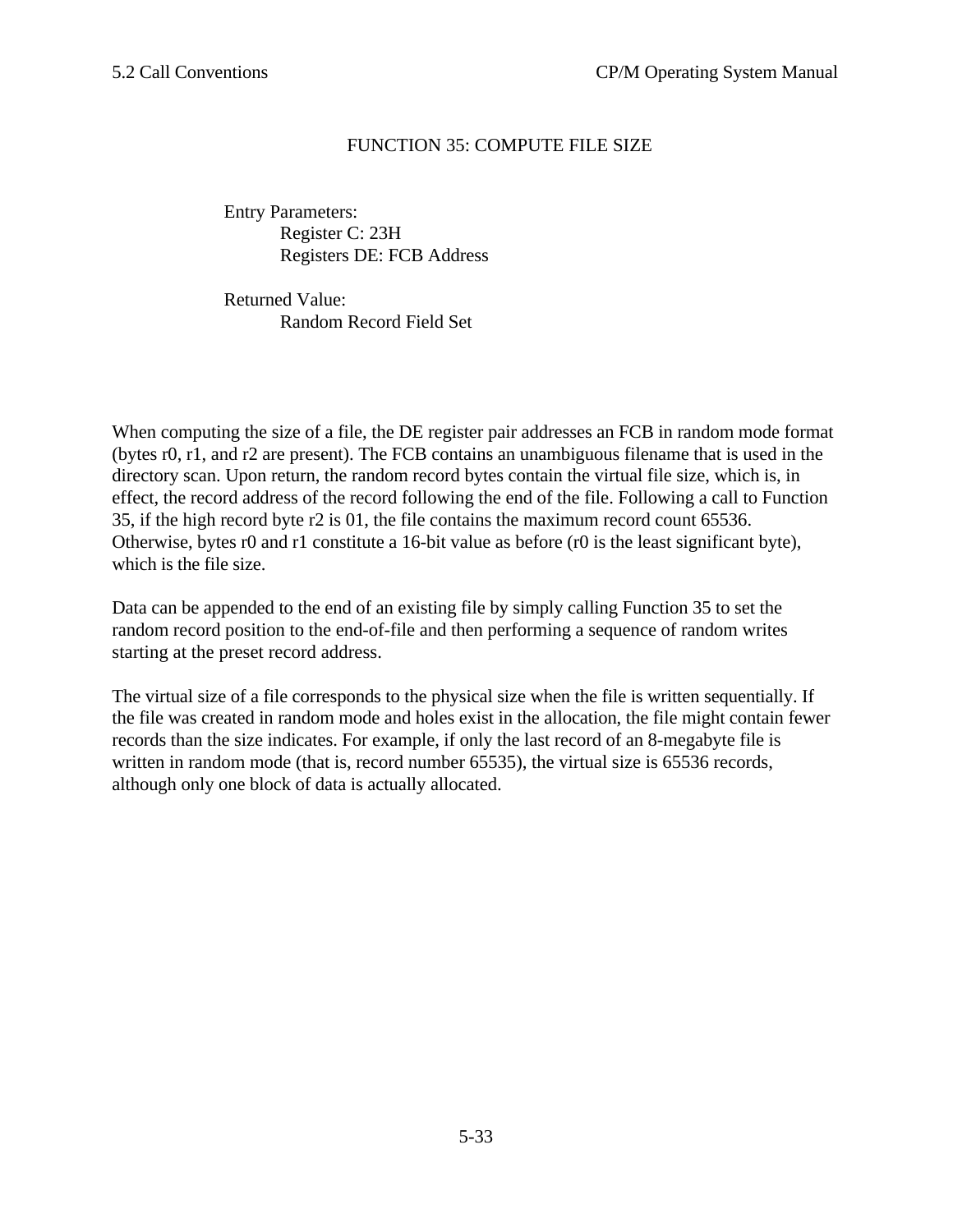## FUNCTION 35: COMPUTE FILE SIZE

Entry Parameters:
    Register C: 23H
    Registers DE: FCB Address

Returned Value:
    Random Record Field Set

When computing the size of a file, the DE register pair addresses an FCB in random mode format (bytes r0, r1, and r2 are present). The FCB contains an unambiguous filename that is used in the directory scan. Upon return, the random record bytes contain the virtual file size, which is, in effect, the record address of the record following the end of the file. Following a call to Function 35, if the high record byte r2 is 01, the file contains the maximum record count 65536. Otherwise, bytes r0 and r1 constitute a 16-bit value as before (r0 is the least significant byte), which is the file size.

Data can be appended to the end of an existing file by simply calling Function 35 to set the random record position to the end-of-file and then performing a sequence of random writes starting at the preset record address.

The virtual size of a file corresponds to the physical size when the file is written sequentially. If the file was created in random mode and holes exist in the allocation, the file might contain fewer records than the size indicates. For example, if only the last record of an 8-megabyte file is written in random mode (that is, record number 65535), the virtual size is 65536 records, although only one block of data is actually allocated.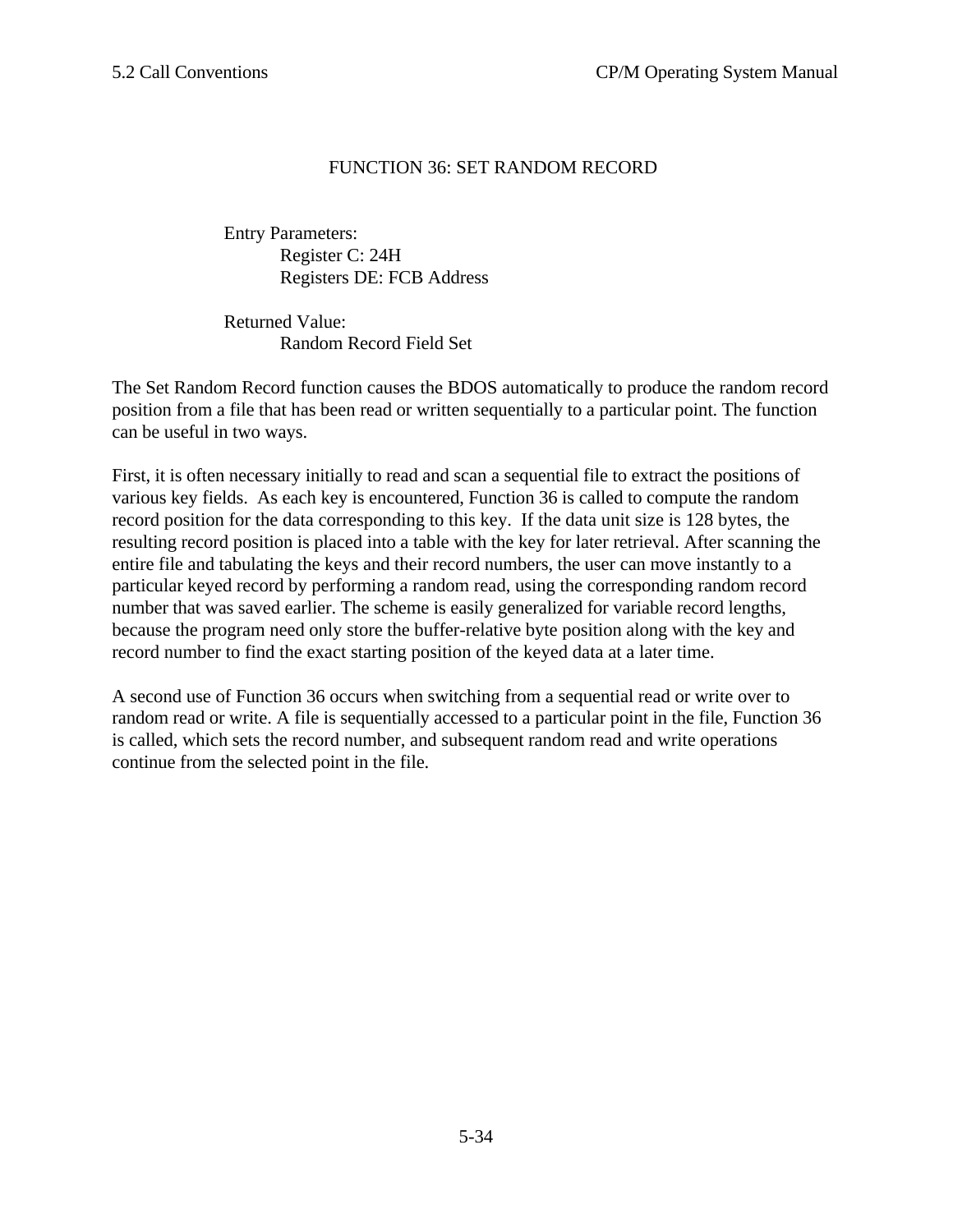## FUNCTION 36: SET RANDOM RECORD

Entry Parameters:
Register C: 24H
Registers DE: FCB Address

Returned Value:
Random Record Field Set

The Set Random Record function causes the BDOS automatically to produce the random record position from a file that has been read or written sequentially to a particular point. The function can be useful in two ways.

First, it is often necessary initially to read and scan a sequential file to extract the positions of various key fields. As each key is encountered, Function 36 is called to compute the random record position for the data corresponding to this key. If the data unit size is 128 bytes, the resulting record position is placed into a table with the key for later retrieval. After scanning the entire file and tabulating the keys and their record numbers, the user can move instantly to a particular keyed record by performing a random read, using the corresponding random record number that was saved earlier. The scheme is easily generalized for variable record lengths, because the program need only store the buffer-relative byte position along with the key and record number to find the exact starting position of the keyed data at a later time.

A second use of Function 36 occurs when switching from a sequential read or write over to random read or write. A file is sequentially accessed to a particular point in the file, Function 36 is called, which sets the record number, and subsequent random read and write operations continue from the selected point in the file.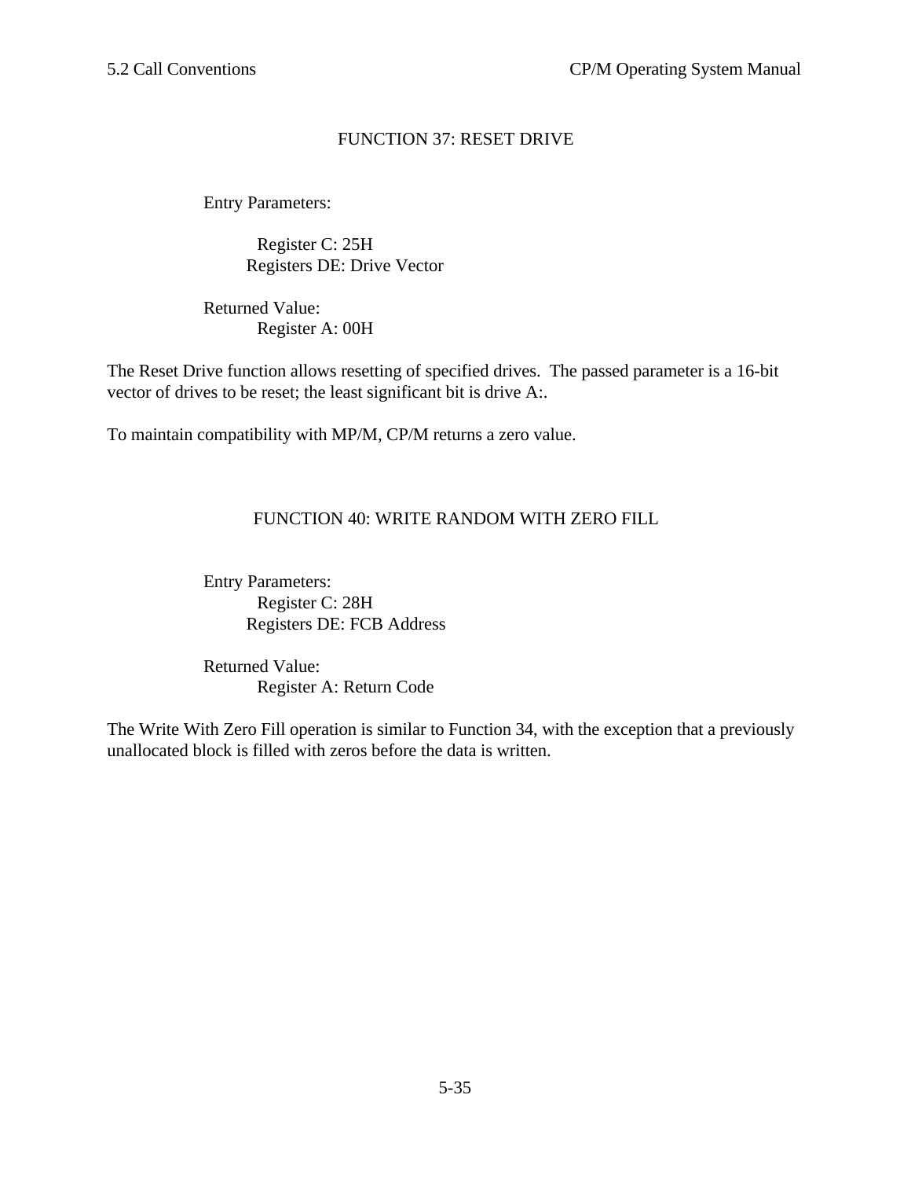### FUNCTION 37: RESET DRIVE

Entry Parameters:

Register C: 25H
Registers DE: Drive Vector

Returned Value:
Register A: 00H

The Reset Drive function allows resetting of specified drives. The passed parameter is a 16-bit vector of drives to be reset; the least significant bit is drive A:.

To maintain compatibility with MP/M, CP/M returns a zero value.

### FUNCTION 40: WRITE RANDOM WITH ZERO FILL

Entry Parameters:
Register C: 28H
Registers DE: FCB Address

Returned Value:
Register A: Return Code

The Write With Zero Fill operation is similar to Function 34, with the exception that a previously unallocated block is filled with zeros before the data is written.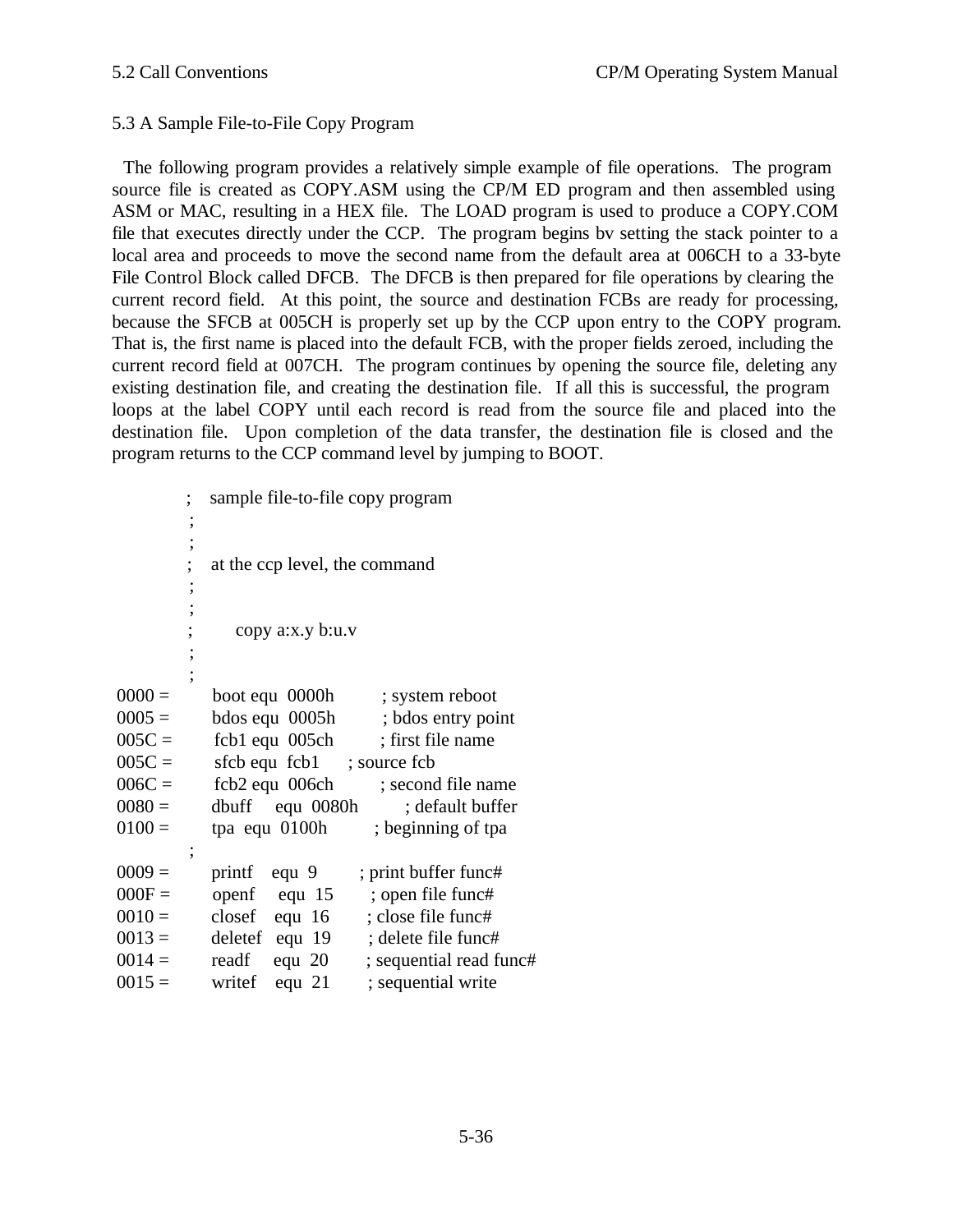## 5.3 A Sample File-to-File Copy Program

The following program provides a relatively simple example of file operations. The program source file is created as COPY.ASM using the CP/M ED program and then assembled using ASM or MAC, resulting in a HEX file. The LOAD program is used to produce a COPY.COM file that executes directly under the CCP. The program begins bv setting the stack pointer to a local area and proceeds to move the second name from the default area at 006CH to a 33-byte File Control Block called DFCB. The DFCB is then prepared for file operations by clearing the current record field. At this point, the source and destination FCBs are ready for processing, because the SFCB at 005CH is properly set up by the CCP upon entry to the COPY program. That is, the first name is placed into the default FCB, with the proper fields zeroed, including the current record field at 007CH. The program continues by opening the source file, deleting any existing destination file, and creating the destination file. If all this is successful, the program loops at the label COPY until each record is read from the source file and placed into the destination file. Upon completion of the data transfer, the destination file is closed and the program returns to the CCP command level by jumping to BOOT.

```
                ;   sample file-to-file copy program
                ;
                ;
                ;   at the ccp level, the command
                ;
                ;
                ;       copy a:x.y b:u.v
                ;
                ;
0000 =          boot equ  0000h         ; system reboot
0005 =          bdos equ  0005h         ; bdos entry point
005C =          fcb1 equ  005ch         ; first file name
005C =          sfcb equ  fcb1     ; source fcb
006C =          fcb2 equ  006ch         ; second file name
0080 =          dbuff    equ  0080h        ; default buffer
0100 =          tpa  equ  0100h         ; beginning of tpa
                ;
0009 =          printf    equ  9        ; print buffer func#
000F =          openf     equ  15       ; open file func#
0010 =          closef    equ  16       ; close file func#
0013 =          deletef   equ  19       ; delete file func#
0014 =          readf     equ  20       ; sequential read func#
0015 =          writef    equ  21       ; sequential write
```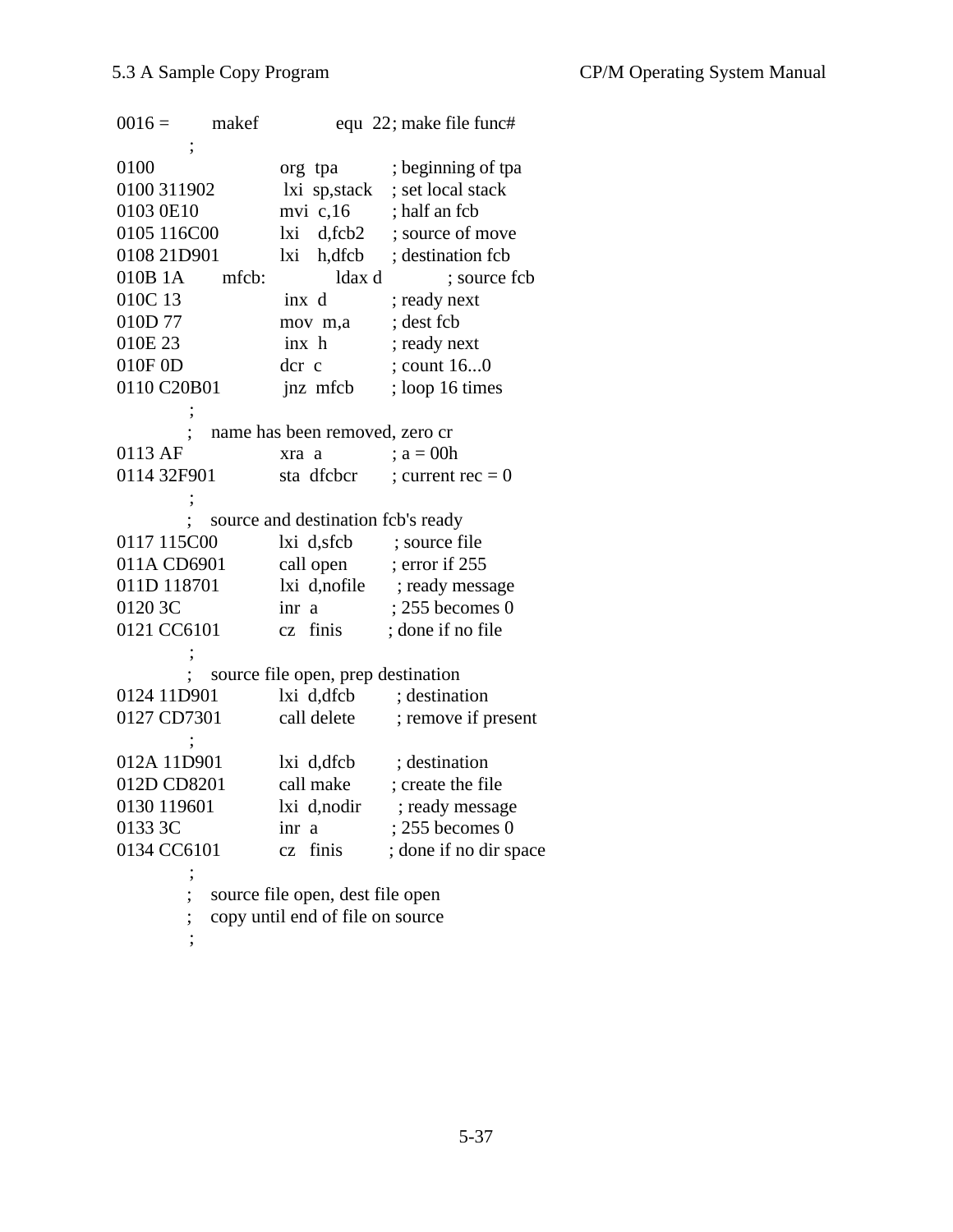```
0016 =          makef           equ  22 ; make file func#
                ;
0100                            org  tpa        ; beginning of tpa
0100 311902                     lxi  sp,stack   ; set local stack
0103 0E10                       mvi  c,16       ; half an fcb
0105 116C00                     lxi  d,fcb2     ; source of move
0108 21D901                     lxi  h,dfcb     ; destination fcb
010B 1A         mfcb:           ldax d          ; source fcb
010C 13                         inx  d          ; ready next
010D 77                         mov  m,a        ; dest fcb
010E 23                         inx  h          ; ready next
010F 0D                         dcr  c          ; count 16...0
0110 C20B01                     jnz  mfcb       ; loop 16 times
                ;
                ;    name has been removed, zero cr
0113 AF                         xra  a          ; a = 00h
0114 32F901                     sta  dfcbcr     ; current rec = 0
                ;
                ;    source and destination fcb's ready
0117 115C00                     lxi  d,sfcb     ; source file
011A CD6901                     call open       ; error if 255
011D 118701                     lxi  d,nofile   ; ready message
0120 3C                         inr  a          ; 255 becomes 0
0121 CC6101                     cz   finis      ; done if no file
                ;
                ;    source file open, prep destination
0124 11D901                     lxi  d,dfcb     ; destination
0127 CD7301                     call delete     ; remove if present
                ;
012A 11D901                     lxi  d,dfcb     ; destination
012D CD8201                     call make       ; create the file
0130 119601                     lxi  d,nodir    ; ready message
0133 3C                         inr  a          ; 255 becomes 0
0134 CC6101                     cz   finis      ; done if no dir space
                ;
                ;    source file open, dest file open
                ;    copy until end of file on source
                ;
```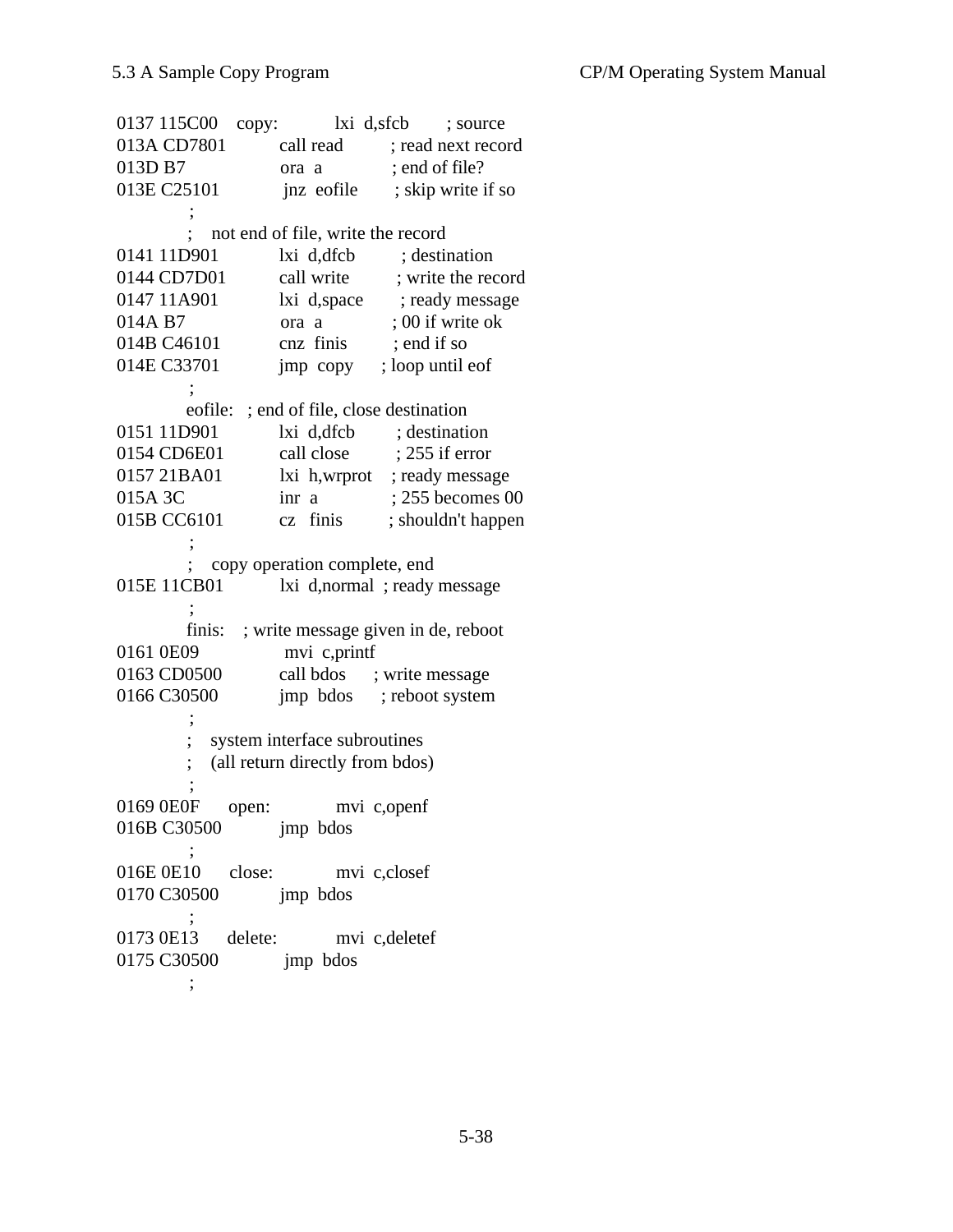```
0137 115C00    copy:    lxi  d,sfcb     ; source
013A CD7801             call read       ; read next record
013D B7                 ora  a          ; end of file?
013E C25101             jnz  eofile     ; skip write if so
                ;
                ;    not end of file, write the record
0141 11D901             lxi  d,dfcb     ; destination
0144 CD7D01             call write      ; write the record
0147 11A901             lxi  d,space    ; ready message
014A B7                 ora  a          ; 00 if write ok
014B C46101             cnz  finis      ; end if so
014E C33701             jmp  copy       ; loop until eof
                ;
                eofile:   ; end of file, close destination
0151 11D901             lxi  d,dfcb     ; destination
0154 CD6E01             call close      ; 255 if error
0157 21BA01             lxi  h,wrprot   ; ready message
015A 3C                 inr  a          ; 255 becomes 00
015B CC6101             cz   finis      ; shouldn't happen
                ;
                ;    copy operation complete, end
015E 11CB01             lxi  d,normal   ; ready message
                ;
                finis:    ; write message given in de, reboot
0161 0E09               mvi  c,printf
0163 CD0500             call bdos       ; write message
0166 C30500             jmp  bdos       ; reboot system
                ;
                ;    system interface subroutines
                ;    (all return directly from bdos)
                ;
0169 0E0F      open:    mvi  c,openf
016B C30500             jmp  bdos
                ;
016E 0E10      close:   mvi  c,closef
0170 C30500             jmp  bdos
                ;
0173 0E13      delete:  mvi  c,deletef
0175 C30500             jmp  bdos
                ;
```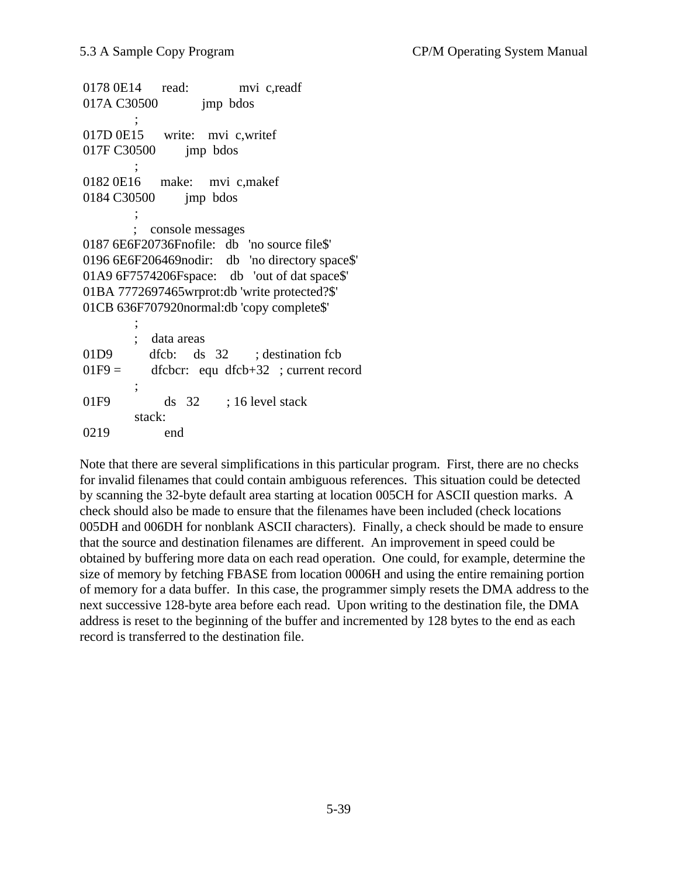```
0178 0E14      read:              mvi  c,readf
017A C30500             jmp  bdos
            ;
017D 0E15      write:    mvi  c,writef
017F C30500          jmp  bdos
            ;
0182 0E16      make:     mvi  c,makef
0184 C30500          jmp  bdos
            ;
            ;    console messages
0187 6E6F20736Fnofile:   db   'no source file$'
0196 6E6F206469nodir:    db   'no directory space$'
01A9 6F7574206Fspace:    db   'out of dat space$'
01BA 7772697465wrprot:db 'write protected?$'
01CB 636F707920normal:db 'copy complete$'
            ;
            ;    data areas
01D9          dfcb:     ds   32       ; destination fcb
01F9 =         dfcbcr:   equ  dfcb+32   ; current record
            ;
01F9              ds   32       ; 16 level stack
            stack:
0219              end
```

Note that there are several simplifications in this particular program. First, there are no checks for invalid filenames that could contain ambiguous references. This situation could be detected by scanning the 32-byte default area starting at location 005CH for ASCII question marks. A check should also be made to ensure that the filenames have been included (check locations 005DH and 006DH for nonblank ASCII characters). Finally, a check should be made to ensure that the source and destination filenames are different. An improvement in speed could be obtained by buffering more data on each read operation. One could, for example, determine the size of memory by fetching FBASE from location 0006H and using the entire remaining portion of memory for a data buffer. In this case, the programmer simply resets the DMA address to the next successive 128-byte area before each read. Upon writing to the destination file, the DMA address is reset to the beginning of the buffer and incremented by 128 bytes to the end as each record is transferred to the destination file.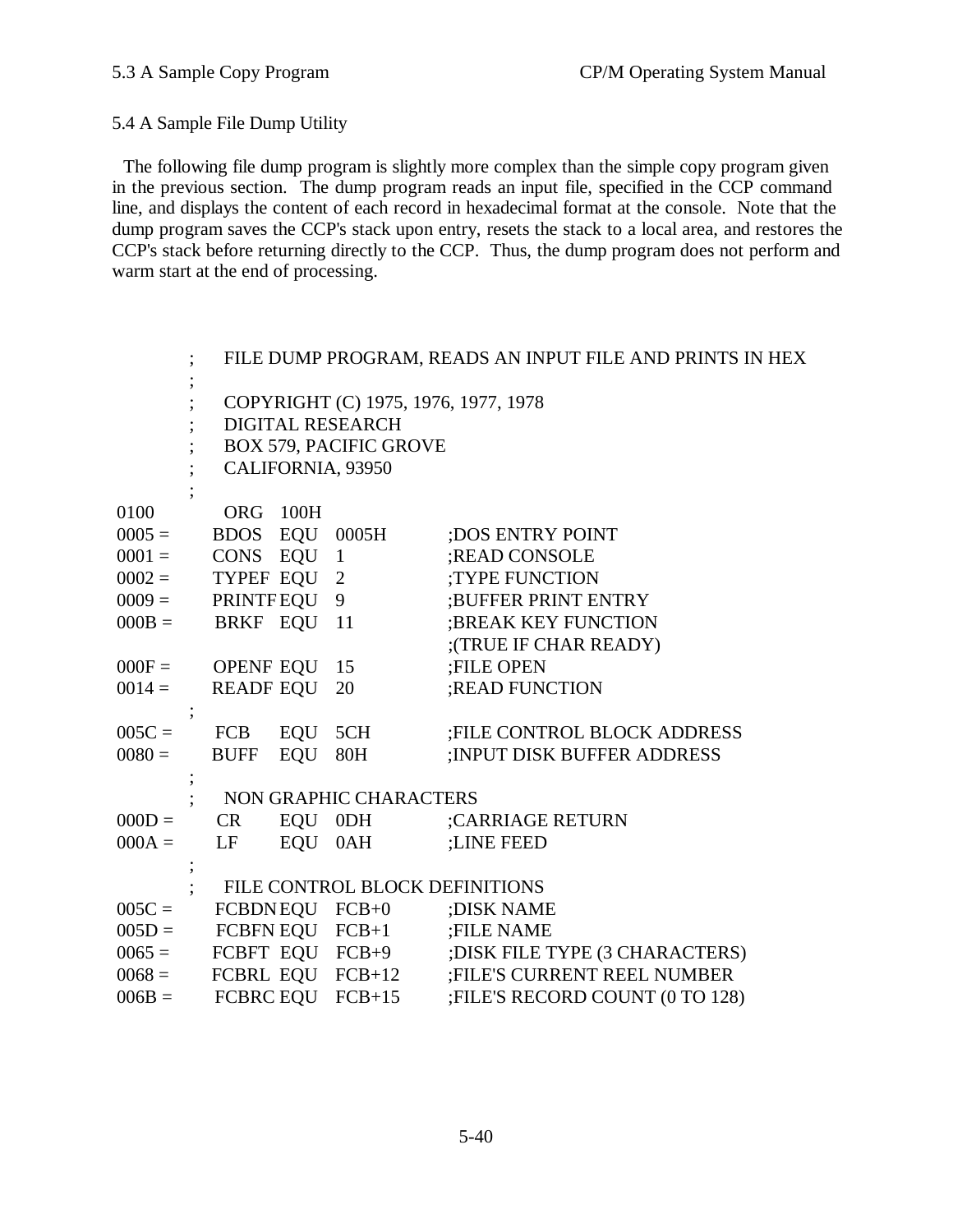## 5.4 A Sample File Dump Utility

The following file dump program is slightly more complex than the simple copy program given in the previous section. The dump program reads an input file, specified in the CCP command line, and displays the content of each record in hexadecimal format at the console. Note that the dump program saves the CCP's stack upon entry, resets the stack to a local area, and restores the CCP's stack before returning directly to the CCP. Thus, the dump program does not perform and warm start at the end of processing.

```
        ;   FILE DUMP PROGRAM, READS AN INPUT FILE AND PRINTS IN HEX
        ;
        ;   COPYRIGHT (C) 1975, 1976, 1977, 1978
        ;   DIGITAL RESEARCH
        ;   BOX 579, PACIFIC GROVE
        ;   CALIFORNIA, 93950
        ;
0100        ORG     100H
0005 =      BDOS    EQU     0005H       ;DOS ENTRY POINT
0001 =      CONS    EQU     1           ;READ CONSOLE
0002 =      TYPEF   EQU     2           ;TYPE FUNCTION
0009 =      PRINTF  EQU     9           ;BUFFER PRINT ENTRY
000B =      BRKF    EQU     11          ;BREAK KEY FUNCTION
                                        ;(TRUE IF CHAR READY)
000F =      OPENF   EQU     15          ;FILE OPEN
0014 =      READF   EQU     20          ;READ FUNCTION
        ;
005C =      FCB     EQU     5CH         ;FILE CONTROL BLOCK ADDRESS
0080 =      BUFF    EQU     80H         ;INPUT DISK BUFFER ADDRESS
        ;
        ;   NON GRAPHIC CHARACTERS
000D =      CR      EQU     0DH         ;CARRIAGE RETURN
000A =      LF      EQU     0AH         ;LINE FEED
        ;
        ;   FILE CONTROL BLOCK DEFINITIONS
005C =      FCBDN   EQU     FCB+0       ;DISK NAME
005D =      FCBFN   EQU     FCB+1       ;FILE NAME
0065 =      FCBFT   EQU     FCB+9       ;DISK FILE TYPE (3 CHARACTERS)
0068 =      FCBRL   EQU     FCB+12      ;FILE'S CURRENT REEL NUMBER
006B =      FCBRC   EQU     FCB+15      ;FILE'S RECORD COUNT (0 TO 128)
```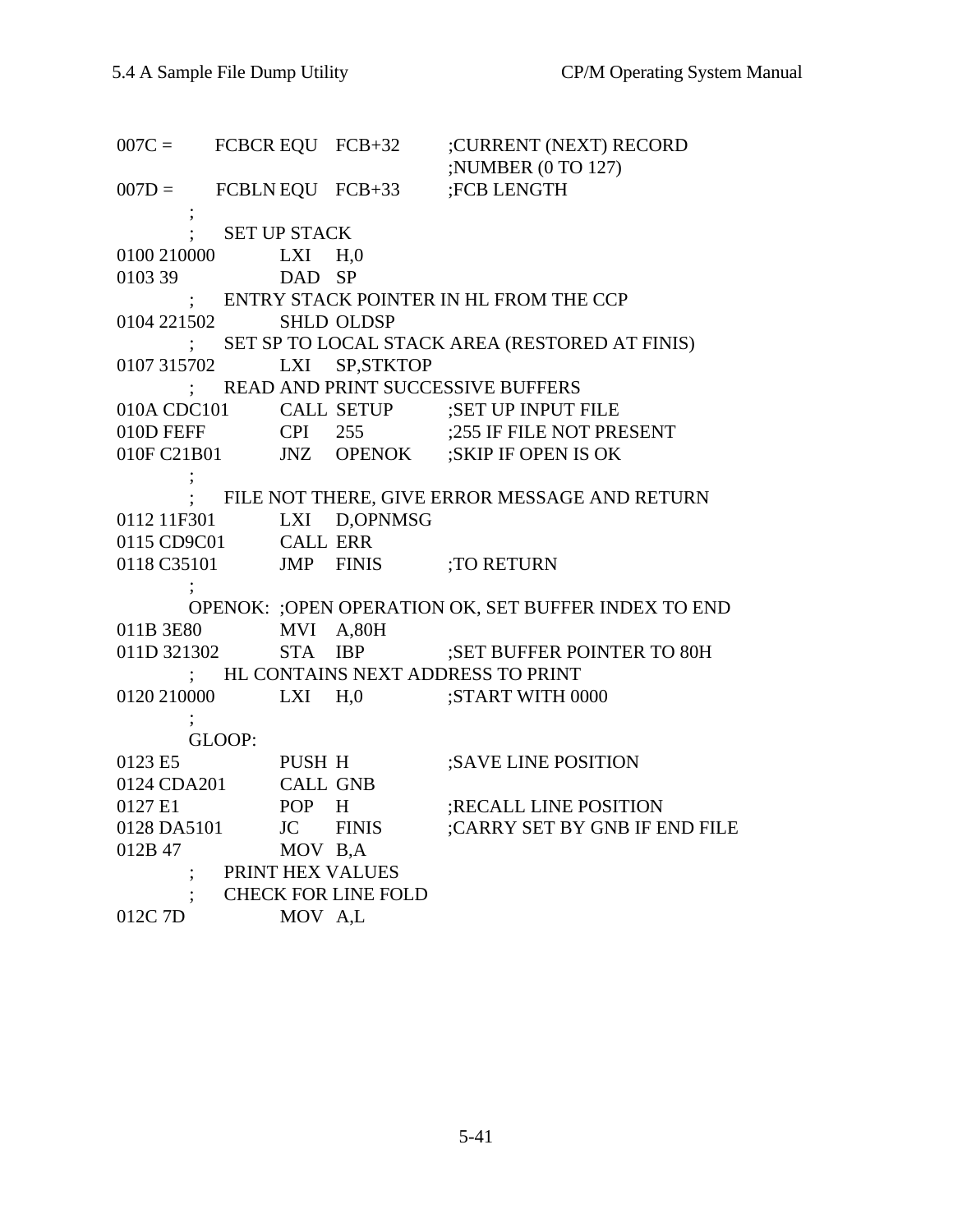```
007C =      FCBCR EQU   FCB+32      ;CURRENT (NEXT) RECORD
                                    ;NUMBER (0 TO 127)
007D =      FCBLN EQU   FCB+33      ;FCB LENGTH
            ;
            ;   SET UP STACK
0100 210000       LXI   H,0
0103 39           DAD   SP
            ;   ENTRY STACK POINTER IN HL FROM THE CCP
0104 221502       SHLD  OLDSP
            ;   SET SP TO LOCAL STACK AREA (RESTORED AT FINIS)
0107 315702       LXI   SP,STKTOP
            ;   READ AND PRINT SUCCESSIVE BUFFERS
010A CDC101       CALL  SETUP       ;SET UP INPUT FILE
010D FEFF         CPI   255         ;255 IF FILE NOT PRESENT
010F C21B01       JNZ   OPENOK      ;SKIP IF OPEN IS OK
            ;
            ;   FILE NOT THERE, GIVE ERROR MESSAGE AND RETURN
0112 11F301       LXI   D,OPNMSG
0115 CD9C01       CALL  ERR
0118 C35101       JMP   FINIS       ;TO RETURN
            ;
            OPENOK: ;OPEN OPERATION OK, SET BUFFER INDEX TO END
011B 3E80         MVI   A,80H
011D 321302       STA   IBP         ;SET BUFFER POINTER TO 80H
            ;   HL CONTAINS NEXT ADDRESS TO PRINT
0120 210000       LXI   H,0         ;START WITH 0000
            ;
            GLOOP:
0123 E5           PUSH  H           ;SAVE LINE POSITION
0124 CDA201       CALL  GNB
0127 E1           POP   H           ;RECALL LINE POSITION
0128 DA5101       JC    FINIS       ;CARRY SET BY GNB IF END FILE
012B 47           MOV   B,A
            ;   PRINT HEX VALUES
            ;   CHECK FOR LINE FOLD
012C 7D           MOV   A,L
```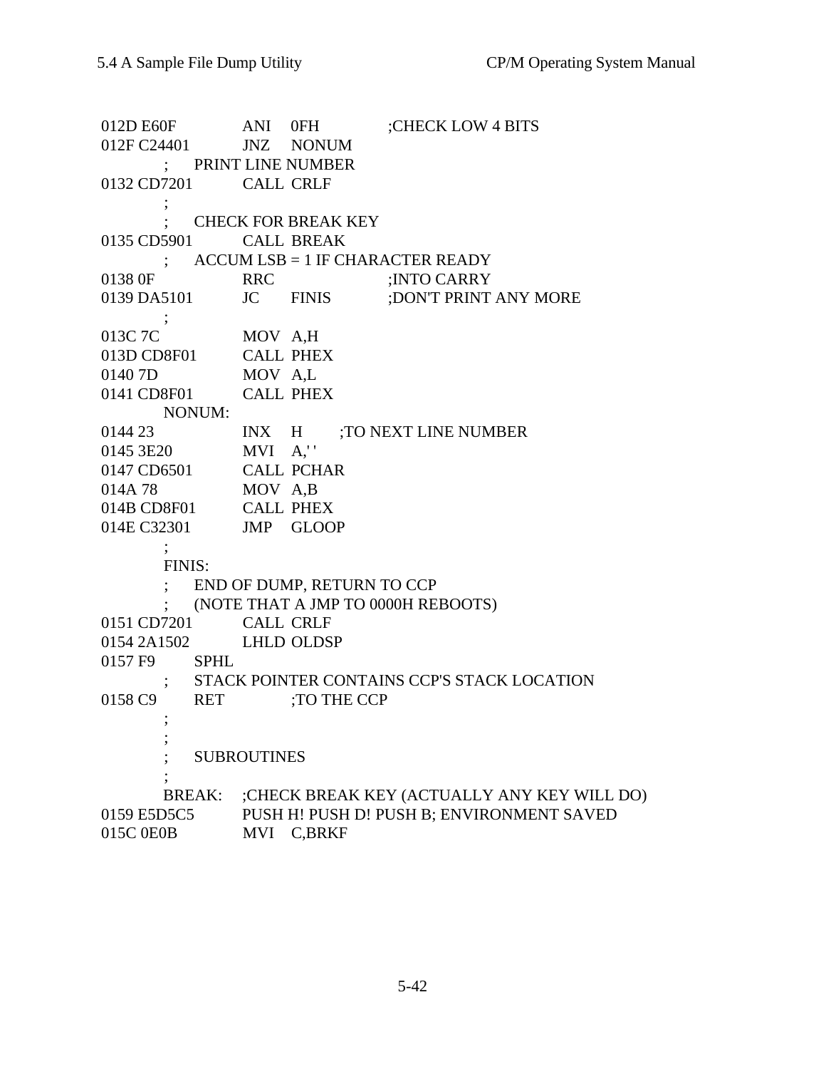```
012D E60F           ANI    0FH            ;CHECK LOW 4 BITS
012F C24401         JNZ    NONUM
        ;    PRINT LINE NUMBER
0132 CD7201         CALL  CRLF
        ;
        ;    CHECK FOR BREAK KEY
0135 CD5901         CALL  BREAK
        ;    ACCUM LSB = 1 IF CHARACTER READY
0138 0F             RRC                   ;INTO CARRY
0139 DA5101         JC     FINIS          ;DON'T PRINT ANY MORE
        ;
013C 7C             MOV  A,H
013D CD8F01         CALL  PHEX
0140 7D             MOV  A,L
0141 CD8F01         CALL  PHEX
        NONUM:
0144 23             INX    H      ;TO NEXT LINE NUMBER
0145 3E20           MVI   A,' '
0147 CD6501         CALL  PCHAR
014A 78             MOV  A,B
014B CD8F01         CALL  PHEX
014E C32301         JMP    GLOOP
        ;
        FINIS:
        ;    END OF DUMP, RETURN TO CCP
        ;    (NOTE THAT A JMP TO 0000H REBOOTS)
0151 CD7201         CALL  CRLF
0154 2A1502         LHLD  OLDSP
0157 F9       SPHL
        ;    STACK POINTER CONTAINS CCP'S STACK LOCATION
0158 C9       RET            ;TO THE CCP
        ;
        ;
        ;    SUBROUTINES
        ;
        BREAK:    ;CHECK BREAK KEY (ACTUALLY ANY KEY WILL DO)
0159 E5D5C5         PUSH H! PUSH D! PUSH B; ENVIRONMENT SAVED
015C 0E0B           MVI    C,BRKF
```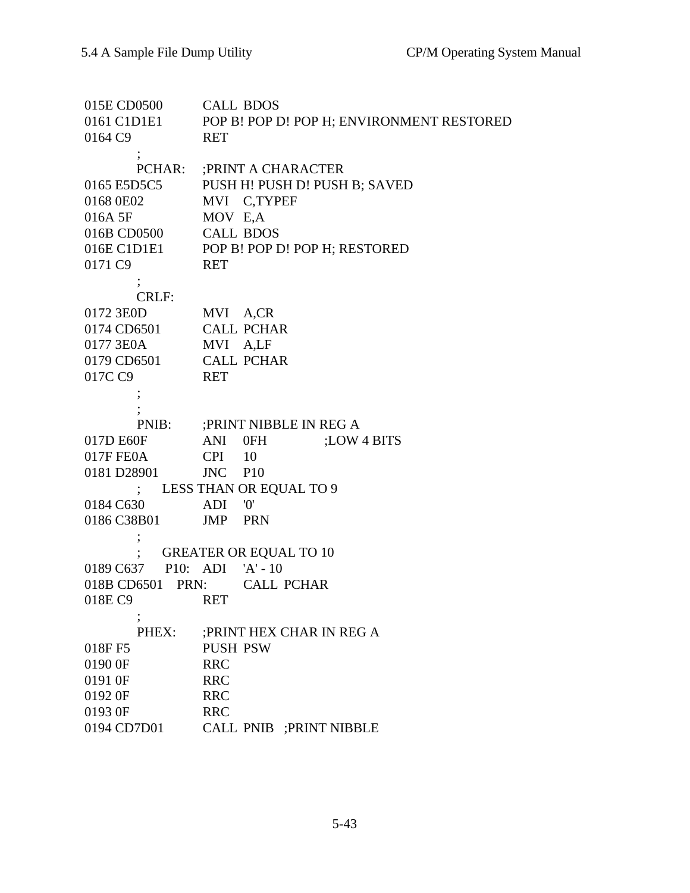```
015E CD0500         CALL  BDOS
0161 C1D1E1         POP B! POP D! POP H; ENVIRONMENT RESTORED
0164 C9             RET
          ;
          PCHAR:    ;PRINT A CHARACTER
0165 E5D5C5         PUSH H! PUSH D! PUSH B; SAVED
0168 0E02           MVI   C,TYPEF
016A 5F             MOV  E,A
016B CD0500         CALL  BDOS
016E C1D1E1         POP B! POP D! POP H; RESTORED
0171 C9             RET
          ;
          CRLF:
0172 3E0D           MVI   A,CR
0174 CD6501         CALL  PCHAR
0177 3E0A           MVI   A,LF
0179 CD6501         CALL  PCHAR
017C C9             RET
          ;
          ;
          PNIB:     ;PRINT NIBBLE IN REG A
017D E60F           ANI    0FH              ;LOW 4 BITS
017F FE0A           CPI    10
0181 D28901         JNC    P10
          ;    LESS THAN OR EQUAL TO 9
0184 C630           ADI    '0'
0186 C38B01         JMP    PRN
          ;
          ;    GREATER OR EQUAL TO 10
0189 C637     P10:  ADI    'A' - 10
018B CD6501   PRN:         CALL  PCHAR
018E C9             RET
          ;
          PHEX:     ;PRINT HEX CHAR IN REG A
018F F5             PUSH  PSW
0190 0F             RRC
0191 0F             RRC
0192 0F             RRC
0193 0F             RRC
0194 CD7D01         CALL  PNIB   ;PRINT NIBBLE
```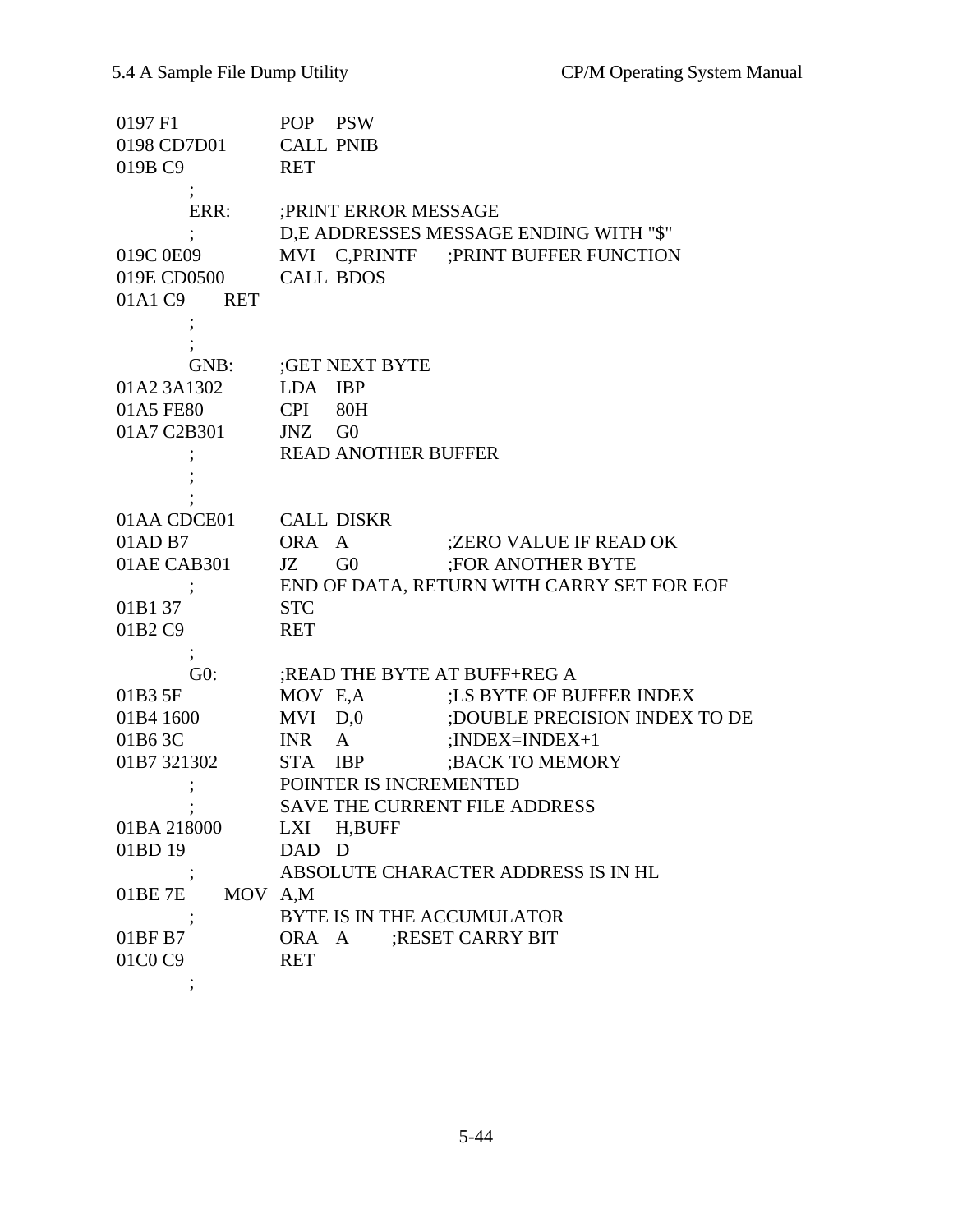```
0197 F1                 POP   PSW
0198 CD7D01             CALL  PNIB
019B C9                 RET
                ;
                ERR:    ;PRINT ERROR MESSAGE
                ;       D,E ADDRESSES MESSAGE ENDING WITH "$"
019C 0E09               MVI   C,PRINTF     ;PRINT BUFFER FUNCTION
019E CD0500             CALL  BDOS
01A1 C9         RET
                ;
                ;
                GNB:    ;GET NEXT BYTE
01A2 3A1302             LDA   IBP
01A5 FE80               CPI   80H
01A7 C2B301             JNZ   G0
                ;       READ ANOTHER BUFFER
                ;
                ;
01AA CDCE01             CALL  DISKR
01AD B7                 ORA   A            ;ZERO VALUE IF READ OK
01AE CAB301             JZ    G0           ;FOR ANOTHER BYTE
                ;       END OF DATA, RETURN WITH CARRY SET FOR EOF
01B1 37                 STC
01B2 C9                 RET
                ;
                G0:     ;READ THE BYTE AT BUFF+REG A
01B3 5F                 MOV   E,A          ;LS BYTE OF BUFFER INDEX
01B4 1600               MVI   D,0          ;DOUBLE PRECISION INDEX TO DE
01B6 3C                 INR   A            ;INDEX=INDEX+1
01B7 321302             STA   IBP          ;BACK TO MEMORY
                ;       POINTER IS INCREMENTED
                ;       SAVE THE CURRENT FILE ADDRESS
01BA 218000             LXI   H,BUFF
01BD 19                 DAD   D
                ;       ABSOLUTE CHARACTER ADDRESS IS IN HL
01BE 7E         MOV   A,M
                ;       BYTE IS IN THE ACCUMULATOR
01BF B7                 ORA   A      ;RESET CARRY BIT
01C0 C9                 RET
                ;
```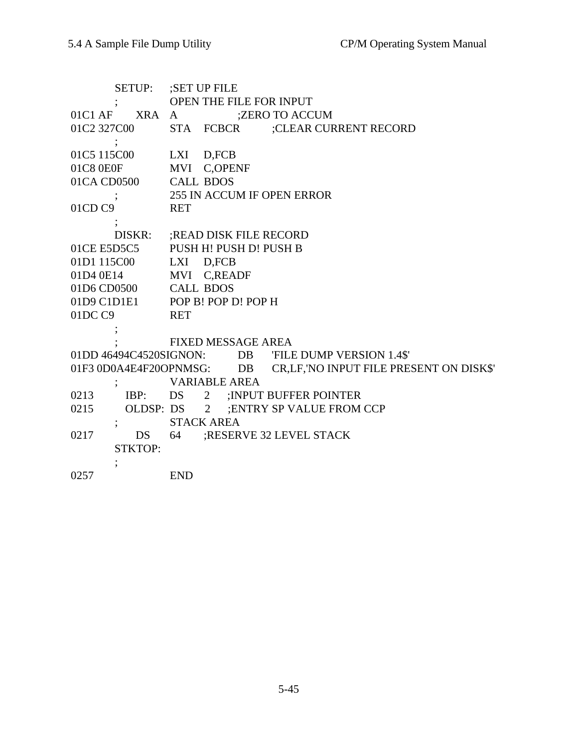```
          SETUP:    ;SET UP FILE
          ;         OPEN THE FILE FOR INPUT
01C1 AF        XRA  A              ;ZERO TO ACCUM
01C2 327C00         STA    FCBCR        ;CLEAR CURRENT RECORD
          ;
01C5 115C00         LXI    D,FCB
01C8 0E0F           MVI    C,OPENF
01CA CD0500         CALL  BDOS
          ;         255 IN ACCUM IF OPEN ERROR
01CD C9             RET
          ;
          DISKR:    ;READ DISK FILE RECORD
01CE E5D5C5         PUSH H! PUSH D! PUSH B
01D1 115C00         LXI    D,FCB
01D4 0E14           MVI    C,READF
01D6 CD0500         CALL  BDOS
01D9 C1D1E1         POP B! POP D! POP H
01DC C9             RET
          ;
          ;         FIXED MESSAGE AREA
01DD 46494C4520SIGNON:        DB     'FILE DUMP VERSION 1.4$'
01F3 0D0A4E4F20OPNMSG:        DB     CR,LF,'NO INPUT FILE PRESENT ON DISK$'
          ;         VARIABLE AREA
0213         IBP:     DS      2    ;INPUT BUFFER POINTER
0215         OLDSP:  DS      2    ;ENTRY SP VALUE FROM CCP
          ;         STACK AREA
0217           DS     64      ;RESERVE 32 LEVEL STACK
          STKTOP:
          ;
0257                END
```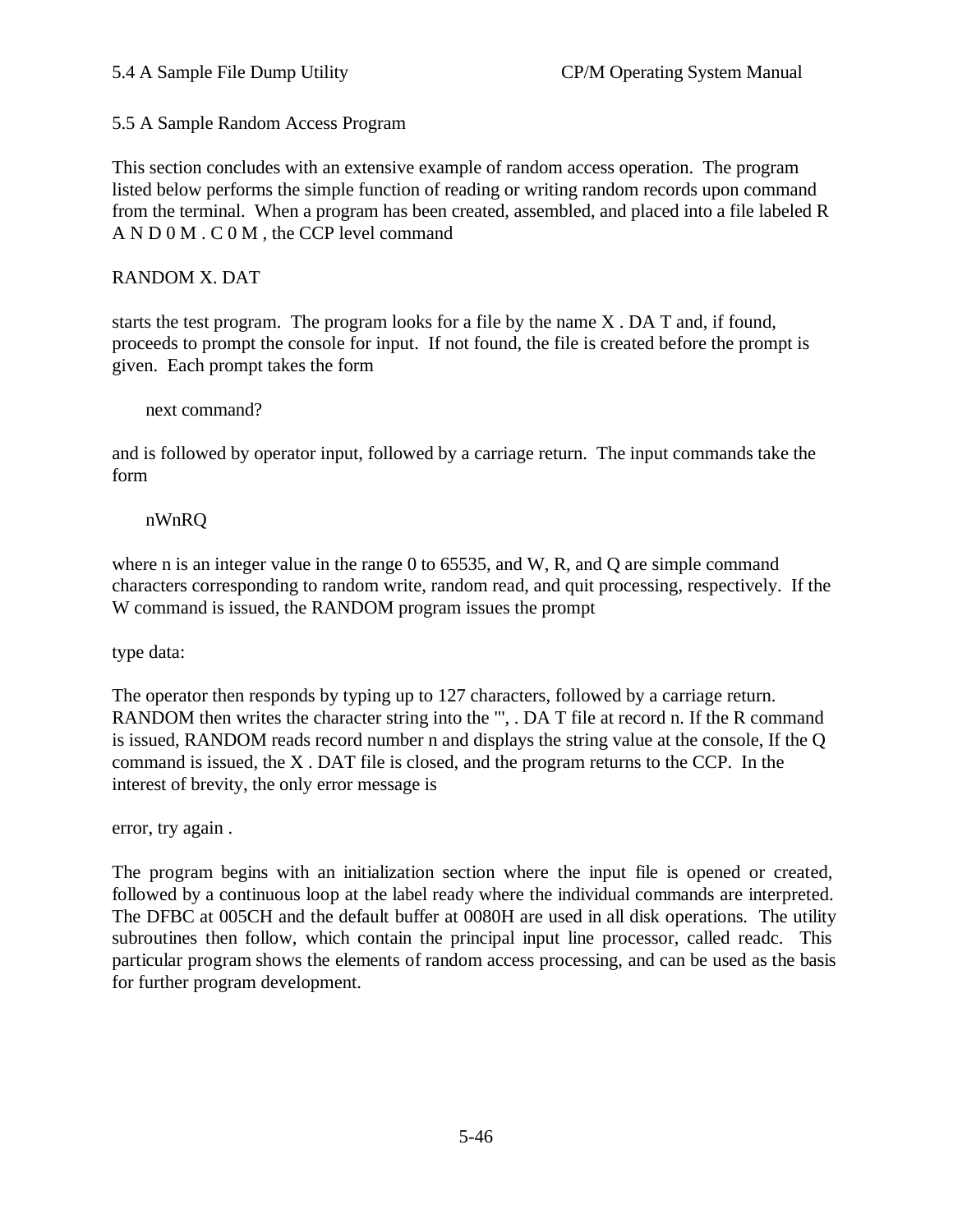## 5.5 A Sample Random Access Program

This section concludes with an extensive example of random access operation. The program listed below performs the simple function of reading or writing random records upon command from the terminal. When a program has been created, assembled, and placed into a file labeled R A N D 0 M . C 0 M , the CCP level command

RANDOM X. DAT

starts the test program. The program looks for a file by the name X . DA T and, if found, proceeds to prompt the console for input. If not found, the file is created before the prompt is given. Each prompt takes the form

```
next command?
```

and is followed by operator input, followed by a carriage return. The input commands take the form

```
nWnRQ
```

where n is an integer value in the range 0 to 65535, and W, R, and Q are simple command characters corresponding to random write, random read, and quit processing, respectively. If the W command is issued, the RANDOM program issues the prompt

type data:

The operator then responds by typing up to 127 characters, followed by a carriage return. RANDOM then writes the character string into the "', . DA T file at record n. If the R command is issued, RANDOM reads record number n and displays the string value at the console, If the Q command is issued, the X . DAT file is closed, and the program returns to the CCP. In the interest of brevity, the only error message is

error, try again .

The program begins with an initialization section where the input file is opened or created, followed by a continuous loop at the label ready where the individual commands are interpreted. The DFBC at 005CH and the default buffer at 0080H are used in all disk operations. The utility subroutines then follow, which contain the principal input line processor, called readc. This particular program shows the elements of random access processing, and can be used as the basis for further program development.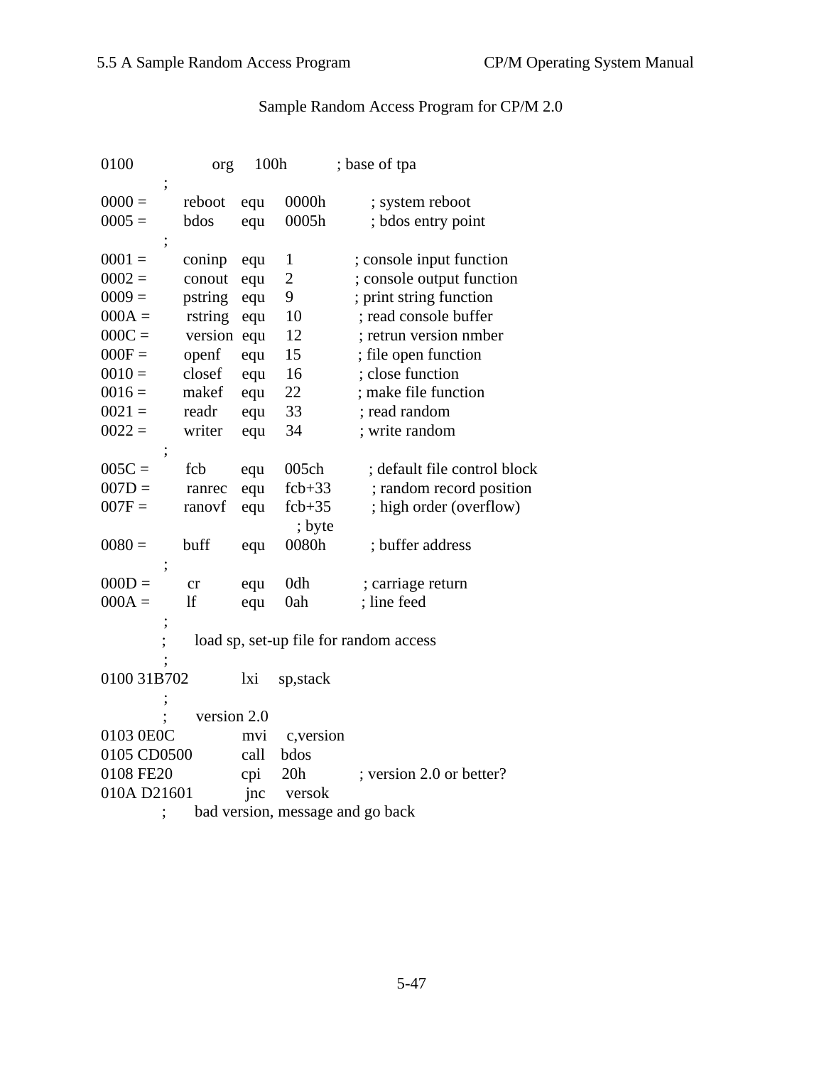Sample Random Access Program for CP/M 2.0

```
0100                org     100h            ; base of tpa
            ;
0000 =      reboot  equ     0000h           ; system reboot
0005 =      bdos    equ     0005h           ; bdos entry point
            ;
0001 =      coninp  equ     1               ; console input function
0002 =      conout  equ     2               ; console output function
0009 =      pstring equ     9               ; print string function
000A =      rstring equ     10              ; read console buffer
000C =      version equ     12              ; retrun version nmber
000F =      openf   equ     15              ; file open function
0010 =      closef  equ     16              ; close function
0016 =      makef   equ     22              ; make file function
0021 =      readr   equ     33              ; read random
0022 =      writer  equ     34              ; write random
            ;
005C =      fcb     equ     005ch           ; default file control block
007D =      ranrec  equ     fcb+33          ; random record position
007F =      ranovf  equ     fcb+35          ; high order (overflow)
                                            ; byte
0080 =      buff    equ     0080h           ; buffer address
            ;
000D =      cr      equ     0dh             ; carriage return
000A =      lf      equ     0ah             ; line feed
            ;
            ;       load sp, set-up file for random access
            ;
0100 31B702         lxi     sp,stack
            ;
            ;       version 2.0
0103 0E0C           mvi     c,version
0105 CD0500         call    bdos
0108 FE20           cpi     20h             ; version 2.0 or better?
010A D21601         jnc     versok
            ;       bad version, message and go back
```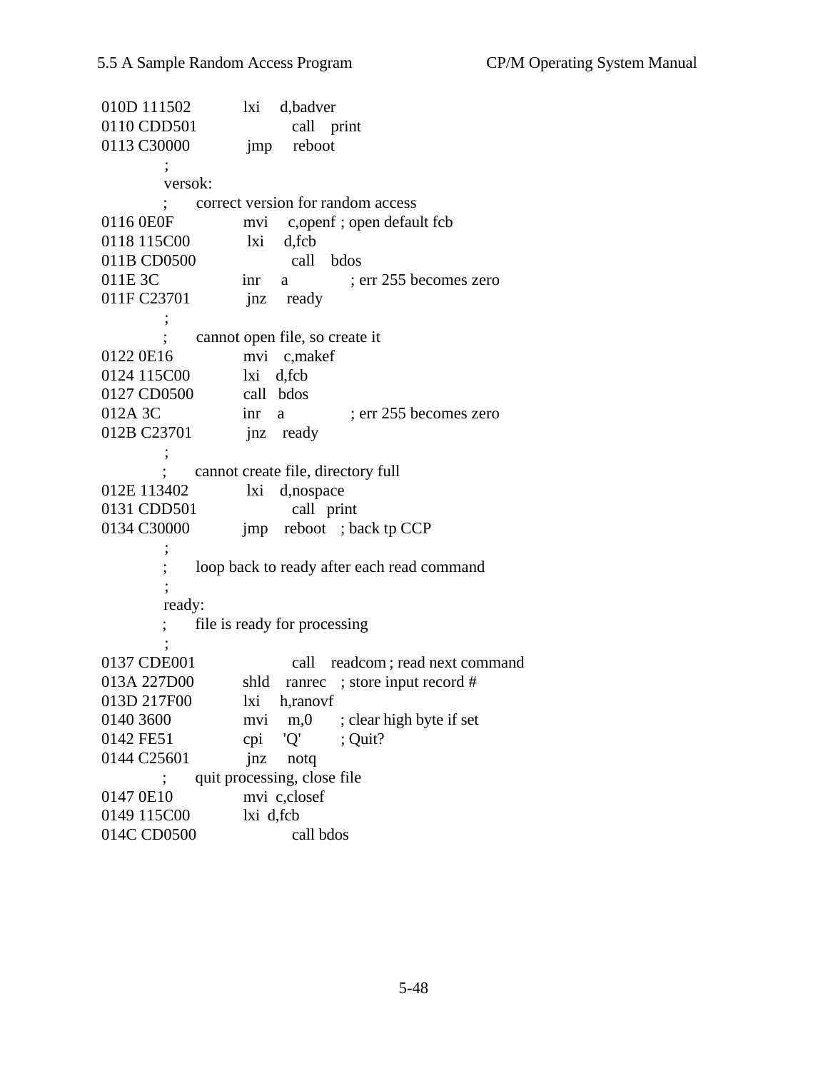```
010D 111502        lxi    d,badver
0110 CDD501        call   print
0113 C30000        jmp    reboot
                ;
                versok:
                ;      correct version for random access
0116 0E0F          mvi    c,openf ; open default fcb
0118 115C00        lxi    d,fcb
011B CD0500        call   bdos
011E 3C            inr    a          ; err 255 becomes zero
011F C23701        jnz    ready
                ;
                ;      cannot open file, so create it
0122 0E16          mvi    c,makef
0124 115C00        lxi    d,fcb
0127 CD0500        call   bdos
012A 3C            inr    a          ; err 255 becomes zero
012B C23701        jnz    ready
                ;
                ;      cannot create file, directory full
012E 113402        lxi    d,nospace
0131 CDD501        call   print
0134 C30000        jmp    reboot     ; back tp CCP
                ;
                ;      loop back to ready after each read command
                ;
                ready:
                ;      file is ready for processing
                ;
0137 CDE001        call   readcom ; read next command
013A 227D00        shld   ranrec  ; store input record #
013D 217F00        lxi    h,ranovf
0140 3600          mvi    m,0     ; clear high byte if set
0142 FE51          cpi    'Q'     ; Quit?
0144 C25601        jnz    notq
                ;      quit processing, close file
0147 0E10          mvi  c,closef
0149 115C00        lxi  d,fcb
014C CD0500        call bdos
```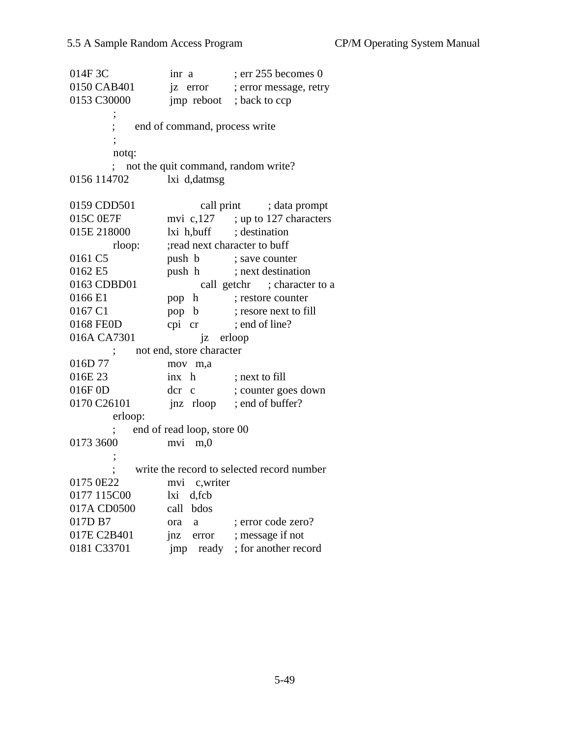```
014F 3C          inr  a          ; err 255 becomes 0
0150 CAB401      jz   error      ; error message, retry
0153 C30000      jmp  reboot     ; back to ccp
         ;
         ;       end of command, process write
         ;
         notq:
         ;    not the quit command, random write?
0156 114702      lxi  d,datmsg

0159 CDD501      call print      ; data prompt
015C 0E7F        mvi  c,127      ; up to 127 characters
015E 218000      lxi  h,buff     ; destination
         rloop:  ;read next character to buff
0161 C5          push b          ; save counter
0162 E5          push h          ; next destination
0163 CDBD01      call getchr     ; character to a
0166 E1          pop  h          ; restore counter
0167 C1          pop  b          ; resore next to fill
0168 FE0D        cpi  cr         ; end of line?
016A CA7301      jz   erloop
         ;       not end, store character
016D 77          mov  m,a
016E 23          inx  h          ; next to fill
016F 0D          dcr  c          ; counter goes down
0170 C26101      jnz  rloop      ; end of buffer?
         erloop:
         ;      end of read loop, store 00
0173 3600        mvi  m,0
         ;
         ;       write the record to selected record number
0175 0E22        mvi  c,writer
0177 115C00      lxi  d,fcb
017A CD0500      call bdos
017D B7          ora  a          ; error code zero?
017E C2B401      jnz  error      ; message if not
0181 C33701      jmp  ready      ; for another record
```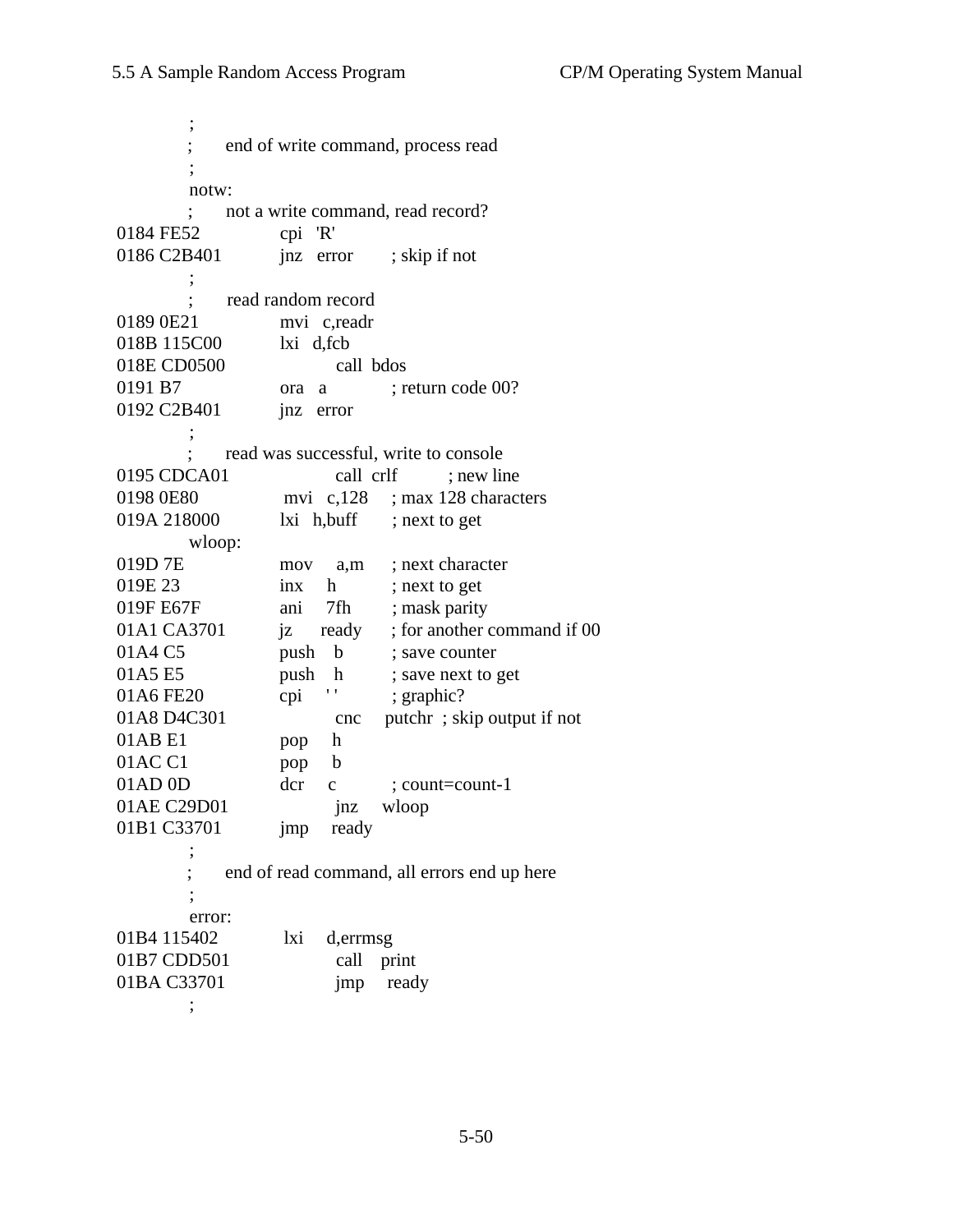```
            ;
            ;       end of write command, process read
            ;
            notw:
            ;       not a write command, read record?
0184 FE52           cpi   'R'
0186 C2B401         jnz   error         ; skip if not
            ;
            ;       read random record
0189 0E21           mvi   c,readr
018B 115C00         lxi   d,fcb
018E CD0500                 call  bdos
0191 B7             ora   a             ; return code 00?
0192 C2B401         jnz   error
            ;
            ;       read was successful, write to console
0195 CDCA01                 call  crlf          ; new line
0198 0E80            mvi   c,128        ; max 128 characters
019A 218000         lxi   h,buff        ; next to get
            wloop:
019D 7E             mov     a,m         ; next character
019E 23             inx     h           ; next to get
019F E67F           ani     7fh         ; mask parity
01A1 CA3701         jz      ready       ; for another command if 00
01A4 C5             push    b           ; save counter
01A5 E5             push    h           ; save next to get
01A6 FE20           cpi     ' '         ; graphic?
01A8 D4C301                 cnc     putchr  ; skip output if not
01AB E1             pop     h
01AC C1             pop     b
01AD 0D             dcr     c           ; count=count-1
01AE C29D01                 jnz     wloop
01B1 C33701         jmp     ready
            ;
            ;       end of read command, all errors end up here
            ;
            error:
01B4 115402          lxi     d,errmsg
01B7 CDD501                 call    print
01BA C33701                 jmp     ready
            ;
```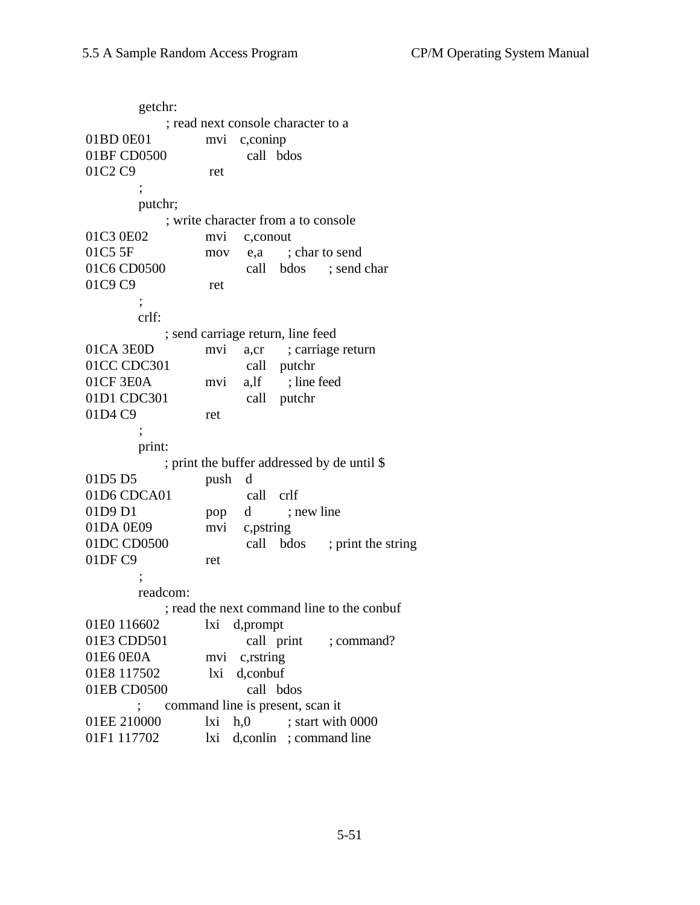```
            getchr:
                    ;read next console character to a
01BD 0E01           mvi     c,coninp
01BF CD0500         call    bdos
01C2 C9             ret
            ;
            putchr;
                    ;write character from a to console
01C3 0E02           mvi     c,conout
01C5 5F             mov     e,a         ;char to send
01C6 CD0500         call    bdos        ;send char
01C9 C9             ret
            ;
            crlf:
                    ;send carriage return, line feed
01CA 3E0D           mvi     a,cr        ;carriage return
01CC CDC301         call    putchr
01CF 3E0A           mvi     a,lf        ;line feed
01D1 CDC301         call    putchr
01D4 C9             ret
            ;
            print:
                    ;print the buffer addressed by de until $
01D5 D5             push    d
01D6 CDCA01         call    crlf
01D9 D1             pop     d           ;new line
01DA 0E09           mvi     c,pstring
01DC CD0500         call    bdos        ;print the string
01DF C9             ret
            ;
            readcom:
                    ;read the next command line to the conbuf
01E0 116602         lxi     d,prompt
01E3 CDD501         call    print       ;command?
01E6 0E0A           mvi     c,rstring
01E8 117502         lxi     d,conbuf
01EB CD0500         call    bdos
            ;       command line is present, scan it
01EE 210000         lxi     h,0         ;start with 0000
01F1 117702         lxi     d,conlin    ;command line
```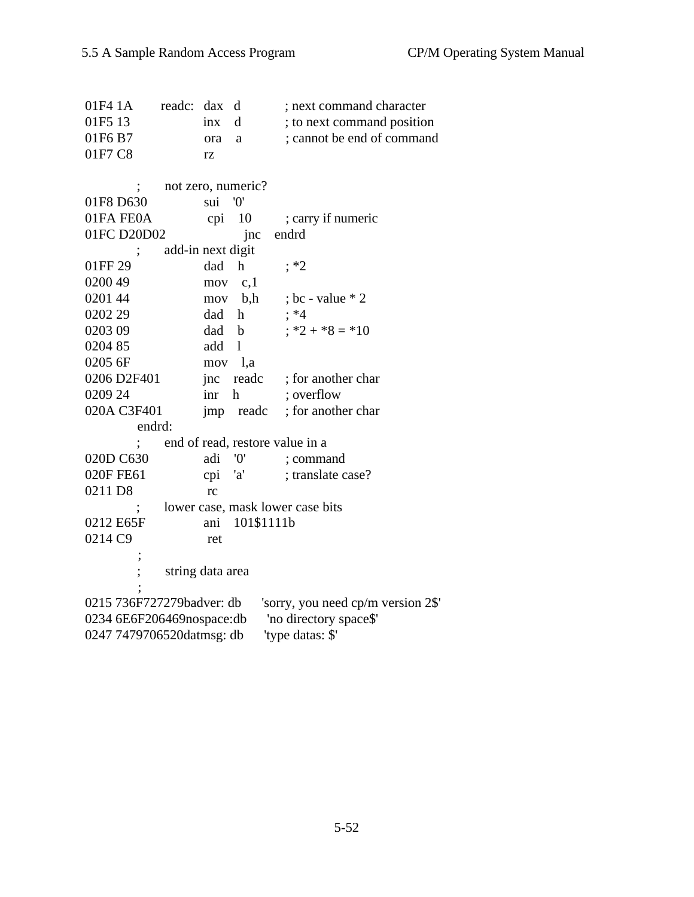```
01F4 1A        readc:  dax   d           ; next command character
01F5 13                inx    d          ; to next command position
01F6 B7                ora    a          ; cannot be end of command
01F7 C8                rz

              ;       not zero, numeric?
01F8 D630              sui    '0'
01FA FE0A              cpi    10         ; carry if numeric
01FC D20D02            jnc    endrd
              ;       add-in next digit
01FF 29                dad    h          ; *2
0200 49                mov    c,1
0201 44                mov    b,h        ; bc - value * 2
0202 29                dad    h          ; *4
0203 09                dad    b          ; *2 + *8 = *10
0204 85                add    l
0205 6F                mov    l,a
0206 D2F401            jnc    readc      ; for another char
0209 24                inr    h          ; overflow
020A C3F401            jmp    readc      ; for another char
              endrd:
              ;       end of read, restore value in a
020D C630              adi    '0'        ; command
020F FE61              cpi    'a'        ; translate case?
0211 D8                rc
              ;       lower case, mask lower case bits
0212 E65F              ani    101$1111b
0214 C9                ret
              ;
              ;       string data area
              ;
0215 736F727279badver: db      'sorry, you need cp/m version 2$'
0234 6E6F206469nospace:db      'no directory space$'
0247 7479706520datmsg: db      'type datas: $'
```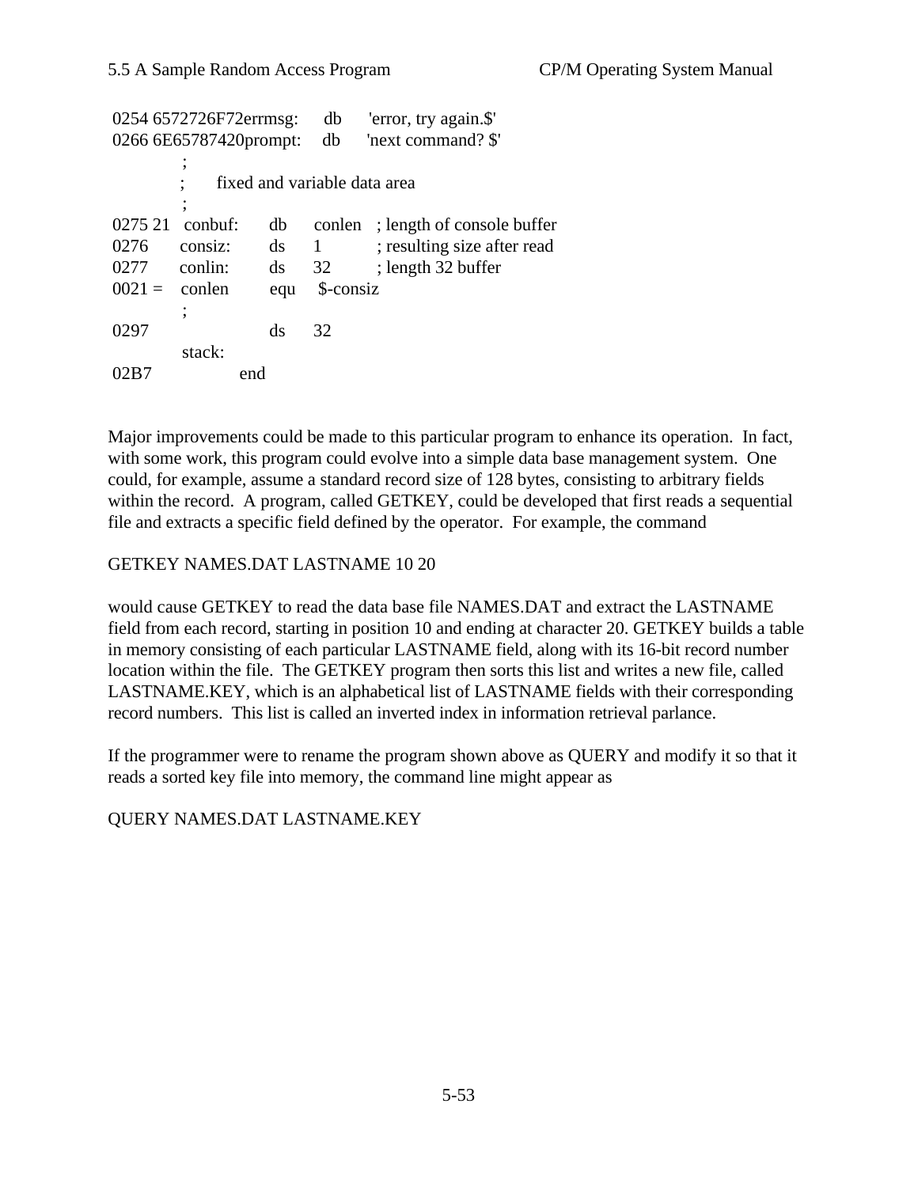```
0254 6572726F72errmsg:     db      'error, try again.$'
0266 6E65787420prompt:     db      'next command? $'
            ;
            ;       fixed and variable data area
            ;
0275 21   conbuf:      db      conlen   ; length of console buffer
0276      consiz:      ds      1        ; resulting size after read
0277      conlin:      ds      32       ; length 32 buffer
0021 =    conlen       equ     $-consiz
            ;
0297                   ds      32
          stack:
02B7              end
```

Major improvements could be made to this particular program to enhance its operation. In fact, with some work, this program could evolve into a simple data base management system. One could, for example, assume a standard record size of 128 bytes, consisting to arbitrary fields within the record. A program, called GETKEY, could be developed that first reads a sequential file and extracts a specific field defined by the operator. For example, the command

GETKEY NAMES.DAT LASTNAME 10 20

would cause GETKEY to read the data base file NAMES.DAT and extract the LASTNAME field from each record, starting in position 10 and ending at character 20. GETKEY builds a table in memory consisting of each particular LASTNAME field, along with its 16-bit record number location within the file. The GETKEY program then sorts this list and writes a new file, called LASTNAME.KEY, which is an alphabetical list of LASTNAME fields with their corresponding record numbers. This list is called an inverted index in information retrieval parlance.

If the programmer were to rename the program shown above as QUERY and modify it so that it reads a sorted key file into memory, the command line might appear as

QUERY NAMES.DAT LASTNAME.KEY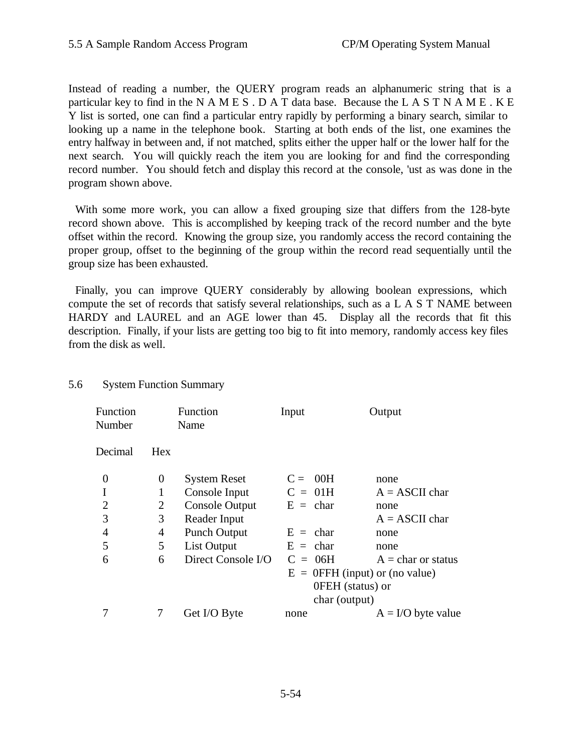Instead of reading a number, the QUERY program reads an alphanumeric string that is a particular key to find in the N A M E S . D A T data base. Because the L A S T N A M E . K E Y list is sorted, one can find a particular entry rapidly by performing a binary search, similar to looking up a name in the telephone book. Starting at both ends of the list, one examines the entry halfway in between and, if not matched, splits either the upper half or the lower half for the next search. You will quickly reach the item you are looking for and find the corresponding record number. You should fetch and display this record at the console, 'ust as was done in the program shown above.

With some more work, you can allow a fixed grouping size that differs from the 128-byte record shown above. This is accomplished by keeping track of the record number and the byte offset within the record. Knowing the group size, you randomly access the record containing the proper group, offset to the beginning of the group within the record read sequentially until the group size has been exhausted.

Finally, you can improve QUERY considerably by allowing boolean expressions, which compute the set of records that satisfy several relationships, such as a L A S T NAME between HARDY and LAUREL and an AGE lower than 45. Display all the records that fit this description. Finally, if your lists are getting too big to fit into memory, randomly access key files from the disk as well.

## 5.6 System Function Summary

| Function Number Decimal | Hex | Function Name | Input | Output |
|---|---|---|---|---|
| 0 | 0 | System Reset | C = 00H | none |
| I | 1 | Console Input | C = 01H | A = ASCII char |
| 2 | 2 | Console Output | E = char | none |
| 3 | 3 | Reader Input | | A = ASCII char |
| 4 | 4 | Punch Output | E = char | none |
| 5 | 5 | List Output | E = char | none |
| 6 | 6 | Direct Console I/O | C = 06H<br>E = 0FFH (input) or<br>0FEH (status) or<br>char (output) | A = char or status<br>(no value) |
| 7 | 7 | Get I/O Byte | none | A = I/O byte value |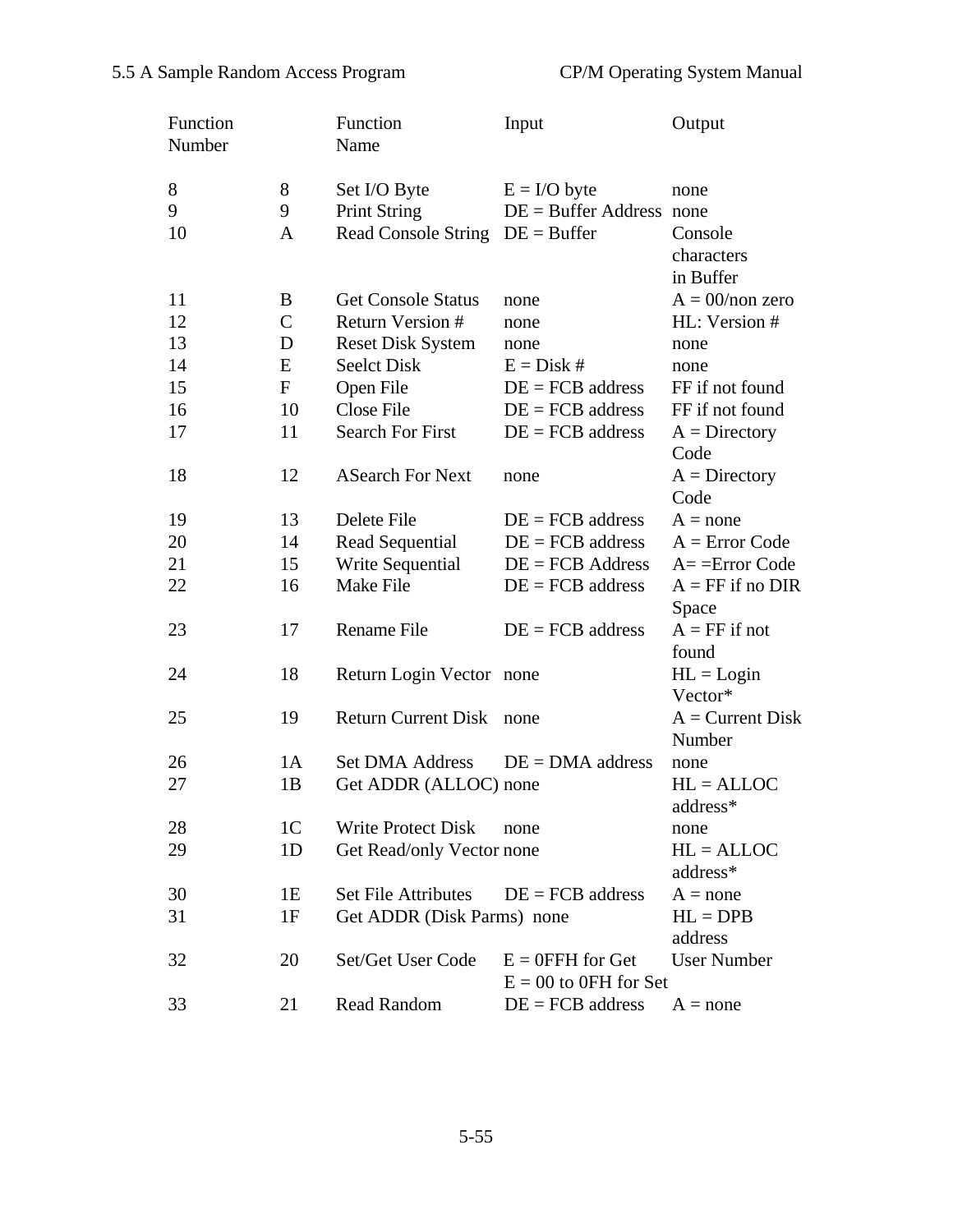| Function Number | | Function Name | Input | Output |
|---|---|---|---|---|
| 8 | 8 | Set I/O Byte | E = I/O byte | none |
| 9 | 9 | Print String | DE = Buffer Address | none |
| 10 | A | Read Console String | DE = Buffer | Console characters in Buffer |
| 11 | B | Get Console Status | none | A = 00/non zero |
| 12 | C | Return Version # | none | HL: Version # |
| 13 | D | Reset Disk System | none | none |
| 14 | E | Seelct Disk | E = Disk # | none |
| 15 | F | Open File | DE = FCB address | FF if not found |
| 16 | 10 | Close File | DE = FCB address | FF if not found |
| 17 | 11 | Search For First | DE = FCB address | A = Directory Code |
| 18 | 12 | ASearch For Next | none | A = Directory Code |
| 19 | 13 | Delete File | DE = FCB address | A = none |
| 20 | 14 | Read Sequential | DE = FCB address | A = Error Code |
| 21 | 15 | Write Sequential | DE = FCB Address | A= =Error Code |
| 22 | 16 | Make File | DE = FCB address | A = FF if no DIR Space |
| 23 | 17 | Rename File | DE = FCB address | A = FF if not found |
| 24 | 18 | Return Login Vector | none | HL = Login Vector* |
| 25 | 19 | Return Current Disk | none | A = Current Disk Number |
| 26 | 1A | Set DMA Address | DE = DMA address | none |
| 27 | 1B | Get ADDR (ALLOC) | none | HL = ALLOC address* |
| 28 | 1C | Write Protect Disk | none | none |
| 29 | 1D | Get Read/only Vector | none | HL = ALLOC address* |
| 30 | 1E | Set File Attributes | DE = FCB address | A = none |
| 31 | 1F | Get ADDR (Disk Parms) | none | HL = DPB address |
| 32 | 20 | Set/Get User Code | E = 0FFH for Get<br>E = 00 to 0FH for Set | User Number |
| 33 | 21 | Read Random | DE = FCB address | A = none |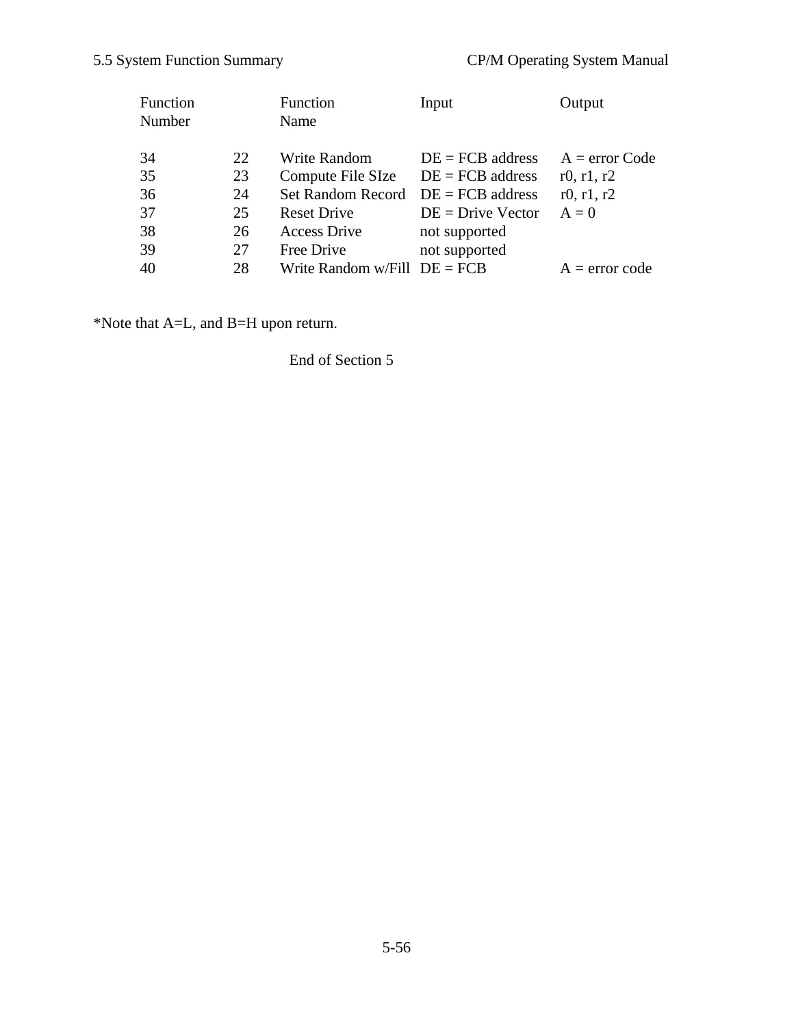| Function Number | | Function Name | Input | Output |
|---|---|---|---|---|
| 34 | 22 | Write Random | DE = FCB address | A = error Code |
| 35 | 23 | Compute File SIze | DE = FCB address | r0, r1, r2 |
| 36 | 24 | Set Random Record | DE = FCB address | r0, r1, r2 |
| 37 | 25 | Reset Drive | DE = Drive Vector | A = 0 |
| 38 | 26 | Access Drive | not supported | |
| 39 | 27 | Free Drive | not supported | |
| 40 | 28 | Write Random w/Fill | DE = FCB | A = error code |

*Note that A=L, and B=H upon return.

End of Section 5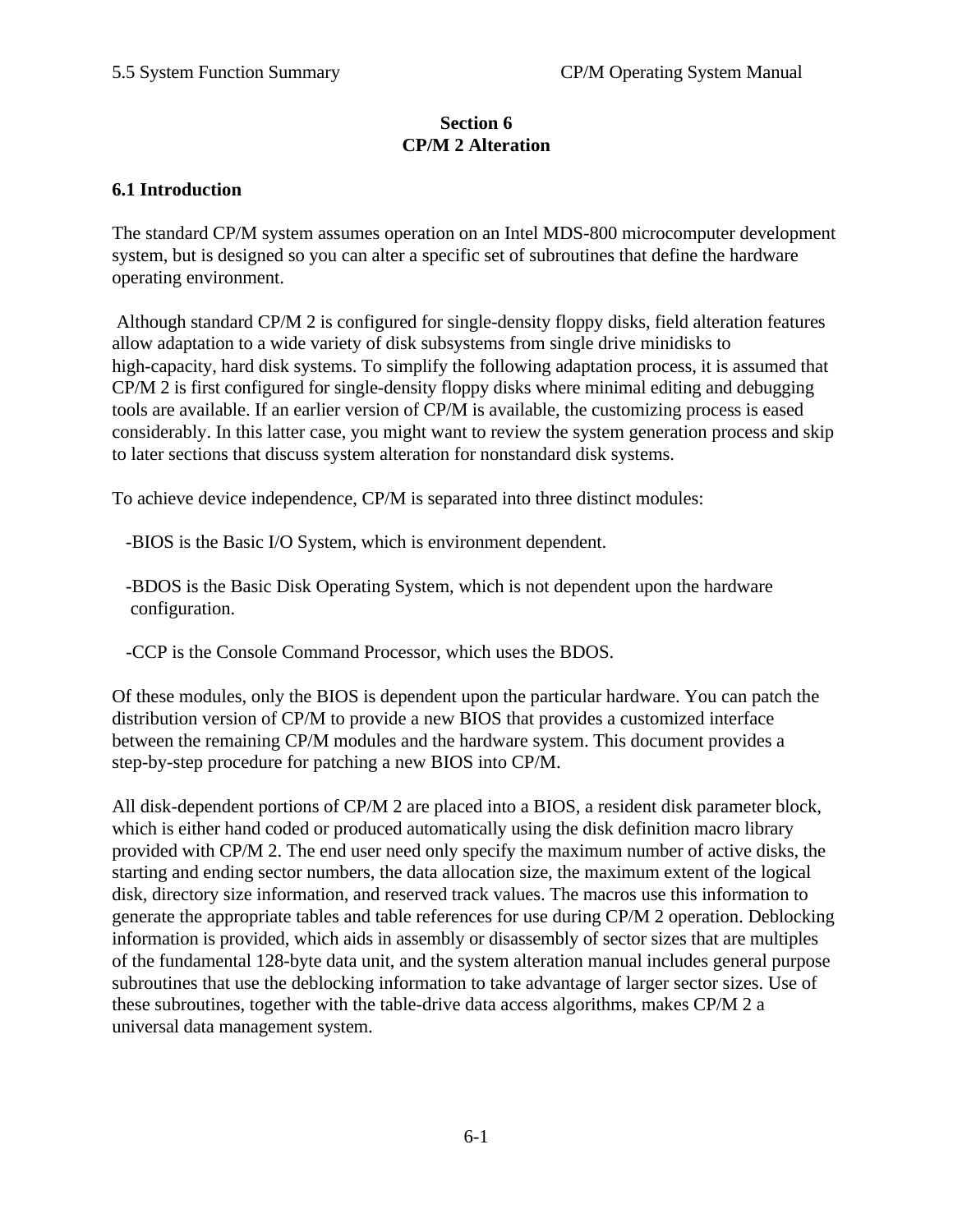# Section 6
# CP/M 2 Alteration

## 6.1 Introduction

The standard CP/M system assumes operation on an Intel MDS-800 microcomputer development system, but is designed so you can alter a specific set of subroutines that define the hardware operating environment.

Although standard CP/M 2 is configured for single-density floppy disks, field alteration features allow adaptation to a wide variety of disk subsystems from single drive minidisks to high-capacity, hard disk systems. To simplify the following adaptation process, it is assumed that CP/M 2 is first configured for single-density floppy disks where minimal editing and debugging tools are available. If an earlier version of CP/M is available, the customizing process is eased considerably. In this latter case, you might want to review the system generation process and skip to later sections that discuss system alteration for nonstandard disk systems.

To achieve device independence, CP/M is separated into three distinct modules:

- BIOS is the Basic I/O System, which is environment dependent.
- BDOS is the Basic Disk Operating System, which is not dependent upon the hardware configuration.
- CCP is the Console Command Processor, which uses the BDOS.

Of these modules, only the BIOS is dependent upon the particular hardware. You can patch the distribution version of CP/M to provide a new BIOS that provides a customized interface between the remaining CP/M modules and the hardware system. This document provides a step-by-step procedure for patching a new BIOS into CP/M.

All disk-dependent portions of CP/M 2 are placed into a BIOS, a resident disk parameter block, which is either hand coded or produced automatically using the disk definition macro library provided with CP/M 2. The end user need only specify the maximum number of active disks, the starting and ending sector numbers, the data allocation size, the maximum extent of the logical disk, directory size information, and reserved track values. The macros use this information to generate the appropriate tables and table references for use during CP/M 2 operation. Deblocking information is provided, which aids in assembly or disassembly of sector sizes that are multiples of the fundamental 128-byte data unit, and the system alteration manual includes general purpose subroutines that use the deblocking information to take advantage of larger sector sizes. Use of these subroutines, together with the table-drive data access algorithms, makes CP/M 2 a universal data management system.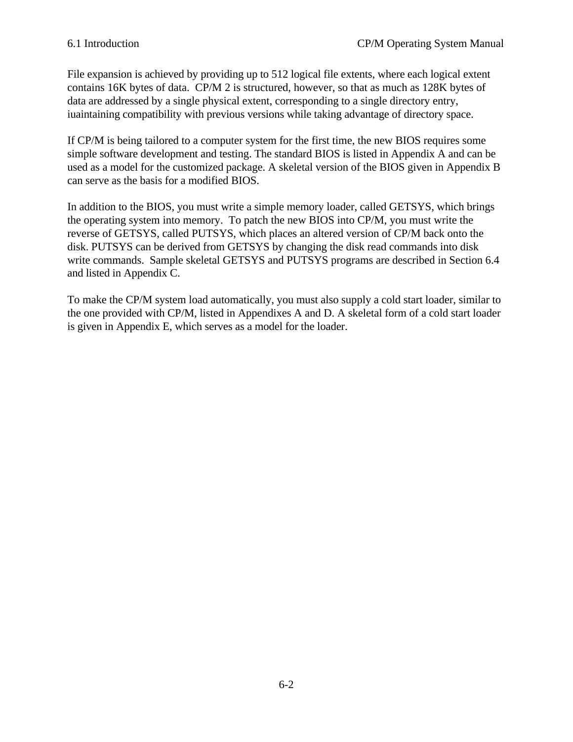File expansion is achieved by providing up to 512 logical file extents, where each logical extent contains 16K bytes of data. CP/M 2 is structured, however, so that as much as 128K bytes of data are addressed by a single physical extent, corresponding to a single directory entry, iuaintaining compatibility with previous versions while taking advantage of directory space.

If CP/M is being tailored to a computer system for the first time, the new BIOS requires some simple software development and testing. The standard BIOS is listed in Appendix A and can be used as a model for the customized package. A skeletal version of the BIOS given in Appendix B can serve as the basis for a modified BIOS.

In addition to the BIOS, you must write a simple memory loader, called GETSYS, which brings the operating system into memory. To patch the new BIOS into CP/M, you must write the reverse of GETSYS, called PUTSYS, which places an altered version of CP/M back onto the disk. PUTSYS can be derived from GETSYS by changing the disk read commands into disk write commands. Sample skeletal GETSYS and PUTSYS programs are described in Section 6.4 and listed in Appendix C.

To make the CP/M system load automatically, you must also supply a cold start loader, similar to the one provided with CP/M, listed in Appendixes A and D. A skeletal form of a cold start loader is given in Appendix E, which serves as a model for the loader.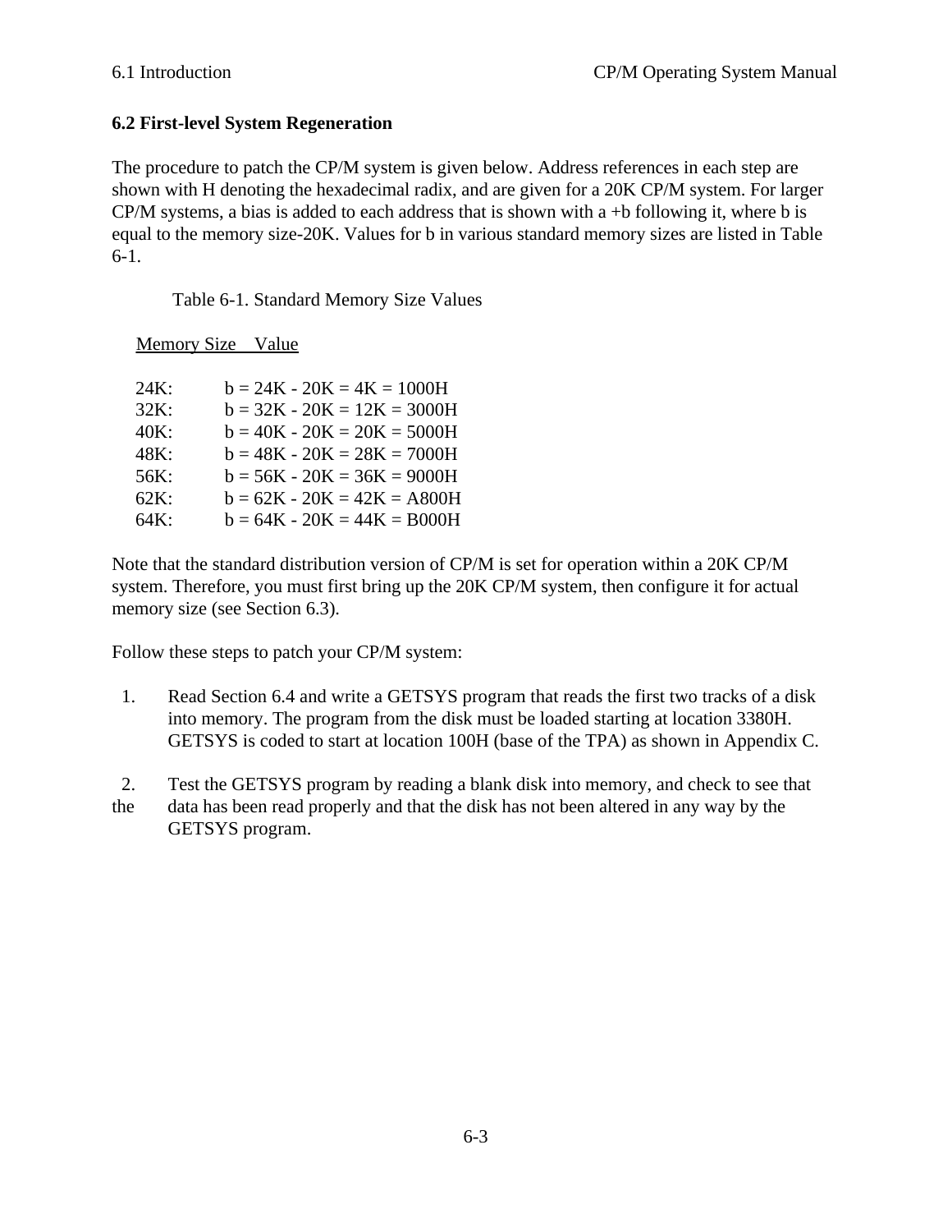## 6.2 First-level System Regeneration

The procedure to patch the CP/M system is given below. Address references in each step are shown with H denoting the hexadecimal radix, and are given for a 20K CP/M system. For larger CP/M systems, a bias is added to each address that is shown with a +b following it, where b is equal to the memory size-20K. Values for b in various standard memory sizes are listed in Table 6-1.

Table 6-1. Standard Memory Size Values

| Memory Size | Value |
|---|---|
| 24K: | b = 24K - 20K = 4K = 1000H |
| 32K: | b = 32K - 20K = 12K = 3000H |
| 40K: | b = 40K - 20K = 20K = 5000H |
| 48K: | b = 48K - 20K = 28K = 7000H |
| 56K: | b = 56K - 20K = 36K = 9000H |
| 62K: | b = 62K - 20K = 42K = A800H |
| 64K: | b = 64K - 20K = 44K = B000H |

Note that the standard distribution version of CP/M is set for operation within a 20K CP/M system. Therefore, you must first bring up the 20K CP/M system, then configure it for actual memory size (see Section 6.3).

Follow these steps to patch your CP/M system:

1. Read Section 6.4 and write a GETSYS program that reads the first two tracks of a disk into memory. The program from the disk must be loaded starting at location 3380H. GETSYS is coded to start at location 100H (base of the TPA) as shown in Appendix C.

2. Test the GETSYS program by reading a blank disk into memory, and check to see that the data has been read properly and that the disk has not been altered in any way by the GETSYS program.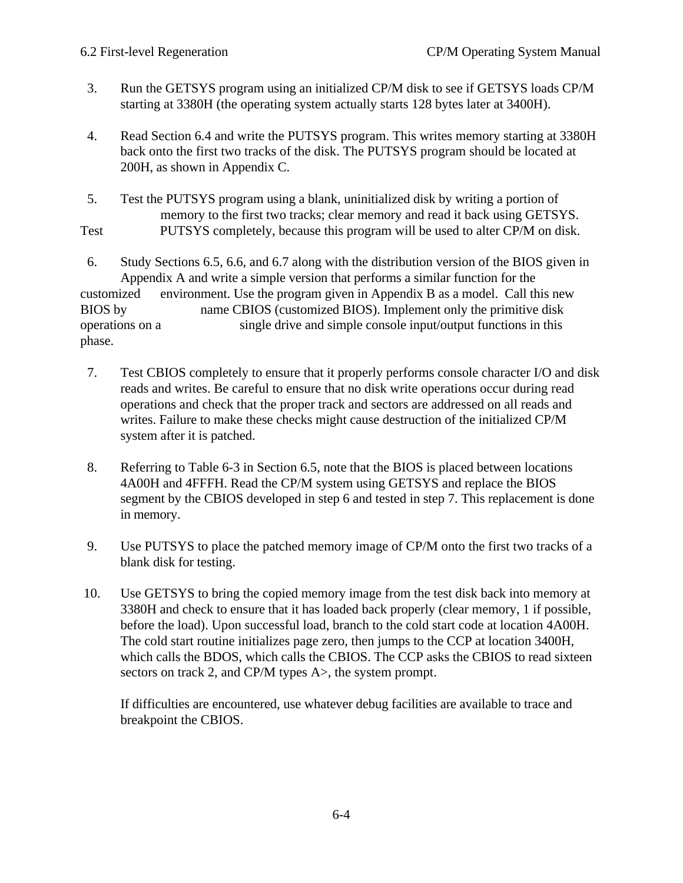3. Run the GETSYS program using an initialized CP/M disk to see if GETSYS loads CP/M starting at 3380H (the operating system actually starts 128 bytes later at 3400H).

4. Read Section 6.4 and write the PUTSYS program. This writes memory starting at 3380H back onto the first two tracks of the disk. The PUTSYS program should be located at 200H, as shown in Appendix C.

5. Test the PUTSYS program using a blank, uninitialized disk by writing a portion of memory to the first two tracks; clear memory and read it back using GETSYS. Test PUTSYS completely, because this program will be used to alter CP/M on disk.

6. Study Sections 6.5, 6.6, and 6.7 along with the distribution version of the BIOS given in Appendix A and write a simple version that performs a similar function for the customized environment. Use the program given in Appendix B as a model. Call this new BIOS by name CBIOS (customized BIOS). Implement only the primitive disk operations on a single drive and simple console input/output functions in this phase.

7. Test CBIOS completely to ensure that it properly performs console character I/O and disk reads and writes. Be careful to ensure that no disk write operations occur during read operations and check that the proper track and sectors are addressed on all reads and writes. Failure to make these checks might cause destruction of the initialized CP/M system after it is patched.

8. Referring to Table 6-3 in Section 6.5, note that the BIOS is placed between locations 4A00H and 4FFFH. Read the CP/M system using GETSYS and replace the BIOS segment by the CBIOS developed in step 6 and tested in step 7. This replacement is done in memory.

9. Use PUTSYS to place the patched memory image of CP/M onto the first two tracks of a blank disk for testing.

10. Use GETSYS to bring the copied memory image from the test disk back into memory at 3380H and check to ensure that it has loaded back properly (clear memory, 1 if possible, before the load). Upon successful load, branch to the cold start code at location 4A00H. The cold start routine initializes page zero, then jumps to the CCP at location 3400H, which calls the BDOS, which calls the CBIOS. The CCP asks the CBIOS to read sixteen sectors on track 2, and CP/M types A>, the system prompt.

    If difficulties are encountered, use whatever debug facilities are available to trace and breakpoint the CBIOS.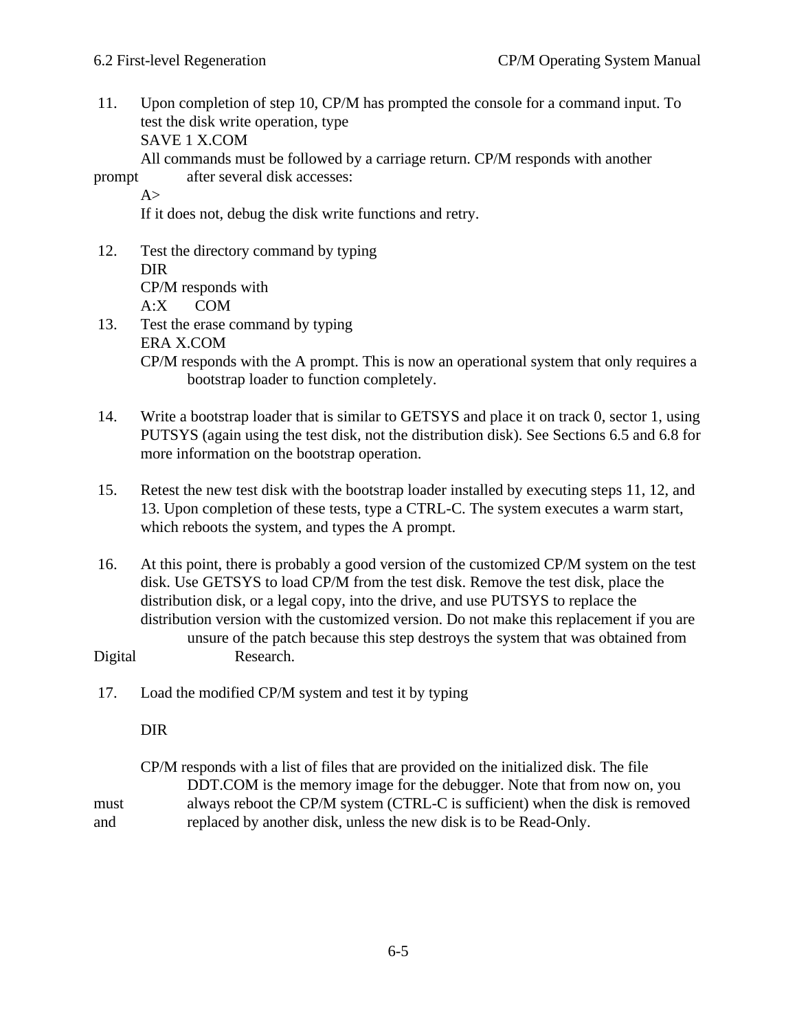11. Upon completion of step 10, CP/M has prompted the console for a command input. To test the disk write operation, type

    SAVE 1 X.COM

    All commands must be followed by a carriage return. CP/M responds with another prompt after several disk accesses:

    A>

    If it does not, debug the disk write functions and retry.

12. Test the directory command by typing

    DIR

    CP/M responds with

    A:X COM

13. Test the erase command by typing

    ERA X.COM

    CP/M responds with the A prompt. This is now an operational system that only requires a bootstrap loader to function completely.

14. Write a bootstrap loader that is similar to GETSYS and place it on track 0, sector 1, using PUTSYS (again using the test disk, not the distribution disk). See Sections 6.5 and 6.8 for more information on the bootstrap operation.

15. Retest the new test disk with the bootstrap loader installed by executing steps 11, 12, and 13. Upon completion of these tests, type a CTRL-C. The system executes a warm start, which reboots the system, and types the A prompt.

16. At this point, there is probably a good version of the customized CP/M system on the test disk. Use GETSYS to load CP/M from the test disk. Remove the test disk, place the distribution disk, or a legal copy, into the drive, and use PUTSYS to replace the distribution version with the customized version. Do not make this replacement if you are unsure of the patch because this step destroys the system that was obtained from Digital Research.

17. Load the modified CP/M system and test it by typing

    DIR

    CP/M responds with a list of files that are provided on the initialized disk. The file DDT.COM is the memory image for the debugger. Note that from now on, you must always reboot the CP/M system (CTRL-C is sufficient) when the disk is removed and replaced by another disk, unless the new disk is to be Read-Only.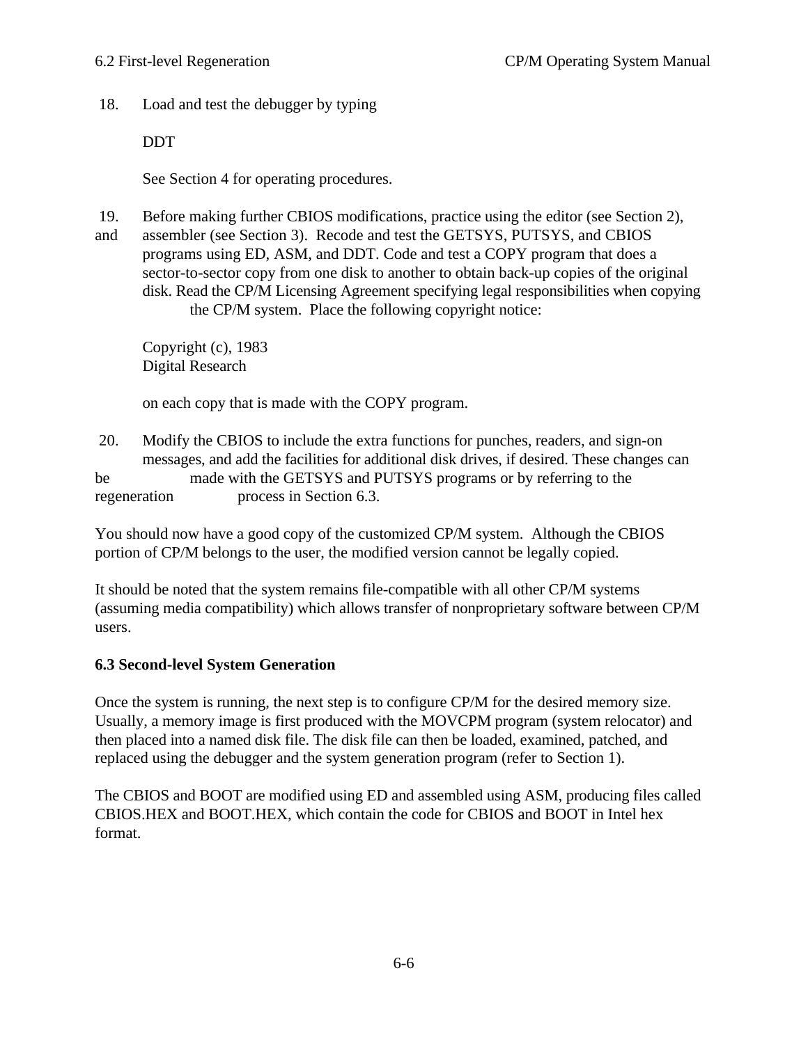18. Load and test the debugger by typing

    DDT

    See Section 4 for operating procedures.

19. Before making further CBIOS modifications, practice using the editor (see Section 2), and assembler (see Section 3). Recode and test the GETSYS, PUTSYS, and CBIOS programs using ED, ASM, and DDT. Code and test a COPY program that does a sector-to-sector copy from one disk to another to obtain back-up copies of the original disk. Read the CP/M Licensing Agreement specifying legal responsibilities when copying the CP/M system. Place the following copyright notice:

    Copyright (c), 1983
    Digital Research

    on each copy that is made with the COPY program.

20. Modify the CBIOS to include the extra functions for punches, readers, and sign-on messages, and add the facilities for additional disk drives, if desired. These changes can be made with the GETSYS and PUTSYS programs or by referring to the regeneration process in Section 6.3.

You should now have a good copy of the customized CP/M system. Although the CBIOS portion of CP/M belongs to the user, the modified version cannot be legally copied.

It should be noted that the system remains file-compatible with all other CP/M systems (assuming media compatibility) which allows transfer of nonproprietary software between CP/M users.

### 6.3 Second-level System Generation

Once the system is running, the next step is to configure CP/M for the desired memory size. Usually, a memory image is first produced with the MOVCPM program (system relocator) and then placed into a named disk file. The disk file can then be loaded, examined, patched, and replaced using the debugger and the system generation program (refer to Section 1).

The CBIOS and BOOT are modified using ED and assembled using ASM, producing files called CBIOS.HEX and BOOT.HEX, which contain the code for CBIOS and BOOT in Intel hex format.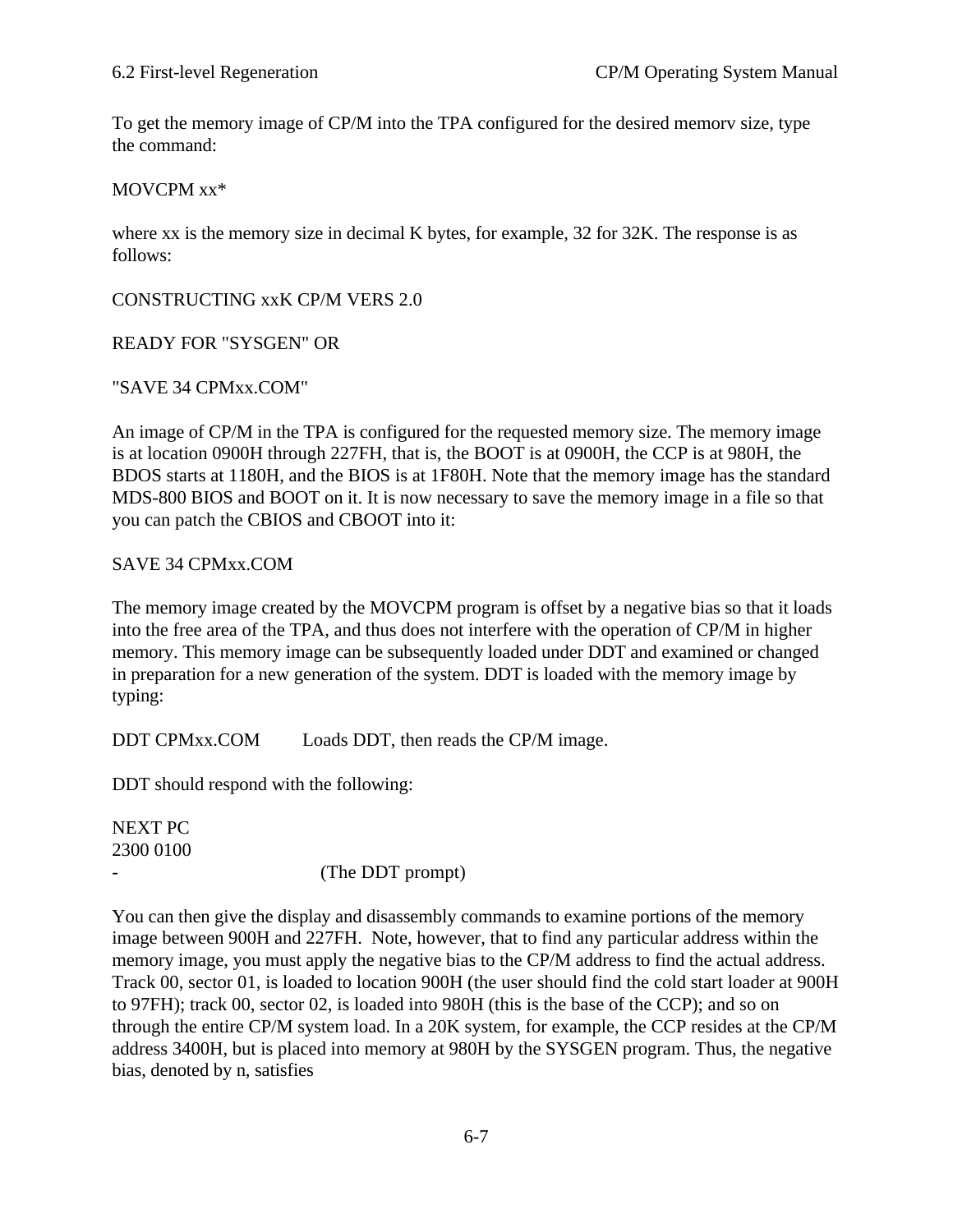To get the memory image of CP/M into the TPA configured for the desired memorv size, type the command:

MOVCPM xx*

where xx is the memory size in decimal K bytes, for example, 32 for 32K. The response is as follows:

CONSTRUCTING xxK CP/M VERS 2.0

READY FOR "SYSGEN" OR

"SAVE 34 CPMxx.COM"

An image of CP/M in the TPA is configured for the requested memory size. The memory image is at location 0900H through 227FH, that is, the BOOT is at 0900H, the CCP is at 980H, the BDOS starts at 1180H, and the BIOS is at 1F80H. Note that the memory image has the standard MDS-800 BIOS and BOOT on it. It is now necessary to save the memory image in a file so that you can patch the CBIOS and CBOOT into it:

SAVE 34 CPMxx.COM

The memory image created by the MOVCPM program is offset by a negative bias so that it loads into the free area of the TPA, and thus does not interfere with the operation of CP/M in higher memory. This memory image can be subsequently loaded under DDT and examined or changed in preparation for a new generation of the system. DDT is loaded with the memory image by typing:

```
DDT CPMxx.COM        Loads DDT, then reads the CP/M image.
```

DDT should respond with the following:

```
NEXT PC
2300 0100
-                         (The DDT prompt)
```

You can then give the display and disassembly commands to examine portions of the memory image between 900H and 227FH. Note, however, that to find any particular address within the memory image, you must apply the negative bias to the CP/M address to find the actual address. Track 00, sector 01, is loaded to location 900H (the user should find the cold start loader at 900H to 97FH); track 00, sector 02, is loaded into 980H (this is the base of the CCP); and so on through the entire CP/M system load. In a 20K system, for example, the CCP resides at the CP/M address 3400H, but is placed into memory at 980H by the SYSGEN program. Thus, the negative bias, denoted by n, satisfies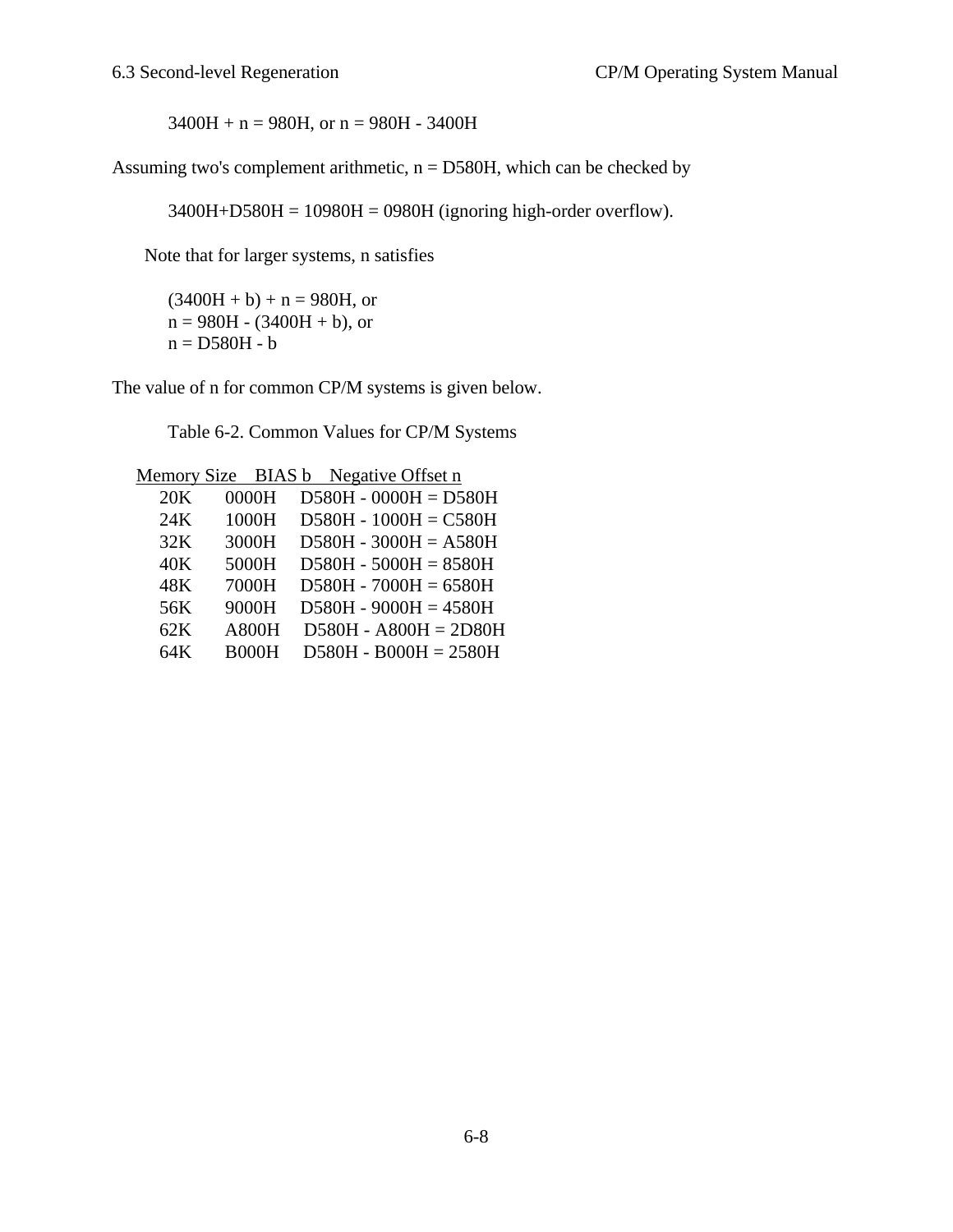3400H + n = 980H, or n = 980H - 3400H

Assuming two's complement arithmetic, n = D580H, which can be checked by

3400H+D580H = 10980H = 0980H (ignoring high-order overflow).

Note that for larger systems, n satisfies

(3400H + b) + n = 980H, or
n = 980H - (3400H + b), or
n = D580H - b

The value of n for common CP/M systems is given below.

Table 6-2. Common Values for CP/M Systems

| Memory Size | BIAS b | Negative Offset n |
|---|---|---|
| 20K | 0000H | D580H - 0000H = D580H |
| 24K | 1000H | D580H - 1000H = C580H |
| 32K | 3000H | D580H - 3000H = A580H |
| 40K | 5000H | D580H - 5000H = 8580H |
| 48K | 7000H | D580H - 7000H = 6580H |
| 56K | 9000H | D580H - 9000H = 4580H |
| 62K | A800H | D580H - A800H = 2D80H |
| 64K | B000H | D580H - B000H = 2580H |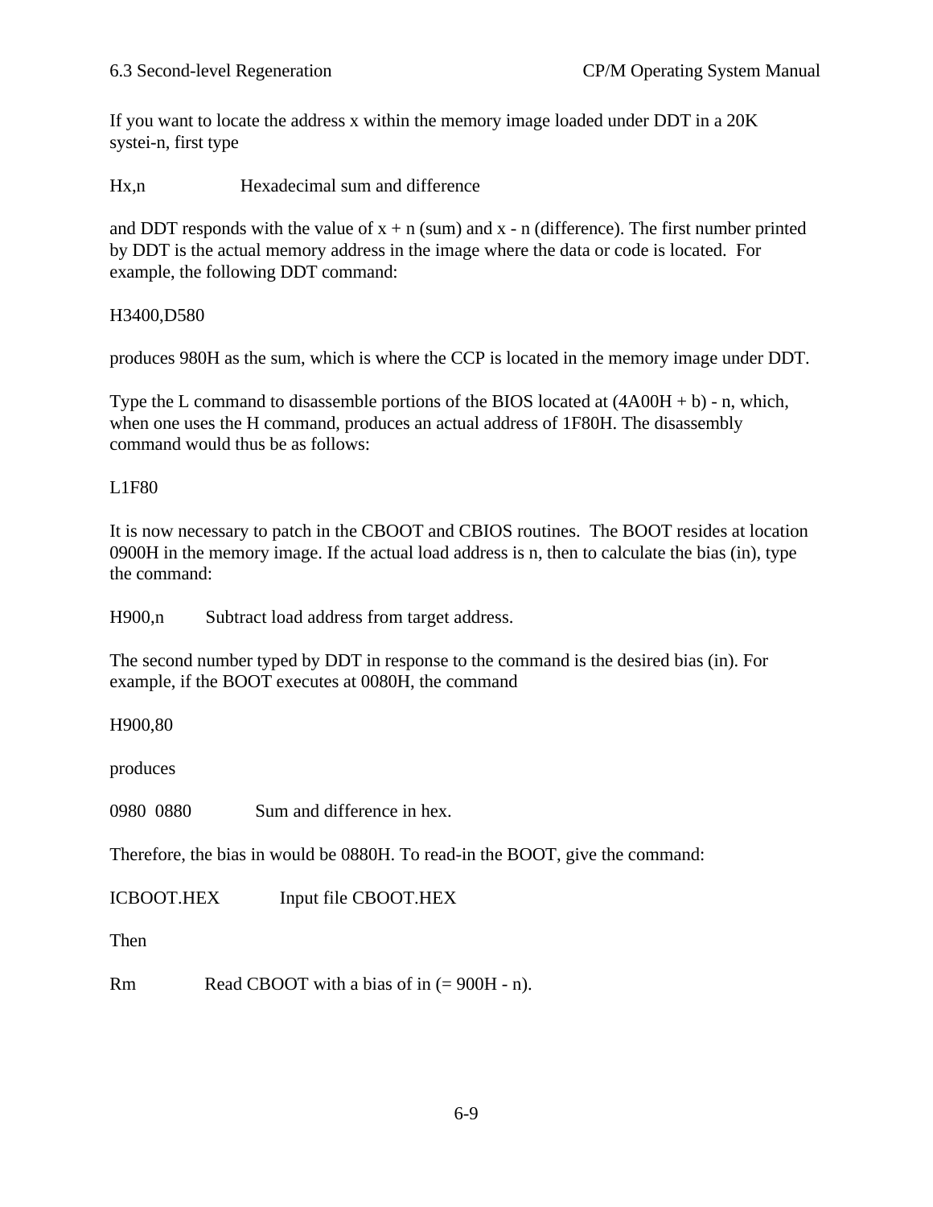If you want to locate the address x within the memory image loaded under DDT in a 20K systei-n, first type

Hx,n    Hexadecimal sum and difference

and DDT responds with the value of x + n (sum) and x - n (difference). The first number printed by DDT is the actual memory address in the image where the data or code is located. For example, the following DDT command:

H3400,D580

produces 980H as the sum, which is where the CCP is located in the memory image under DDT.

Type the L command to disassemble portions of the BIOS located at (4A00H + b) - n, which, when one uses the H command, produces an actual address of 1F80H. The disassembly command would thus be as follows:

L1F80

It is now necessary to patch in the CBOOT and CBIOS routines. The BOOT resides at location 0900H in the memory image. If the actual load address is n, then to calculate the bias (in), type the command:

H900,n    Subtract load address from target address.

The second number typed by DDT in response to the command is the desired bias (in). For example, if the BOOT executes at 0080H, the command

H900,80

produces

0980 0880    Sum and difference in hex.

Therefore, the bias in would be 0880H. To read-in the BOOT, give the command:

ICBOOT.HEX    Input file CBOOT.HEX

Then

Rm    Read CBOOT with a bias of in (= 900H - n).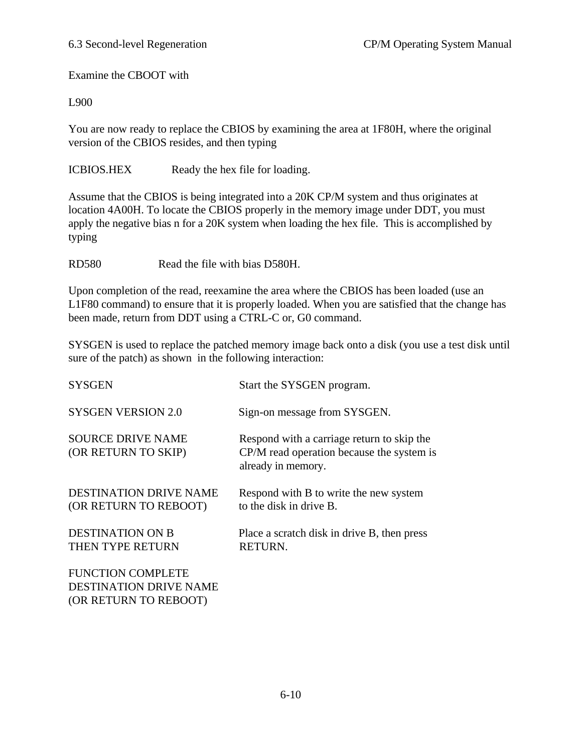Examine the CBOOT with

L900

You are now ready to replace the CBIOS by examining the area at 1F80H, where the original version of the CBIOS resides, and then typing

| | |
|---|---|
| ICBIOS.HEX | Ready the hex file for loading. |

Assume that the CBIOS is being integrated into a 20K CP/M system and thus originates at location 4A00H. To locate the CBIOS properly in the memory image under DDT, you must apply the negative bias n for a 20K system when loading the hex file. This is accomplished by typing

| | |
|---|---|
| RD580 | Read the file with bias D580H. |

Upon completion of the read, reexamine the area where the CBIOS has been loaded (use an L1F80 command) to ensure that it is properly loaded. When you are satisfied that the change has been made, return from DDT using a CTRL-C or, G0 command.

SYSGEN is used to replace the patched memory image back onto a disk (you use a test disk until sure of the patch) as shown in the following interaction:

| | |
|---|---|
| SYSGEN | Start the SYSGEN program. |
| SYSGEN VERSION 2.0 | Sign-on message from SYSGEN. |
| SOURCE DRIVE NAME (OR RETURN TO SKIP) | Respond with a carriage return to skip the CP/M read operation because the system is already in memory. |
| DESTINATION DRIVE NAME (OR RETURN TO REBOOT) | Respond with B to write the new system to the disk in drive B. |
| DESTINATION ON B THEN TYPE RETURN | Place a scratch disk in drive B, then press RETURN. |
| FUNCTION COMPLETE DESTINATION DRIVE NAME (OR RETURN TO REBOOT) | |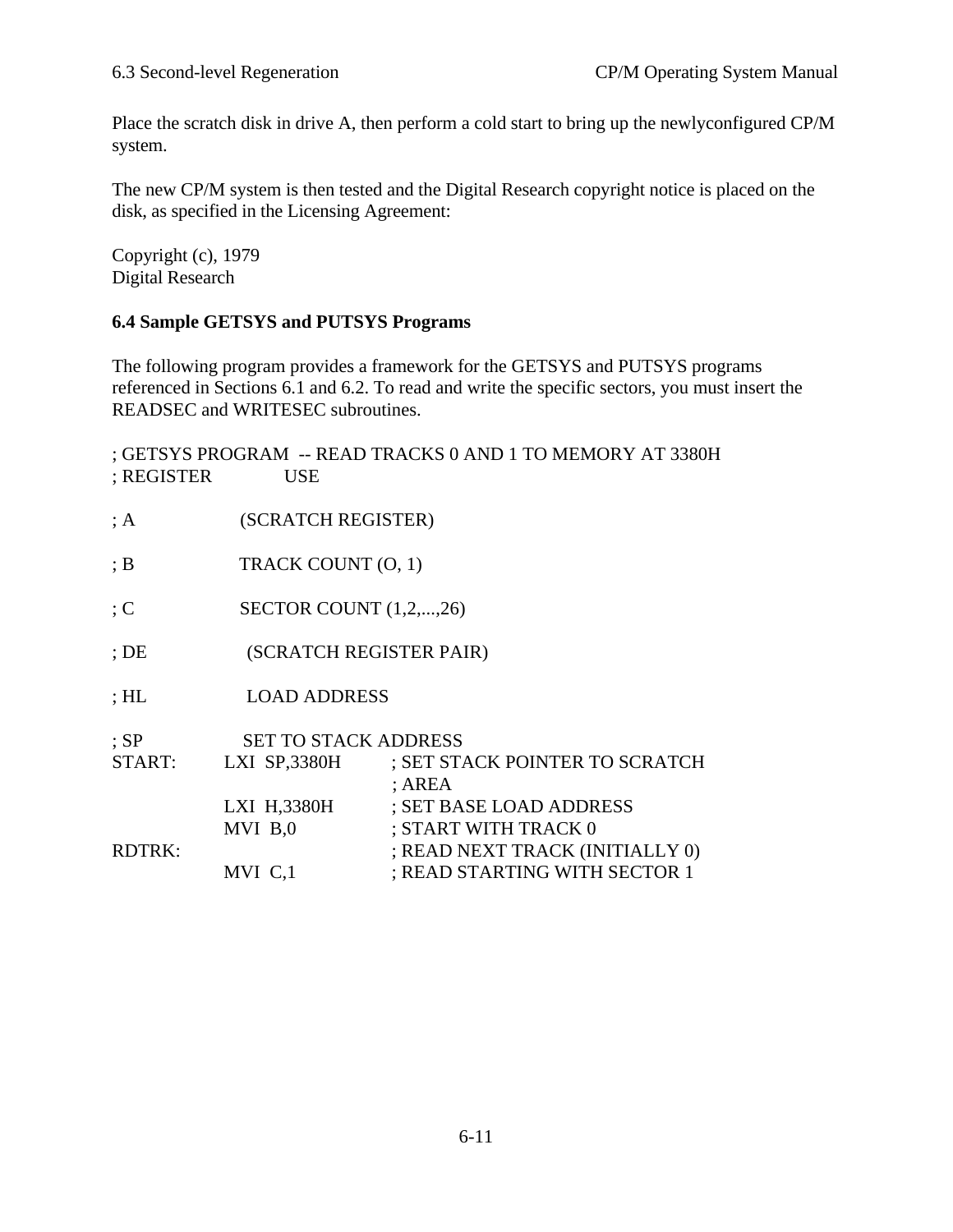Place the scratch disk in drive A, then perform a cold start to bring up the newlyconfigured CP/M system.

The new CP/M system is then tested and the Digital Research copyright notice is placed on the disk, as specified in the Licensing Agreement:

Copyright (c), 1979
Digital Research

### 6.4 Sample GETSYS and PUTSYS Programs

The following program provides a framework for the GETSYS and PUTSYS programs referenced in Sections 6.1 and 6.2. To read and write the specific sectors, you must insert the READSEC and WRITESEC subroutines.

```
; GETSYS PROGRAM  -- READ TRACKS 0 AND 1 TO MEMORY AT 3380H
; REGISTER          USE

; A                 (SCRATCH REGISTER)

; B                 TRACK COUNT (O, 1)

; C                 SECTOR COUNT (1,2,...,26)

; DE                (SCRATCH REGISTER PAIR)

; HL                LOAD ADDRESS

; SP                SET TO STACK ADDRESS
START:    LXI  SP,3380H     ; SET STACK POINTER TO SCRATCH
                            ; AREA
          LXI  H,3380H      ; SET BASE LOAD ADDRESS
          MVI  B,0          ; START WITH TRACK 0
RDTRK:                      ; READ NEXT TRACK (INITIALLY 0)
          MVI  C,1          ; READ STARTING WITH SECTOR 1
```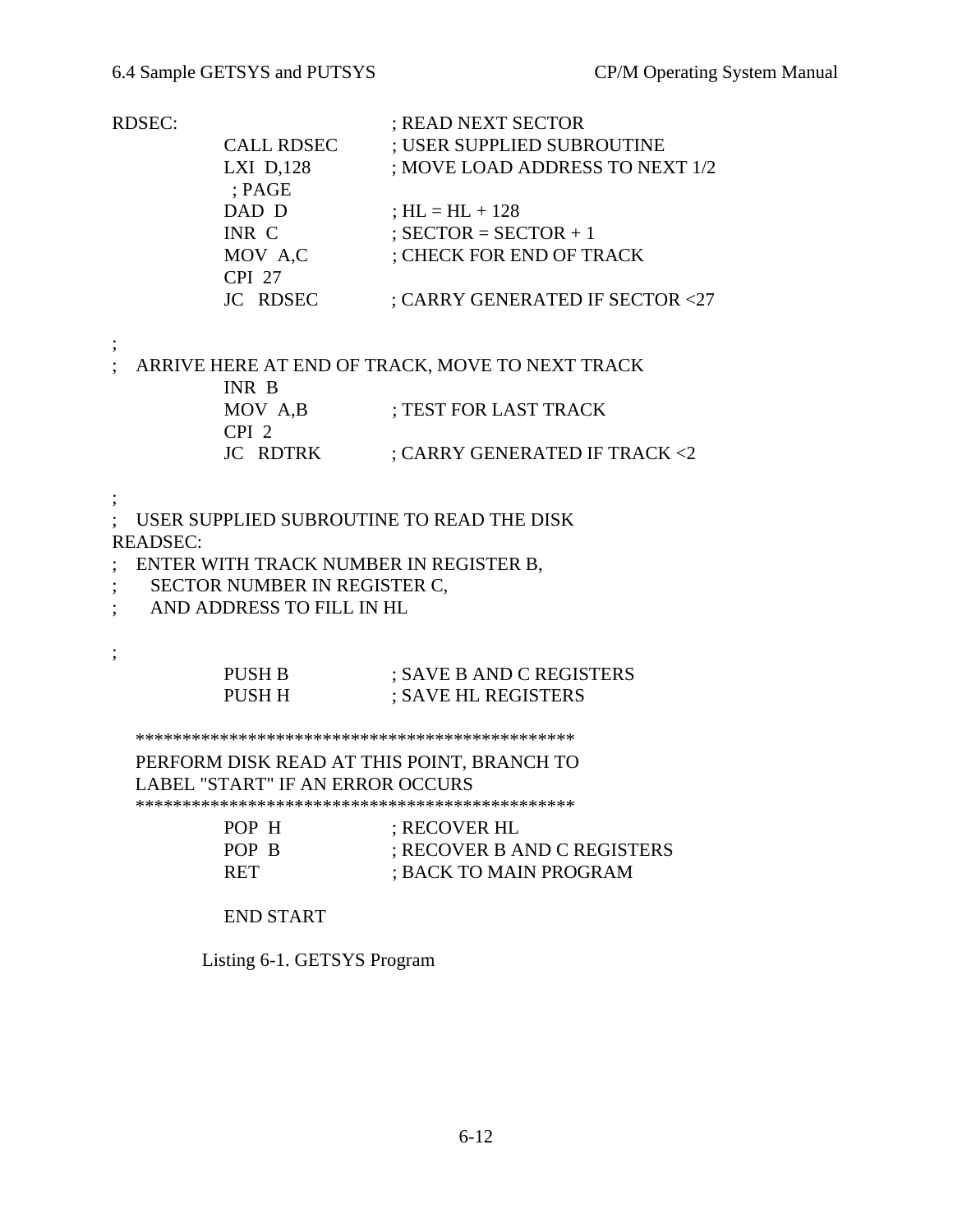```
RDSEC:                          ; READ NEXT SECTOR
            CALL RDSEC          ; USER SUPPLIED SUBROUTINE
            LXI  D,128          ; MOVE LOAD ADDRESS TO NEXT 1/2
             ; PAGE
            DAD  D              ; HL = HL + 128
            INR  C              ; SECTOR = SECTOR + 1
            MOV  A,C            ; CHECK FOR END OF TRACK
            CPI  27
            JC   RDSEC          ; CARRY GENERATED IF SECTOR <27

;
;   ARRIVE HERE AT END OF TRACK, MOVE TO NEXT TRACK
            INR  B
            MOV  A,B            ; TEST FOR LAST TRACK
            CPI  2
            JC   RDTRK          ; CARRY GENERATED IF TRACK <2

;
;   USER SUPPLIED SUBROUTINE TO READ THE DISK
READSEC:
;   ENTER WITH TRACK NUMBER IN REGISTER B,
;     SECTOR NUMBER IN REGISTER C,
;     AND ADDRESS TO FILL IN HL

;
            PUSH B              ; SAVE B AND C REGISTERS
            PUSH H              ; SAVE HL REGISTERS

    ***********************************************
    PERFORM DISK READ AT THIS POINT, BRANCH TO
    LABEL "START" IF AN ERROR OCCURS
    ***********************************************
            POP  H              ; RECOVER HL
            POP  B              ; RECOVER B AND C REGISTERS
            RET                 ; BACK TO MAIN PROGRAM

            END START
```

Listing 6-1. GETSYS Program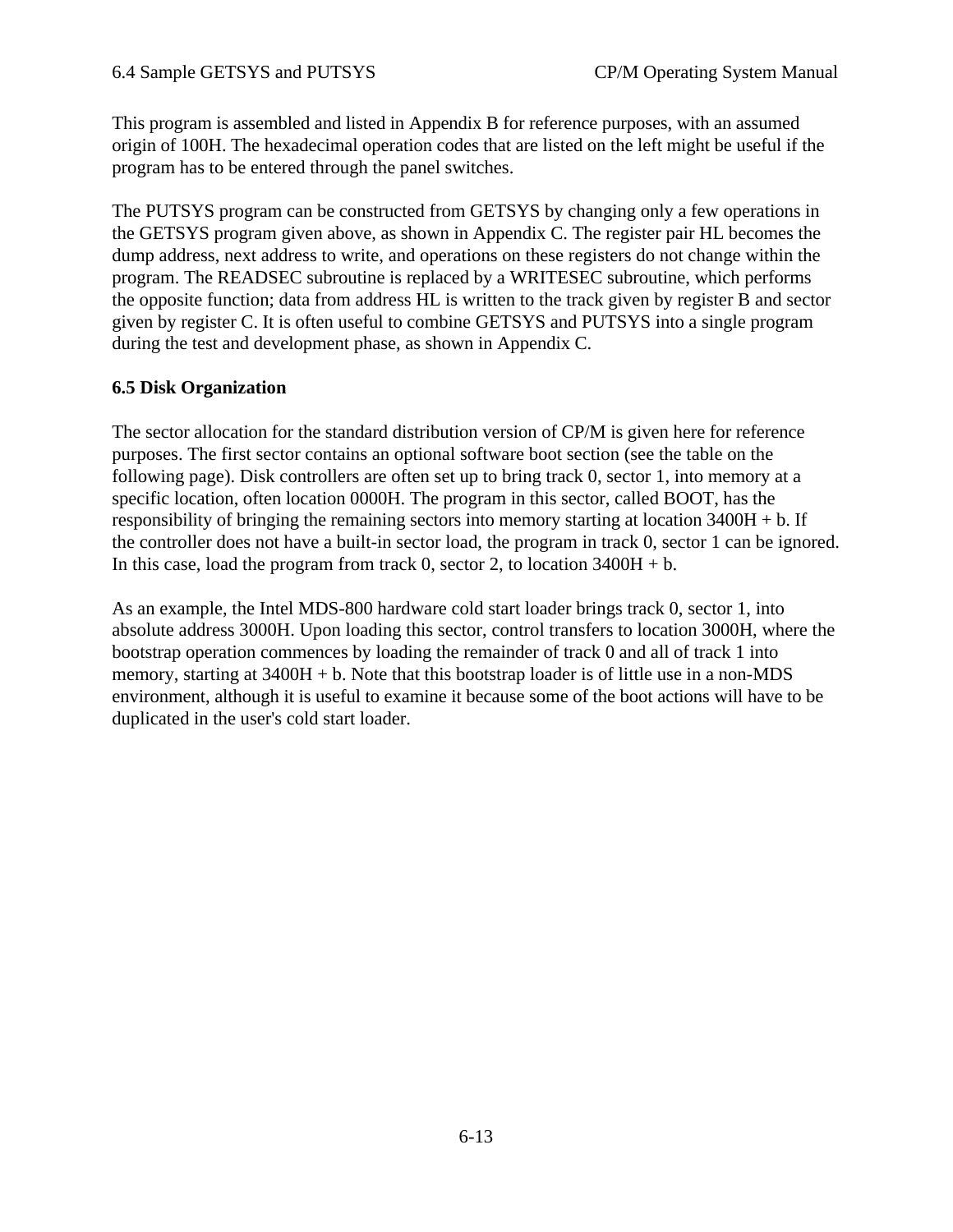This program is assembled and listed in Appendix B for reference purposes, with an assumed origin of 100H. The hexadecimal operation codes that are listed on the left might be useful if the program has to be entered through the panel switches.

The PUTSYS program can be constructed from GETSYS by changing only a few operations in the GETSYS program given above, as shown in Appendix C. The register pair HL becomes the dump address, next address to write, and operations on these registers do not change within the program. The READSEC subroutine is replaced by a WRITESEC subroutine, which performs the opposite function; data from address HL is written to the track given by register B and sector given by register C. It is often useful to combine GETSYS and PUTSYS into a single program during the test and development phase, as shown in Appendix C.

### 6.5 Disk Organization

The sector allocation for the standard distribution version of CP/M is given here for reference purposes. The first sector contains an optional software boot section (see the table on the following page). Disk controllers are often set up to bring track 0, sector 1, into memory at a specific location, often location 0000H. The program in this sector, called BOOT, has the responsibility of bringing the remaining sectors into memory starting at location 3400H + b. If the controller does not have a built-in sector load, the program in track 0, sector 1 can be ignored. In this case, load the program from track 0, sector 2, to location 3400H + b.

As an example, the Intel MDS-800 hardware cold start loader brings track 0, sector 1, into absolute address 3000H. Upon loading this sector, control transfers to location 3000H, where the bootstrap operation commences by loading the remainder of track 0 and all of track 1 into memory, starting at 3400H + b. Note that this bootstrap loader is of little use in a non-MDS environment, although it is useful to examine it because some of the boot actions will have to be duplicated in the user's cold start loader.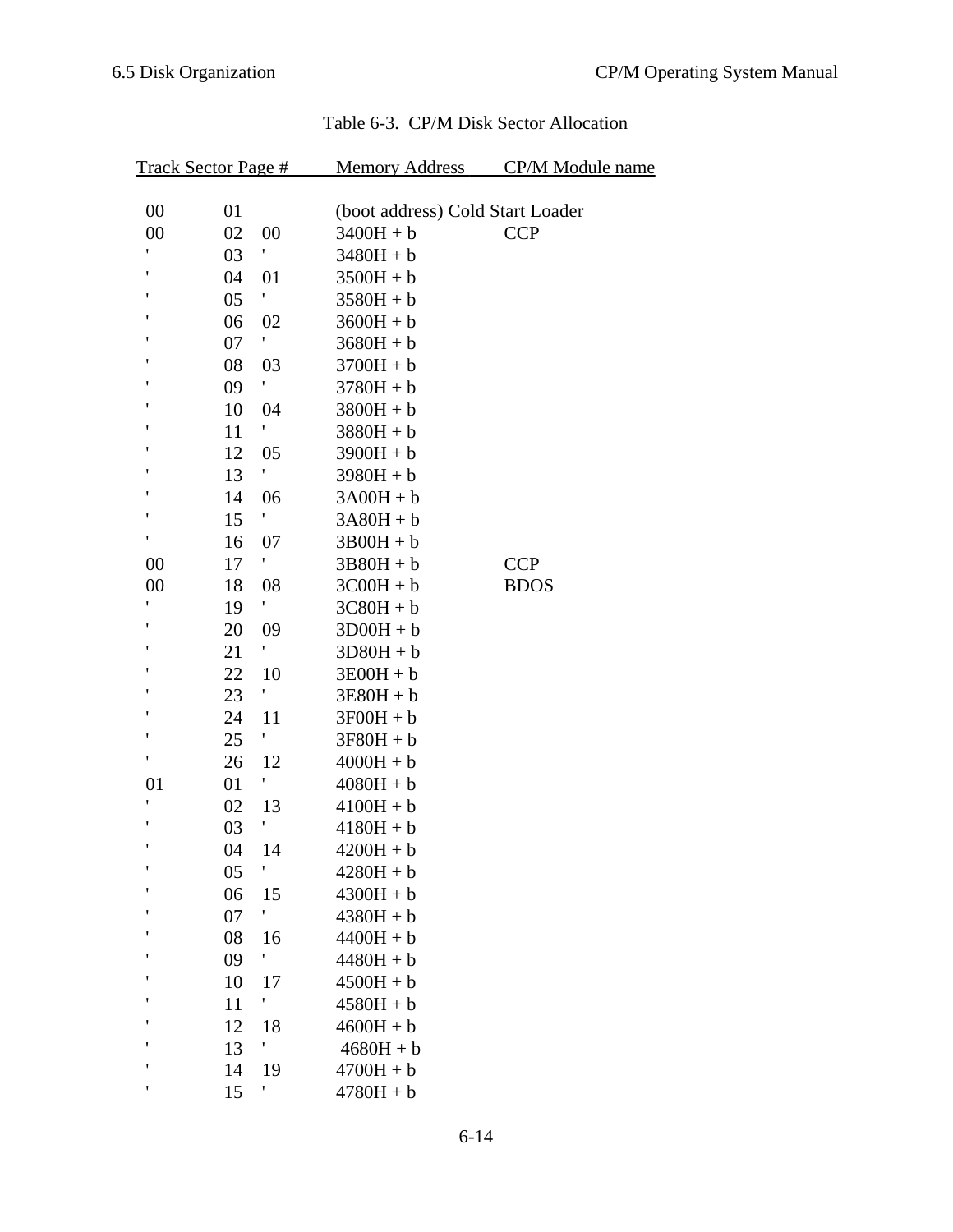Table 6-3. CP/M Disk Sector Allocation

| Track | Sector | Page # | Memory Address | CP/M Module name |
|---|---|---|---|---|
| 00 | 01 | | (boot address) | Cold Start Loader |
| 00 | 02 | 00 | 3400H + b | CCP |
| ' | 03 | ' | 3480H + b | |
| ' | 04 | 01 | 3500H + b | |
| ' | 05 | ' | 3580H + b | |
| ' | 06 | 02 | 3600H + b | |
| ' | 07 | ' | 3680H + b | |
| ' | 08 | 03 | 3700H + b | |
| ' | 09 | ' | 3780H + b | |
| ' | 10 | 04 | 3800H + b | |
| ' | 11 | ' | 3880H + b | |
| ' | 12 | 05 | 3900H + b | |
| ' | 13 | ' | 3980H + b | |
| ' | 14 | 06 | 3A00H + b | |
| ' | 15 | ' | 3A80H + b | |
| ' | 16 | 07 | 3B00H + b | |
| 00 | 17 | ' | 3B80H + b | CCP |
| 00 | 18 | 08 | 3C00H + b | BDOS |
| ' | 19 | ' | 3C80H + b | |
| ' | 20 | 09 | 3D00H + b | |
| ' | 21 | ' | 3D80H + b | |
| ' | 22 | 10 | 3E00H + b | |
| ' | 23 | ' | 3E80H + b | |
| ' | 24 | 11 | 3F00H + b | |
| ' | 25 | ' | 3F80H + b | |
| ' | 26 | 12 | 4000H + b | |
| 01 | 01 | ' | 4080H + b | |
| ' | 02 | 13 | 4100H + b | |
| ' | 03 | ' | 4180H + b | |
| ' | 04 | 14 | 4200H + b | |
| ' | 05 | ' | 4280H + b | |
| ' | 06 | 15 | 4300H + b | |
| ' | 07 | ' | 4380H + b | |
| ' | 08 | 16 | 4400H + b | |
| ' | 09 | ' | 4480H + b | |
| ' | 10 | 17 | 4500H + b | |
| ' | 11 | ' | 4580H + b | |
| ' | 12 | 18 | 4600H + b | |
| ' | 13 | ' | 4680H + b | |
| ' | 14 | 19 | 4700H + b | |
| ' | 15 | ' | 4780H + b | |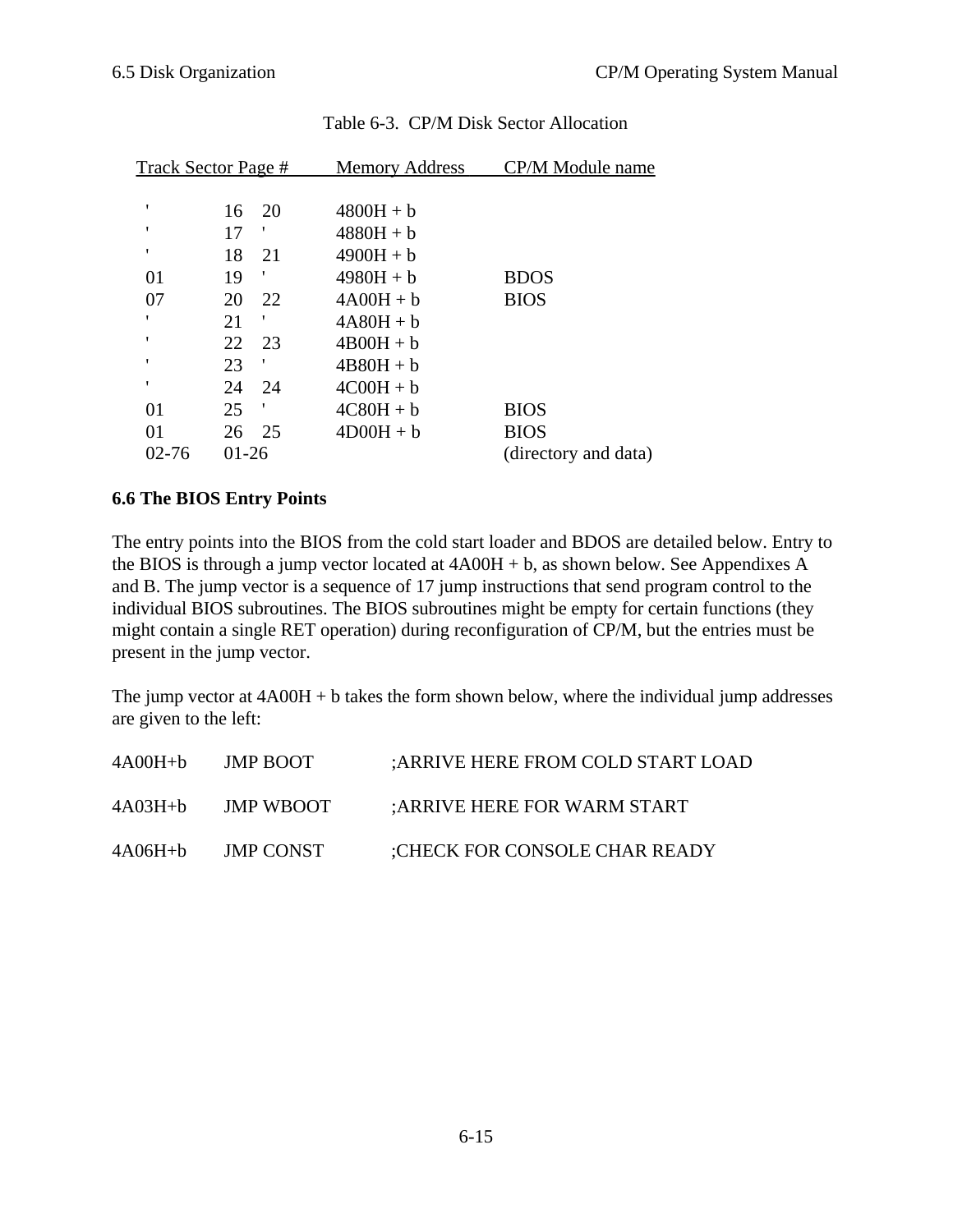Table 6-3. CP/M Disk Sector Allocation

| Track | Sector | Page # | Memory Address | CP/M Module name |
|---|---|---|---|---|
| ' | 16 | 20 | 4800H + b | |
| ' | 17 | ' | 4880H + b | |
| ' | 18 | 21 | 4900H + b | |
| 01 | 19 | ' | 4980H + b | BDOS |
| 07 | 20 | 22 | 4A00H + b | BIOS |
| ' | 21 | ' | 4A80H + b | |
| ' | 22 | 23 | 4B00H + b | |
| ' | 23 | ' | 4B80H + b | |
| ' | 24 | 24 | 4C00H + b | |
| 01 | 25 | ' | 4C80H + b | BIOS |
| 01 | 26 | 25 | 4D00H + b | BIOS |
| 02-76 | 01-26 | | | (directory and data) |

### 6.6 The BIOS Entry Points

The entry points into the BIOS from the cold start loader and BDOS are detailed below. Entry to the BIOS is through a jump vector located at 4A00H + b, as shown below. See Appendixes A and B. The jump vector is a sequence of 17 jump instructions that send program control to the individual BIOS subroutines. The BIOS subroutines might be empty for certain functions (they might contain a single RET operation) during reconfiguration of CP/M, but the entries must be present in the jump vector.

The jump vector at 4A00H + b takes the form shown below, where the individual jump addresses are given to the left:

```
4A00H+b    JMP BOOT       ;ARRIVE HERE FROM COLD START LOAD

4A03H+b    JMP WBOOT      ;ARRIVE HERE FOR WARM START

4A06H+b    JMP CONST      ;CHECK FOR CONSOLE CHAR READY
```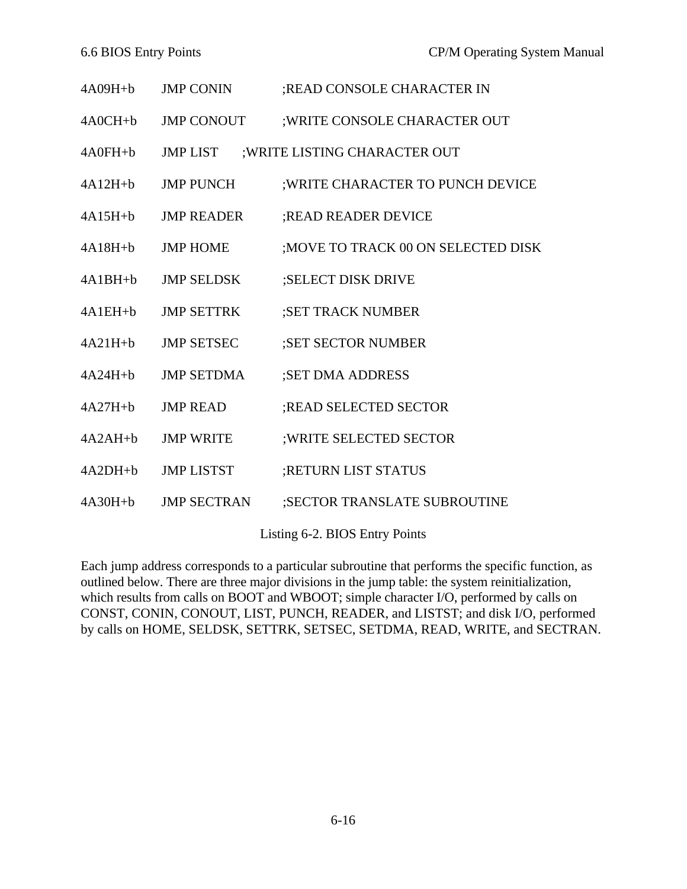```
4A09H+b    JMP CONIN      ;READ CONSOLE CHARACTER IN
4A0CH+b    JMP CONOUT     ;WRITE CONSOLE CHARACTER OUT
4A0FH+b    JMP LIST       ;WRITE LISTING CHARACTER OUT
4A12H+b    JMP PUNCH      ;WRITE CHARACTER TO PUNCH DEVICE
4A15H+b    JMP READER     ;READ READER DEVICE
4A18H+b    JMP HOME       ;MOVE TO TRACK 00 ON SELECTED DISK
4A1BH+b    JMP SELDSK     ;SELECT DISK DRIVE
4A1EH+b    JMP SETTRK     ;SET TRACK NUMBER
4A21H+b    JMP SETSEC     ;SET SECTOR NUMBER
4A24H+b    JMP SETDMA     ;SET DMA ADDRESS
4A27H+b    JMP READ       ;READ SELECTED SECTOR
4A2AH+b    JMP WRITE      ;WRITE SELECTED SECTOR
4A2DH+b    JMP LISTST     ;RETURN LIST STATUS
4A30H+b    JMP SECTRAN    ;SECTOR TRANSLATE SUBROUTINE
```

Listing 6-2. BIOS Entry Points

Each jump address corresponds to a particular subroutine that performs the specific function, as outlined below. There are three major divisions in the jump table: the system reinitialization, which results from calls on BOOT and WBOOT; simple character I/O, performed by calls on CONST, CONIN, CONOUT, LIST, PUNCH, READER, and LISTST; and disk I/O, performed by calls on HOME, SELDSK, SETTRK, SETSEC, SETDMA, READ, WRITE, and SECTRAN.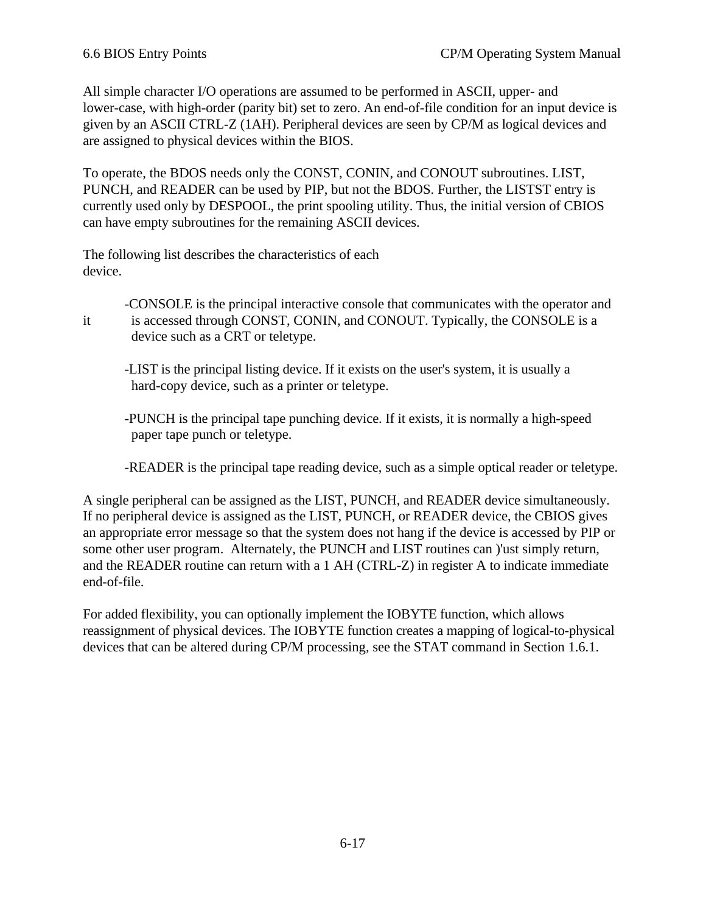All simple character I/O operations are assumed to be performed in ASCII, upper- and lower-case, with high-order (parity bit) set to zero. An end-of-file condition for an input device is given by an ASCII CTRL-Z (1AH). Peripheral devices are seen by CP/M as logical devices and are assigned to physical devices within the BIOS.

To operate, the BDOS needs only the CONST, CONIN, and CONOUT subroutines. LIST, PUNCH, and READER can be used by PIP, but not the BDOS. Further, the LISTST entry is currently used only by DESPOOL, the print spooling utility. Thus, the initial version of CBIOS can have empty subroutines for the remaining ASCII devices.

The following list describes the characteristics of each device.

- CONSOLE is the principal interactive console that communicates with the operator and it is accessed through CONST, CONIN, and CONOUT. Typically, the CONSOLE is a device such as a CRT or teletype.

- LIST is the principal listing device. If it exists on the user's system, it is usually a hard-copy device, such as a printer or teletype.

- PUNCH is the principal tape punching device. If it exists, it is normally a high-speed paper tape punch or teletype.

- READER is the principal tape reading device, such as a simple optical reader or teletype.

A single peripheral can be assigned as the LIST, PUNCH, and READER device simultaneously. If no peripheral device is assigned as the LIST, PUNCH, or READER device, the CBIOS gives an appropriate error message so that the system does not hang if the device is accessed by PIP or some other user program. Alternately, the PUNCH and LIST routines can )'ust simply return, and the READER routine can return with a 1 AH (CTRL-Z) in register A to indicate immediate end-of-file.

For added flexibility, you can optionally implement the IOBYTE function, which allows reassignment of physical devices. The IOBYTE function creates a mapping of logical-to-physical devices that can be altered during CP/M processing, see the STAT command in Section 1.6.1.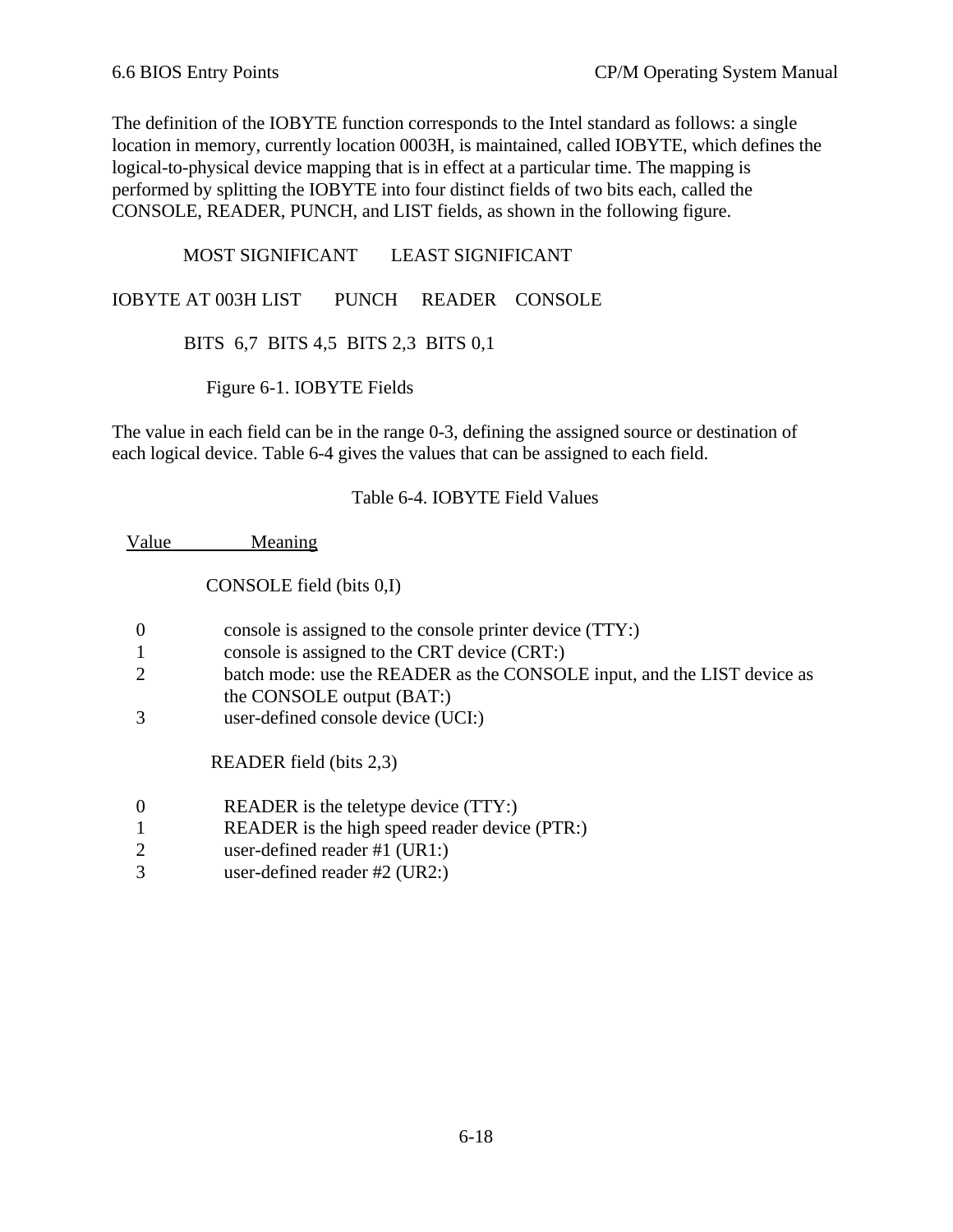The definition of the IOBYTE function corresponds to the Intel standard as follows: a single location in memory, currently location 0003H, is maintained, called IOBYTE, which defines the logical-to-physical device mapping that is in effect at a particular time. The mapping is performed by splitting the IOBYTE into four distinct fields of two bits each, called the CONSOLE, READER, PUNCH, and LIST fields, as shown in the following figure.

```
            MOST SIGNIFICANT       LEAST SIGNIFICANT

IOBYTE AT 003H LIST       PUNCH     READER    CONSOLE

            BITS  6,7  BITS 4,5  BITS 2,3  BITS 0,1
```

Figure 6-1. IOBYTE Fields

The value in each field can be in the range 0-3, defining the assigned source or destination of each logical device. Table 6-4 gives the values that can be assigned to each field.

Table 6-4. IOBYTE Field Values

| Value | Meaning |
|---|---|
| | CONSOLE field (bits 0,I) |
| 0 | console is assigned to the console printer device (TTY:) |
| 1 | console is assigned to the CRT device (CRT:) |
| 2 | batch mode: use the READER as the CONSOLE input, and the LIST device as the CONSOLE output (BAT:) |
| 3 | user-defined console device (UCI:) |
| | READER field (bits 2,3) |
| 0 | READER is the teletype device (TTY:) |
| 1 | READER is the high speed reader device (PTR:) |
| 2 | user-defined reader #1 (UR1:) |
| 3 | user-defined reader #2 (UR2:) |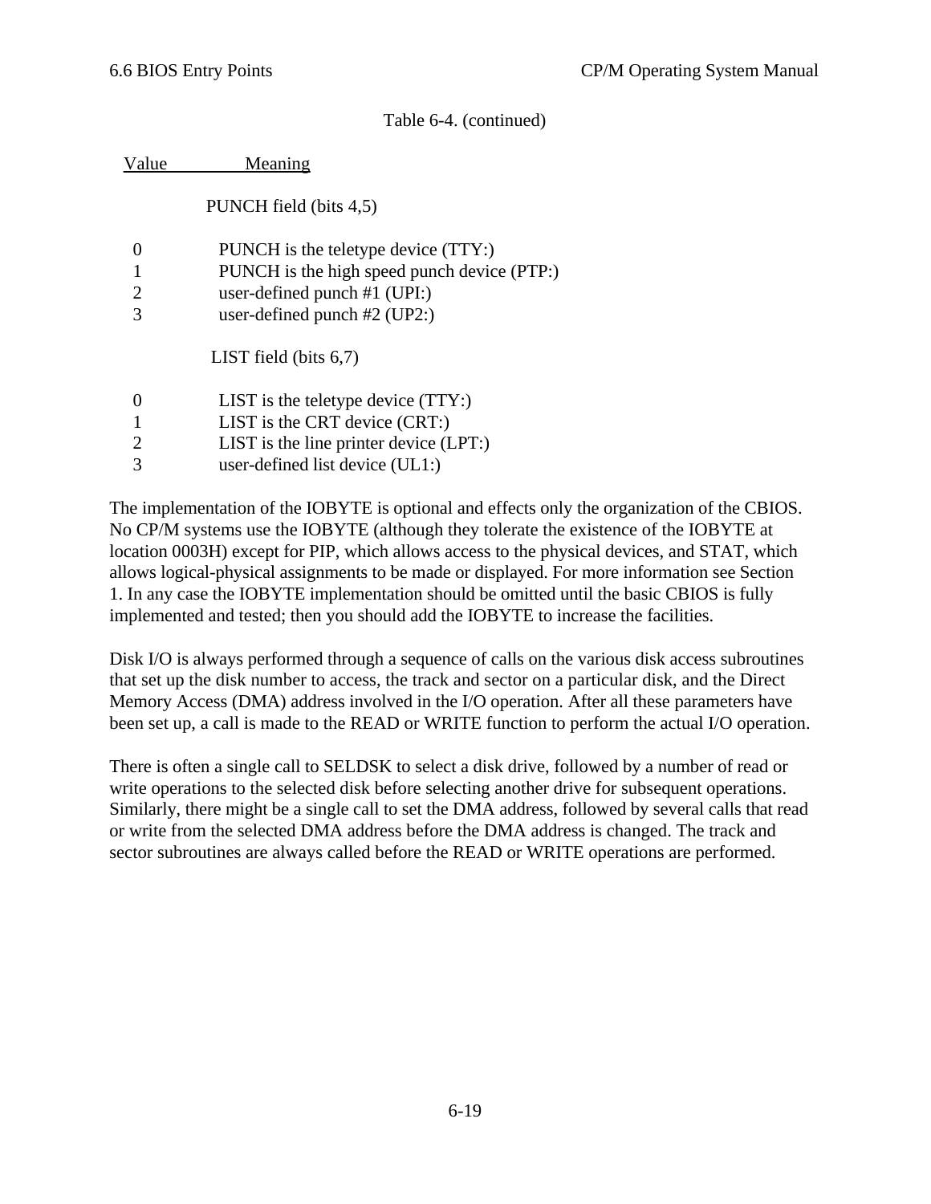Table 6-4. (continued)

| Value | Meaning |
|---|---|
| | PUNCH field (bits 4,5) |
| 0 | PUNCH is the teletype device (TTY:) |
| 1 | PUNCH is the high speed punch device (PTP:) |
| 2 | user-defined punch #1 (UPI:) |
| 3 | user-defined punch #2 (UP2:) |
| | LIST field (bits 6,7) |
| 0 | LIST is the teletype device (TTY:) |
| 1 | LIST is the CRT device (CRT:) |
| 2 | LIST is the line printer device (LPT:) |
| 3 | user-defined list device (UL1:) |

The implementation of the IOBYTE is optional and effects only the organization of the CBIOS. No CP/M systems use the IOBYTE (although they tolerate the existence of the IOBYTE at location 0003H) except for PIP, which allows access to the physical devices, and STAT, which allows logical-physical assignments to be made or displayed. For more information see Section 1. In any case the IOBYTE implementation should be omitted until the basic CBIOS is fully implemented and tested; then you should add the IOBYTE to increase the facilities.

Disk I/O is always performed through a sequence of calls on the various disk access subroutines that set up the disk number to access, the track and sector on a particular disk, and the Direct Memory Access (DMA) address involved in the I/O operation. After all these parameters have been set up, a call is made to the READ or WRITE function to perform the actual I/O operation.

There is often a single call to SELDSK to select a disk drive, followed by a number of read or write operations to the selected disk before selecting another drive for subsequent operations. Similarly, there might be a single call to set the DMA address, followed by several calls that read or write from the selected DMA address before the DMA address is changed. The track and sector subroutines are always called before the READ or WRITE operations are performed.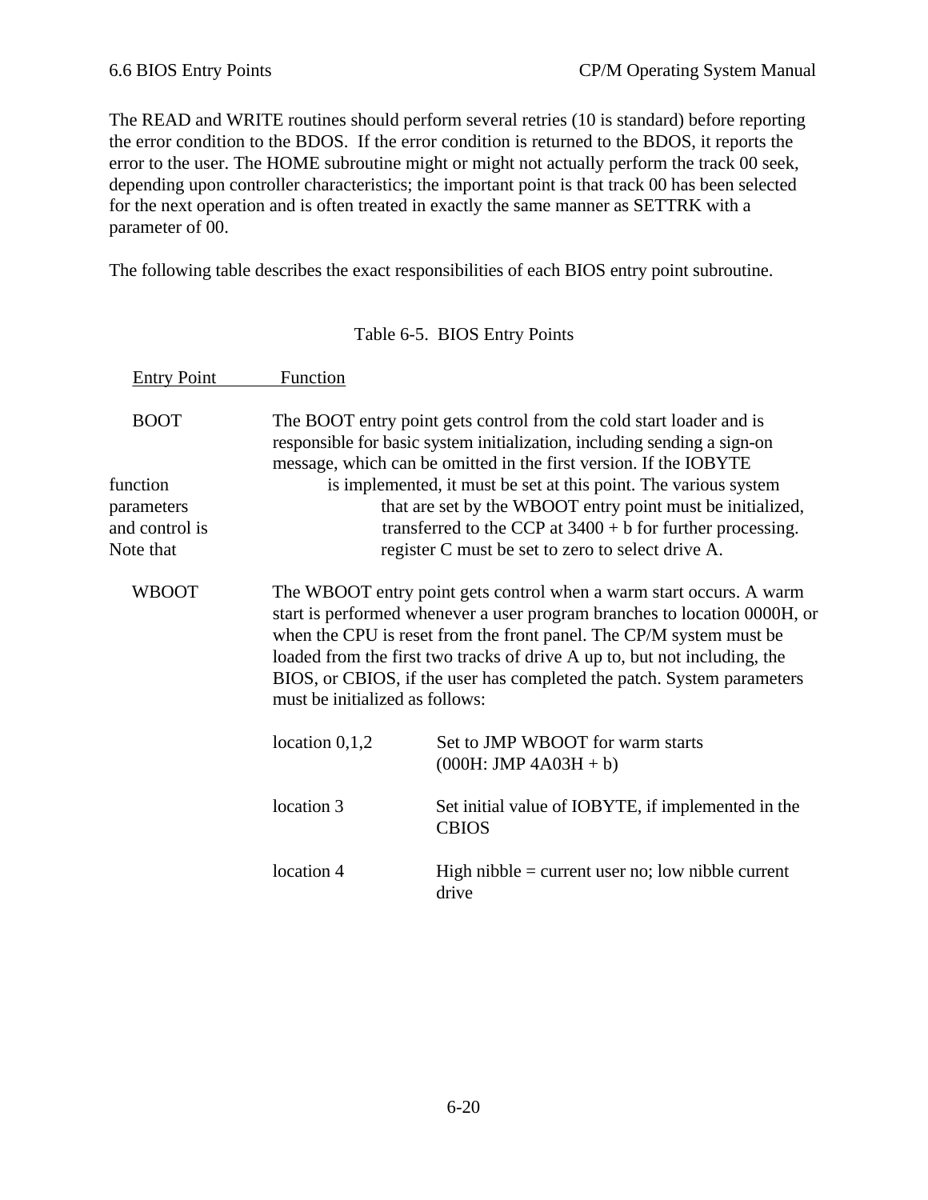The READ and WRITE routines should perform several retries (10 is standard) before reporting the error condition to the BDOS. If the error condition is returned to the BDOS, it reports the error to the user. The HOME subroutine might or might not actually perform the track 00 seek, depending upon controller characteristics; the important point is that track 00 has been selected for the next operation and is often treated in exactly the same manner as SETTRK with a parameter of 00.

The following table describes the exact responsibilities of each BIOS entry point subroutine.

Table 6-5. BIOS Entry Points

| Entry Point | Function |
| --- | --- |
| BOOT | The BOOT entry point gets control from the cold start loader and is responsible for basic system initialization, including sending a sign-on message, which can be omitted in the first version. If the IOBYTE function is implemented, it must be set at this point. The various system parameters that are set by the WBOOT entry point must be initialized, and control is transferred to the CCP at 3400 + b for further processing. Note that register C must be set to zero to select drive A. |
| WBOOT | The WBOOT entry point gets control when a warm start occurs. A warm start is performed whenever a user program branches to location 0000H, or when the CPU is reset from the front panel. The CP/M system must be loaded from the first two tracks of drive A up to, but not including, the BIOS, or CBIOS, if the user has completed the patch. System parameters must be initialized as follows: |

| | |
| --- | --- |
| location 0,1,2 | Set to JMP WBOOT for warm starts (000H: JMP 4A03H + b) |
| location 3 | Set initial value of IOBYTE, if implemented in the CBIOS |
| location 4 | High nibble = current user no; low nibble current drive |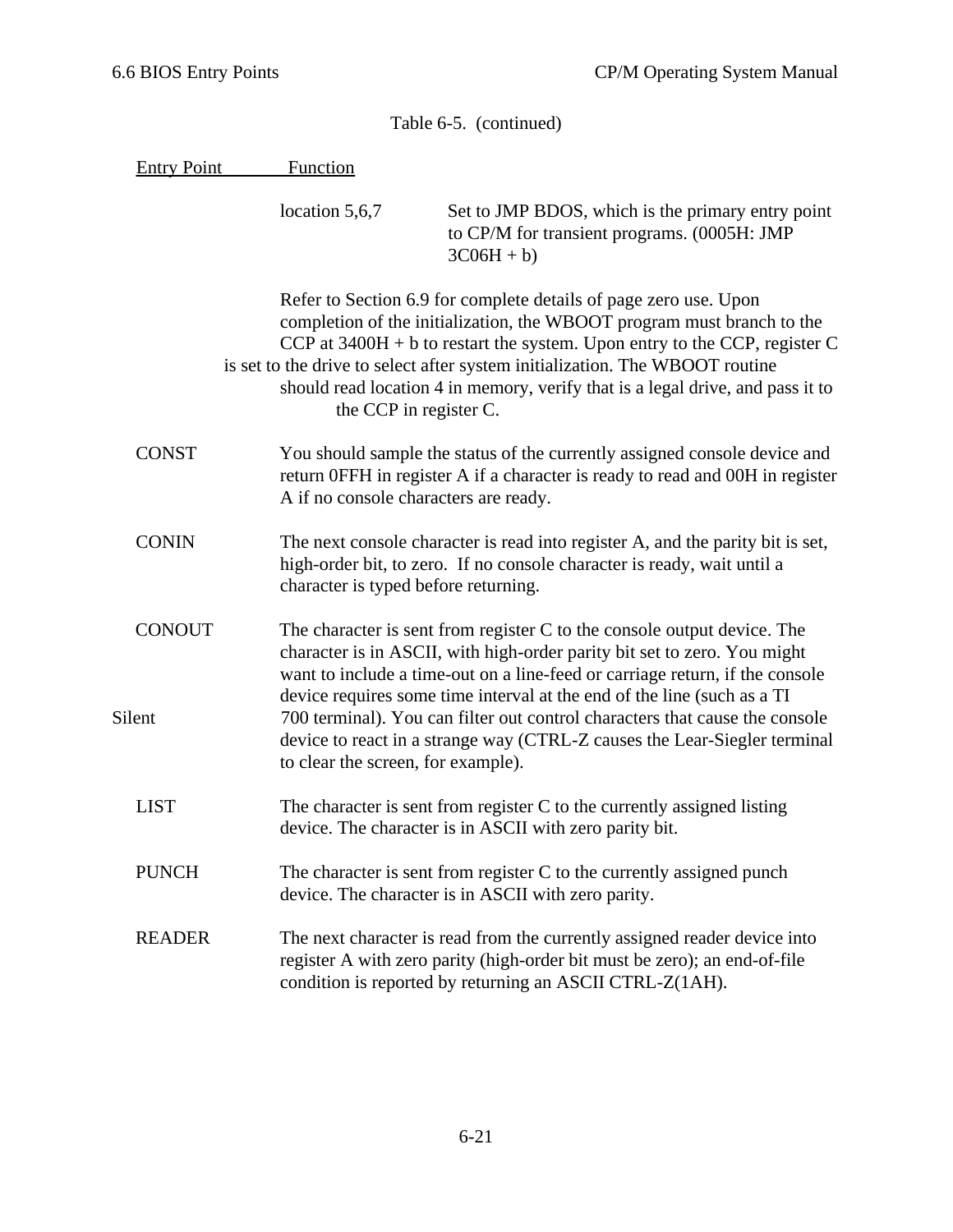Table 6-5. (continued)

| Entry Point | Function |
|---|---|
| | location 5,6,7 — Set to JMP BDOS, which is the primary entry point to CP/M for transient programs. (0005H: JMP 3C06H + b) |
| | Refer to Section 6.9 for complete details of page zero use. Upon completion of the initialization, the WBOOT program must branch to the CCP at 3400H + b to restart the system. Upon entry to the CCP, register C is set to the drive to select after system initialization. The WBOOT routine should read location 4 in memory, verify that is a legal drive, and pass it to the CCP in register C. |
| CONST | You should sample the status of the currently assigned console device and return 0FFH in register A if a character is ready to read and 00H in register A if no console characters are ready. |
| CONIN | The next console character is read into register A, and the parity bit is set, high-order bit, to zero. If no console character is ready, wait until a character is typed before returning. |
| CONOUT | The character is sent from register C to the console output device. The character is in ASCII, with high-order parity bit set to zero. You might want to include a time-out on a line-feed or carriage return, if the console device requires some time interval at the end of the line (such as a TI Silent 700 terminal). You can filter out control characters that cause the console device to react in a strange way (CTRL-Z causes the Lear-Siegler terminal to clear the screen, for example). |
| LIST | The character is sent from register C to the currently assigned listing device. The character is in ASCII with zero parity bit. |
| PUNCH | The character is sent from register C to the currently assigned punch device. The character is in ASCII with zero parity. |
| READER | The next character is read from the currently assigned reader device into register A with zero parity (high-order bit must be zero); an end-of-file condition is reported by returning an ASCII CTRL-Z(1AH). |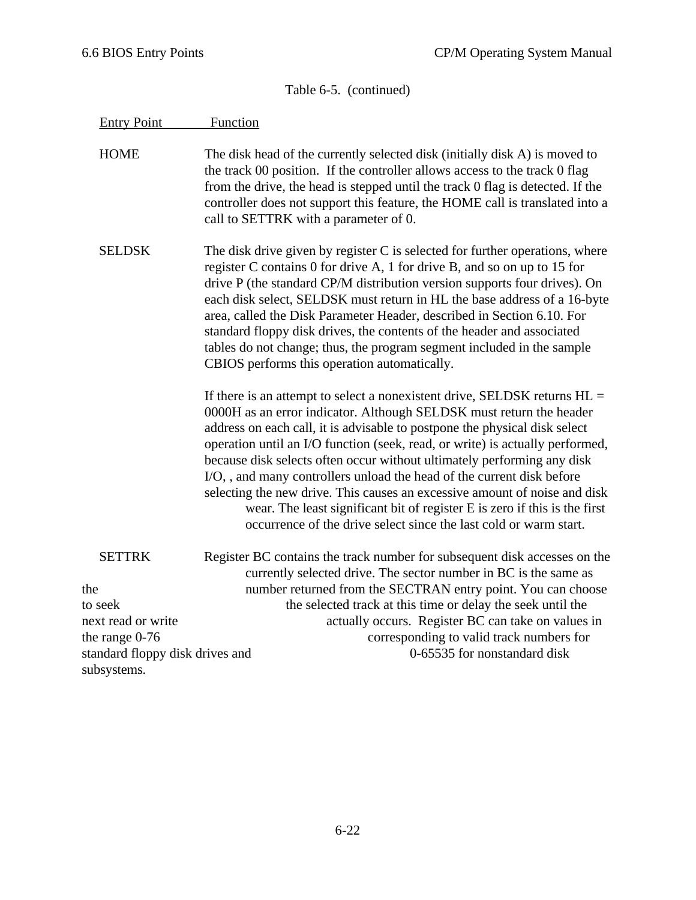Table 6-5. (continued)

| Entry Point | Function |
|---|---|
| HOME | The disk head of the currently selected disk (initially disk A) is moved to the track 00 position. If the controller allows access to the track 0 flag from the drive, the head is stepped until the track 0 flag is detected. If the controller does not support this feature, the HOME call is translated into a call to SETTRK with a parameter of 0. |
| SELDSK | The disk drive given by register C is selected for further operations, where register C contains 0 for drive A, 1 for drive B, and so on up to 15 for drive P (the standard CP/M distribution version supports four drives). On each disk select, SELDSK must return in HL the base address of a 16-byte area, called the Disk Parameter Header, described in Section 6.10. For standard floppy disk drives, the contents of the header and associated tables do not change; thus, the program segment included in the sample CBIOS performs this operation automatically.<br><br>If there is an attempt to select a nonexistent drive, SELDSK returns HL = 0000H as an error indicator. Although SELDSK must return the header address on each call, it is advisable to postpone the physical disk select operation until an I/O function (seek, read, or write) is actually performed, because disk selects often occur without ultimately performing any disk I/O, , and many controllers unload the head of the current disk before selecting the new drive. This causes an excessive amount of noise and disk wear. The least significant bit of register E is zero if this is the first occurrence of the drive select since the last cold or warm start. |
| SETTRK | Register BC contains the track number for subsequent disk accesses on the currently selected drive. The sector number in BC is the same as the number returned from the SECTRAN entry point. You can choose to seek the selected track at this time or delay the seek until the next read or write actually occurs. Register BC can take on values in the range 0-76 corresponding to valid track numbers for standard floppy disk drives and 0-65535 for nonstandard disk subsystems. |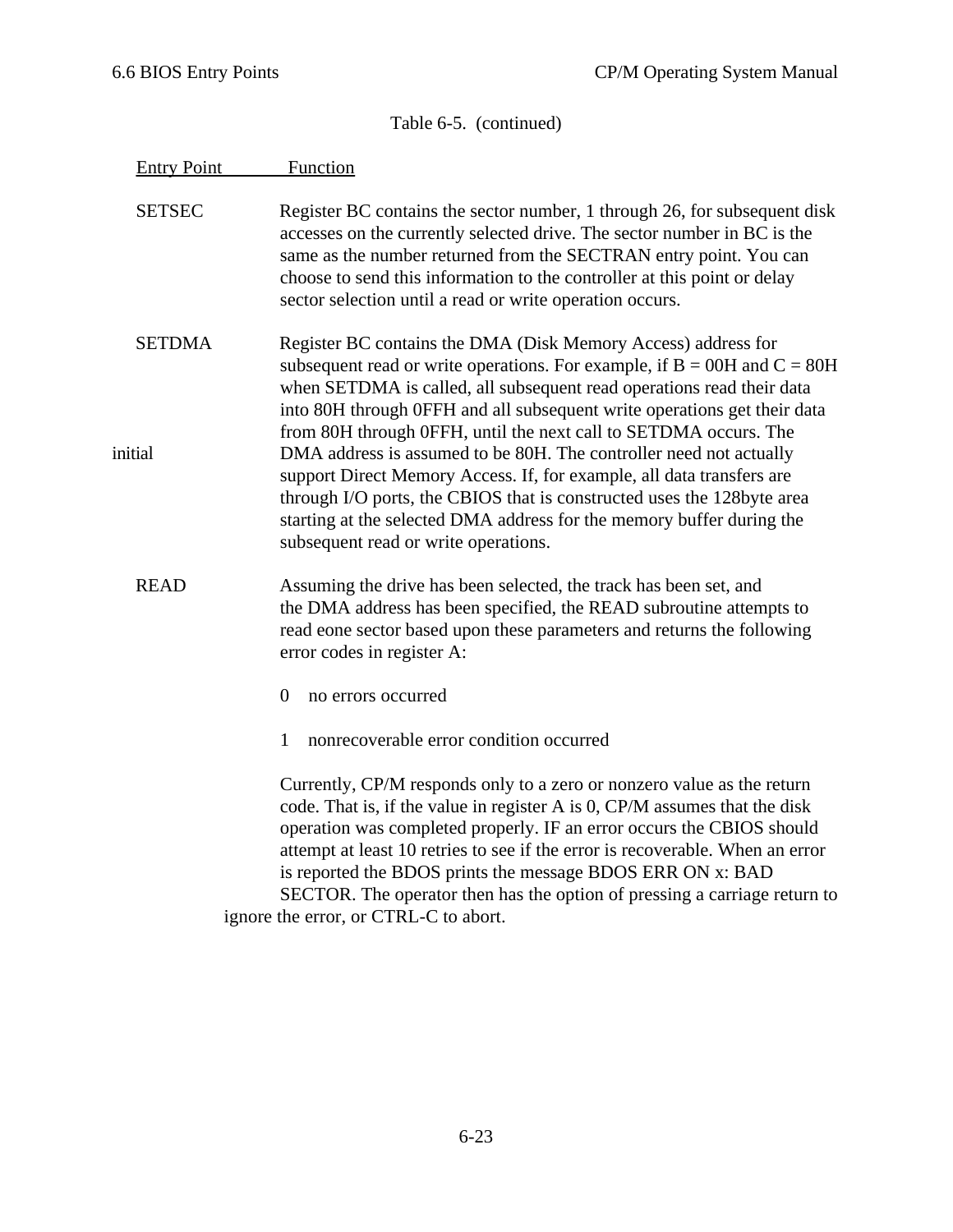Table 6-5. (continued)

| Entry Point | Function |
|---|---|
| SETSEC | Register BC contains the sector number, 1 through 26, for subsequent disk accesses on the currently selected drive. The sector number in BC is the same as the number returned from the SECTRAN entry point. You can choose to send this information to the controller at this point or delay sector selection until a read or write operation occurs. |
| SETDMA | Register BC contains the DMA (Disk Memory Access) address for subsequent read or write operations. For example, if B = 00H and C = 80H when SETDMA is called, all subsequent read operations read their data into 80H through 0FFH and all subsequent write operations get their data from 80H through 0FFH, until the next call to SETDMA occurs. The initial DMA address is assumed to be 80H. The controller need not actually support Direct Memory Access. If, for example, all data transfers are through I/O ports, the CBIOS that is constructed uses the 128byte area starting at the selected DMA address for the memory buffer during the subsequent read or write operations. |
| READ | Assuming the drive has been selected, the track has been set, and the DMA address has been specified, the READ subroutine attempts to read eone sector based upon these parameters and returns the following error codes in register A:<br><br>0 no errors occurred<br><br>1 nonrecoverable error condition occurred<br><br>Currently, CP/M responds only to a zero or nonzero value as the return code. That is, if the value in register A is 0, CP/M assumes that the disk operation was completed properly. IF an error occurs the CBIOS should attempt at least 10 retries to see if the error is recoverable. When an error is reported the BDOS prints the message BDOS ERR ON x: BAD SECTOR. The operator then has the option of pressing a carriage return to ignore the error, or CTRL-C to abort. |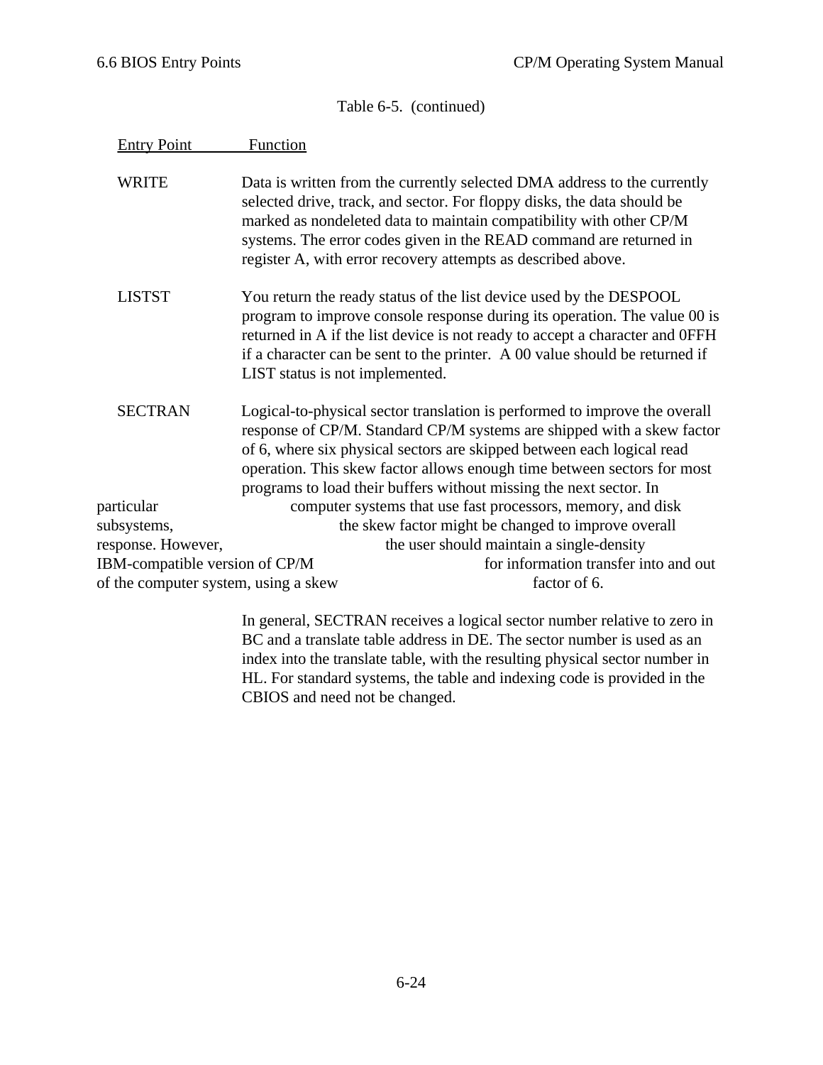Table 6-5. (continued)

| Entry Point | Function |
|---|---|
| WRITE | Data is written from the currently selected DMA address to the currently selected drive, track, and sector. For floppy disks, the data should be marked as nondeleted data to maintain compatibility with other CP/M systems. The error codes given in the READ command are returned in register A, with error recovery attempts as described above. |
| LISTST | You return the ready status of the list device used by the DESPOOL program to improve console response during its operation. The value 00 is returned in A if the list device is not ready to accept a character and 0FFH if a character can be sent to the printer. A 00 value should be returned if LIST status is not implemented. |
| SECTRAN | Logical-to-physical sector translation is performed to improve the overall response of CP/M. Standard CP/M systems are shipped with a skew factor of 6, where six physical sectors are skipped between each logical read operation. This skew factor allows enough time between sectors for most programs to load their buffers without missing the next sector. In particular computer systems that use fast processors, memory, and disk subsystems, the skew factor might be changed to improve overall response. However, the user should maintain a single-density IBM-compatible version of CP/M for information transfer into and out of the computer system, using a skew factor of 6.<br><br>In general, SECTRAN receives a logical sector number relative to zero in BC and a translate table address in DE. The sector number is used as an index into the translate table, with the resulting physical sector number in HL. For standard systems, the table and indexing code is provided in the CBIOS and need not be changed. |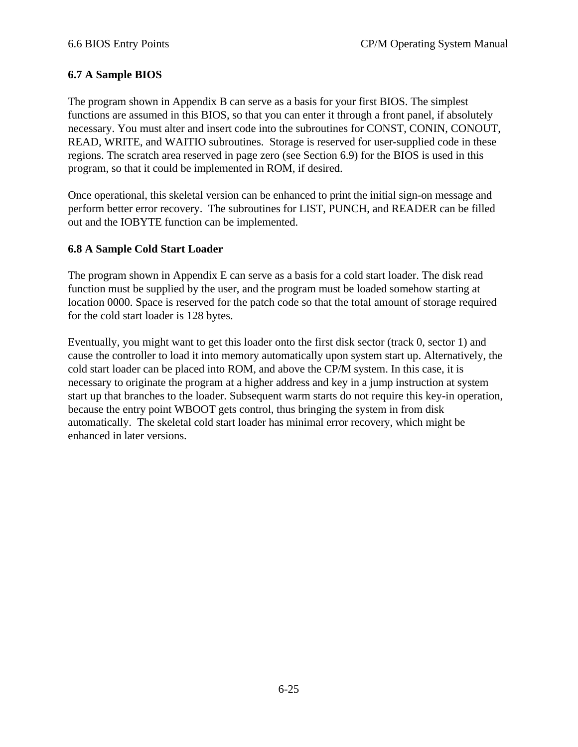### 6.7 A Sample BIOS

The program shown in Appendix B can serve as a basis for your first BIOS. The simplest functions are assumed in this BIOS, so that you can enter it through a front panel, if absolutely necessary. You must alter and insert code into the subroutines for CONST, CONIN, CONOUT, READ, WRITE, and WAITIO subroutines. Storage is reserved for user-supplied code in these regions. The scratch area reserved in page zero (see Section 6.9) for the BIOS is used in this program, so that it could be implemented in ROM, if desired.

Once operational, this skeletal version can be enhanced to print the initial sign-on message and perform better error recovery. The subroutines for LIST, PUNCH, and READER can be filled out and the IOBYTE function can be implemented.

### 6.8 A Sample Cold Start Loader

The program shown in Appendix E can serve as a basis for a cold start loader. The disk read function must be supplied by the user, and the program must be loaded somehow starting at location 0000. Space is reserved for the patch code so that the total amount of storage required for the cold start loader is 128 bytes.

Eventually, you might want to get this loader onto the first disk sector (track 0, sector 1) and cause the controller to load it into memory automatically upon system start up. Alternatively, the cold start loader can be placed into ROM, and above the CP/M system. In this case, it is necessary to originate the program at a higher address and key in a jump instruction at system start up that branches to the loader. Subsequent warm starts do not require this key-in operation, because the entry point WBOOT gets control, thus bringing the system in from disk automatically. The skeletal cold start loader has minimal error recovery, which might be enhanced in later versions.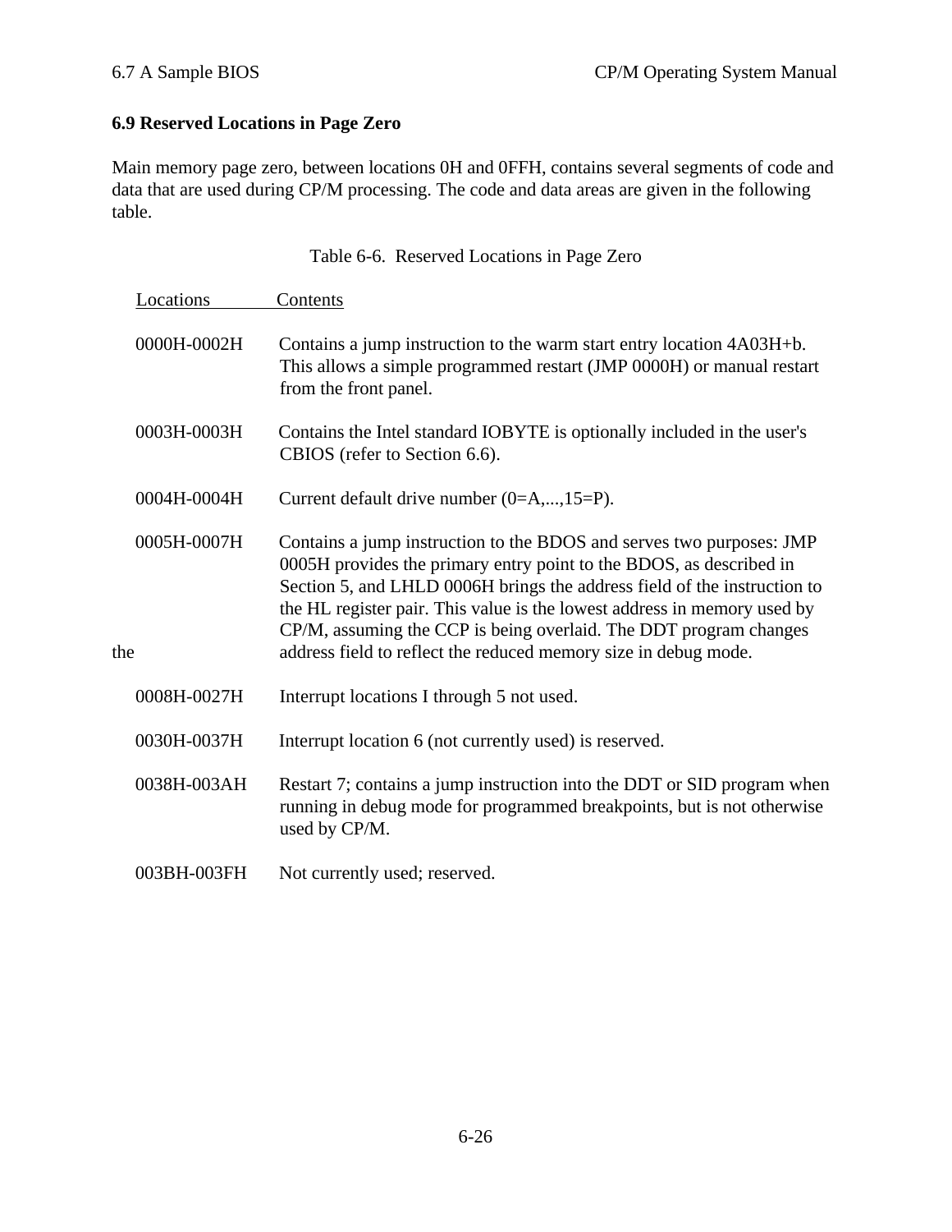### 6.9 Reserved Locations in Page Zero

Main memory page zero, between locations 0H and 0FFH, contains several segments of code and data that are used during CP/M processing. The code and data areas are given in the following table.

Table 6-6. Reserved Locations in Page Zero

| Locations | Contents |
|---|---|
| 0000H-0002H | Contains a jump instruction to the warm start entry location 4A03H+b. This allows a simple programmed restart (JMP 0000H) or manual restart from the front panel. |
| 0003H-0003H | Contains the Intel standard IOBYTE is optionally included in the user's CBIOS (refer to Section 6.6). |
| 0004H-0004H | Current default drive number (0=A,...,15=P). |
| 0005H-0007H | Contains a jump instruction to the BDOS and serves two purposes: JMP 0005H provides the primary entry point to the BDOS, as described in Section 5, and LHLD 0006H brings the address field of the instruction to the HL register pair. This value is the lowest address in memory used by CP/M, assuming the CCP is being overlaid. The DDT program changes the address field to reflect the reduced memory size in debug mode. |
| 0008H-0027H | Interrupt locations I through 5 not used. |
| 0030H-0037H | Interrupt location 6 (not currently used) is reserved. |
| 0038H-003AH | Restart 7; contains a jump instruction into the DDT or SID program when running in debug mode for programmed breakpoints, but is not otherwise used by CP/M. |
| 003BH-003FH | Not currently used; reserved. |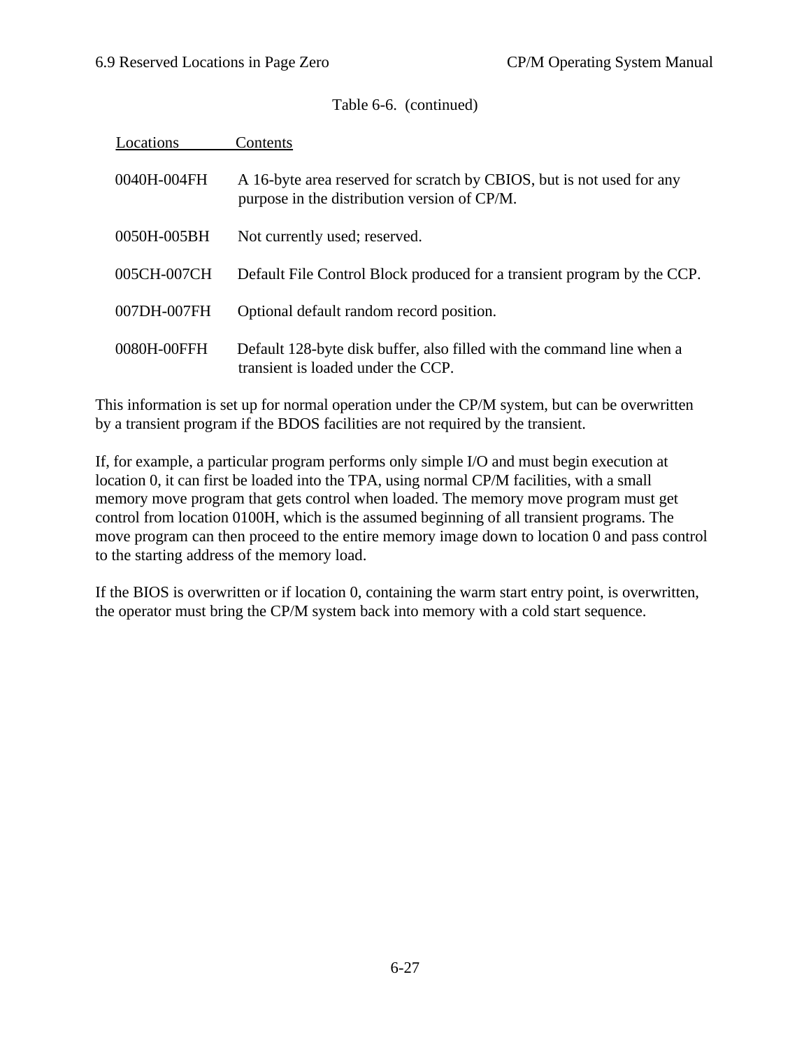Table 6-6. (continued)

| Locations | Contents |
| --- | --- |
| 0040H-004FH | A 16-byte area reserved for scratch by CBIOS, but is not used for any purpose in the distribution version of CP/M. |
| 0050H-005BH | Not currently used; reserved. |
| 005CH-007CH | Default File Control Block produced for a transient program by the CCP. |
| 007DH-007FH | Optional default random record position. |
| 0080H-00FFH | Default 128-byte disk buffer, also filled with the command line when a transient is loaded under the CCP. |

This information is set up for normal operation under the CP/M system, but can be overwritten by a transient program if the BDOS facilities are not required by the transient.

If, for example, a particular program performs only simple I/O and must begin execution at location 0, it can first be loaded into the TPA, using normal CP/M facilities, with a small memory move program that gets control when loaded. The memory move program must get control from location 0100H, which is the assumed beginning of all transient programs. The move program can then proceed to the entire memory image down to location 0 and pass control to the starting address of the memory load.

If the BIOS is overwritten or if location 0, containing the warm start entry point, is overwritten, the operator must bring the CP/M system back into memory with a cold start sequence.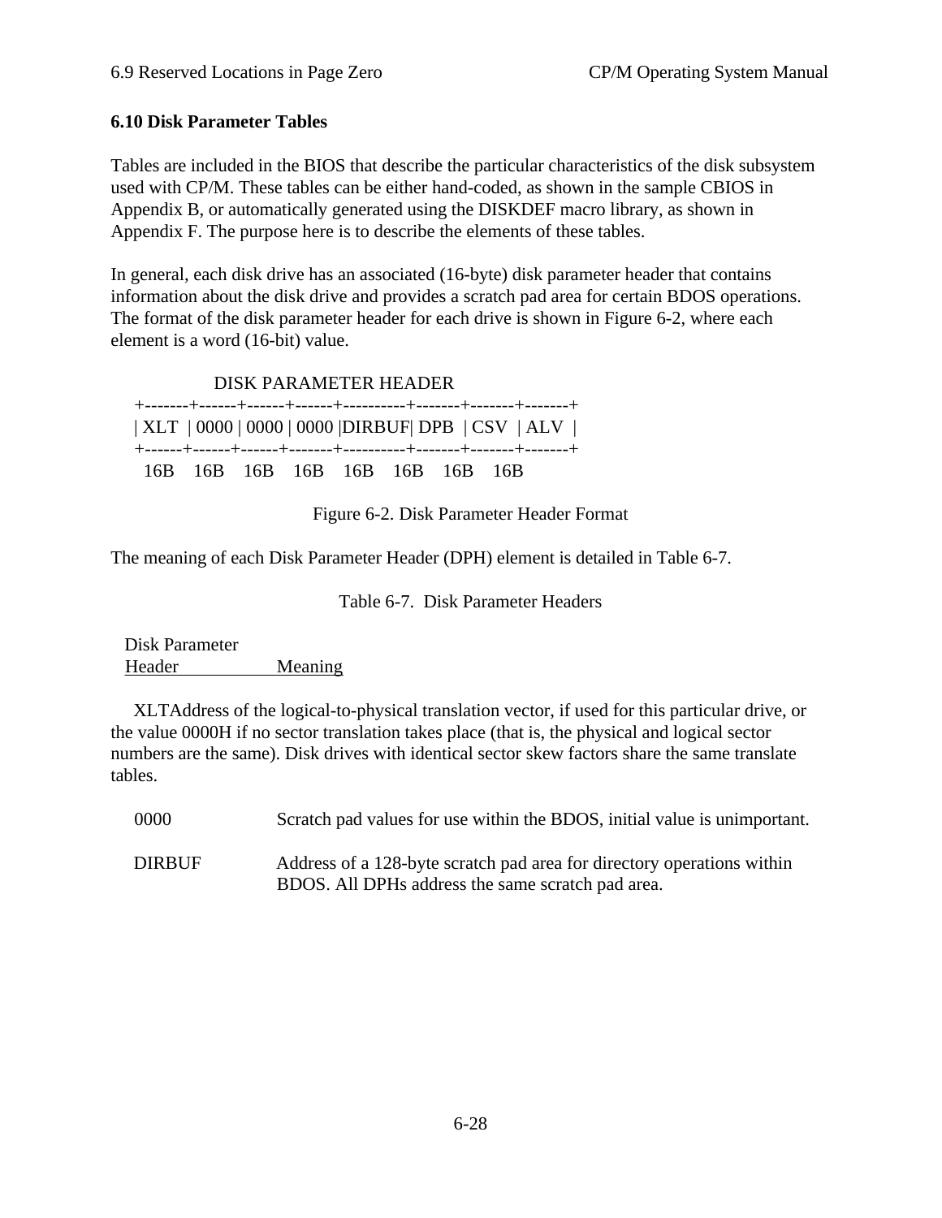## 6.10 Disk Parameter Tables

Tables are included in the BIOS that describe the particular characteristics of the disk subsystem used with CP/M. These tables can be either hand-coded, as shown in the sample CBIOS in Appendix B, or automatically generated using the DISKDEF macro library, as shown in Appendix F. The purpose here is to describe the elements of these tables.

In general, each disk drive has an associated (16-byte) disk parameter header that contains information about the disk drive and provides a scratch pad area for certain BDOS operations. The format of the disk parameter header for each drive is shown in Figure 6-2, where each element is a word (16-bit) value.

```
              DISK PARAMETER HEADER
+-------+------+------+------+----------+-------+-------+-------+
| XLT  | 0000 | 0000 | 0000 |DIRBUF| DPB  | CSV  | ALV  |
+------+------+------+-------+----------+-------+-------+-------+
  16B    16B    16B    16B    16B    16B    16B    16B
```

Figure 6-2. Disk Parameter Header Format

The meaning of each Disk Parameter Header (DPH) element is detailed in Table 6-7.

Table 6-7. Disk Parameter Headers

| Disk Parameter Header | Meaning |
|---|---|
| XLT | Address of the logical-to-physical translation vector, if used for this particular drive, or the value 0000H if no sector translation takes place (that is, the physical and logical sector numbers are the same). Disk drives with identical sector skew factors share the same translate tables. |
| 0000 | Scratch pad values for use within the BDOS, initial value is unimportant. |
| DIRBUF | Address of a 128-byte scratch pad area for directory operations within BDOS. All DPHs address the same scratch pad area. |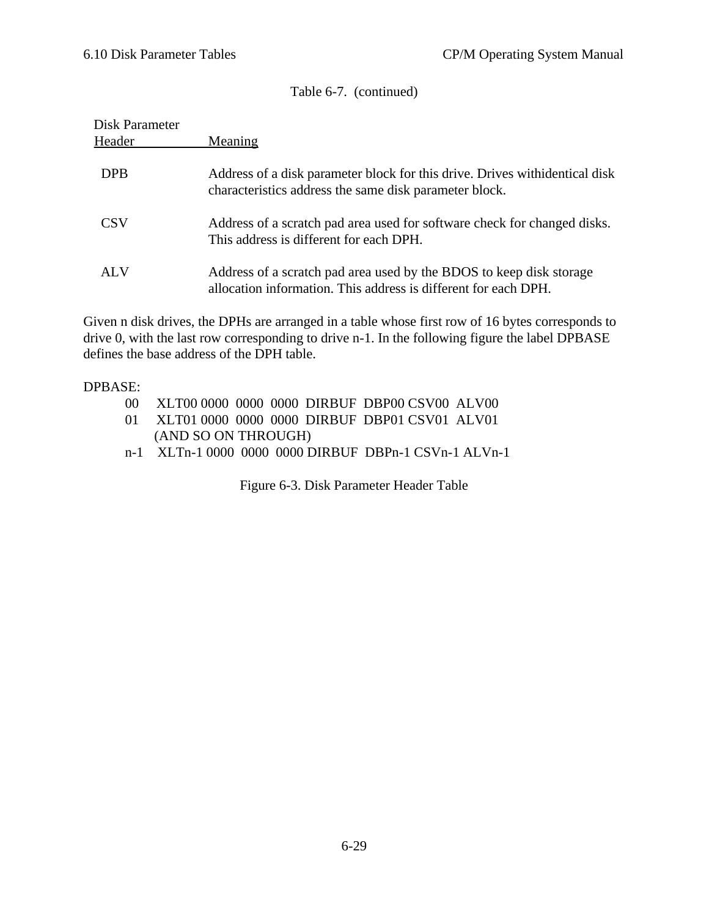Table 6-7. (continued)

| Disk Parameter Header | Meaning |
|---|---|
| DPB | Address of a disk parameter block for this drive. Drives withidentical disk characteristics address the same disk parameter block. |
| CSV | Address of a scratch pad area used for software check for changed disks. This address is different for each DPH. |
| ALV | Address of a scratch pad area used by the BDOS to keep disk storage allocation information. This address is different for each DPH. |

Given n disk drives, the DPHs are arranged in a table whose first row of 16 bytes corresponds to drive 0, with the last row corresponding to drive n-1. In the following figure the label DPBASE defines the base address of the DPH table.

```
DPBASE:
        00     XLT00 0000  0000  0000  DIRBUF  DBP00 CSV00  ALV00
        01     XLT01 0000  0000  0000  DIRBUF  DBP01 CSV01  ALV01
              (AND SO ON THROUGH)
        n-1    XLTn-1 0000  0000  0000 DIRBUF  DBPn-1 CSVn-1 ALVn-1
```

Figure 6-3. Disk Parameter Header Table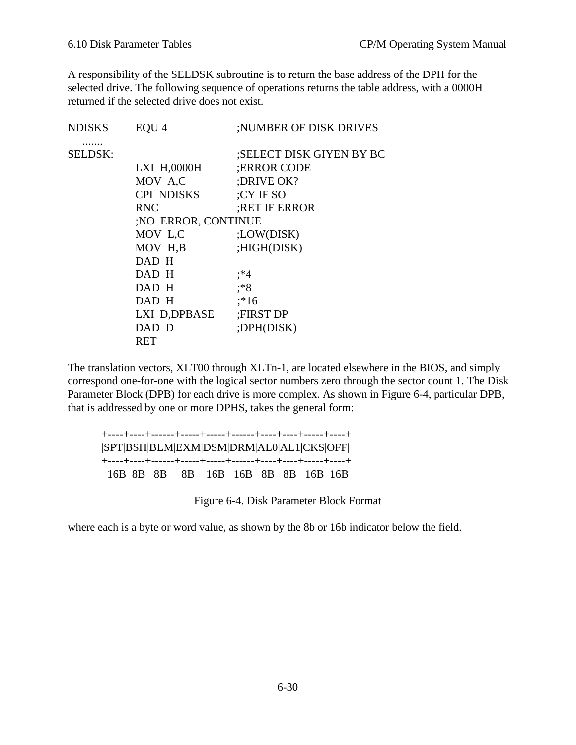A responsibility of the SELDSK subroutine is to return the base address of the DPH for the selected drive. The following sequence of operations returns the table address, with a 0000H returned if the selected drive does not exist.

```
NDISKS      EQU 4             ;NUMBER OF DISK DRIVES
    .......
SELDSK:                       ;SELECT DISK GIYEN BY BC
            LXI  H,0000H      ;ERROR CODE
            MOV  A,C          ;DRIVE OK?
            CPI  NDISKS       ;CY IF SO
            RNC               ;RET IF ERROR
            ;NO  ERROR, CONTINUE
            MOV  L,C          ;LOW(DISK)
            MOV  H,B          ;HIGH(DISK)
            DAD  H
            DAD  H            ;*4
            DAD  H            ;*8
            DAD  H            ;*16
            LXI  D,DPBASE     ;FIRST DP
            DAD  D            ;DPH(DISK)
            RET
```

The translation vectors, XLT00 through XLTn-1, are located elsewhere in the BIOS, and simply correspond one-for-one with the logical sector numbers zero through the sector count 1. The Disk Parameter Block (DPB) for each drive is more complex. As shown in Figure 6-4, particular DPB, that is addressed by one or more DPHS, takes the general form:

```
+----+----+------+-----+-----+------+----+----+-----+----+
|SPT|BSH|BLM|EXM|DSM|DRM|AL0|AL1|CKS|OFF|
+----+----+------+-----+-----+------+----+----+-----+----+
 16B  8B   8B    8B    16B   16B   8B   8B   16B  16B
```

Figure 6-4. Disk Parameter Block Format

where each is a byte or word value, as shown by the 8b or 16b indicator below the field.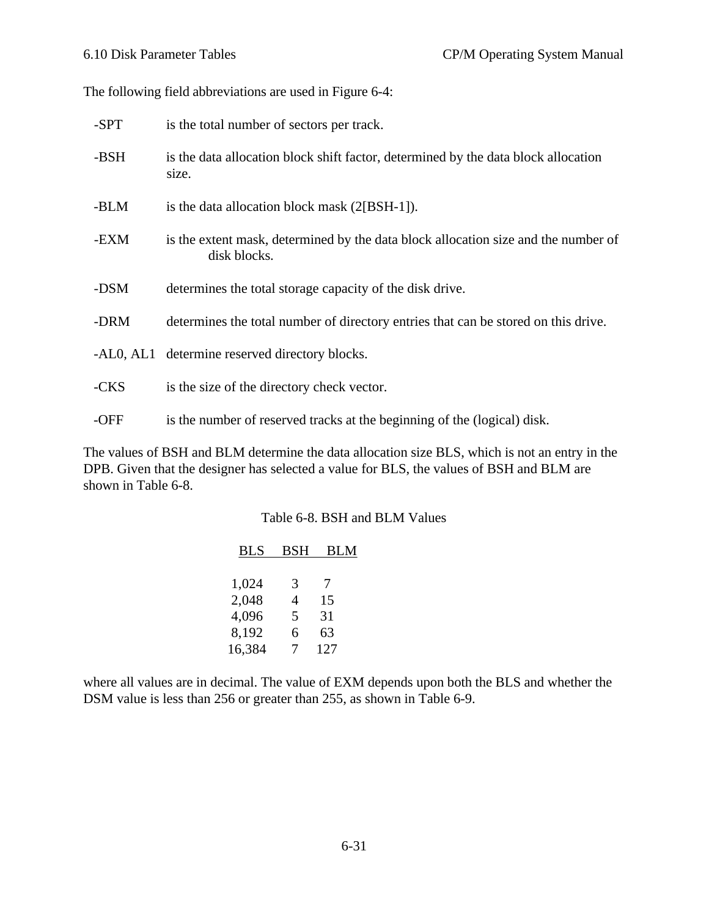The following field abbreviations are used in Figure 6-4:

- -SPT is the total number of sectors per track.
- -BSH is the data allocation block shift factor, determined by the data block allocation size.
- -BLM is the data allocation block mask (2[BSH-1]).
- -EXM is the extent mask, determined by the data block allocation size and the number of disk blocks.
- -DSM determines the total storage capacity of the disk drive.
- -DRM determines the total number of directory entries that can be stored on this drive.
- -AL0, AL1 determine reserved directory blocks.
- -CKS is the size of the directory check vector.
- -OFF is the number of reserved tracks at the beginning of the (logical) disk.

The values of BSH and BLM determine the data allocation size BLS, which is not an entry in the DPB. Given that the designer has selected a value for BLS, the values of BSH and BLM are shown in Table 6-8.

Table 6-8. BSH and BLM Values

| BLS | BSH | BLM |
|---|---|---|
| 1,024 | 3 | 7 |
| 2,048 | 4 | 15 |
| 4,096 | 5 | 31 |
| 8,192 | 6 | 63 |
| 16,384 | 7 | 127 |

where all values are in decimal. The value of EXM depends upon both the BLS and whether the DSM value is less than 256 or greater than 255, as shown in Table 6-9.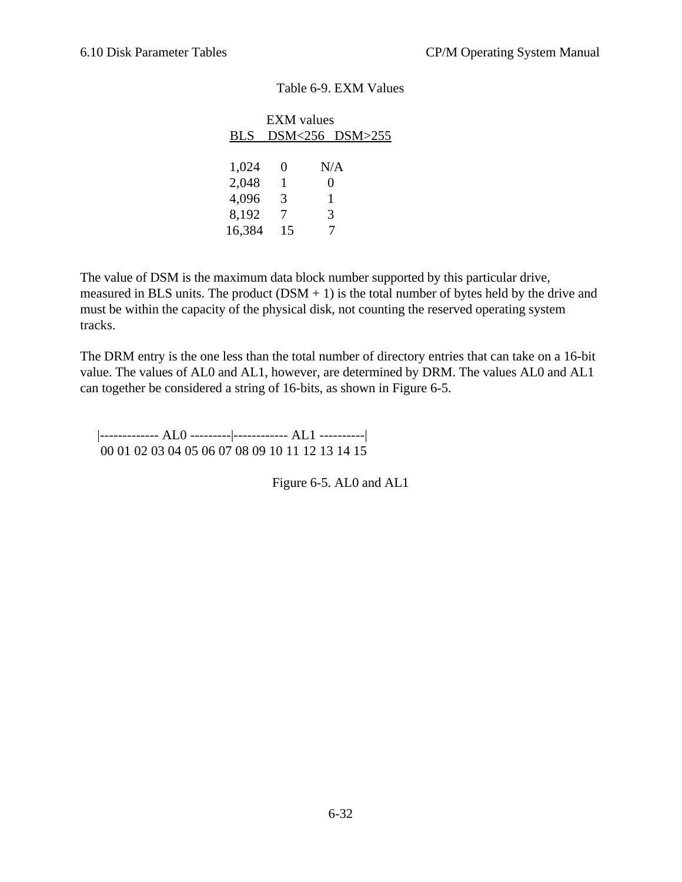Table 6-9. EXM Values

| | EXM values | |
|---|---|---|
| BLS | DSM<256 | DSM>255 |
| 1,024 | 0 | N/A |
| 2,048 | 1 | 0 |
| 4,096 | 3 | 1 |
| 8,192 | 7 | 3 |
| 16,384 | 15 | 7 |

The value of DSM is the maximum data block number supported by this particular drive, measured in BLS units. The product (DSM + 1) is the total number of bytes held by the drive and must be within the capacity of the physical disk, not counting the reserved operating system tracks.

The DRM entry is the one less than the total number of directory entries that can take on a 16-bit value. The values of AL0 and AL1, however, are determined by DRM. The values AL0 and AL1 can together be considered a string of 16-bits, as shown in Figure 6-5.

```
|------------- AL0 ---------|------------ AL1 ----------|
 00 01 02 03 04 05 06 07 08 09 10 11 12 13 14 15
```

Figure 6-5. AL0 and AL1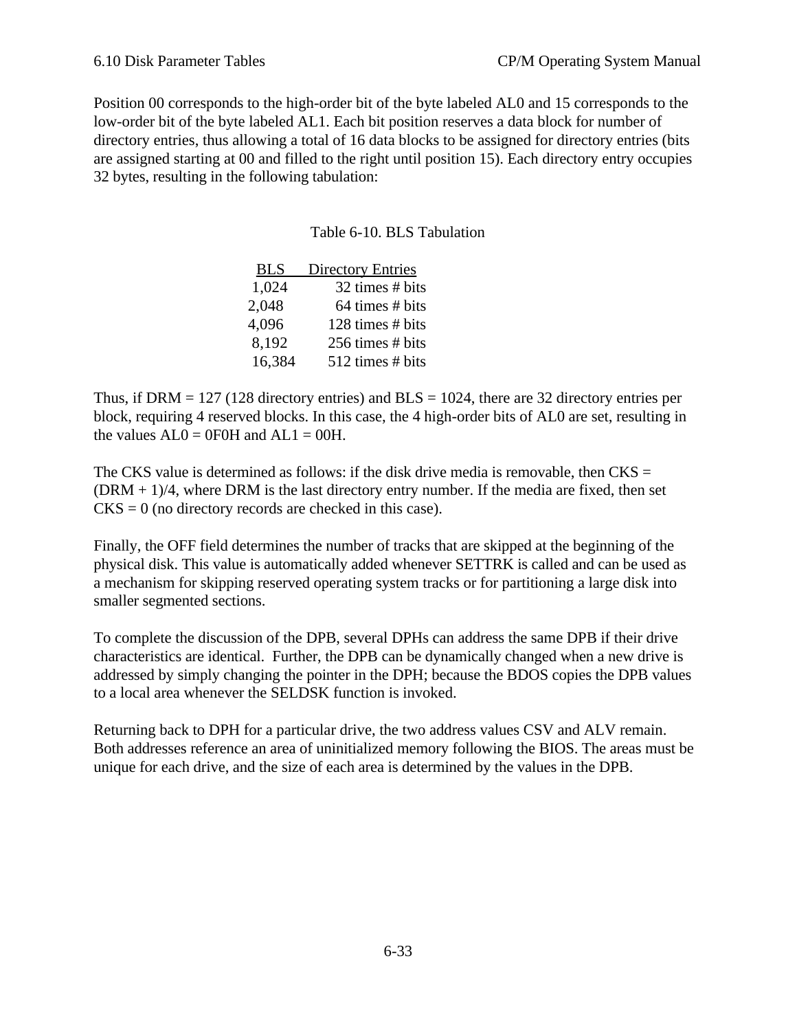Position 00 corresponds to the high-order bit of the byte labeled AL0 and 15 corresponds to the low-order bit of the byte labeled AL1. Each bit position reserves a data block for number of directory entries, thus allowing a total of 16 data blocks to be assigned for directory entries (bits are assigned starting at 00 and filled to the right until position 15). Each directory entry occupies 32 bytes, resulting in the following tabulation:

Table 6-10. BLS Tabulation

| BLS | Directory Entries |
|---|---|
| 1,024 | 32 times # bits |
| 2,048 | 64 times # bits |
| 4,096 | 128 times # bits |
| 8,192 | 256 times # bits |
| 16,384 | 512 times # bits |

Thus, if DRM = 127 (128 directory entries) and BLS = 1024, there are 32 directory entries per block, requiring 4 reserved blocks. In this case, the 4 high-order bits of AL0 are set, resulting in the values AL0 = 0F0H and AL1 = 00H.

The CKS value is determined as follows: if the disk drive media is removable, then CKS = (DRM + 1)/4, where DRM is the last directory entry number. If the media are fixed, then set CKS = 0 (no directory records are checked in this case).

Finally, the OFF field determines the number of tracks that are skipped at the beginning of the physical disk. This value is automatically added whenever SETTRK is called and can be used as a mechanism for skipping reserved operating system tracks or for partitioning a large disk into smaller segmented sections.

To complete the discussion of the DPB, several DPHs can address the same DPB if their drive characteristics are identical. Further, the DPB can be dynamically changed when a new drive is addressed by simply changing the pointer in the DPH; because the BDOS copies the DPB values to a local area whenever the SELDSK function is invoked.

Returning back to DPH for a particular drive, the two address values CSV and ALV remain. Both addresses reference an area of uninitialized memory following the BIOS. The areas must be unique for each drive, and the size of each area is determined by the values in the DPB.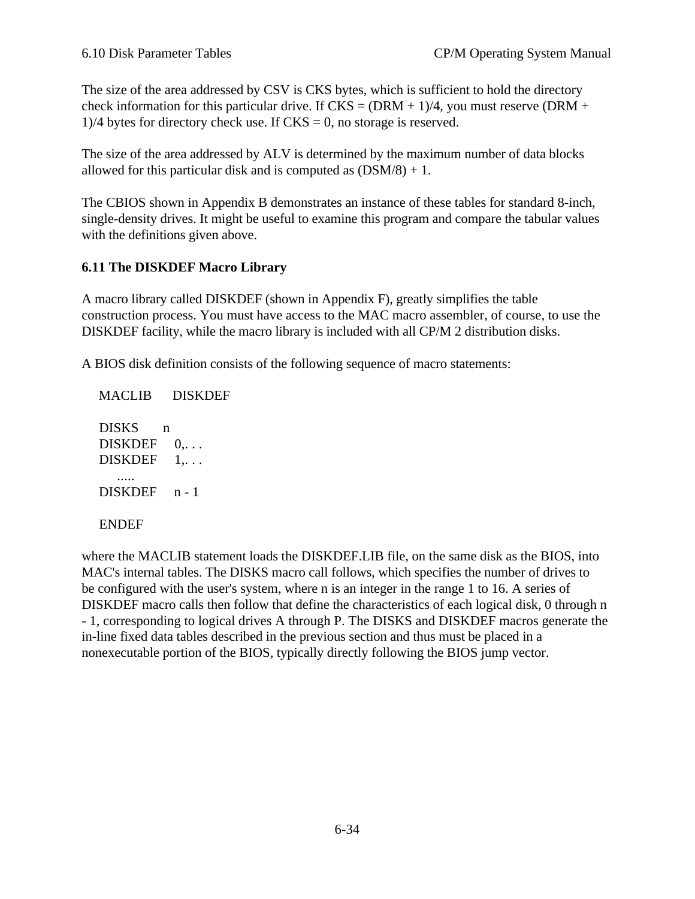The size of the area addressed by CSV is CKS bytes, which is sufficient to hold the directory check information for this particular drive. If CKS = (DRM + 1)/4, you must reserve (DRM + 1)/4 bytes for directory check use. If CKS = 0, no storage is reserved.

The size of the area addressed by ALV is determined by the maximum number of data blocks allowed for this particular disk and is computed as (DSM/8) + 1.

The CBIOS shown in Appendix B demonstrates an instance of these tables for standard 8-inch, single-density drives. It might be useful to examine this program and compare the tabular values with the definitions given above.

### 6.11 The DISKDEF Macro Library

A macro library called DISKDEF (shown in Appendix F), greatly simplifies the table construction process. You must have access to the MAC macro assembler, of course, to use the DISKDEF facility, while the macro library is included with all CP/M 2 distribution disks.

A BIOS disk definition consists of the following sequence of macro statements:

```
MACLIB     DISKDEF

DISKS      n
DISKDEF    0,. . .
DISKDEF    1,. . .
   .....
DISKDEF    n - 1

ENDEF
```

where the MACLIB statement loads the DISKDEF.LIB file, on the same disk as the BIOS, into MAC's internal tables. The DISKS macro call follows, which specifies the number of drives to be configured with the user's system, where n is an integer in the range 1 to 16. A series of DISKDEF macro calls then follow that define the characteristics of each logical disk, 0 through n - 1, corresponding to logical drives A through P. The DISKS and DISKDEF macros generate the in-line fixed data tables described in the previous section and thus must be placed in a nonexecutable portion of the BIOS, typically directly following the BIOS jump vector.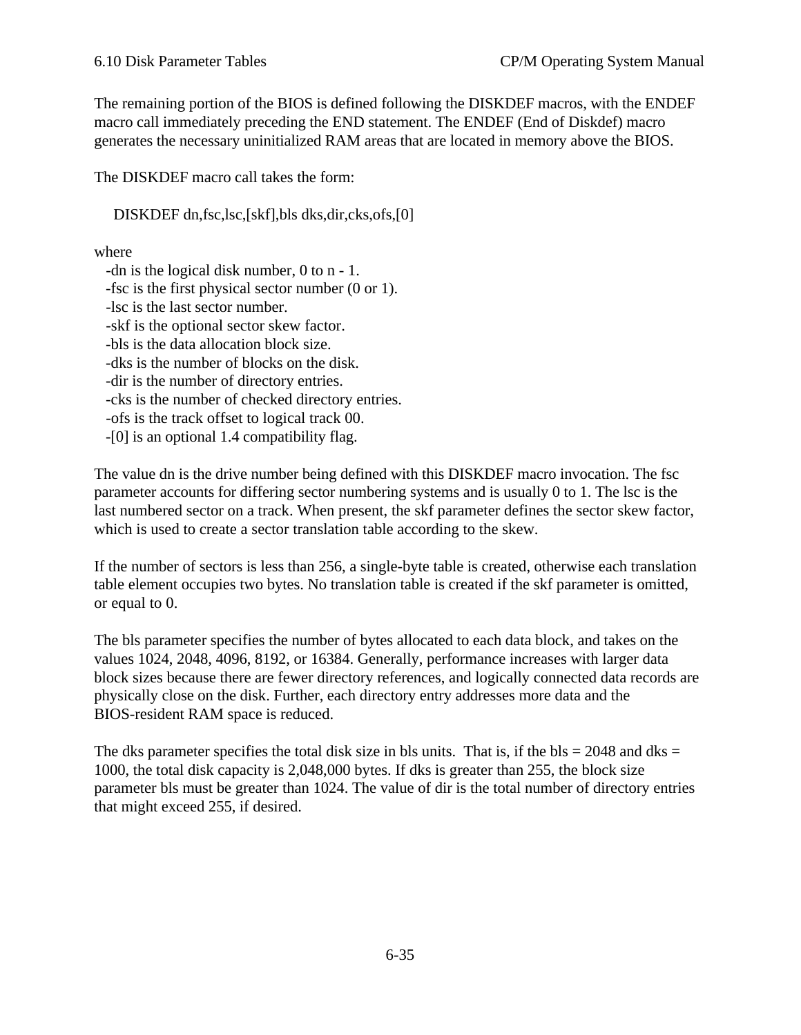The remaining portion of the BIOS is defined following the DISKDEF macros, with the ENDEF macro call immediately preceding the END statement. The ENDEF (End of Diskdef) macro generates the necessary uninitialized RAM areas that are located in memory above the BIOS.

The DISKDEF macro call takes the form:

```
DISKDEF dn,fsc,lsc,[skf],bls dks,dir,cks,ofs,[0]
```

where

- -dn is the logical disk number, 0 to n - 1.
- -fsc is the first physical sector number (0 or 1).
- -lsc is the last sector number.
- -skf is the optional sector skew factor.
- -bls is the data allocation block size.
- -dks is the number of blocks on the disk.
- -dir is the number of directory entries.
- -cks is the number of checked directory entries.
- -ofs is the track offset to logical track 00.
- -[0] is an optional 1.4 compatibility flag.

The value dn is the drive number being defined with this DISKDEF macro invocation. The fsc parameter accounts for differing sector numbering systems and is usually 0 to 1. The lsc is the last numbered sector on a track. When present, the skf parameter defines the sector skew factor, which is used to create a sector translation table according to the skew.

If the number of sectors is less than 256, a single-byte table is created, otherwise each translation table element occupies two bytes. No translation table is created if the skf parameter is omitted, or equal to 0.

The bls parameter specifies the number of bytes allocated to each data block, and takes on the values 1024, 2048, 4096, 8192, or 16384. Generally, performance increases with larger data block sizes because there are fewer directory references, and logically connected data records are physically close on the disk. Further, each directory entry addresses more data and the BIOS-resident RAM space is reduced.

The dks parameter specifies the total disk size in bls units. That is, if the bls = 2048 and dks = 1000, the total disk capacity is 2,048,000 bytes. If dks is greater than 255, the block size parameter bls must be greater than 1024. The value of dir is the total number of directory entries that might exceed 255, if desired.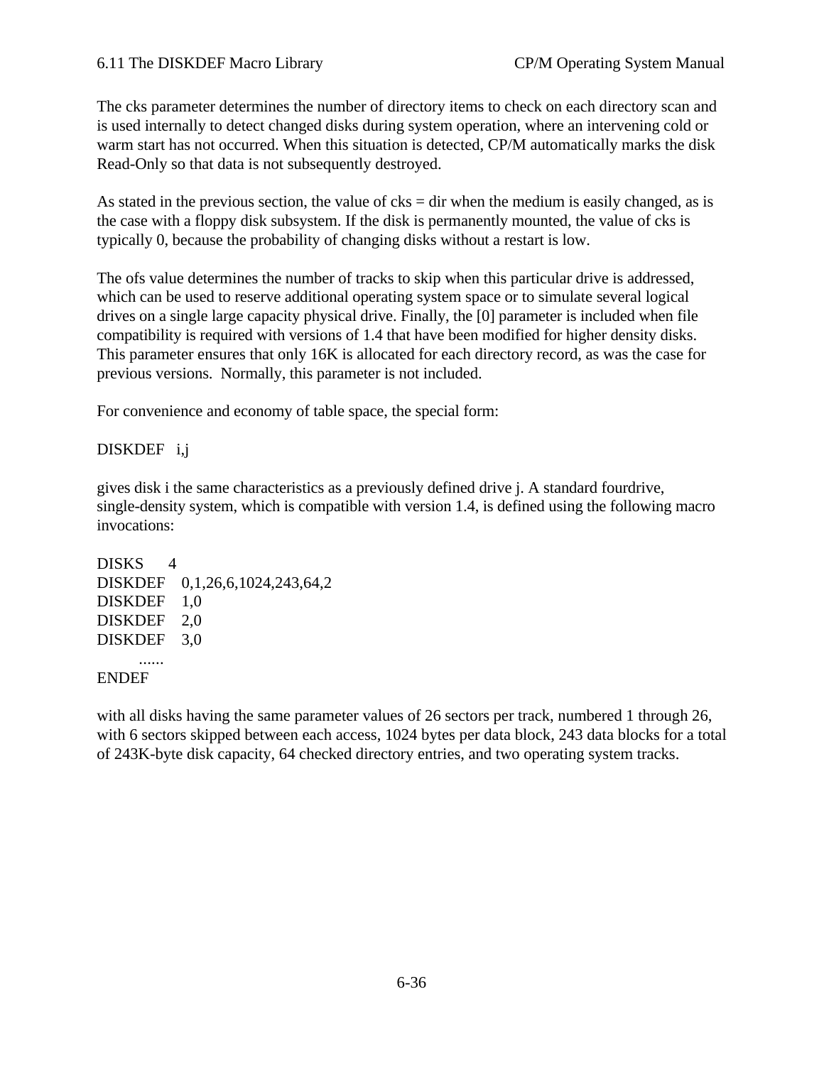The cks parameter determines the number of directory items to check on each directory scan and is used internally to detect changed disks during system operation, where an intervening cold or warm start has not occurred. When this situation is detected, CP/M automatically marks the disk Read-Only so that data is not subsequently destroyed.

As stated in the previous section, the value of cks = dir when the medium is easily changed, as is the case with a floppy disk subsystem. If the disk is permanently mounted, the value of cks is typically 0, because the probability of changing disks without a restart is low.

The ofs value determines the number of tracks to skip when this particular drive is addressed, which can be used to reserve additional operating system space or to simulate several logical drives on a single large capacity physical drive. Finally, the [0] parameter is included when file compatibility is required with versions of 1.4 that have been modified for higher density disks. This parameter ensures that only 16K is allocated for each directory record, as was the case for previous versions. Normally, this parameter is not included.

For convenience and economy of table space, the special form:

```
DISKDEF   i,j
```

gives disk i the same characteristics as a previously defined drive j. A standard fourdrive, single-density system, which is compatible with version 1.4, is defined using the following macro invocations:

```
DISKS      4
DISKDEF    0,1,26,6,1024,243,64,2
DISKDEF    1,0
DISKDEF    2,0
DISKDEF    3,0
        ......
ENDEF
```

with all disks having the same parameter values of 26 sectors per track, numbered 1 through 26, with 6 sectors skipped between each access, 1024 bytes per data block, 243 data blocks for a total of 243K-byte disk capacity, 64 checked directory entries, and two operating system tracks.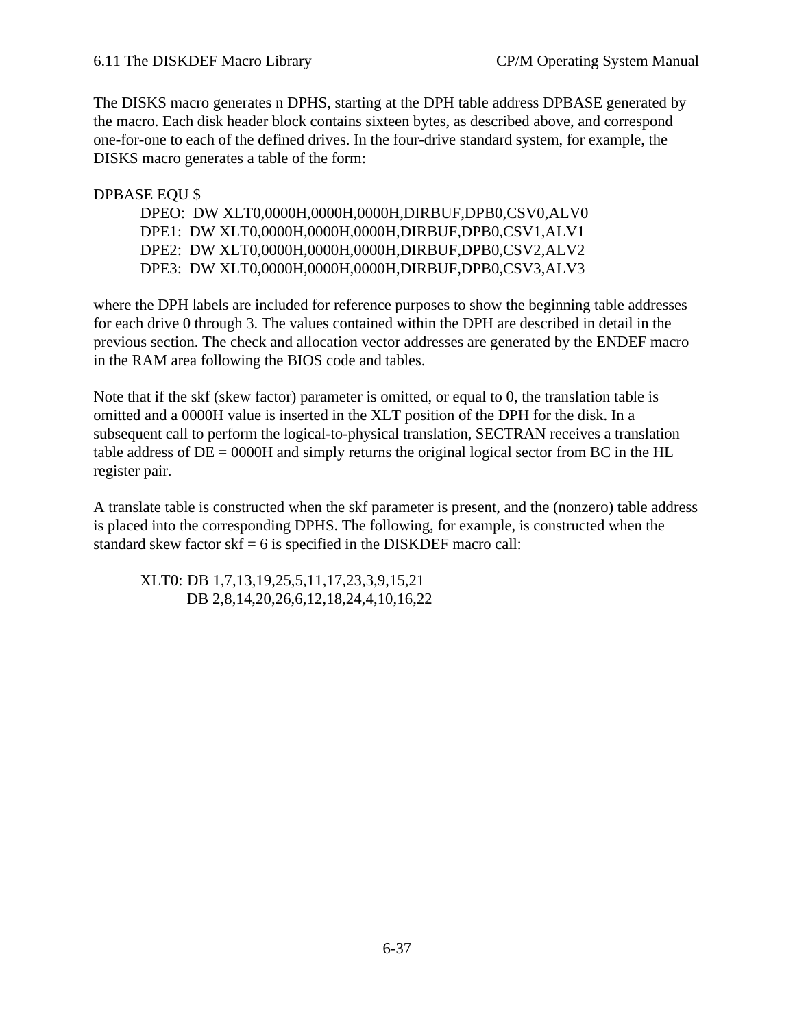The DISKS macro generates n DPHS, starting at the DPH table address DPBASE generated by the macro. Each disk header block contains sixteen bytes, as described above, and correspond one-for-one to each of the defined drives. In the four-drive standard system, for example, the DISKS macro generates a table of the form:

```
DPBASE EQU $
        DPEO:  DW XLT0,0000H,0000H,0000H,DIRBUF,DPB0,CSV0,ALV0
        DPE1:  DW XLT0,0000H,0000H,0000H,DIRBUF,DPB0,CSV1,ALV1
        DPE2:  DW XLT0,0000H,0000H,0000H,DIRBUF,DPB0,CSV2,ALV2
        DPE3:  DW XLT0,0000H,0000H,0000H,DIRBUF,DPB0,CSV3,ALV3
```

where the DPH labels are included for reference purposes to show the beginning table addresses for each drive 0 through 3. The values contained within the DPH are described in detail in the previous section. The check and allocation vector addresses are generated by the ENDEF macro in the RAM area following the BIOS code and tables.

Note that if the skf (skew factor) parameter is omitted, or equal to 0, the translation table is omitted and a 0000H value is inserted in the XLT position of the DPH for the disk. In a subsequent call to perform the logical-to-physical translation, SECTRAN receives a translation table address of DE = 0000H and simply returns the original logical sector from BC in the HL register pair.

A translate table is constructed when the skf parameter is present, and the (nonzero) table address is placed into the corresponding DPHS. The following, for example, is constructed when the standard skew factor skf = 6 is specified in the DISKDEF macro call:

```
        XLT0: DB 1,7,13,19,25,5,11,17,23,3,9,15,21
              DB 2,8,14,20,26,6,12,18,24,4,10,16,22
```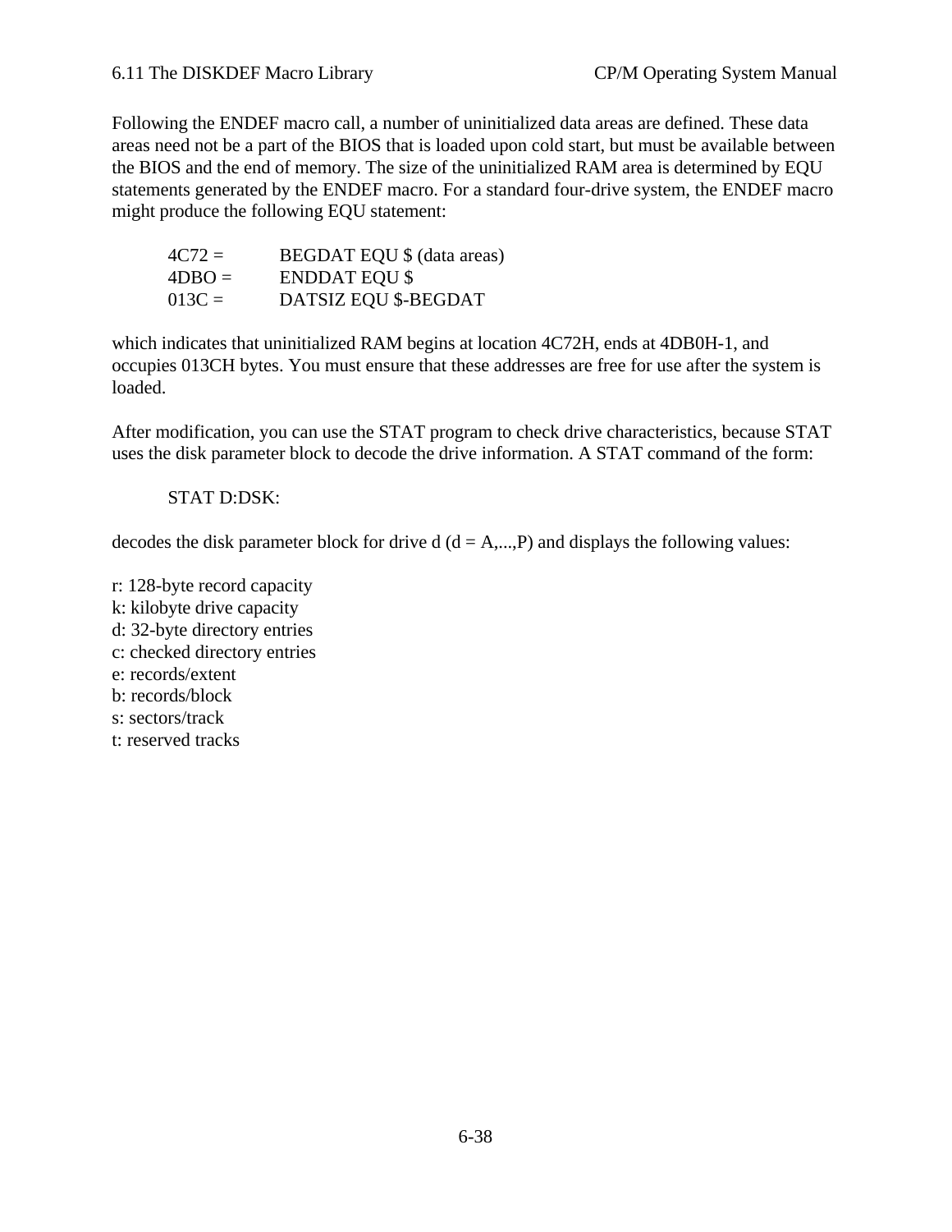Following the ENDEF macro call, a number of uninitialized data areas are defined. These data areas need not be a part of the BIOS that is loaded upon cold start, but must be available between the BIOS and the end of memory. The size of the uninitialized RAM area is determined by EQU statements generated by the ENDEF macro. For a standard four-drive system, the ENDEF macro might produce the following EQU statement:

```
4C72 =      BEGDAT EQU $ (data areas)
4DBO =      ENDDAT EQU $
013C =      DATSIZ EQU $-BEGDAT
```

which indicates that uninitialized RAM begins at location 4C72H, ends at 4DB0H-1, and occupies 013CH bytes. You must ensure that these addresses are free for use after the system is loaded.

After modification, you can use the STAT program to check drive characteristics, because STAT uses the disk parameter block to decode the drive information. A STAT command of the form:

```
STAT D:DSK:
```

decodes the disk parameter block for drive d (d = A,...,P) and displays the following values:

r: 128-byte record capacity
k: kilobyte drive capacity
d: 32-byte directory entries
c: checked directory entries
e: records/extent
b: records/block
s: sectors/track
t: reserved tracks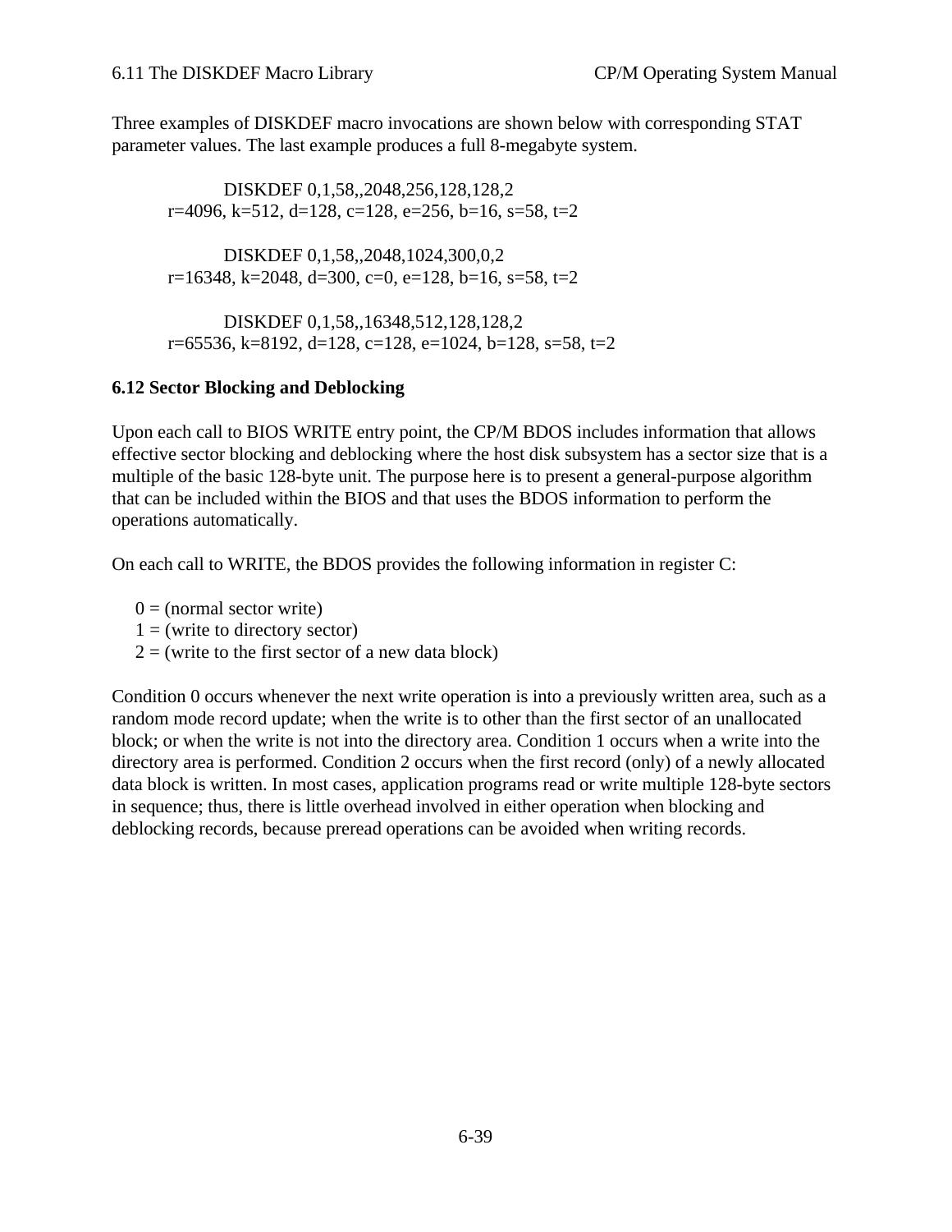Three examples of DISKDEF macro invocations are shown below with corresponding STAT parameter values. The last example produces a full 8-megabyte system.

```
            DISKDEF 0,1,58,,2048,256,128,128,2
      r=4096, k=512, d=128, c=128, e=256, b=16, s=58, t=2

            DISKDEF 0,1,58,,2048,1024,300,0,2
      r=16348, k=2048, d=300, c=0, e=128, b=16, s=58, t=2

            DISKDEF 0,1,58,,16348,512,128,128,2
      r=65536, k=8192, d=128, c=128, e=1024, b=128, s=58, t=2
```

### 6.12 Sector Blocking and Deblocking

Upon each call to BIOS WRITE entry point, the CP/M BDOS includes information that allows effective sector blocking and deblocking where the host disk subsystem has a sector size that is a multiple of the basic 128-byte unit. The purpose here is to present a general-purpose algorithm that can be included within the BIOS and that uses the BDOS information to perform the operations automatically.

On each call to WRITE, the BDOS provides the following information in register C:

```
0 = (normal sector write)
1 = (write to directory sector)
2 = (write to the first sector of a new data block)
```

Condition 0 occurs whenever the next write operation is into a previously written area, such as a random mode record update; when the write is to other than the first sector of an unallocated block; or when the write is not into the directory area. Condition 1 occurs when a write into the directory area is performed. Condition 2 occurs when the first record (only) of a newly allocated data block is written. In most cases, application programs read or write multiple 128-byte sectors in sequence; thus, there is little overhead involved in either operation when blocking and deblocking records, because preread operations can be avoided when writing records.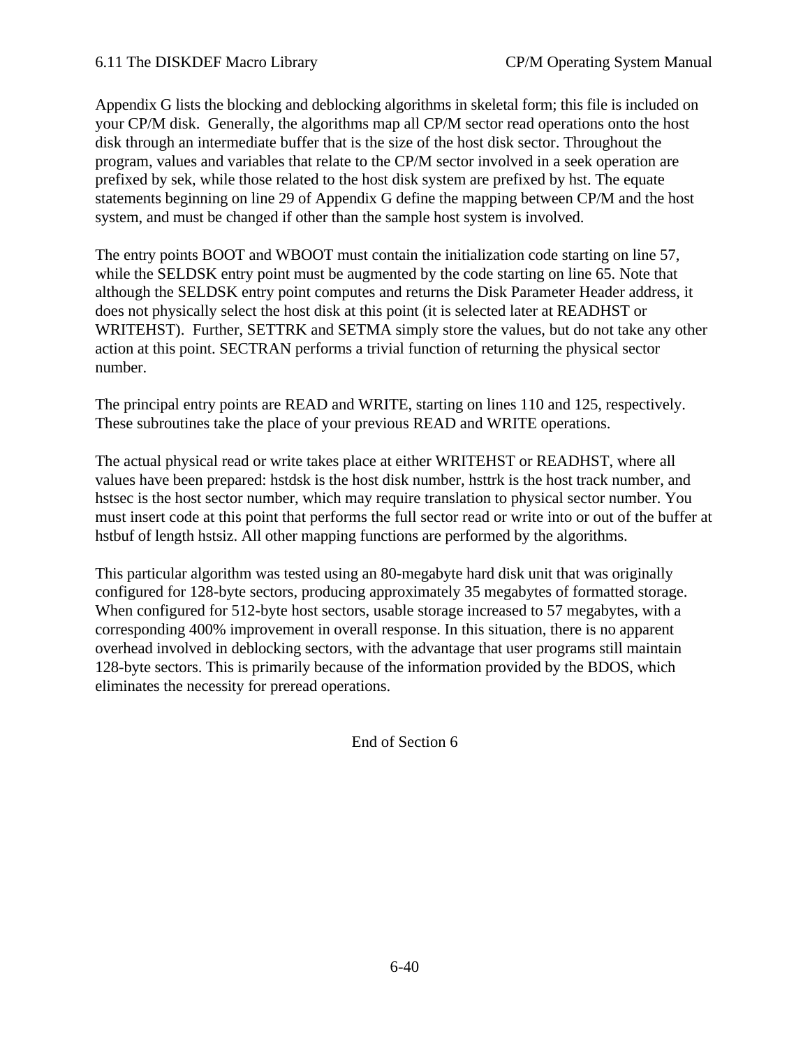Appendix G lists the blocking and deblocking algorithms in skeletal form; this file is included on your CP/M disk. Generally, the algorithms map all CP/M sector read operations onto the host disk through an intermediate buffer that is the size of the host disk sector. Throughout the program, values and variables that relate to the CP/M sector involved in a seek operation are prefixed by sek, while those related to the host disk system are prefixed by hst. The equate statements beginning on line 29 of Appendix G define the mapping between CP/M and the host system, and must be changed if other than the sample host system is involved.

The entry points BOOT and WBOOT must contain the initialization code starting on line 57, while the SELDSK entry point must be augmented by the code starting on line 65. Note that although the SELDSK entry point computes and returns the Disk Parameter Header address, it does not physically select the host disk at this point (it is selected later at READHST or WRITEHST). Further, SETTRK and SETMA simply store the values, but do not take any other action at this point. SECTRAN performs a trivial function of returning the physical sector number.

The principal entry points are READ and WRITE, starting on lines 110 and 125, respectively. These subroutines take the place of your previous READ and WRITE operations.

The actual physical read or write takes place at either WRITEHST or READHST, where all values have been prepared: hstdsk is the host disk number, hsttrk is the host track number, and hstsec is the host sector number, which may require translation to physical sector number. You must insert code at this point that performs the full sector read or write into or out of the buffer at hstbuf of length hstsiz. All other mapping functions are performed by the algorithms.

This particular algorithm was tested using an 80-megabyte hard disk unit that was originally configured for 128-byte sectors, producing approximately 35 megabytes of formatted storage. When configured for 512-byte host sectors, usable storage increased to 57 megabytes, with a corresponding 400% improvement in overall response. In this situation, there is no apparent overhead involved in deblocking sectors, with the advantage that user programs still maintain 128-byte sectors. This is primarily because of the information provided by the BDOS, which eliminates the necessity for preread operations.

End of Section 6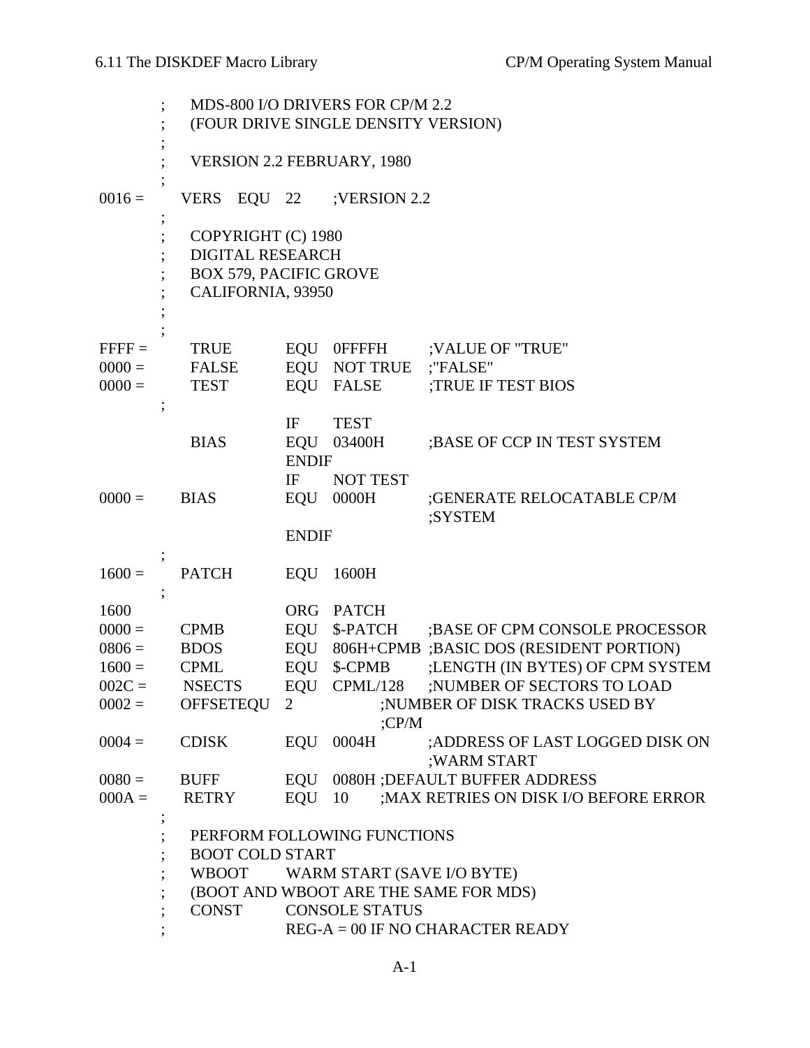```
                ;       MDS-800 I/O DRIVERS FOR CP/M 2.2
                ;       (FOUR DRIVE SINGLE DENSITY VERSION)
                ;
                ;       VERSION 2.2 FEBRUARY, 1980
                ;
0016 =          VERS    EQU     22      ;VERSION 2.2
                ;
                ;       COPYRIGHT (C) 1980
                ;       DIGITAL RESEARCH
                ;       BOX 579, PACIFIC GROVE
                ;       CALIFORNIA, 93950
                ;
                ;
FFFF =          TRUE            EQU     0FFFFH          ;VALUE OF "TRUE"
0000 =          FALSE           EQU     NOT TRUE        ;"FALSE"
0000 =          TEST            EQU     FALSE           ;TRUE IF TEST BIOS
                ;
                                IF      TEST
                BIAS            EQU     03400H          ;BASE OF CCP IN TEST SYSTEM
                                ENDIF
                                IF      NOT TEST
0000 =          BIAS            EQU     0000H           ;GENERATE RELOCATABLE CP/M
                                                        ;SYSTEM
                                ENDIF
                ;
1600 =          PATCH           EQU     1600H
                ;
1600                            ORG     PATCH
0000 =          CPMB            EQU     $-PATCH         ;BASE OF CPM CONSOLE PROCESSOR
0806 =          BDOS            EQU     806H+CPMB       ;BASIC DOS (RESIDENT PORTION)
1600 =          CPML            EQU     $-CPMB          ;LENGTH (IN BYTES) OF CPM SYSTEM
002C =          NSECTS          EQU     CPML/128        ;NUMBER OF SECTORS TO LOAD
0002 =          OFFSETEQU       2               ;NUMBER OF DISK TRACKS USED BY
                                                ;CP/M
0004 =          CDISK           EQU     0004H           ;ADDRESS OF LAST LOGGED DISK ON
                                                        ;WARM START
0080 =          BUFF            EQU     0080H ;DEFAULT BUFFER ADDRESS
000A =          RETRY           EQU     10      ;MAX RETRIES ON DISK I/O BEFORE ERROR
                ;
                ;       PERFORM FOLLOWING FUNCTIONS
                ;       BOOT COLD START
                ;       WBOOT   WARM START (SAVE I/O BYTE)
                ;       (BOOT AND WBOOT ARE THE SAME FOR MDS)
                ;       CONST   CONSOLE STATUS
                ;               REG-A = 00 IF NO CHARACTER READY
```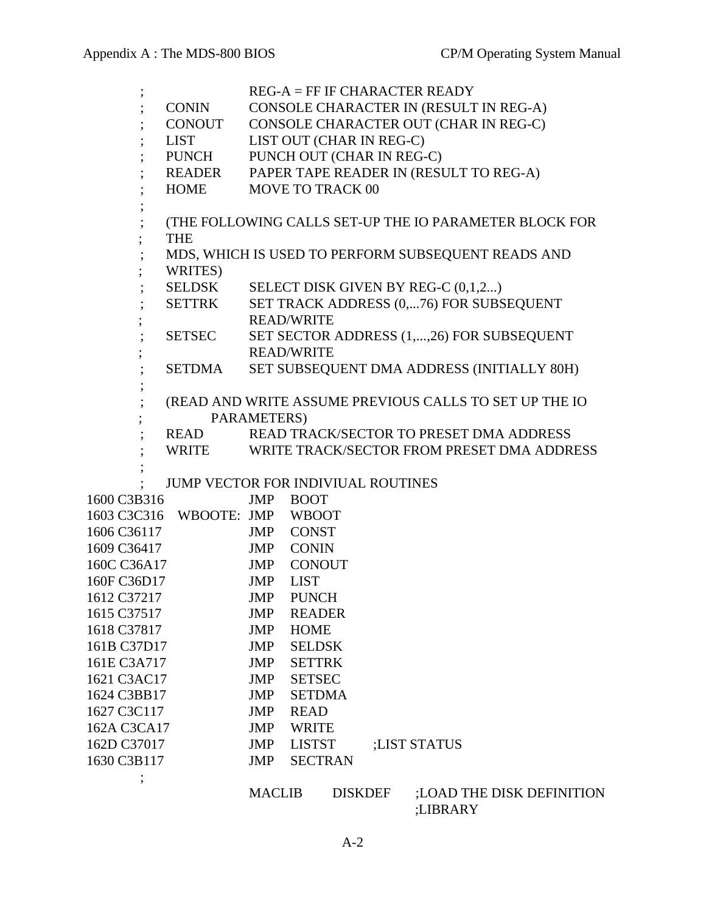```
                ;               REG-A = FF IF CHARACTER READY
                ;   CONIN       CONSOLE CHARACTER IN (RESULT IN REG-A)
                ;   CONOUT      CONSOLE CHARACTER OUT (CHAR IN REG-C)
                ;   LIST        LIST OUT (CHAR IN REG-C)
                ;   PUNCH       PUNCH OUT (CHAR IN REG-C)
                ;   READER      PAPER TAPE READER IN (RESULT TO REG-A)
                ;   HOME        MOVE TO TRACK 00
                ;
                ;   (THE FOLLOWING CALLS SET-UP THE IO PARAMETER BLOCK FOR
                ;   THE
                ;   MDS, WHICH IS USED TO PERFORM SUBSEQUENT READS AND
                ;   WRITES)
                ;   SELDSK      SELECT DISK GIVEN BY REG-C (0,1,2...)
                ;   SETTRK      SET TRACK ADDRESS (0,...76) FOR SUBSEQUENT
                ;               READ/WRITE
                ;   SETSEC      SET SECTOR ADDRESS (1,...,26) FOR SUBSEQUENT
                ;               READ/WRITE
                ;   SETDMA      SET SUBSEQUENT DMA ADDRESS (INITIALLY 80H)
                ;
                ;   (READ AND WRITE ASSUME PREVIOUS CALLS TO SET UP THE IO
                ;         PARAMETERS)
                ;   READ        READ TRACK/SECTOR TO PRESET DMA ADDRESS
                ;   WRITE       WRITE TRACK/SECTOR FROM PRESET DMA ADDRESS
                ;
                ;   JUMP VECTOR FOR INDIVIUAL ROUTINES
1600 C3B316             JMP    BOOT
1603 C3C316   WBOOTE:   JMP    WBOOT
1606 C36117             JMP    CONST
1609 C36417             JMP    CONIN
160C C36A17             JMP    CONOUT
160F C36D17             JMP    LIST
1612 C37217             JMP    PUNCH
1615 C37517             JMP    READER
1618 C37817             JMP    HOME
161B C37D17             JMP    SELDSK
161E C3A717             JMP    SETTRK
1621 C3AC17             JMP    SETSEC
1624 C3BB17             JMP    SETDMA
1627 C3C117             JMP    READ
162A C3CA17             JMP    WRITE
162D C37017             JMP    LISTST       ;LIST STATUS
1630 C3B117             JMP    SECTRAN
                ;
                        MACLIB     DISKDEF     ;LOAD THE DISK DEFINITION
                                               ;LIBRARY
```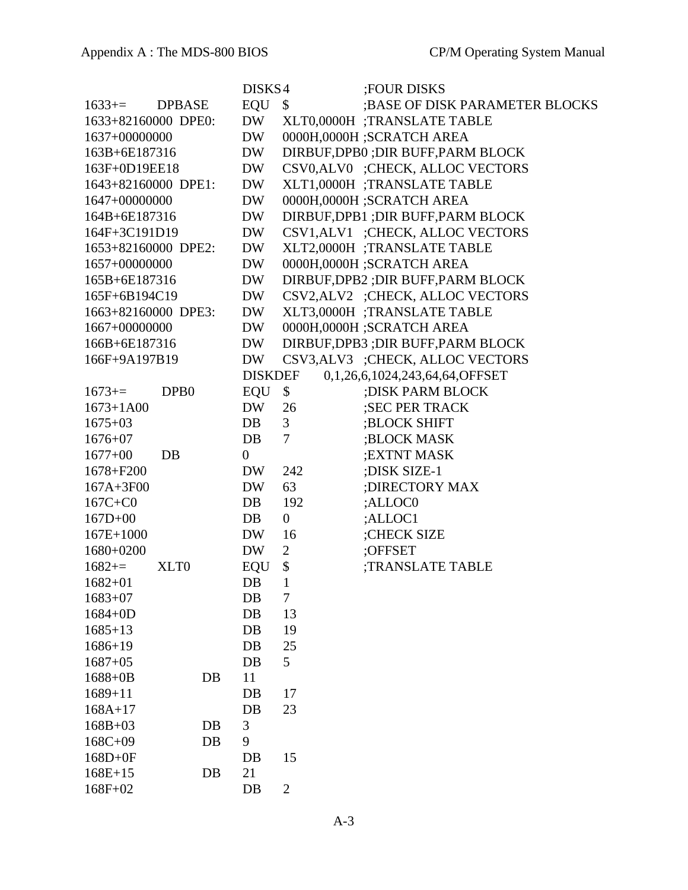```
                    DISKS 4          ;FOUR DISKS
1633+=      DPBASE  EQU  $           ;BASE OF DISK PARAMETER BLOCKS
1633+82160000 DPE0: DW   XLT0,0000H  ;TRANSLATE TABLE
1637+00000000       DW   0000H,0000H ;SCRATCH AREA
163B+6E187316       DW   DIRBUF,DPB0 ;DIR BUFF,PARM BLOCK
163F+0D19EE18       DW   CSV0,ALV0   ;CHECK, ALLOC VECTORS
1643+82160000 DPE1: DW   XLT1,0000H  ;TRANSLATE TABLE
1647+00000000       DW   0000H,0000H ;SCRATCH AREA
164B+6E187316       DW   DIRBUF,DPB1 ;DIR BUFF,PARM BLOCK
164F+3C191D19       DW   CSV1,ALV1   ;CHECK, ALLOC VECTORS
1653+82160000 DPE2: DW   XLT2,0000H  ;TRANSLATE TABLE
1657+00000000       DW   0000H,0000H ;SCRATCH AREA
165B+6E187316       DW   DIRBUF,DPB2 ;DIR BUFF,PARM BLOCK
165F+6B194C19       DW   CSV2,ALV2   ;CHECK, ALLOC VECTORS
1663+82160000 DPE3: DW   XLT3,0000H  ;TRANSLATE TABLE
1667+00000000       DW   0000H,0000H ;SCRATCH AREA
166B+6E187316       DW   DIRBUF,DPB3 ;DIR BUFF,PARM BLOCK
166F+9A197B19       DW   CSV3,ALV3   ;CHECK, ALLOC VECTORS
                    DISKDEF  0,1,26,6,1024,243,64,64,OFFSET
1673+=      DPB0    EQU  $           ;DISK PARM BLOCK
1673+1A00           DW   26          ;SEC PER TRACK
1675+03             DB   3           ;BLOCK SHIFT
1676+07             DB   7           ;BLOCK MASK
1677+00     DB      0                ;EXTNT MASK
1678+F200           DW   242         ;DISK SIZE-1
167A+3F00           DW   63          ;DIRECTORY MAX
167C+C0             DB   192         ;ALLOC0
167D+00             DB   0           ;ALLOC1
167E+1000           DW   16          ;CHECK SIZE
1680+0200           DW   2           ;OFFSET
1682+=      XLT0    EQU  $           ;TRANSLATE TABLE
1682+01             DB   1
1683+07             DB   7
1684+0D             DB   13
1685+13             DB   19
1686+19             DB   25
1687+05             DB   5
1688+0B         DB  11
1689+11             DB   17
168A+17             DB   23
168B+03         DB  3
168C+09         DB  9
168D+0F             DB   15
168E+15         DB  21
168F+02             DB   2
```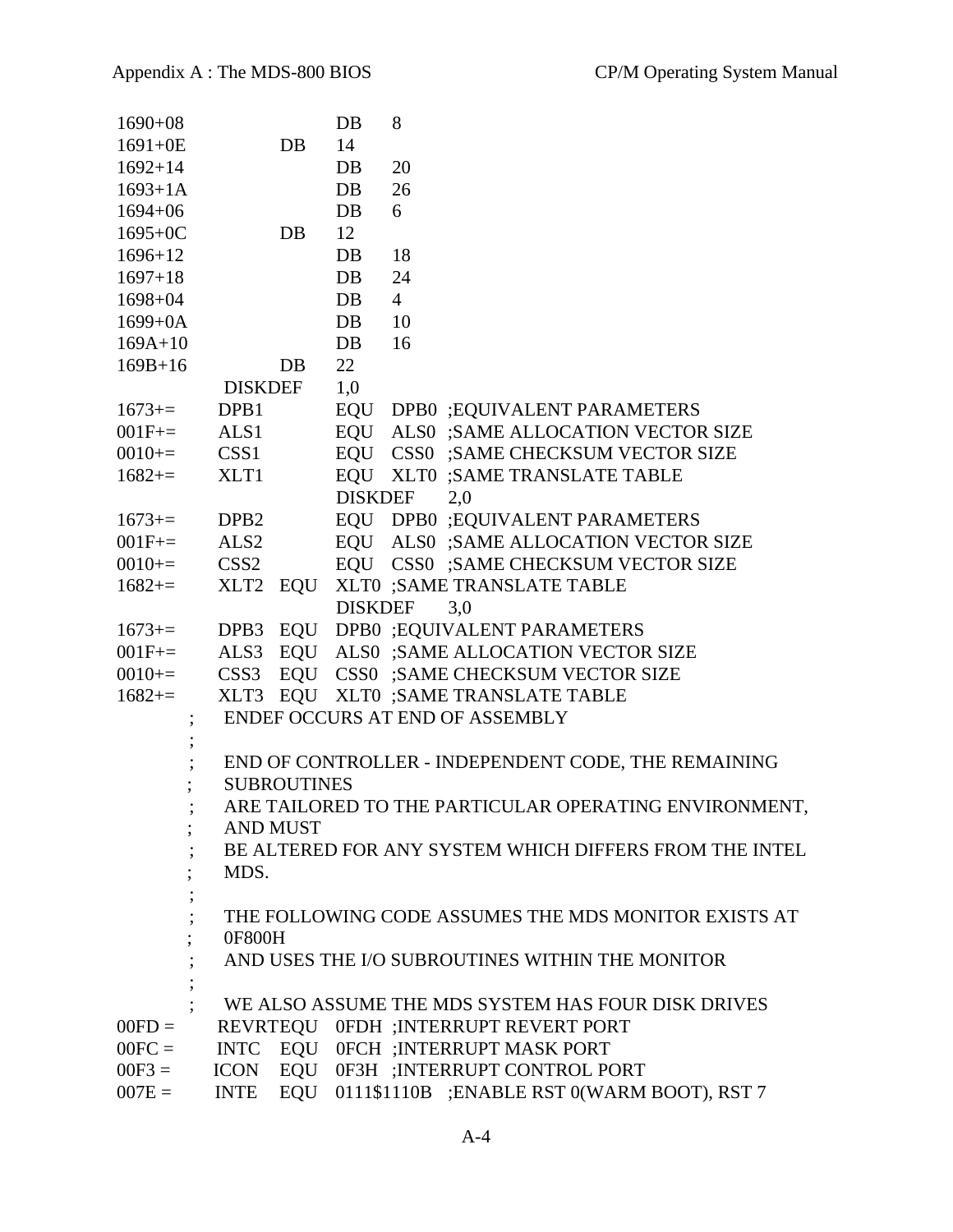```
1690+08             DB    8
1691+0E             DB    14
1692+14             DB    20
1693+1A             DB    26
1694+06             DB    6
1695+0C             DB    12
1696+12             DB    18
1697+18             DB    24
1698+04             DB    4
1699+0A             DB    10
169A+10             DB    16
169B+16             DB    22
            DISKDEF    1,0
1673+=      DPB1        EQU  DPB0  ;EQUIVALENT PARAMETERS
001F+=      ALS1        EQU  ALS0  ;SAME ALLOCATION VECTOR SIZE
0010+=      CSS1        EQU  CSS0  ;SAME CHECKSUM VECTOR SIZE
1682+=      XLT1        EQU  XLT0  ;SAME TRANSLATE TABLE
                        DISKDEF    2,0
1673+=      DPB2        EQU  DPB0  ;EQUIVALENT PARAMETERS
001F+=      ALS2        EQU  ALS0  ;SAME ALLOCATION VECTOR SIZE
0010+=      CSS2        EQU  CSS0  ;SAME CHECKSUM VECTOR SIZE
1682+=      XLT2  EQU   XLT0 ;SAME TRANSLATE TABLE
                        DISKDEF    3,0
1673+=      DPB3  EQU   DPB0 ;EQUIVALENT PARAMETERS
001F+=      ALS3  EQU   ALS0 ;SAME ALLOCATION VECTOR SIZE
0010+=      CSS3  EQU   CSS0 ;SAME CHECKSUM VECTOR SIZE
1682+=      XLT3  EQU   XLT0 ;SAME TRANSLATE TABLE
          ;   ENDEF OCCURS AT END OF ASSEMBLY
          ;
          ;   END OF CONTROLLER - INDEPENDENT CODE, THE REMAINING
          ;   SUBROUTINES
          ;   ARE TAILORED TO THE PARTICULAR OPERATING ENVIRONMENT,
          ;   AND MUST
          ;   BE ALTERED FOR ANY SYSTEM WHICH DIFFERS FROM THE INTEL
          ;   MDS.
          ;
          ;   THE FOLLOWING CODE ASSUMES THE MDS MONITOR EXISTS AT
          ;   0F800H
          ;   AND USES THE I/O SUBROUTINES WITHIN THE MONITOR
          ;
          ;   WE ALSO ASSUME THE MDS SYSTEM HAS FOUR DISK DRIVES
00FD =      REVRTEQU   0FDH ;INTERRUPT REVERT PORT
00FC =      INTC   EQU   0FCH ;INTERRUPT MASK PORT
00F3 =      ICON   EQU   0F3H ;INTERRUPT CONTROL PORT
007E =      INTE   EQU   0111$1110B  ;ENABLE RST 0(WARM BOOT), RST 7
```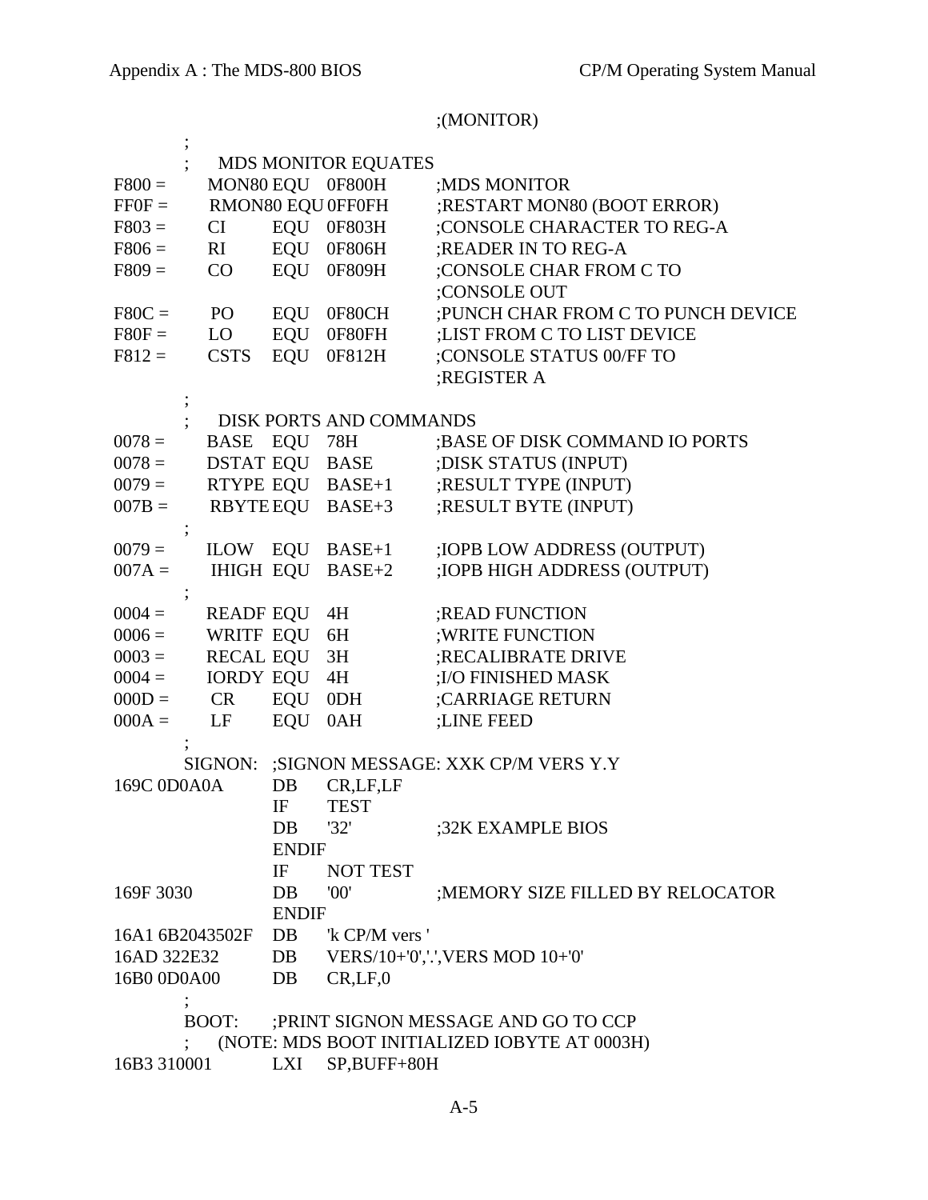```
                                        ;(MONITOR)
          ;
          ;    MDS MONITOR EQUATES
F800 =        MON80 EQU   0F800H        ;MDS MONITOR
FF0F =        RMON80 EQU  0FF0FH        ;RESTART MON80 (BOOT ERROR)
F803 =        CI     EQU  0F803H        ;CONSOLE CHARACTER TO REG-A
F806 =        RI     EQU  0F806H        ;READER IN TO REG-A
F809 =        CO     EQU  0F809H        ;CONSOLE CHAR FROM C TO
                                        ;CONSOLE OUT
F80C =        PO     EQU  0F80CH        ;PUNCH CHAR FROM C TO PUNCH DEVICE
F80F =        LO     EQU  0F80FH        ;LIST FROM C TO LIST DEVICE
F812 =        CSTS   EQU  0F812H        ;CONSOLE STATUS 00/FF TO
                                        ;REGISTER A
          ;
          ;    DISK PORTS AND COMMANDS
0078 =        BASE   EQU  78H           ;BASE OF DISK COMMAND IO PORTS
0078 =        DSTAT  EQU  BASE          ;DISK STATUS (INPUT)
0079 =        RTYPE  EQU  BASE+1        ;RESULT TYPE (INPUT)
007B =        RBYTE  EQU  BASE+3        ;RESULT BYTE (INPUT)
          ;
0079 =        ILOW   EQU  BASE+1        ;IOPB LOW ADDRESS (OUTPUT)
007A =        IHIGH  EQU  BASE+2        ;IOPB HIGH ADDRESS (OUTPUT)
          ;
0004 =        READF  EQU  4H            ;READ FUNCTION
0006 =        WRITF  EQU  6H            ;WRITE FUNCTION
0003 =        RECAL  EQU  3H            ;RECALIBRATE DRIVE
0004 =        IORDY  EQU  4H            ;I/O FINISHED MASK
000D =        CR     EQU  0DH           ;CARRIAGE RETURN
000A =        LF     EQU  0AH           ;LINE FEED
          ;
          SIGNON:    ;SIGNON MESSAGE: XXK CP/M VERS Y.Y
169C 0D0A0A          DB   CR,LF,LF
                     IF   TEST
                     DB   '32'          ;32K EXAMPLE BIOS
                     ENDIF
                     IF   NOT TEST
169F 3030            DB   '00'          ;MEMORY SIZE FILLED BY RELOCATOR
                     ENDIF
16A1 6B2043502F      DB   'k CP/M vers '
16AD 322E32          DB   VERS/10+'0','.',VERS MOD 10+'0'
16B0 0D0A00          DB   CR,LF,0
          ;
          BOOT:      ;PRINT SIGNON MESSAGE AND GO TO CCP
          ;    (NOTE: MDS BOOT INITIALIZED IOBYTE AT 0003H)
16B3 310001          LXI  SP,BUFF+80H
```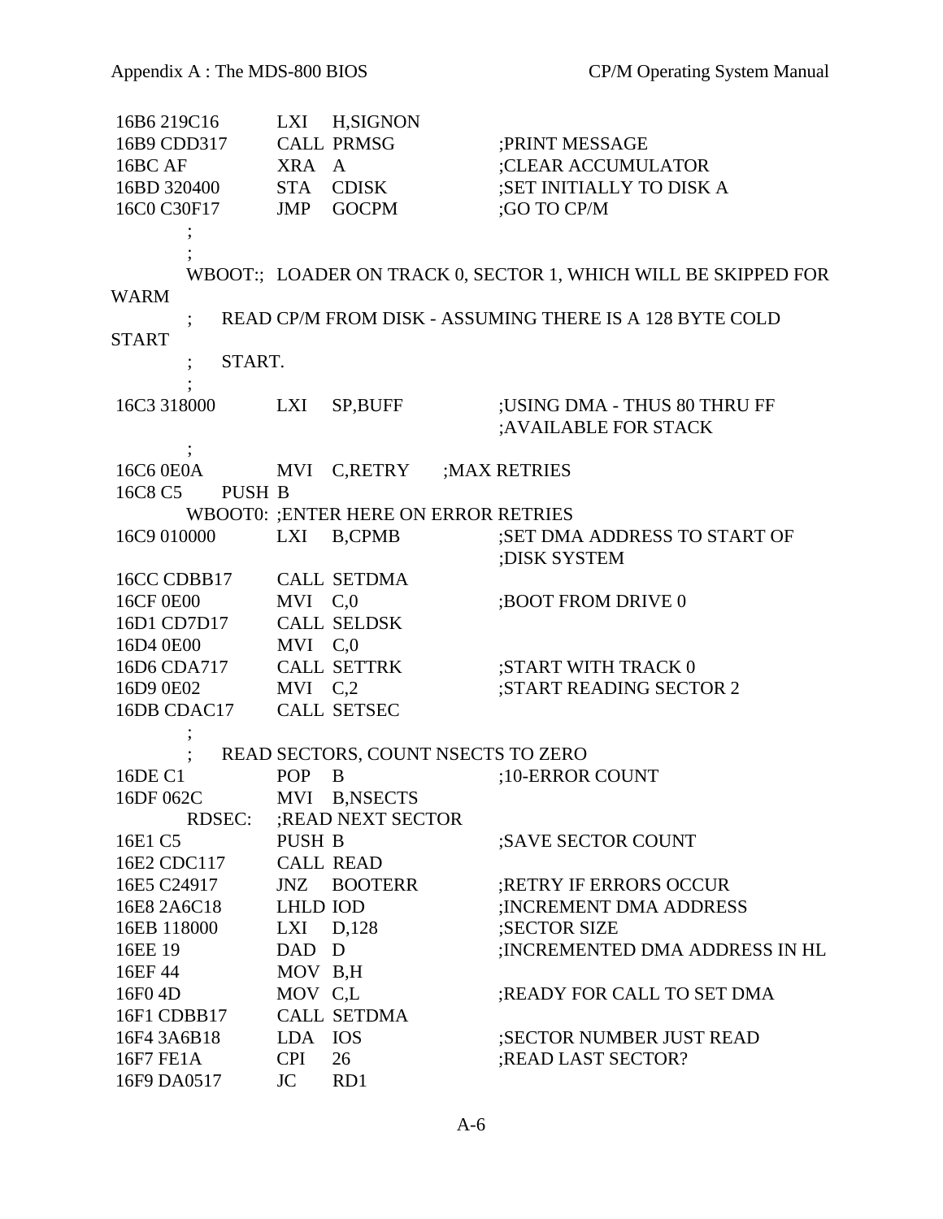```
16B6 219C16         LXI   H,SIGNON
16B9 CDD317         CALL  PRMSG             ;PRINT MESSAGE
16BC AF             XRA   A                 ;CLEAR ACCUMULATOR
16BD 320400         STA   CDISK             ;SET INITIALLY TO DISK A
16C0 C30F17         JMP   GOCPM             ;GO TO CP/M
          ;
          ;
          WBOOT:;  LOADER ON TRACK 0, SECTOR 1, WHICH WILL BE SKIPPED FOR
WARM
          ;    READ CP/M FROM DISK - ASSUMING THERE IS A 128 BYTE COLD
START
          ;    START.
          ;
16C3 318000         LXI   SP,BUFF           ;USING DMA - THUS 80 THRU FF
                                            ;AVAILABLE FOR STACK
          ;
16C6 0E0A           MVI   C,RETRY     ;MAX RETRIES
16C8 C5      PUSH B
          WBOOT0: ;ENTER HERE ON ERROR RETRIES
16C9 010000         LXI   B,CPMB            ;SET DMA ADDRESS TO START OF
                                            ;DISK SYSTEM
16CC CDBB17         CALL  SETDMA
16CF 0E00           MVI   C,0               ;BOOT FROM DRIVE 0
16D1 CD7D17         CALL  SELDSK
16D4 0E00           MVI   C,0
16D6 CDA717         CALL  SETTRK            ;START WITH TRACK 0
16D9 0E02           MVI   C,2               ;START READING SECTOR 2
16DB CDAC17         CALL  SETSEC
          ;
          ;    READ SECTORS, COUNT NSECTS TO ZERO
16DE C1             POP   B                 ;10-ERROR COUNT
16DF 062C           MVI   B,NSECTS
          RDSEC:    ;READ NEXT SECTOR
16E1 C5             PUSH B                  ;SAVE SECTOR COUNT
16E2 CDC117         CALL  READ
16E5 C24917         JNZ   BOOTERR           ;RETRY IF ERRORS OCCUR
16E8 2A6C18         LHLD IOD                ;INCREMENT DMA ADDRESS
16EB 118000         LXI   D,128             ;SECTOR SIZE
16EE 19             DAD   D                 ;INCREMENTED DMA ADDRESS IN HL
16EF 44             MOV   B,H
16F0 4D             MOV   C,L               ;READY FOR CALL TO SET DMA
16F1 CDBB17         CALL  SETDMA
16F4 3A6B18         LDA   IOS               ;SECTOR NUMBER JUST READ
16F7 FE1A           CPI   26                ;READ LAST SECTOR?
16F9 DA0517         JC    RD1
```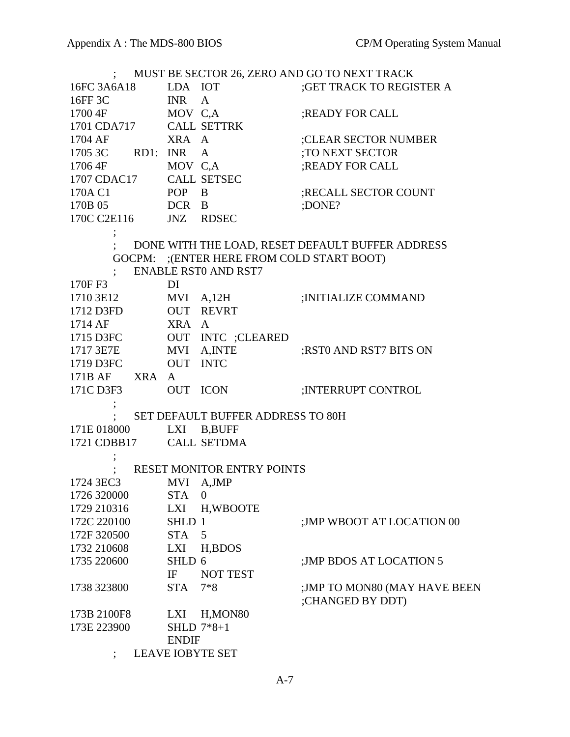```
        ;   MUST BE SECTOR 26, ZERO AND GO TO NEXT TRACK
16FC 3A6A18         LDA  IOT              ;GET TRACK TO REGISTER A
16FF 3C             INR  A
1700 4F             MOV  C,A              ;READY FOR CALL
1701 CDA717         CALL SETTRK
1704 AF             XRA  A                ;CLEAR SECTOR NUMBER
1705 3C       RD1:  INR  A                ;TO NEXT SECTOR
1706 4F             MOV  C,A              ;READY FOR CALL
1707 CDAC17         CALL SETSEC
170A C1             POP  B                ;RECALL SECTOR COUNT
170B 05             DCR  B                ;DONE?
170C C2E116         JNZ  RDSEC
        ;
        ;   DONE WITH THE LOAD, RESET DEFAULT BUFFER ADDRESS
        GOCPM:  ;(ENTER HERE FROM COLD START BOOT)
        ;   ENABLE RST0 AND RST7
170F F3             DI
1710 3E12           MVI  A,12H            ;INITIALIZE COMMAND
1712 D3FD           OUT  REVRT
1714 AF             XRA  A
1715 D3FC           OUT  INTC  ;CLEARED
1717 3E7E           MVI  A,INTE           ;RST0 AND RST7 BITS ON
1719 D3FC           OUT  INTC
171B AF       XRA   A
171C D3F3           OUT  ICON             ;INTERRUPT CONTROL
        ;
        ;   SET DEFAULT BUFFER ADDRESS TO 80H
171E 018000         LXI  B,BUFF
1721 CDBB17         CALL SETDMA
        ;
        ;   RESET MONITOR ENTRY POINTS
1724 3EC3           MVI  A,JMP
1726 320000         STA  0
1729 210316         LXI  H,WBOOTE
172C 220100         SHLD 1                ;JMP WBOOT AT LOCATION 00
172F 320500         STA  5
1732 210608         LXI  H,BDOS
1735 220600         SHLD 6                ;JMP BDOS AT LOCATION 5
                    IF   NOT TEST
1738 323800         STA  7*8              ;JMP TO MON80 (MAY HAVE BEEN
                                          ;CHANGED BY DDT)
173B 2100F8         LXI  H,MON80
173E 223900         SHLD 7*8+1
                    ENDIF
        ;   LEAVE IOBYTE SET
```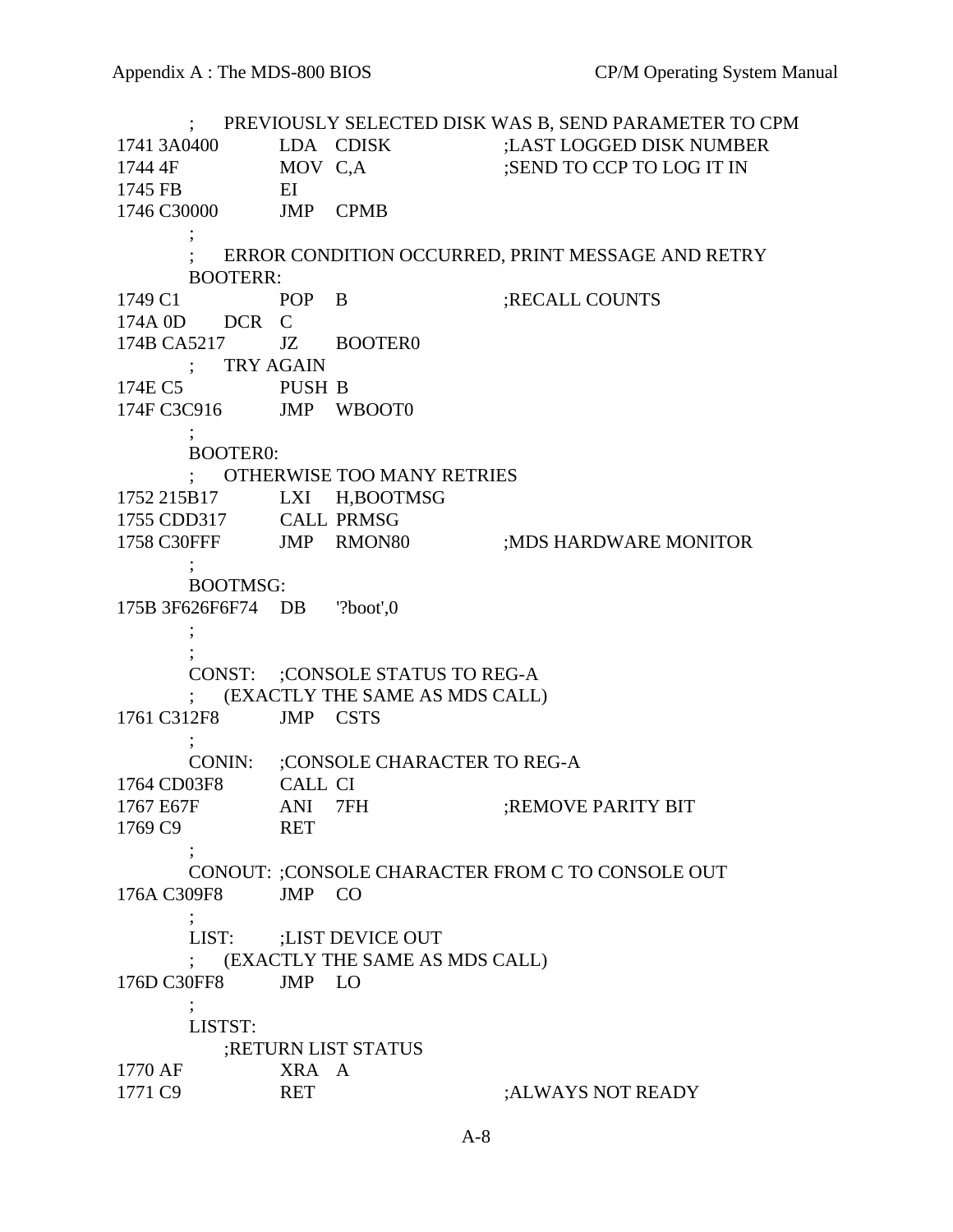```
        ;     PREVIOUSLY SELECTED DISK WAS B, SEND PARAMETER TO CPM
1741 3A0400         LDA   CDISK             ;LAST LOGGED DISK NUMBER
1744 4F             MOV  C,A                ;SEND TO CCP TO LOG IT IN
1745 FB             EI
1746 C30000         JMP   CPMB
        ;
        ;     ERROR CONDITION OCCURRED, PRINT MESSAGE AND RETRY
        BOOTERR:
1749 C1             POP   B                 ;RECALL COUNTS
174A 0D       DCR   C
174B CA5217         JZ    BOOTER0
        ;     TRY AGAIN
174E C5             PUSH B
174F C3C916         JMP   WBOOT0
        ;
        BOOTER0:
        ;     OTHERWISE TOO MANY RETRIES
1752 215B17         LXI   H,BOOTMSG
1755 CDD317         CALL  PRMSG
1758 C30FFF         JMP   RMON80            ;MDS HARDWARE MONITOR
        ;
        BOOTMSG:
175B 3F626F6F74     DB    '?boot',0
        ;
        ;
        CONST:    ;CONSOLE STATUS TO REG-A
        ;     (EXACTLY THE SAME AS MDS CALL)
1761 C312F8         JMP   CSTS
        ;
        CONIN:    ;CONSOLE CHARACTER TO REG-A
1764 CD03F8         CALL  CI
1767 E67F           ANI   7FH               ;REMOVE PARITY BIT
1769 C9             RET
        ;
        CONOUT: ;CONSOLE CHARACTER FROM C TO CONSOLE OUT
176A C309F8         JMP   CO
        ;
        LIST:       ;LIST DEVICE OUT
        ;     (EXACTLY THE SAME AS MDS CALL)
176D C30FF8         JMP   LO
        ;
        LISTST:
              ;RETURN LIST STATUS
1770 AF             XRA   A
1771 C9             RET                     ;ALWAYS NOT READY
```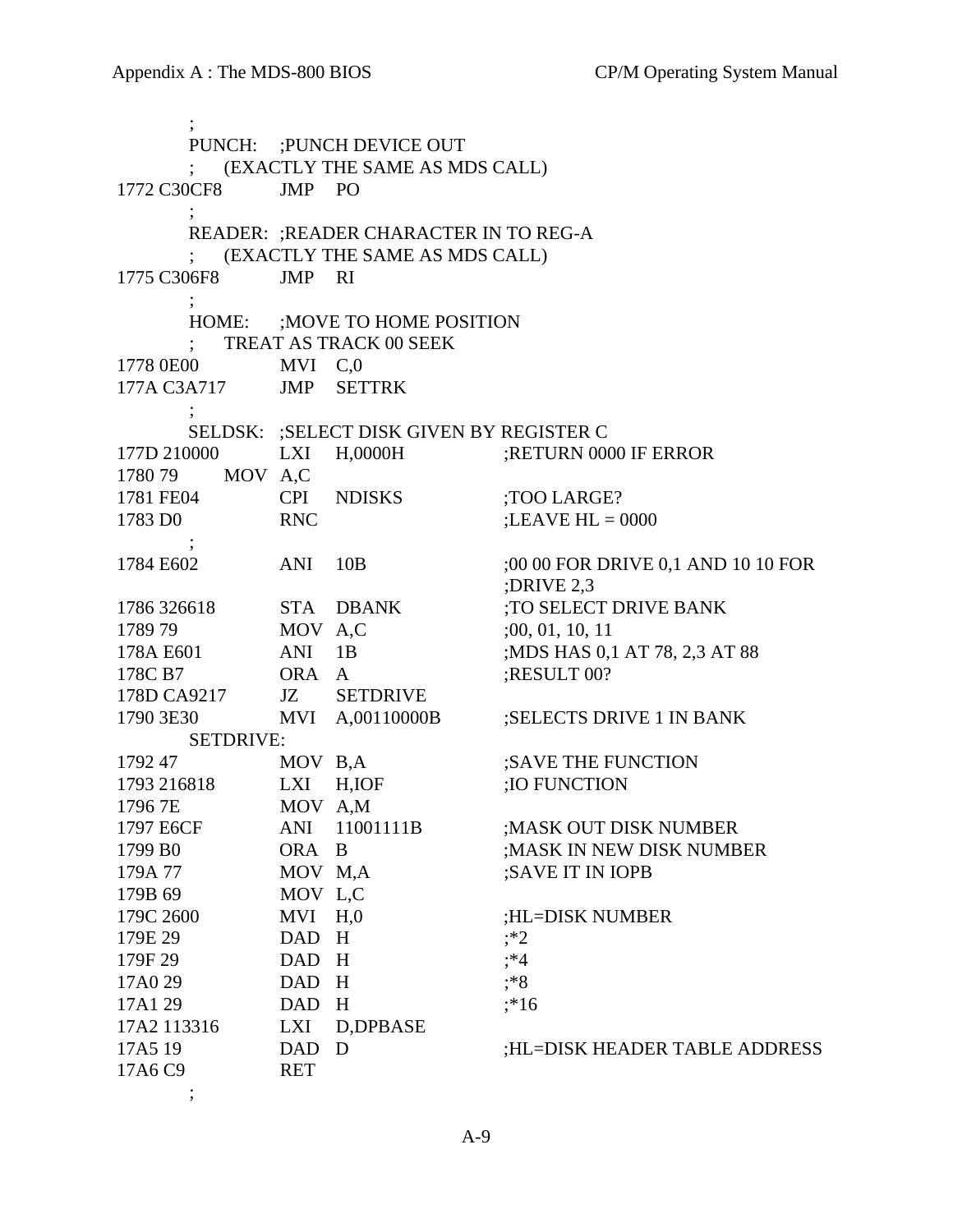```
        ;
        PUNCH:    ;PUNCH DEVICE OUT
        ;    (EXACTLY THE SAME AS MDS CALL)
1772 C30CF8        JMP    PO
        ;
        READER:  ;READER CHARACTER IN TO REG-A
        ;    (EXACTLY THE SAME AS MDS CALL)
1775 C306F8        JMP    RI
        ;
        HOME:     ;MOVE TO HOME POSITION
        ;    TREAT AS TRACK 00 SEEK
1778 0E00          MVI    C,0
177A C3A717        JMP    SETTRK
        ;
        SELDSK:  ;SELECT DISK GIVEN BY REGISTER C
177D 210000        LXI    H,0000H           ;RETURN 0000 IF ERROR
1780 79       MOV  A,C
1781 FE04          CPI    NDISKS            ;TOO LARGE?
1783 D0            RNC                      ;LEAVE HL = 0000
        ;
1784 E602          ANI    10B               ;00 00 FOR DRIVE 0,1 AND 10 10 FOR
                                            ;DRIVE 2,3
1786 326618        STA    DBANK             ;TO SELECT DRIVE BANK
1789 79            MOV  A,C                 ;00, 01, 10, 11
178A E601          ANI    1B                ;MDS HAS 0,1 AT 78, 2,3 AT 88
178C B7            ORA    A                 ;RESULT 00?
178D CA9217        JZ     SETDRIVE
1790 3E30          MVI    A,00110000B       ;SELECTS DRIVE 1 IN BANK
        SETDRIVE:
1792 47            MOV  B,A                 ;SAVE THE FUNCTION
1793 216818        LXI    H,IOF             ;IO FUNCTION
1796 7E            MOV  A,M
1797 E6CF          ANI    11001111B         ;MASK OUT DISK NUMBER
1799 B0            ORA    B                 ;MASK IN NEW DISK NUMBER
179A 77            MOV  M,A                 ;SAVE IT IN IOPB
179B 69            MOV  L,C
179C 2600          MVI    H,0               ;HL=DISK NUMBER
179E 29            DAD    H                 ;*2
179F 29            DAD    H                 ;*4
17A0 29            DAD    H                 ;*8
17A1 29            DAD    H                 ;*16
17A2 113316        LXI    D,DPBASE
17A5 19            DAD    D                 ;HL=DISK HEADER TABLE ADDRESS
17A6 C9            RET
        ;
```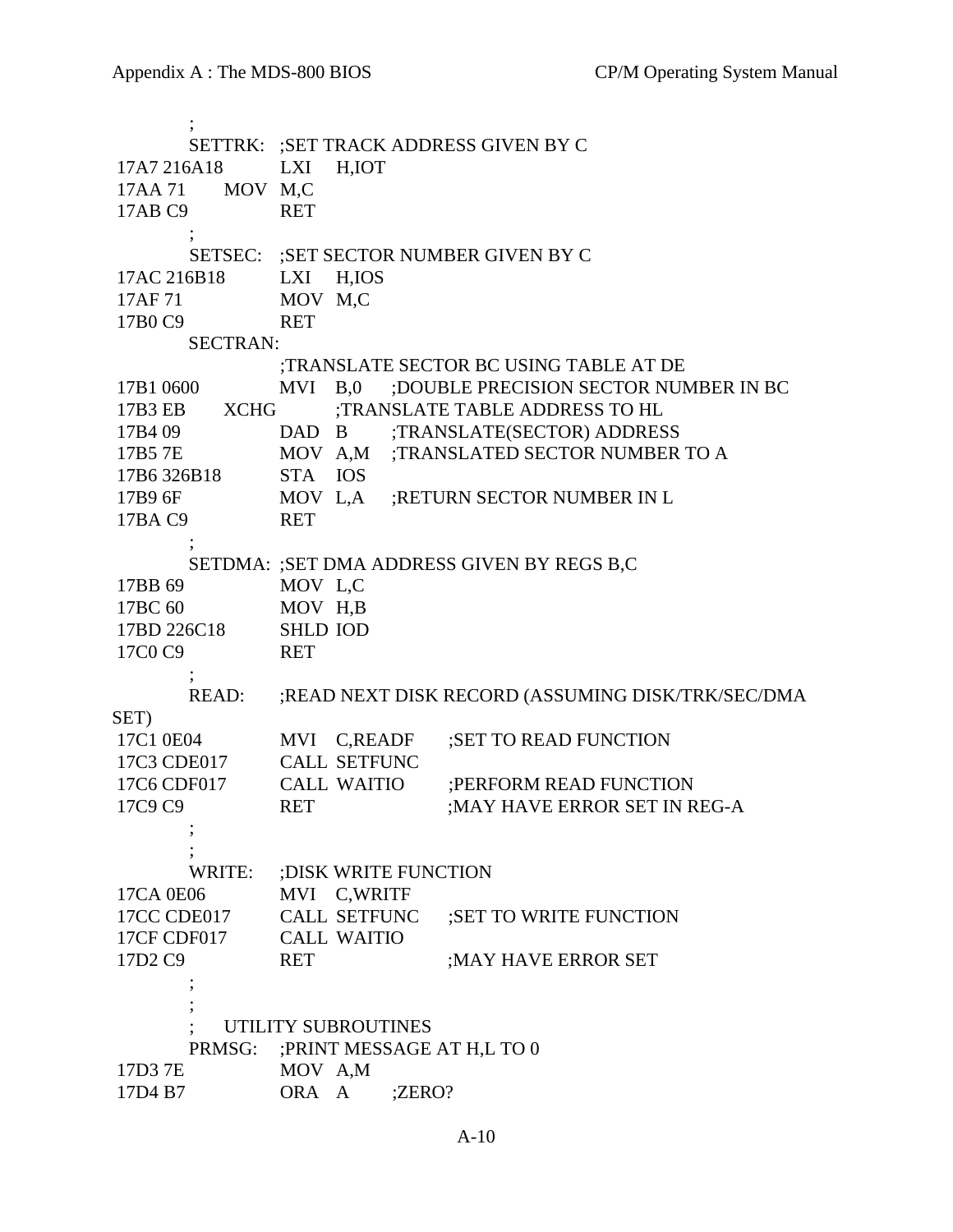```
        ;
        SETTRK: ;SET TRACK ADDRESS GIVEN BY C
17A7 216A18     LXI   H,IOT
17AA 71         MOV   M,C
17AB C9         RET
        ;
        SETSEC: ;SET SECTOR NUMBER GIVEN BY C
17AC 216B18     LXI   H,IOS
17AF 71         MOV   M,C
17B0 C9         RET
        SECTRAN:
                ;TRANSLATE SECTOR BC USING TABLE AT DE
17B1 0600       MVI   B,0     ;DOUBLE PRECISION SECTOR NUMBER IN BC
17B3 EB         XCHG          ;TRANSLATE TABLE ADDRESS TO HL
17B4 09         DAD   B       ;TRANSLATE(SECTOR) ADDRESS
17B5 7E         MOV   A,M     ;TRANSLATED SECTOR NUMBER TO A
17B6 326B18     STA   IOS
17B9 6F         MOV   L,A     ;RETURN SECTOR NUMBER IN L
17BA C9         RET
        ;
        SETDMA: ;SET DMA ADDRESS GIVEN BY REGS B,C
17BB 69         MOV   L,C
17BC 60         MOV   H,B
17BD 226C18     SHLD  IOD
17C0 C9         RET
        ;
        READ:   ;READ NEXT DISK RECORD (ASSUMING DISK/TRK/SEC/DMA
SET)
17C1 0E04       MVI   C,READF     ;SET TO READ FUNCTION
17C3 CDE017     CALL  SETFUNC
17C6 CDF017     CALL  WAITIO      ;PERFORM READ FUNCTION
17C9 C9         RET               ;MAY HAVE ERROR SET IN REG-A
        ;
        ;
        WRITE:  ;DISK WRITE FUNCTION
17CA 0E06       MVI   C,WRITF
17CC CDE017     CALL  SETFUNC     ;SET TO WRITE FUNCTION
17CF CDF017     CALL  WAITIO
17D2 C9         RET               ;MAY HAVE ERROR SET
        ;
        ;
        ;   UTILITY SUBROUTINES
        PRMSG:  ;PRINT MESSAGE AT H,L TO 0
17D3 7E         MOV   A,M
17D4 B7         ORA   A       ;ZERO?
```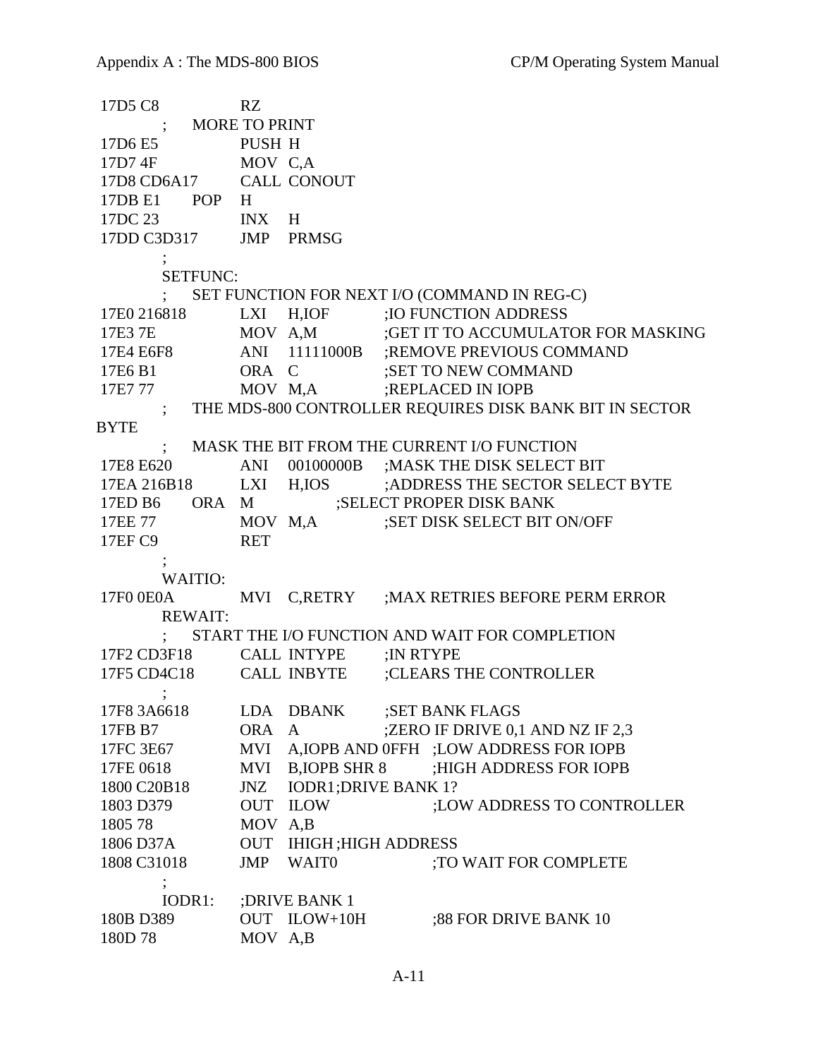```
17D5 C8             RZ
          ;     MORE TO PRINT
17D6 E5             PUSH H
17D7 4F             MOV  C,A
17D8 CD6A17         CALL CONOUT
17DB E1      POP    H
17DC 23             INX   H
17DD C3D317         JMP   PRMSG
          ;
          SETFUNC:
          ;     SET FUNCTION FOR NEXT I/O (COMMAND IN REG-C)
17E0 216818         LXI   H,IOF         ;IO FUNCTION ADDRESS
17E3 7E             MOV  A,M           ;GET IT TO ACCUMULATOR FOR MASKING
17E4 E6F8           ANI   11111000B   ;REMOVE PREVIOUS COMMAND
17E6 B1             ORA   C             ;SET TO NEW COMMAND
17E7 77             MOV  M,A           ;REPLACED IN IOPB
          ;     THE MDS-800 CONTROLLER REQUIRES DISK BANK BIT IN SECTOR
BYTE
          ;     MASK THE BIT FROM THE CURRENT I/O FUNCTION
17E8 E620           ANI   00100000B   ;MASK THE DISK SELECT BIT
17EA 216B18         LXI   H,IOS         ;ADDRESS THE SECTOR SELECT BYTE
17ED B6      ORA    M                  ;SELECT PROPER DISK BANK
17EE 77             MOV  M,A           ;SET DISK SELECT BIT ON/OFF
17EF C9             RET
          ;
          WAITIO:
17F0 0E0A           MVI   C,RETRY     ;MAX RETRIES BEFORE PERM ERROR
          REWAIT:
          ;     START THE I/O FUNCTION AND WAIT FOR COMPLETION
17F2 CD3F18         CALL INTYPE       ;IN RTYPE
17F5 CD4C18         CALL INBYTE       ;CLEARS THE CONTROLLER
          ;
17F8 3A6618         LDA   DBANK       ;SET BANK FLAGS
17FB B7             ORA   A             ;ZERO IF DRIVE 0,1 AND NZ IF 2,3
17FC 3E67           MVI   A,IOPB AND 0FFH  ;LOW ADDRESS FOR IOPB
17FE 0618           MVI   B,IOPB SHR 8      ;HIGH ADDRESS FOR IOPB
1800 C20B18         JNZ   IODR1;DRIVE BANK 1?
1803 D379           OUT   ILOW              ;LOW ADDRESS TO CONTROLLER
1805 78             MOV  A,B
1806 D37A           OUT   IHIGH ;HIGH ADDRESS
1808 C31018         JMP   WAIT0             ;TO WAIT FOR COMPLETE
          ;
          IODR1:    ;DRIVE BANK 1
180B D389           OUT   ILOW+10H          ;88 FOR DRIVE BANK 10
180D 78             MOV  A,B
```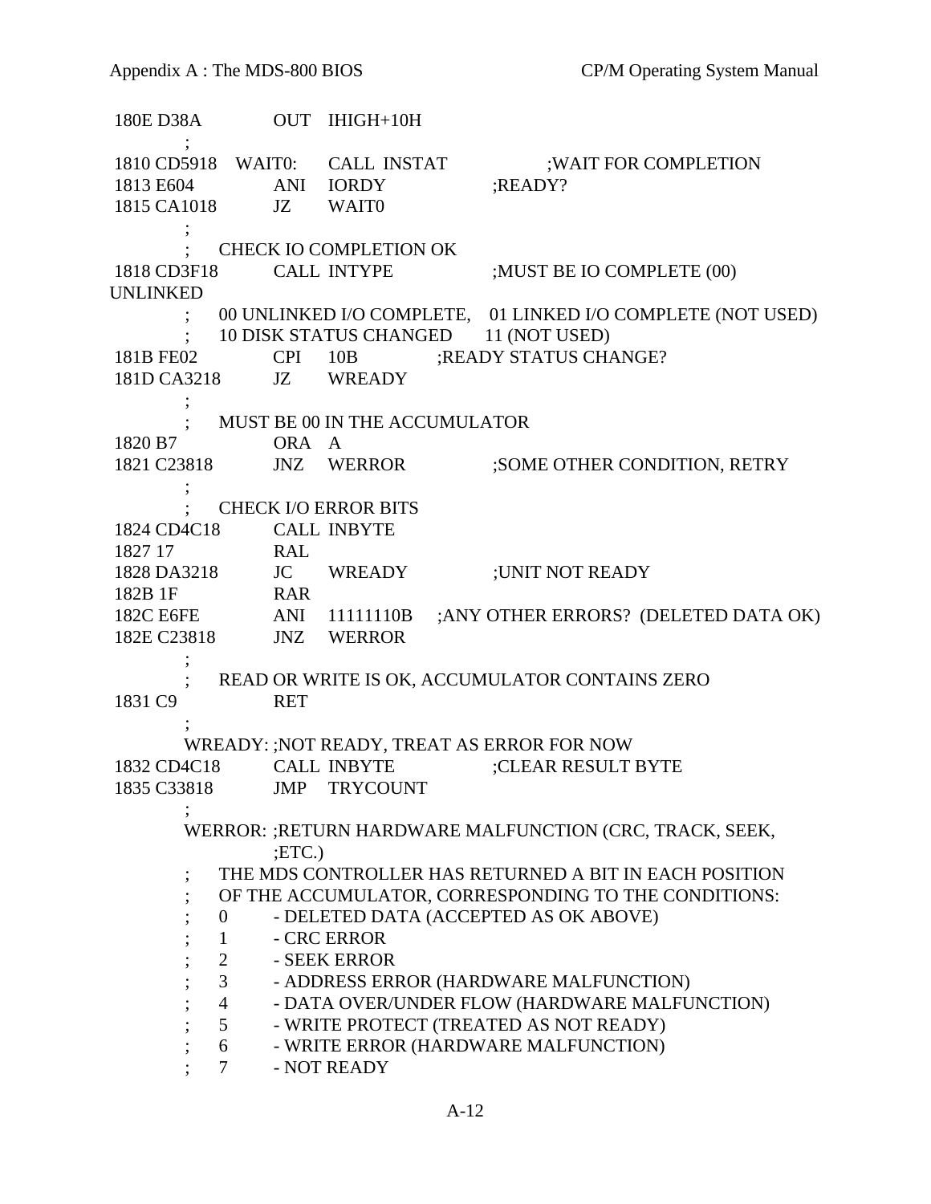```
 180E D38A          OUT   IHIGH+10H
          ;
 1810 CD5918   WAIT0:    CALL  INSTAT              ;WAIT FOR COMPLETION
 1813 E604          ANI   IORDY               ;READY?
 1815 CA1018        JZ    WAIT0
          ;
          ;    CHECK IO COMPLETION OK
 1818 CD3F18        CALL  INTYPE              ;MUST BE IO COMPLETE (00)
UNLINKED
          ;    00 UNLINKED I/O COMPLETE,   01 LINKED I/O COMPLETE (NOT USED)
          ;    10 DISK STATUS CHANGED      11 (NOT USED)
 181B FE02          CPI   10B          ;READY STATUS CHANGE?
 181D CA3218        JZ    WREADY
          ;
          ;    MUST BE 00 IN THE ACCUMULATOR
 1820 B7            ORA   A
 1821 C23818        JNZ   WERROR              ;SOME OTHER CONDITION, RETRY
          ;
          ;    CHECK I/O ERROR BITS
 1824 CD4C18        CALL  INBYTE
 1827 17            RAL
 1828 DA3218        JC    WREADY              ;UNIT NOT READY
 182B 1F            RAR
 182C E6FE          ANI   11111110B    ;ANY OTHER ERRORS?  (DELETED DATA OK)
 182E C23818        JNZ   WERROR
          ;
          ;    READ OR WRITE IS OK, ACCUMULATOR CONTAINS ZERO
 1831 C9            RET
          ;
          WREADY: ;NOT READY, TREAT AS ERROR FOR NOW
 1832 CD4C18        CALL  INBYTE              ;CLEAR RESULT BYTE
 1835 C33818        JMP   TRYCOUNT
          ;
          WERROR: ;RETURN HARDWARE MALFUNCTION (CRC, TRACK, SEEK,
                  ;ETC.)
          ;    THE MDS CONTROLLER HAS RETURNED A BIT IN EACH POSITION
          ;    OF THE ACCUMULATOR, CORRESPONDING TO THE CONDITIONS:
          ;    0      - DELETED DATA (ACCEPTED AS OK ABOVE)
          ;    1      - CRC ERROR
          ;    2      - SEEK ERROR
          ;    3      - ADDRESS ERROR (HARDWARE MALFUNCTION)
          ;    4      - DATA OVER/UNDER FLOW (HARDWARE MALFUNCTION)
          ;    5      - WRITE PROTECT (TREATED AS NOT READY)
          ;    6      - WRITE ERROR (HARDWARE MALFUNCTION)
          ;    7      - NOT READY
```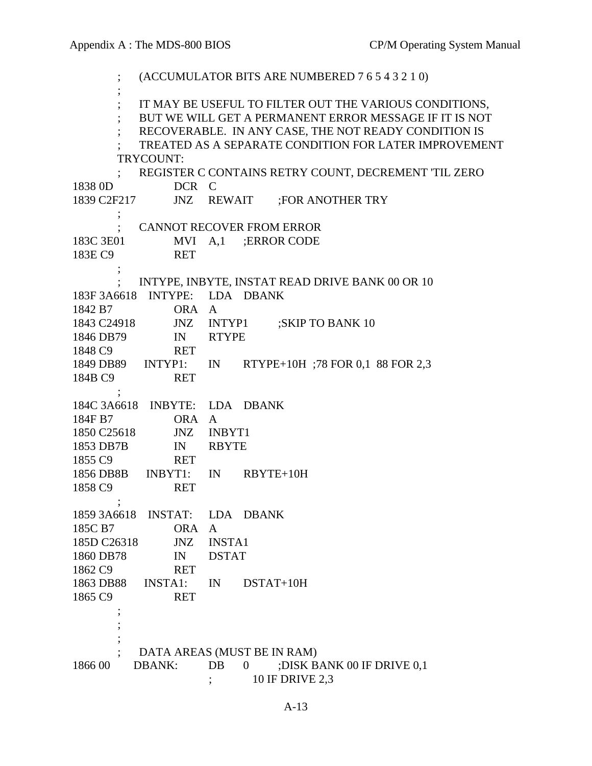```
        ;       (ACCUMULATOR BITS ARE NUMBERED 7 6 5 4 3 2 1 0)
        ;
        ;       IT MAY BE USEFUL TO FILTER OUT THE VARIOUS CONDITIONS,
        ;       BUT WE WILL GET A PERMANENT ERROR MESSAGE IF IT IS NOT
        ;       RECOVERABLE.  IN ANY CASE, THE NOT READY CONDITION IS
        ;       TREATED AS A SEPARATE CONDITION FOR LATER IMPROVEMENT
        TRYCOUNT:
        ;       REGISTER C CONTAINS RETRY COUNT, DECREMENT 'TIL ZERO
1838 0D                 DCR     C
1839 C2F217             JNZ     REWAIT          ;FOR ANOTHER TRY
        ;
        ;       CANNOT RECOVER FROM ERROR
183C 3E01               MVI     A,1     ;ERROR CODE
183E C9                 RET
        ;
        ;       INTYPE, INBYTE, INSTAT READ DRIVE BANK 00 OR 10
183F 3A6618     INTYPE: LDA     DBANK
1842 B7                 ORA     A
1843 C24918             JNZ     INTYP1          ;SKIP TO BANK 10
1846 DB79               IN      RTYPE
1848 C9                 RET
1849 DB89       INTYP1: IN      RTYPE+10H  ;78 FOR 0,1  88 FOR 2,3
184B C9                 RET
        ;
184C 3A6618     INBYTE: LDA     DBANK
184F B7                 ORA     A
1850 C25618             JNZ     INBYT1
1853 DB7B               IN      RBYTE
1855 C9                 RET
1856 DB8B       INBYT1: IN      RBYTE+10H
1858 C9                 RET
        ;
1859 3A6618     INSTAT: LDA     DBANK
185C B7                 ORA     A
185D C26318             JNZ     INSTA1
1860 DB78               IN      DSTAT
1862 C9                 RET
1863 DB88       INSTA1: IN      DSTAT+10H
1865 C9                 RET
        ;
        ;
        ;
        ;       DATA AREAS (MUST BE IN RAM)
1866 00         DBANK:  DB      0       ;DISK BANK 00 IF DRIVE 0,1
                        ;               10 IF DRIVE 2,3
```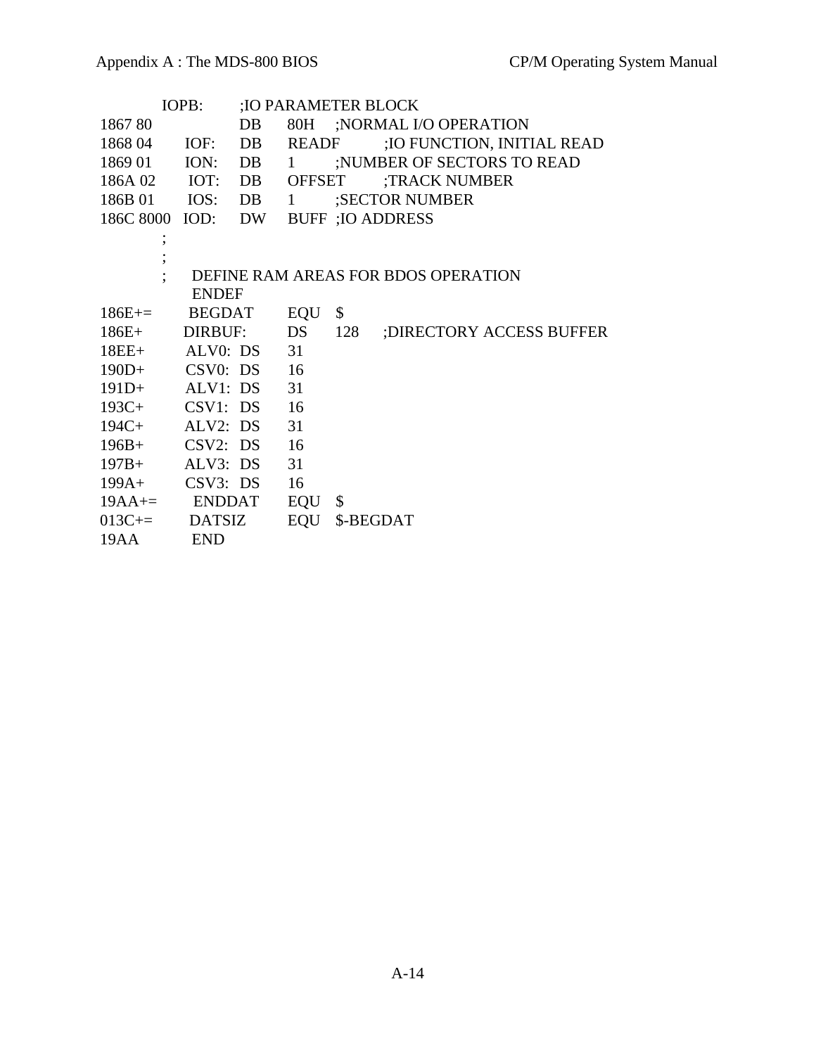```
            IOPB:       ;IO PARAMETER BLOCK
1867 80                 DB     80H    ;NORMAL I/O OPERATION
1868 04         IOF:    DB     READF        ;IO FUNCTION, INITIAL READ
1869 01         ION:    DB     1      ;NUMBER OF SECTORS TO READ
186A 02         IOT:    DB     OFFSET       ;TRACK NUMBER
186B 01         IOS:    DB     1      ;SECTOR NUMBER
186C 8000       IOD:    DW     BUFF   ;IO ADDRESS
            ;
            ;
            ;       DEFINE RAM AREAS FOR BDOS OPERATION
                    ENDEF
186E+=              BEGDAT      EQU    $
186E+           DIRBUF:         DS     128      ;DIRECTORY ACCESS BUFFER
18EE+           ALV0:   DS      31
190D+           CSV0:   DS      16
191D+           ALV1:   DS      31
193C+           CSV1:   DS      16
194C+           ALV2:   DS      31
196B+           CSV2:   DS      16
197B+           ALV3:   DS      31
199A+           CSV3:   DS      16
19AA+=              ENDDAT      EQU    $
013C+=              DATSIZ      EQU    $-BEGDAT
19AA                END
```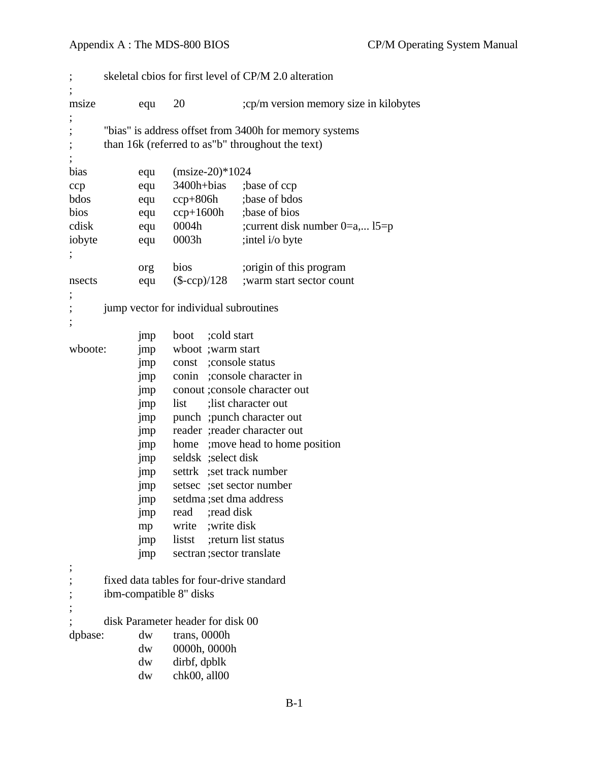```
;       skeletal cbios for first level of CP/M 2.0 alteration
;
msize       equ     20              ;cp/m version memory size in kilobytes
;
;       "bias" is address offset from 3400h for memory systems
;       than 16k (referred to as"b" throughout the text)
;
bias        equ     (msize-20)*1024
ccp         equ     3400h+bias      ;base of ccp
bdos        equ     ccp+806h        ;base of bdos
bios        equ     ccp+1600h       ;base of bios
cdisk       equ     0004h           ;current disk number 0=a,... l5=p
iobyte      equ     0003h           ;intel i/o byte
;
            org     bios            ;origin of this program
nsects      equ     ($-ccp)/128     ;warm start sector count
;
;       jump vector for individual subroutines
;
            jmp     boot    ;cold start
wboote:     jmp     wboot   ;warm start
            jmp     const   ;console status
            jmp     conin   ;console character in
            jmp     conout  ;console character out
            jmp     list    ;list character out
            jmp     punch   ;punch character out
            jmp     reader  ;reader character out
            jmp     home    ;move head to home position
            jmp     seldsk  ;select disk
            jmp     settrk  ;set track number
            jmp     setsec  ;set sector number
            jmp     setdma  ;set dma address
            jmp     read    ;read disk
            mp      write   ;write disk
            jmp     listst  ;return list status
            jmp     sectran ;sector translate
;
;       fixed data tables for four-drive standard
;       ibm-compatible 8" disks
;
;       disk Parameter header for disk 00
dpbase:     dw      trans, 0000h
            dw      0000h, 0000h
            dw      dirbf, dpblk
            dw      chk00, all00
```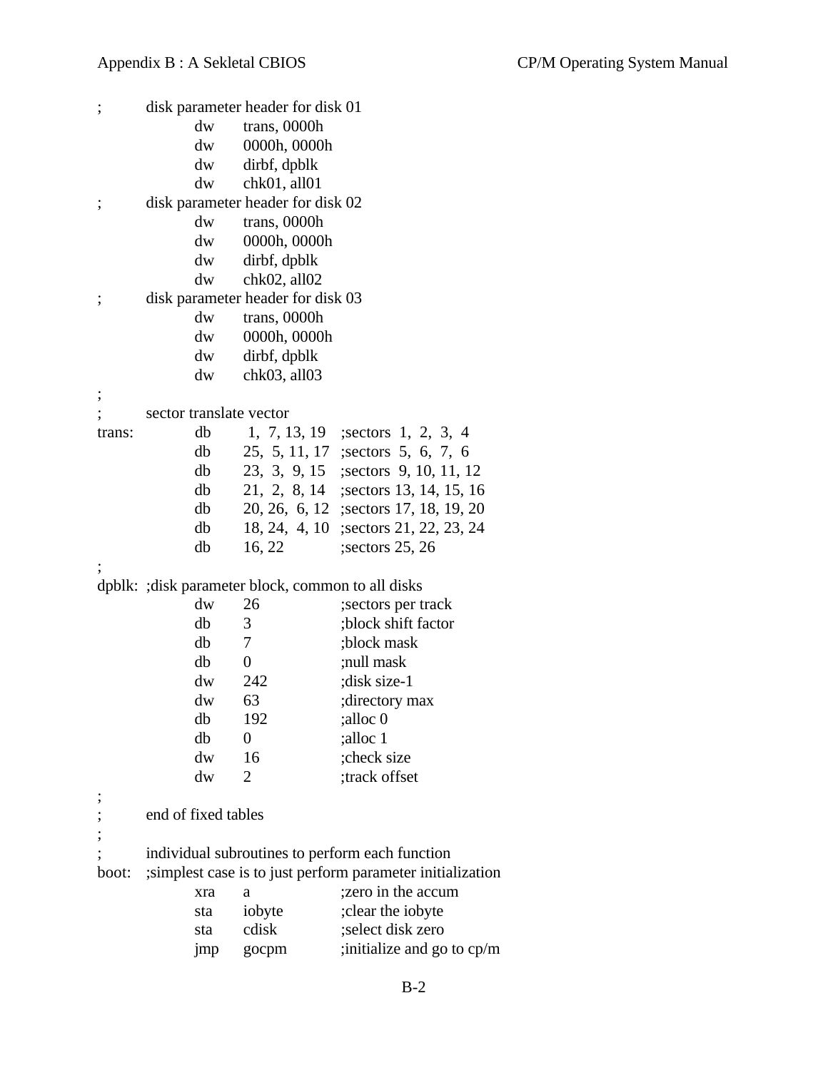```
;       disk parameter header for disk 01
                dw      trans, 0000h
                dw      0000h, 0000h
                dw      dirbf, dpblk
                dw      chk01, all01
;       disk parameter header for disk 02
                dw      trans, 0000h
                dw      0000h, 0000h
                dw      dirbf, dpblk
                dw      chk02, all02
;       disk parameter header for disk 03
                dw      trans, 0000h
                dw      0000h, 0000h
                dw      dirbf, dpblk
                dw      chk03, all03
;
;       sector translate vector
trans:          db       1,  7, 13, 19   ;sectors  1,  2,  3,  4
                db      25,  5, 11, 17   ;sectors  5,  6,  7,  6
                db      23,  3,  9, 15   ;sectors  9, 10, 11, 12
                db      21,  2,  8, 14   ;sectors 13, 14, 15, 16
                db      20, 26,  6, 12   ;sectors 17, 18, 19, 20
                db      18, 24,  4, 10   ;sectors 21, 22, 23, 24
                db      16, 22           ;sectors 25, 26
;
dpblk:  ;disk parameter block, common to all disks
                dw      26               ;sectors per track
                db      3                ;block shift factor
                db      7                ;block mask
                db      0                ;null mask
                dw      242              ;disk size-1
                dw      63               ;directory max
                db      192              ;alloc 0
                db      0                ;alloc 1
                dw      16               ;check size
                dw      2                ;track offset
;
;       end of fixed tables
;
;       individual subroutines to perform each function
boot:   ;simplest case is to just perform parameter initialization
                xra     a                ;zero in the accum
                sta     iobyte           ;clear the iobyte
                sta     cdisk            ;select disk zero
                jmp     gocpm            ;initialize and go to cp/m
```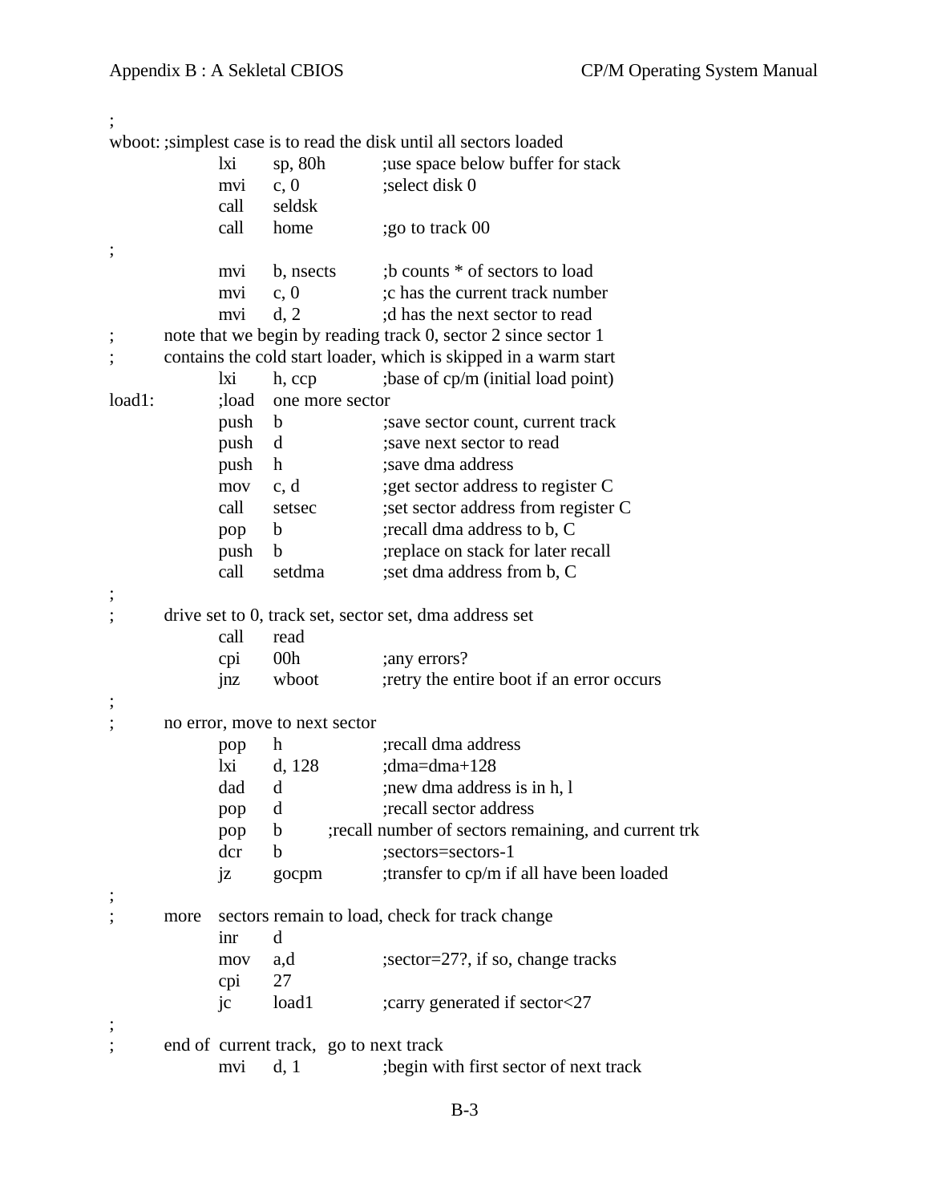```
;
wboot:  ;simplest case is to read the disk until all sectors loaded
        lxi     sp, 80h         ;use space below buffer for stack
        mvi     c, 0            ;select disk 0
        call    seldsk
        call    home            ;go to track 00
;
        mvi     b, nsects       ;b counts * of sectors to load
        mvi     c, 0            ;c has the current track number
        mvi     d, 2            ;d has the next sector to read
;       note that we begin by reading track 0, sector 2 since sector 1
;       contains the cold start loader, which is skipped in a warm start
        lxi     h, ccp          ;base of cp/m (initial load point)
load1:  ;load   one more sector
        push    b               ;save sector count, current track
        push    d               ;save next sector to read
        push    h               ;save dma address
        mov     c, d            ;get sector address to register C
        call    setsec          ;set sector address from register C
        pop     b               ;recall dma address to b, C
        push    b               ;replace on stack for later recall
        call    setdma          ;set dma address from b, C
;
;       drive set to 0, track set, sector set, dma address set
        call    read
        cpi     00h             ;any errors?
        jnz     wboot           ;retry the entire boot if an error occurs
;
;       no error, move to next sector
        pop     h               ;recall dma address
        lxi     d, 128          ;dma=dma+128
        dad     d               ;new dma address is in h, l
        pop     d               ;recall sector address
        pop     b       ;recall number of sectors remaining, and current trk
        dcr     b               ;sectors=sectors-1
        jz      gocpm           ;transfer to cp/m if all have been loaded
;
;       more    sectors remain to load, check for track change
        inr     d
        mov     a,d             ;sector=27?, if so, change tracks
        cpi     27
        jc      load1           ;carry generated if sector<27
;
;       end of  current track,  go to next track
        mvi     d, 1            ;begin with first sector of next track
```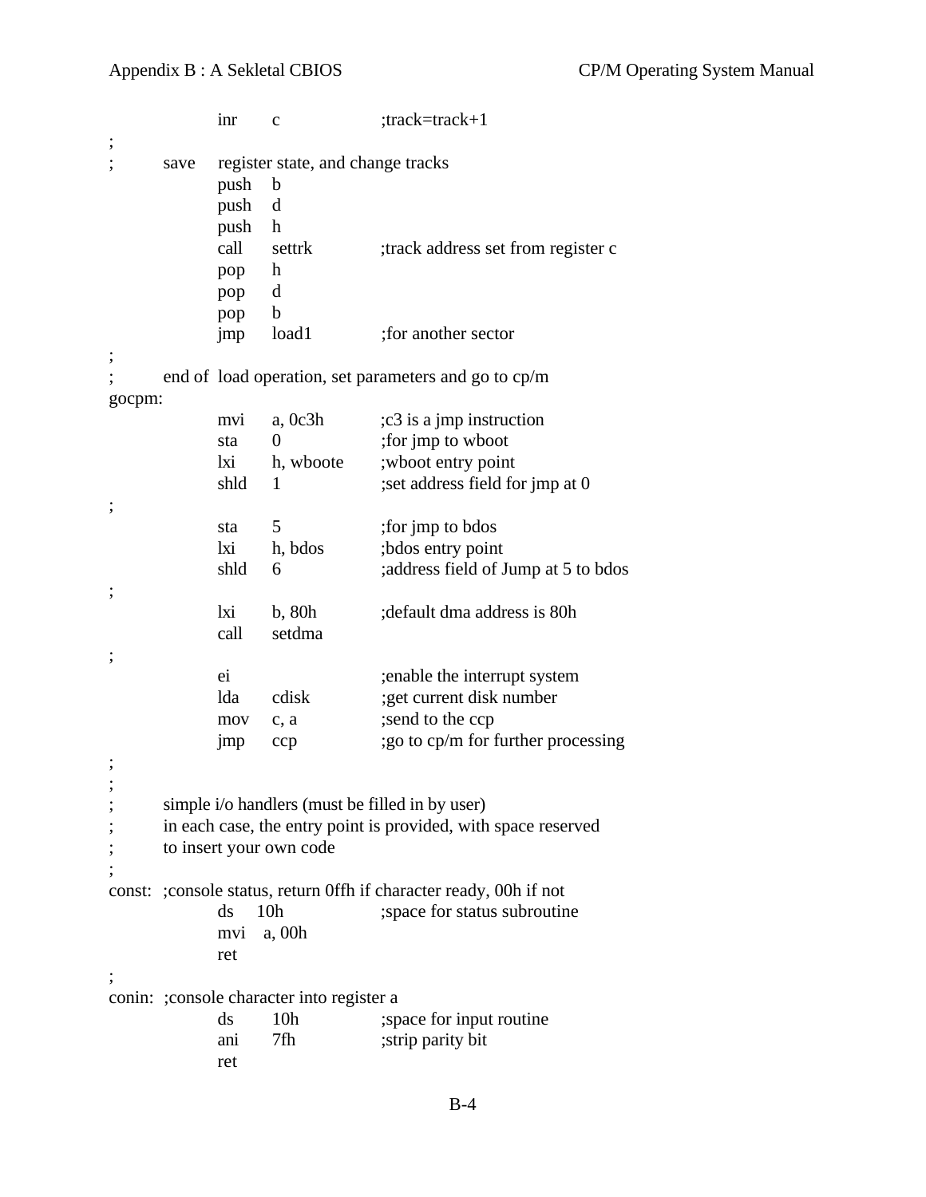```
        inr     c               ;track=track+1
;
;       save    register state, and change tracks
        push    b
        push    d
        push    h
        call    settrk          ;track address set from register c
        pop     h
        pop     d
        pop     b
        jmp     load1           ;for another sector
;
;       end of  load operation, set parameters and go to cp/m
gocpm:
        mvi     a, 0c3h         ;c3 is a jmp instruction
        sta     0               ;for jmp to wboot
        lxi     h, wboote       ;wboot entry point
        shld    1               ;set address field for jmp at 0
;
        sta     5               ;for jmp to bdos
        lxi     h, bdos         ;bdos entry point
        shld    6               ;address field of Jump at 5 to bdos
;
        lxi     b, 80h          ;default dma address is 80h
        call    setdma
;
        ei                      ;enable the interrupt system
        lda     cdisk           ;get current disk number
        mov     c, a            ;send to the ccp
        jmp     ccp             ;go to cp/m for further processing
;
;
;       simple i/o handlers (must be filled in by user)
;       in each case, the entry point is provided, with space reserved
;       to insert your own code
;
const:  ;console status, return 0ffh if character ready, 00h if not
        ds      10h             ;space for status subroutine
        mvi     a, 00h
        ret
;
conin:  ;console character into register a
        ds      10h             ;space for input routine
        ani     7fh             ;strip parity bit
        ret
```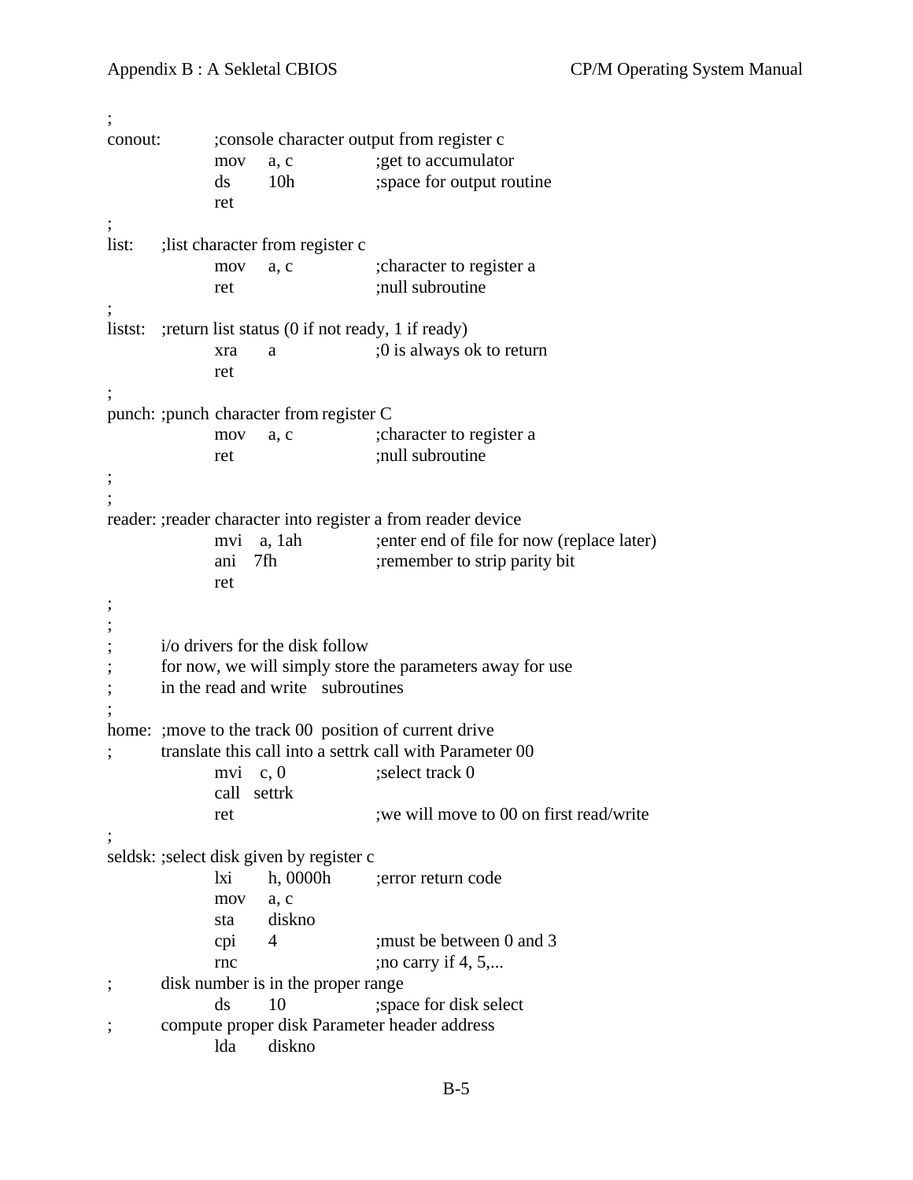```
;
conout:         ;console character output from register c
                mov     a, c            ;get to accumulator
                ds      10h             ;space for output routine
                ret
;
list:   ;list character from register c
                mov     a, c            ;character to register a
                ret                     ;null subroutine
;
listst: ;return list status (0 if not ready, 1 if ready)
                xra     a               ;0 is always ok to return
                ret
;
punch: ;punch character from register C
                mov     a, c            ;character to register a
                ret                     ;null subroutine
;
;
reader: ;reader character into register a from reader device
                mvi     a, 1ah          ;enter end of file for now (replace later)
                ani     7fh             ;remember to strip parity bit
                ret
;
;
;       i/o drivers for the disk follow
;       for now, we will simply store the parameters away for use
;       in the read and write   subroutines
;
home:   ;move to the track 00  position of current drive
;       translate this call into a settrk call with Parameter 00
                mvi     c, 0            ;select track 0
                call    settrk
                ret                     ;we will move to 00 on first read/write
;
seldsk: ;select disk given by register c
                lxi     h, 0000h        ;error return code
                mov     a, c
                sta     diskno
                cpi     4               ;must be between 0 and 3
                rnc                     ;no carry if 4, 5,...
;       disk number is in the proper range
                ds      10              ;space for disk select
;       compute proper disk Parameter header address
                lda     diskno
```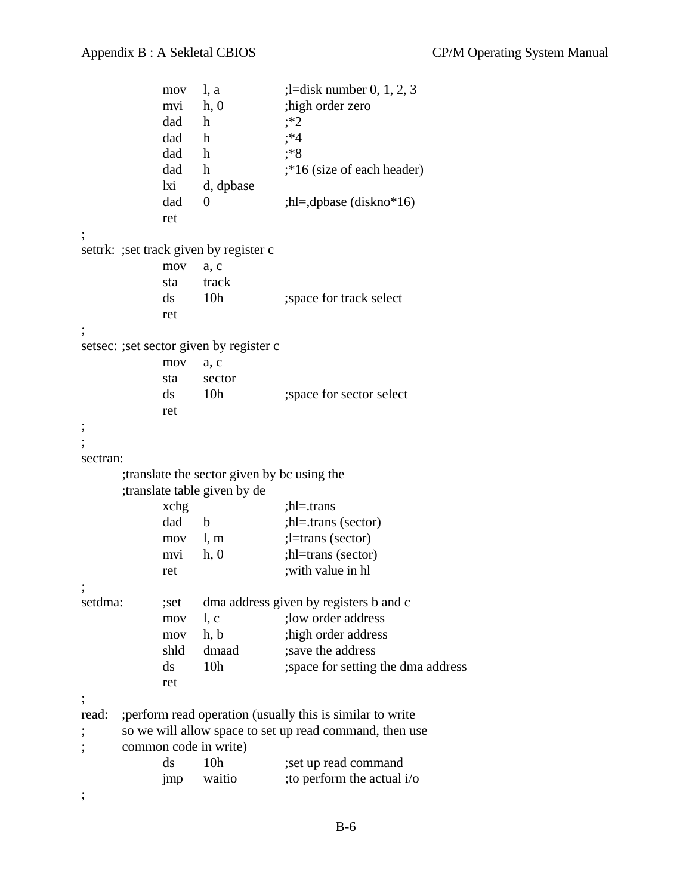```
        mov     l, a            ;l=disk number 0, 1, 2, 3
        mvi     h, 0            ;high order zero
        dad     h               ;*2
        dad     h               ;*4
        dad     h               ;*8
        dad     h               ;*16 (size of each header)
        lxi     d, dpbase
        dad     0               ;hl=,dpbase (diskno*16)
        ret
;
settrk: ;set track given by register c
        mov     a, c
        sta     track
        ds      10h             ;space for track select
        ret
;
setsec: ;set sector given by register c
        mov     a, c
        sta     sector
        ds      10h             ;space for sector select
        ret
;
;
sectran:
    ;translate the sector given by bc using the
    ;translate table given by de
        xchg                    ;hl=.trans
        dad     b               ;hl=.trans (sector)
        mov     l, m            ;l=trans (sector)
        mvi     h, 0            ;hl=trans (sector)
        ret                     ;with value in hl
;
setdma: ;set    dma address given by registers b and c
        mov     l, c            ;low order address
        mov     h, b            ;high order address
        shld    dmaad           ;save the address
        ds      10h             ;space for setting the dma address
        ret
;
read:   ;perform read operation (usually this is similar to write
;       so we will allow space to set up read command, then use
;       common code in write)
        ds      10h             ;set up read command
        jmp     waitio          ;to perform the actual i/o
;
```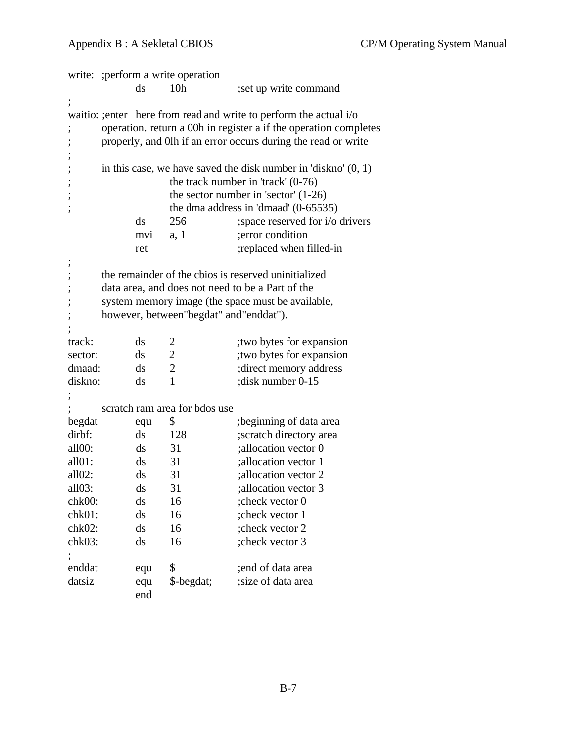```
write:  ;perform a write operation
        ds      10h             ;set up write command
;
waitio: ;enter  here from read and write to perform the actual i/o
;       operation. return a 00h in register a if the operation completes
;       properly, and 0lh if an error occurs during the read or write
;
;       in this case, we have saved the disk number in 'diskno' (0, 1)
;               the track number in 'track' (0-76)
;               the sector number in 'sector' (1-26)
;               the dma address in 'dmaad' (0-65535)
        ds      256             ;space reserved for i/o drivers
        mvi     a, 1            ;error condition
        ret                     ;replaced when filled-in
;
;       the remainder of the cbios is reserved uninitialized
;       data area, and does not need to be a Part of the
;       system memory image (the space must be available,
;       however, between"begdat" and"enddat").
;
track:  ds      2               ;two bytes for expansion
sector: ds      2               ;two bytes for expansion
dmaad:  ds      2               ;direct memory address
diskno: ds      1               ;disk number 0-15
;
;       scratch ram area for bdos use
begdat  equ     $               ;beginning of data area
dirbf:  ds      128             ;scratch directory area
all00:  ds      31              ;allocation vector 0
all01:  ds      31              ;allocation vector 1
all02:  ds      31              ;allocation vector 2
all03:  ds      31              ;allocation vector 3
chk00:  ds      16              ;check vector 0
chk01:  ds      16              ;check vector 1
chk02:  ds      16              ;check vector 2
chk03:  ds      16              ;check vector 3
;
enddat  equ     $               ;end of data area
datsiz  equ     $-begdat;       ;size of data area
        end
```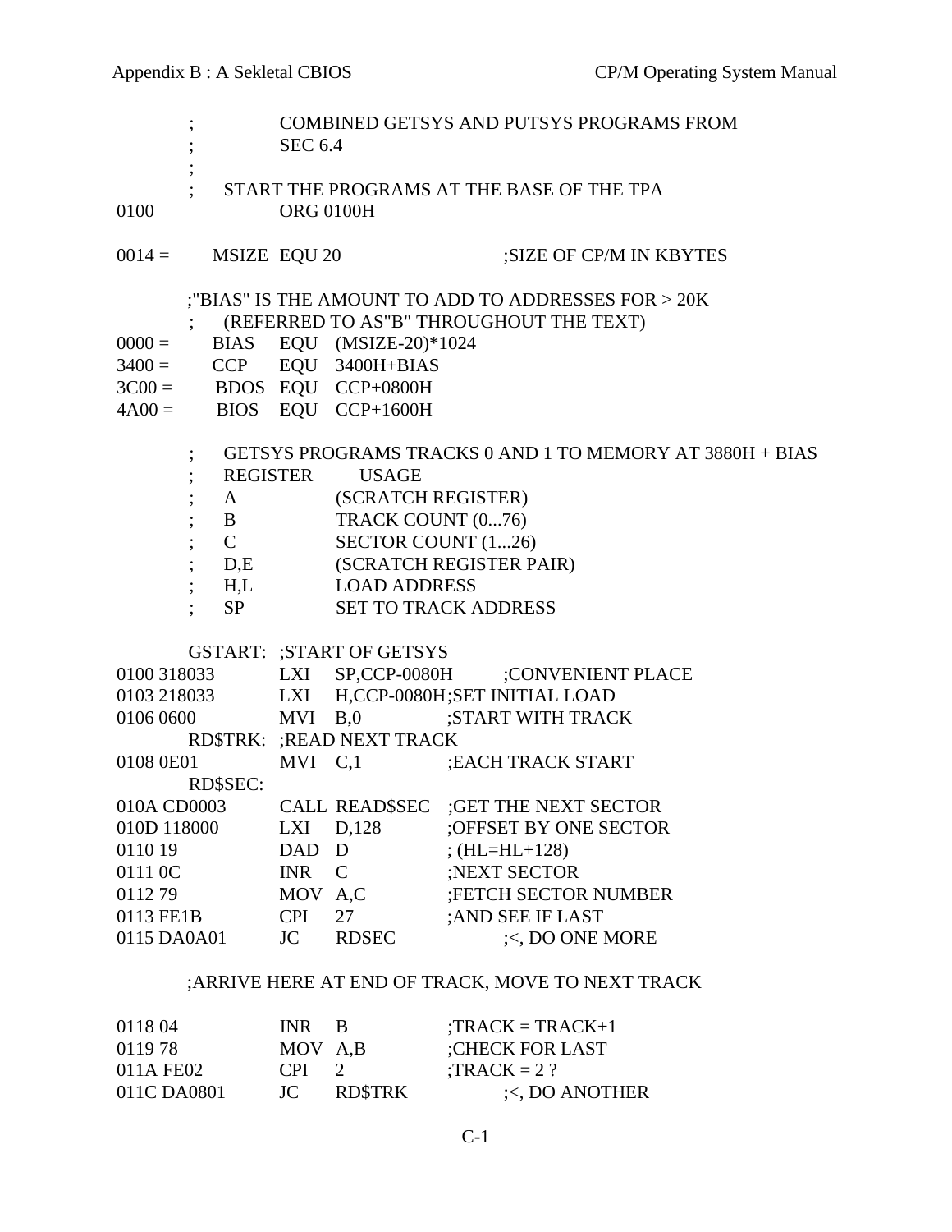```
        ;         COMBINED GETSYS AND PUTSYS PROGRAMS FROM
        ;         SEC 6.4
        ;
        ;    START THE PROGRAMS AT THE BASE OF THE TPA
0100              ORG 0100H

0014 =     MSIZE  EQU 20                  ;SIZE OF CP/M IN KBYTES

        ;"BIAS" IS THE AMOUNT TO ADD TO ADDRESSES FOR > 20K
        ;    (REFERRED TO AS"B" THROUGHOUT THE TEXT)
0000 =     BIAS   EQU   (MSIZE-20)*1024
3400 =     CCP    EQU   3400H+BIAS
3C00 =     BDOS   EQU   CCP+0800H
4A00 =     BIOS   EQU   CCP+1600H

        ;    GETSYS PROGRAMS TRACKS 0 AND 1 TO MEMORY AT 3880H + BIAS
        ;    REGISTER       USAGE
        ;    A              (SCRATCH REGISTER)
        ;    B              TRACK COUNT (0...76)
        ;    C              SECTOR COUNT (1...26)
        ;    D,E            (SCRATCH REGISTER PAIR)
        ;    H,L            LOAD ADDRESS
        ;    SP             SET TO TRACK ADDRESS

        GSTART:  ;START OF GETSYS
0100 318033       LXI   SP,CCP-0080H        ;CONVENIENT PLACE
0103 218033       LXI   H,CCP-0080H;SET INITIAL LOAD
0106 0600         MVI   B,0           ;START WITH TRACK
        RD$TRK:  ;READ NEXT TRACK
0108 0E01         MVI   C,1           ;EACH TRACK START
        RD$SEC:
010A CD0003       CALL  READ$SEC      ;GET THE NEXT SECTOR
010D 118000       LXI   D,128         ;OFFSET BY ONE SECTOR
0110 19           DAD   D             ; (HL=HL+128)
0111 0C           INR   C             ;NEXT SECTOR
0112 79           MOV   A,C           ;FETCH SECTOR NUMBER
0113 FE1B         CPI   27            ;AND SEE IF LAST
0115 DA0A01       JC    RDSEC              ;<, DO ONE MORE

        ;ARRIVE HERE AT END OF TRACK, MOVE TO NEXT TRACK

0118 04           INR   B             ;TRACK = TRACK+1
0119 78           MOV   A,B           ;CHECK FOR LAST
011A FE02         CPI   2             ;TRACK = 2 ?
011C DA0801       JC    RD$TRK             ;<, DO ANOTHER
```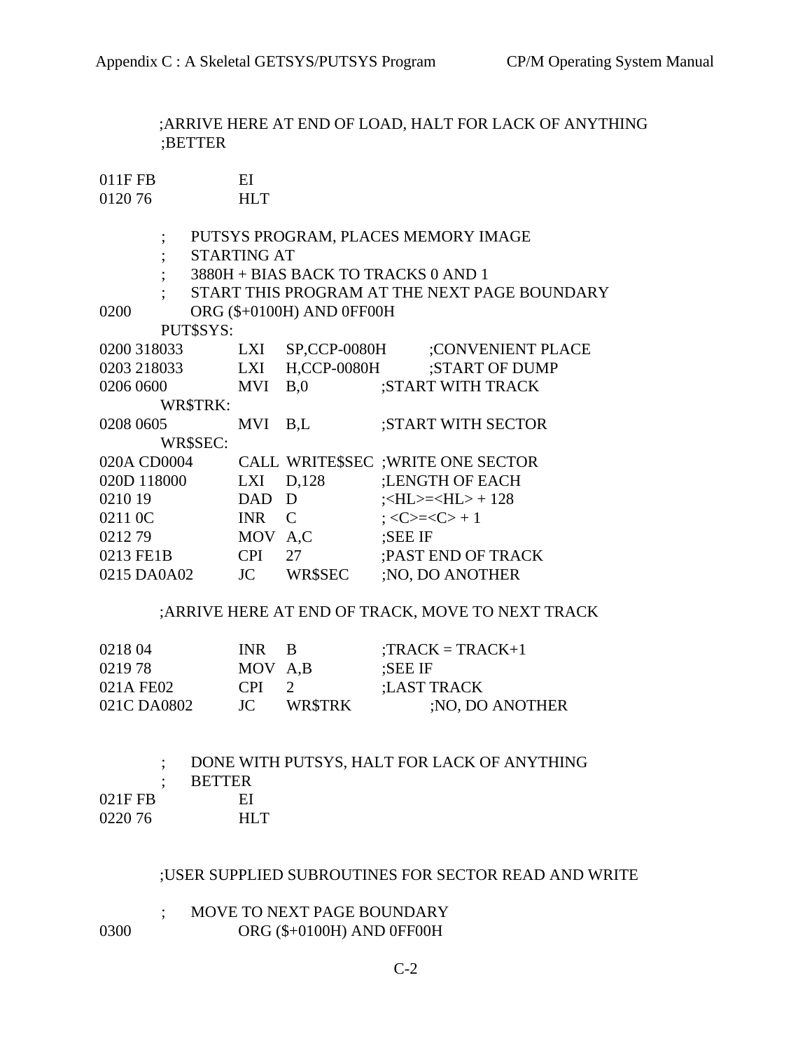```
          ;ARRIVE HERE AT END OF LOAD, HALT FOR LACK OF ANYTHING
          ;BETTER

011F FB              EI
0120 76              HLT

          ;    PUTSYS PROGRAM, PLACES MEMORY IMAGE
          ;    STARTING AT
          ;    3880H + BIAS BACK TO TRACKS 0 AND 1
          ;    START THIS PROGRAM AT THE NEXT PAGE BOUNDARY
0200           ORG ($+0100H) AND 0FF00H
          PUT$SYS:
0200 318033          LXI  SP,CCP-0080H      ;CONVENIENT PLACE
0203 218033          LXI  H,CCP-0080H       ;START OF DUMP
0206 0600            MVI  B,0               ;START WITH TRACK
          WR$TRK:
0208 0605            MVI  B,L               ;START WITH SECTOR
          WR$SEC:
020A CD0004          CALL WRITE$SEC ;WRITE ONE SECTOR
020D 118000          LXI  D,128             ;LENGTH OF EACH
0210 19              DAD  D                 ;<HL>=<HL> + 128
0211 0C              INR  C                 ; <C>=<C> + 1
0212 79              MOV  A,C               ;SEE IF
0213 FE1B            CPI  27                ;PAST END OF TRACK
0215 DA0A02          JC   WR$SEC            ;NO, DO ANOTHER

          ;ARRIVE HERE AT END OF TRACK, MOVE TO NEXT TRACK

0218 04              INR  B                 ;TRACK = TRACK+1
0219 78              MOV  A,B               ;SEE IF
021A FE02            CPI  2                 ;LAST TRACK
021C DA0802          JC   WR$TRK                 ;NO, DO ANOTHER


          ;    DONE WITH PUTSYS, HALT FOR LACK OF ANYTHING
          ;    BETTER
021F FB              EI
0220 76              HLT


          ;USER SUPPLIED SUBROUTINES FOR SECTOR READ AND WRITE

          ;    MOVE TO NEXT PAGE BOUNDARY
0300                 ORG ($+0100H) AND 0FF00H
```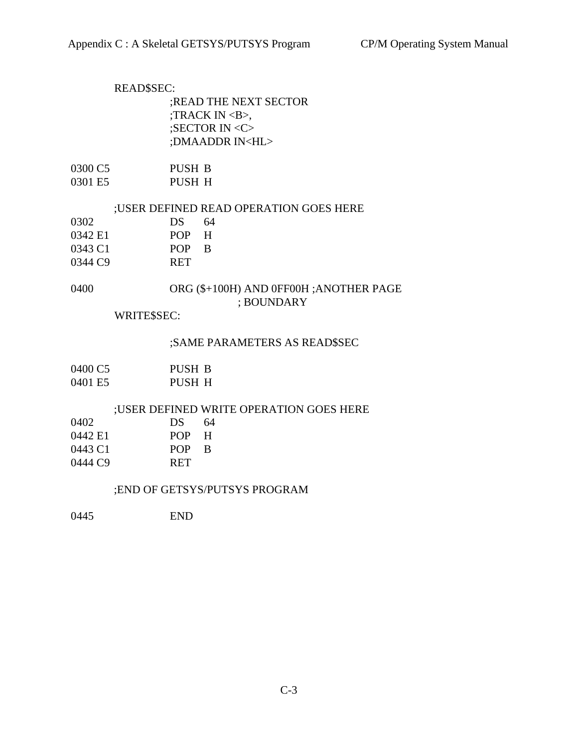```
        READ$SEC:
                    ;READ THE NEXT SECTOR
                    ;TRACK IN <B>,
                    ;SECTOR IN <C>
                    ;DMAADDR IN<HL>

0300 C5             PUSH  B
0301 E5             PUSH  H

        ;USER DEFINED READ OPERATION GOES HERE
0302                DS    64
0342 E1             POP   H
0343 C1             POP   B
0344 C9             RET

0400                ORG ($+100H) AND 0FF00H ;ANOTHER PAGE
                                  ; BOUNDARY
        WRITE$SEC:

                    ;SAME PARAMETERS AS READ$SEC

0400 C5             PUSH  B
0401 E5             PUSH  H

        ;USER DEFINED WRITE OPERATION GOES HERE
0402                DS    64
0442 E1             POP   H
0443 C1             POP   B
0444 C9             RET

        ;END OF GETSYS/PUTSYS PROGRAM

0445                END
```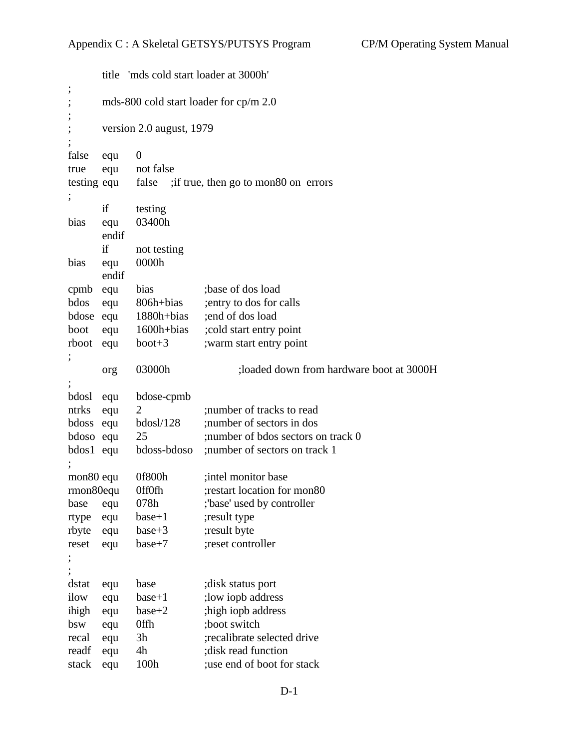```
        title   'mds cold start loader at 3000h'
;
;       mds-800 cold start loader for cp/m 2.0
;
;       version 2.0 august, 1979
;
false   equ     0
true    equ     not false
testing equ     false   ;if true, then go to mon80 on  errors
;
        if      testing
bias    equ     03400h
        endif
        if      not testing
bias    equ     0000h
        endif
cpmb    equ     bias            ;base of dos load
bdos    equ     806h+bias       ;entry to dos for calls
bdose   equ     1880h+bias      ;end of dos load
boot    equ     1600h+bias      ;cold start entry point
rboot   equ     boot+3          ;warm start entry point
;
        org     03000h                  ;loaded down from hardware boot at 3000H
;
bdosl   equ     bdose-cpmb
ntrks   equ     2               ;number of tracks to read
bdoss   equ     bdosl/128       ;number of sectors in dos
bdoso   equ     25              ;number of bdos sectors on track 0
bdos1   equ     bdoss-bdoso     ;number of sectors on track 1
;
mon80   equ     0f800h          ;intel monitor base
rmon80equ       0ff0fh          ;restart location for mon80
base    equ     078h            ;'base' used by controller
rtype   equ     base+1          ;result type
rbyte   equ     base+3          ;result byte
reset   equ     base+7          ;reset controller
;
;
dstat   equ     base            ;disk status port
ilow    equ     base+1          ;low iopb address
ihigh   equ     base+2          ;high iopb address
bsw     equ     0ffh            ;boot switch
recal   equ     3h              ;recalibrate selected drive
readf   equ     4h              ;disk read function
stack   equ     100h            ;use end of boot for stack
```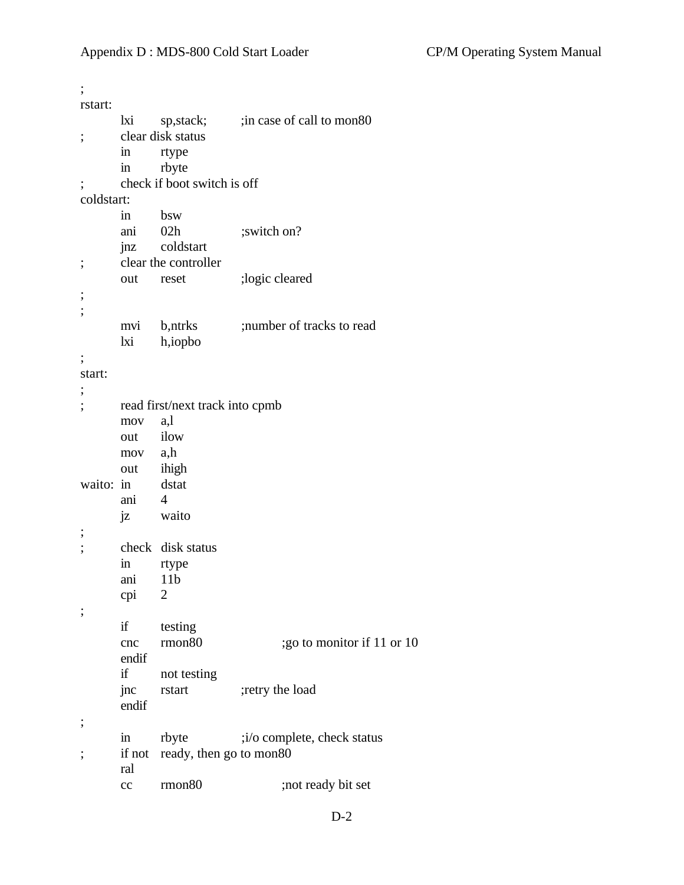```
;
rstart:
        lxi     sp,stack;       ;in case of call to mon80
;       clear disk status
        in      rtype
        in      rbyte
;       check if boot switch is off
coldstart:
        in      bsw
        ani     02h             ;switch on?
        jnz     coldstart
;       clear the controller
        out     reset           ;logic cleared
;
;
        mvi     b,ntrks         ;number of tracks to read
        lxi     h,iopbo
;
start:
;
;       read first/next track into cpmb
        mov     a,l
        out     ilow
        mov     a,h
        out     ihigh
waito:  in      dstat
        ani     4
        jz      waito
;
;       check   disk status
        in      rtype
        ani     11b
        cpi     2
;
        if      testing
        cnc     rmon80                  ;go to monitor if 11 or 10
        endif
        if      not testing
        jnc     rstart          ;retry the load
        endif
;
        in      rbyte           ;i/o complete, check status
;       if not  ready, then go to mon80
        ral
        cc      rmon80                  ;not ready bit set
```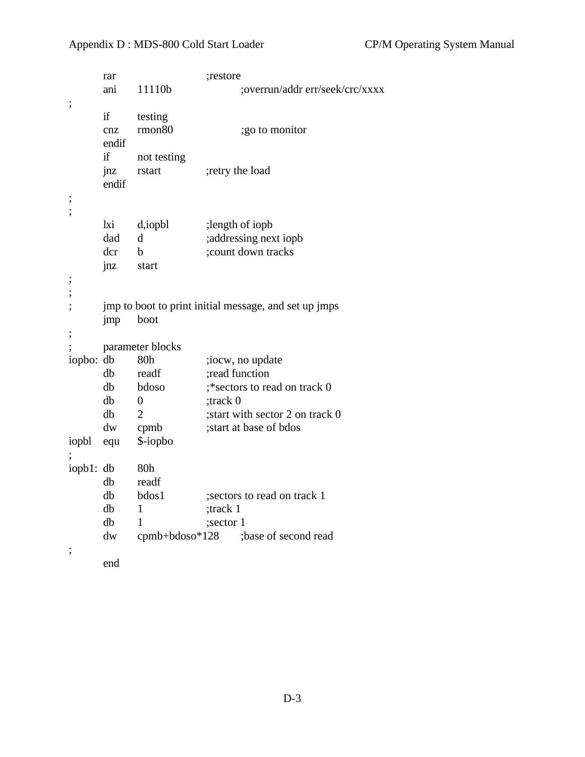```
        rar                     ;restore
        ani     11110b          ;overrun/addr err/seek/crc/xxxx
;
        if      testing
        cnz     rmon80          ;go to monitor
        endif
        if      not testing
        jnz     rstart          ;retry the load
        endif
;
;
        lxi     d,iopbl         ;length of iopb
        dad     d               ;addressing next iopb
        dcr     b               ;count down tracks
        jnz     start
;
;
;       jmp to boot to print initial message, and set up jmps
        jmp     boot
;
;       parameter blocks
iopbo:  db      80h             ;iocw, no update
        db      readf           ;read function
        db      bdoso           ;*sectors to read on track 0
        db      0               ;track 0
        db      2               ;start with sector 2 on track 0
        dw      cpmb            ;start at base of bdos
iopbl   equ     $-iopbo
;
iopb1:  db      80h
        db      readf
        db      bdos1           ;sectors to read on track 1
        db      1               ;track 1
        db      1               ;sector 1
        dw      cpmb+bdoso*128  ;base of second read
;
        end
```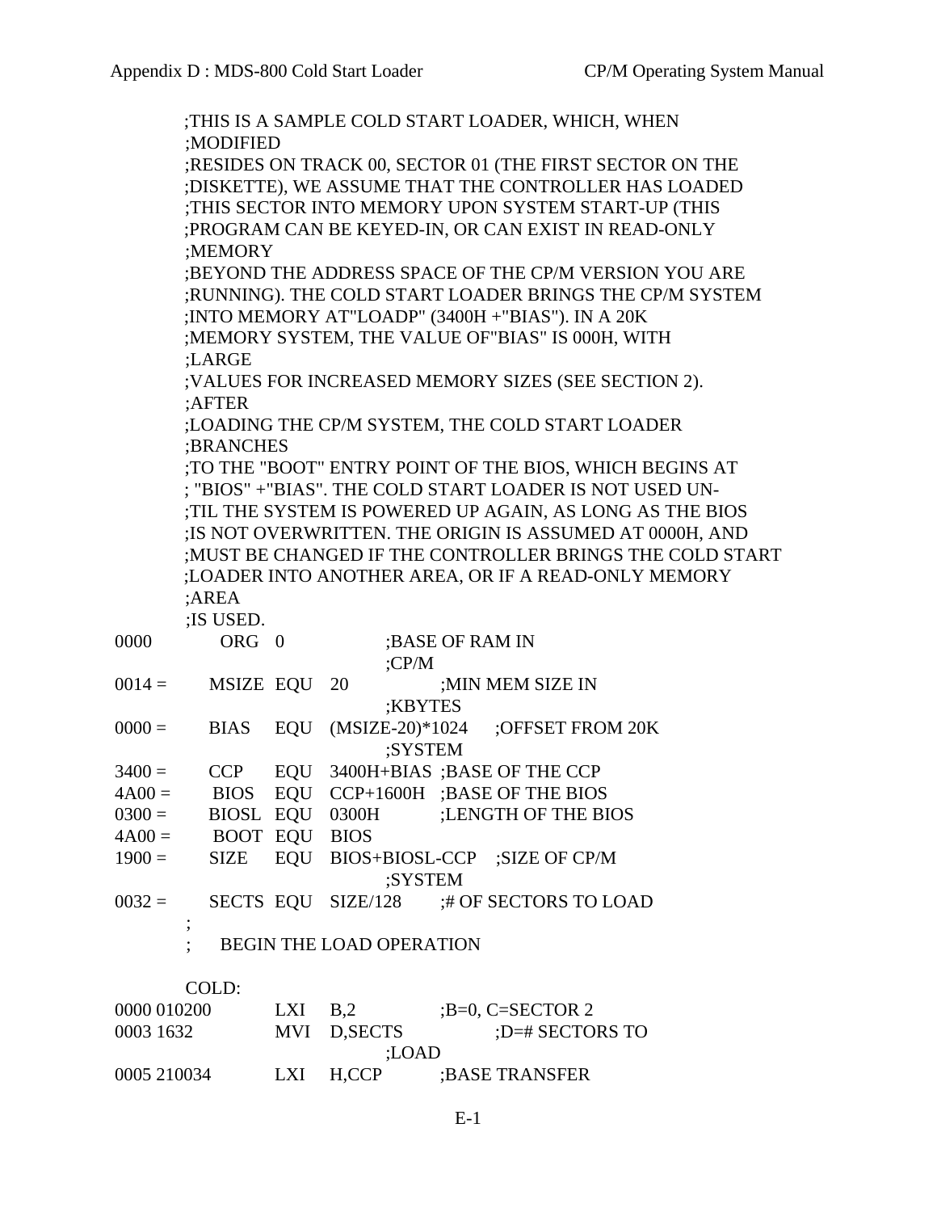```
        ;THIS IS A SAMPLE COLD START LOADER, WHICH, WHEN
        ;MODIFIED
        ;RESIDES ON TRACK 00, SECTOR 01 (THE FIRST SECTOR ON THE
        ;DISKETTE), WE ASSUME THAT THE CONTROLLER HAS LOADED
        ;THIS SECTOR INTO MEMORY UPON SYSTEM START-UP (THIS
        ;PROGRAM CAN BE KEYED-IN, OR CAN EXIST IN READ-ONLY
        ;MEMORY
        ;BEYOND THE ADDRESS SPACE OF THE CP/M VERSION YOU ARE
        ;RUNNING). THE COLD START LOADER BRINGS THE CP/M SYSTEM
        ;INTO MEMORY AT"LOADP" (3400H +"BIAS"). IN A 20K
        ;MEMORY SYSTEM, THE VALUE OF"BIAS" IS 000H, WITH
        ;LARGE
        ;VALUES FOR INCREASED MEMORY SIZES (SEE SECTION 2).
        ;AFTER
        ;LOADING THE CP/M SYSTEM, THE COLD START LOADER
        ;BRANCHES
        ;TO THE "BOOT" ENTRY POINT OF THE BIOS, WHICH BEGINS AT
        ; "BIOS" +"BIAS". THE COLD START LOADER IS NOT USED UN-
        ;TIL THE SYSTEM IS POWERED UP AGAIN, AS LONG AS THE BIOS
        ;IS NOT OVERWRITTEN. THE ORIGIN IS ASSUMED AT 0000H, AND
        ;MUST BE CHANGED IF THE CONTROLLER BRINGS THE COLD START
        ;LOADER INTO ANOTHER AREA, OR IF A READ-ONLY MEMORY
        ;AREA
        ;IS USED.
0000            ORG  0                  ;BASE OF RAM IN
                                        ;CP/M
0014 =      MSIZE  EQU   20             ;MIN MEM SIZE IN
                                        ;KBYTES
0000 =      BIAS   EQU   (MSIZE-20)*1024    ;OFFSET FROM 20K
                                        ;SYSTEM
3400 =      CCP    EQU   3400H+BIAS  ;BASE OF THE CCP
4A00 =      BIOS   EQU   CCP+1600H   ;BASE OF THE BIOS
0300 =      BIOSL  EQU   0300H       ;LENGTH OF THE BIOS
4A00 =      BOOT   EQU   BIOS
1900 =      SIZE   EQU   BIOS+BIOSL-CCP    ;SIZE OF CP/M
                                        ;SYSTEM
0032 =      SECTS  EQU   SIZE/128    ;# OF SECTORS TO LOAD
        ;
        ;     BEGIN THE LOAD OPERATION

        COLD:
0000 010200         LXI   B,2          ;B=0, C=SECTOR 2
0003 1632           MVI   D,SECTS           ;D=# SECTORS TO
                                        ;LOAD
0005 210034         LXI   H,CCP        ;BASE TRANSFER
```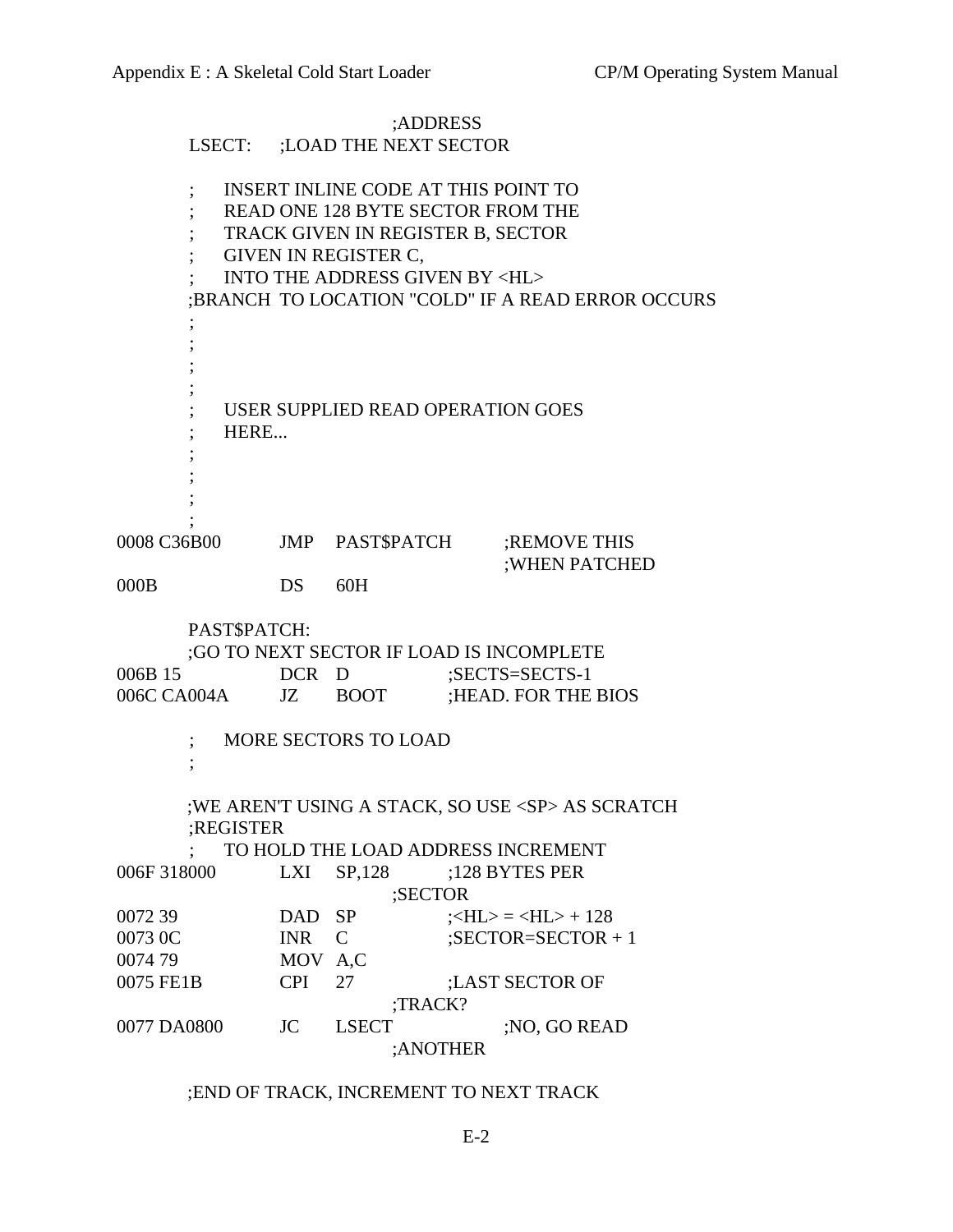```
                                ;ADDRESS
          LSECT:     ;LOAD THE NEXT SECTOR

          ;     INSERT INLINE CODE AT THIS POINT TO
          ;     READ ONE 128 BYTE SECTOR FROM THE
          ;     TRACK GIVEN IN REGISTER B, SECTOR
          ;     GIVEN IN REGISTER C,
          ;     INTO THE ADDRESS GIVEN BY <HL>
          ;BRANCH  TO LOCATION "COLD" IF A READ ERROR OCCURS
          ;
          ;
          ;
          ;
          ;     USER SUPPLIED READ OPERATION GOES
          ;     HERE...
          ;
          ;
          ;
          ;
0008 C36B00         JMP   PAST$PATCH        ;REMOVE THIS
                                            ;WHEN PATCHED
000B                DS    60H

          PAST$PATCH:
          ;GO TO NEXT SECTOR IF LOAD IS INCOMPLETE
006B 15             DCR   D             ;SECTS=SECTS-1
006C CA004A         JZ    BOOT          ;HEAD. FOR THE BIOS

          ;     MORE SECTORS TO LOAD
          ;

          ;WE AREN'T USING A STACK, SO USE <SP> AS SCRATCH
          ;REGISTER
          ;     TO HOLD THE LOAD ADDRESS INCREMENT
006F 318000         LXI   SP,128        ;128 BYTES PER
                                ;SECTOR
0072 39             DAD   SP            ;<HL> = <HL> + 128
0073 0C             INR   C             ;SECTOR=SECTOR + 1
0074 79             MOV   A,C
0075 FE1B           CPI   27            ;LAST SECTOR OF
                                ;TRACK?
0077 DA0800         JC    LSECT             ;NO, GO READ
                                ;ANOTHER

          ;END OF TRACK, INCREMENT TO NEXT TRACK
```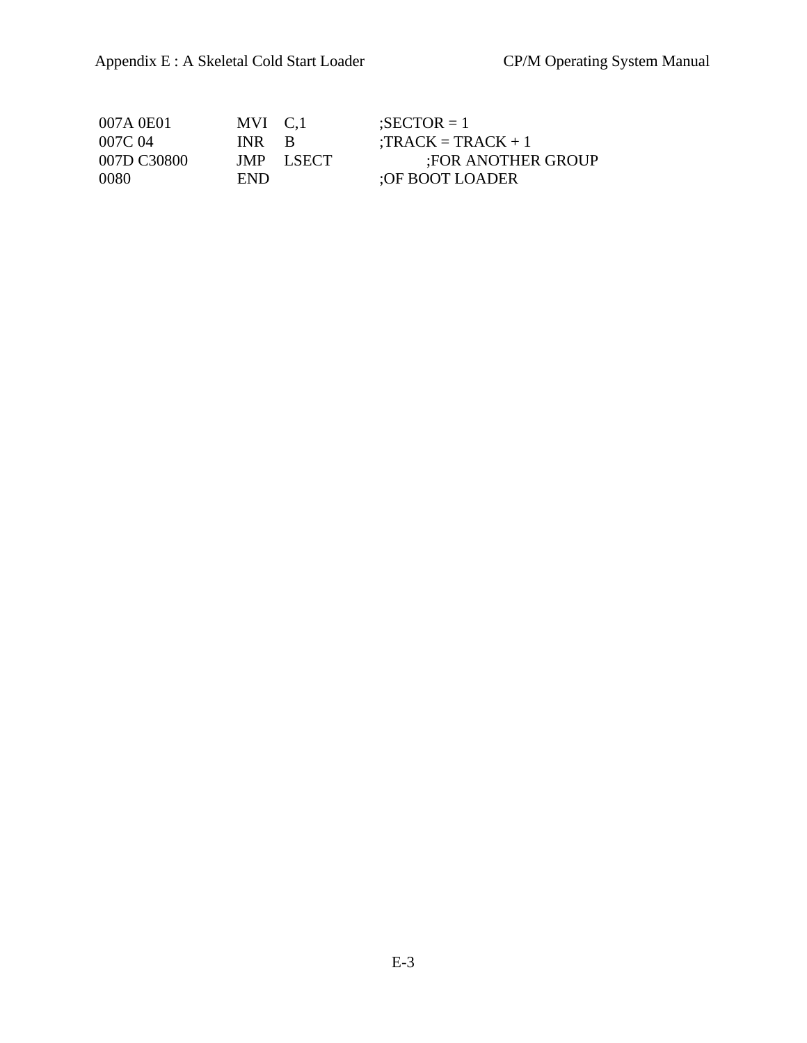```
007A 0E01       MVI   C,1           ;SECTOR = 1
007C 04         INR   B             ;TRACK = TRACK + 1
007D C30800     JMP   LSECT         ;FOR ANOTHER GROUP
0080            END                 ;OF BOOT LOADER
```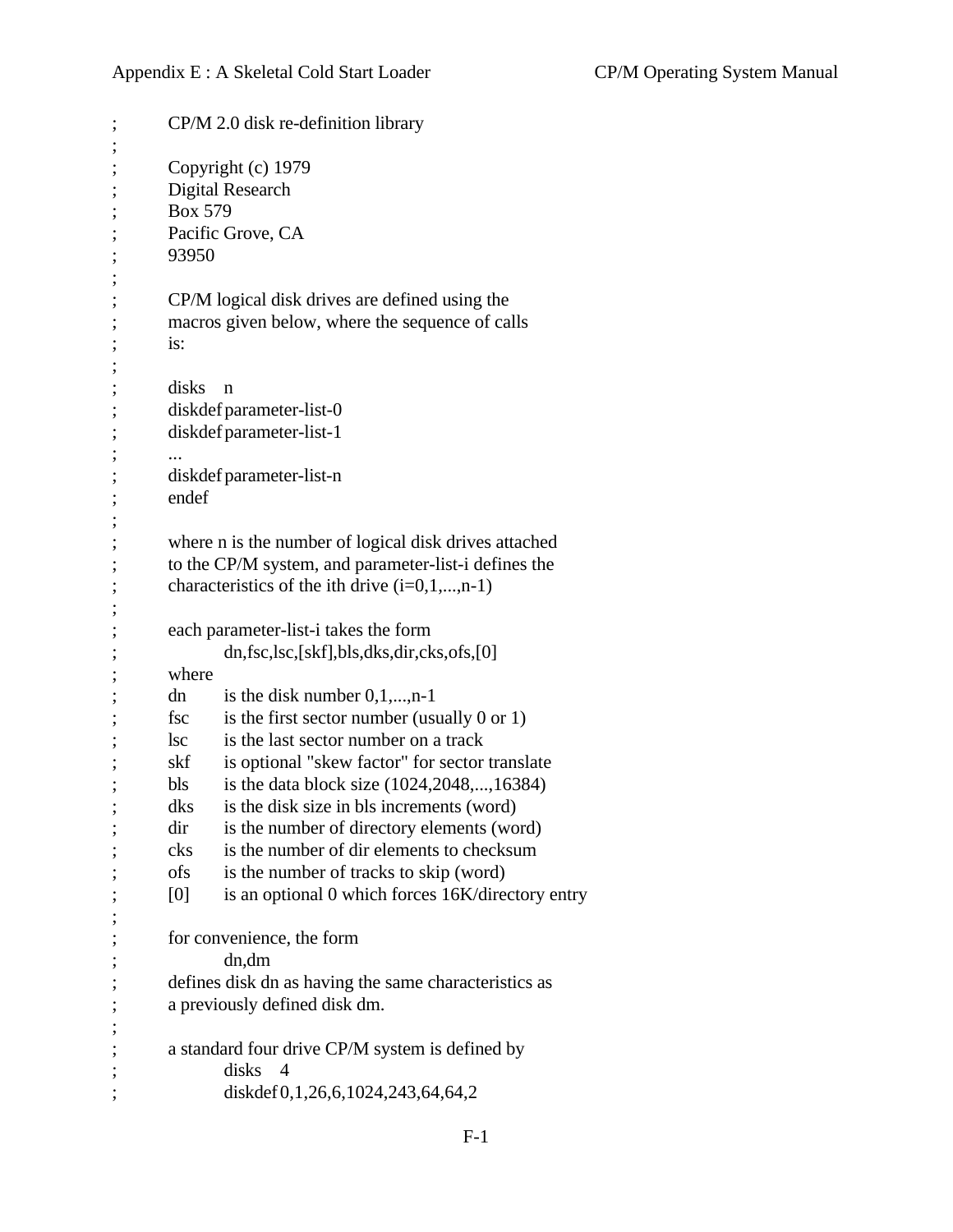```
;       CP/M 2.0 disk re-definition library
;
;       Copyright (c) 1979
;       Digital Research
;       Box 579
;       Pacific Grove, CA
;       93950
;
;       CP/M logical disk drives are defined using the
;       macros given below, where the sequence of calls
;       is:
;
;       disks   n
;       diskdef parameter-list-0
;       diskdef parameter-list-1
;       ...
;       diskdef parameter-list-n
;       endef
;
;       where n is the number of logical disk drives attached
;       to the CP/M system, and parameter-list-i defines the
;       characteristics of the ith drive (i=0,1,...,n-1)
;
;       each parameter-list-i takes the form
;               dn,fsc,lsc,[skf],bls,dks,dir,cks,ofs,[0]
;       where
;       dn      is the disk number 0,1,...,n-1
;       fsc     is the first sector number (usually 0 or 1)
;       lsc     is the last sector number on a track
;       skf     is optional "skew factor" for sector translate
;       bls     is the data block size (1024,2048,...,16384)
;       dks     is the disk size in bls increments (word)
;       dir     is the number of directory elements (word)
;       cks     is the number of dir elements to checksum
;       ofs     is the number of tracks to skip (word)
;       [0]     is an optional 0 which forces 16K/directory entry
;
;       for convenience, the form
;               dn,dm
;       defines disk dn as having the same characteristics as
;       a previously defined disk dm.
;
;       a standard four drive CP/M system is defined by
;               disks   4
;               diskdef 0,1,26,6,1024,243,64,64,2
```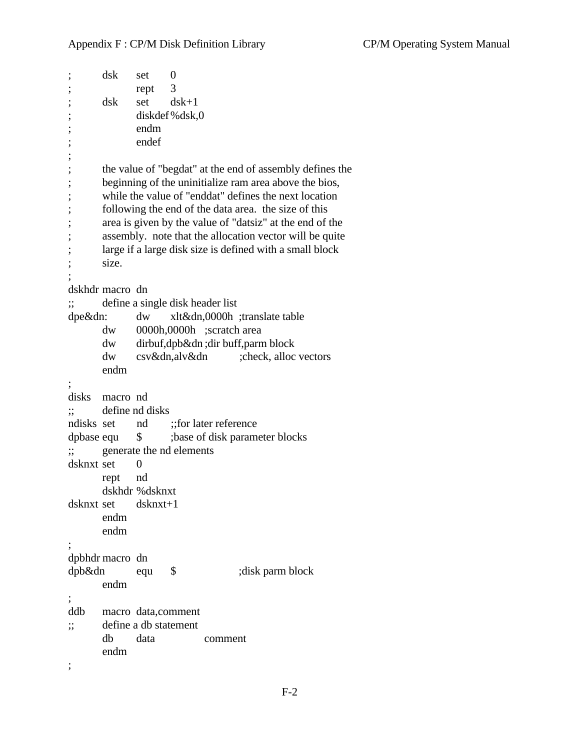```
;       dsk     set     0
;               rept    3
;       dsk     set     dsk+1
;               diskdef %dsk,0
;               endm
;               endef
;
;       the value of "begdat" at the end of assembly defines the
;       beginning of the uninitialize ram area above the bios,
;       while the value of "enddat" defines the next location
;       following the end of the data area.  the size of this
;       area is given by the value of "datsiz" at the end of the
;       assembly.  note that the allocation vector will be quite
;       large if a large disk size is defined with a small block
;       size.
;
dskhdr  macro   dn
;;      define a single disk header list
dpe&dn:         dw      xlt&dn,0000h  ;translate table
        dw      0000h,0000h   ;scratch area
        dw      dirbuf,dpb&dn ;dir buff,parm block
        dw      csv&dn,alv&dn         ;check, alloc vectors
        endm
;
disks   macro   nd
;;      define nd disks
ndisks  set     nd      ;;for later reference
dpbase  equ     $       ;base of disk parameter blocks
;;      generate the nd elements
dsknxt  set     0
        rept    nd
        dskhdr  %dsknxt
dsknxt  set     dsknxt+1
        endm
        endm
;
dpbhdr  macro   dn
dpb&dn          equ     $               ;disk parm block
        endm
;
ddb     macro   data,comment
;;      define a db statement
        db      data            comment
        endm
;
```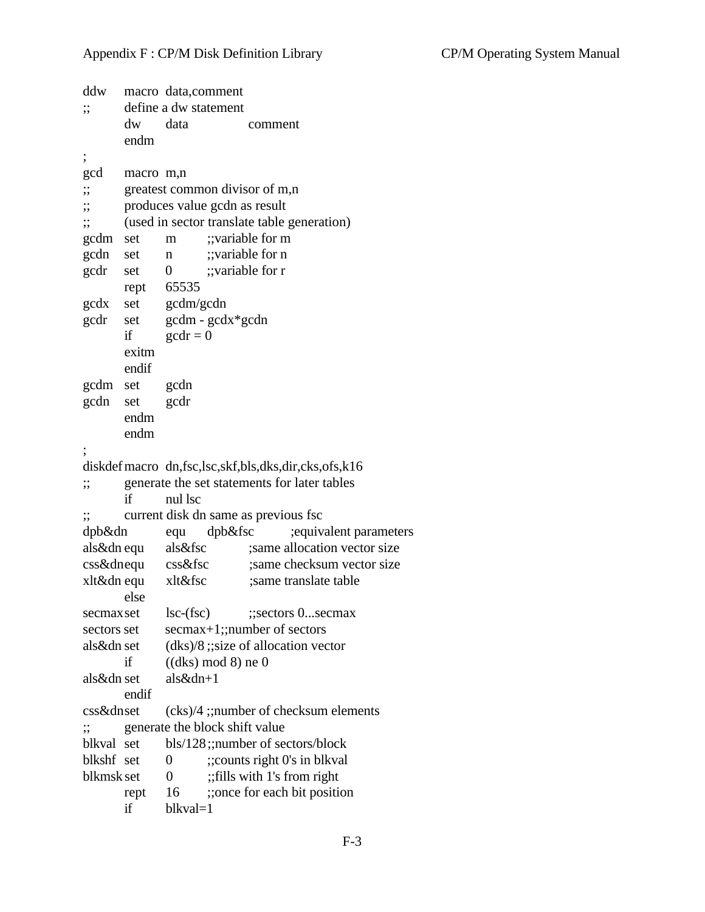```
ddw     macro  data,comment
;;      define a dw statement
        dw      data            comment
        endm
;
gcd     macro  m,n
;;      greatest common divisor of m,n
;;      produces value gcdn as result
;;      (used in sector translate table generation)
gcdm    set     m       ;;variable for m
gcdn    set     n       ;;variable for n
gcdr    set     0       ;;variable for r
        rept    65535
gcdx    set     gcdm/gcdn
gcdr    set     gcdm - gcdx*gcdn
        if      gcdr = 0
        exitm
        endif
gcdm    set     gcdn
gcdn    set     gcdr
        endm
        endm
;
diskdef macro  dn,fsc,lsc,skf,bls,dks,dir,cks,ofs,k16
;;      generate the set statements for later tables
        if      nul lsc
;;      current disk dn same as previous fsc
dpb&dn          equ     dpb&fsc         ;equivalent parameters
als&dn  equ     als&fsc         ;same allocation vector size
css&dn  equ     css&fsc         ;same checksum vector size
xlt&dn  equ     xlt&fsc         ;same translate table
        else
secmax  set     lsc-(fsc)       ;;sectors 0...secmax
sectors set     secmax+1;;number of sectors
als&dn  set     (dks)/8 ;;size of allocation vector
        if      ((dks) mod 8) ne 0
als&dn  set     als&dn+1
        endif
css&dn  set     (cks)/4 ;;number of checksum elements
;;      generate the block shift value
blkval  set     bls/128 ;;number of sectors/block
blkshf  set     0       ;;counts right 0's in blkval
blkmsk  set     0       ;;fills with 1's from right
        rept    16      ;;once for each bit position
        if      blkval=1
```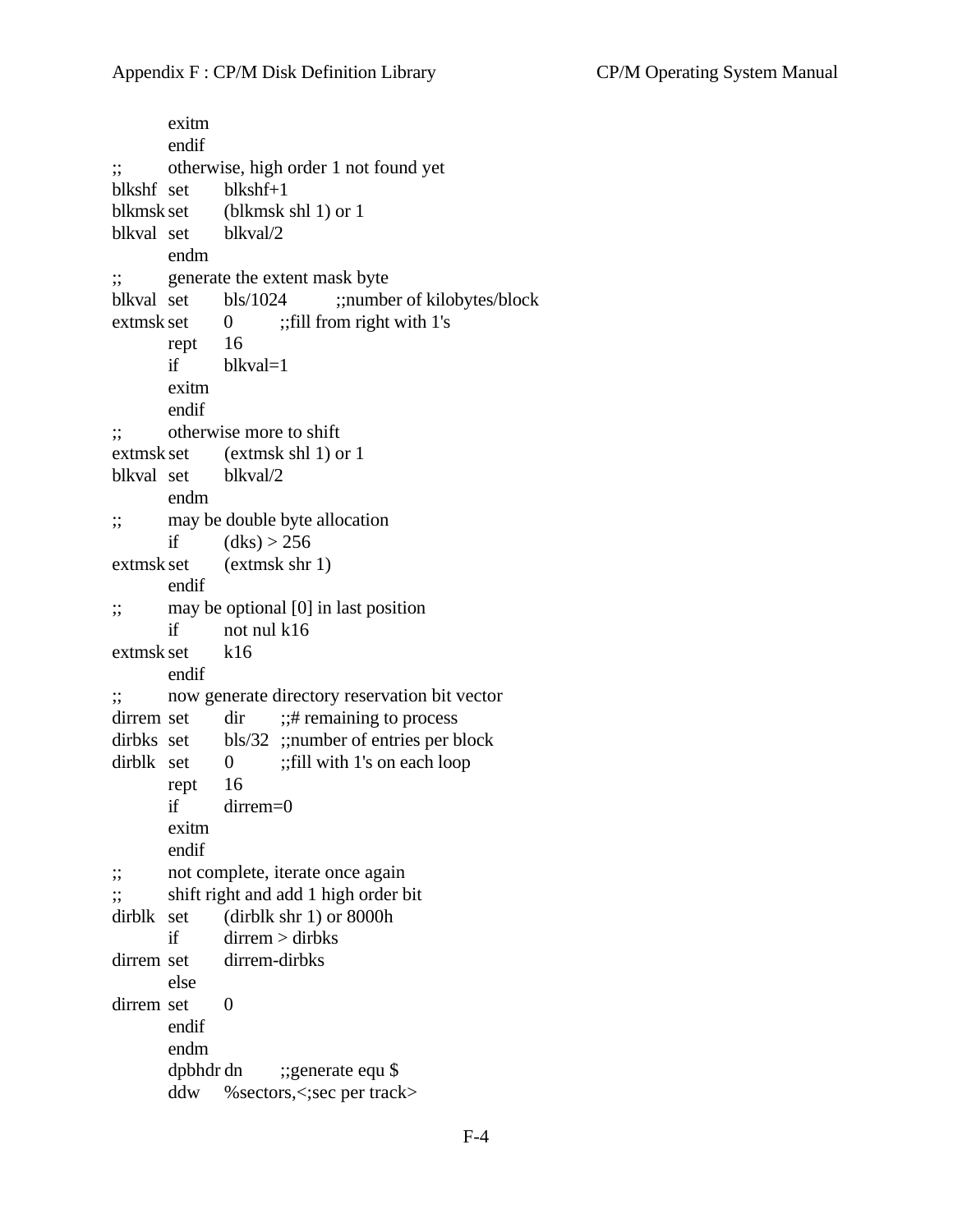```
        exitm
        endif
;;      otherwise, high order 1 not found yet
blkshf  set     blkshf+1
blkmsk  set     (blkmsk shl 1) or 1
blkval  set     blkval/2
        endm
;;      generate the extent mask byte
blkval  set     bls/1024        ;;number of kilobytes/block
extmsk  set     0       ;;fill from right with 1's
        rept    16
        if      blkval=1
        exitm
        endif
;;      otherwise more to shift
extmsk  set     (extmsk shl 1) or 1
blkval  set     blkval/2
        endm
;;      may be double byte allocation
        if      (dks) > 256
extmsk  set     (extmsk shr 1)
        endif
;;      may be optional [0] in last position
        if      not nul k16
extmsk  set     k16
        endif
;;      now generate directory reservation bit vector
dirrem  set     dir     ;;# remaining to process
dirbks  set     bls/32  ;;number of entries per block
dirblk  set     0       ;;fill with 1's on each loop
        rept    16
        if      dirrem=0
        exitm
        endif
;;      not complete, iterate once again
;;      shift right and add 1 high order bit
dirblk  set     (dirblk shr 1) or 8000h
        if      dirrem > dirbks
dirrem  set     dirrem-dirbks
        else
dirrem  set     0
        endif
        endm
        dpbhdr dn       ;;generate equ $
        ddw     %sectors,<;sec per track>
```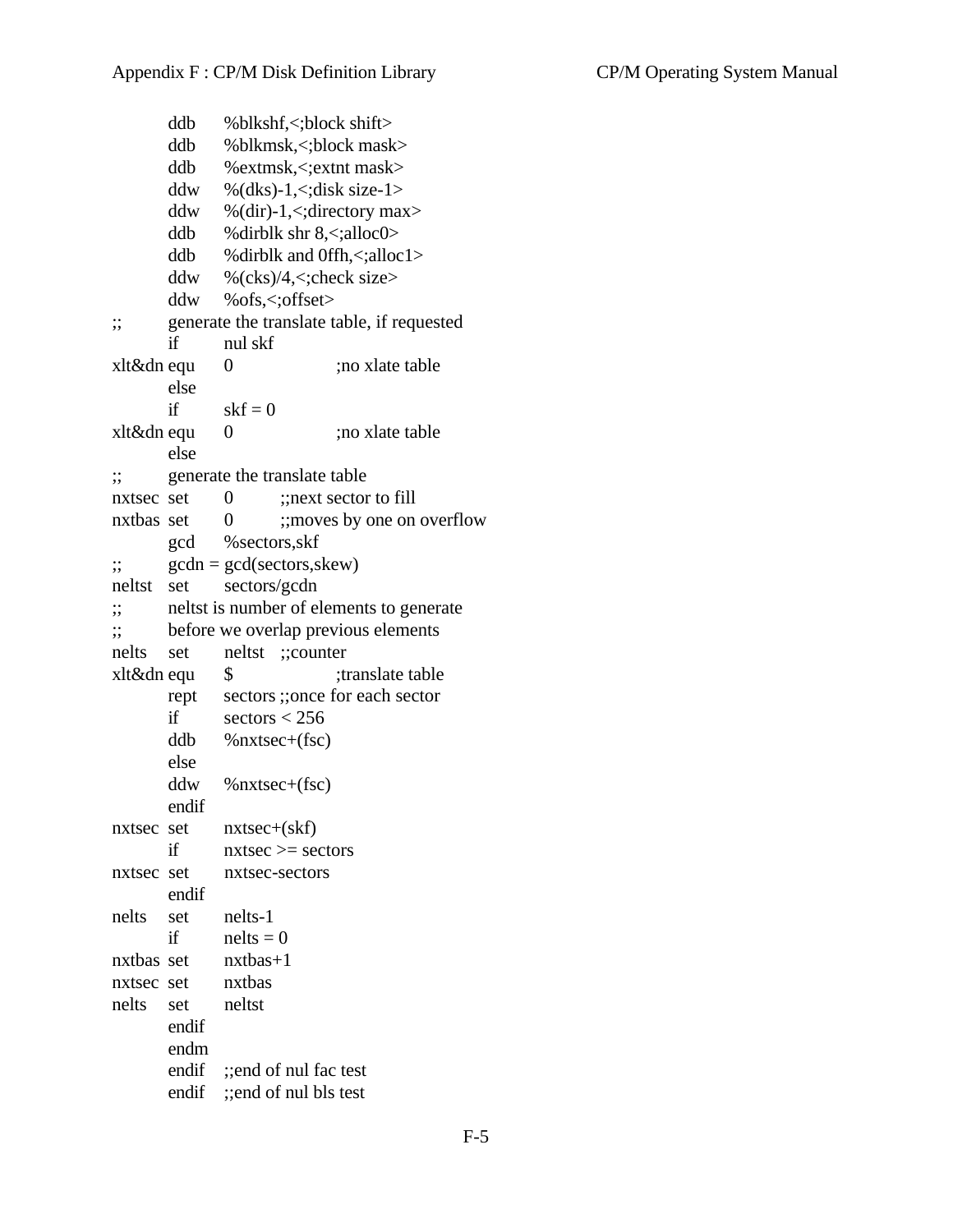```
        ddb     %blkshf,<;block shift>
        ddb     %blkmsk,<;block mask>
        ddb     %extmsk,<;extnt mask>
        ddw     %(dks)-1,<;disk size-1>
        ddw     %(dir)-1,<;directory max>
        ddb     %dirblk shr 8,<;alloc0>
        ddb     %dirblk and 0ffh,<;alloc1>
        ddw     %(cks)/4,<;check size>
        ddw     %ofs,<;offset>
;;      generate the translate table, if requested
        if      nul skf
xlt&dn  equ     0               ;no xlate table
        else
        if      skf = 0
xlt&dn  equ     0               ;no xlate table
        else
;;      generate the translate table
nxtsec  set     0       ;;next sector to fill
nxtbas  set     0       ;;moves by one on overflow
        gcd     %sectors,skf
;;      gcdn = gcd(sectors,skew)
neltst  set     sectors/gcdn
;;      neltst is number of elements to generate
;;      before we overlap previous elements
nelts   set     neltst  ;;counter
xlt&dn  equ     $               ;translate table
        rept    sectors ;;once for each sector
        if      sectors < 256
        ddb     %nxtsec+(fsc)
        else
        ddw     %nxtsec+(fsc)
        endif
nxtsec  set     nxtsec+(skf)
        if      nxtsec >= sectors
nxtsec  set     nxtsec-sectors
        endif
nelts   set     nelts-1
        if      nelts = 0
nxtbas  set     nxtbas+1
nxtsec  set     nxtbas
nelts   set     neltst
        endif
        endm
        endif   ;;end of nul fac test
        endif   ;;end of nul bls test
```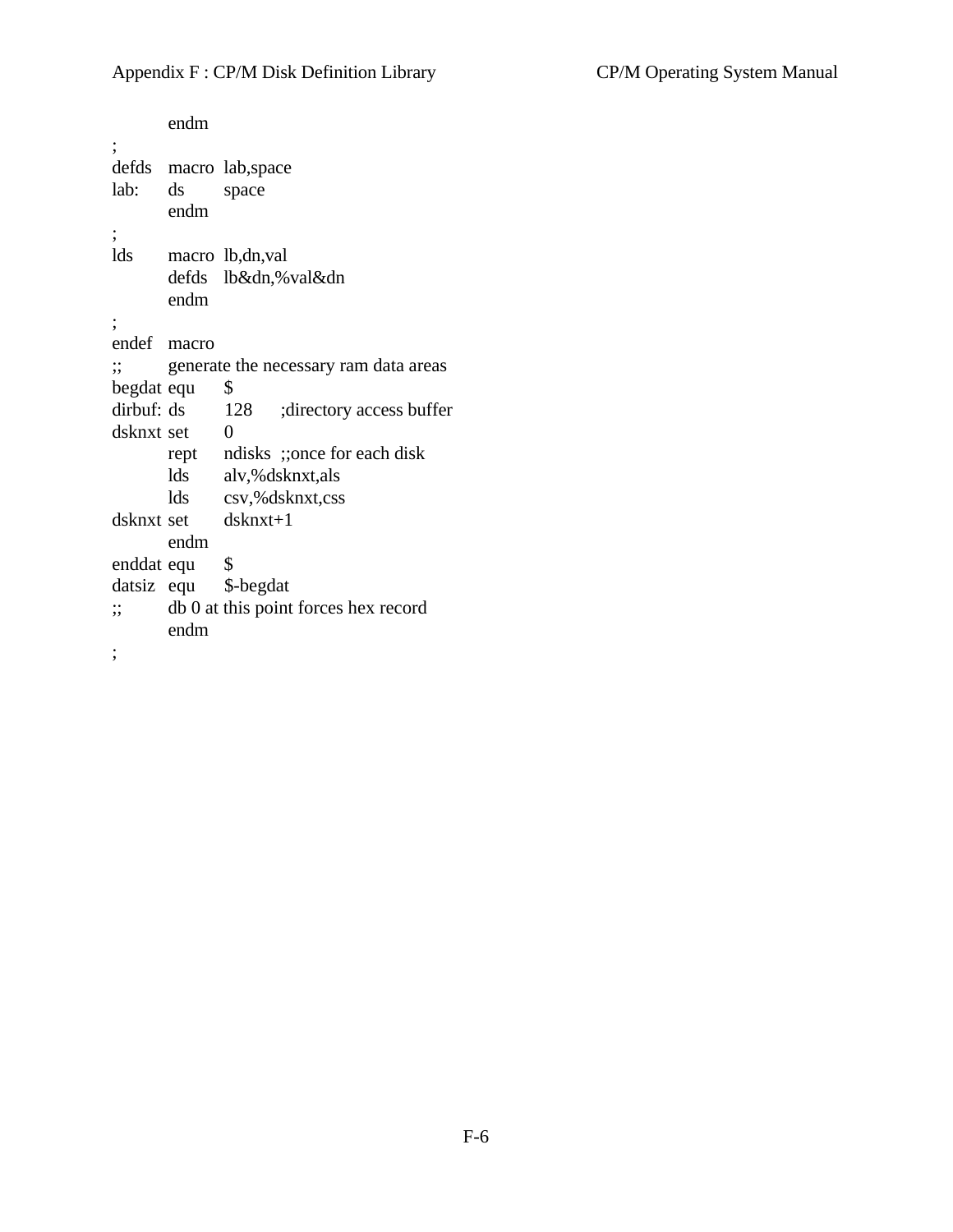```
        endm
;
defds   macro   lab,space
lab:    ds      space
        endm
;
lds     macro   lb,dn,val
        defds   lb&dn,%val&dn
        endm
;
endef   macro
;;      generate the necessary ram data areas
begdat  equ     $
dirbuf: ds      128     ;directory access buffer
dsknxt  set     0
        rept    ndisks  ;;once for each disk
        lds     alv,%dsknxt,als
        lds     csv,%dsknxt,css
dsknxt  set     dsknxt+1
        endm
enddat  equ     $
datsiz  equ     $-begdat
;;      db 0 at this point forces hex record
        endm
;
```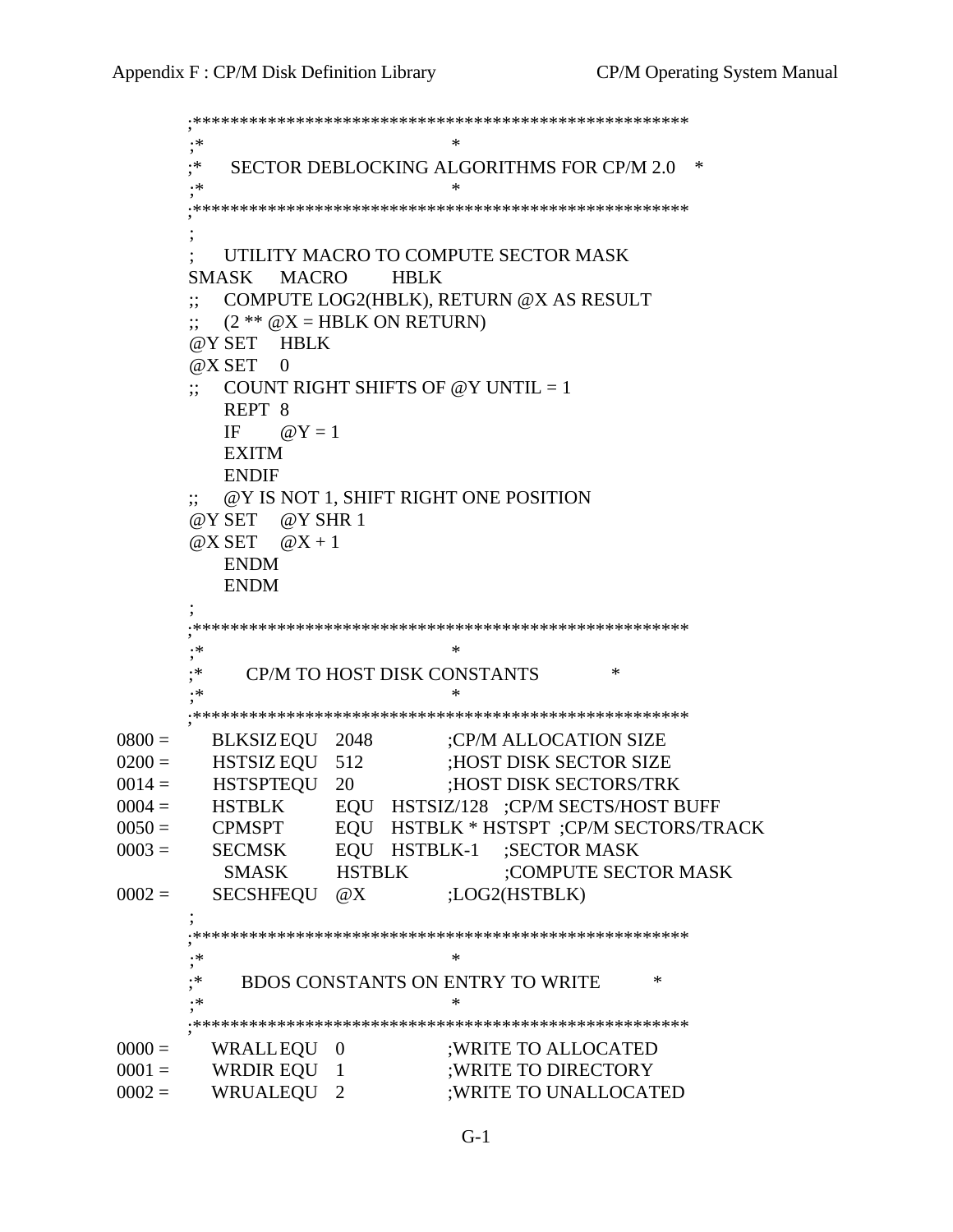```
        ;*****************************************************
        ;*                                                   *
        ;*     SECTOR DEBLOCKING ALGORITHMS FOR CP/M 2.0     *
        ;*                                                   *
        ;*****************************************************
        ;
        ;   UTILITY MACRO TO COMPUTE SECTOR MASK
        SMASK   MACRO   HBLK
        ;;  COMPUTE LOG2(HBLK), RETURN @X AS RESULT
        ;;  (2 ** @X = HBLK ON RETURN)
        @Y SET  HBLK
        @X SET  0
        ;;  COUNT RIGHT SHIFTS OF @Y UNTIL = 1
            REPT 8
            IF   @Y = 1
            EXITM
            ENDIF
        ;;  @Y IS NOT 1, SHIFT RIGHT ONE POSITION
        @Y SET  @Y SHR 1
        @X SET  @X + 1
            ENDM
            ENDM
        ;
        ;*****************************************************
        ;*                                                   *
        ;*        CP/M TO HOST DISK CONSTANTS                *
        ;*                                                   *
        ;*****************************************************
0800 =    BLKSIZ EQU   2048          ;CP/M ALLOCATION SIZE
0200 =    HSTSIZ EQU   512           ;HOST DISK SECTOR SIZE
0014 =    HSTSPT EQU   20            ;HOST DISK SECTORS/TRK
0004 =    HSTBLK      EQU  HSTSIZ/128   ;CP/M SECTS/HOST BUFF
0050 =    CPMSPT      EQU  HSTBLK * HSTSPT  ;CP/M SECTORS/TRACK
0003 =    SECMSK      EQU  HSTBLK-1     ;SECTOR MASK
            SMASK     HSTBLK            ;COMPUTE SECTOR MASK
0002 =    SECSHF EQU   @X            ;LOG2(HSTBLK)
        ;
        ;*****************************************************
        ;*                                                   *
        ;*      BDOS CONSTANTS ON ENTRY TO WRITE             *
        ;*                                                   *
        ;*****************************************************
0000 =    WRALL  EQU   0             ;WRITE TO ALLOCATED
0001 =    WRDIR  EQU   1             ;WRITE TO DIRECTORY
0002 =    WRUAL  EQU   2             ;WRITE TO UNALLOCATED
```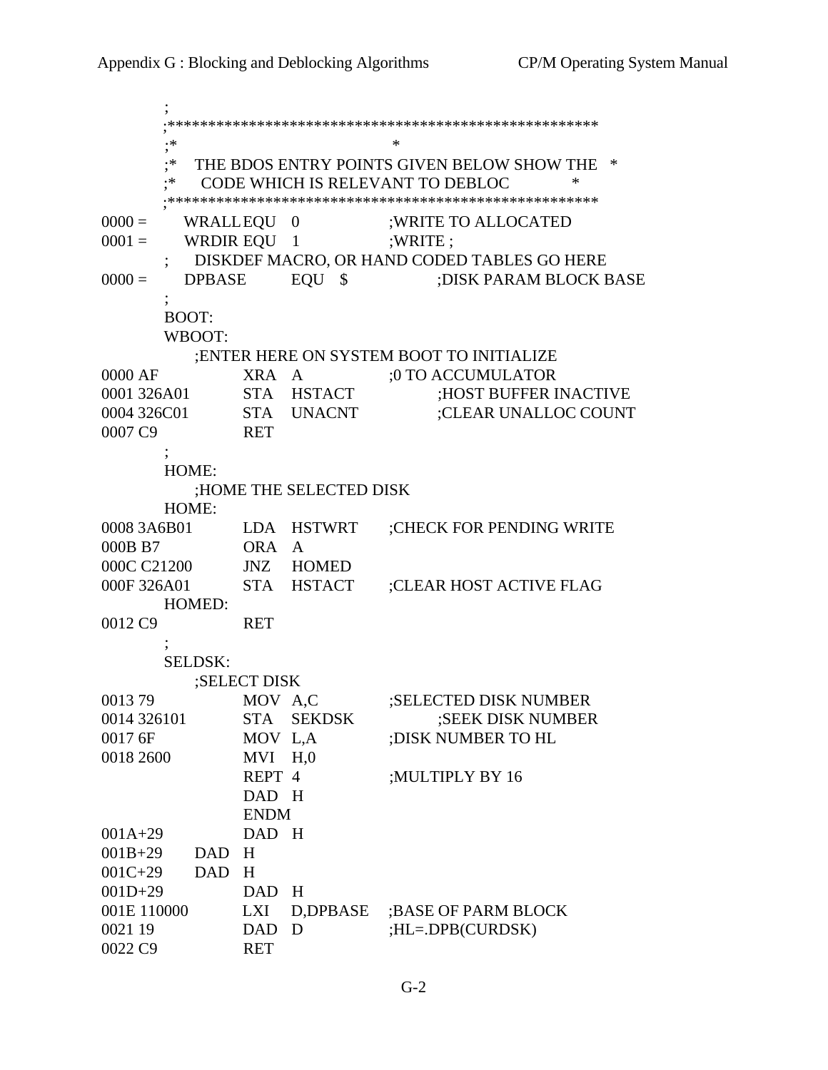```
        ;
        ;*****************************************************
        ;*                                                   *
        ;*  THE BDOS ENTRY POINTS GIVEN BELOW SHOW THE       *
        ;*   CODE WHICH IS RELEVANT TO DEBLOC                *
        ;*****************************************************
0000 =      WRALL EQU  0            ;WRITE TO ALLOCATED
0001 =      WRDIR EQU  1            ;WRITE ;
        ;   DISKDEF MACRO, OR HAND CODED TABLES GO HERE
0000 =      DPBASE     EQU  $            ;DISK PARAM BLOCK BASE
        ;
        BOOT:
        WBOOT:
            ;ENTER HERE ON SYSTEM BOOT TO INITIALIZE
0000 AF          XRA  A             ;0 TO ACCUMULATOR
0001 326A01      STA  HSTACT             ;HOST BUFFER INACTIVE
0004 326C01      STA  UNACNT             ;CLEAR UNALLOC COUNT
0007 C9          RET
        ;
        HOME:
            ;HOME THE SELECTED DISK
        HOME:
0008 3A6B01      LDA  HSTWRT        ;CHECK FOR PENDING WRITE
000B B7          ORA  A
000C C21200      JNZ  HOMED
000F 326A01      STA  HSTACT        ;CLEAR HOST ACTIVE FLAG
        HOMED:
0012 C9          RET
        ;
        SELDSK:
            ;SELECT DISK
0013 79          MOV  A,C           ;SELECTED DISK NUMBER
0014 326101      STA  SEKDSK             ;SEEK DISK NUMBER
0017 6F          MOV  L,A           ;DISK NUMBER TO HL
0018 2600        MVI  H,0
                 REPT 4             ;MULTIPLY BY 16
                 DAD  H
                 ENDM
001A+29          DAD  H
001B+29      DAD  H
001C+29      DAD  H
001D+29          DAD  H
001E 110000      LXI  D,DPBASE      ;BASE OF PARM BLOCK
0021 19          DAD  D             ;HL=.DPB(CURDSK)
0022 C9          RET
```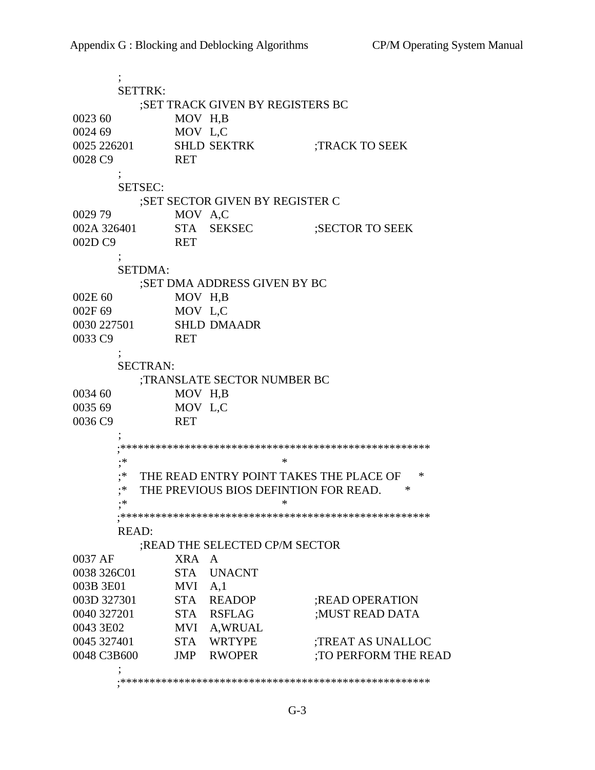```
        ;
        SETTRK:
             ;SET TRACK GIVEN BY REGISTERS BC
0023 60          MOV  H,B
0024 69          MOV  L,C
0025 226201      SHLD SEKTRK            ;TRACK TO SEEK
0028 C9          RET
        ;
        SETSEC:
             ;SET SECTOR GIVEN BY REGISTER C
0029 79          MOV  A,C
002A 326401      STA  SEKSEC            ;SECTOR TO SEEK
002D C9          RET
        ;
        SETDMA:
             ;SET DMA ADDRESS GIVEN BY BC
002E 60          MOV  H,B
002F 69          MOV  L,C
0030 227501      SHLD DMAADR
0033 C9          RET
        ;
        SECTRAN:
             ;TRANSLATE SECTOR NUMBER BC
0034 60          MOV  H,B
0035 69          MOV  L,C
0036 C9          RET
        ;
        ;*****************************************************
        ;*                                                   *
        ;*   THE READ ENTRY POINT TAKES THE PLACE OF         *
        ;*   THE PREVIOUS BIOS DEFINTION FOR READ.           *
        ;*                                                   *
        ;*****************************************************
        READ:
             ;READ THE SELECTED CP/M SECTOR
0037 AF          XRA  A
0038 326C01      STA  UNACNT
003B 3E01        MVI  A,1
003D 327301      STA  READOP            ;READ OPERATION
0040 327201      STA  RSFLAG            ;MUST READ DATA
0043 3E02        MVI  A,WRUAL
0045 327401      STA  WRTYPE            ;TREAT AS UNALLOC
0048 C3B600      JMP  RWOPER            ;TO PERFORM THE READ
        ;
        ;*****************************************************
```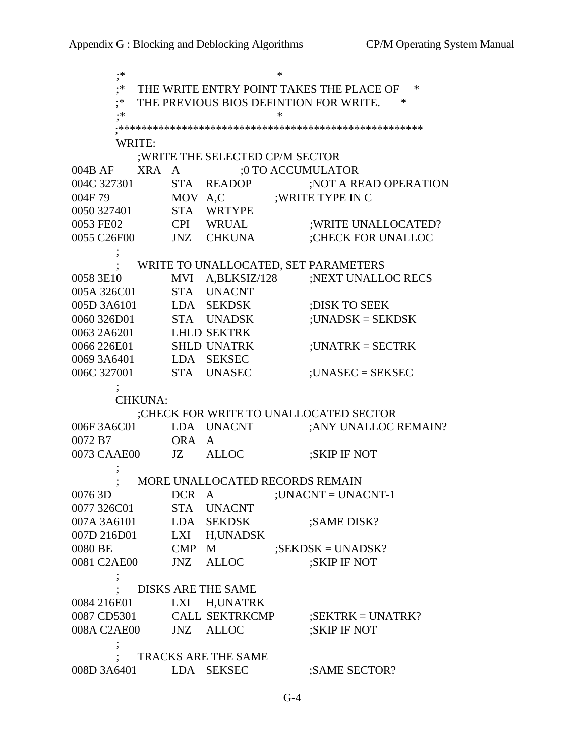```
        ;*                                      *
        ;*   THE WRITE ENTRY POINT TAKES THE PLACE OF    *
        ;*   THE PREVIOUS BIOS DEFINTION FOR WRITE.      *
        ;*                                      *
        ;*****************************************************
        WRITE:
             ;WRITE THE SELECTED CP/M SECTOR
004B AF      XRA  A              ;0 TO ACCUMULATOR
004C 327301       STA   READOP          ;NOT A READ OPERATION
004F 79           MOV  A,C          ;WRITE TYPE IN C
0050 327401       STA   WRTYPE
0053 FE02         CPI   WRUAL           ;WRITE UNALLOCATED?
0055 C26F00       JNZ   CHKUNA          ;CHECK FOR UNALLOC
        ;
        ;    WRITE TO UNALLOCATED, SET PARAMETERS
0058 3E10         MVI   A,BLKSIZ/128    ;NEXT UNALLOC RECS
005A 326C01       STA   UNACNT
005D 3A6101       LDA   SEKDSK          ;DISK TO SEEK
0060 326D01       STA   UNADSK          ;UNADSK = SEKDSK
0063 2A6201       LHLD SEKTRK
0066 226E01       SHLD UNATRK           ;UNATRK = SECTRK
0069 3A6401       LDA   SEKSEC
006C 327001       STA   UNASEC          ;UNASEC = SEKSEC
        ;
        CHKUNA:
             ;CHECK FOR WRITE TO UNALLOCATED SECTOR
006F 3A6C01       LDA   UNACNT          ;ANY UNALLOC REMAIN?
0072 B7           ORA   A
0073 CAAE00       JZ    ALLOC           ;SKIP IF NOT
        ;
        ;    MORE UNALLOCATED RECORDS REMAIN
0076 3D           DCR   A           ;UNACNT = UNACNT-1
0077 326C01       STA   UNACNT
007A 3A6101       LDA   SEKDSK          ;SAME DISK?
007D 216D01       LXI   H,UNADSK
0080 BE           CMP   M           ;SEKDSK = UNADSK?
0081 C2AE00       JNZ   ALLOC           ;SKIP IF NOT
        ;
        ;    DISKS ARE THE SAME
0084 216E01       LXI   H,UNATRK
0087 CD5301       CALL  SEKTRKCMP       ;SEKTRK = UNATRK?
008A C2AE00       JNZ   ALLOC           ;SKIP IF NOT
        ;
        ;    TRACKS ARE THE SAME
008D 3A6401       LDA   SEKSEC          ;SAME SECTOR?
```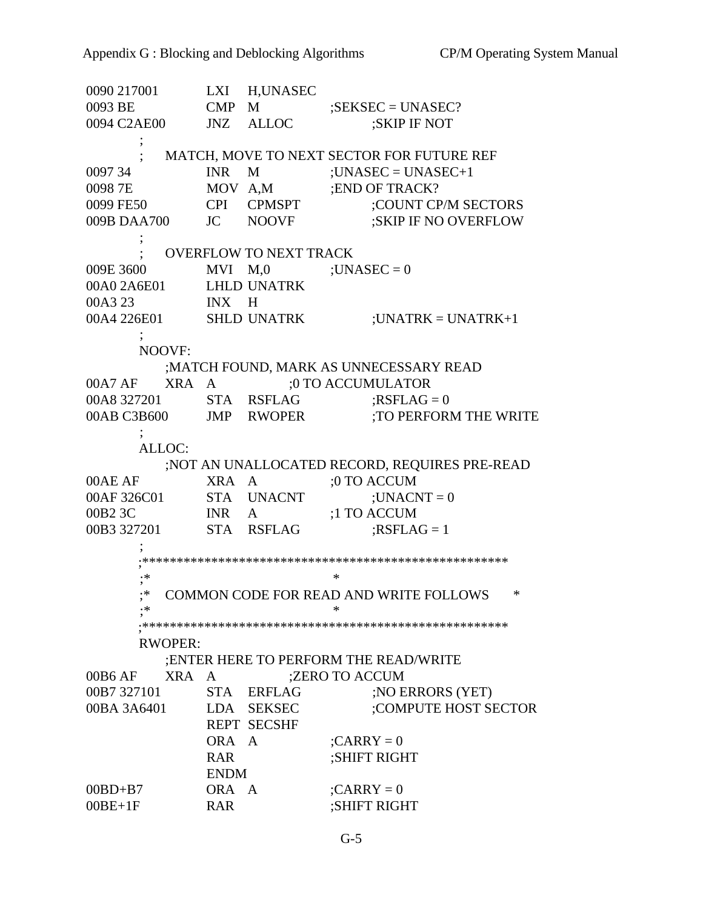```
0090 217001         LXI   H,UNASEC
0093 BE             CMP   M              ;SEKSEC = UNASEC?
0094 C2AE00         JNZ   ALLOC                  ;SKIP IF NOT
          ;
          ;    MATCH, MOVE TO NEXT SECTOR FOR FUTURE REF
0097 34             INR   M              ;UNASEC = UNASEC+1
0098 7E             MOV  A,M             ;END OF TRACK?
0099 FE50           CPI   CPMSPT                 ;COUNT CP/M SECTORS
009B DAA700         JC    NOOVF                  ;SKIP IF NO OVERFLOW
          ;
          ;    OVERFLOW TO NEXT TRACK
009E 3600           MVI   M,0            ;UNASEC = 0
00A0 2A6E01         LHLD UNATRK
00A3 23             INX   H
00A4 226E01         SHLD UNATRK                  ;UNATRK = UNATRK+1
          ;
        NOOVF:
               ;MATCH FOUND, MARK AS UNNECESSARY READ
00A7 AF        XRA   A              ;0 TO ACCUMULATOR
00A8 327201         STA   RSFLAG                 ;RSFLAG = 0
00AB C3B600         JMP   RWOPER                 ;TO PERFORM THE WRITE
          ;
        ALLOC:
               ;NOT AN UNALLOCATED RECORD, REQUIRES PRE-READ
00AE AF             XRA   A              ;0 TO ACCUM
00AF 326C01         STA   UNACNT                 ;UNACNT = 0
00B2 3C             INR   A              ;1 TO ACCUM
00B3 327201         STA   RSFLAG                 ;RSFLAG = 1
          ;
        ;*****************************************************
        ;*                                   *
        ;*   COMMON CODE FOR READ AND WRITE FOLLOWS        *
        ;*                                   *
        ;*****************************************************
        RWOPER:
               ;ENTER HERE TO PERFORM THE READ/WRITE
00B6 AF        XRA   A              ;ZERO TO ACCUM
00B7 327101         STA   ERFLAG                 ;NO ERRORS (YET)
00BA 3A6401         LDA   SEKSEC                 ;COMPUTE HOST SECTOR
                    REPT  SECSHF
                    ORA   A              ;CARRY = 0
                    RAR                  ;SHIFT RIGHT
                    ENDM
00BD+B7             ORA   A              ;CARRY = 0
00BE+1F             RAR                  ;SHIFT RIGHT
```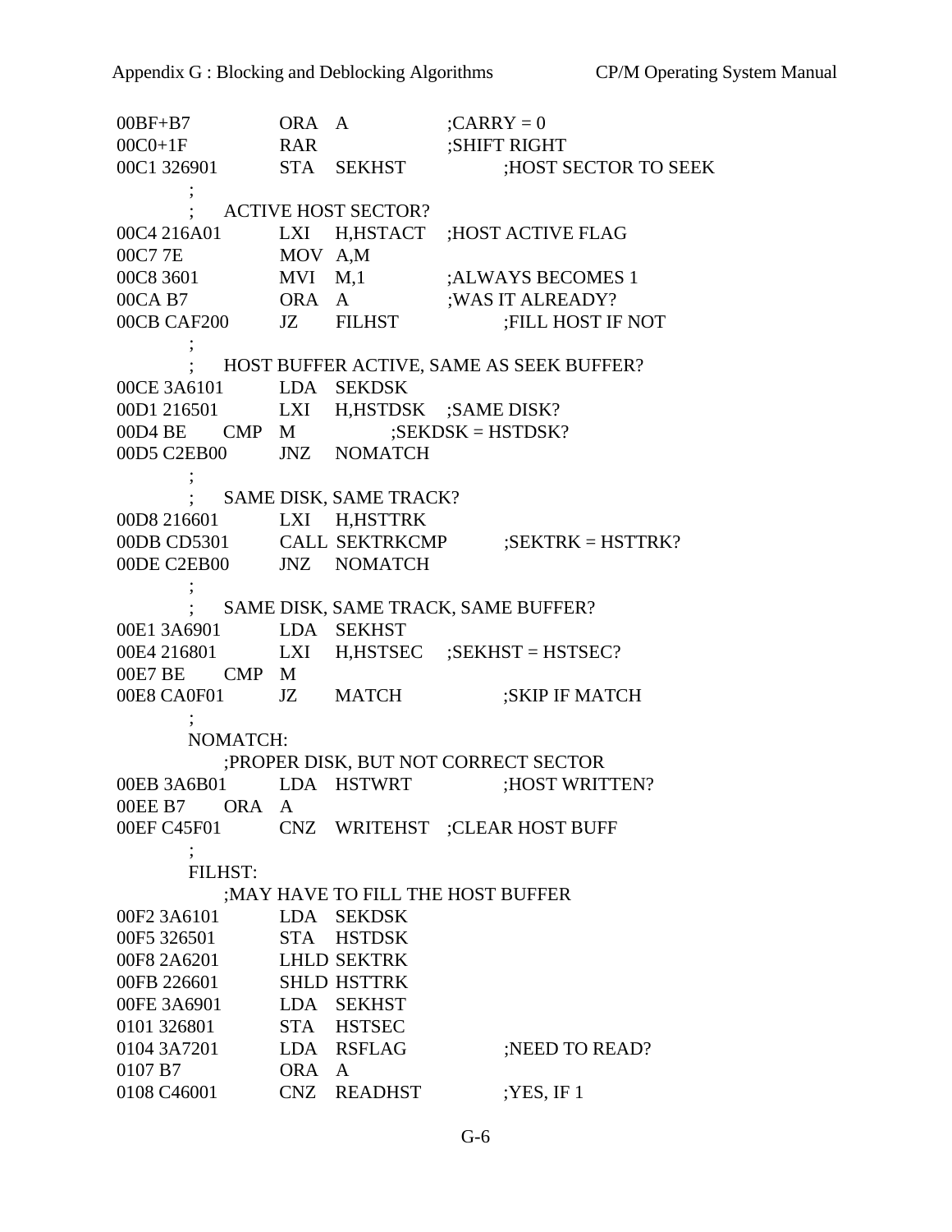```
00BF+B7         ORA  A              ;CARRY = 0
00C0+1F         RAR                 ;SHIFT RIGHT
00C1 326901     STA  SEKHST         ;HOST SECTOR TO SEEK
        ;
        ;   ACTIVE HOST SECTOR?
00C4 216A01     LXI  H,HSTACT   ;HOST ACTIVE FLAG
00C7 7E         MOV  A,M
00C8 3601       MVI  M,1            ;ALWAYS BECOMES 1
00CA B7         ORA  A              ;WAS IT ALREADY?
00CB CAF200     JZ   FILHST         ;FILL HOST IF NOT
        ;
        ;   HOST BUFFER ACTIVE, SAME AS SEEK BUFFER?
00CE 3A6101     LDA  SEKDSK
00D1 216501     LXI  H,HSTDSK   ;SAME DISK?
00D4 BE     CMP  M              ;SEKDSK = HSTDSK?
00D5 C2EB00     JNZ  NOMATCH
        ;
        ;   SAME DISK, SAME TRACK?
00D8 216601     LXI  H,HSTTRK
00DB CD5301     CALL SEKTRKCMP      ;SEKTRK = HSTTRK?
00DE C2EB00     JNZ  NOMATCH
        ;
        ;   SAME DISK, SAME TRACK, SAME BUFFER?
00E1 3A6901     LDA  SEKHST
00E4 216801     LXI  H,HSTSEC   ;SEKHST = HSTSEC?
00E7 BE     CMP  M
00E8 CA0F01     JZ   MATCH          ;SKIP IF MATCH
        ;
        NOMATCH:
            ;PROPER DISK, BUT NOT CORRECT SECTOR
00EB 3A6B01     LDA  HSTWRT         ;HOST WRITTEN?
00EE B7     ORA  A
00EF C45F01     CNZ  WRITEHST   ;CLEAR HOST BUFF
        ;
        FILHST:
            ;MAY HAVE TO FILL THE HOST BUFFER
00F2 3A6101     LDA  SEKDSK
00F5 326501     STA  HSTDSK
00F8 2A6201     LHLD SEKTRK
00FB 226601     SHLD HSTTRK
00FE 3A6901     LDA  SEKHST
0101 326801     STA  HSTSEC
0104 3A7201     LDA  RSFLAG         ;NEED TO READ?
0107 B7         ORA  A
0108 C46001     CNZ  READHST        ;YES, IF 1
```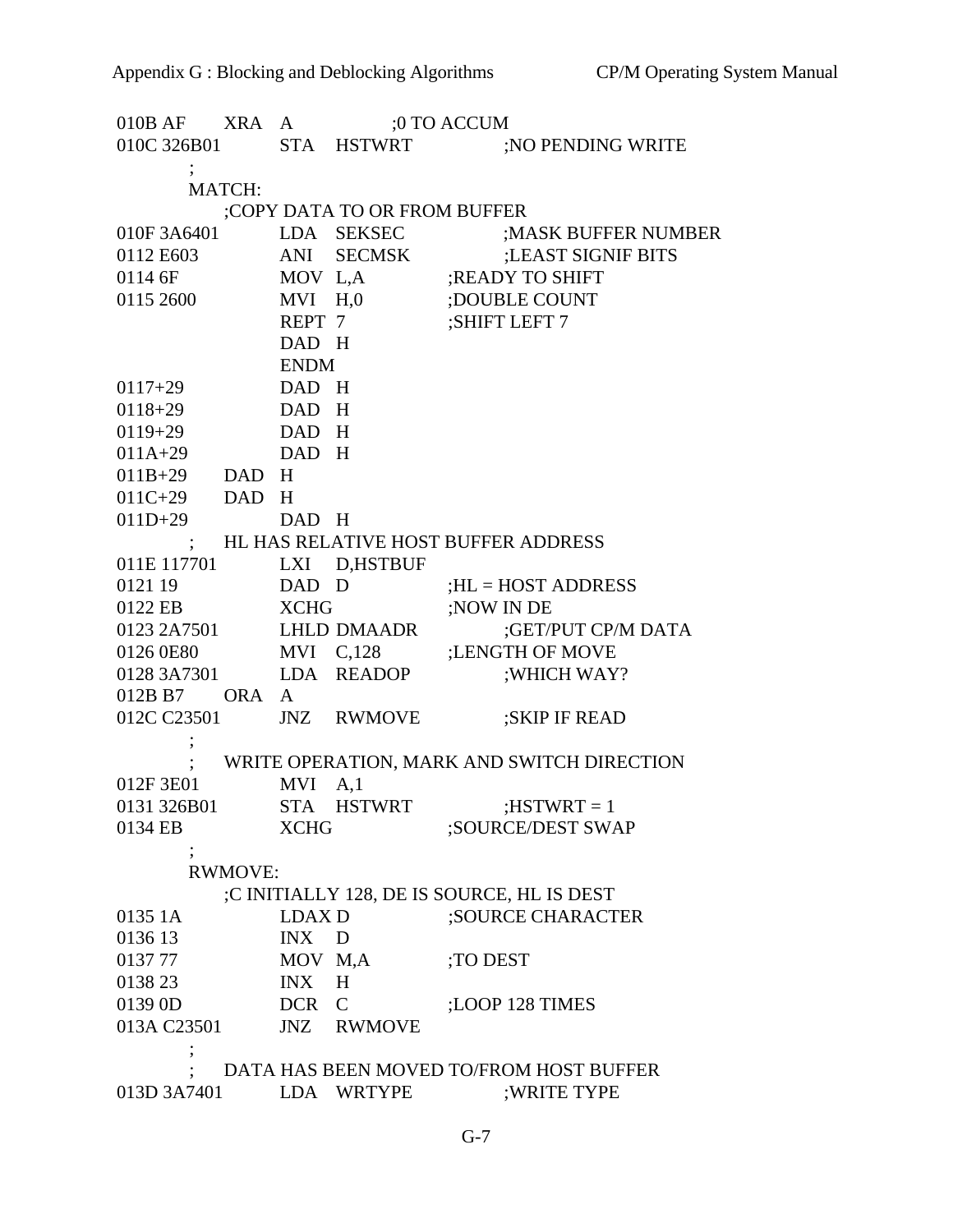```
010B AF       XRA   A               ;0 TO ACCUM
010C 326B01         STA   HSTWRT              ;NO PENDING WRITE
              ;
              MATCH:
                    ;COPY DATA TO OR FROM BUFFER
010F 3A6401         LDA   SEKSEC              ;MASK BUFFER NUMBER
0112 E603           ANI   SECMSK              ;LEAST SIGNIF BITS
0114 6F             MOV   L,A         ;READY TO SHIFT
0115 2600           MVI   H,0         ;DOUBLE COUNT
                    REPT  7           ;SHIFT LEFT 7
                    DAD   H
                    ENDM
0117+29             DAD   H
0118+29             DAD   H
0119+29             DAD   H
011A+29             DAD   H
011B+29       DAD   H
011C+29       DAD   H
011D+29             DAD   H
              ;     HL HAS RELATIVE HOST BUFFER ADDRESS
011E 117701         LXI   D,HSTBUF
0121 19             DAD   D           ;HL = HOST ADDRESS
0122 EB             XCHG              ;NOW IN DE
0123 2A7501         LHLD  DMAADR              ;GET/PUT CP/M DATA
0126 0E80           MVI   C,128       ;LENGTH OF MOVE
0128 3A7301         LDA   READOP              ;WHICH WAY?
012B B7       ORA   A
012C C23501         JNZ   RWMOVE              ;SKIP IF READ
              ;
              ;     WRITE OPERATION, MARK AND SWITCH DIRECTION
012F 3E01           MVI   A,1
0131 326B01         STA   HSTWRT              ;HSTWRT = 1
0134 EB             XCHG              ;SOURCE/DEST SWAP
              ;
              RWMOVE:
                    ;C INITIALLY 128, DE IS SOURCE, HL IS DEST
0135 1A             LDAX  D           ;SOURCE CHARACTER
0136 13             INX   D
0137 77             MOV   M,A         ;TO DEST
0138 23             INX   H
0139 0D             DCR   C           ;LOOP 128 TIMES
013A C23501         JNZ   RWMOVE
              ;
              ;     DATA HAS BEEN MOVED TO/FROM HOST BUFFER
013D 3A7401         LDA   WRTYPE              ;WRITE TYPE
```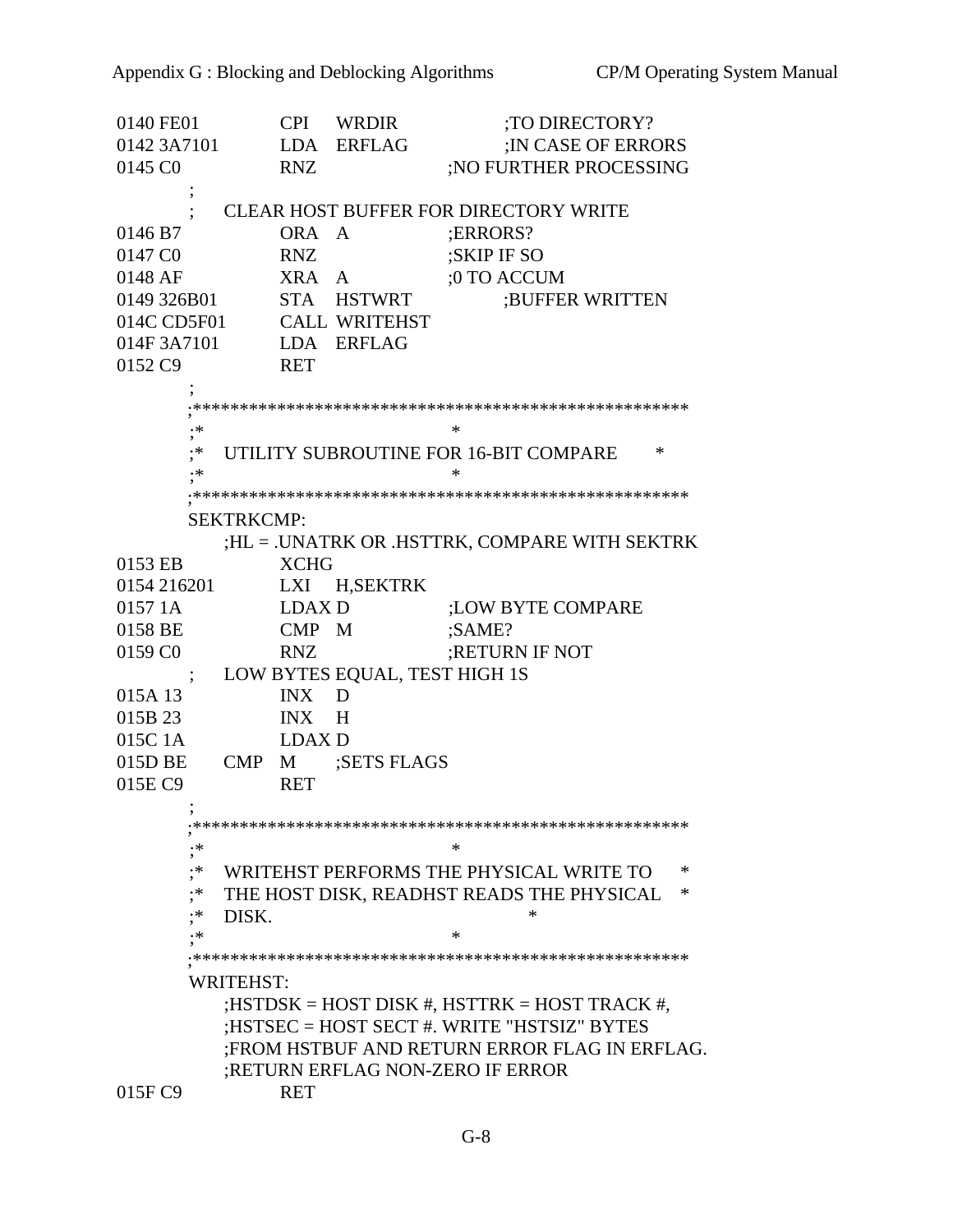```
0140 FE01           CPI   WRDIR              ;TO DIRECTORY?
0142 3A7101         LDA   ERFLAG             ;IN CASE OF ERRORS
0145 C0             RNZ                 ;NO FURTHER PROCESSING
          ;
          ;    CLEAR HOST BUFFER FOR DIRECTORY WRITE
0146 B7             ORA   A             ;ERRORS?
0147 C0             RNZ                 ;SKIP IF SO
0148 AF             XRA   A             ;0 TO ACCUM
0149 326B01         STA   HSTWRT             ;BUFFER WRITTEN
014C CD5F01         CALL  WRITEHST
014F 3A7101         LDA   ERFLAG
0152 C9             RET
          ;
          ;*****************************************************
          ;*                                                   *
          ;*   UTILITY SUBROUTINE FOR 16-BIT COMPARE           *
          ;*                                                   *
          ;*****************************************************
          SEKTRKCMP:
               ;HL = .UNATRK OR .HSTTRK, COMPARE WITH SEKTRK
0153 EB             XCHG
0154 216201         LXI   H,SEKTRK
0157 1A             LDAX D              ;LOW BYTE COMPARE
0158 BE             CMP   M             ;SAME?
0159 C0             RNZ                 ;RETURN IF NOT
          ;    LOW BYTES EQUAL, TEST HIGH 1S
015A 13             INX   D
015B 23             INX   H
015C 1A             LDAX D
015D BE        CMP   M      ;SETS FLAGS
015E C9             RET
          ;
          ;*****************************************************
          ;*                                                   *
          ;*   WRITEHST PERFORMS THE PHYSICAL WRITE TO         *
          ;*   THE HOST DISK, READHST READS THE PHYSICAL       *
          ;*   DISK.                                           *
          ;*                                                   *
          ;*****************************************************
          WRITEHST:
               ;HSTDSK = HOST DISK #, HSTTRK = HOST TRACK #,
               ;HSTSEC = HOST SECT #. WRITE "HSTSIZ" BYTES
               ;FROM HSTBUF AND RETURN ERROR FLAG IN ERFLAG.
               ;RETURN ERFLAG NON-ZERO IF ERROR
015F C9             RET
```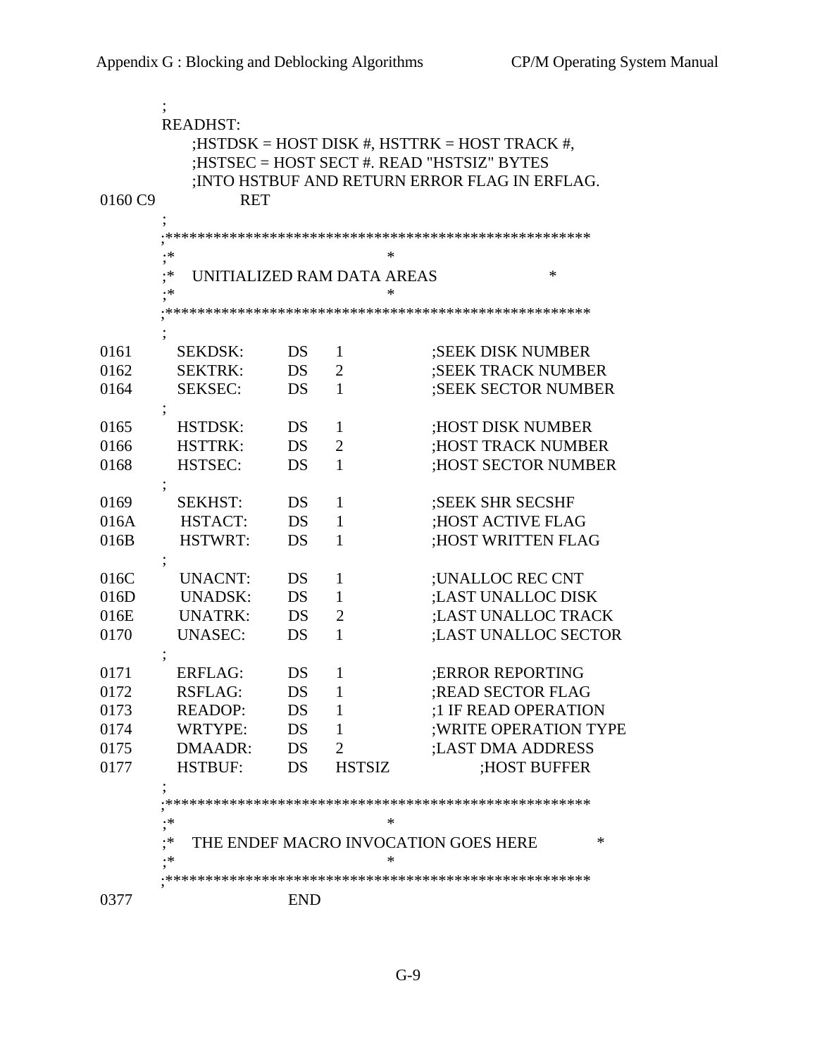```
        ;
        READHST:
                ;HSTDSK = HOST DISK #, HSTTRK = HOST TRACK #,
                ;HSTSEC = HOST SECT #. READ "HSTSIZ" BYTES
                ;INTO HSTBUF AND RETURN ERROR FLAG IN ERFLAG.
0160 C9         RET
        ;
        ;*****************************************************
        ;*                                                   *
        ;*      UNITIALIZED RAM DATA AREAS                   *
        ;*                                                   *
        ;*****************************************************
        ;
0161    SEKDSK:     DS  1           ;SEEK DISK NUMBER
0162    SEKTRK:     DS  2           ;SEEK TRACK NUMBER
0164    SEKSEC:     DS  1           ;SEEK SECTOR NUMBER
        ;
0165    HSTDSK:     DS  1           ;HOST DISK NUMBER
0166    HSTTRK:     DS  2           ;HOST TRACK NUMBER
0168    HSTSEC:     DS  1           ;HOST SECTOR NUMBER
        ;
0169    SEKHST:     DS  1           ;SEEK SHR SECSHF
016A    HSTACT:     DS  1           ;HOST ACTIVE FLAG
016B    HSTWRT:     DS  1           ;HOST WRITTEN FLAG
        ;
016C    UNACNT:     DS  1           ;UNALLOC REC CNT
016D    UNADSK:     DS  1           ;LAST UNALLOC DISK
016E    UNATRK:     DS  2           ;LAST UNALLOC TRACK
0170    UNASEC:     DS  1           ;LAST UNALLOC SECTOR
        ;
0171    ERFLAG:     DS  1           ;ERROR REPORTING
0172    RSFLAG:     DS  1           ;READ SECTOR FLAG
0173    READOP:     DS  1           ;1 IF READ OPERATION
0174    WRTYPE:     DS  1           ;WRITE OPERATION TYPE
0175    DMAADR:     DS  2           ;LAST DMA ADDRESS
0177    HSTBUF:     DS  HSTSIZ      ;HOST BUFFER
        ;
        ;*****************************************************
        ;*                                                   *
        ;*      THE ENDEF MACRO INVOCATION GOES HERE         *
        ;*                                                   *
        ;*****************************************************
0377                END
```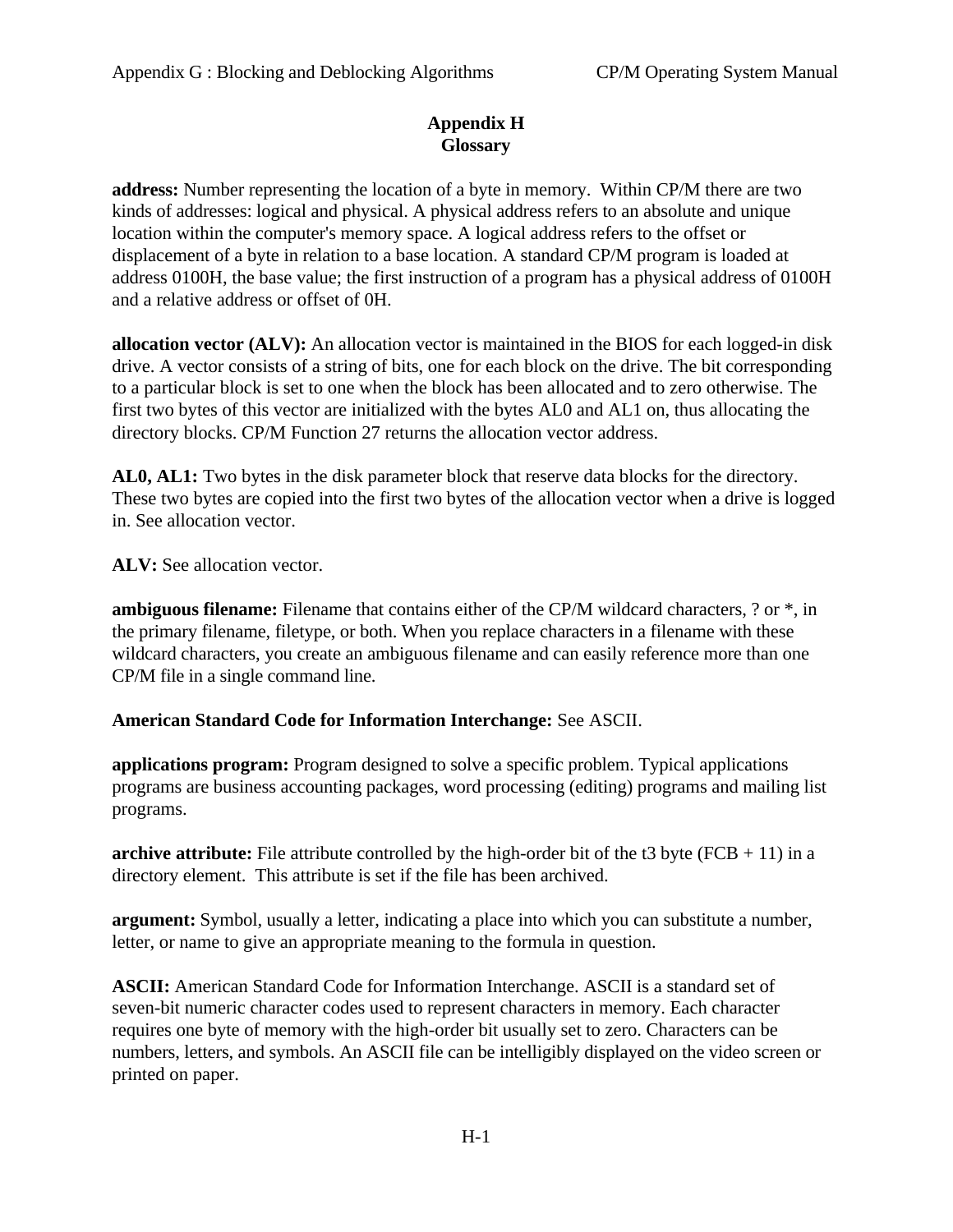# Appendix H
## Glossary

**address:** Number representing the location of a byte in memory. Within CP/M there are two kinds of addresses: logical and physical. A physical address refers to an absolute and unique location within the computer's memory space. A logical address refers to the offset or displacement of a byte in relation to a base location. A standard CP/M program is loaded at address 0100H, the base value; the first instruction of a program has a physical address of 0100H and a relative address or offset of 0H.

**allocation vector (ALV):** An allocation vector is maintained in the BIOS for each logged-in disk drive. A vector consists of a string of bits, one for each block on the drive. The bit corresponding to a particular block is set to one when the block has been allocated and to zero otherwise. The first two bytes of this vector are initialized with the bytes AL0 and AL1 on, thus allocating the directory blocks. CP/M Function 27 returns the allocation vector address.

**AL0, AL1:** Two bytes in the disk parameter block that reserve data blocks for the directory. These two bytes are copied into the first two bytes of the allocation vector when a drive is logged in. See allocation vector.

**ALV:** See allocation vector.

**ambiguous filename:** Filename that contains either of the CP/M wildcard characters, ? or *, in the primary filename, filetype, or both. When you replace characters in a filename with these wildcard characters, you create an ambiguous filename and can easily reference more than one CP/M file in a single command line.

**American Standard Code for Information Interchange:** See ASCII.

**applications program:** Program designed to solve a specific problem. Typical applications programs are business accounting packages, word processing (editing) programs and mailing list programs.

**archive attribute:** File attribute controlled by the high-order bit of the t3 byte (FCB + 11) in a directory element. This attribute is set if the file has been archived.

**argument:** Symbol, usually a letter, indicating a place into which you can substitute a number, letter, or name to give an appropriate meaning to the formula in question.

**ASCII:** American Standard Code for Information Interchange. ASCII is a standard set of seven-bit numeric character codes used to represent characters in memory. Each character requires one byte of memory with the high-order bit usually set to zero. Characters can be numbers, letters, and symbols. An ASCII file can be intelligibly displayed on the video screen or printed on paper.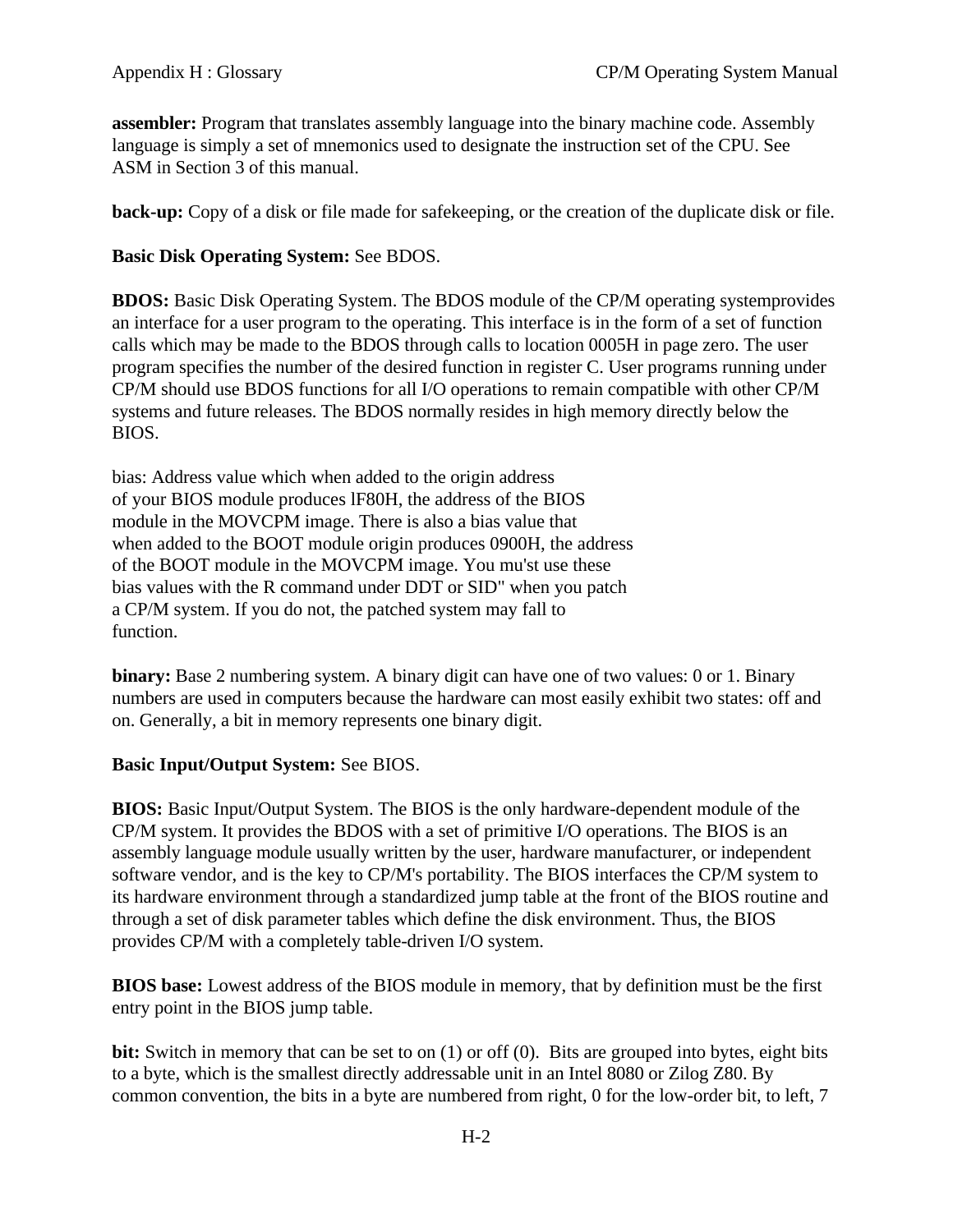**assembler:** Program that translates assembly language into the binary machine code. Assembly language is simply a set of mnemonics used to designate the instruction set of the CPU. See ASM in Section 3 of this manual.

**back-up:** Copy of a disk or file made for safekeeping, or the creation of the duplicate disk or file.

**Basic Disk Operating System:** See BDOS.

**BDOS:** Basic Disk Operating System. The BDOS module of the CP/M operating systemprovides an interface for a user program to the operating. This interface is in the form of a set of function calls which may be made to the BDOS through calls to location 0005H in page zero. The user program specifies the number of the desired function in register C. User programs running under CP/M should use BDOS functions for all I/O operations to remain compatible with other CP/M systems and future releases. The BDOS normally resides in high memory directly below the BIOS.

bias: Address value which when added to the origin address of your BIOS module produces lF80H, the address of the BIOS module in the MOVCPM image. There is also a bias value that when added to the BOOT module origin produces 0900H, the address of the BOOT module in the MOVCPM image. You mu'st use these bias values with the R command under DDT or SID" when you patch a CP/M system. If you do not, the patched system may fall to function.

**binary:** Base 2 numbering system. A binary digit can have one of two values: 0 or 1. Binary numbers are used in computers because the hardware can most easily exhibit two states: off and on. Generally, a bit in memory represents one binary digit.

**Basic Input/Output System:** See BIOS.

**BIOS:** Basic Input/Output System. The BIOS is the only hardware-dependent module of the CP/M system. It provides the BDOS with a set of primitive I/O operations. The BIOS is an assembly language module usually written by the user, hardware manufacturer, or independent software vendor, and is the key to CP/M's portability. The BIOS interfaces the CP/M system to its hardware environment through a standardized jump table at the front of the BIOS routine and through a set of disk parameter tables which define the disk environment. Thus, the BIOS provides CP/M with a completely table-driven I/O system.

**BIOS base:** Lowest address of the BIOS module in memory, that by definition must be the first entry point in the BIOS jump table.

**bit:** Switch in memory that can be set to on (1) or off (0). Bits are grouped into bytes, eight bits to a byte, which is the smallest directly addressable unit in an Intel 8080 or Zilog Z80. By common convention, the bits in a byte are numbered from right, 0 for the low-order bit, to left, 7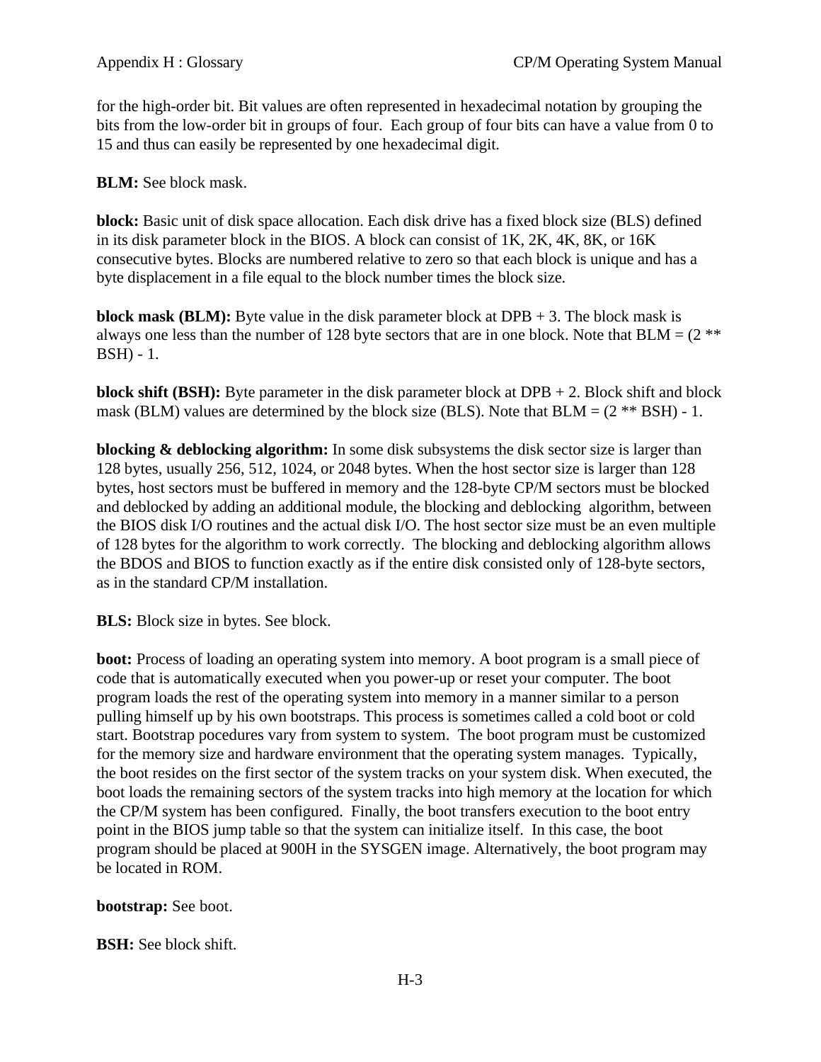for the high-order bit. Bit values are often represented in hexadecimal notation by grouping the bits from the low-order bit in groups of four. Each group of four bits can have a value from 0 to 15 and thus can easily be represented by one hexadecimal digit.

**BLM:** See block mask.

**block:** Basic unit of disk space allocation. Each disk drive has a fixed block size (BLS) defined in its disk parameter block in the BIOS. A block can consist of 1K, 2K, 4K, 8K, or 16K consecutive bytes. Blocks are numbered relative to zero so that each block is unique and has a byte displacement in a file equal to the block number times the block size.

**block mask (BLM):** Byte value in the disk parameter block at DPB + 3. The block mask is always one less than the number of 128 byte sectors that are in one block. Note that BLM = (2 ** BSH) - 1.

**block shift (BSH):** Byte parameter in the disk parameter block at DPB + 2. Block shift and block mask (BLM) values are determined by the block size (BLS). Note that BLM = (2 ** BSH) - 1.

**blocking & deblocking algorithm:** In some disk subsystems the disk sector size is larger than 128 bytes, usually 256, 512, 1024, or 2048 bytes. When the host sector size is larger than 128 bytes, host sectors must be buffered in memory and the 128-byte CP/M sectors must be blocked and deblocked by adding an additional module, the blocking and deblocking algorithm, between the BIOS disk I/O routines and the actual disk I/O. The host sector size must be an even multiple of 128 bytes for the algorithm to work correctly. The blocking and deblocking algorithm allows the BDOS and BIOS to function exactly as if the entire disk consisted only of 128-byte sectors, as in the standard CP/M installation.

**BLS:** Block size in bytes. See block.

**boot:** Process of loading an operating system into memory. A boot program is a small piece of code that is automatically executed when you power-up or reset your computer. The boot program loads the rest of the operating system into memory in a manner similar to a person pulling himself up by his own bootstraps. This process is sometimes called a cold boot or cold start. Bootstrap pocedures vary from system to system. The boot program must be customized for the memory size and hardware environment that the operating system manages. Typically, the boot resides on the first sector of the system tracks on your system disk. When executed, the boot loads the remaining sectors of the system tracks into high memory at the location for which the CP/M system has been configured. Finally, the boot transfers execution to the boot entry point in the BIOS jump table so that the system can initialize itself. In this case, the boot program should be placed at 900H in the SYSGEN image. Alternatively, the boot program may be located in ROM.

**bootstrap:** See boot.

**BSH:** See block shift.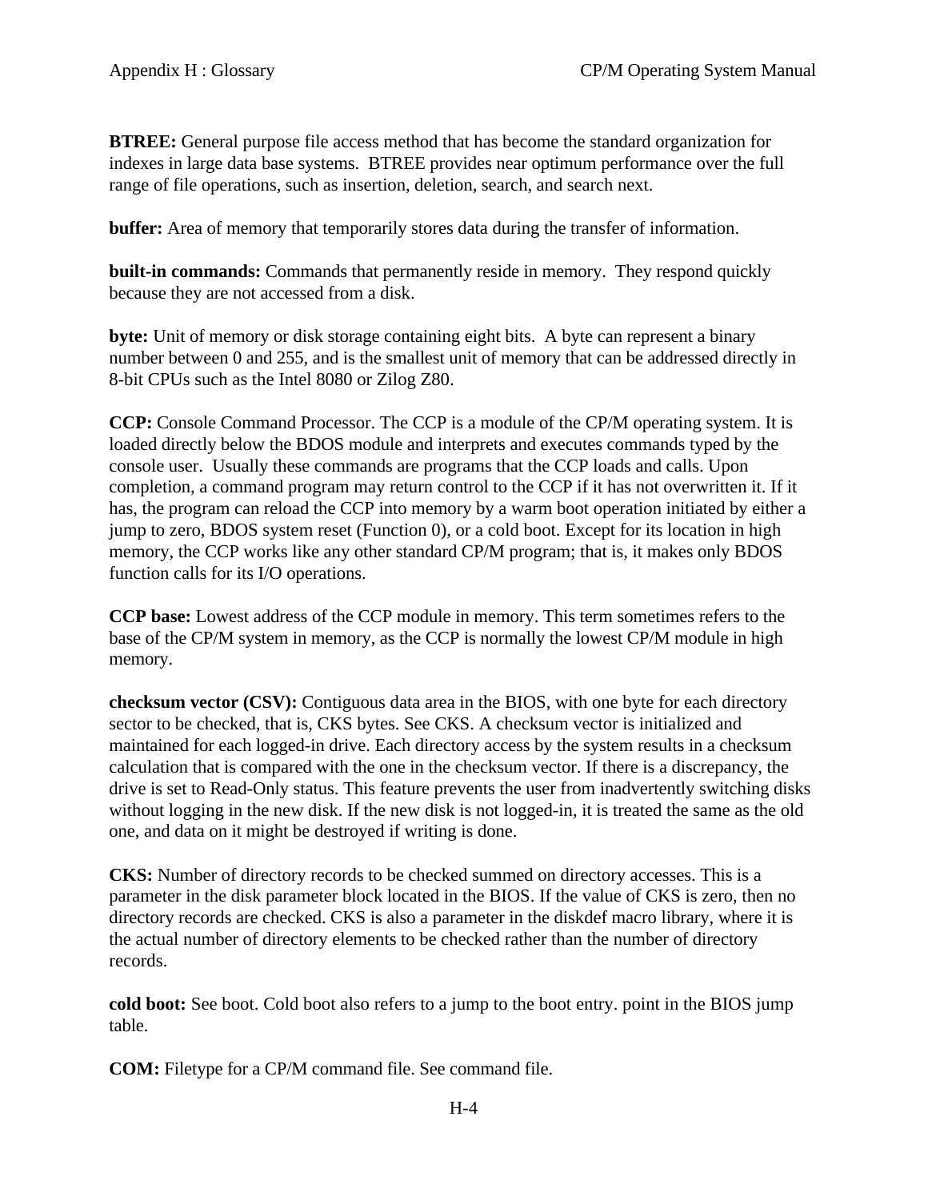**BTREE:** General purpose file access method that has become the standard organization for indexes in large data base systems. BTREE provides near optimum performance over the full range of file operations, such as insertion, deletion, search, and search next.

**buffer:** Area of memory that temporarily stores data during the transfer of information.

**built-in commands:** Commands that permanently reside in memory. They respond quickly because they are not accessed from a disk.

**byte:** Unit of memory or disk storage containing eight bits. A byte can represent a binary number between 0 and 255, and is the smallest unit of memory that can be addressed directly in 8-bit CPUs such as the Intel 8080 or Zilog Z80.

**CCP:** Console Command Processor. The CCP is a module of the CP/M operating system. It is loaded directly below the BDOS module and interprets and executes commands typed by the console user. Usually these commands are programs that the CCP loads and calls. Upon completion, a command program may return control to the CCP if it has not overwritten it. If it has, the program can reload the CCP into memory by a warm boot operation initiated by either a jump to zero, BDOS system reset (Function 0), or a cold boot. Except for its location in high memory, the CCP works like any other standard CP/M program; that is, it makes only BDOS function calls for its I/O operations.

**CCP base:** Lowest address of the CCP module in memory. This term sometimes refers to the base of the CP/M system in memory, as the CCP is normally the lowest CP/M module in high memory.

**checksum vector (CSV):** Contiguous data area in the BIOS, with one byte for each directory sector to be checked, that is, CKS bytes. See CKS. A checksum vector is initialized and maintained for each logged-in drive. Each directory access by the system results in a checksum calculation that is compared with the one in the checksum vector. If there is a discrepancy, the drive is set to Read-Only status. This feature prevents the user from inadvertently switching disks without logging in the new disk. If the new disk is not logged-in, it is treated the same as the old one, and data on it might be destroyed if writing is done.

**CKS:** Number of directory records to be checked summed on directory accesses. This is a parameter in the disk parameter block located in the BIOS. If the value of CKS is zero, then no directory records are checked. CKS is also a parameter in the diskdef macro library, where it is the actual number of directory elements to be checked rather than the number of directory records.

**cold boot:** See boot. Cold boot also refers to a jump to the boot entry. point in the BIOS jump table.

**COM:** Filetype for a CP/M command file. See command file.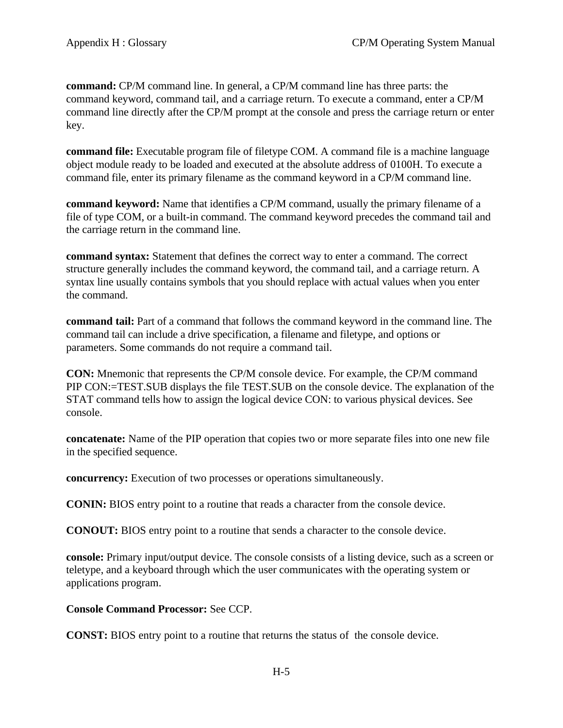**command:** CP/M command line. In general, a CP/M command line has three parts: the command keyword, command tail, and a carriage return. To execute a command, enter a CP/M command line directly after the CP/M prompt at the console and press the carriage return or enter key.

**command file:** Executable program file of filetype COM. A command file is a machine language object module ready to be loaded and executed at the absolute address of 0100H. To execute a command file, enter its primary filename as the command keyword in a CP/M command line.

**command keyword:** Name that identifies a CP/M command, usually the primary filename of a file of type COM, or a built-in command. The command keyword precedes the command tail and the carriage return in the command line.

**command syntax:** Statement that defines the correct way to enter a command. The correct structure generally includes the command keyword, the command tail, and a carriage return. A syntax line usually contains symbols that you should replace with actual values when you enter the command.

**command tail:** Part of a command that follows the command keyword in the command line. The command tail can include a drive specification, a filename and filetype, and options or parameters. Some commands do not require a command tail.

**CON:** Mnemonic that represents the CP/M console device. For example, the CP/M command PIP CON:=TEST.SUB displays the file TEST.SUB on the console device. The explanation of the STAT command tells how to assign the logical device CON: to various physical devices. See console.

**concatenate:** Name of the PIP operation that copies two or more separate files into one new file in the specified sequence.

**concurrency:** Execution of two processes or operations simultaneously.

**CONIN:** BIOS entry point to a routine that reads a character from the console device.

**CONOUT:** BIOS entry point to a routine that sends a character to the console device.

**console:** Primary input/output device. The console consists of a listing device, such as a screen or teletype, and a keyboard through which the user communicates with the operating system or applications program.

**Console Command Processor:** See CCP.

**CONST:** BIOS entry point to a routine that returns the status of the console device.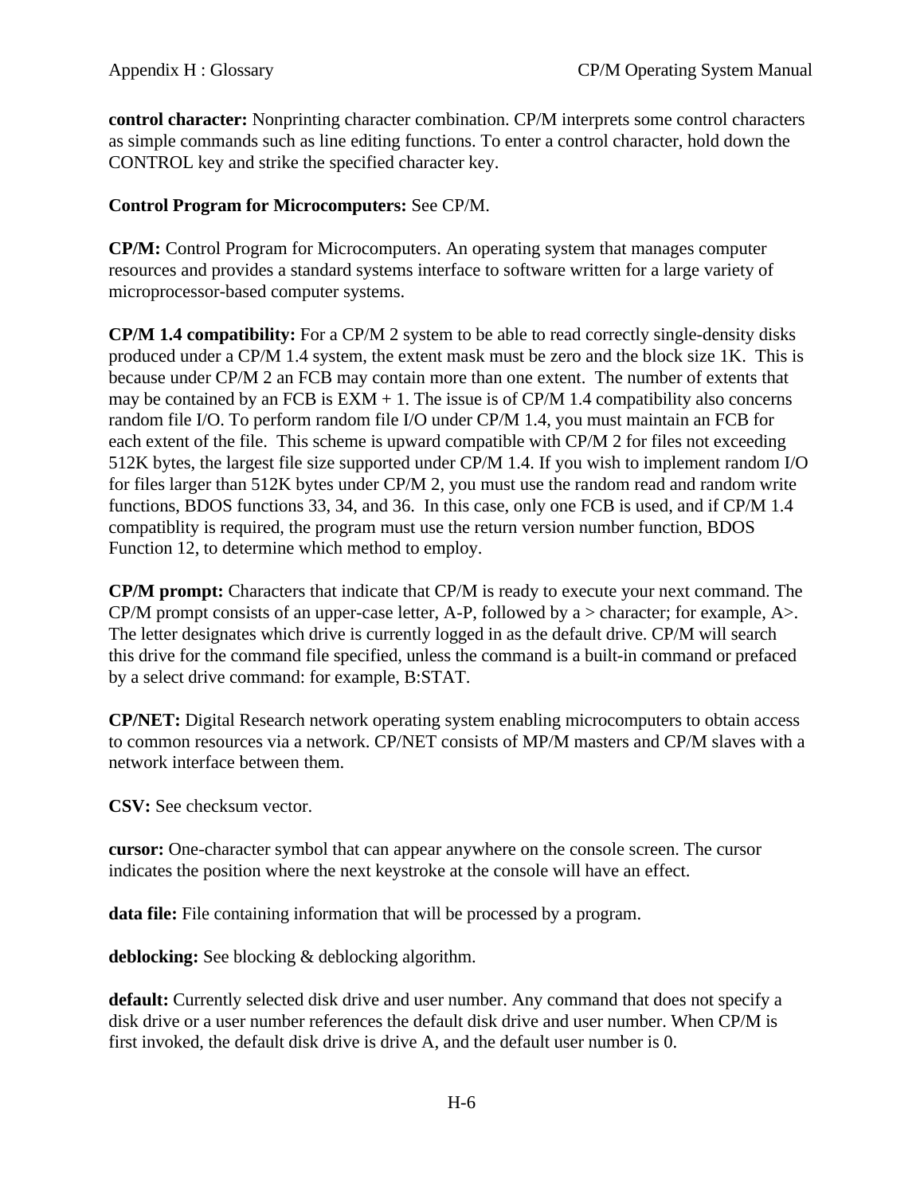**control character:** Nonprinting character combination. CP/M interprets some control characters as simple commands such as line editing functions. To enter a control character, hold down the CONTROL key and strike the specified character key.

**Control Program for Microcomputers:** See CP/M.

**CP/M:** Control Program for Microcomputers. An operating system that manages computer resources and provides a standard systems interface to software written for a large variety of microprocessor-based computer systems.

**CP/M 1.4 compatibility:** For a CP/M 2 system to be able to read correctly single-density disks produced under a CP/M 1.4 system, the extent mask must be zero and the block size 1K. This is because under CP/M 2 an FCB may contain more than one extent. The number of extents that may be contained by an FCB is EXM + 1. The issue is of CP/M 1.4 compatibility also concerns random file I/O. To perform random file I/O under CP/M 1.4, you must maintain an FCB for each extent of the file. This scheme is upward compatible with CP/M 2 for files not exceeding 512K bytes, the largest file size supported under CP/M 1.4. If you wish to implement random I/O for files larger than 512K bytes under CP/M 2, you must use the random read and random write functions, BDOS functions 33, 34, and 36. In this case, only one FCB is used, and if CP/M 1.4 compatiblity is required, the program must use the return version number function, BDOS Function 12, to determine which method to employ.

**CP/M prompt:** Characters that indicate that CP/M is ready to execute your next command. The CP/M prompt consists of an upper-case letter, A-P, followed by a > character; for example, A>. The letter designates which drive is currently logged in as the default drive. CP/M will search this drive for the command file specified, unless the command is a built-in command or prefaced by a select drive command: for example, B:STAT.

**CP/NET:** Digital Research network operating system enabling microcomputers to obtain access to common resources via a network. CP/NET consists of MP/M masters and CP/M slaves with a network interface between them.

**CSV:** See checksum vector.

**cursor:** One-character symbol that can appear anywhere on the console screen. The cursor indicates the position where the next keystroke at the console will have an effect.

**data file:** File containing information that will be processed by a program.

**deblocking:** See blocking & deblocking algorithm.

**default:** Currently selected disk drive and user number. Any command that does not specify a disk drive or a user number references the default disk drive and user number. When CP/M is first invoked, the default disk drive is drive A, and the default user number is 0.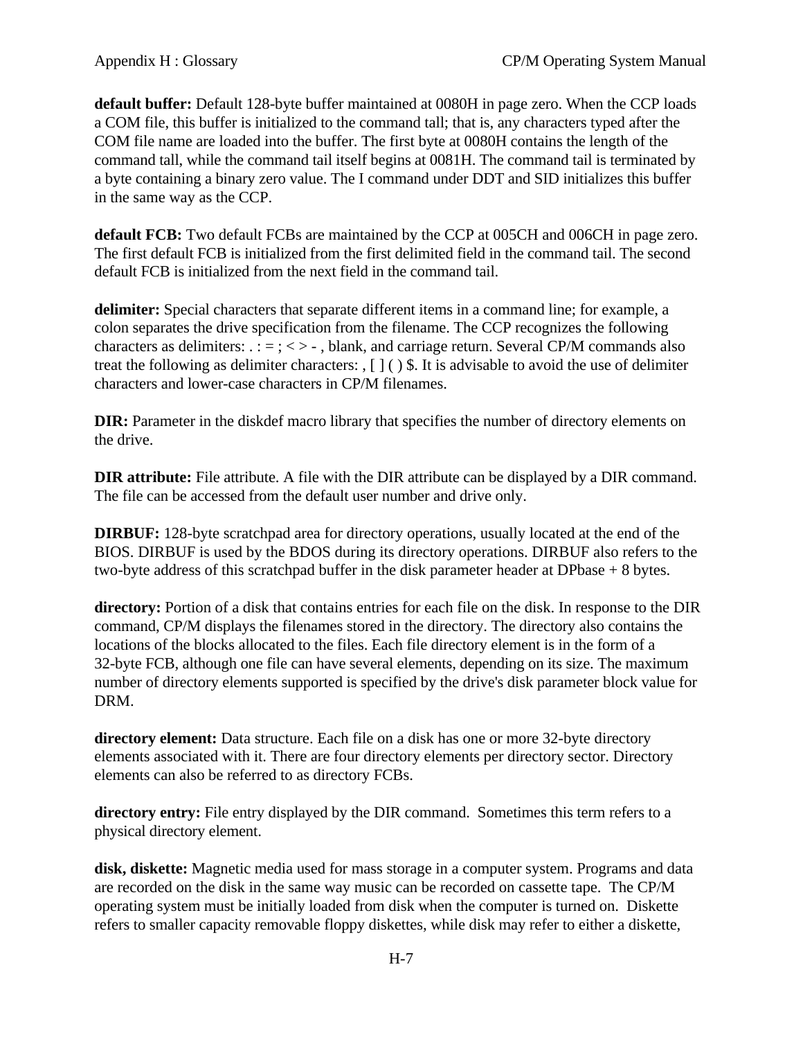**default buffer:** Default 128-byte buffer maintained at 0080H in page zero. When the CCP loads a COM file, this buffer is initialized to the command tall; that is, any characters typed after the COM file name are loaded into the buffer. The first byte at 0080H contains the length of the command tall, while the command tail itself begins at 0081H. The command tail is terminated by a byte containing a binary zero value. The I command under DDT and SID initializes this buffer in the same way as the CCP.

**default FCB:** Two default FCBs are maintained by the CCP at 005CH and 006CH in page zero. The first default FCB is initialized from the first delimited field in the command tail. The second default FCB is initialized from the next field in the command tail.

**delimiter:** Special characters that separate different items in a command line; for example, a colon separates the drive specification from the filename. The CCP recognizes the following characters as delimiters: . : = ; < > - , blank, and carriage return. Several CP/M commands also treat the following as delimiter characters: , [ ] ( ) $. It is advisable to avoid the use of delimiter characters and lower-case characters in CP/M filenames.

**DIR:** Parameter in the diskdef macro library that specifies the number of directory elements on the drive.

**DIR attribute:** File attribute. A file with the DIR attribute can be displayed by a DIR command. The file can be accessed from the default user number and drive only.

**DIRBUF:** 128-byte scratchpad area for directory operations, usually located at the end of the BIOS. DIRBUF is used by the BDOS during its directory operations. DIRBUF also refers to the two-byte address of this scratchpad buffer in the disk parameter header at DPbase + 8 bytes.

**directory:** Portion of a disk that contains entries for each file on the disk. In response to the DIR command, CP/M displays the filenames stored in the directory. The directory also contains the locations of the blocks allocated to the files. Each file directory element is in the form of a 32-byte FCB, although one file can have several elements, depending on its size. The maximum number of directory elements supported is specified by the drive's disk parameter block value for DRM.

**directory element:** Data structure. Each file on a disk has one or more 32-byte directory elements associated with it. There are four directory elements per directory sector. Directory elements can also be referred to as directory FCBs.

**directory entry:** File entry displayed by the DIR command. Sometimes this term refers to a physical directory element.

**disk, diskette:** Magnetic media used for mass storage in a computer system. Programs and data are recorded on the disk in the same way music can be recorded on cassette tape. The CP/M operating system must be initially loaded from disk when the computer is turned on. Diskette refers to smaller capacity removable floppy diskettes, while disk may refer to either a diskette,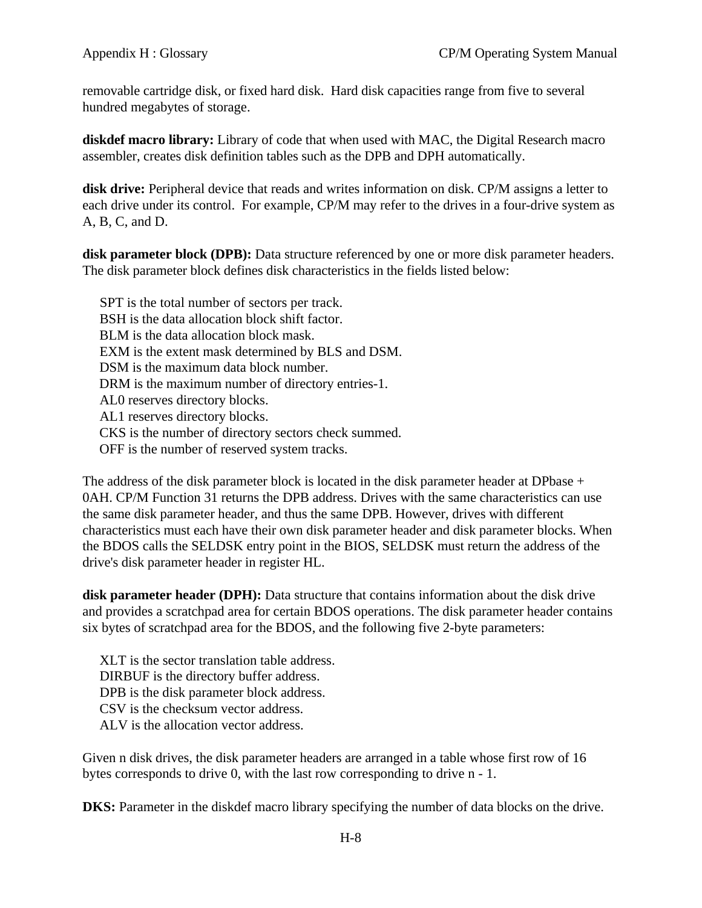removable cartridge disk, or fixed hard disk. Hard disk capacities range from five to several hundred megabytes of storage.

**diskdef macro library:** Library of code that when used with MAC, the Digital Research macro assembler, creates disk definition tables such as the DPB and DPH automatically.

**disk drive:** Peripheral device that reads and writes information on disk. CP/M assigns a letter to each drive under its control. For example, CP/M may refer to the drives in a four-drive system as A, B, C, and D.

**disk parameter block (DPB):** Data structure referenced by one or more disk parameter headers. The disk parameter block defines disk characteristics in the fields listed below:

SPT is the total number of sectors per track.  
BSH is the data allocation block shift factor.  
BLM is the data allocation block mask.  
EXM is the extent mask determined by BLS and DSM.  
DSM is the maximum data block number.  
DRM is the maximum number of directory entries-1.  
AL0 reserves directory blocks.  
AL1 reserves directory blocks.  
CKS is the number of directory sectors check summed.  
OFF is the number of reserved system tracks.

The address of the disk parameter block is located in the disk parameter header at DPbase + 0AH. CP/M Function 31 returns the DPB address. Drives with the same characteristics can use the same disk parameter header, and thus the same DPB. However, drives with different characteristics must each have their own disk parameter header and disk parameter blocks. When the BDOS calls the SELDSK entry point in the BIOS, SELDSK must return the address of the drive's disk parameter header in register HL.

**disk parameter header (DPH):** Data structure that contains information about the disk drive and provides a scratchpad area for certain BDOS operations. The disk parameter header contains six bytes of scratchpad area for the BDOS, and the following five 2-byte parameters:

XLT is the sector translation table address.  
DIRBUF is the directory buffer address.  
DPB is the disk parameter block address.  
CSV is the checksum vector address.  
ALV is the allocation vector address.

Given n disk drives, the disk parameter headers are arranged in a table whose first row of 16 bytes corresponds to drive 0, with the last row corresponding to drive n - 1.

**DKS:** Parameter in the diskdef macro library specifying the number of data blocks on the drive.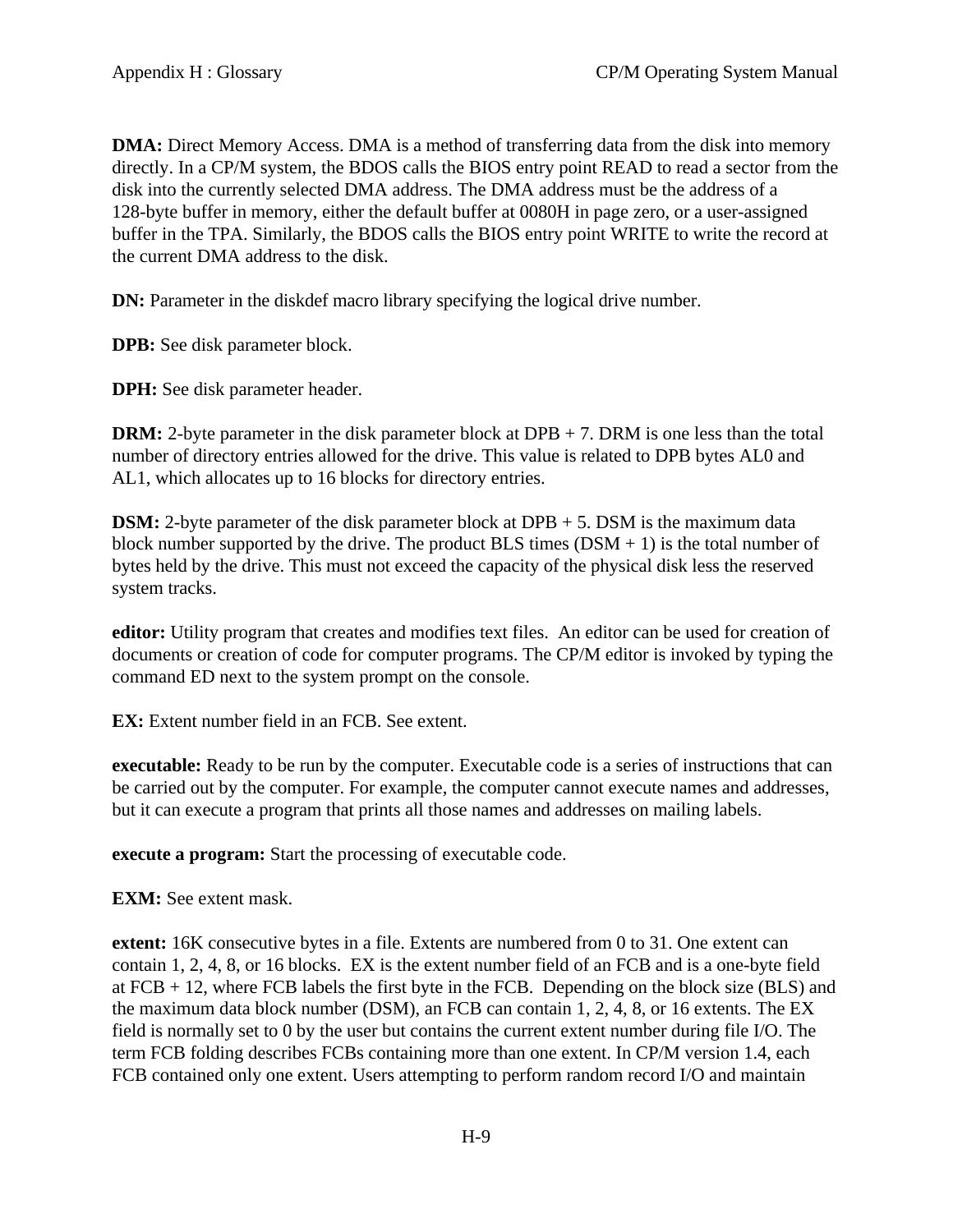**DMA:** Direct Memory Access. DMA is a method of transferring data from the disk into memory directly. In a CP/M system, the BDOS calls the BIOS entry point READ to read a sector from the disk into the currently selected DMA address. The DMA address must be the address of a 128-byte buffer in memory, either the default buffer at 0080H in page zero, or a user-assigned buffer in the TPA. Similarly, the BDOS calls the BIOS entry point WRITE to write the record at the current DMA address to the disk.

**DN:** Parameter in the diskdef macro library specifying the logical drive number.

**DPB:** See disk parameter block.

**DPH:** See disk parameter header.

**DRM:** 2-byte parameter in the disk parameter block at DPB + 7. DRM is one less than the total number of directory entries allowed for the drive. This value is related to DPB bytes AL0 and AL1, which allocates up to 16 blocks for directory entries.

**DSM:** 2-byte parameter of the disk parameter block at DPB + 5. DSM is the maximum data block number supported by the drive. The product BLS times (DSM + 1) is the total number of bytes held by the drive. This must not exceed the capacity of the physical disk less the reserved system tracks.

**editor:** Utility program that creates and modifies text files. An editor can be used for creation of documents or creation of code for computer programs. The CP/M editor is invoked by typing the command ED next to the system prompt on the console.

**EX:** Extent number field in an FCB. See extent.

**executable:** Ready to be run by the computer. Executable code is a series of instructions that can be carried out by the computer. For example, the computer cannot execute names and addresses, but it can execute a program that prints all those names and addresses on mailing labels.

**execute a program:** Start the processing of executable code.

**EXM:** See extent mask.

**extent:** 16K consecutive bytes in a file. Extents are numbered from 0 to 31. One extent can contain 1, 2, 4, 8, or 16 blocks. EX is the extent number field of an FCB and is a one-byte field at FCB + 12, where FCB labels the first byte in the FCB. Depending on the block size (BLS) and the maximum data block number (DSM), an FCB can contain 1, 2, 4, 8, or 16 extents. The EX field is normally set to 0 by the user but contains the current extent number during file I/O. The term FCB folding describes FCBs containing more than one extent. In CP/M version 1.4, each FCB contained only one extent. Users attempting to perform random record I/O and maintain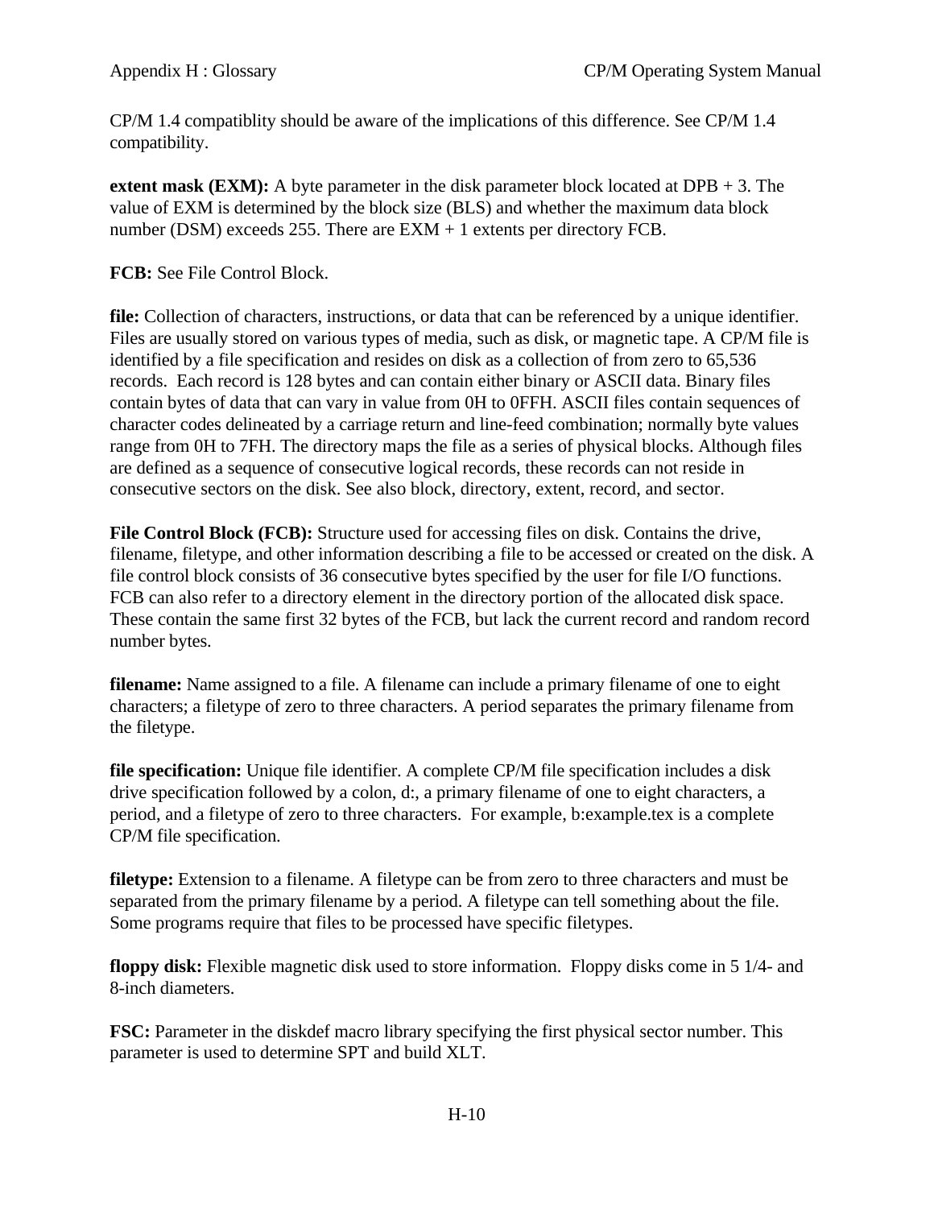CP/M 1.4 compatiblity should be aware of the implications of this difference. See CP/M 1.4 compatibility.

**extent mask (EXM):** A byte parameter in the disk parameter block located at DPB + 3. The value of EXM is determined by the block size (BLS) and whether the maximum data block number (DSM) exceeds 255. There are EXM + 1 extents per directory FCB.

**FCB:** See File Control Block.

**file:** Collection of characters, instructions, or data that can be referenced by a unique identifier. Files are usually stored on various types of media, such as disk, or magnetic tape. A CP/M file is identified by a file specification and resides on disk as a collection of from zero to 65,536 records. Each record is 128 bytes and can contain either binary or ASCII data. Binary files contain bytes of data that can vary in value from 0H to 0FFH. ASCII files contain sequences of character codes delineated by a carriage return and line-feed combination; normally byte values range from 0H to 7FH. The directory maps the file as a series of physical blocks. Although files are defined as a sequence of consecutive logical records, these records can not reside in consecutive sectors on the disk. See also block, directory, extent, record, and sector.

**File Control Block (FCB):** Structure used for accessing files on disk. Contains the drive, filename, filetype, and other information describing a file to be accessed or created on the disk. A file control block consists of 36 consecutive bytes specified by the user for file I/O functions. FCB can also refer to a directory element in the directory portion of the allocated disk space. These contain the same first 32 bytes of the FCB, but lack the current record and random record number bytes.

**filename:** Name assigned to a file. A filename can include a primary filename of one to eight characters; a filetype of zero to three characters. A period separates the primary filename from the filetype.

**file specification:** Unique file identifier. A complete CP/M file specification includes a disk drive specification followed by a colon, d:, a primary filename of one to eight characters, a period, and a filetype of zero to three characters. For example, b:example.tex is a complete CP/M file specification.

**filetype:** Extension to a filename. A filetype can be from zero to three characters and must be separated from the primary filename by a period. A filetype can tell something about the file. Some programs require that files to be processed have specific filetypes.

**floppy disk:** Flexible magnetic disk used to store information. Floppy disks come in 5 1/4- and 8-inch diameters.

**FSC:** Parameter in the diskdef macro library specifying the first physical sector number. This parameter is used to determine SPT and build XLT.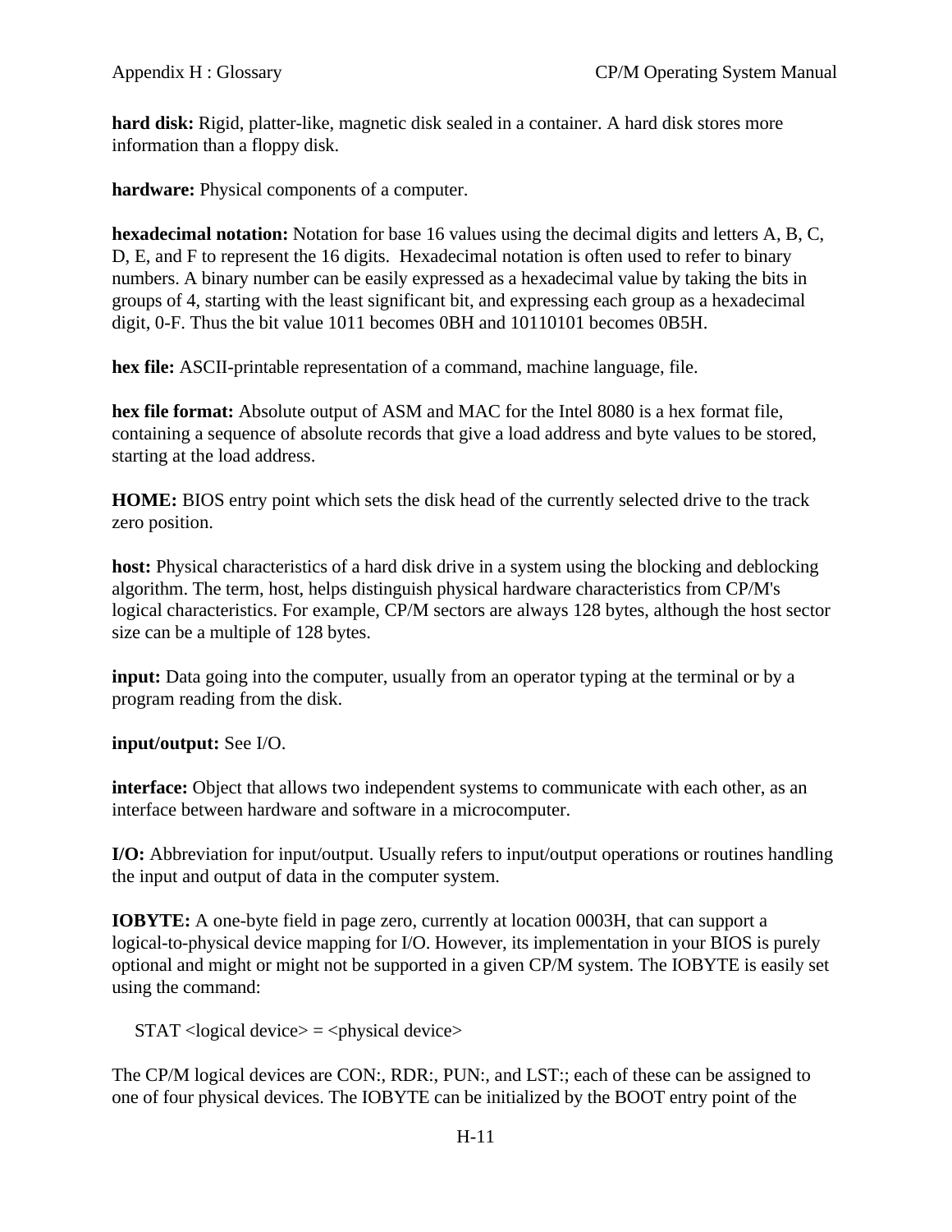**hard disk:** Rigid, platter-like, magnetic disk sealed in a container. A hard disk stores more information than a floppy disk.

**hardware:** Physical components of a computer.

**hexadecimal notation:** Notation for base 16 values using the decimal digits and letters A, B, C, D, E, and F to represent the 16 digits. Hexadecimal notation is often used to refer to binary numbers. A binary number can be easily expressed as a hexadecimal value by taking the bits in groups of 4, starting with the least significant bit, and expressing each group as a hexadecimal digit, 0-F. Thus the bit value 1011 becomes 0BH and 10110101 becomes 0B5H.

**hex file:** ASCII-printable representation of a command, machine language, file.

**hex file format:** Absolute output of ASM and MAC for the Intel 8080 is a hex format file, containing a sequence of absolute records that give a load address and byte values to be stored, starting at the load address.

**HOME:** BIOS entry point which sets the disk head of the currently selected drive to the track zero position.

**host:** Physical characteristics of a hard disk drive in a system using the blocking and deblocking algorithm. The term, host, helps distinguish physical hardware characteristics from CP/M's logical characteristics. For example, CP/M sectors are always 128 bytes, although the host sector size can be a multiple of 128 bytes.

**input:** Data going into the computer, usually from an operator typing at the terminal or by a program reading from the disk.

**input/output:** See I/O.

**interface:** Object that allows two independent systems to communicate with each other, as an interface between hardware and software in a microcomputer.

**I/O:** Abbreviation for input/output. Usually refers to input/output operations or routines handling the input and output of data in the computer system.

**IOBYTE:** A one-byte field in page zero, currently at location 0003H, that can support a logical-to-physical device mapping for I/O. However, its implementation in your BIOS is purely optional and might or might not be supported in a given CP/M system. The IOBYTE is easily set using the command:

```
STAT <logical device> = <physical device>
```

The CP/M logical devices are CON:, RDR:, PUN:, and LST:; each of these can be assigned to one of four physical devices. The IOBYTE can be initialized by the BOOT entry point of the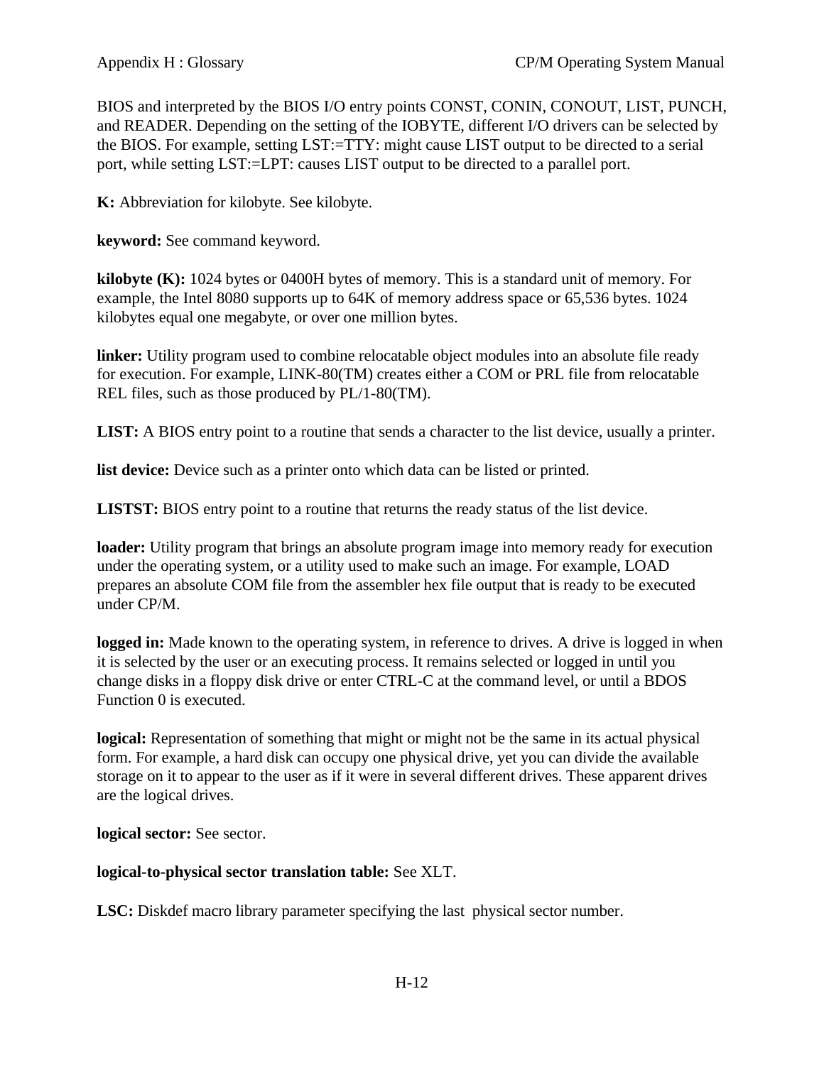BIOS and interpreted by the BIOS I/O entry points CONST, CONIN, CONOUT, LIST, PUNCH, and READER. Depending on the setting of the IOBYTE, different I/O drivers can be selected by the BIOS. For example, setting LST:=TTY: might cause LIST output to be directed to a serial port, while setting LST:=LPT: causes LIST output to be directed to a parallel port.

**K:** Abbreviation for kilobyte. See kilobyte.

**keyword:** See command keyword.

**kilobyte (K):** 1024 bytes or 0400H bytes of memory. This is a standard unit of memory. For example, the Intel 8080 supports up to 64K of memory address space or 65,536 bytes. 1024 kilobytes equal one megabyte, or over one million bytes.

**linker:** Utility program used to combine relocatable object modules into an absolute file ready for execution. For example, LINK-80(TM) creates either a COM or PRL file from relocatable REL files, such as those produced by PL/1-80(TM).

**LIST:** A BIOS entry point to a routine that sends a character to the list device, usually a printer.

**list device:** Device such as a printer onto which data can be listed or printed.

**LISTST:** BIOS entry point to a routine that returns the ready status of the list device.

**loader:** Utility program that brings an absolute program image into memory ready for execution under the operating system, or a utility used to make such an image. For example, LOAD prepares an absolute COM file from the assembler hex file output that is ready to be executed under CP/M.

**logged in:** Made known to the operating system, in reference to drives. A drive is logged in when it is selected by the user or an executing process. It remains selected or logged in until you change disks in a floppy disk drive or enter CTRL-C at the command level, or until a BDOS Function 0 is executed.

**logical:** Representation of something that might or might not be the same in its actual physical form. For example, a hard disk can occupy one physical drive, yet you can divide the available storage on it to appear to the user as if it were in several different drives. These apparent drives are the logical drives.

**logical sector:** See sector.

**logical-to-physical sector translation table:** See XLT.

**LSC:** Diskdef macro library parameter specifying the last physical sector number.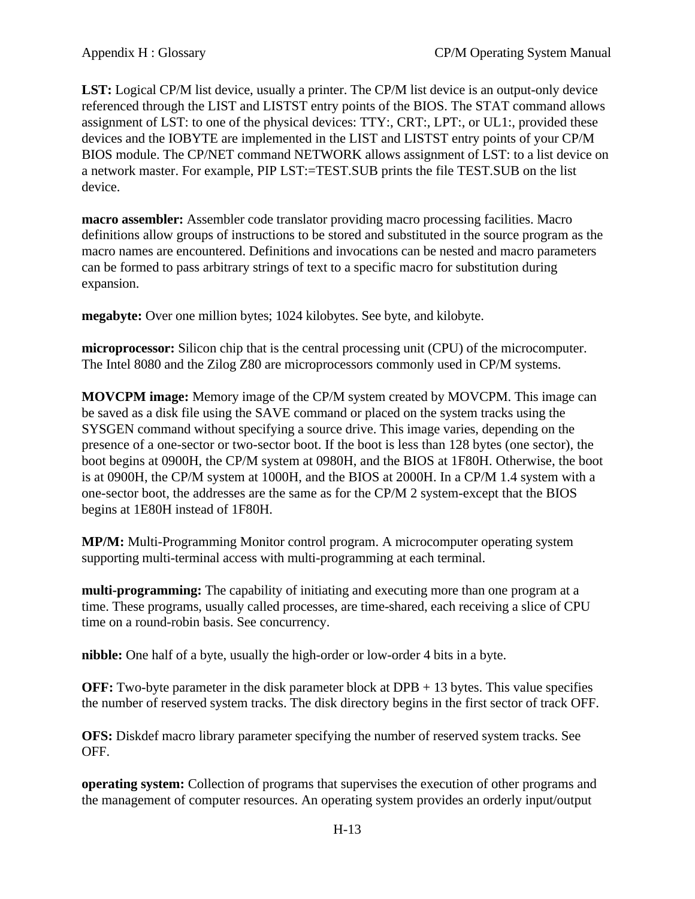**LST:** Logical CP/M list device, usually a printer. The CP/M list device is an output-only device referenced through the LIST and LISTST entry points of the BIOS. The STAT command allows assignment of LST: to one of the physical devices: TTY:, CRT:, LPT:, or UL1:, provided these devices and the IOBYTE are implemented in the LIST and LISTST entry points of your CP/M BIOS module. The CP/NET command NETWORK allows assignment of LST: to a list device on a network master. For example, PIP LST:=TEST.SUB prints the file TEST.SUB on the list device.

**macro assembler:** Assembler code translator providing macro processing facilities. Macro definitions allow groups of instructions to be stored and substituted in the source program as the macro names are encountered. Definitions and invocations can be nested and macro parameters can be formed to pass arbitrary strings of text to a specific macro for substitution during expansion.

**megabyte:** Over one million bytes; 1024 kilobytes. See byte, and kilobyte.

**microprocessor:** Silicon chip that is the central processing unit (CPU) of the microcomputer. The Intel 8080 and the Zilog Z80 are microprocessors commonly used in CP/M systems.

**MOVCPM image:** Memory image of the CP/M system created by MOVCPM. This image can be saved as a disk file using the SAVE command or placed on the system tracks using the SYSGEN command without specifying a source drive. This image varies, depending on the presence of a one-sector or two-sector boot. If the boot is less than 128 bytes (one sector), the boot begins at 0900H, the CP/M system at 0980H, and the BIOS at 1F80H. Otherwise, the boot is at 0900H, the CP/M system at 1000H, and the BIOS at 2000H. In a CP/M 1.4 system with a one-sector boot, the addresses are the same as for the CP/M 2 system-except that the BIOS begins at 1E80H instead of 1F80H.

**MP/M:** Multi-Programming Monitor control program. A microcomputer operating system supporting multi-terminal access with multi-programming at each terminal.

**multi-programming:** The capability of initiating and executing more than one program at a time. These programs, usually called processes, are time-shared, each receiving a slice of CPU time on a round-robin basis. See concurrency.

**nibble:** One half of a byte, usually the high-order or low-order 4 bits in a byte.

**OFF:** Two-byte parameter in the disk parameter block at DPB + 13 bytes. This value specifies the number of reserved system tracks. The disk directory begins in the first sector of track OFF.

**OFS:** Diskdef macro library parameter specifying the number of reserved system tracks. See OFF.

**operating system:** Collection of programs that supervises the execution of other programs and the management of computer resources. An operating system provides an orderly input/output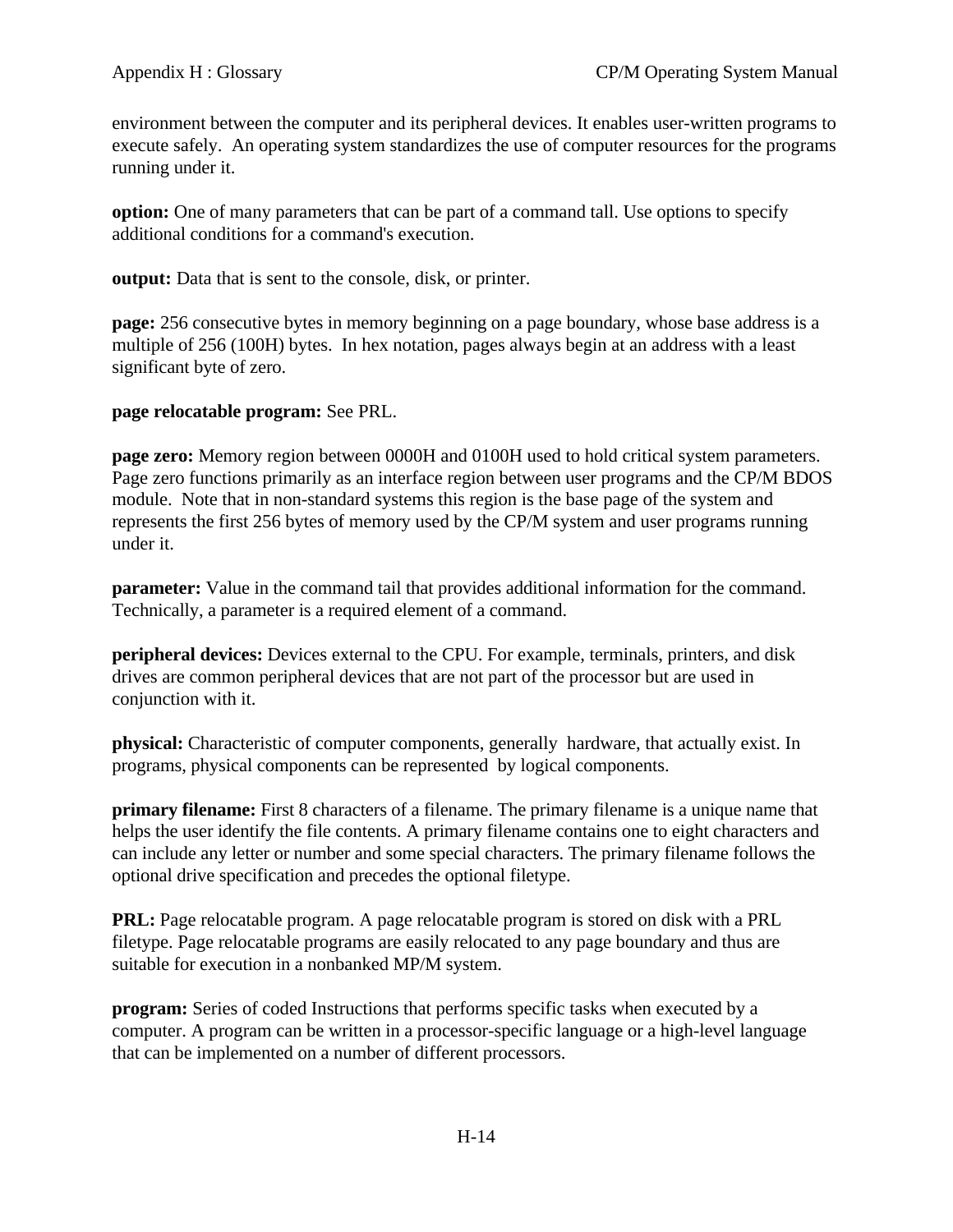environment between the computer and its peripheral devices. It enables user-written programs to execute safely. An operating system standardizes the use of computer resources for the programs running under it.

**option:** One of many parameters that can be part of a command tall. Use options to specify additional conditions for a command's execution.

**output:** Data that is sent to the console, disk, or printer.

**page:** 256 consecutive bytes in memory beginning on a page boundary, whose base address is a multiple of 256 (100H) bytes. In hex notation, pages always begin at an address with a least significant byte of zero.

**page relocatable program:** See PRL.

**page zero:** Memory region between 0000H and 0100H used to hold critical system parameters. Page zero functions primarily as an interface region between user programs and the CP/M BDOS module. Note that in non-standard systems this region is the base page of the system and represents the first 256 bytes of memory used by the CP/M system and user programs running under it.

**parameter:** Value in the command tail that provides additional information for the command. Technically, a parameter is a required element of a command.

**peripheral devices:** Devices external to the CPU. For example, terminals, printers, and disk drives are common peripheral devices that are not part of the processor but are used in conjunction with it.

**physical:** Characteristic of computer components, generally hardware, that actually exist. In programs, physical components can be represented by logical components.

**primary filename:** First 8 characters of a filename. The primary filename is a unique name that helps the user identify the file contents. A primary filename contains one to eight characters and can include any letter or number and some special characters. The primary filename follows the optional drive specification and precedes the optional filetype.

**PRL:** Page relocatable program. A page relocatable program is stored on disk with a PRL filetype. Page relocatable programs are easily relocated to any page boundary and thus are suitable for execution in a nonbanked MP/M system.

**program:** Series of coded Instructions that performs specific tasks when executed by a computer. A program can be written in a processor-specific language or a high-level language that can be implemented on a number of different processors.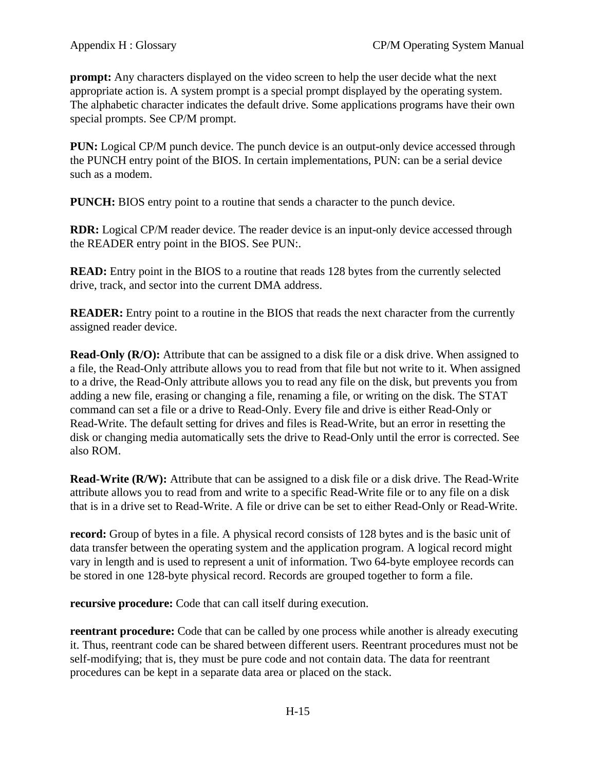**prompt:** Any characters displayed on the video screen to help the user decide what the next appropriate action is. A system prompt is a special prompt displayed by the operating system. The alphabetic character indicates the default drive. Some applications programs have their own special prompts. See CP/M prompt.

**PUN:** Logical CP/M punch device. The punch device is an output-only device accessed through the PUNCH entry point of the BIOS. In certain implementations, PUN: can be a serial device such as a modem.

**PUNCH:** BIOS entry point to a routine that sends a character to the punch device.

**RDR:** Logical CP/M reader device. The reader device is an input-only device accessed through the READER entry point in the BIOS. See PUN:.

**READ:** Entry point in the BIOS to a routine that reads 128 bytes from the currently selected drive, track, and sector into the current DMA address.

**READER:** Entry point to a routine in the BIOS that reads the next character from the currently assigned reader device.

**Read-Only (R/O):** Attribute that can be assigned to a disk file or a disk drive. When assigned to a file, the Read-Only attribute allows you to read from that file but not write to it. When assigned to a drive, the Read-Only attribute allows you to read any file on the disk, but prevents you from adding a new file, erasing or changing a file, renaming a file, or writing on the disk. The STAT command can set a file or a drive to Read-Only. Every file and drive is either Read-Only or Read-Write. The default setting for drives and files is Read-Write, but an error in resetting the disk or changing media automatically sets the drive to Read-Only until the error is corrected. See also ROM.

**Read-Write (R/W):** Attribute that can be assigned to a disk file or a disk drive. The Read-Write attribute allows you to read from and write to a specific Read-Write file or to any file on a disk that is in a drive set to Read-Write. A file or drive can be set to either Read-Only or Read-Write.

**record:** Group of bytes in a file. A physical record consists of 128 bytes and is the basic unit of data transfer between the operating system and the application program. A logical record might vary in length and is used to represent a unit of information. Two 64-byte employee records can be stored in one 128-byte physical record. Records are grouped together to form a file.

**recursive procedure:** Code that can call itself during execution.

**reentrant procedure:** Code that can be called by one process while another is already executing it. Thus, reentrant code can be shared between different users. Reentrant procedures must not be self-modifying; that is, they must be pure code and not contain data. The data for reentrant procedures can be kept in a separate data area or placed on the stack.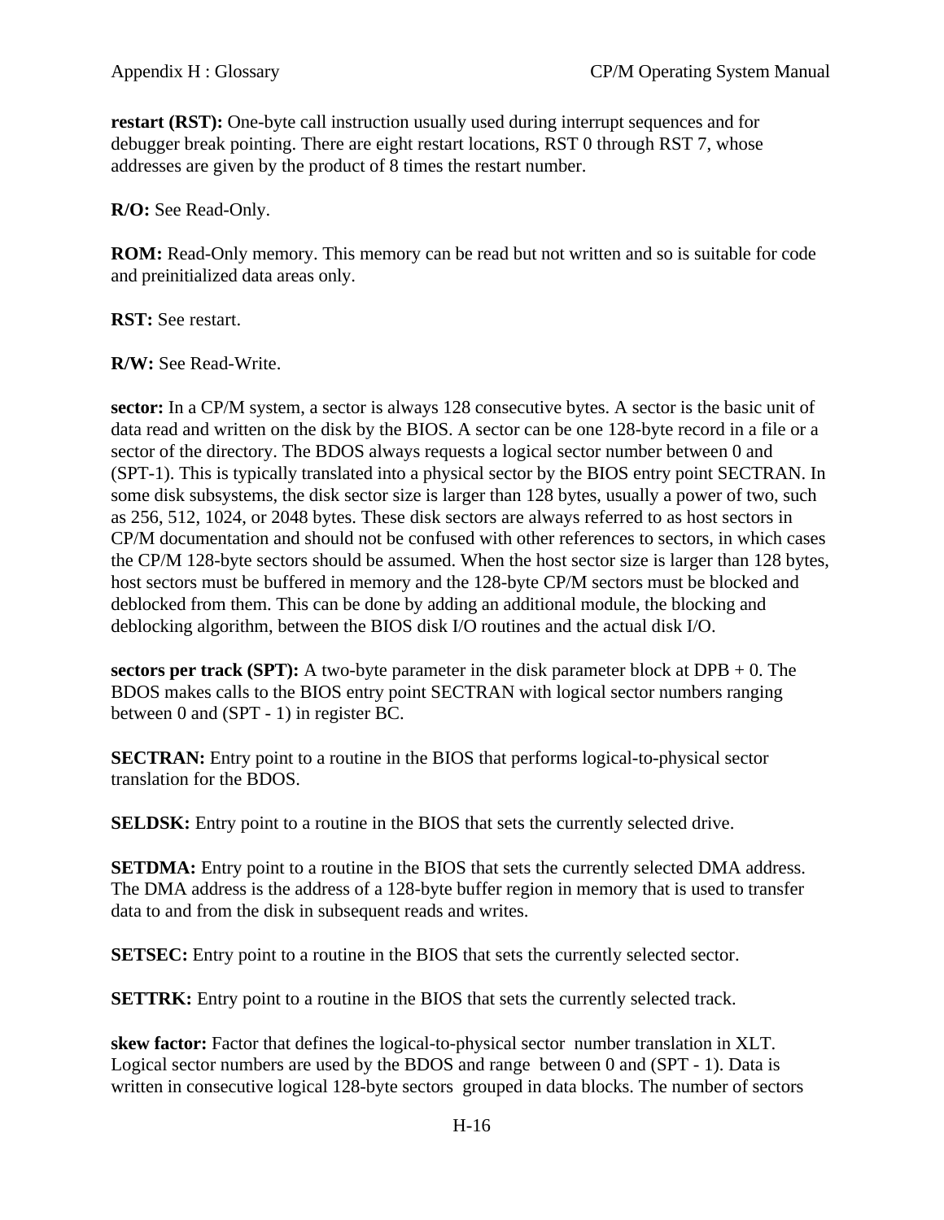**restart (RST):** One-byte call instruction usually used during interrupt sequences and for debugger break pointing. There are eight restart locations, RST 0 through RST 7, whose addresses are given by the product of 8 times the restart number.

**R/O:** See Read-Only.

**ROM:** Read-Only memory. This memory can be read but not written and so is suitable for code and preinitialized data areas only.

**RST:** See restart.

**R/W:** See Read-Write.

**sector:** In a CP/M system, a sector is always 128 consecutive bytes. A sector is the basic unit of data read and written on the disk by the BIOS. A sector can be one 128-byte record in a file or a sector of the directory. The BDOS always requests a logical sector number between 0 and (SPT-1). This is typically translated into a physical sector by the BIOS entry point SECTRAN. In some disk subsystems, the disk sector size is larger than 128 bytes, usually a power of two, such as 256, 512, 1024, or 2048 bytes. These disk sectors are always referred to as host sectors in CP/M documentation and should not be confused with other references to sectors, in which cases the CP/M 128-byte sectors should be assumed. When the host sector size is larger than 128 bytes, host sectors must be buffered in memory and the 128-byte CP/M sectors must be blocked and deblocked from them. This can be done by adding an additional module, the blocking and deblocking algorithm, between the BIOS disk I/O routines and the actual disk I/O.

**sectors per track (SPT):** A two-byte parameter in the disk parameter block at DPB + 0. The BDOS makes calls to the BIOS entry point SECTRAN with logical sector numbers ranging between 0 and (SPT - 1) in register BC.

**SECTRAN:** Entry point to a routine in the BIOS that performs logical-to-physical sector translation for the BDOS.

**SELDSK:** Entry point to a routine in the BIOS that sets the currently selected drive.

**SETDMA:** Entry point to a routine in the BIOS that sets the currently selected DMA address. The DMA address is the address of a 128-byte buffer region in memory that is used to transfer data to and from the disk in subsequent reads and writes.

**SETSEC:** Entry point to a routine in the BIOS that sets the currently selected sector.

**SETTRK:** Entry point to a routine in the BIOS that sets the currently selected track.

**skew factor:** Factor that defines the logical-to-physical sector number translation in XLT. Logical sector numbers are used by the BDOS and range between 0 and (SPT - 1). Data is written in consecutive logical 128-byte sectors grouped in data blocks. The number of sectors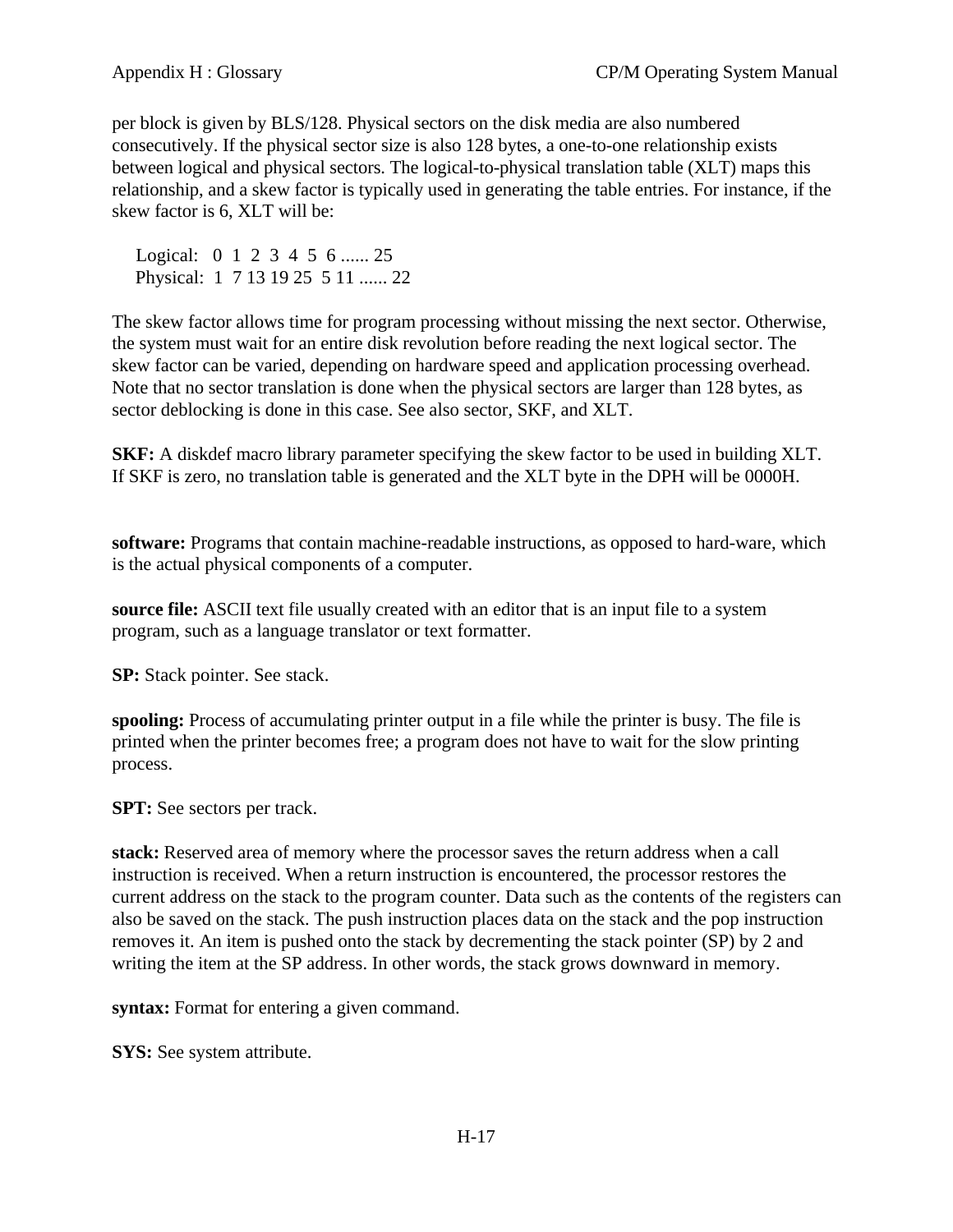per block is given by BLS/128. Physical sectors on the disk media are also numbered consecutively. If the physical sector size is also 128 bytes, a one-to-one relationship exists between logical and physical sectors. The logical-to-physical translation table (XLT) maps this relationship, and a skew factor is typically used in generating the table entries. For instance, if the skew factor is 6, XLT will be:

```
Logical:   0  1  2  3  4  5  6 ...... 25
Physical:  1  7 13 19 25  5 11 ...... 22
```

The skew factor allows time for program processing without missing the next sector. Otherwise, the system must wait for an entire disk revolution before reading the next logical sector. The skew factor can be varied, depending on hardware speed and application processing overhead. Note that no sector translation is done when the physical sectors are larger than 128 bytes, as sector deblocking is done in this case. See also sector, SKF, and XLT.

**SKF:** A diskdef macro library parameter specifying the skew factor to be used in building XLT. If SKF is zero, no translation table is generated and the XLT byte in the DPH will be 0000H.

**software:** Programs that contain machine-readable instructions, as opposed to hard-ware, which is the actual physical components of a computer.

**source file:** ASCII text file usually created with an editor that is an input file to a system program, such as a language translator or text formatter.

**SP:** Stack pointer. See stack.

**spooling:** Process of accumulating printer output in a file while the printer is busy. The file is printed when the printer becomes free; a program does not have to wait for the slow printing process.

**SPT:** See sectors per track.

**stack:** Reserved area of memory where the processor saves the return address when a call instruction is received. When a return instruction is encountered, the processor restores the current address on the stack to the program counter. Data such as the contents of the registers can also be saved on the stack. The push instruction places data on the stack and the pop instruction removes it. An item is pushed onto the stack by decrementing the stack pointer (SP) by 2 and writing the item at the SP address. In other words, the stack grows downward in memory.

**syntax:** Format for entering a given command.

**SYS:** See system attribute.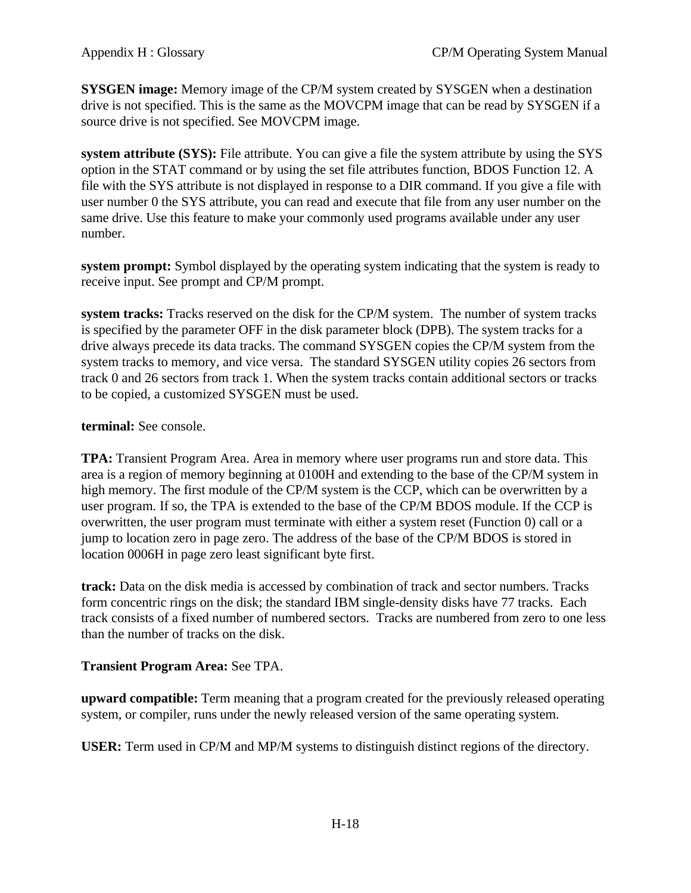**SYSGEN image:** Memory image of the CP/M system created by SYSGEN when a destination drive is not specified. This is the same as the MOVCPM image that can be read by SYSGEN if a source drive is not specified. See MOVCPM image.

**system attribute (SYS):** File attribute. You can give a file the system attribute by using the SYS option in the STAT command or by using the set file attributes function, BDOS Function 12. A file with the SYS attribute is not displayed in response to a DIR command. If you give a file with user number 0 the SYS attribute, you can read and execute that file from any user number on the same drive. Use this feature to make your commonly used programs available under any user number.

**system prompt:** Symbol displayed by the operating system indicating that the system is ready to receive input. See prompt and CP/M prompt.

**system tracks:** Tracks reserved on the disk for the CP/M system. The number of system tracks is specified by the parameter OFF in the disk parameter block (DPB). The system tracks for a drive always precede its data tracks. The command SYSGEN copies the CP/M system from the system tracks to memory, and vice versa. The standard SYSGEN utility copies 26 sectors from track 0 and 26 sectors from track 1. When the system tracks contain additional sectors or tracks to be copied, a customized SYSGEN must be used.

**terminal:** See console.

**TPA:** Transient Program Area. Area in memory where user programs run and store data. This area is a region of memory beginning at 0100H and extending to the base of the CP/M system in high memory. The first module of the CP/M system is the CCP, which can be overwritten by a user program. If so, the TPA is extended to the base of the CP/M BDOS module. If the CCP is overwritten, the user program must terminate with either a system reset (Function 0) call or a jump to location zero in page zero. The address of the base of the CP/M BDOS is stored in location 0006H in page zero least significant byte first.

**track:** Data on the disk media is accessed by combination of track and sector numbers. Tracks form concentric rings on the disk; the standard IBM single-density disks have 77 tracks. Each track consists of a fixed number of numbered sectors. Tracks are numbered from zero to one less than the number of tracks on the disk.

**Transient Program Area:** See TPA.

**upward compatible:** Term meaning that a program created for the previously released operating system, or compiler, runs under the newly released version of the same operating system.

**USER:** Term used in CP/M and MP/M systems to distinguish distinct regions of the directory.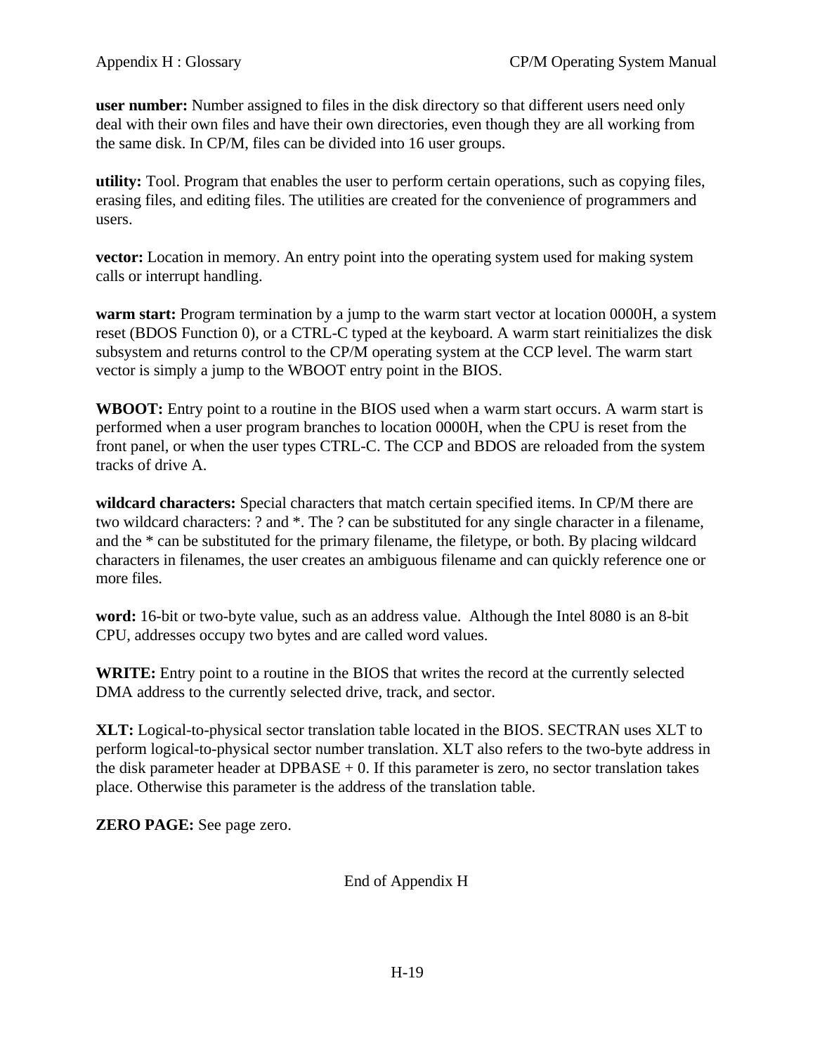**user number:** Number assigned to files in the disk directory so that different users need only deal with their own files and have their own directories, even though they are all working from the same disk. In CP/M, files can be divided into 16 user groups.

**utility:** Tool. Program that enables the user to perform certain operations, such as copying files, erasing files, and editing files. The utilities are created for the convenience of programmers and users.

**vector:** Location in memory. An entry point into the operating system used for making system calls or interrupt handling.

**warm start:** Program termination by a jump to the warm start vector at location 0000H, a system reset (BDOS Function 0), or a CTRL-C typed at the keyboard. A warm start reinitializes the disk subsystem and returns control to the CP/M operating system at the CCP level. The warm start vector is simply a jump to the WBOOT entry point in the BIOS.

**WBOOT:** Entry point to a routine in the BIOS used when a warm start occurs. A warm start is performed when a user program branches to location 0000H, when the CPU is reset from the front panel, or when the user types CTRL-C. The CCP and BDOS are reloaded from the system tracks of drive A.

**wildcard characters:** Special characters that match certain specified items. In CP/M there are two wildcard characters: ? and *. The ? can be substituted for any single character in a filename, and the * can be substituted for the primary filename, the filetype, or both. By placing wildcard characters in filenames, the user creates an ambiguous filename and can quickly reference one or more files.

**word:** 16-bit or two-byte value, such as an address value. Although the Intel 8080 is an 8-bit CPU, addresses occupy two bytes and are called word values.

**WRITE:** Entry point to a routine in the BIOS that writes the record at the currently selected DMA address to the currently selected drive, track, and sector.

**XLT:** Logical-to-physical sector translation table located in the BIOS. SECTRAN uses XLT to perform logical-to-physical sector number translation. XLT also refers to the two-byte address in the disk parameter header at DPBASE + 0. If this parameter is zero, no sector translation takes place. Otherwise this parameter is the address of the translation table.

**ZERO PAGE:** See page zero.

End of Appendix H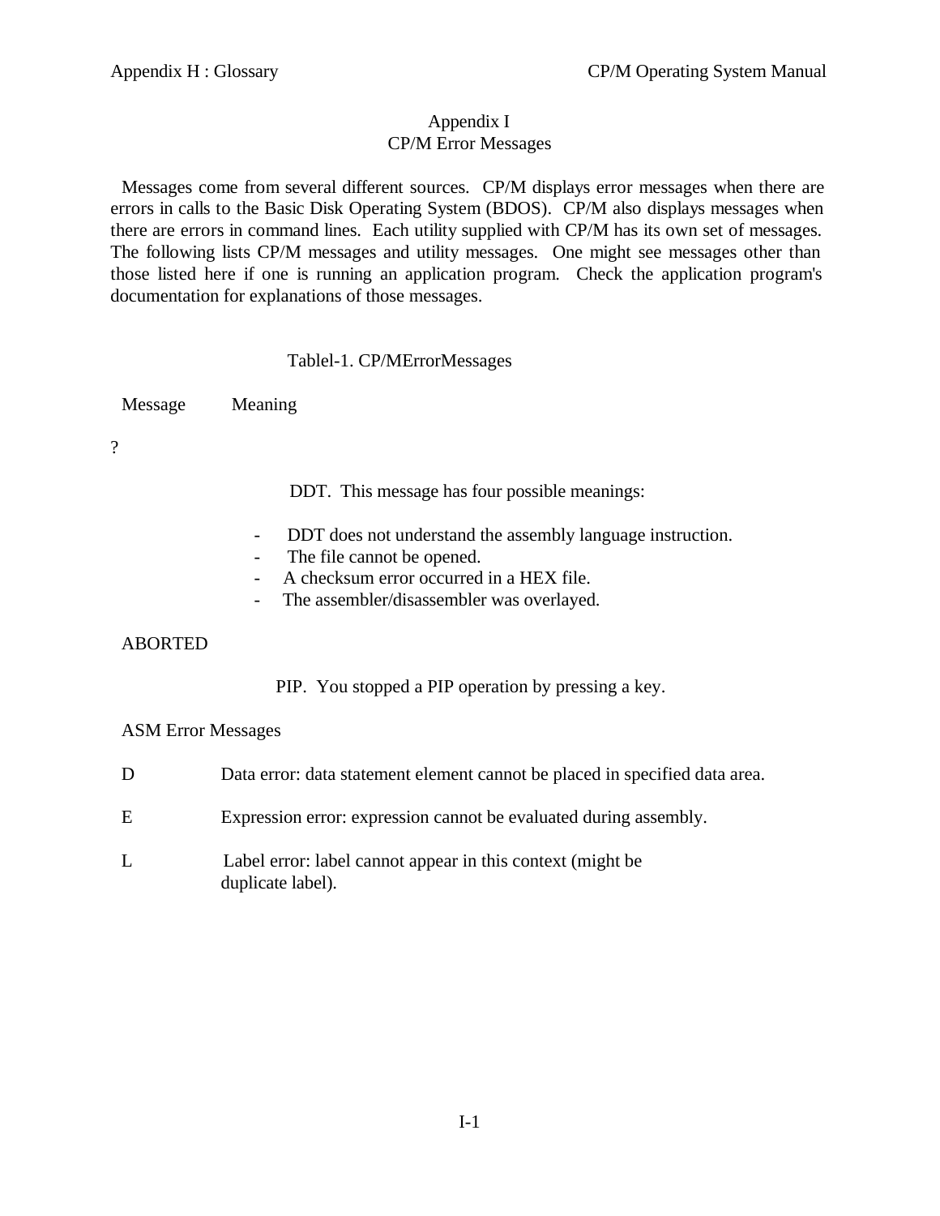# Appendix I
## CP/M Error Messages

Messages come from several different sources. CP/M displays error messages when there are errors in calls to the Basic Disk Operating System (BDOS). CP/M also displays messages when there are errors in command lines. Each utility supplied with CP/M has its own set of messages. The following lists CP/M messages and utility messages. One might see messages other than those listed here if one is running an application program. Check the application program's documentation for explanations of those messages.

Tablel-1. CP/MErrorMessages

| Message | Meaning |
|---|---|
| ? | DDT. This message has four possible meanings:<br>- DDT does not understand the assembly language instruction.<br>- The file cannot be opened.<br>- A checksum error occurred in a HEX file.<br>- The assembler/disassembler was overlayed. |
| ABORTED | PIP. You stopped a PIP operation by pressing a key. |
| ASM Error Messages | |
| D | Data error: data statement element cannot be placed in specified data area. |
| E | Expression error: expression cannot be evaluated during assembly. |
| L | Label error: label cannot appear in this context (might be duplicate label). |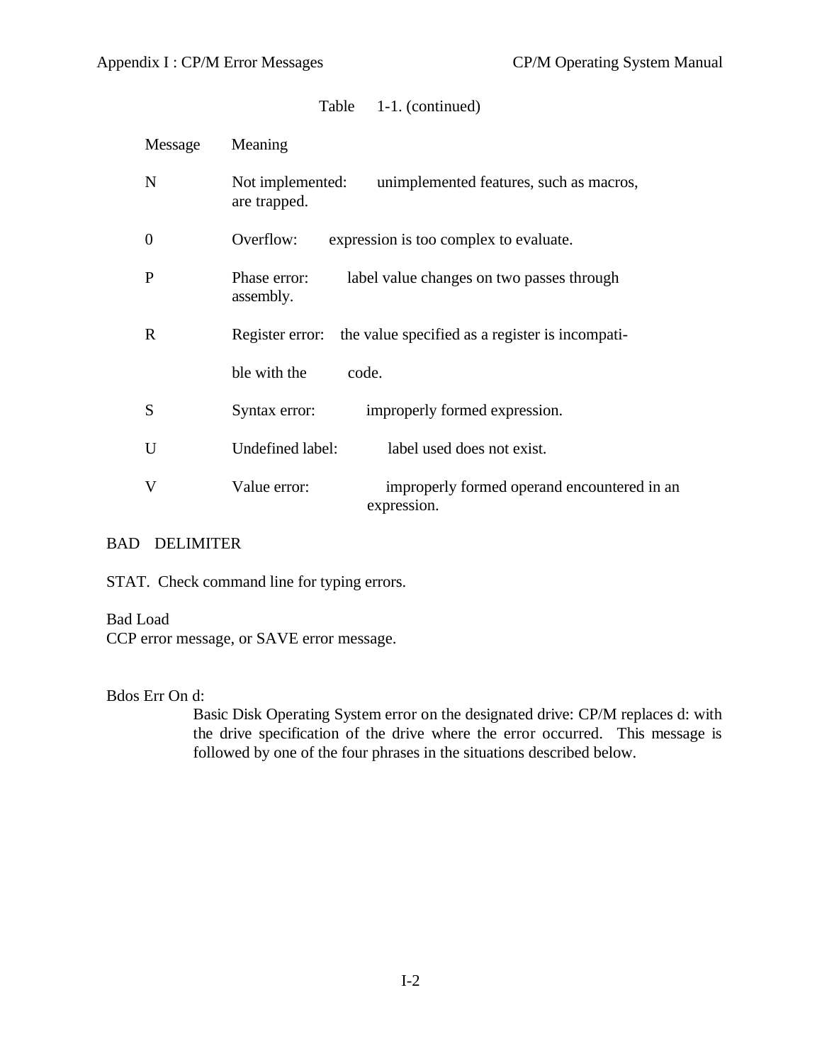Table 1-1. (continued)

| Message | Meaning |
|---|---|
| N | Not implemented: unimplemented features, such as macros, are trapped. |
| 0 | Overflow: expression is too complex to evaluate. |
| P | Phase error: label value changes on two passes through assembly. |
| R | Register error: the value specified as a register is incompatible with the code. |
| S | Syntax error: improperly formed expression. |
| U | Undefined label: label used does not exist. |
| V | Value error: improperly formed operand encountered in an expression. |

BAD DELIMITER

STAT. Check command line for typing errors.

Bad Load
CCP error message, or SAVE error message.

Bdos Err On d:

Basic Disk Operating System error on the designated drive: CP/M replaces d: with the drive specification of the drive where the error occurred. This message is followed by one of the four phrases in the situations described below.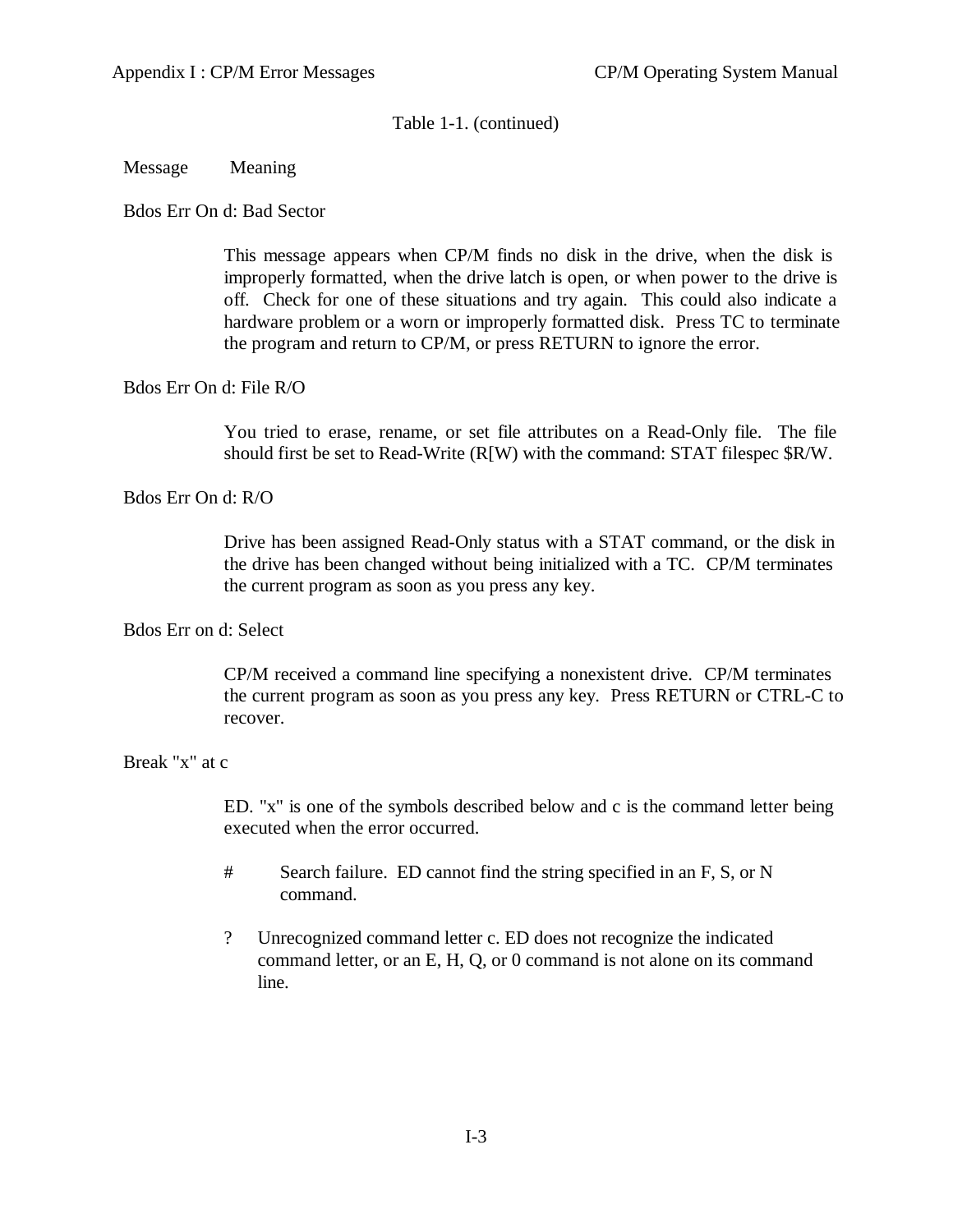Table 1-1. (continued)

| Message | Meaning |
|---|---|
| Bdos Err On d: Bad Sector | This message appears when CP/M finds no disk in the drive, when the disk is improperly formatted, when the drive latch is open, or when power to the drive is off. Check for one of these situations and try again. This could also indicate a hardware problem or a worn or improperly formatted disk. Press TC to terminate the program and return to CP/M, or press RETURN to ignore the error. |
| Bdos Err On d: File R/O | You tried to erase, rename, or set file attributes on a Read-Only file. The file should first be set to Read-Write (R[W) with the command: STAT filespec $R/W. |
| Bdos Err On d: R/O | Drive has been assigned Read-Only status with a STAT command, or the disk in the drive has been changed without being initialized with a TC. CP/M terminates the current program as soon as you press any key. |
| Bdos Err on d: Select | CP/M received a command line specifying a nonexistent drive. CP/M terminates the current program as soon as you press any key. Press RETURN or CTRL-C to recover. |
| Break "x" at c | ED. "x" is one of the symbols described below and c is the command letter being executed when the error occurred.<br><br># Search failure. ED cannot find the string specified in an F, S, or N command.<br><br>? Unrecognized command letter c. ED does not recognize the indicated command letter, or an E, H, Q, or 0 command is not alone on its command line. |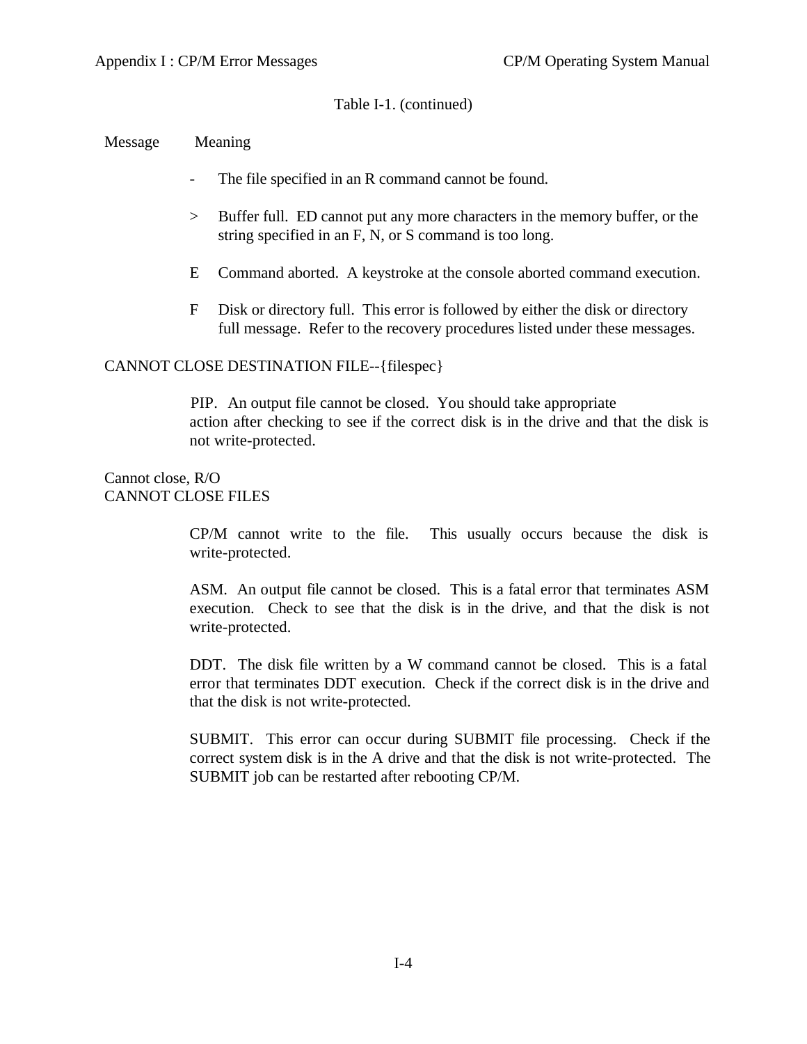Table I-1. (continued)

| Message | Meaning |
|---|---|
| | - The file specified in an R command cannot be found. |
| | > Buffer full. ED cannot put any more characters in the memory buffer, or the string specified in an F, N, or S command is too long. |
| | E Command aborted. A keystroke at the console aborted command execution. |
| | F Disk or directory full. This error is followed by either the disk or directory full message. Refer to the recovery procedures listed under these messages. |
| CANNOT CLOSE DESTINATION FILE--{filespec} | |
| | PIP. An output file cannot be closed. You should take appropriate action after checking to see if the correct disk is in the drive and that the disk is not write-protected. |
| Cannot close, R/O | |
| CANNOT CLOSE FILES | |
| | CP/M cannot write to the file. This usually occurs because the disk is write-protected. |
| | ASM. An output file cannot be closed. This is a fatal error that terminates ASM execution. Check to see that the disk is in the drive, and that the disk is not write-protected. |
| | DDT. The disk file written by a W command cannot be closed. This is a fatal error that terminates DDT execution. Check if the correct disk is in the drive and that the disk is not write-protected. |
| | SUBMIT. This error can occur during SUBMIT file processing. Check if the correct system disk is in the A drive and that the disk is not write-protected. The SUBMIT job can be restarted after rebooting CP/M. |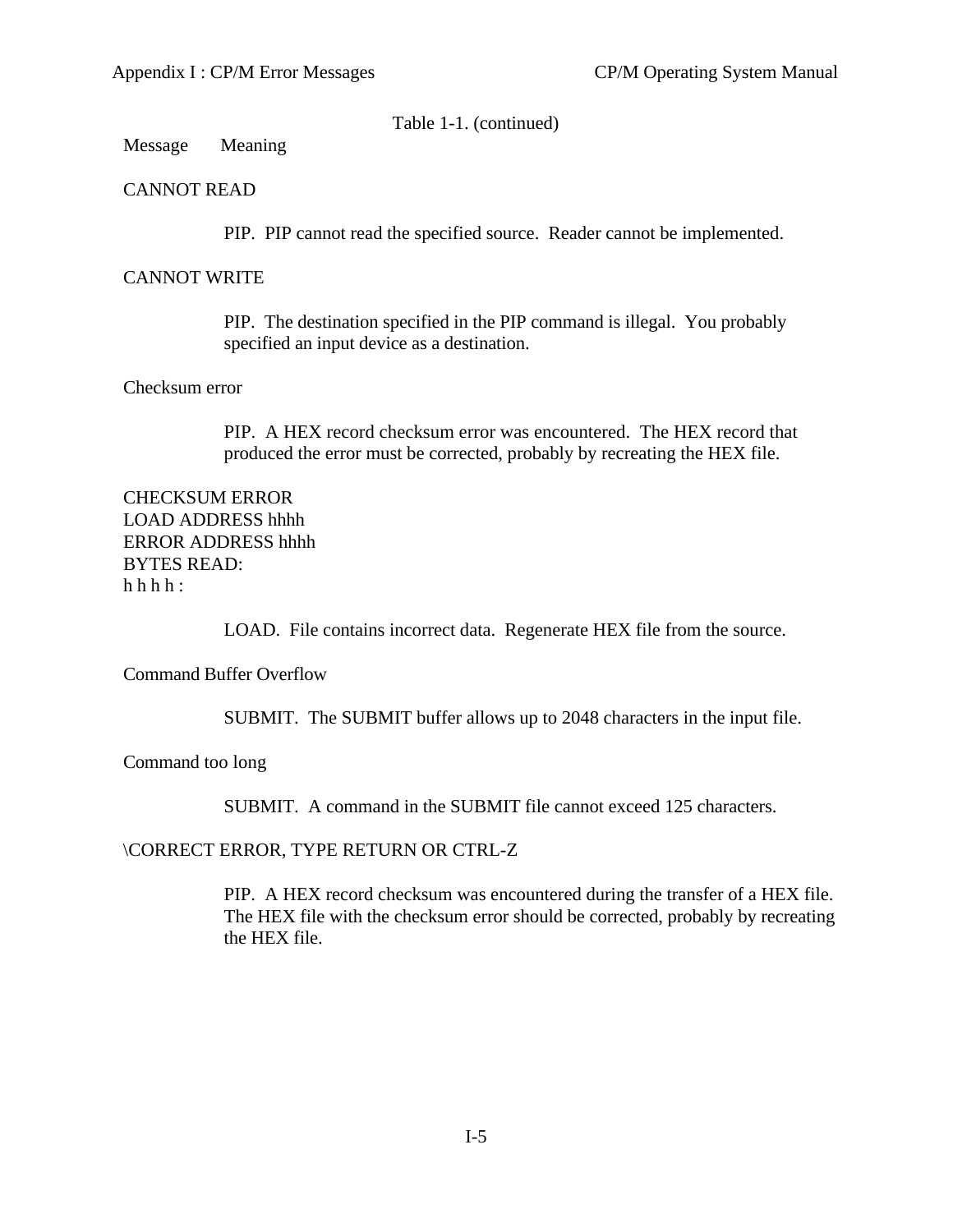Table 1-1. (continued)

| Message | Meaning |
|---|---|
| CANNOT READ | PIP. PIP cannot read the specified source. Reader cannot be implemented. |
| CANNOT WRITE | PIP. The destination specified in the PIP command is illegal. You probably specified an input device as a destination. |
| Checksum error | PIP. A HEX record checksum error was encountered. The HEX record that produced the error must be corrected, probably by recreating the HEX file. |
| CHECKSUM ERROR<br>LOAD ADDRESS hhhh<br>ERROR ADDRESS hhhh<br>BYTES READ:<br>h h h h : | LOAD. File contains incorrect data. Regenerate HEX file from the source. |
| Command Buffer Overflow | SUBMIT. The SUBMIT buffer allows up to 2048 characters in the input file. |
| Command too long | SUBMIT. A command in the SUBMIT file cannot exceed 125 characters. |
| \CORRECT ERROR, TYPE RETURN OR CTRL-Z | PIP. A HEX record checksum was encountered during the transfer of a HEX file. The HEX file with the checksum error should be corrected, probably by recreating the HEX file. |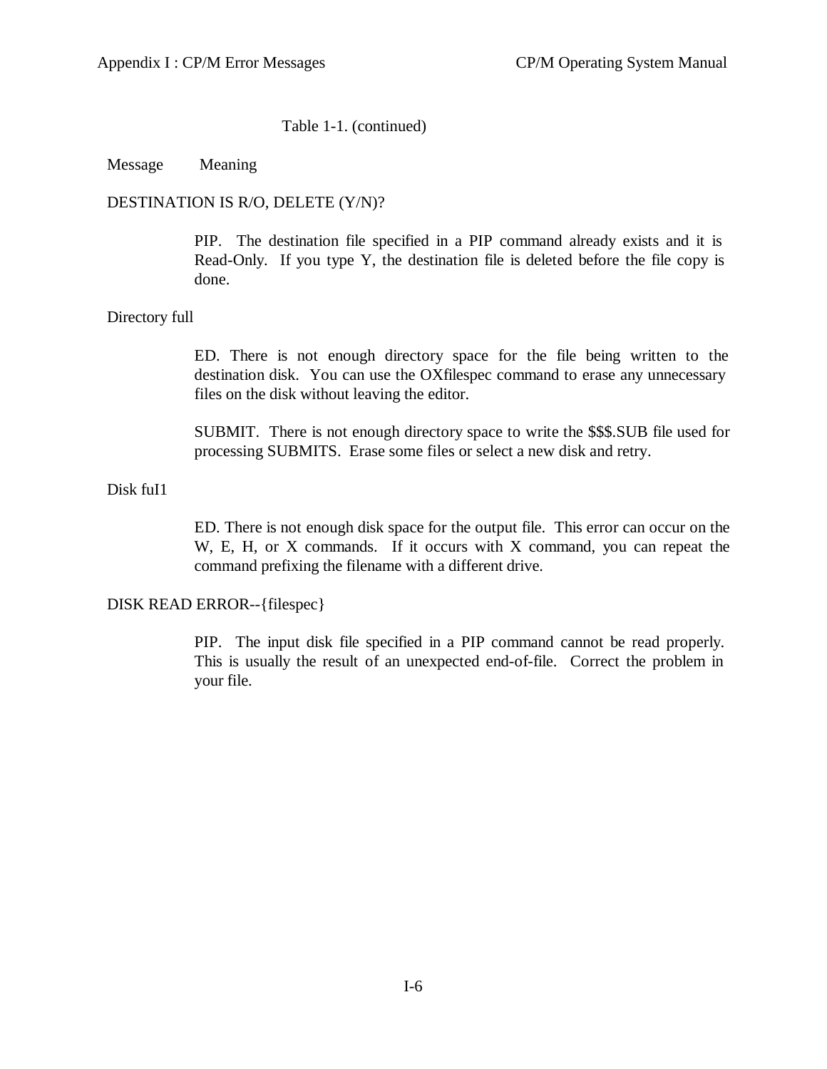Table 1-1. (continued)

| Message | Meaning |
|---|---|
| DESTINATION IS R/O, DELETE (Y/N)? | PIP. The destination file specified in a PIP command already exists and it is Read-Only. If you type Y, the destination file is deleted before the file copy is done. |
| Directory full | ED. There is not enough directory space for the file being written to the destination disk. You can use the OXfilespec command to erase any unnecessary files on the disk without leaving the editor.<br><br>SUBMIT. There is not enough directory space to write the $$$.SUB file used for processing SUBMITS. Erase some files or select a new disk and retry. |
| Disk fuI1 | ED. There is not enough disk space for the output file. This error can occur on the W, E, H, or X commands. If it occurs with X command, you can repeat the command prefixing the filename with a different drive. |
| DISK READ ERROR--{filespec} | PIP. The input disk file specified in a PIP command cannot be read properly. This is usually the result of an unexpected end-of-file. Correct the problem in your file. |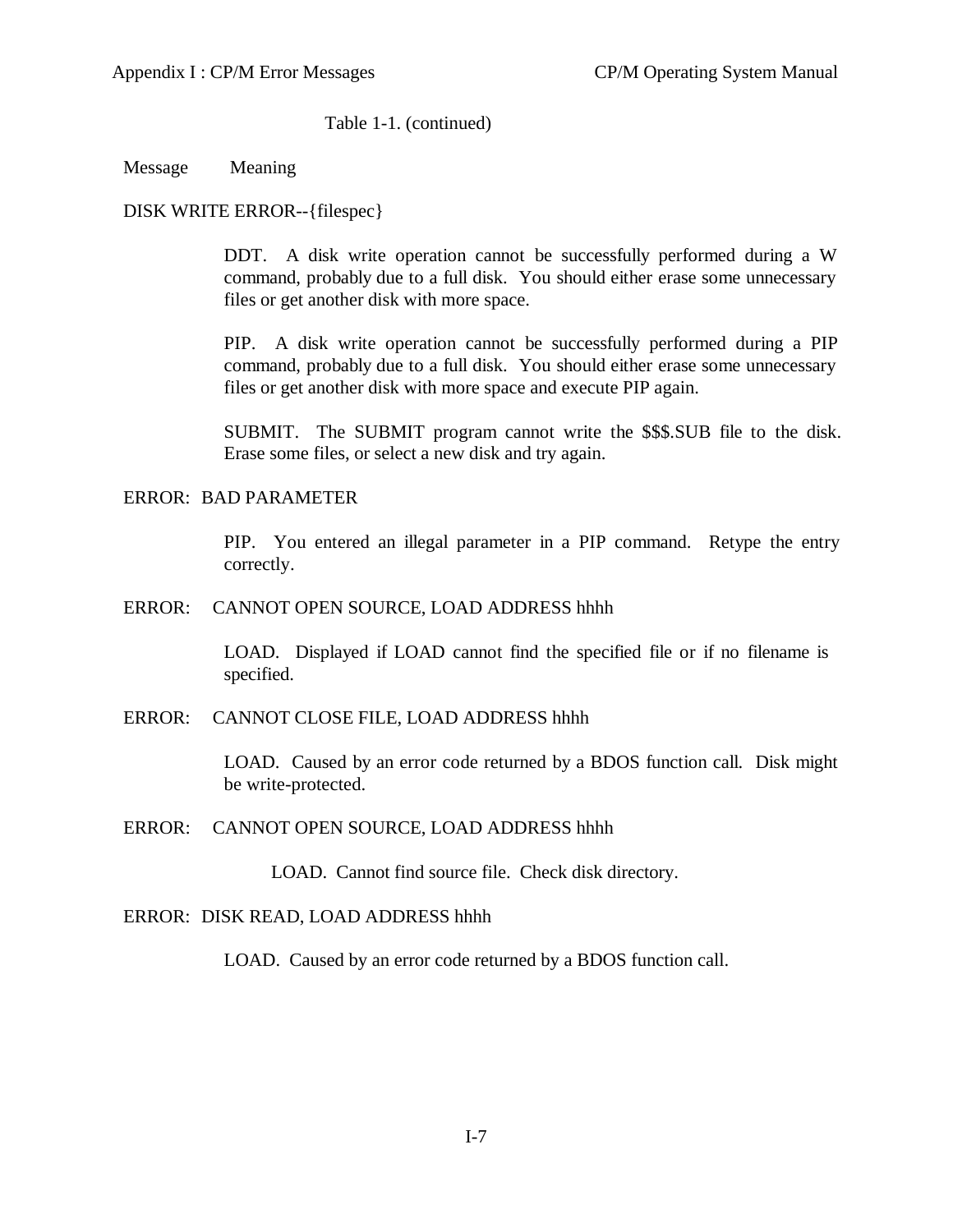Table 1-1. (continued)

| Message | Meaning |
|---|---|
| DISK WRITE ERROR--{filespec} | |
| | DDT. A disk write operation cannot be successfully performed during a W command, probably due to a full disk. You should either erase some unnecessary files or get another disk with more space. |
| | PIP. A disk write operation cannot be successfully performed during a PIP command, probably due to a full disk. You should either erase some unnecessary files or get another disk with more space and execute PIP again. |
| | SUBMIT. The SUBMIT program cannot write the $$$.SUB file to the disk. Erase some files, or select a new disk and try again. |
| ERROR: BAD PARAMETER | |
| | PIP. You entered an illegal parameter in a PIP command. Retype the entry correctly. |
| ERROR: CANNOT OPEN SOURCE, LOAD ADDRESS hhhh | |
| | LOAD. Displayed if LOAD cannot find the specified file or if no filename is specified. |
| ERROR: CANNOT CLOSE FILE, LOAD ADDRESS hhhh | |
| | LOAD. Caused by an error code returned by a BDOS function call. Disk might be write-protected. |
| ERROR: CANNOT OPEN SOURCE, LOAD ADDRESS hhhh | |
| | LOAD. Cannot find source file. Check disk directory. |
| ERROR: DISK READ, LOAD ADDRESS hhhh | |
| | LOAD. Caused by an error code returned by a BDOS function call. |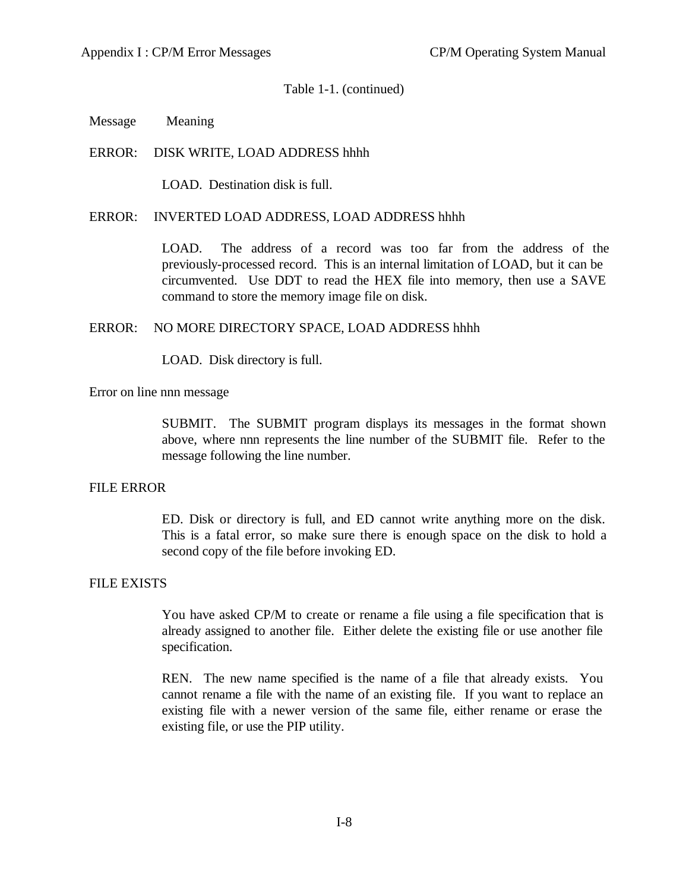Table 1-1. (continued)

| Message | Meaning |
|---|---|
| ERROR: DISK WRITE, LOAD ADDRESS hhhh | LOAD. Destination disk is full. |
| ERROR: INVERTED LOAD ADDRESS, LOAD ADDRESS hhhh | LOAD. The address of a record was too far from the address of the previously-processed record. This is an internal limitation of LOAD, but it can be circumvented. Use DDT to read the HEX file into memory, then use a SAVE command to store the memory image file on disk. |
| ERROR: NO MORE DIRECTORY SPACE, LOAD ADDRESS hhhh | LOAD. Disk directory is full. |
| Error on line nnn message | SUBMIT. The SUBMIT program displays its messages in the format shown above, where nnn represents the line number of the SUBMIT file. Refer to the message following the line number. |
| FILE ERROR | ED. Disk or directory is full, and ED cannot write anything more on the disk. This is a fatal error, so make sure there is enough space on the disk to hold a second copy of the file before invoking ED. |
| FILE EXISTS | You have asked CP/M to create or rename a file using a file specification that is already assigned to another file. Either delete the existing file or use another file specification.<br><br>REN. The new name specified is the name of a file that already exists. You cannot rename a file with the name of an existing file. If you want to replace an existing file with a newer version of the same file, either rename or erase the existing file, or use the PIP utility. |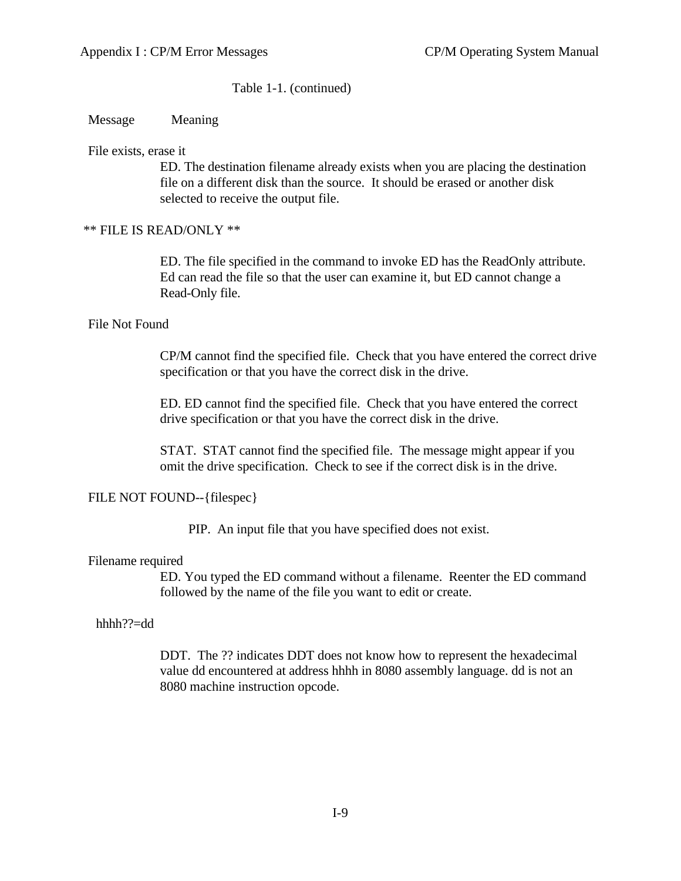Table 1-1. (continued)

| Message | Meaning |
|---|---|
| File exists, erase it | ED. The destination filename already exists when you are placing the destination file on a different disk than the source. It should be erased or another disk selected to receive the output file. |
| ** FILE IS READ/ONLY ** | ED. The file specified in the command to invoke ED has the ReadOnly attribute. Ed can read the file so that the user can examine it, but ED cannot change a Read-Only file. |
| File Not Found | CP/M cannot find the specified file. Check that you have entered the correct drive specification or that you have the correct disk in the drive.<br><br>ED. ED cannot find the specified file. Check that you have entered the correct drive specification or that you have the correct disk in the drive.<br><br>STAT. STAT cannot find the specified file. The message might appear if you omit the drive specification. Check to see if the correct disk is in the drive. |
| FILE NOT FOUND--{filespec} | PIP. An input file that you have specified does not exist. |
| Filename required | ED. You typed the ED command without a filename. Reenter the ED command followed by the name of the file you want to edit or create. |
| hhhh??=dd | DDT. The ?? indicates DDT does not know how to represent the hexadecimal value dd encountered at address hhhh in 8080 assembly language. dd is not an 8080 machine instruction opcode. |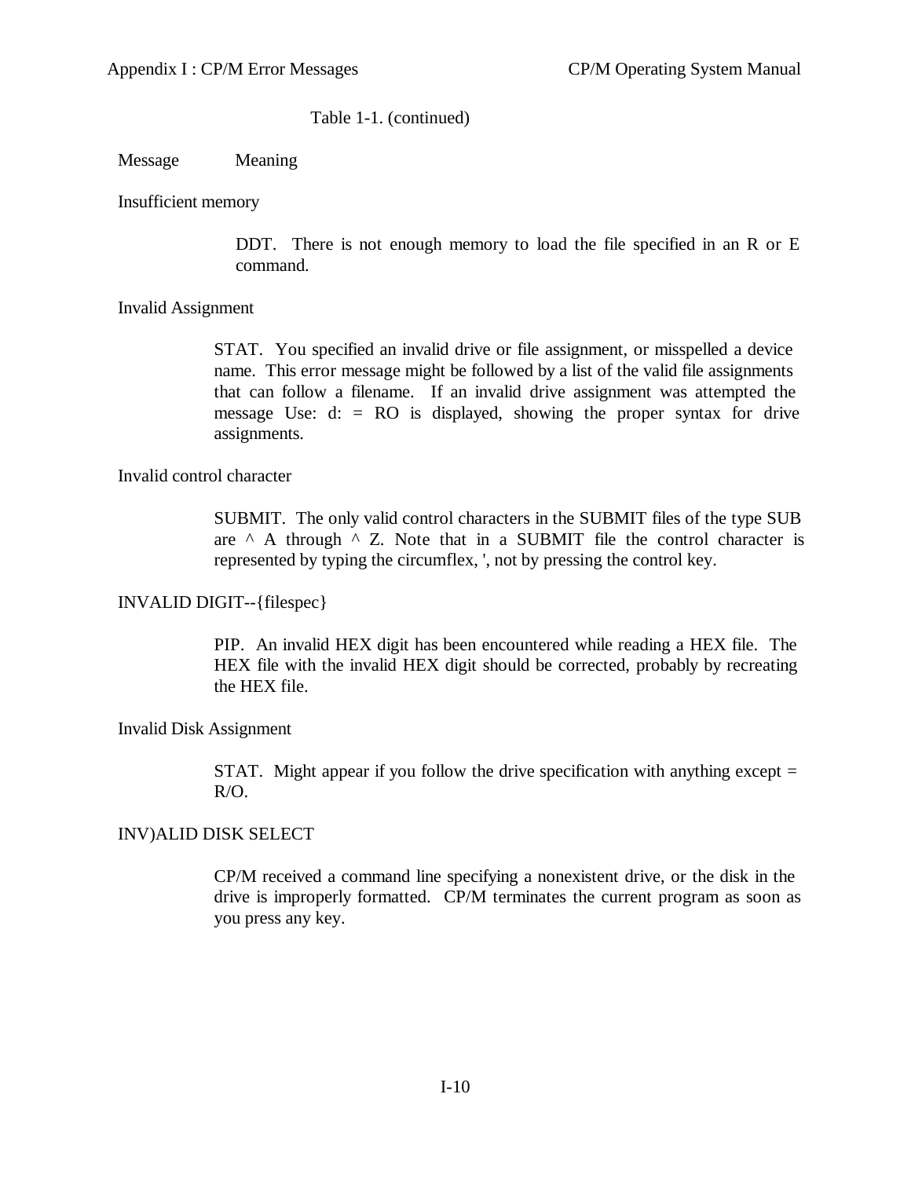Table 1-1. (continued)

| Message | Meaning |
|---|---|
| Insufficient memory | DDT. There is not enough memory to load the file specified in an R or E command. |
| Invalid Assignment | STAT. You specified an invalid drive or file assignment, or misspelled a device name. This error message might be followed by a list of the valid file assignments that can follow a filename. If an invalid drive assignment was attempted the message Use: d: = RO is displayed, showing the proper syntax for drive assignments. |
| Invalid control character | SUBMIT. The only valid control characters in the SUBMIT files of the type SUB are ^ A through ^ Z. Note that in a SUBMIT file the control character is represented by typing the circumflex, ', not by pressing the control key. |
| INVALID DIGIT--{filespec} | PIP. An invalid HEX digit has been encountered while reading a HEX file. The HEX file with the invalid HEX digit should be corrected, probably by recreating the HEX file. |
| Invalid Disk Assignment | STAT. Might appear if you follow the drive specification with anything except = R/O. |
| INV)ALID DISK SELECT | CP/M received a command line specifying a nonexistent drive, or the disk in the drive is improperly formatted. CP/M terminates the current program as soon as you press any key. |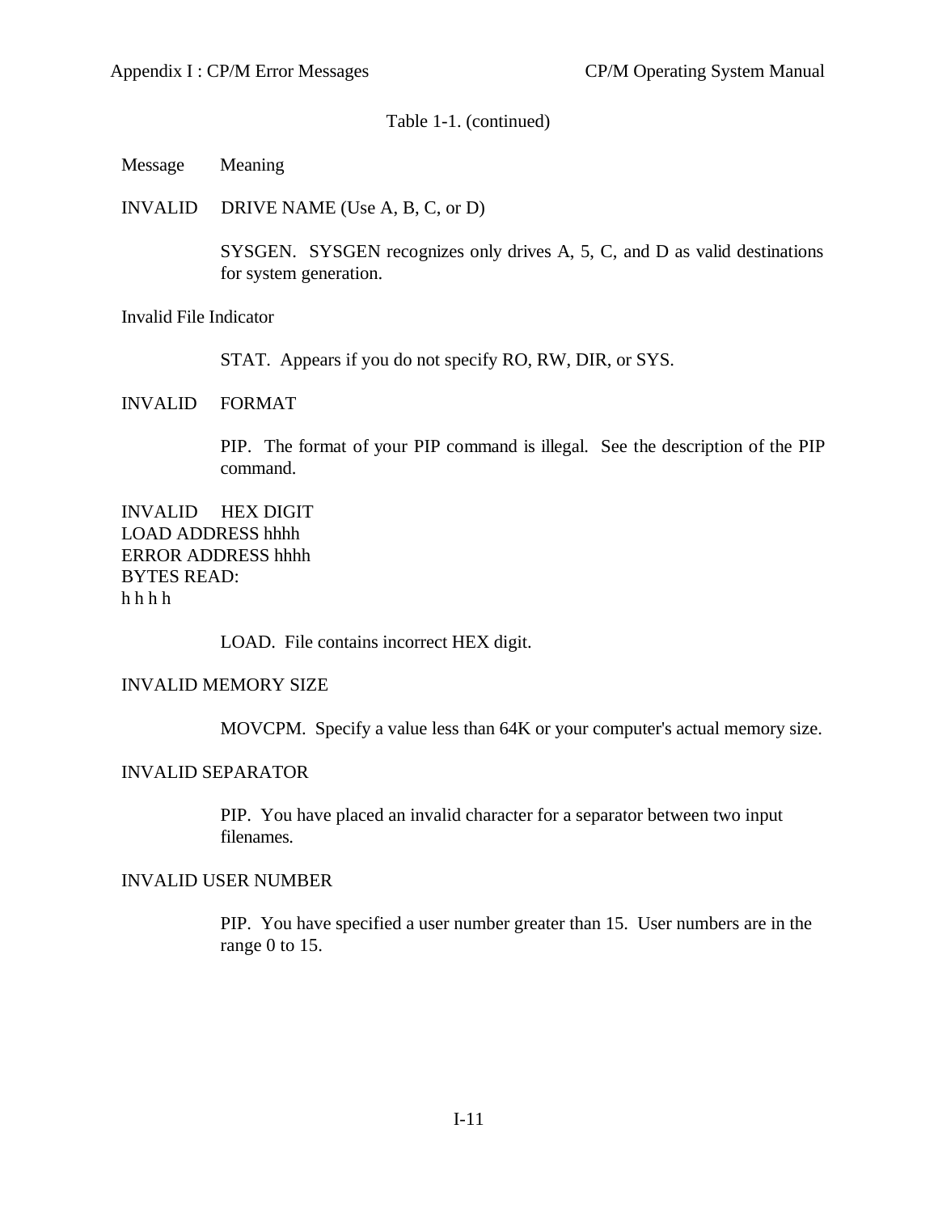Table 1-1. (continued)

| Message | Meaning |
|---|---|
| INVALID DRIVE NAME (Use A, B, C, or D) | SYSGEN. SYSGEN recognizes only drives A, 5, C, and D as valid destinations for system generation. |
| Invalid File Indicator | STAT. Appears if you do not specify RO, RW, DIR, or SYS. |
| INVALID FORMAT | PIP. The format of your PIP command is illegal. See the description of the PIP command. |
| INVALID HEX DIGIT<br>LOAD ADDRESS hhhh<br>ERROR ADDRESS hhhh<br>BYTES READ:<br>h h h h | LOAD. File contains incorrect HEX digit. |
| INVALID MEMORY SIZE | MOVCPM. Specify a value less than 64K or your computer's actual memory size. |
| INVALID SEPARATOR | PIP. You have placed an invalid character for a separator between two input filenames. |
| INVALID USER NUMBER | PIP. You have specified a user number greater than 15. User numbers are in the range 0 to 15. |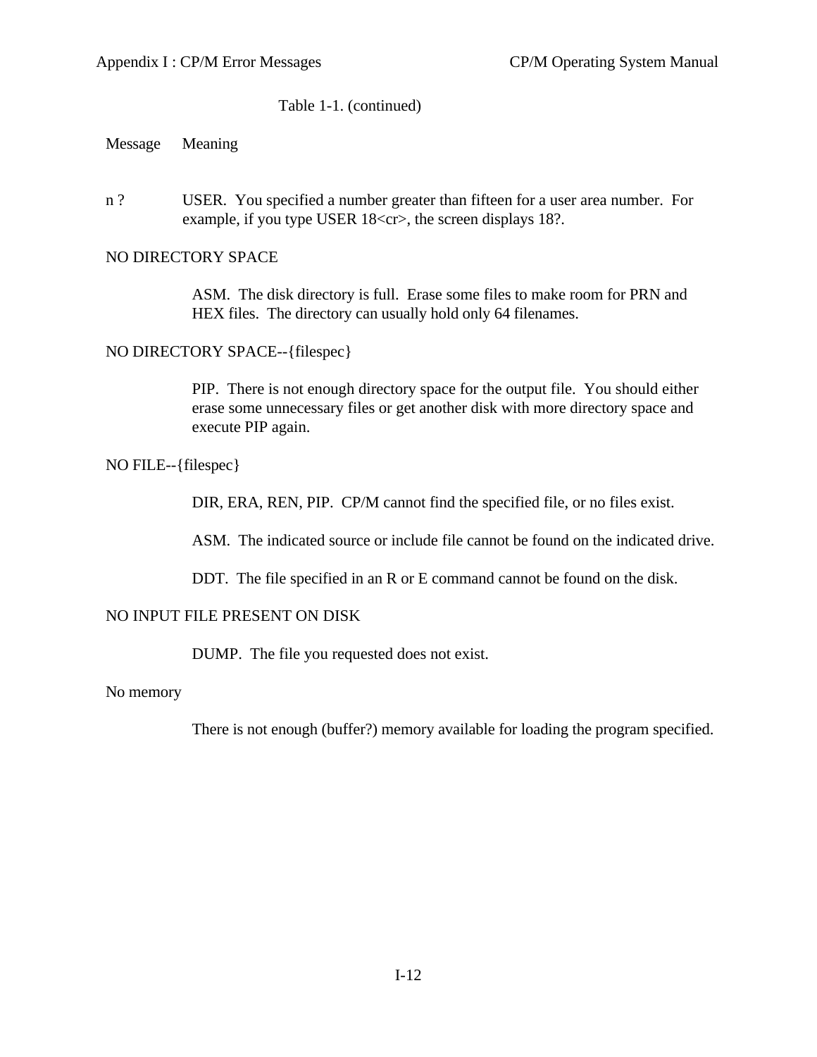Table 1-1. (continued)

| Message | Meaning |
|---|---|
| n ? | USER. You specified a number greater than fifteen for a user area number. For example, if you type USER 18<cr>, the screen displays 18?. |
| NO DIRECTORY SPACE | ASM. The disk directory is full. Erase some files to make room for PRN and HEX files. The directory can usually hold only 64 filenames. |
| NO DIRECTORY SPACE--{filespec} | PIP. There is not enough directory space for the output file. You should either erase some unnecessary files or get another disk with more directory space and execute PIP again. |
| NO FILE--{filespec} | DIR, ERA, REN, PIP. CP/M cannot find the specified file, or no files exist.<br><br>ASM. The indicated source or include file cannot be found on the indicated drive.<br><br>DDT. The file specified in an R or E command cannot be found on the disk. |
| NO INPUT FILE PRESENT ON DISK | DUMP. The file you requested does not exist. |
| No memory | There is not enough (buffer?) memory available for loading the program specified. |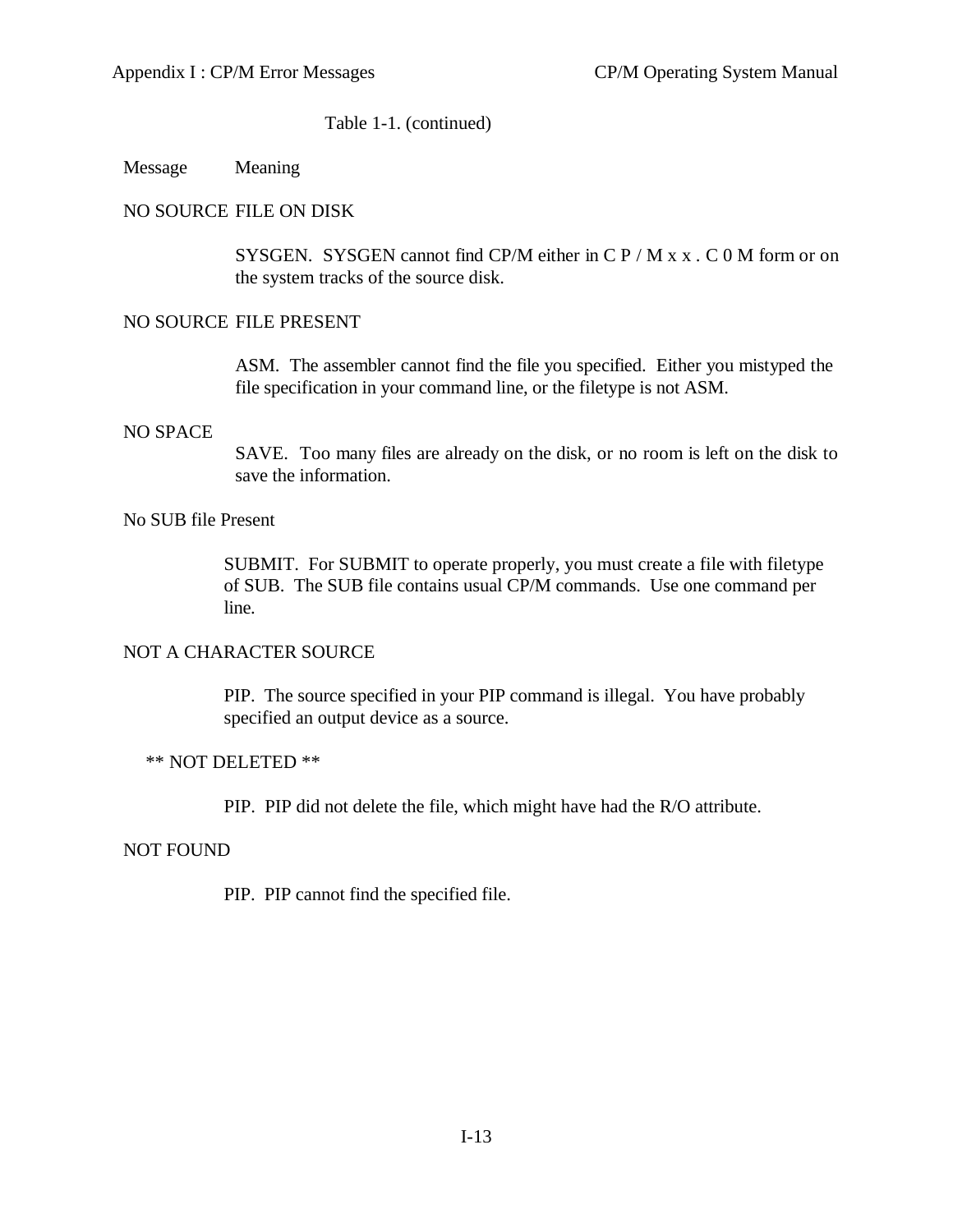Table 1-1. (continued)

| Message | Meaning |
|---|---|
| NO SOURCE FILE ON DISK | SYSGEN. SYSGEN cannot find CP/M either in C P / M x x . C 0 M form or on the system tracks of the source disk. |
| NO SOURCE FILE PRESENT | ASM. The assembler cannot find the file you specified. Either you mistyped the file specification in your command line, or the filetype is not ASM. |
| NO SPACE | SAVE. Too many files are already on the disk, or no room is left on the disk to save the information. |
| No SUB file Present | SUBMIT. For SUBMIT to operate properly, you must create a file with filetype of SUB. The SUB file contains usual CP/M commands. Use one command per line. |
| NOT A CHARACTER SOURCE | PIP. The source specified in your PIP command is illegal. You have probably specified an output device as a source. |
| ** NOT DELETED ** | PIP. PIP did not delete the file, which might have had the R/O attribute. |
| NOT FOUND | PIP. PIP cannot find the specified file. |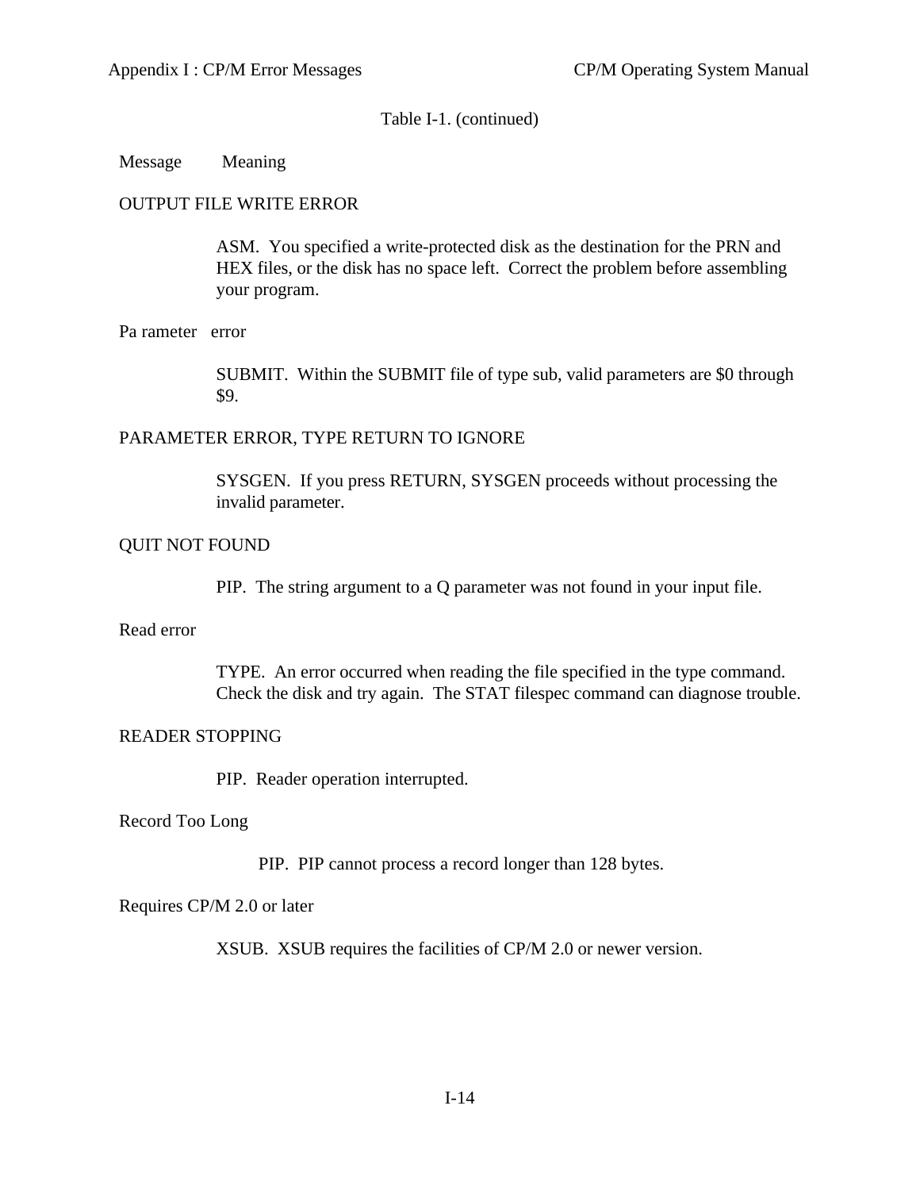Table I-1. (continued)

| Message | Meaning |
|---|---|
| OUTPUT FILE WRITE ERROR | ASM. You specified a write-protected disk as the destination for the PRN and HEX files, or the disk has no space left. Correct the problem before assembling your program. |
| Pa rameter error | SUBMIT. Within the SUBMIT file of type sub, valid parameters are $0 through $9. |
| PARAMETER ERROR, TYPE RETURN TO IGNORE | SYSGEN. If you press RETURN, SYSGEN proceeds without processing the invalid parameter. |
| QUIT NOT FOUND | PIP. The string argument to a Q parameter was not found in your input file. |
| Read error | TYPE. An error occurred when reading the file specified in the type command. Check the disk and try again. The STAT filespec command can diagnose trouble. |
| READER STOPPING | PIP. Reader operation interrupted. |
| Record Too Long | PIP. PIP cannot process a record longer than 128 bytes. |
| Requires CP/M 2.0 or later | XSUB. XSUB requires the facilities of CP/M 2.0 or newer version. |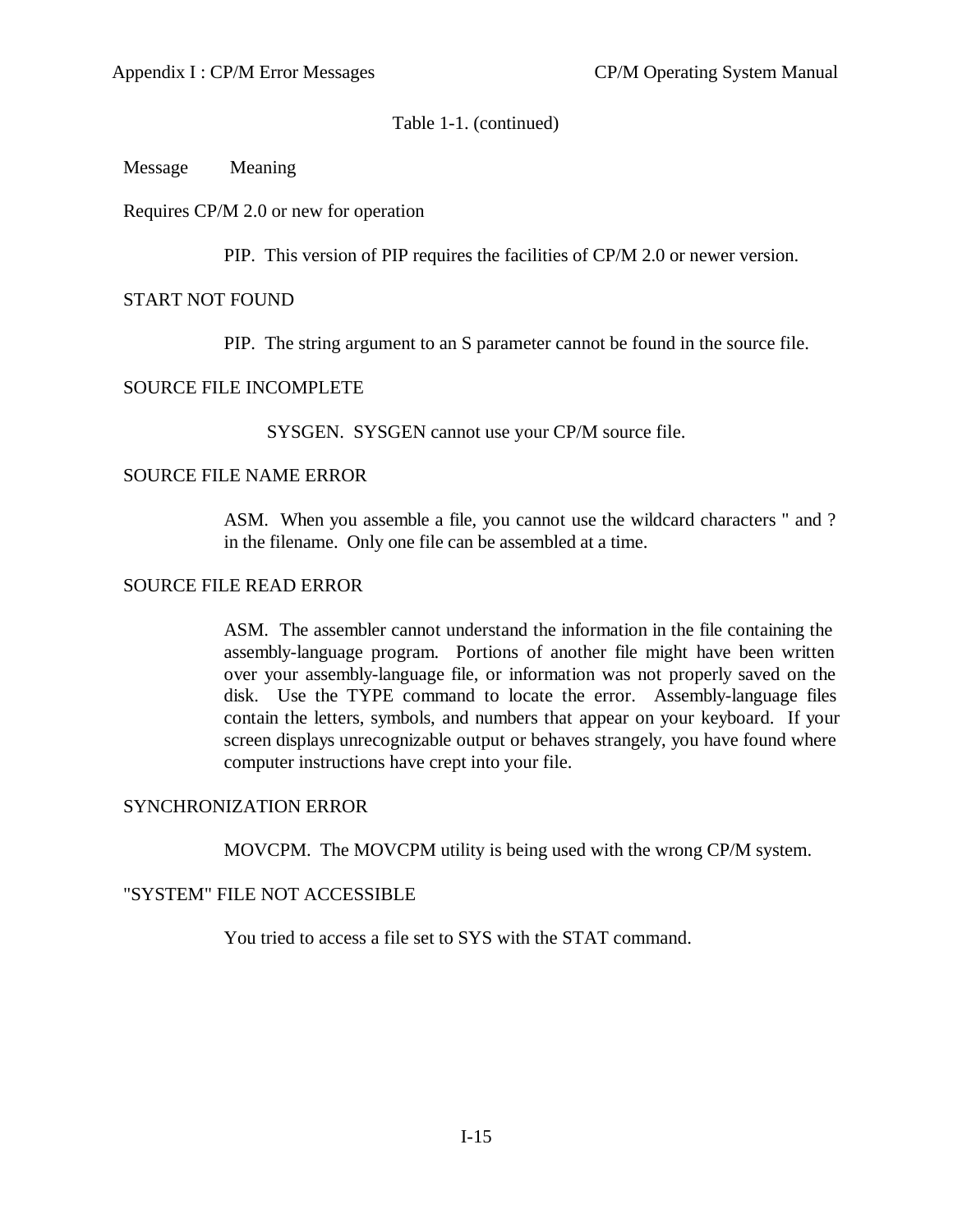Table 1-1. (continued)

| Message | Meaning |
|---|---|
| Requires CP/M 2.0 or new for operation | PIP. This version of PIP requires the facilities of CP/M 2.0 or newer version. |
| START NOT FOUND | PIP. The string argument to an S parameter cannot be found in the source file. |
| SOURCE FILE INCOMPLETE | SYSGEN. SYSGEN cannot use your CP/M source file. |
| SOURCE FILE NAME ERROR | ASM. When you assemble a file, you cannot use the wildcard characters " and ? in the filename. Only one file can be assembled at a time. |
| SOURCE FILE READ ERROR | ASM. The assembler cannot understand the information in the file containing the assembly-language program. Portions of another file might have been written over your assembly-language file, or information was not properly saved on the disk. Use the TYPE command to locate the error. Assembly-language files contain the letters, symbols, and numbers that appear on your keyboard. If your screen displays unrecognizable output or behaves strangely, you have found where computer instructions have crept into your file. |
| SYNCHRONIZATION ERROR | MOVCPM. The MOVCPM utility is being used with the wrong CP/M system. |
| "SYSTEM" FILE NOT ACCESSIBLE | You tried to access a file set to SYS with the STAT command. |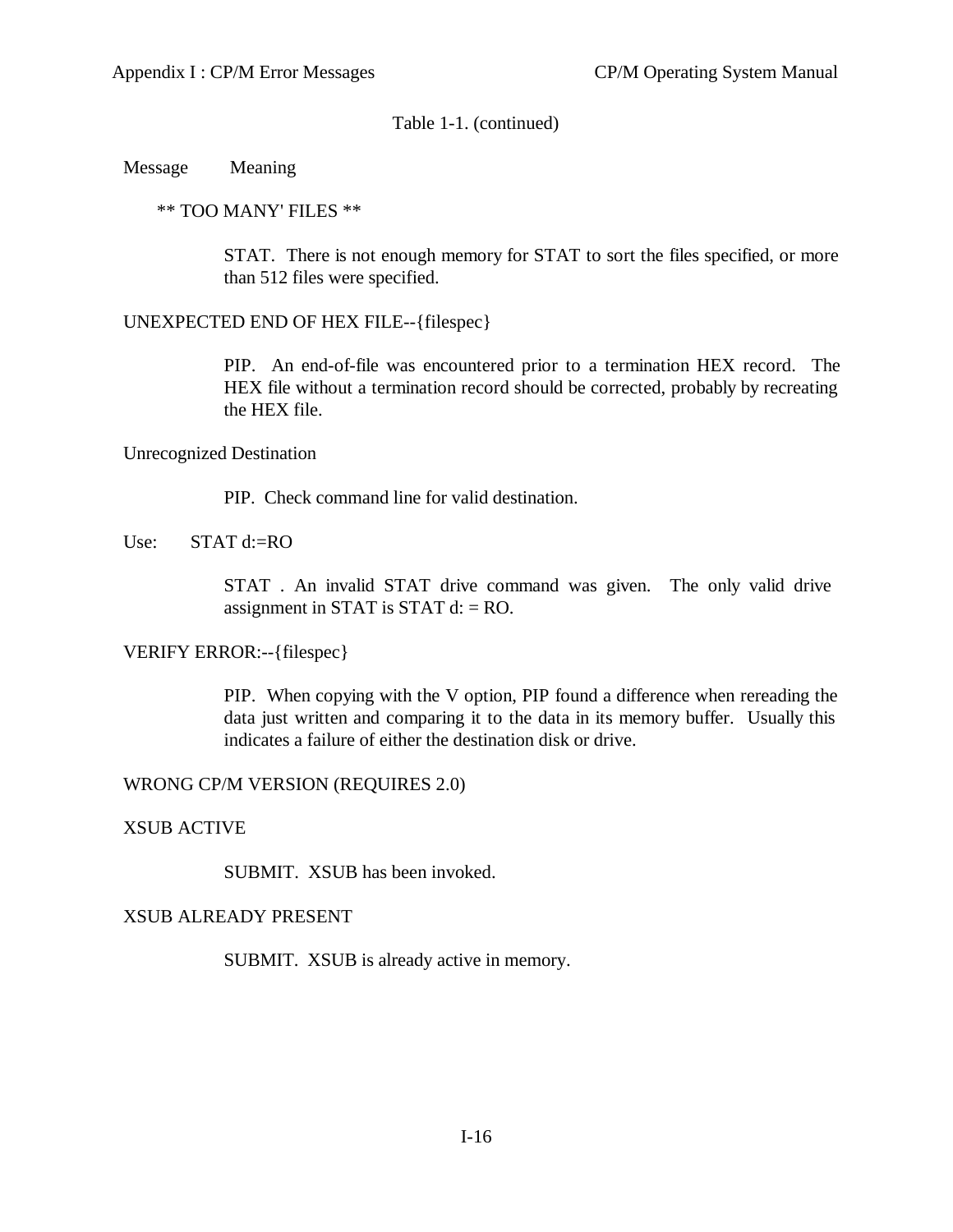Table 1-1. (continued)

| Message | Meaning |
|---|---|
| ** TOO MANY' FILES ** | STAT. There is not enough memory for STAT to sort the files specified, or more than 512 files were specified. |
| UNEXPECTED END OF HEX FILE--{filespec} | PIP. An end-of-file was encountered prior to a termination HEX record. The HEX file without a termination record should be corrected, probably by recreating the HEX file. |
| Unrecognized Destination | PIP. Check command line for valid destination. |
| Use: STAT d:=RO | STAT . An invalid STAT drive command was given. The only valid drive assignment in STAT is STAT d: = RO. |
| VERIFY ERROR:--{filespec} | PIP. When copying with the V option, PIP found a difference when rereading the data just written and comparing it to the data in its memory buffer. Usually this indicates a failure of either the destination disk or drive. |
| WRONG CP/M VERSION (REQUIRES 2.0) | |
| XSUB ACTIVE | SUBMIT. XSUB has been invoked. |
| XSUB ALREADY PRESENT | SUBMIT. XSUB is already active in memory. |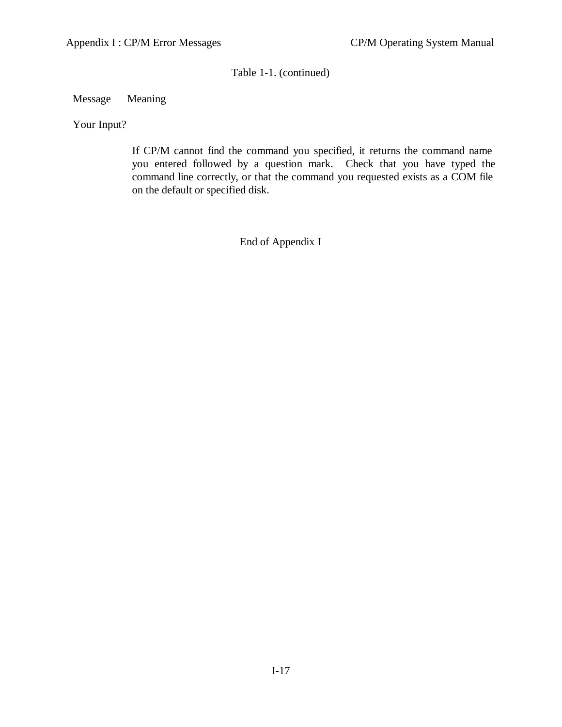Table 1-1. (continued)

| Message | Meaning |
| --- | --- |
| Your Input? | If CP/M cannot find the command you specified, it returns the command name you entered followed by a question mark. Check that you have typed the command line correctly, or that the command you requested exists as a COM file on the default or specified disk. |

End of Appendix I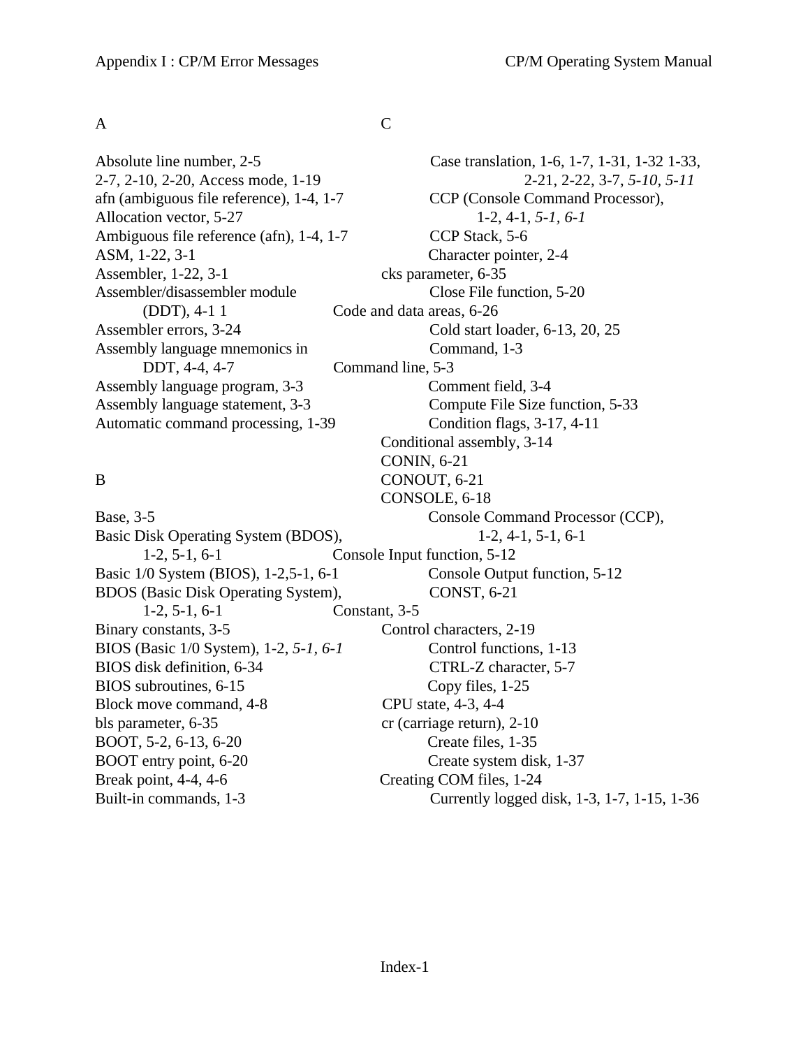A

Absolute line number, 2-5, 2-7, 2-10, 2-20, Access mode, 1-19
afn (ambiguous file reference), 1-4, 1-7
Allocation vector, 5-27
Ambiguous file reference (afn), 1-4, 1-7
ASM, 1-22, 3-1
Assembler, 1-22, 3-1
Assembler/disassembler module (DDT), 4-1 1
Assembler errors, 3-24
Assembly language mnemonics in DDT, 4-4, 4-7
Assembly language program, 3-3
Assembly language statement, 3-3
Automatic command processing, 1-39

B

Base, 3-5
Basic Disk Operating System (BDOS), 1-2, 5-1, 6-1
Basic 1/0 System (BIOS), 1-2,5-1, 6-1
BDOS (Basic Disk Operating System), 1-2, 5-1, 6-1
Binary constants, 3-5
BIOS (Basic 1/0 System), 1-2, *5-1*, *6-1*
BIOS disk definition, 6-34
BIOS subroutines, 6-15
Block move command, 4-8
bls parameter, 6-35
BOOT, 5-2, 6-13, 6-20
BOOT entry point, 6-20
Break point, 4-4, 4-6
Built-in commands, 1-3

C

Case translation, 1-6, 1-7, 1-31, 1-32 1-33, 2-21, 2-22, 3-7, *5-10, 5-11*
CCP (Console Command Processor), 1-2, 4-1, *5-1, 6-1*
CCP Stack, 5-6
Character pointer, 2-4
cks parameter, 6-35
Close File function, 5-20
Code and data areas, 6-26
Cold start loader, 6-13, 20, 25
Command, 1-3
Command line, 5-3
Comment field, 3-4
Compute File Size function, 5-33
Condition flags, 3-17, 4-11
Conditional assembly, 3-14
CONIN, 6-21
CONOUT, 6-21
CONSOLE, 6-18
Console Command Processor (CCP), 1-2, 4-1, 5-1, 6-1
Console Input function, 5-12
Console Output function, 5-12
CONST, 6-21
Constant, 3-5
Control characters, 2-19
Control functions, 1-13
CTRL-Z character, 5-7
Copy files, 1-25
CPU state, 4-3, 4-4
cr (carriage return), 2-10
Create files, 1-35
Create system disk, 1-37
Creating COM files, 1-24
Currently logged disk, 1-3, 1-7, 1-15, 1-36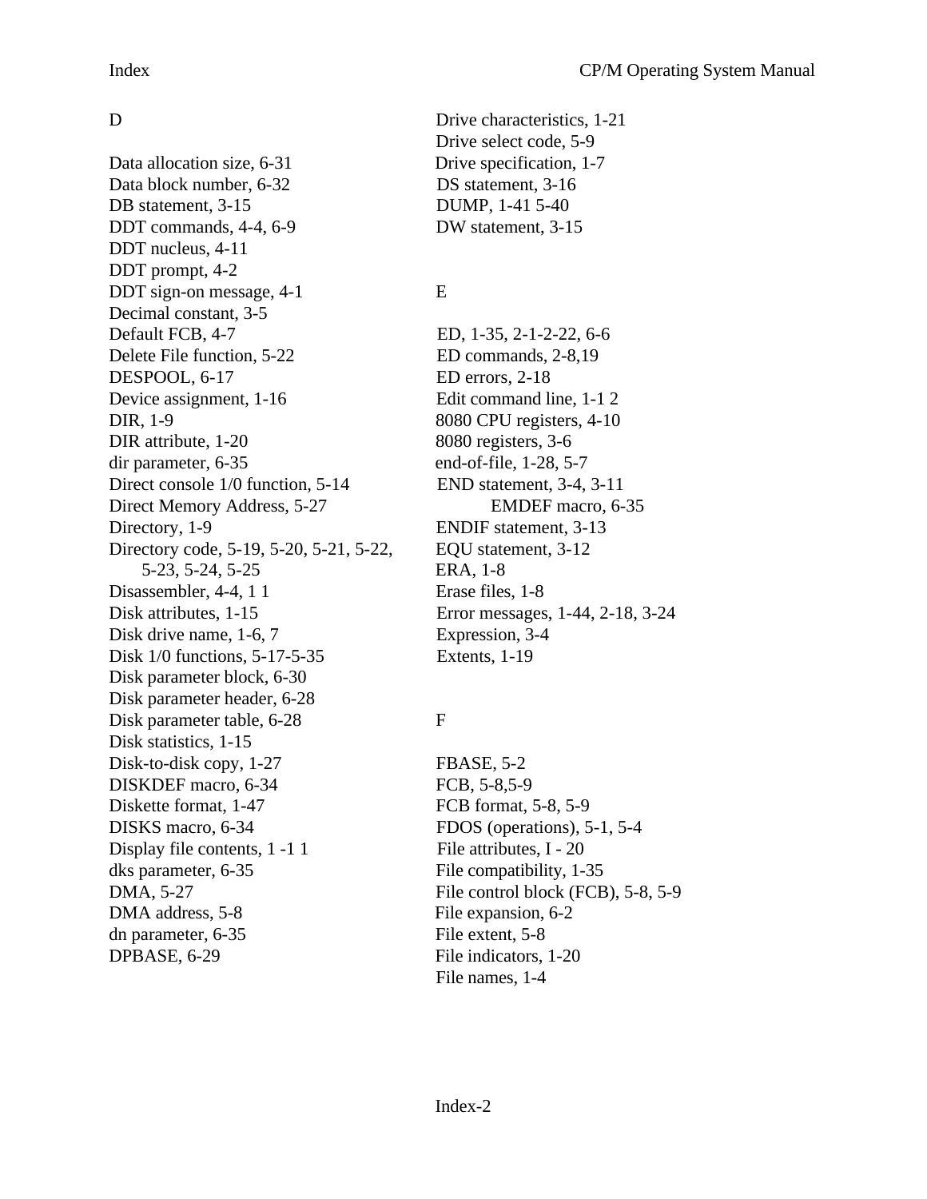## D

Data allocation size, 6-31
Data block number, 6-32
DB statement, 3-15
DDT commands, 4-4, 6-9
DDT nucleus, 4-11
DDT prompt, 4-2
DDT sign-on message, 4-1
Decimal constant, 3-5
Default FCB, 4-7
Delete File function, 5-22
DESPOOL, 6-17
Device assignment, 1-16
DIR, 1-9
DIR attribute, 1-20
dir parameter, 6-35
Direct console 1/0 function, 5-14
Direct Memory Address, 5-27
Directory, 1-9
Directory code, 5-19, 5-20, 5-21, 5-22,
    5-23, 5-24, 5-25
Disassembler, 4-4, 1 1
Disk attributes, 1-15
Disk drive name, 1-6, 7
Disk 1/0 functions, 5-17-5-35
Disk parameter block, 6-30
Disk parameter header, 6-28
Disk parameter table, 6-28
Disk statistics, 1-15
Disk-to-disk copy, 1-27
DISKDEF macro, 6-34
Diskette format, 1-47
DISKS macro, 6-34
Display file contents, 1 -1 1
dks parameter, 6-35
DMA, 5-27
DMA address, 5-8
dn parameter, 6-35
DPBASE, 6-29
Drive characteristics, 1-21
Drive select code, 5-9
Drive specification, 1-7
DS statement, 3-16
DUMP, 1-41 5-40
DW statement, 3-15

## E

ED, 1-35, 2-1-2-22, 6-6
ED commands, 2-8,19
ED errors, 2-18
Edit command line, 1-1 2
8080 CPU registers, 4-10
8080 registers, 3-6
end-of-file, 1-28, 5-7
END statement, 3-4, 3-11
    EMDEF macro, 6-35
ENDIF statement, 3-13
EQU statement, 3-12
ERA, 1-8
Erase files, 1-8
Error messages, 1-44, 2-18, 3-24
Expression, 3-4
Extents, 1-19

## F

FBASE, 5-2
FCB, 5-8,5-9
FCB format, 5-8, 5-9
FDOS (operations), 5-1, 5-4
File attributes, I - 20
File compatibility, 1-35
File control block (FCB), 5-8, 5-9
File expansion, 6-2
File extent, 5-8
File indicators, 1-20
File names, 1-4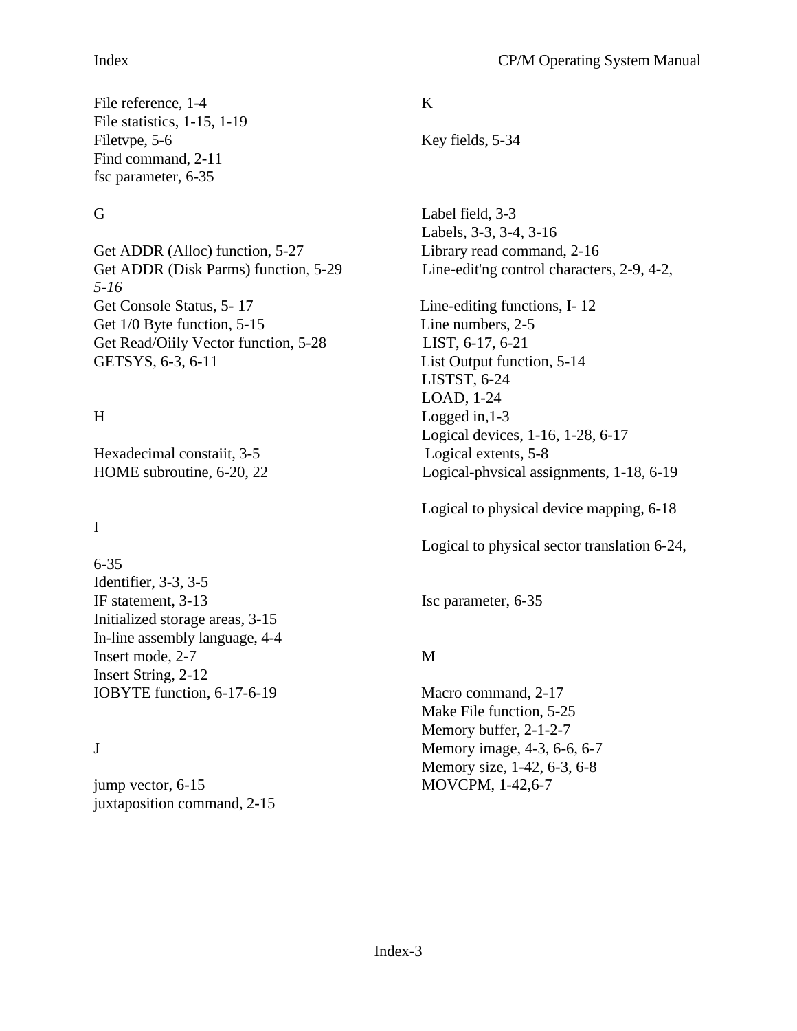File reference, 1-4
File statistics, 1-15, 1-19
Filetvpe, 5-6
Find command, 2-11
fsc parameter, 6-35

G

Get ADDR (Alloc) function, 5-27
Get ADDR (Disk Parms) function, 5-29
*5-16*
Get Console Status, 5- 17
Get 1/0 Byte function, 5-15
Get Read/Oiily Vector function, 5-28
GETSYS, 6-3, 6-11

H

Hexadecimal constaiit, 3-5
HOME subroutine, 6-20, 22

I

6-35
Identifier, 3-3, 3-5
IF statement, 3-13
Initialized storage areas, 3-15
In-line assembly language, 4-4
Insert mode, 2-7
Insert String, 2-12
IOBYTE function, 6-17-6-19

J

jump vector, 6-15
juxtaposition command, 2-15

K

Key fields, 5-34

Label field, 3-3
Labels, 3-3, 3-4, 3-16
Library read command, 2-16
Line-edit'ng control characters, 2-9, 4-2,

Line-editing functions, I- 12
Line numbers, 2-5
LIST, 6-17, 6-21
List Output function, 5-14
LISTST, 6-24
LOAD, 1-24
Logged in,1-3
Logical devices, 1-16, 1-28, 6-17
Logical extents, 5-8
Logical-phvsical assignments, 1-18, 6-19

Logical to physical device mapping, 6-18

Logical to physical sector translation 6-24,

Isc parameter, 6-35

M

Macro command, 2-17
Make File function, 5-25
Memory buffer, 2-1-2-7
Memory image, 4-3, 6-6, 6-7
Memory size, 1-42, 6-3, 6-8
MOVCPM, 1-42,6-7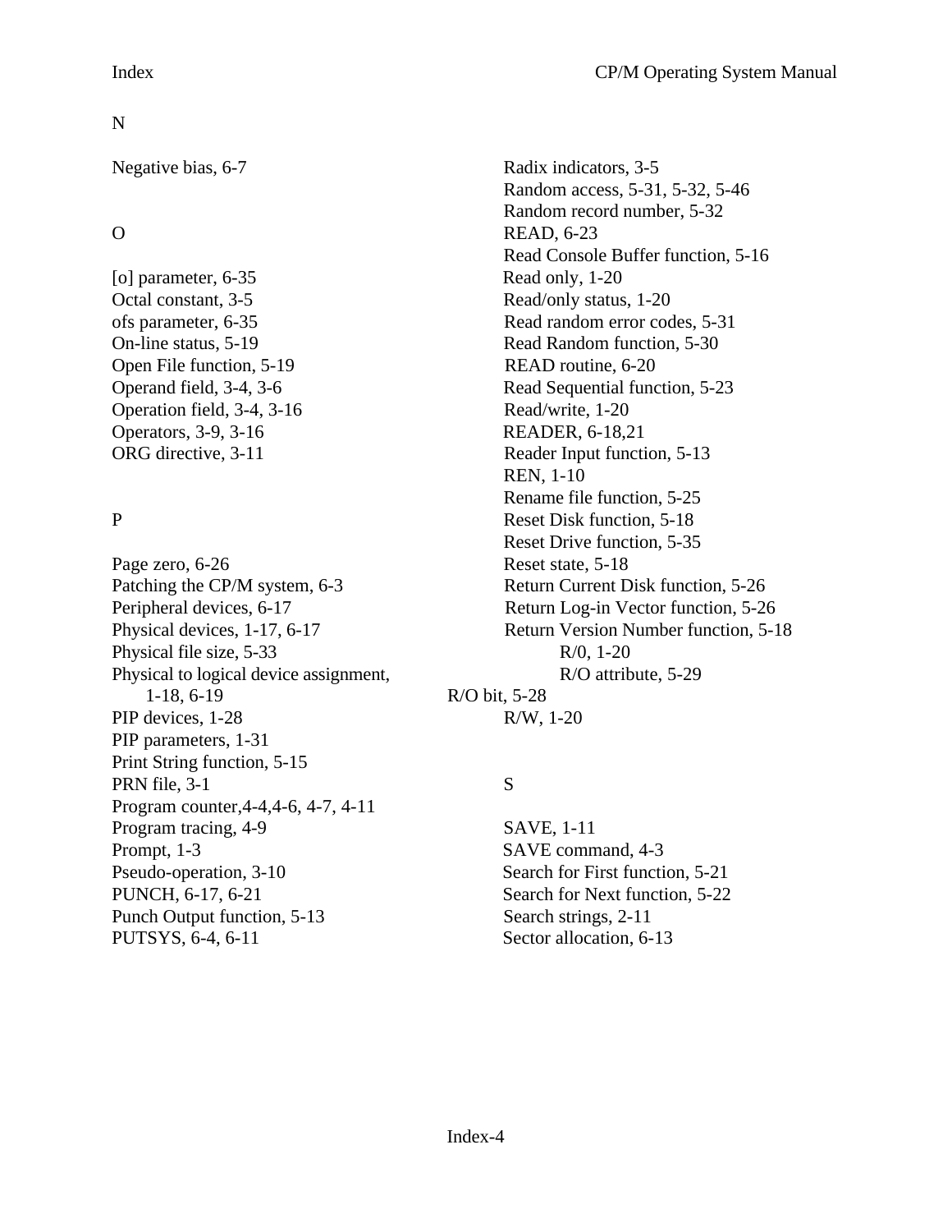## N

Negative bias, 6-7

## O

[o] parameter, 6-35
Octal constant, 3-5
ofs parameter, 6-35
On-line status, 5-19
Open File function, 5-19
Operand field, 3-4, 3-6
Operation field, 3-4, 3-16
Operators, 3-9, 3-16
ORG directive, 3-11

## P

Page zero, 6-26
Patching the CP/M system, 6-3
Peripheral devices, 6-17
Physical devices, 1-17, 6-17
Physical file size, 5-33
Physical to logical device assignment, 1-18, 6-19
PIP devices, 1-28
PIP parameters, 1-31
Print String function, 5-15
PRN file, 3-1
Program counter,4-4,4-6, 4-7, 4-11
Program tracing, 4-9
Prompt, 1-3
Pseudo-operation, 3-10
PUNCH, 6-17, 6-21
Punch Output function, 5-13
PUTSYS, 6-4, 6-11

Radix indicators, 3-5
Random access, 5-31, 5-32, 5-46
Random record number, 5-32
READ, 6-23
Read Console Buffer function, 5-16
Read only, 1-20
Read/only status, 1-20
Read random error codes, 5-31
Read Random function, 5-30
READ routine, 6-20
Read Sequential function, 5-23
Read/write, 1-20
READER, 6-18,21
Reader Input function, 5-13
REN, 1-10
Rename file function, 5-25
Reset Disk function, 5-18
Reset Drive function, 5-35
Reset state, 5-18
Return Current Disk function, 5-26
Return Log-in Vector function, 5-26
Return Version Number function, 5-18
R/0, 1-20
R/O attribute, 5-29
R/O bit, 5-28
R/W, 1-20

## S

SAVE, 1-11
SAVE command, 4-3
Search for First function, 5-21
Search for Next function, 5-22
Search strings, 2-11
Sector allocation, 6-13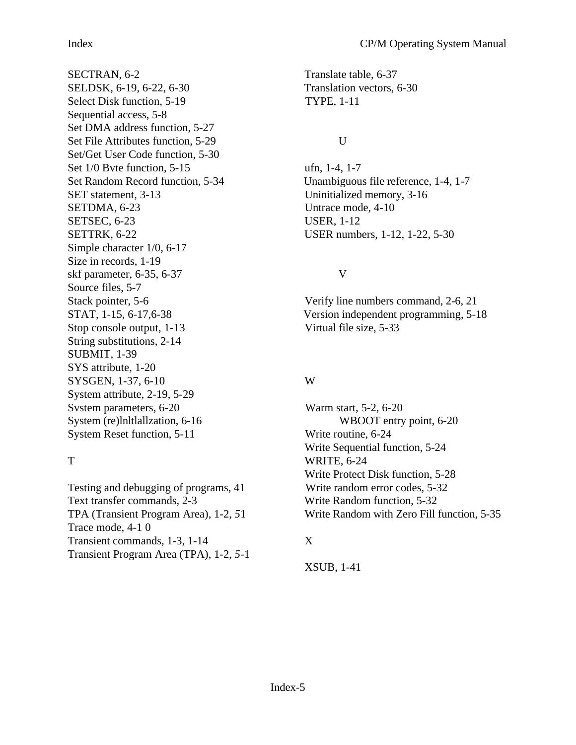SECTRAN, 6-2
SELDSK, 6-19, 6-22, 6-30
Select Disk function, 5-19
Sequential access, 5-8
Set DMA address function, 5-27
Set File Attributes function, 5-29
Set/Get User Code function, 5-30
Set 1/0 Bvte function, 5-15
Set Random Record function, 5-34
SET statement, 3-13
SETDMA, 6-23
SETSEC, 6-23
SETTRK, 6-22
Simple character 1/0, 6-17
Size in records, 1-19
skf parameter, 6-35, 6-37
Source files, 5-7
Stack pointer, 5-6
STAT, 1-15, 6-17,6-38
Stop console output, 1-13
String substitutions, 2-14
SUBMIT, 1-39
SYS attribute, 1-20
SYSGEN, 1-37, 6-10
System attribute, 2-19, 5-29
Svstem parameters, 6-20
System (re)lnltlallzation, 6-16
System Reset function, 5-11

T

Testing and debugging of programs, 41
Text transfer commands, 2-3
TPA (Transient Program Area), 1-2, 51
Trace mode, 4-1 0
Transient commands, 1-3, 1-14
Transient Program Area (TPA), 1-2, 5-1
Translate table, 6-37
Translation vectors, 6-30
TYPE, 1-11

U

ufn, 1-4, 1-7
Unambiguous file reference, 1-4, 1-7
Uninitialized memory, 3-16
Untrace mode, 4-10
USER, 1-12
USER numbers, 1-12, 1-22, 5-30

V

Verify line numbers command, 2-6, 21
Version independent programming, 5-18
Virtual file size, 5-33

W

Warm start, 5-2, 6-20
    WBOOT entry point, 6-20
Write routine, 6-24
Write Sequential function, 5-24
WRITE, 6-24
Write Protect Disk function, 5-28
Write random error codes, 5-32
Write Random function, 5-32
Write Random with Zero Fill function, 5-35

X

XSUB, 1-41